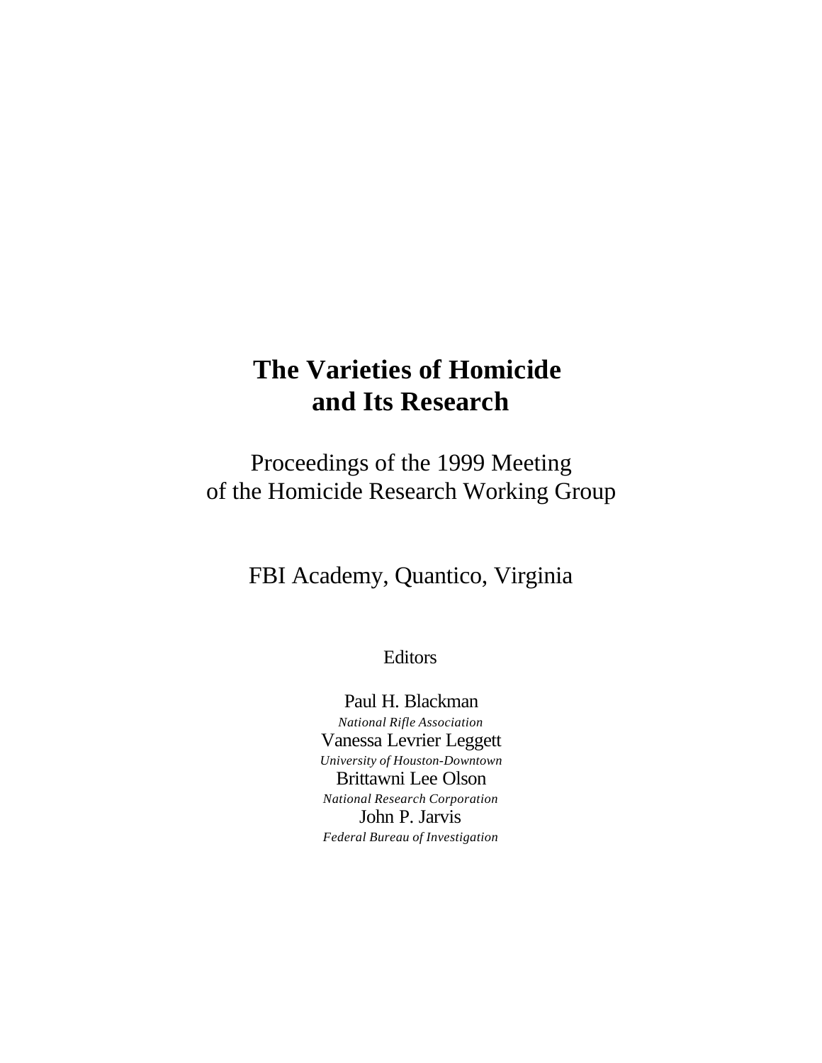# The Varieties of Homicide and Its Research

Proceedings of the 1999 Meeting of the Homicide Research Working Group

FBI Academy, Quantico, Virginia

Editors

Paul H. Blackman
*National Rifle Association*

Vanessa Levrier Leggett
*University of Houston-Downtown*

Brittawni Lee Olson
*National Research Corporation*

John P. Jarvis
*Federal Bureau of Investigation*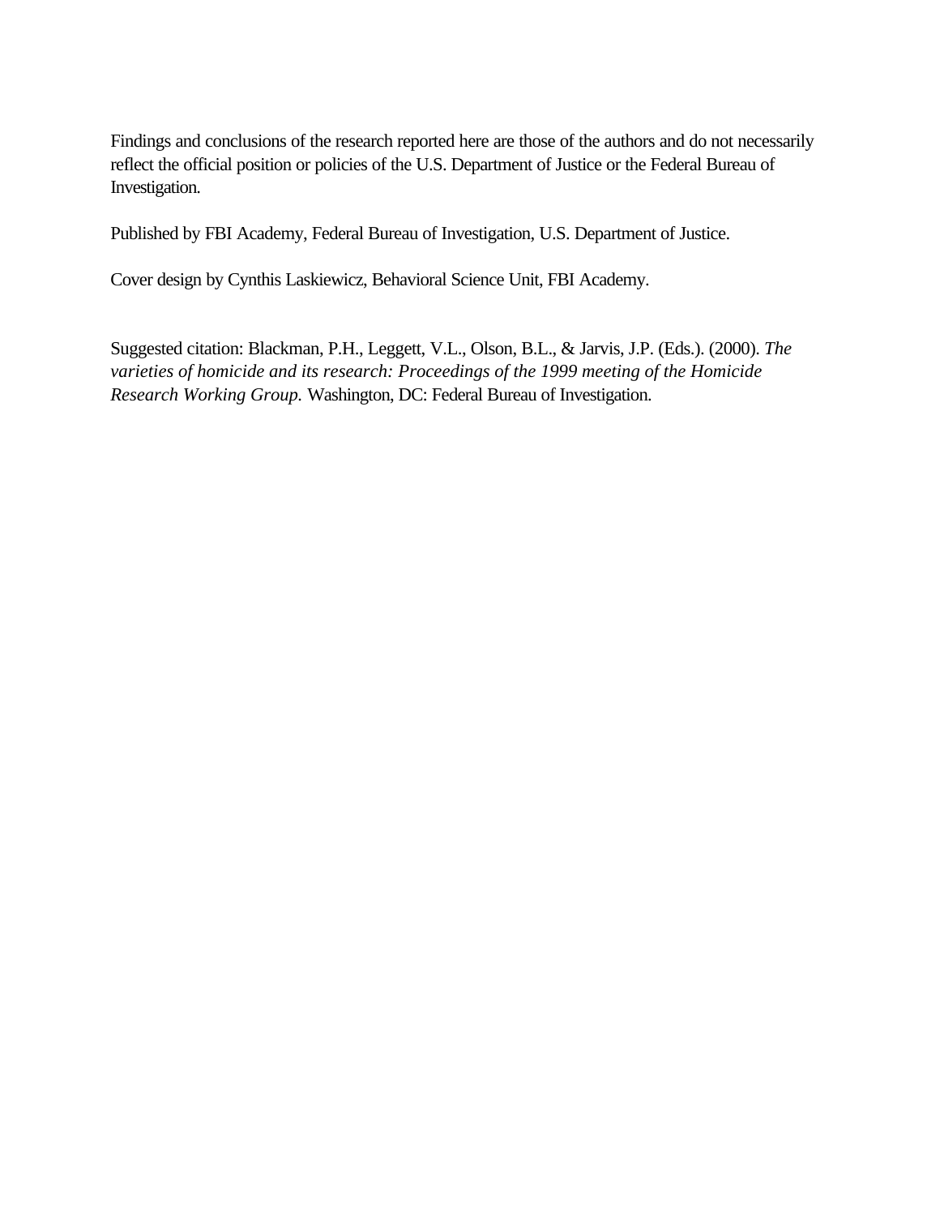Findings and conclusions of the research reported here are those of the authors and do not necessarily reflect the official position or policies of the U.S. Department of Justice or the Federal Bureau of Investigation.

Published by FBI Academy, Federal Bureau of Investigation, U.S. Department of Justice.

Cover design by Cynthis Laskiewicz, Behavioral Science Unit, FBI Academy.

Suggested citation: Blackman, P.H., Leggett, V.L., Olson, B.L., & Jarvis, J.P. (Eds.). (2000). *The varieties of homicide and its research: Proceedings of the 1999 meeting of the Homicide Research Working Group.* Washington, DC: Federal Bureau of Investigation.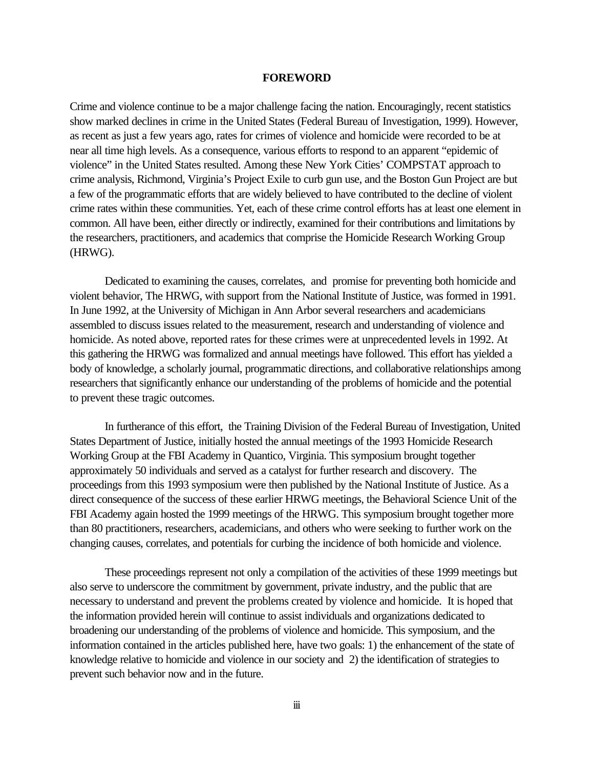# FOREWORD

Crime and violence continue to be a major challenge facing the nation. Encouragingly, recent statistics show marked declines in crime in the United States (Federal Bureau of Investigation, 1999). However, as recent as just a few years ago, rates for crimes of violence and homicide were recorded to be at near all time high levels. As a consequence, various efforts to respond to an apparent "epidemic of violence" in the United States resulted. Among these New York Cities' COMPSTAT approach to crime analysis, Richmond, Virginia's Project Exile to curb gun use, and the Boston Gun Project are but a few of the programmatic efforts that are widely believed to have contributed to the decline of violent crime rates within these communities. Yet, each of these crime control efforts has at least one element in common. All have been, either directly or indirectly, examined for their contributions and limitations by the researchers, practitioners, and academics that comprise the Homicide Research Working Group (HRWG).

Dedicated to examining the causes, correlates, and promise for preventing both homicide and violent behavior, The HRWG, with support from the National Institute of Justice, was formed in 1991. In June 1992, at the University of Michigan in Ann Arbor several researchers and academicians assembled to discuss issues related to the measurement, research and understanding of violence and homicide. As noted above, reported rates for these crimes were at unprecedented levels in 1992. At this gathering the HRWG was formalized and annual meetings have followed. This effort has yielded a body of knowledge, a scholarly journal, programmatic directions, and collaborative relationships among researchers that significantly enhance our understanding of the problems of homicide and the potential to prevent these tragic outcomes.

In furtherance of this effort, the Training Division of the Federal Bureau of Investigation, United States Department of Justice, initially hosted the annual meetings of the 1993 Homicide Research Working Group at the FBI Academy in Quantico, Virginia. This symposium brought together approximately 50 individuals and served as a catalyst for further research and discovery. The proceedings from this 1993 symposium were then published by the National Institute of Justice. As a direct consequence of the success of these earlier HRWG meetings, the Behavioral Science Unit of the FBI Academy again hosted the 1999 meetings of the HRWG. This symposium brought together more than 80 practitioners, researchers, academicians, and others who were seeking to further work on the changing causes, correlates, and potentials for curbing the incidence of both homicide and violence.

These proceedings represent not only a compilation of the activities of these 1999 meetings but also serve to underscore the commitment by government, private industry, and the public that are necessary to understand and prevent the problems created by violence and homicide. It is hoped that the information provided herein will continue to assist individuals and organizations dedicated to broadening our understanding of the problems of violence and homicide. This symposium, and the information contained in the articles published here, have two goals: 1) the enhancement of the state of knowledge relative to homicide and violence in our society and 2) the identification of strategies to prevent such behavior now and in the future.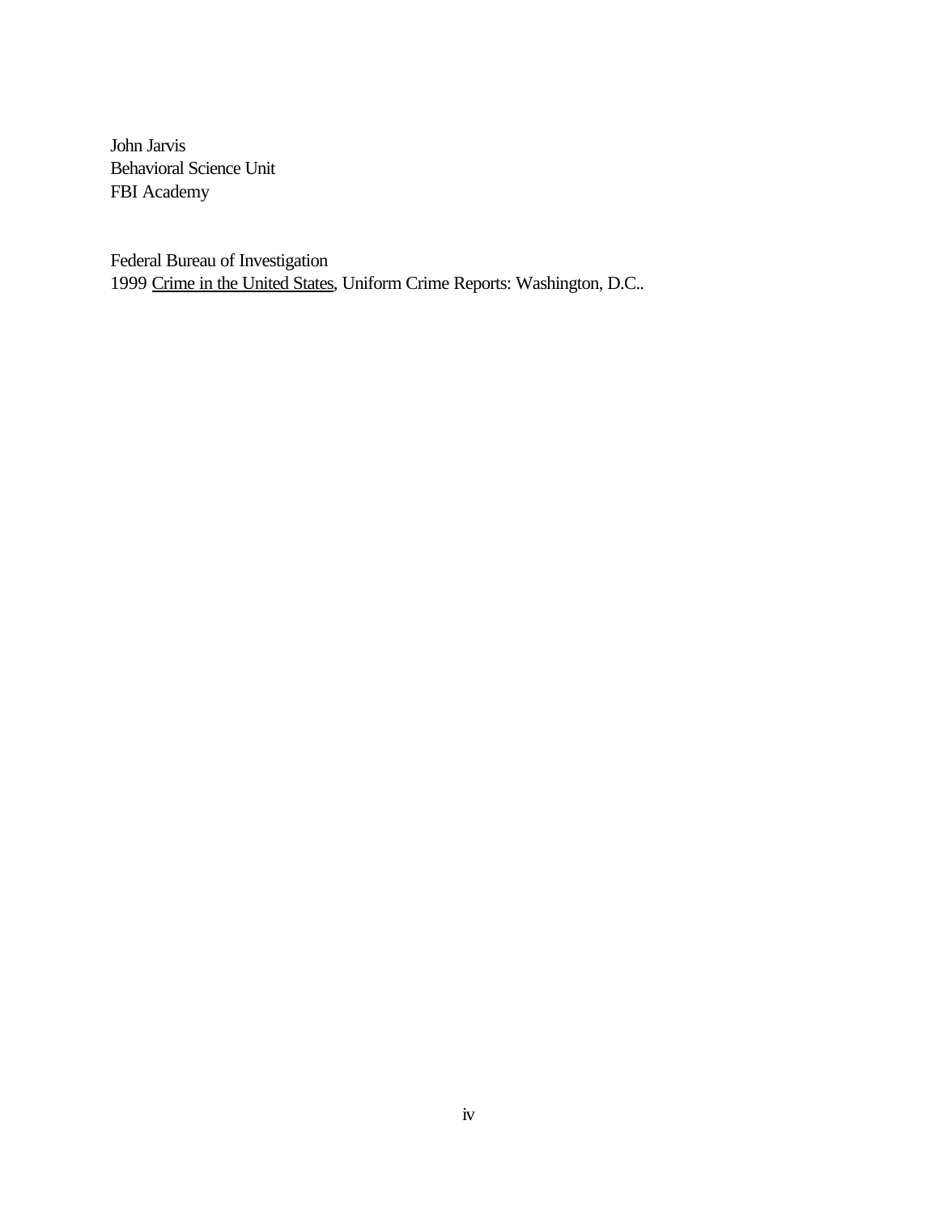John Jarvis
Behavioral Science Unit
FBI Academy

Federal Bureau of Investigation
1999 <u>Crime in the United States</u>, Uniform Crime Reports: Washington, D.C..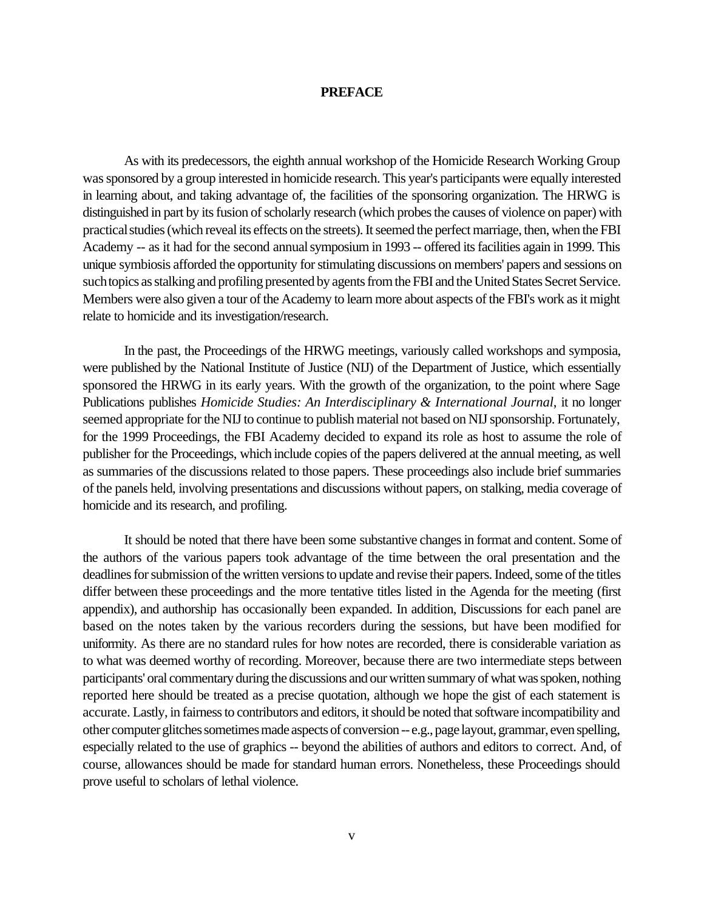## PREFACE

As with its predecessors, the eighth annual workshop of the Homicide Research Working Group was sponsored by a group interested in homicide research. This year's participants were equally interested in learning about, and taking advantage of, the facilities of the sponsoring organization. The HRWG is distinguished in part by its fusion of scholarly research (which probes the causes of violence on paper) with practical studies (which reveal its effects on the streets). It seemed the perfect marriage, then, when the FBI Academy -- as it had for the second annual symposium in 1993 -- offered its facilities again in 1999. This unique symbiosis afforded the opportunity for stimulating discussions on members' papers and sessions on such topics as stalking and profiling presented by agents from the FBI and the United States Secret Service. Members were also given a tour of the Academy to learn more about aspects of the FBI's work as it might relate to homicide and its investigation/research.

In the past, the Proceedings of the HRWG meetings, variously called workshops and symposia, were published by the National Institute of Justice (NIJ) of the Department of Justice, which essentially sponsored the HRWG in its early years. With the growth of the organization, to the point where Sage Publications publishes *Homicide Studies: An Interdisciplinary & International Journal*, it no longer seemed appropriate for the NIJ to continue to publish material not based on NIJ sponsorship. Fortunately, for the 1999 Proceedings, the FBI Academy decided to expand its role as host to assume the role of publisher for the Proceedings, which include copies of the papers delivered at the annual meeting, as well as summaries of the discussions related to those papers. These proceedings also include brief summaries of the panels held, involving presentations and discussions without papers, on stalking, media coverage of homicide and its research, and profiling.

It should be noted that there have been some substantive changes in format and content. Some of the authors of the various papers took advantage of the time between the oral presentation and the deadlines for submission of the written versions to update and revise their papers. Indeed, some of the titles differ between these proceedings and the more tentative titles listed in the Agenda for the meeting (first appendix), and authorship has occasionally been expanded. In addition, Discussions for each panel are based on the notes taken by the various recorders during the sessions, but have been modified for uniformity. As there are no standard rules for how notes are recorded, there is considerable variation as to what was deemed worthy of recording. Moreover, because there are two intermediate steps between participants' oral commentary during the discussions and our written summary of what was spoken, nothing reported here should be treated as a precise quotation, although we hope the gist of each statement is accurate. Lastly, in fairness to contributors and editors, it should be noted that software incompatibility and other computer glitches sometimes made aspects of conversion -- e.g., page layout, grammar, even spelling, especially related to the use of graphics -- beyond the abilities of authors and editors to correct. And, of course, allowances should be made for standard human errors. Nonetheless, these Proceedings should prove useful to scholars of lethal violence.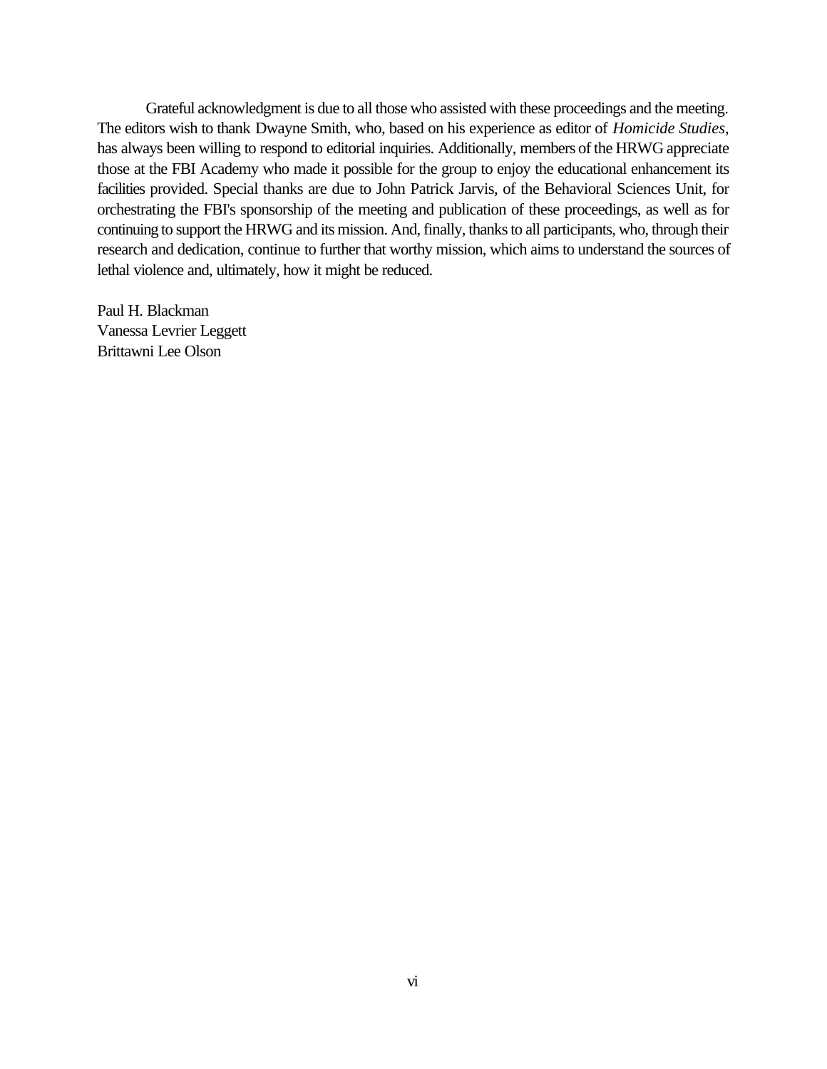Grateful acknowledgment is due to all those who assisted with these proceedings and the meeting. The editors wish to thank Dwayne Smith, who, based on his experience as editor of *Homicide Studies*, has always been willing to respond to editorial inquiries. Additionally, members of the HRWG appreciate those at the FBI Academy who made it possible for the group to enjoy the educational enhancement its facilities provided. Special thanks are due to John Patrick Jarvis, of the Behavioral Sciences Unit, for orchestrating the FBI's sponsorship of the meeting and publication of these proceedings, as well as for continuing to support the HRWG and its mission. And, finally, thanks to all participants, who, through their research and dedication, continue to further that worthy mission, which aims to understand the sources of lethal violence and, ultimately, how it might be reduced.

Paul H. Blackman
Vanessa Levrier Leggett
Brittawni Lee Olson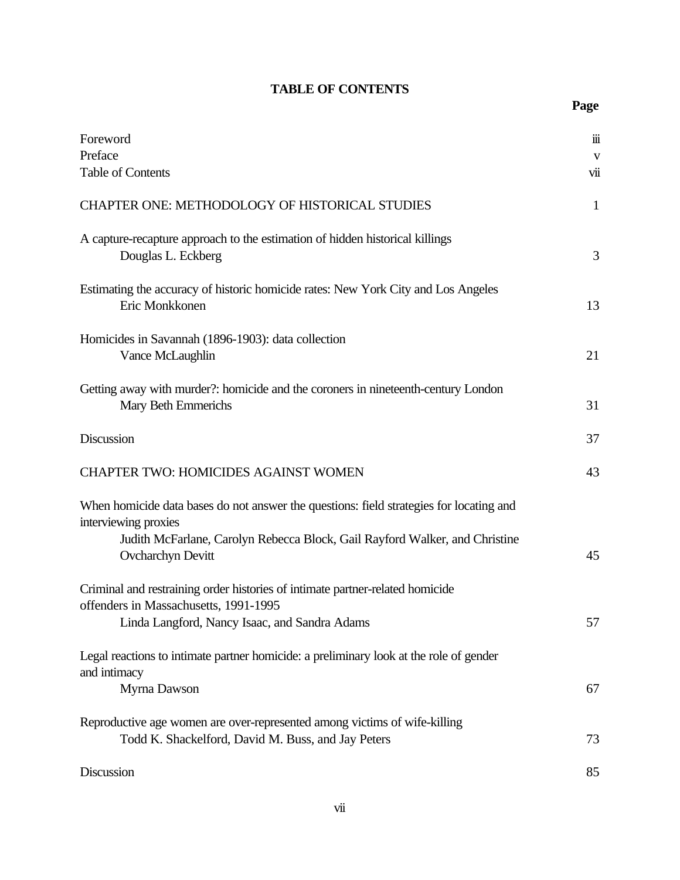# TABLE OF CONTENTS

| | Page |
|---|---|
| Foreword | iii |
| Preface | v |
| Table of Contents | vii |
| CHAPTER ONE: METHODOLOGY OF HISTORICAL STUDIES | 1 |
| A capture-recapture approach to the estimation of hidden historical killings<br>Douglas L. Eckberg | 3 |
| Estimating the accuracy of historic homicide rates: New York City and Los Angeles<br>Eric Monkkonen | 13 |
| Homicides in Savannah (1896-1903): data collection<br>Vance McLaughlin | 21 |
| Getting away with murder?: homicide and the coroners in nineteenth-century London<br>Mary Beth Emmerichs | 31 |
| Discussion | 37 |
| CHAPTER TWO: HOMICIDES AGAINST WOMEN | 43 |
| When homicide data bases do not answer the questions: field strategies for locating and interviewing proxies<br>Judith McFarlane, Carolyn Rebecca Block, Gail Rayford Walker, and Christine Ovcharchyn Devitt | 45 |
| Criminal and restraining order histories of intimate partner-related homicide offenders in Massachusetts, 1991-1995<br>Linda Langford, Nancy Isaac, and Sandra Adams | 57 |
| Legal reactions to intimate partner homicide: a preliminary look at the role of gender and intimacy<br>Myrna Dawson | 67 |
| Reproductive age women are over-represented among victims of wife-killing<br>Todd K. Shackelford, David M. Buss, and Jay Peters | 73 |
| Discussion | 85 |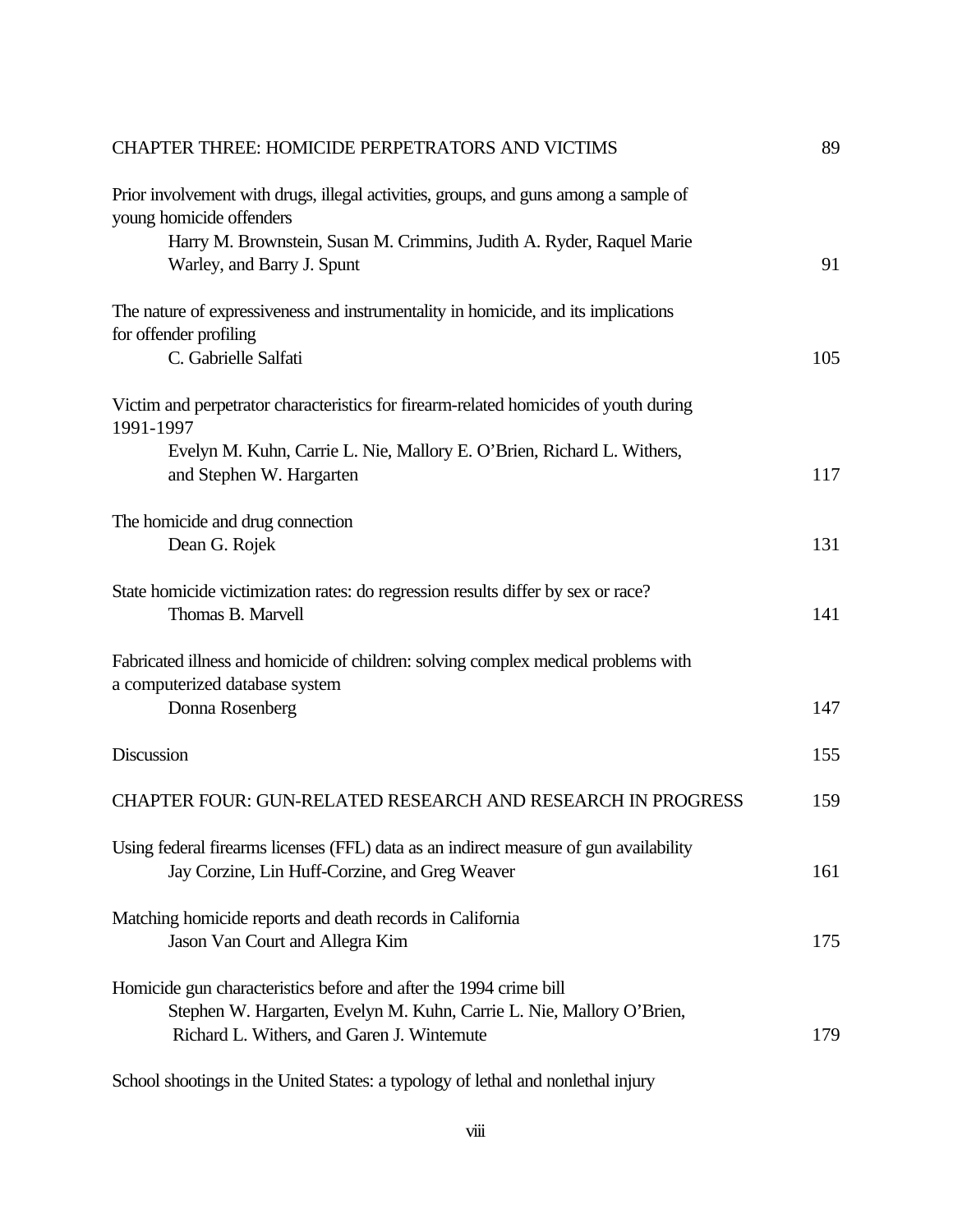CHAPTER THREE: HOMICIDE PERPETRATORS AND VICTIMS 89

Prior involvement with drugs, illegal activities, groups, and guns among a sample of young homicide offenders
Harry M. Brownstein, Susan M. Crimmins, Judith A. Ryder, Raquel Marie Warley, and Barry J. Spunt 91

The nature of expressiveness and instrumentality in homicide, and its implications for offender profiling
C. Gabrielle Salfati 105

Victim and perpetrator characteristics for firearm-related homicides of youth during 1991-1997
Evelyn M. Kuhn, Carrie L. Nie, Mallory E. O'Brien, Richard L. Withers, and Stephen W. Hargarten 117

The homicide and drug connection
Dean G. Rojek 131

State homicide victimization rates: do regression results differ by sex or race?
Thomas B. Marvell 141

Fabricated illness and homicide of children: solving complex medical problems with a computerized database system
Donna Rosenberg 147

Discussion 155

CHAPTER FOUR: GUN-RELATED RESEARCH AND RESEARCH IN PROGRESS 159

Using federal firearms licenses (FFL) data as an indirect measure of gun availability
Jay Corzine, Lin Huff-Corzine, and Greg Weaver 161

Matching homicide reports and death records in California
Jason Van Court and Allegra Kim 175

Homicide gun characteristics before and after the 1994 crime bill
Stephen W. Hargarten, Evelyn M. Kuhn, Carrie L. Nie, Mallory O'Brien, Richard L. Withers, and Garen J. Wintemute 179

School shootings in the United States: a typology of lethal and nonlethal injury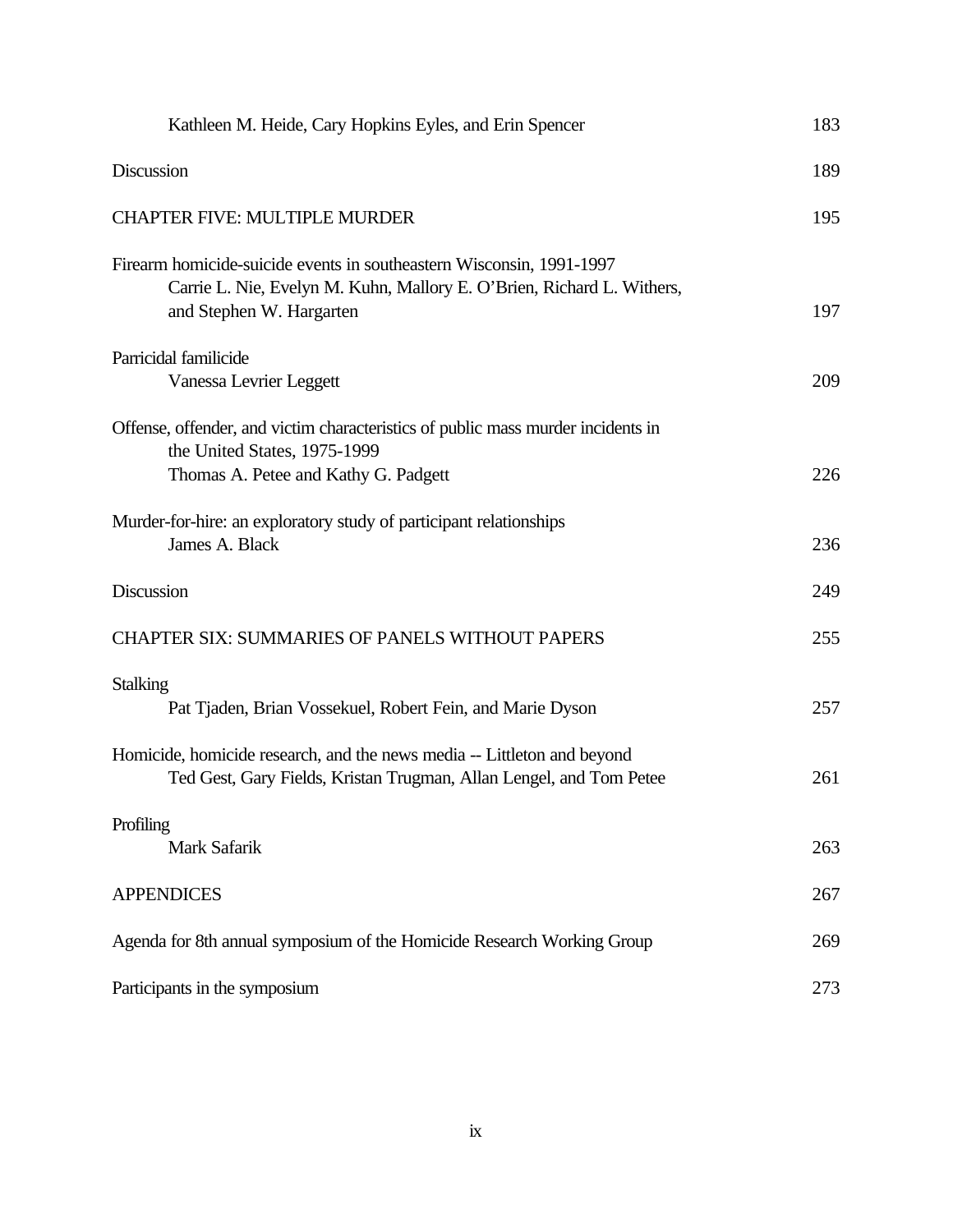Kathleen M. Heide, Cary Hopkins Eyles, and Erin Spencer 183

Discussion 189

CHAPTER FIVE: MULTIPLE MURDER 195

Firearm homicide-suicide events in southeastern Wisconsin, 1991-1997
Carrie L. Nie, Evelyn M. Kuhn, Mallory E. O'Brien, Richard L. Withers, and Stephen W. Hargarten 197

Parricidal familicide
Vanessa Levrier Leggett 209

Offense, offender, and victim characteristics of public mass murder incidents in the United States, 1975-1999
Thomas A. Petee and Kathy G. Padgett 226

Murder-for-hire: an exploratory study of participant relationships
James A. Black 236

Discussion 249

CHAPTER SIX: SUMMARIES OF PANELS WITHOUT PAPERS 255

Stalking
Pat Tjaden, Brian Vossekuel, Robert Fein, and Marie Dyson 257

Homicide, homicide research, and the news media -- Littleton and beyond
Ted Gest, Gary Fields, Kristan Trugman, Allan Lengel, and Tom Petee 261

Profiling
Mark Safarik 263

APPENDICES 267

Agenda for 8th annual symposium of the Homicide Research Working Group 269

Participants in the symposium 273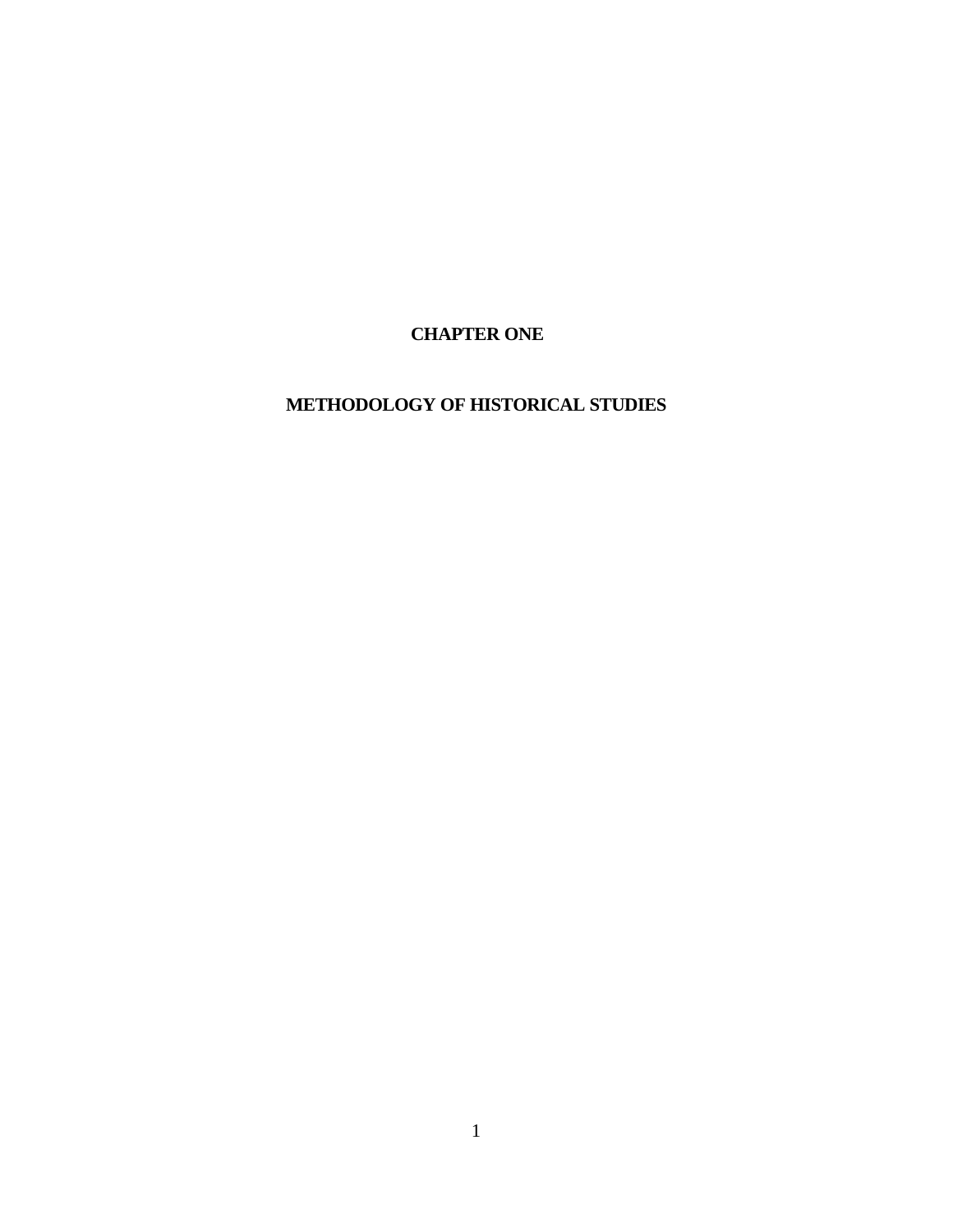# CHAPTER ONE

# METHODOLOGY OF HISTORICAL STUDIES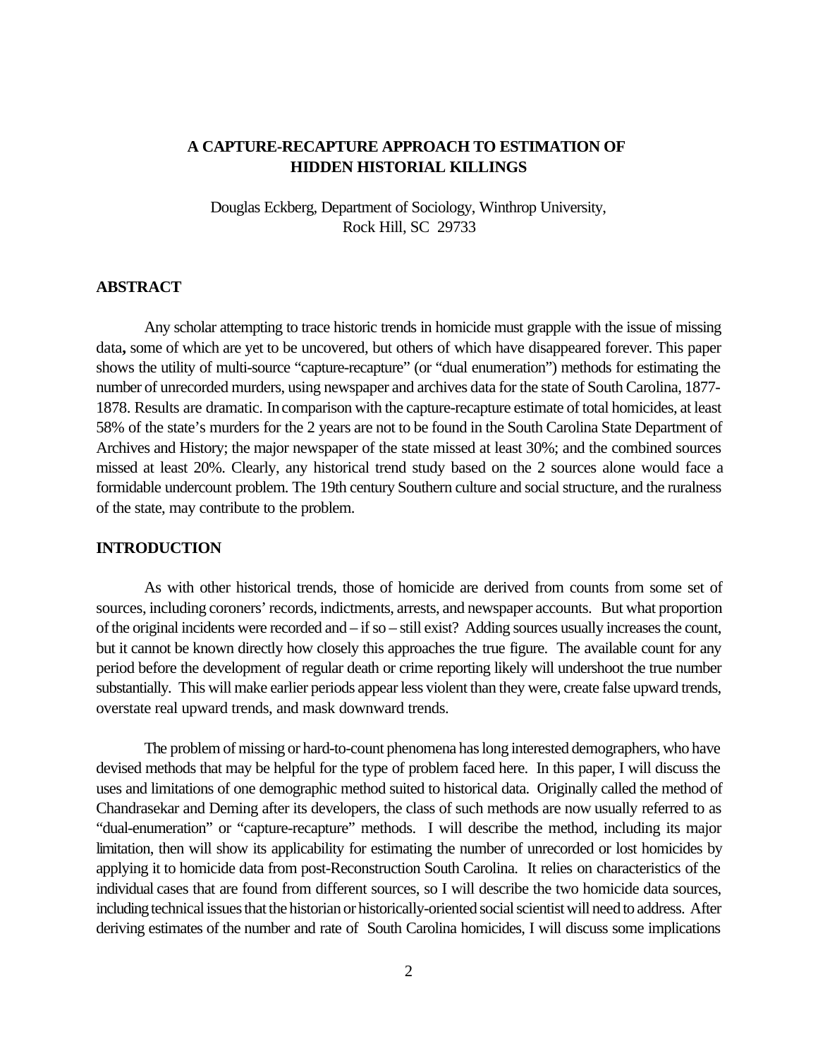# A CAPTURE-RECAPTURE APPROACH TO ESTIMATION OF HIDDEN HISTORICAL KILLINGS

Douglas Eckberg, Department of Sociology, Winthrop University, Rock Hill, SC 29733

## ABSTRACT

Any scholar attempting to trace historic trends in homicide must grapple with the issue of missing data**,** some of which are yet to be uncovered, but others of which have disappeared forever. This paper shows the utility of multi-source "capture-recapture" (or "dual enumeration") methods for estimating the number of unrecorded murders, using newspaper and archives data for the state of South Carolina, 1877-1878. Results are dramatic. In comparison with the capture-recapture estimate of total homicides, at least 58% of the state's murders for the 2 years are not to be found in the South Carolina State Department of Archives and History; the major newspaper of the state missed at least 30%; and the combined sources missed at least 20%. Clearly, any historical trend study based on the 2 sources alone would face a formidable undercount problem. The 19th century Southern culture and social structure, and the ruralness of the state, may contribute to the problem.

## INTRODUCTION

As with other historical trends, those of homicide are derived from counts from some set of sources, including coroners' records, indictments, arrests, and newspaper accounts. But what proportion of the original incidents were recorded and – if so – still exist? Adding sources usually increases the count, but it cannot be known directly how closely this approaches the true figure. The available count for any period before the development of regular death or crime reporting likely will undershoot the true number substantially. This will make earlier periods appear less violent than they were, create false upward trends, overstate real upward trends, and mask downward trends.

The problem of missing or hard-to-count phenomena has long interested demographers, who have devised methods that may be helpful for the type of problem faced here. In this paper, I will discuss the uses and limitations of one demographic method suited to historical data. Originally called the method of Chandrasekar and Deming after its developers, the class of such methods are now usually referred to as "dual-enumeration" or "capture-recapture" methods. I will describe the method, including its major limitation, then will show its applicability for estimating the number of unrecorded or lost homicides by applying it to homicide data from post-Reconstruction South Carolina. It relies on characteristics of the individual cases that are found from different sources, so I will describe the two homicide data sources, including technical issues that the historian or historically-oriented social scientist will need to address. After deriving estimates of the number and rate of South Carolina homicides, I will discuss some implications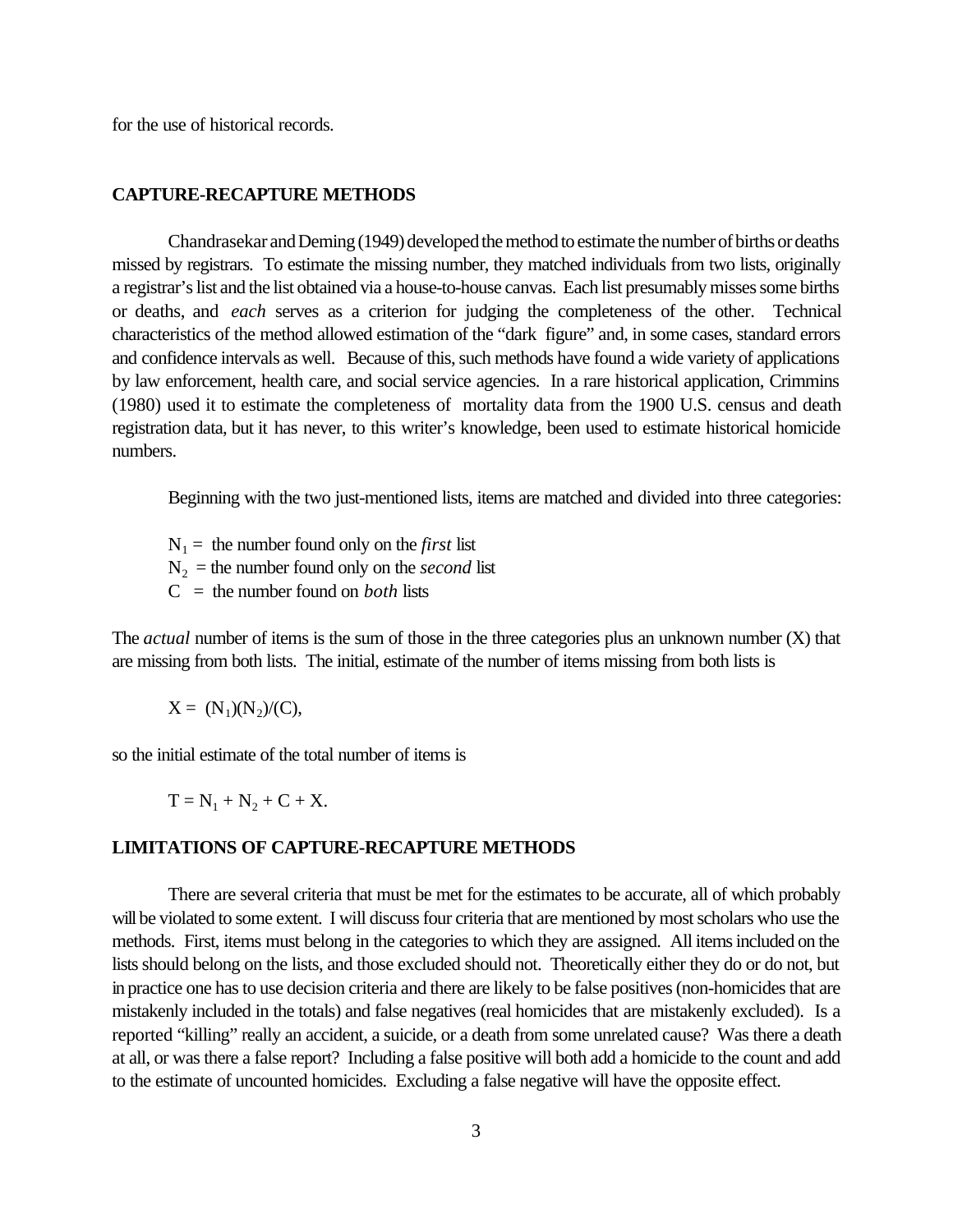for the use of historical records.

## CAPTURE-RECAPTURE METHODS

Chandrasekar and Deming (1949) developed the method to estimate the number of births or deaths missed by registrars. To estimate the missing number, they matched individuals from two lists, originally a registrar's list and the list obtained via a house-to-house canvas. Each list presumably misses some births or deaths, and *each* serves as a criterion for judging the completeness of the other. Technical characteristics of the method allowed estimation of the "dark figure" and, in some cases, standard errors and confidence intervals as well. Because of this, such methods have found a wide variety of applications by law enforcement, health care, and social service agencies. In a rare historical application, Crimmins (1980) used it to estimate the completeness of mortality data from the 1900 U.S. census and death registration data, but it has never, to this writer's knowledge, been used to estimate historical homicide numbers.

Beginning with the two just-mentioned lists, items are matched and divided into three categories:

$N_1$ = the number found only on the *first* list
$N_2$ = the number found only on the *second* list
$C$ = the number found on *both* lists

The *actual* number of items is the sum of those in the three categories plus an unknown number (X) that are missing from both lists. The initial, estimate of the number of items missing from both lists is

$$X = (N_1)(N_2)/(C),$$

so the initial estimate of the total number of items is

$$T = N_1 + N_2 + C + X.$$

## LIMITATIONS OF CAPTURE-RECAPTURE METHODS

There are several criteria that must be met for the estimates to be accurate, all of which probably will be violated to some extent. I will discuss four criteria that are mentioned by most scholars who use the methods. First, items must belong in the categories to which they are assigned. All items included on the lists should belong on the lists, and those excluded should not. Theoretically either they do or do not, but in practice one has to use decision criteria and there are likely to be false positives (non-homicides that are mistakenly included in the totals) and false negatives (real homicides that are mistakenly excluded). Is a reported "killing" really an accident, a suicide, or a death from some unrelated cause? Was there a death at all, or was there a false report? Including a false positive will both add a homicide to the count and add to the estimate of uncounted homicides. Excluding a false negative will have the opposite effect.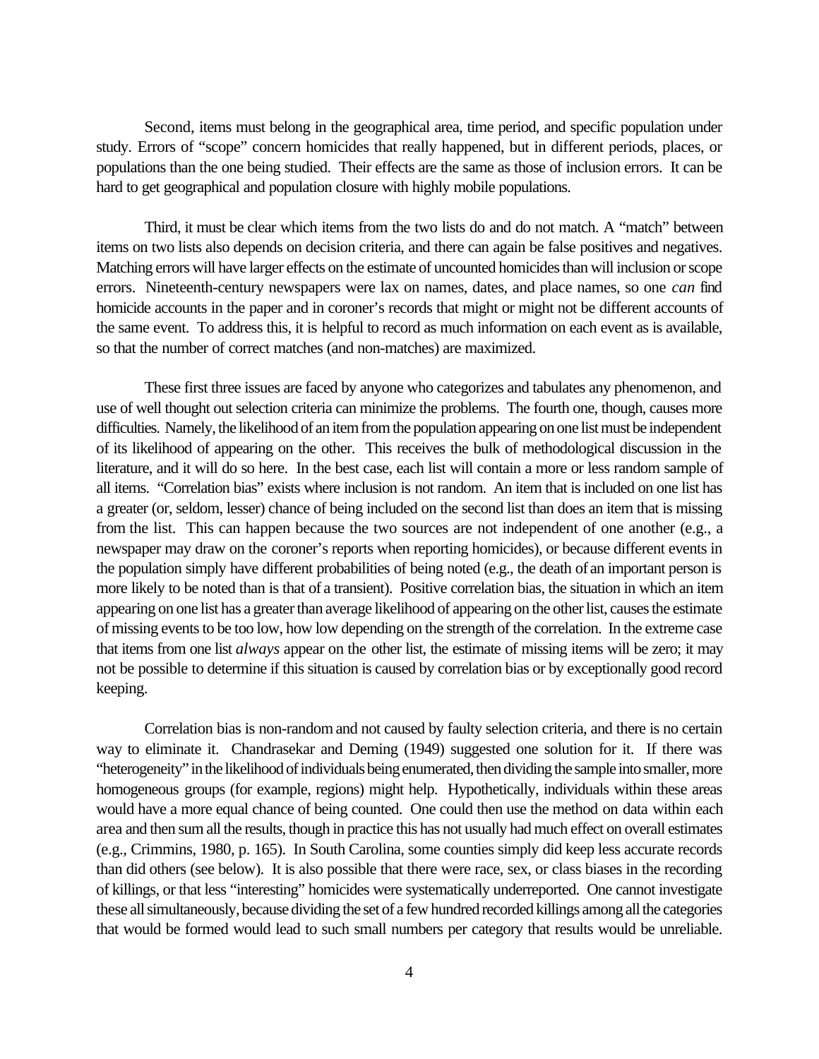Second, items must belong in the geographical area, time period, and specific population under study. Errors of "scope" concern homicides that really happened, but in different periods, places, or populations than the one being studied. Their effects are the same as those of inclusion errors. It can be hard to get geographical and population closure with highly mobile populations.

Third, it must be clear which items from the two lists do and do not match. A "match" between items on two lists also depends on decision criteria, and there can again be false positives and negatives. Matching errors will have larger effects on the estimate of uncounted homicides than will inclusion or scope errors. Nineteenth-century newspapers were lax on names, dates, and place names, so one *can* find homicide accounts in the paper and in coroner's records that might or might not be different accounts of the same event. To address this, it is helpful to record as much information on each event as is available, so that the number of correct matches (and non-matches) are maximized.

These first three issues are faced by anyone who categorizes and tabulates any phenomenon, and use of well thought out selection criteria can minimize the problems. The fourth one, though, causes more difficulties. Namely, the likelihood of an item from the population appearing on one list must be independent of its likelihood of appearing on the other. This receives the bulk of methodological discussion in the literature, and it will do so here. In the best case, each list will contain a more or less random sample of all items. "Correlation bias" exists where inclusion is not random. An item that is included on one list has a greater (or, seldom, lesser) chance of being included on the second list than does an item that is missing from the list. This can happen because the two sources are not independent of one another (e.g., a newspaper may draw on the coroner's reports when reporting homicides), or because different events in the population simply have different probabilities of being noted (e.g., the death of an important person is more likely to be noted than is that of a transient). Positive correlation bias, the situation in which an item appearing on one list has a greater than average likelihood of appearing on the other list, causes the estimate of missing events to be too low, how low depending on the strength of the correlation. In the extreme case that items from one list *always* appear on the other list, the estimate of missing items will be zero; it may not be possible to determine if this situation is caused by correlation bias or by exceptionally good record keeping.

Correlation bias is non-random and not caused by faulty selection criteria, and there is no certain way to eliminate it. Chandrasekar and Deming (1949) suggested one solution for it. If there was "heterogeneity" in the likelihood of individuals being enumerated, then dividing the sample into smaller, more homogeneous groups (for example, regions) might help. Hypothetically, individuals within these areas would have a more equal chance of being counted. One could then use the method on data within each area and then sum all the results, though in practice this has not usually had much effect on overall estimates (e.g., Crimmins, 1980, p. 165). In South Carolina, some counties simply did keep less accurate records than did others (see below). It is also possible that there were race, sex, or class biases in the recording of killings, or that less "interesting" homicides were systematically underreported. One cannot investigate these all simultaneously, because dividing the set of a few hundred recorded killings among all the categories that would be formed would lead to such small numbers per category that results would be unreliable.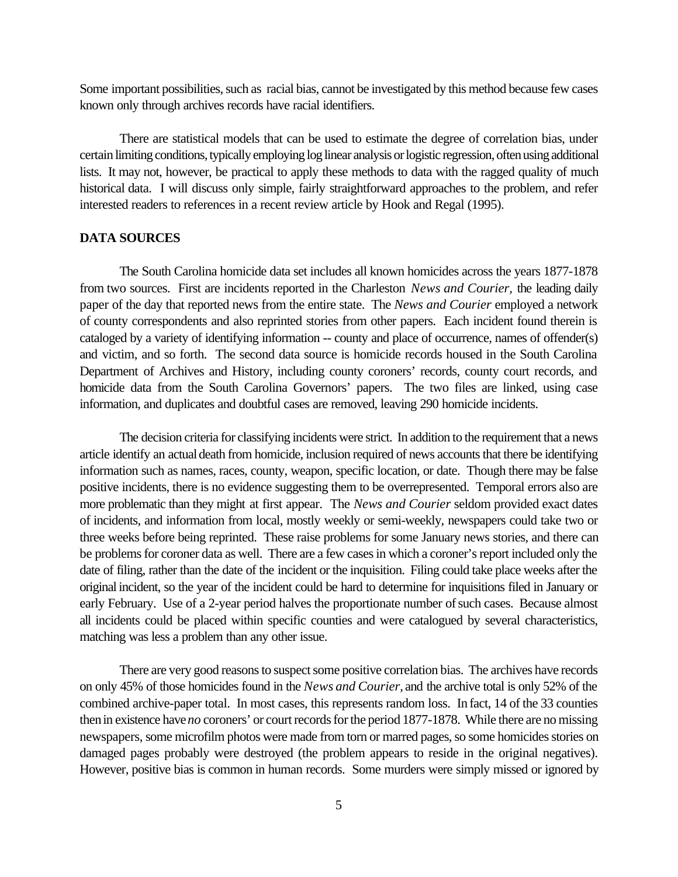Some important possibilities, such as racial bias, cannot be investigated by this method because few cases known only through archives records have racial identifiers.

There are statistical models that can be used to estimate the degree of correlation bias, under certain limiting conditions, typically employing log linear analysis or logistic regression, often using additional lists. It may not, however, be practical to apply these methods to data with the ragged quality of much historical data. I will discuss only simple, fairly straightforward approaches to the problem, and refer interested readers to references in a recent review article by Hook and Regal (1995).

## DATA SOURCES

The South Carolina homicide data set includes all known homicides across the years 1877-1878 from two sources. First are incidents reported in the Charleston *News and Courier,* the leading daily paper of the day that reported news from the entire state. The *News and Courier* employed a network of county correspondents and also reprinted stories from other papers. Each incident found therein is cataloged by a variety of identifying information -- county and place of occurrence, names of offender(s) and victim, and so forth. The second data source is homicide records housed in the South Carolina Department of Archives and History, including county coroners' records, county court records, and homicide data from the South Carolina Governors' papers. The two files are linked, using case information, and duplicates and doubtful cases are removed, leaving 290 homicide incidents.

The decision criteria for classifying incidents were strict. In addition to the requirement that a news article identify an actual death from homicide, inclusion required of news accounts that there be identifying information such as names, races, county, weapon, specific location, or date. Though there may be false positive incidents, there is no evidence suggesting them to be overrepresented. Temporal errors also are more problematic than they might at first appear. The *News and Courier* seldom provided exact dates of incidents, and information from local, mostly weekly or semi-weekly, newspapers could take two or three weeks before being reprinted. These raise problems for some January news stories, and there can be problems for coroner data as well. There are a few cases in which a coroner's report included only the date of filing, rather than the date of the incident or the inquisition. Filing could take place weeks after the original incident, so the year of the incident could be hard to determine for inquisitions filed in January or early February. Use of a 2-year period halves the proportionate number of such cases. Because almost all incidents could be placed within specific counties and were catalogued by several characteristics, matching was less a problem than any other issue.

There are very good reasons to suspect some positive correlation bias. The archives have records on only 45% of those homicides found in the *News and Courier,* and the archive total is only 52% of the combined archive-paper total. In most cases, this represents random loss. In fact, 14 of the 33 counties then in existence have *no* coroners' or court records for the period 1877-1878. While there are no missing newspapers, some microfilm photos were made from torn or marred pages, so some homicides stories on damaged pages probably were destroyed (the problem appears to reside in the original negatives). However, positive bias is common in human records. Some murders were simply missed or ignored by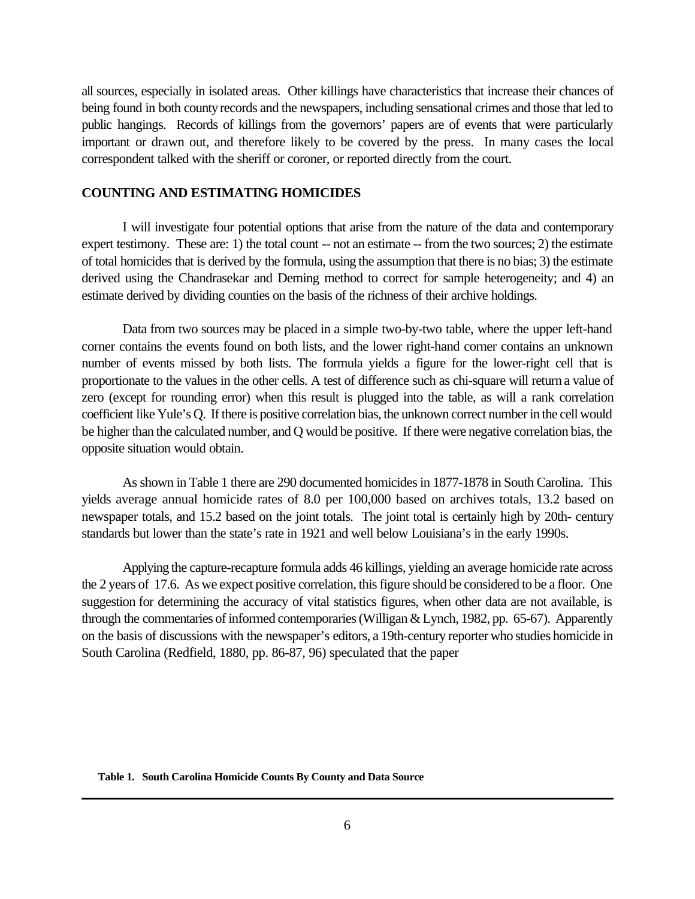all sources, especially in isolated areas. Other killings have characteristics that increase their chances of being found in both county records and the newspapers, including sensational crimes and those that led to public hangings. Records of killings from the governors' papers are of events that were particularly important or drawn out, and therefore likely to be covered by the press. In many cases the local correspondent talked with the sheriff or coroner, or reported directly from the court.

**COUNTING AND ESTIMATING HOMICIDES**

I will investigate four potential options that arise from the nature of the data and contemporary expert testimony. These are: 1) the total count -- not an estimate -- from the two sources; 2) the estimate of total homicides that is derived by the formula, using the assumption that there is no bias; 3) the estimate derived using the Chandrasekar and Deming method to correct for sample heterogeneity; and 4) an estimate derived by dividing counties on the basis of the richness of their archive holdings.

Data from two sources may be placed in a simple two-by-two table, where the upper left-hand corner contains the events found on both lists, and the lower right-hand corner contains an unknown number of events missed by both lists. The formula yields a figure for the lower-right cell that is proportionate to the values in the other cells. A test of difference such as chi-square will return a value of zero (except for rounding error) when this result is plugged into the table, as will a rank correlation coefficient like Yule's Q. If there is positive correlation bias, the unknown correct number in the cell would be higher than the calculated number, and Q would be positive. If there were negative correlation bias, the opposite situation would obtain.

As shown in Table 1 there are 290 documented homicides in 1877-1878 in South Carolina. This yields average annual homicide rates of 8.0 per 100,000 based on archives totals, 13.2 based on newspaper totals, and 15.2 based on the joint totals. The joint total is certainly high by 20th- century standards but lower than the state's rate in 1921 and well below Louisiana's in the early 1990s.

Applying the capture-recapture formula adds 46 killings, yielding an average homicide rate across the 2 years of 17.6. As we expect positive correlation, this figure should be considered to be a floor. One suggestion for determining the accuracy of vital statistics figures, when other data are not available, is through the commentaries of informed contemporaries (Willigan & Lynch, 1982, pp. 65-67). Apparently on the basis of discussions with the newspaper's editors, a 19th-century reporter who studies homicide in South Carolina (Redfield, 1880, pp. 86-87, 96) speculated that the paper

**Table 1. South Carolina Homicide Counts By County and Data Source**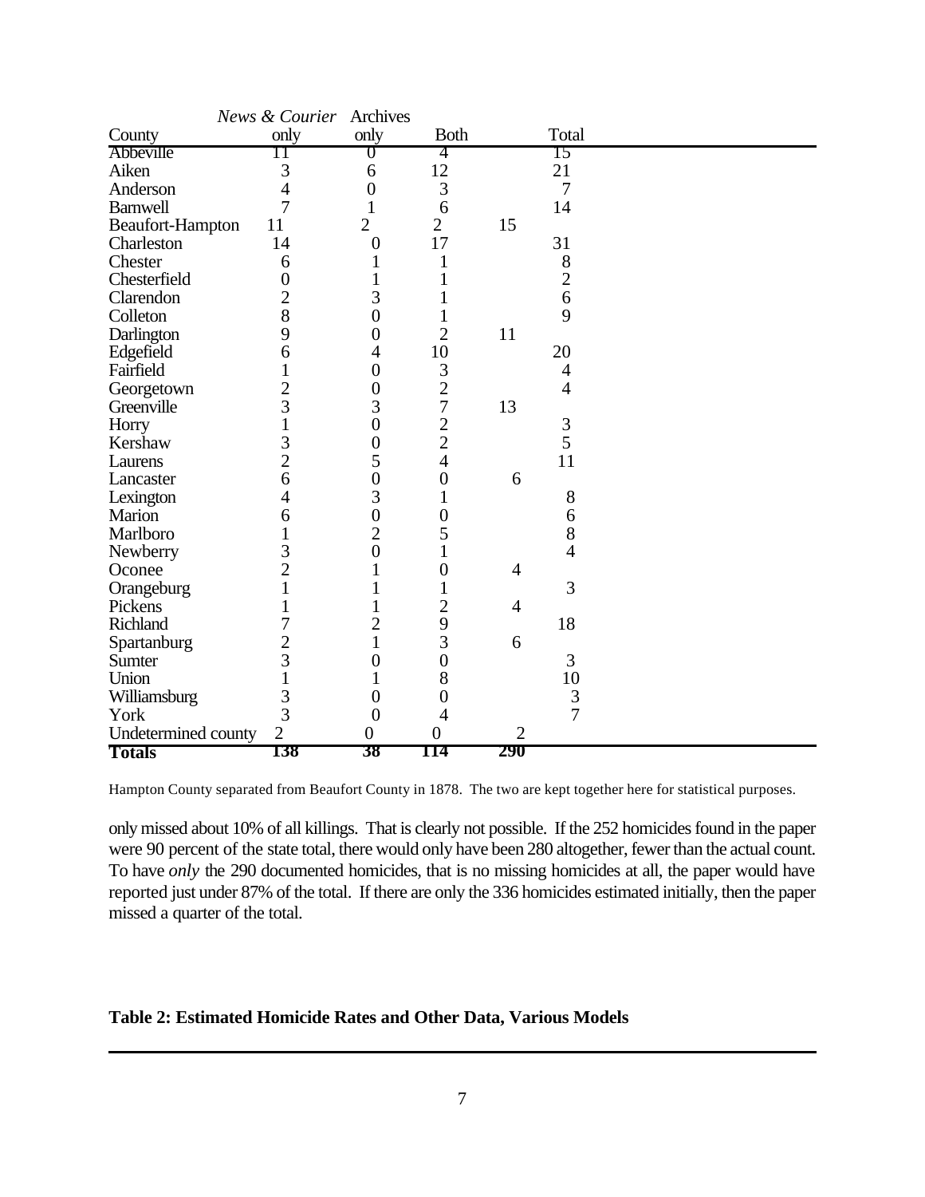| County | *News & Courier* only | Archives only | Both | Total |
|---|---|---|---|---|
| Abbeville | 11 | 0 | 4 | 15 |
| Aiken | 3 | 6 | 12 | 21 |
| Anderson | 4 | 0 | 3 | 7 |
| Barnwell | 7 | 1 | 6 | 14 |
| Beaufort-Hampton | 11 | 2 | 2 | 15 |
| Charleston | 14 | 0 | 17 | 31 |
| Chester | 6 | 1 | 1 | 8 |
| Chesterfield | 0 | 1 | 1 | 2 |
| Clarendon | 2 | 3 | 1 | 6 |
| Colleton | 8 | 0 | 1 | 9 |
| Darlington | 9 | 0 | 2 | 11 |
| Edgefield | 6 | 4 | 10 | 20 |
| Fairfield | 1 | 0 | 3 | 4 |
| Georgetown | 2 | 0 | 2 | 4 |
| Greenville | 3 | 3 | 7 | 13 |
| Horry | 1 | 0 | 2 | 3 |
| Kershaw | 3 | 0 | 2 | 5 |
| Laurens | 2 | 5 | 4 | 11 |
| Lancaster | 6 | 0 | 0 | 6 |
| Lexington | 4 | 3 | 1 | 8 |
| Marion | 6 | 0 | 0 | 6 |
| Marlboro | 1 | 2 | 5 | 8 |
| Newberry | 3 | 0 | 1 | 4 |
| Oconee | 2 | 1 | 0 | 4 |
| Orangeburg | 1 | 1 | 1 | 3 |
| Pickens | 1 | 1 | 2 | 4 |
| Richland | 7 | 2 | 9 | 18 |
| Spartanburg | 2 | 1 | 3 | 6 |
| Sumter | 3 | 0 | 0 | 3 |
| Union | 1 | 1 | 8 | 10 |
| Williamsburg | 3 | 0 | 0 | 3 |
| York | 3 | 0 | 4 | 7 |
| Undetermined county | 2 | 0 | 0 | 2 |
| **Totals** | **138** | **38** | **114** | **290** |

Hampton County separated from Beaufort County in 1878. The two are kept together here for statistical purposes.

only missed about 10% of all killings. That is clearly not possible. If the 252 homicides found in the paper were 90 percent of the state total, there would only have been 280 altogether, fewer than the actual count. To have *only* the 290 documented homicides, that is no missing homicides at all, the paper would have reported just under 87% of the total. If there are only the 336 homicides estimated initially, then the paper missed a quarter of the total.

**Table 2: Estimated Homicide Rates and Other Data, Various Models**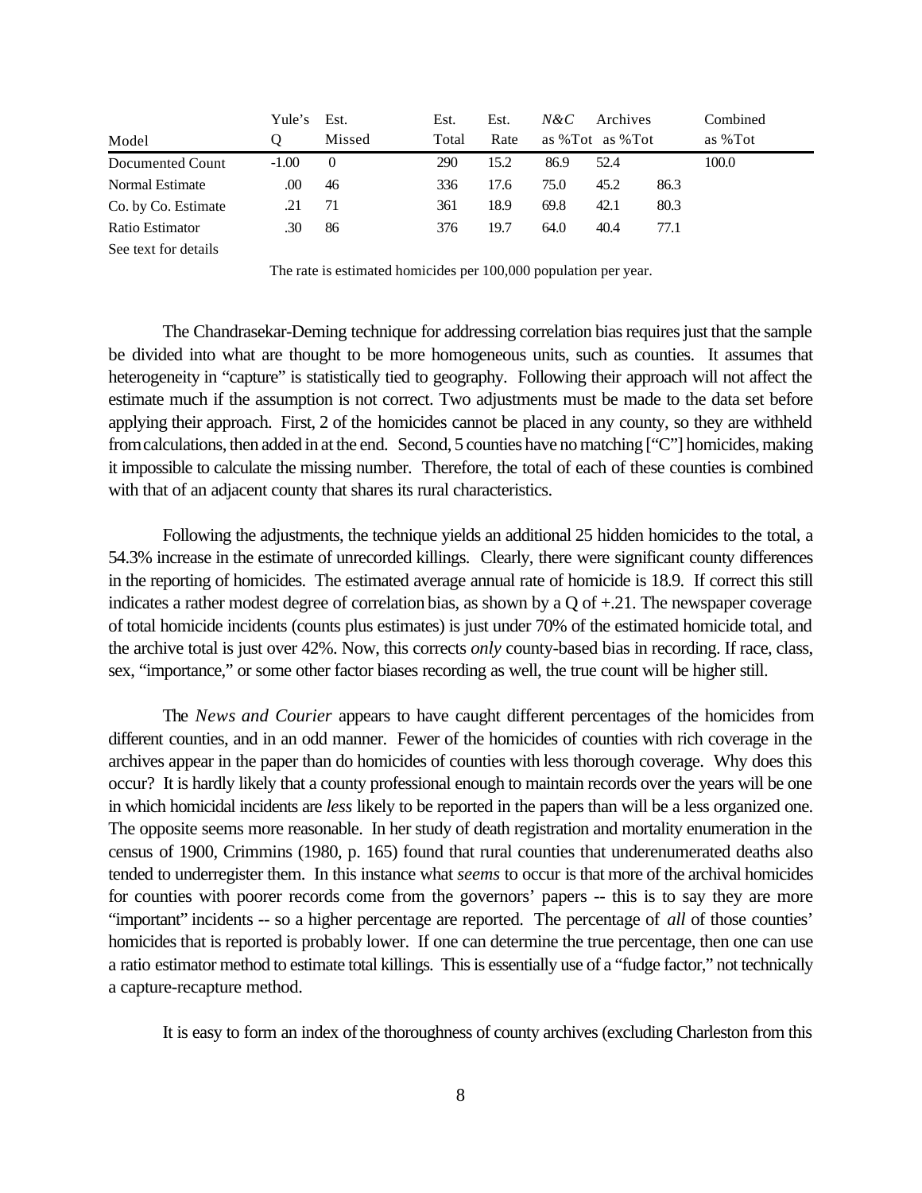| Model | Yule's Q | Est. Missed | Est. Total | Est. Rate | *N&C* as %Tot | Archives as %Tot | | Combined as %Tot |
|---|---|---|---|---|---|---|---|---|
| Documented Count | -1.00 | 0 | 290 | 15.2 | 86.9 | 52.4 | | 100.0 |
| Normal Estimate | .00 | 46 | 336 | 17.6 | 75.0 | 45.2 | 86.3 | |
| Co. by Co. Estimate | .21 | 71 | 361 | 18.9 | 69.8 | 42.1 | 80.3 | |
| Ratio Estimator | .30 | 86 | 376 | 19.7 | 64.0 | 40.4 | 77.1 | |

See text for details

The rate is estimated homicides per 100,000 population per year.

The Chandrasekar-Deming technique for addressing correlation bias requires just that the sample be divided into what are thought to be more homogeneous units, such as counties. It assumes that heterogeneity in "capture" is statistically tied to geography. Following their approach will not affect the estimate much if the assumption is not correct. Two adjustments must be made to the data set before applying their approach. First, 2 of the homicides cannot be placed in any county, so they are withheld from calculations, then added in at the end. Second, 5 counties have no matching ["C"] homicides, making it impossible to calculate the missing number. Therefore, the total of each of these counties is combined with that of an adjacent county that shares its rural characteristics.

Following the adjustments, the technique yields an additional 25 hidden homicides to the total, a 54.3% increase in the estimate of unrecorded killings. Clearly, there were significant county differences in the reporting of homicides. The estimated average annual rate of homicide is 18.9. If correct this still indicates a rather modest degree of correlation bias, as shown by a Q of +.21. The newspaper coverage of total homicide incidents (counts plus estimates) is just under 70% of the estimated homicide total, and the archive total is just over 42%. Now, this corrects *only* county-based bias in recording. If race, class, sex, "importance," or some other factor biases recording as well, the true count will be higher still.

The *News and Courier* appears to have caught different percentages of the homicides from different counties, and in an odd manner. Fewer of the homicides of counties with rich coverage in the archives appear in the paper than do homicides of counties with less thorough coverage. Why does this occur? It is hardly likely that a county professional enough to maintain records over the years will be one in which homicidal incidents are *less* likely to be reported in the papers than will be a less organized one. The opposite seems more reasonable. In her study of death registration and mortality enumeration in the census of 1900, Crimmins (1980, p. 165) found that rural counties that underenumerated deaths also tended to underregister them. In this instance what *seems* to occur is that more of the archival homicides for counties with poorer records come from the governors' papers -- this is to say they are more "important" incidents -- so a higher percentage are reported. The percentage of *all* of those counties' homicides that is reported is probably lower. If one can determine the true percentage, then one can use a ratio estimator method to estimate total killings. This is essentially use of a "fudge factor," not technically a capture-recapture method.

It is easy to form an index of the thoroughness of county archives (excluding Charleston from this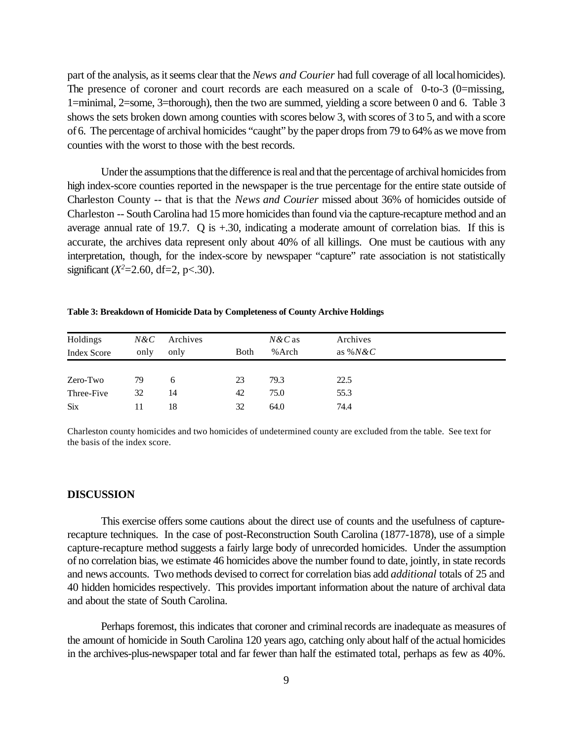part of the analysis, as it seems clear that the *News and Courier* had full coverage of all local homicides). The presence of coroner and court records are each measured on a scale of 0-to-3 (0=missing, 1=minimal, 2=some, 3=thorough), then the two are summed, yielding a score between 0 and 6. Table 3 shows the sets broken down among counties with scores below 3, with scores of 3 to 5, and with a score of 6. The percentage of archival homicides "caught" by the paper drops from 79 to 64% as we move from counties with the worst to those with the best records.

Under the assumptions that the difference is real and that the percentage of archival homicides from high index-score counties reported in the newspaper is the true percentage for the entire state outside of Charleston County -- that is that the *News and Courier* missed about 36% of homicides outside of Charleston -- South Carolina had 15 more homicides than found via the capture-recapture method and an average annual rate of 19.7. Q is +.30, indicating a moderate amount of correlation bias. If this is accurate, the archives data represent only about 40% of all killings. One must be cautious with any interpretation, though, for the index-score by newspaper "capture" rate association is not statistically significant ($X^2$=2.60, df=2, p<.30).

**Table 3: Breakdown of Homicide Data by Completeness of County Archive Holdings**

| Holdings Index Score | *N&C* only | Archives only | Both | *N&C* as %Arch | Archives as %*N&C* |
|---|---|---|---|---|---|
| Zero-Two | 79 | 6 | 23 | 79.3 | 22.5 |
| Three-Five | 32 | 14 | 42 | 75.0 | 55.3 |
| Six | 11 | 18 | 32 | 64.0 | 74.4 |

Charleston county homicides and two homicides of undetermined county are excluded from the table. See text for the basis of the index score.

## DISCUSSION

This exercise offers some cautions about the direct use of counts and the usefulness of capture-recapture techniques. In the case of post-Reconstruction South Carolina (1877-1878), use of a simple capture-recapture method suggests a fairly large body of unrecorded homicides. Under the assumption of no correlation bias, we estimate 46 homicides above the number found to date, jointly, in state records and news accounts. Two methods devised to correct for correlation bias add *additional* totals of 25 and 40 hidden homicides respectively. This provides important information about the nature of archival data and about the state of South Carolina.

Perhaps foremost, this indicates that coroner and criminal records are inadequate as measures of the amount of homicide in South Carolina 120 years ago, catching only about half of the actual homicides in the archives-plus-newspaper total and far fewer than half the estimated total, perhaps as few as 40%.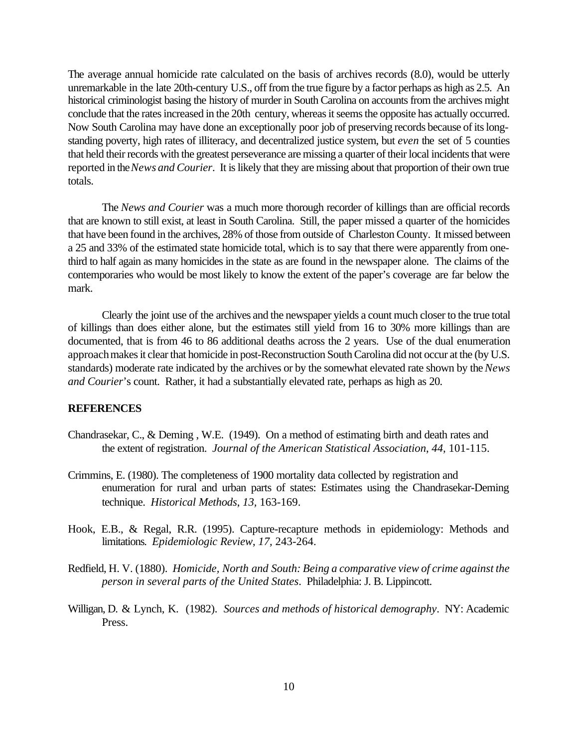The average annual homicide rate calculated on the basis of archives records (8.0), would be utterly unremarkable in the late 20th-century U.S., off from the true figure by a factor perhaps as high as 2.5. An historical criminologist basing the history of murder in South Carolina on accounts from the archives might conclude that the rates increased in the 20th century, whereas it seems the opposite has actually occurred. Now South Carolina may have done an exceptionally poor job of preserving records because of its long-standing poverty, high rates of illiteracy, and decentralized justice system, but *even* the set of 5 counties that held their records with the greatest perseverance are missing a quarter of their local incidents that were reported in the *News and Courier*. It is likely that they are missing about that proportion of their own true totals.

The *News and Courier* was a much more thorough recorder of killings than are official records that are known to still exist, at least in South Carolina. Still, the paper missed a quarter of the homicides that have been found in the archives, 28% of those from outside of Charleston County. It missed between a 25 and 33% of the estimated state homicide total, which is to say that there were apparently from one-third to half again as many homicides in the state as are found in the newspaper alone. The claims of the contemporaries who would be most likely to know the extent of the paper's coverage are far below the mark.

Clearly the joint use of the archives and the newspaper yields a count much closer to the true total of killings than does either alone, but the estimates still yield from 16 to 30% more killings than are documented, that is from 46 to 86 additional deaths across the 2 years. Use of the dual enumeration approach makes it clear that homicide in post-Reconstruction South Carolina did not occur at the (by U.S. standards) moderate rate indicated by the archives or by the somewhat elevated rate shown by the *News and Courier*'s count. Rather, it had a substantially elevated rate, perhaps as high as 20.

**REFERENCES**

Chandrasekar, C., & Deming , W.E. (1949). On a method of estimating birth and death rates and the extent of registration. *Journal of the American Statistical Association*, *44*, 101-115.

Crimmins, E. (1980). The completeness of 1900 mortality data collected by registration and enumeration for rural and urban parts of states: Estimates using the Chandrasekar-Deming technique. *Historical Methods*, *13*, 163-169.

Hook, E.B., & Regal, R.R. (1995). Capture-recapture methods in epidemiology: Methods and limitations. *Epidemiologic Review*, *17*, 243-264.

Redfield, H. V. (1880). *Homicide, North and South: Being a comparative view of crime against the person in several parts of the United States*. Philadelphia: J. B. Lippincott.

Willigan, D. & Lynch, K. (1982). *Sources and methods of historical demography*. NY: Academic Press.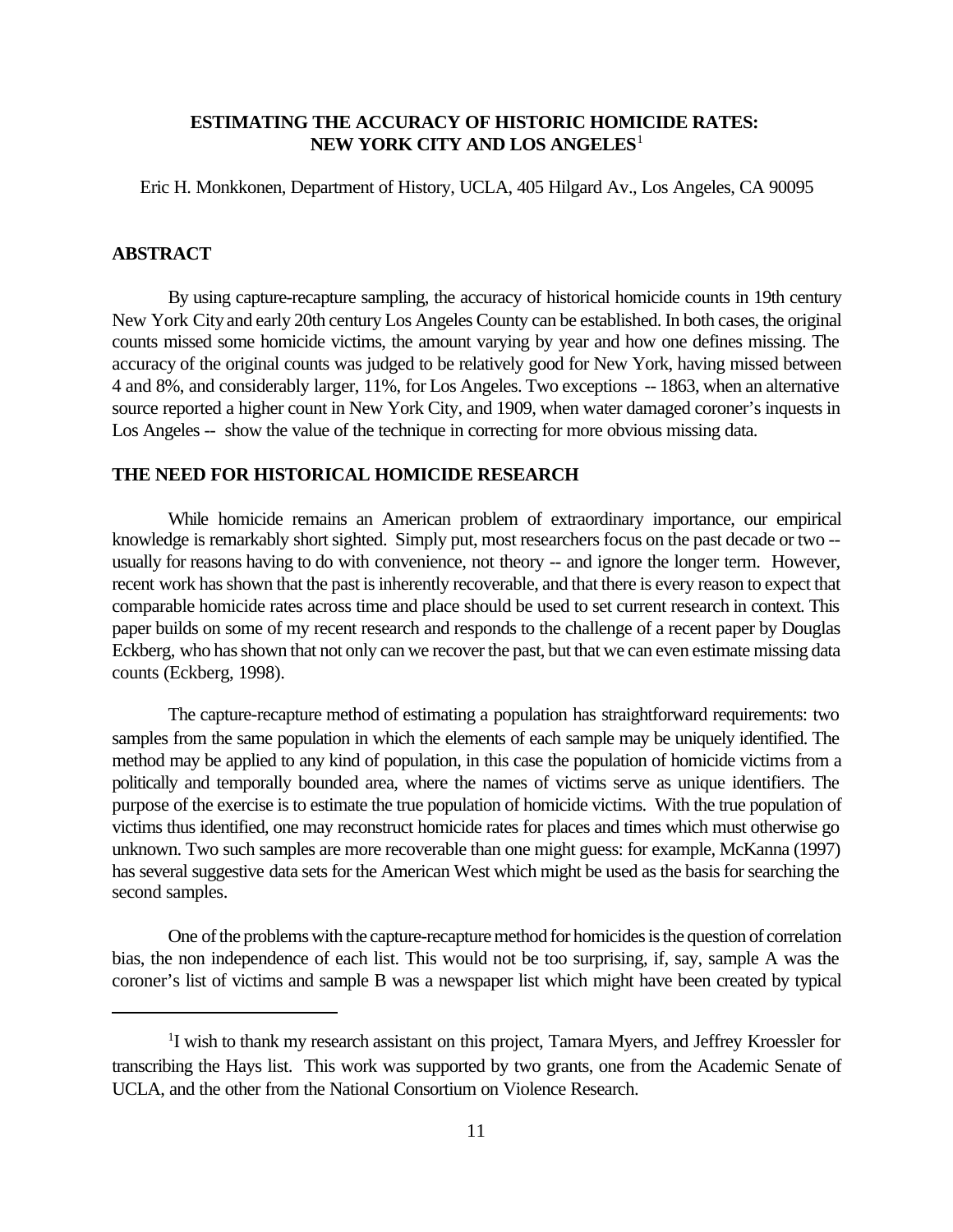## ESTIMATING THE ACCURACY OF HISTORIC HOMICIDE RATES: NEW YORK CITY AND LOS ANGELES[1]

Eric H. Monkkonen, Department of History, UCLA, 405 Hilgard Av., Los Angeles, CA 90095

### ABSTRACT

By using capture-recapture sampling, the accuracy of historical homicide counts in 19th century New York City and early 20th century Los Angeles County can be established. In both cases, the original counts missed some homicide victims, the amount varying by year and how one defines missing. The accuracy of the original counts was judged to be relatively good for New York, having missed between 4 and 8%, and considerably larger, 11%, for Los Angeles. Two exceptions -- 1863, when an alternative source reported a higher count in New York City, and 1909, when water damaged coroner's inquests in Los Angeles -- show the value of the technique in correcting for more obvious missing data.

### THE NEED FOR HISTORICAL HOMICIDE RESEARCH

While homicide remains an American problem of extraordinary importance, our empirical knowledge is remarkably short sighted. Simply put, most researchers focus on the past decade or two -- usually for reasons having to do with convenience, not theory -- and ignore the longer term. However, recent work has shown that the past is inherently recoverable, and that there is every reason to expect that comparable homicide rates across time and place should be used to set current research in context. This paper builds on some of my recent research and responds to the challenge of a recent paper by Douglas Eckberg, who has shown that not only can we recover the past, but that we can even estimate missing data counts (Eckberg, 1998).

The capture-recapture method of estimating a population has straightforward requirements: two samples from the same population in which the elements of each sample may be uniquely identified. The method may be applied to any kind of population, in this case the population of homicide victims from a politically and temporally bounded area, where the names of victims serve as unique identifiers. The purpose of the exercise is to estimate the true population of homicide victims. With the true population of victims thus identified, one may reconstruct homicide rates for places and times which must otherwise go unknown. Two such samples are more recoverable than one might guess: for example, McKanna (1997) has several suggestive data sets for the American West which might be used as the basis for searching the second samples.

One of the problems with the capture-recapture method for homicides is the question of correlation bias, the non independence of each list. This would not be too surprising, if, say, sample A was the coroner's list of victims and sample B was a newspaper list which might have been created by typical

---

[1] I wish to thank my research assistant on this project, Tamara Myers, and Jeffrey Kroessler for transcribing the Hays list. This work was supported by two grants, one from the Academic Senate of UCLA, and the other from the National Consortium on Violence Research.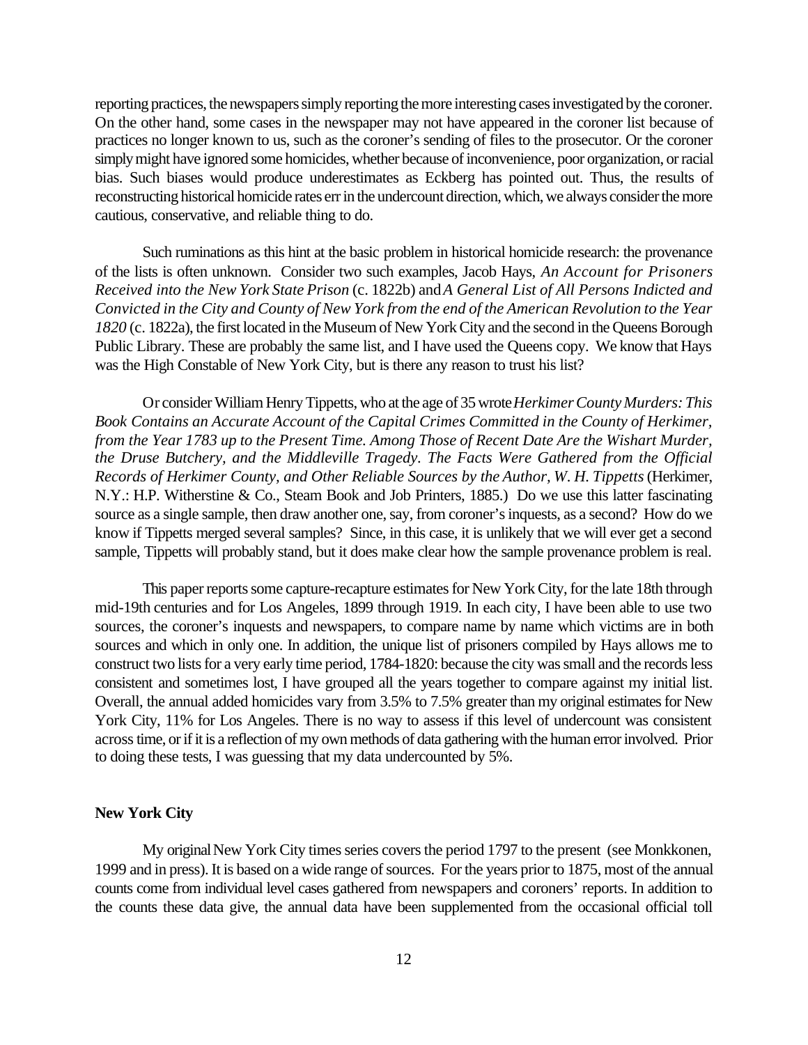reporting practices, the newspapers simply reporting the more interesting cases investigated by the coroner. On the other hand, some cases in the newspaper may not have appeared in the coroner list because of practices no longer known to us, such as the coroner's sending of files to the prosecutor. Or the coroner simply might have ignored some homicides, whether because of inconvenience, poor organization, or racial bias. Such biases would produce underestimates as Eckberg has pointed out. Thus, the results of reconstructing historical homicide rates err in the undercount direction, which, we always consider the more cautious, conservative, and reliable thing to do.

Such ruminations as this hint at the basic problem in historical homicide research: the provenance of the lists is often unknown. Consider two such examples, Jacob Hays, *An Account for Prisoners Received into the New York State Prison* (c. 1822b) and *A General List of All Persons Indicted and Convicted in the City and County of New York from the end of the American Revolution to the Year 1820* (c. 1822a), the first located in the Museum of New York City and the second in the Queens Borough Public Library. These are probably the same list, and I have used the Queens copy. We know that Hays was the High Constable of New York City, but is there any reason to trust his list?

Or consider William Henry Tippetts, who at the age of 35 wrote *Herkimer County Murders: This Book Contains an Accurate Account of the Capital Crimes Committed in the County of Herkimer, from the Year 1783 up to the Present Time. Among Those of Recent Date Are the Wishart Murder, the Druse Butchery, and the Middleville Tragedy. The Facts Were Gathered from the Official Records of Herkimer County, and Other Reliable Sources by the Author, W. H. Tippetts* (Herkimer, N.Y.: H.P. Witherstine & Co., Steam Book and Job Printers, 1885.) Do we use this latter fascinating source as a single sample, then draw another one, say, from coroner's inquests, as a second? How do we know if Tippetts merged several samples? Since, in this case, it is unlikely that we will ever get a second sample, Tippetts will probably stand, but it does make clear how the sample provenance problem is real.

This paper reports some capture-recapture estimates for New York City, for the late 18th through mid-19th centuries and for Los Angeles, 1899 through 1919. In each city, I have been able to use two sources, the coroner's inquests and newspapers, to compare name by name which victims are in both sources and which in only one. In addition, the unique list of prisoners compiled by Hays allows me to construct two lists for a very early time period, 1784-1820: because the city was small and the records less consistent and sometimes lost, I have grouped all the years together to compare against my initial list. Overall, the annual added homicides vary from 3.5% to 7.5% greater than my original estimates for New York City, 11% for Los Angeles. There is no way to assess if this level of undercount was consistent across time, or if it is a reflection of my own methods of data gathering with the human error involved. Prior to doing these tests, I was guessing that my data undercounted by 5%.

**New York City**

My original New York City times series covers the period 1797 to the present (see Monkkonen, 1999 and in press). It is based on a wide range of sources. For the years prior to 1875, most of the annual counts come from individual level cases gathered from newspapers and coroners' reports. In addition to the counts these data give, the annual data have been supplemented from the occasional official toll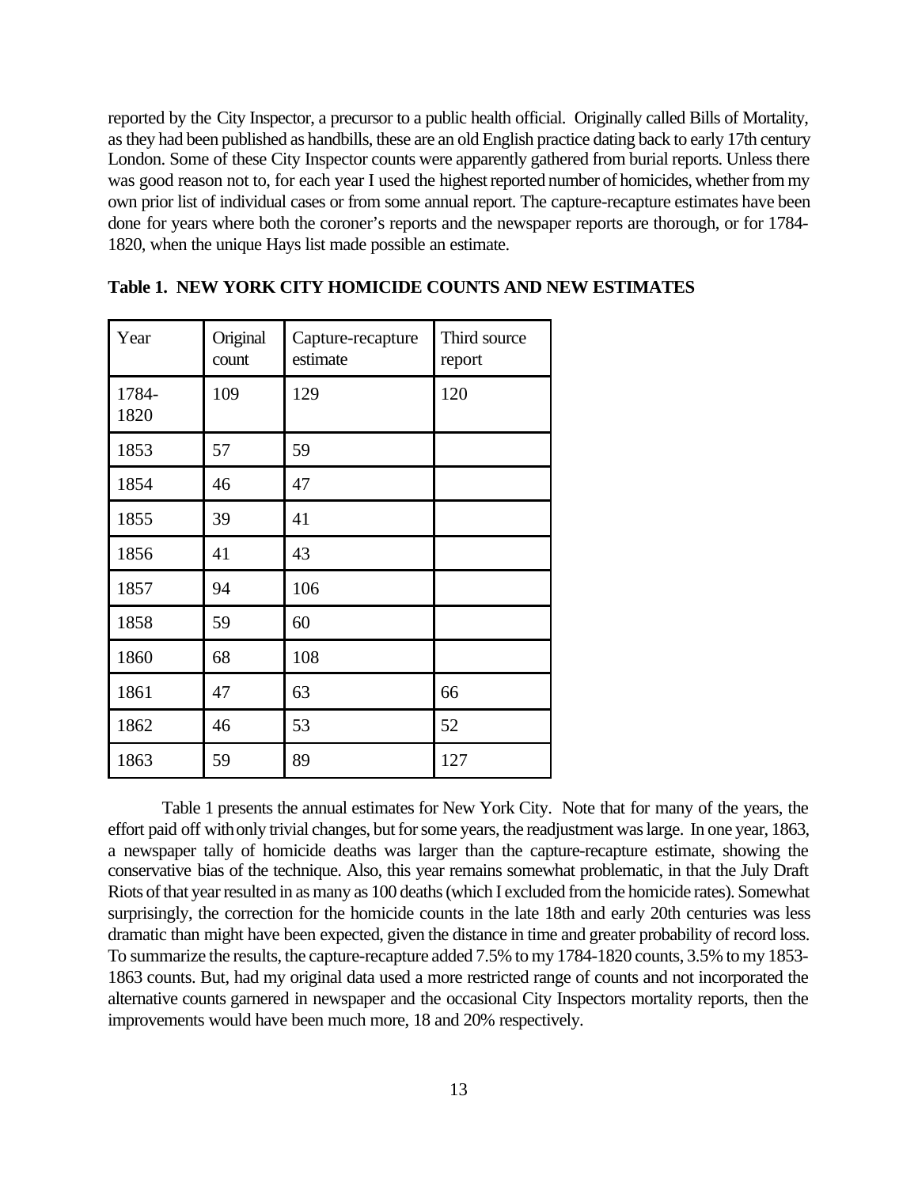reported by the City Inspector, a precursor to a public health official. Originally called Bills of Mortality, as they had been published as handbills, these are an old English practice dating back to early 17th century London. Some of these City Inspector counts were apparently gathered from burial reports. Unless there was good reason not to, for each year I used the highest reported number of homicides, whether from my own prior list of individual cases or from some annual report. The capture-recapture estimates have been done for years where both the coroner's reports and the newspaper reports are thorough, or for 1784-1820, when the unique Hays list made possible an estimate.

**Table 1. NEW YORK CITY HOMICIDE COUNTS AND NEW ESTIMATES**

| Year | Original count | Capture-recapture estimate | Third source report |
|---|---|---|---|
| 1784-1820 | 109 | 129 | 120 |
| 1853 | 57 | 59 | |
| 1854 | 46 | 47 | |
| 1855 | 39 | 41 | |
| 1856 | 41 | 43 | |
| 1857 | 94 | 106 | |
| 1858 | 59 | 60 | |
| 1860 | 68 | 108 | |
| 1861 | 47 | 63 | 66 |
| 1862 | 46 | 53 | 52 |
| 1863 | 59 | 89 | 127 |

Table 1 presents the annual estimates for New York City. Note that for many of the years, the effort paid off with only trivial changes, but for some years, the readjustment was large. In one year, 1863, a newspaper tally of homicide deaths was larger than the capture-recapture estimate, showing the conservative bias of the technique. Also, this year remains somewhat problematic, in that the July Draft Riots of that year resulted in as many as 100 deaths (which I excluded from the homicide rates). Somewhat surprisingly, the correction for the homicide counts in the late 18th and early 20th centuries was less dramatic than might have been expected, given the distance in time and greater probability of record loss. To summarize the results, the capture-recapture added 7.5% to my 1784-1820 counts, 3.5% to my 1853-1863 counts. But, had my original data used a more restricted range of counts and not incorporated the alternative counts garnered in newspaper and the occasional City Inspectors mortality reports, then the improvements would have been much more, 18 and 20% respectively.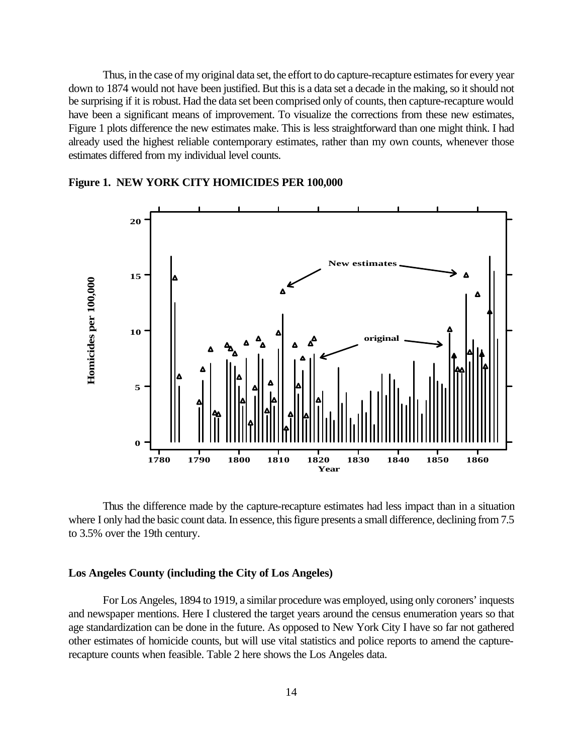Thus, in the case of my original data set, the effort to do capture-recapture estimates for every year down to 1874 would not have been justified. But this is a data set a decade in the making, so it should not be surprising if it is robust. Had the data set been comprised only of counts, then capture-recapture would have been a significant means of improvement. To visualize the corrections from these new estimates, Figure 1 plots difference the new estimates make. This is less straightforward than one might think. I had already used the highest reliable contemporary estimates, rather than my own counts, whenever those estimates differed from my individual level counts.

**Figure 1. NEW YORK CITY HOMICIDES PER 100,000**

Thus the difference made by the capture-recapture estimates had less impact than in a situation where I only had the basic count data. In essence, this figure presents a small difference, declining from 7.5 to 3.5% over the 19th century.

### Los Angeles County (including the City of Los Angeles)

For Los Angeles, 1894 to 1919, a similar procedure was employed, using only coroners' inquests and newspaper mentions. Here I clustered the target years around the census enumeration years so that age standardization can be done in the future. As opposed to New York City I have so far not gathered other estimates of homicide counts, but will use vital statistics and police reports to amend the capture-recapture counts when feasible. Table 2 here shows the Los Angeles data.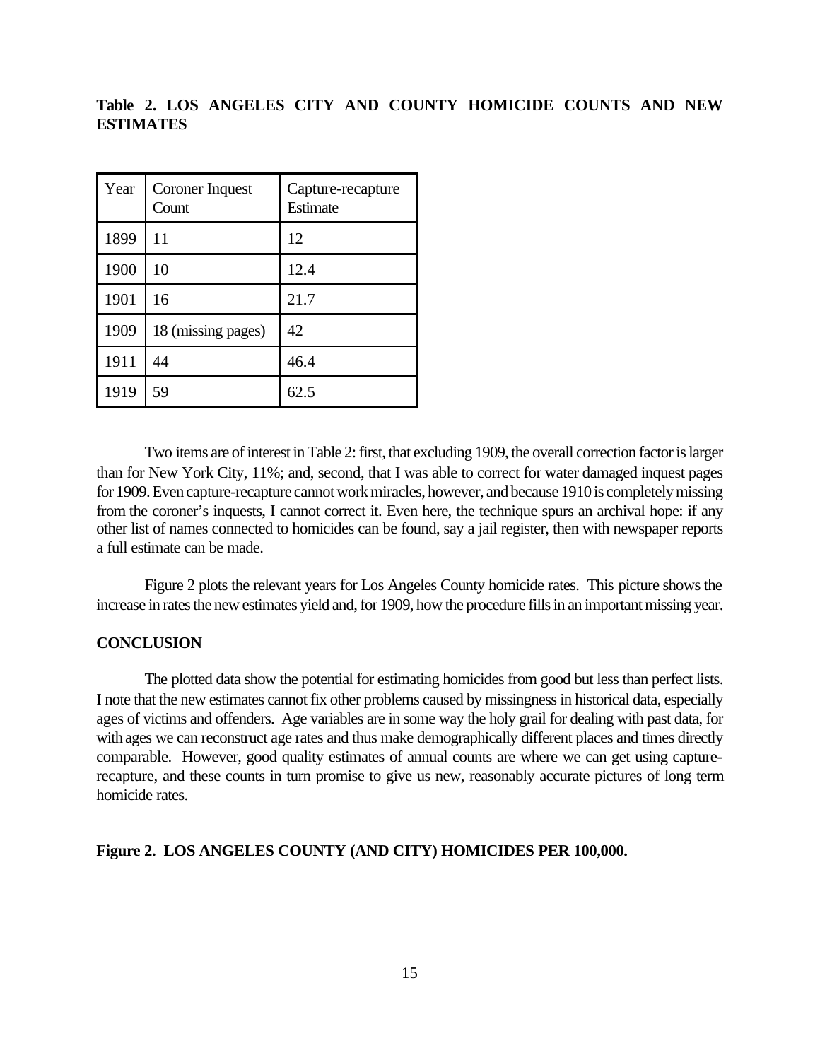**Table 2. LOS ANGELES CITY AND COUNTY HOMICIDE COUNTS AND NEW ESTIMATES**

| Year | Coroner Inquest Count | Capture-recapture Estimate |
|---|---|---|
| 1899 | 11 | 12 |
| 1900 | 10 | 12.4 |
| 1901 | 16 | 21.7 |
| 1909 | 18 (missing pages) | 42 |
| 1911 | 44 | 46.4 |
| 1919 | 59 | 62.5 |

Two items are of interest in Table 2: first, that excluding 1909, the overall correction factor is larger than for New York City, 11%; and, second, that I was able to correct for water damaged inquest pages for 1909. Even capture-recapture cannot work miracles, however, and because 1910 is completely missing from the coroner's inquests, I cannot correct it. Even here, the technique spurs an archival hope: if any other list of names connected to homicides can be found, say a jail register, then with newspaper reports a full estimate can be made.

Figure 2 plots the relevant years for Los Angeles County homicide rates. This picture shows the increase in rates the new estimates yield and, for 1909, how the procedure fills in an important missing year.

**CONCLUSION**

The plotted data show the potential for estimating homicides from good but less than perfect lists. I note that the new estimates cannot fix other problems caused by missingness in historical data, especially ages of victims and offenders. Age variables are in some way the holy grail for dealing with past data, for with ages we can reconstruct age rates and thus make demographically different places and times directly comparable. However, good quality estimates of annual counts are where we can get using capture-recapture, and these counts in turn promise to give us new, reasonably accurate pictures of long term homicide rates.

**Figure 2. LOS ANGELES COUNTY (AND CITY) HOMICIDES PER 100,000.**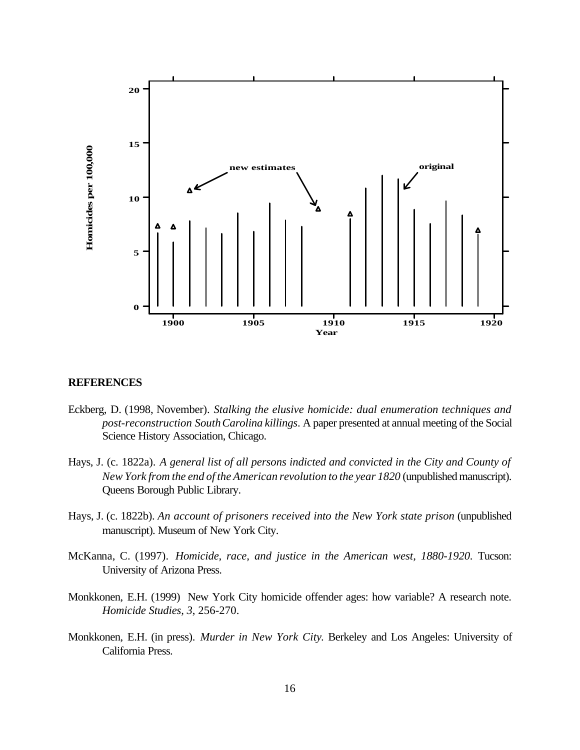## REFERENCES

Eckberg, D. (1998, November). *Stalking the elusive homicide: dual enumeration techniques and post-reconstruction South Carolina killings*. A paper presented at annual meeting of the Social Science History Association, Chicago.

Hays, J. (c. 1822a). *A general list of all persons indicted and convicted in the City and County of New York from the end of the American revolution to the year 1820* (unpublished manuscript). Queens Borough Public Library.

Hays, J. (c. 1822b). *An account of prisoners received into the New York state prison* (unpublished manuscript). Museum of New York City.

McKanna, C. (1997). *Homicide, race, and justice in the American west, 1880-1920*. Tucson: University of Arizona Press.

Monkkonen, E.H. (1999) New York City homicide offender ages: how variable? A research note. *Homicide Studies, 3*, 256-270.

Monkkonen, E.H. (in press). *Murder in New York City*. Berkeley and Los Angeles: University of California Press.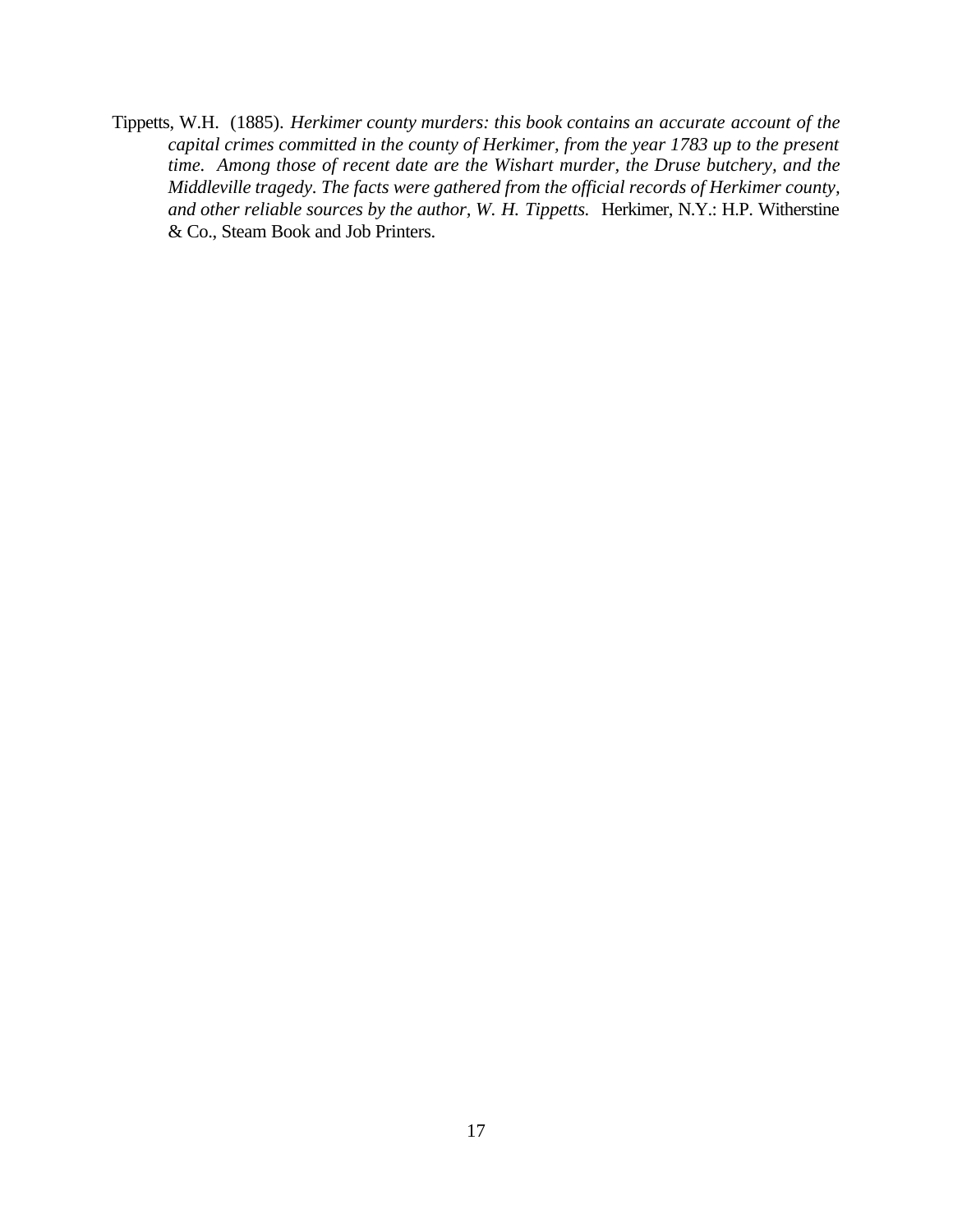Tippetts, W.H. (1885). *Herkimer county murders: this book contains an accurate account of the capital crimes committed in the county of Herkimer, from the year 1783 up to the present time. Among those of recent date are the Wishart murder, the Druse butchery, and the Middleville tragedy. The facts were gathered from the official records of Herkimer county, and other reliable sources by the author, W. H. Tippetts.* Herkimer, N.Y.: H.P. Witherstine & Co., Steam Book and Job Printers.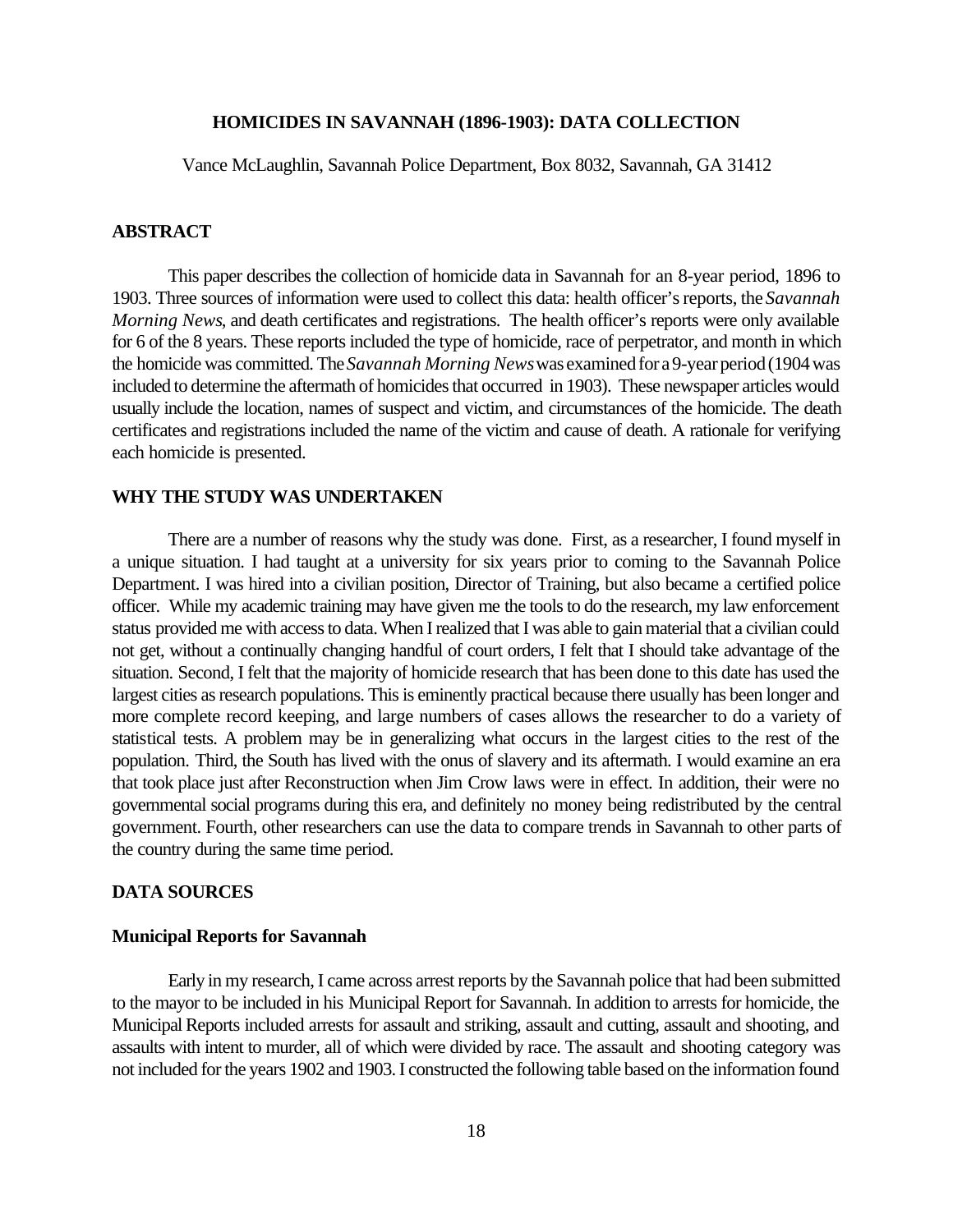## HOMICIDES IN SAVANNAH (1896-1903): DATA COLLECTION

Vance McLaughlin, Savannah Police Department, Box 8032, Savannah, GA 31412

### ABSTRACT

This paper describes the collection of homicide data in Savannah for an 8-year period, 1896 to 1903. Three sources of information were used to collect this data: health officer's reports, the *Savannah Morning News*, and death certificates and registrations. The health officer's reports were only available for 6 of the 8 years. These reports included the type of homicide, race of perpetrator, and month in which the homicide was committed. The *Savannah Morning News* was examined for a 9-year period (1904 was included to determine the aftermath of homicides that occurred in 1903). These newspaper articles would usually include the location, names of suspect and victim, and circumstances of the homicide. The death certificates and registrations included the name of the victim and cause of death. A rationale for verifying each homicide is presented.

### WHY THE STUDY WAS UNDERTAKEN

There are a number of reasons why the study was done. First, as a researcher, I found myself in a unique situation. I had taught at a university for six years prior to coming to the Savannah Police Department. I was hired into a civilian position, Director of Training, but also became a certified police officer. While my academic training may have given me the tools to do the research, my law enforcement status provided me with access to data. When I realized that I was able to gain material that a civilian could not get, without a continually changing handful of court orders, I felt that I should take advantage of the situation. Second, I felt that the majority of homicide research that has been done to this date has used the largest cities as research populations. This is eminently practical because there usually has been longer and more complete record keeping, and large numbers of cases allows the researcher to do a variety of statistical tests. A problem may be in generalizing what occurs in the largest cities to the rest of the population. Third, the South has lived with the onus of slavery and its aftermath. I would examine an era that took place just after Reconstruction when Jim Crow laws were in effect. In addition, their were no governmental social programs during this era, and definitely no money being redistributed by the central government. Fourth, other researchers can use the data to compare trends in Savannah to other parts of the country during the same time period.

### DATA SOURCES

#### Municipal Reports for Savannah

Early in my research, I came across arrest reports by the Savannah police that had been submitted to the mayor to be included in his Municipal Report for Savannah. In addition to arrests for homicide, the Municipal Reports included arrests for assault and striking, assault and cutting, assault and shooting, and assaults with intent to murder, all of which were divided by race. The assault and shooting category was not included for the years 1902 and 1903. I constructed the following table based on the information found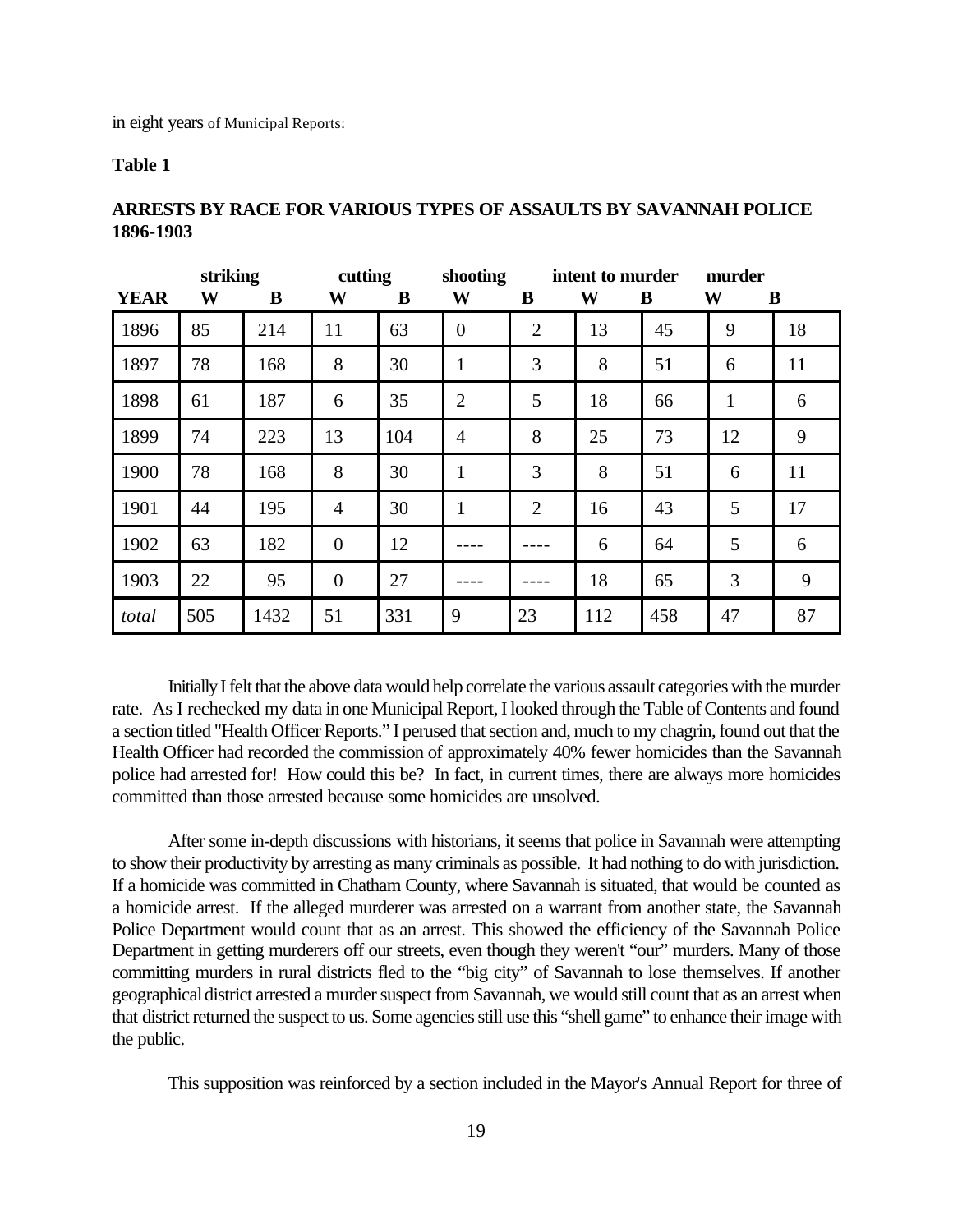in eight years of Municipal Reports:

**Table 1**

**ARRESTS BY RACE FOR VARIOUS TYPES OF ASSAULTS BY SAVANNAH POLICE 1896-1903**

| | striking | | cutting | | shooting | | intent to murder | | murder | |
|---|---|---|---|---|---|---|---|---|---|---|
| **YEAR** | **W** | **B** | **W** | **B** | **W** | **B** | **W** | **B** | **W** | **B** |
| 1896 | 85 | 214 | 11 | 63 | 0 | 2 | 13 | 45 | 9 | 18 |
| 1897 | 78 | 168 | 8 | 30 | 1 | 3 | 8 | 51 | 6 | 11 |
| 1898 | 61 | 187 | 6 | 35 | 2 | 5 | 18 | 66 | 1 | 6 |
| 1899 | 74 | 223 | 13 | 104 | 4 | 8 | 25 | 73 | 12 | 9 |
| 1900 | 78 | 168 | 8 | 30 | 1 | 3 | 8 | 51 | 6 | 11 |
| 1901 | 44 | 195 | 4 | 30 | 1 | 2 | 16 | 43 | 5 | 17 |
| 1902 | 63 | 182 | 0 | 12 | ---- | ---- | 6 | 64 | 5 | 6 |
| 1903 | 22 | 95 | 0 | 27 | ---- | ---- | 18 | 65 | 3 | 9 |
| *total* | 505 | 1432 | 51 | 331 | 9 | 23 | 112 | 458 | 47 | 87 |

Initially I felt that the above data would help correlate the various assault categories with the murder rate. As I rechecked my data in one Municipal Report, I looked through the Table of Contents and found a section titled "Health Officer Reports." I perused that section and, much to my chagrin, found out that the Health Officer had recorded the commission of approximately 40% fewer homicides than the Savannah police had arrested for! How could this be? In fact, in current times, there are always more homicides committed than those arrested because some homicides are unsolved.

After some in-depth discussions with historians, it seems that police in Savannah were attempting to show their productivity by arresting as many criminals as possible. It had nothing to do with jurisdiction. If a homicide was committed in Chatham County, where Savannah is situated, that would be counted as a homicide arrest. If the alleged murderer was arrested on a warrant from another state, the Savannah Police Department would count that as an arrest. This showed the efficiency of the Savannah Police Department in getting murderers off our streets, even though they weren't "our" murders. Many of those committing murders in rural districts fled to the "big city" of Savannah to lose themselves. If another geographical district arrested a murder suspect from Savannah, we would still count that as an arrest when that district returned the suspect to us. Some agencies still use this "shell game" to enhance their image with the public.

This supposition was reinforced by a section included in the Mayor's Annual Report for three of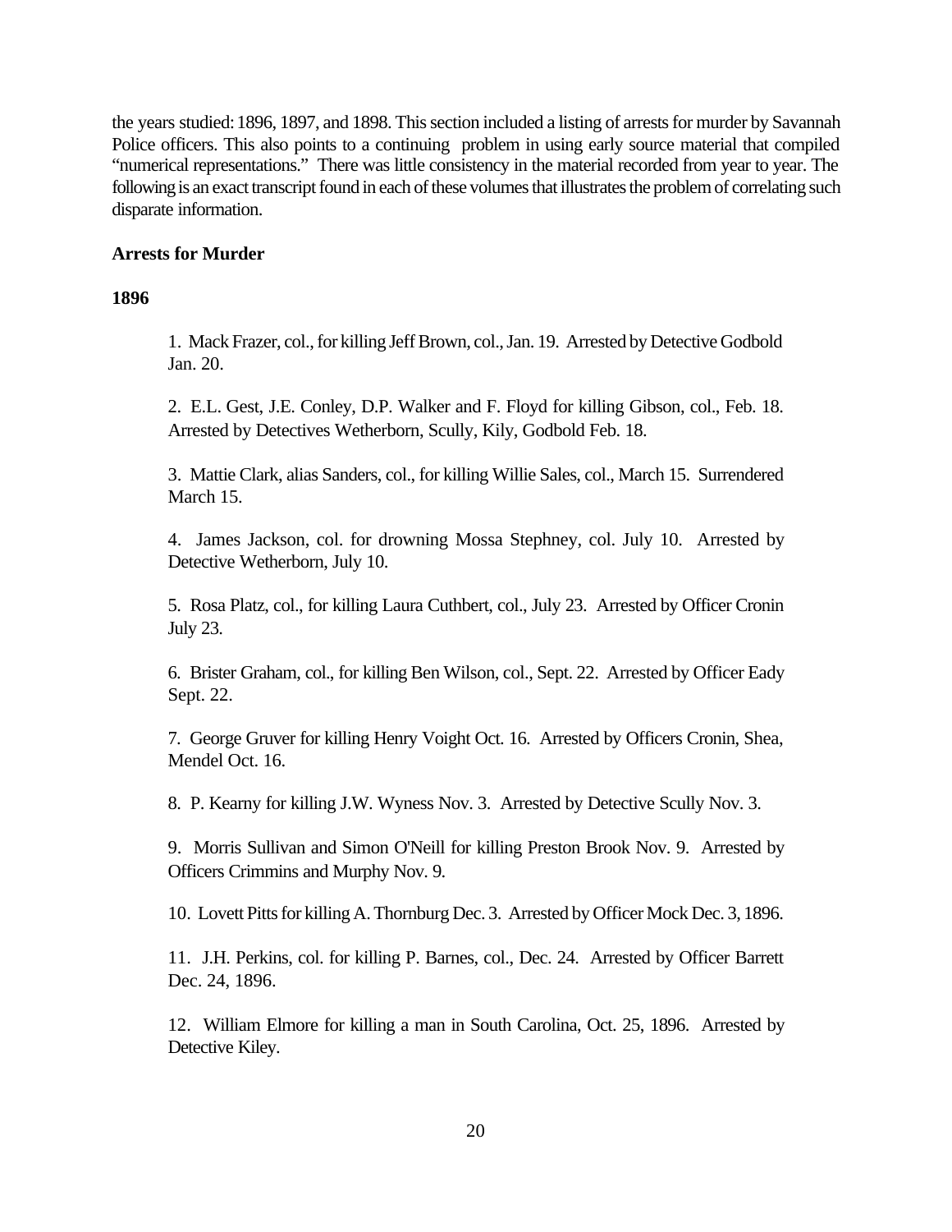the years studied: 1896, 1897, and 1898. This section included a listing of arrests for murder by Savannah Police officers. This also points to a continuing problem in using early source material that compiled "numerical representations." There was little consistency in the material recorded from year to year. The following is an exact transcript found in each of these volumes that illustrates the problem of correlating such disparate information.

**Arrests for Murder**

**1896**

1. Mack Frazer, col., for killing Jeff Brown, col., Jan. 19. Arrested by Detective Godbold Jan. 20.

2. E.L. Gest, J.E. Conley, D.P. Walker and F. Floyd for killing Gibson, col., Feb. 18. Arrested by Detectives Wetherborn, Scully, Kily, Godbold Feb. 18.

3. Mattie Clark, alias Sanders, col., for killing Willie Sales, col., March 15. Surrendered March 15.

4. James Jackson, col. for drowning Mossa Stephney, col. July 10. Arrested by Detective Wetherborn, July 10.

5. Rosa Platz, col., for killing Laura Cuthbert, col., July 23. Arrested by Officer Cronin July 23.

6. Brister Graham, col., for killing Ben Wilson, col., Sept. 22. Arrested by Officer Eady Sept. 22.

7. George Gruver for killing Henry Voight Oct. 16. Arrested by Officers Cronin, Shea, Mendel Oct. 16.

8. P. Kearny for killing J.W. Wyness Nov. 3. Arrested by Detective Scully Nov. 3.

9. Morris Sullivan and Simon O'Neill for killing Preston Brook Nov. 9. Arrested by Officers Crimmins and Murphy Nov. 9.

10. Lovett Pitts for killing A. Thornburg Dec. 3. Arrested by Officer Mock Dec. 3, 1896.

11. J.H. Perkins, col. for killing P. Barnes, col., Dec. 24. Arrested by Officer Barrett Dec. 24, 1896.

12. William Elmore for killing a man in South Carolina, Oct. 25, 1896. Arrested by Detective Kiley.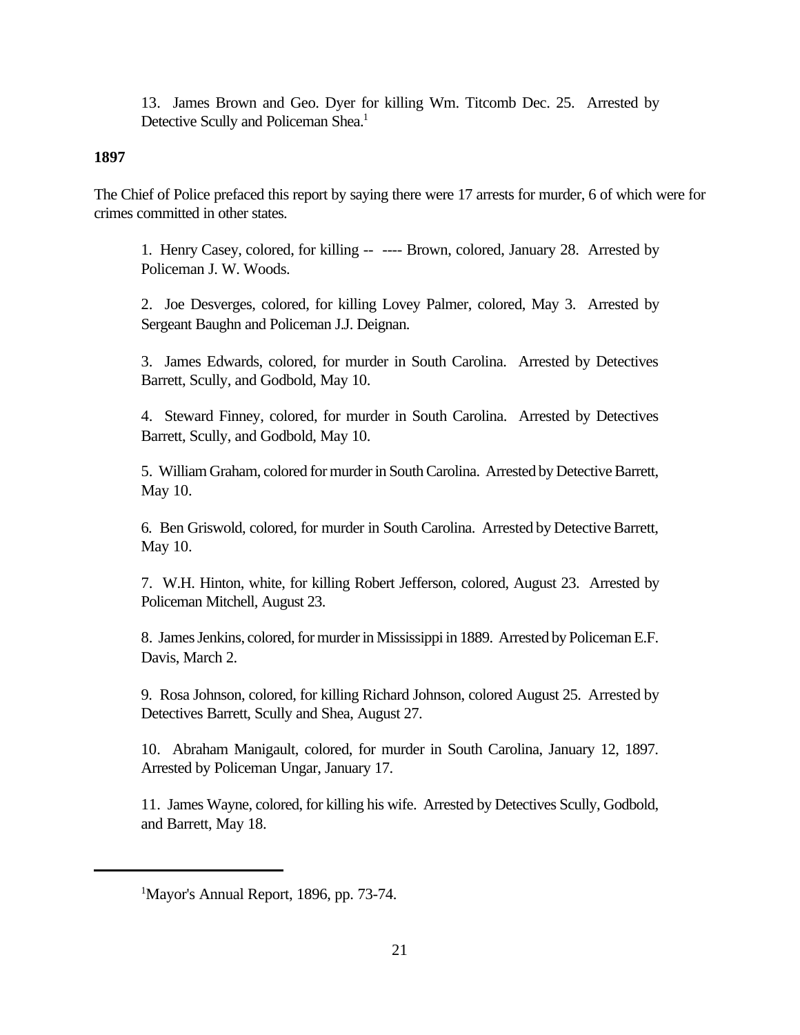13. James Brown and Geo. Dyer for killing Wm. Titcomb Dec. 25. Arrested by Detective Scully and Policeman Shea.[1]

**1897**

The Chief of Police prefaced this report by saying there were 17 arrests for murder, 6 of which were for crimes committed in other states.

1. Henry Casey, colored, for killing -- ---- Brown, colored, January 28. Arrested by Policeman J. W. Woods.

2. Joe Desverges, colored, for killing Lovey Palmer, colored, May 3. Arrested by Sergeant Baughn and Policeman J.J. Deignan.

3. James Edwards, colored, for murder in South Carolina. Arrested by Detectives Barrett, Scully, and Godbold, May 10.

4. Steward Finney, colored, for murder in South Carolina. Arrested by Detectives Barrett, Scully, and Godbold, May 10.

5. William Graham, colored for murder in South Carolina. Arrested by Detective Barrett, May 10.

6. Ben Griswold, colored, for murder in South Carolina. Arrested by Detective Barrett, May 10.

7. W.H. Hinton, white, for killing Robert Jefferson, colored, August 23. Arrested by Policeman Mitchell, August 23.

8. James Jenkins, colored, for murder in Mississippi in 1889. Arrested by Policeman E.F. Davis, March 2.

9. Rosa Johnson, colored, for killing Richard Johnson, colored August 25. Arrested by Detectives Barrett, Scully and Shea, August 27.

10. Abraham Manigault, colored, for murder in South Carolina, January 12, 1897. Arrested by Policeman Ungar, January 17.

11. James Wayne, colored, for killing his wife. Arrested by Detectives Scully, Godbold, and Barrett, May 18.

---

[1]Mayor's Annual Report, 1896, pp. 73-74.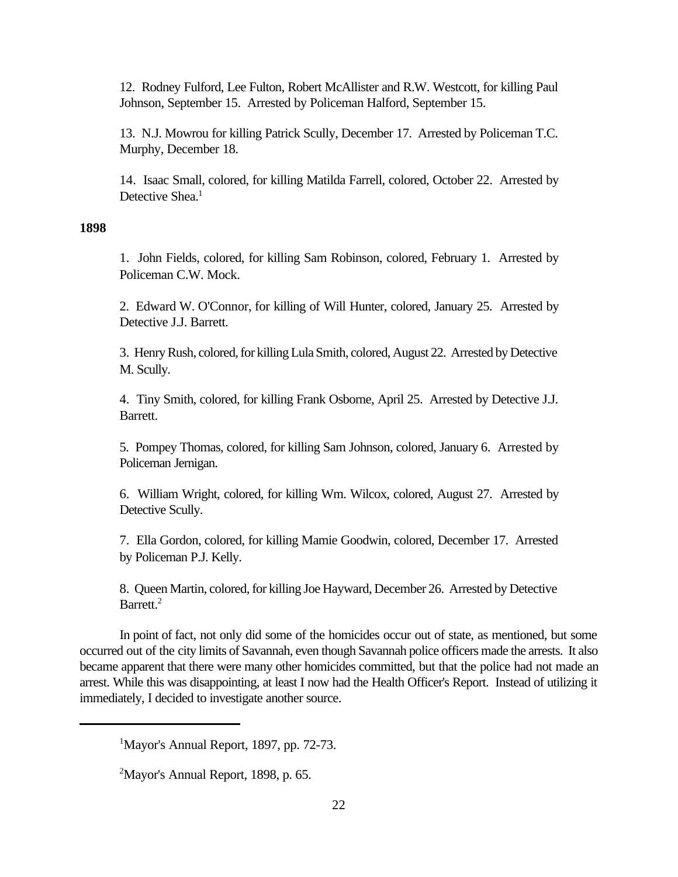12. Rodney Fulford, Lee Fulton, Robert McAllister and R.W. Westcott, for killing Paul Johnson, September 15. Arrested by Policeman Halford, September 15.

13. N.J. Mowrou for killing Patrick Scully, December 17. Arrested by Policeman T.C. Murphy, December 18.

14. Isaac Small, colored, for killing Matilda Farrell, colored, October 22. Arrested by Detective Shea.[1]

**1898**

1. John Fields, colored, for killing Sam Robinson, colored, February 1. Arrested by Policeman C.W. Mock.

2. Edward W. O'Connor, for killing of Will Hunter, colored, January 25. Arrested by Detective J.J. Barrett.

3. Henry Rush, colored, for killing Lula Smith, colored, August 22. Arrested by Detective M. Scully.

4. Tiny Smith, colored, for killing Frank Osborne, April 25. Arrested by Detective J.J. Barrett.

5. Pompey Thomas, colored, for killing Sam Johnson, colored, January 6. Arrested by Policeman Jernigan.

6. William Wright, colored, for killing Wm. Wilcox, colored, August 27. Arrested by Detective Scully.

7. Ella Gordon, colored, for killing Mamie Goodwin, colored, December 17. Arrested by Policeman P.J. Kelly.

8. Queen Martin, colored, for killing Joe Hayward, December 26. Arrested by Detective Barrett.[2]

In point of fact, not only did some of the homicides occur out of state, as mentioned, but some occurred out of the city limits of Savannah, even though Savannah police officers made the arrests. It also became apparent that there were many other homicides committed, but that the police had not made an arrest. While this was disappointing, at least I now had the Health Officer's Report. Instead of utilizing it immediately, I decided to investigate another source.

---

[1]Mayor's Annual Report, 1897, pp. 72-73.

[2]Mayor's Annual Report, 1898, p. 65.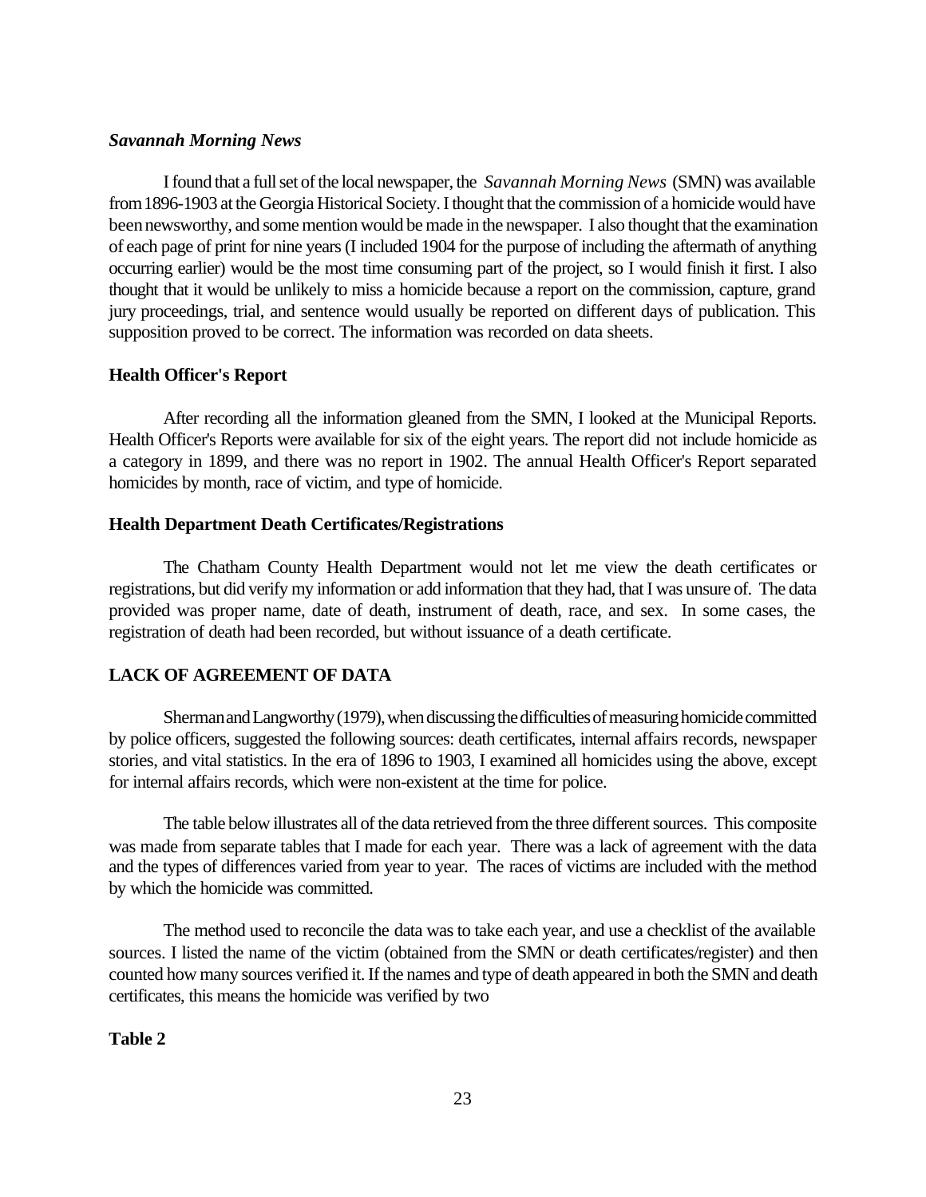### *Savannah Morning News*

I found that a full set of the local newspaper, the *Savannah Morning News* (SMN) was available from 1896-1903 at the Georgia Historical Society. I thought that the commission of a homicide would have been newsworthy, and some mention would be made in the newspaper. I also thought that the examination of each page of print for nine years (I included 1904 for the purpose of including the aftermath of anything occurring earlier) would be the most time consuming part of the project, so I would finish it first. I also thought that it would be unlikely to miss a homicide because a report on the commission, capture, grand jury proceedings, trial, and sentence would usually be reported on different days of publication. This supposition proved to be correct. The information was recorded on data sheets.

### Health Officer's Report

After recording all the information gleaned from the SMN, I looked at the Municipal Reports. Health Officer's Reports were available for six of the eight years. The report did not include homicide as a category in 1899, and there was no report in 1902. The annual Health Officer's Report separated homicides by month, race of victim, and type of homicide.

### Health Department Death Certificates/Registrations

The Chatham County Health Department would not let me view the death certificates or registrations, but did verify my information or add information that they had, that I was unsure of. The data provided was proper name, date of death, instrument of death, race, and sex. In some cases, the registration of death had been recorded, but without issuance of a death certificate.

## LACK OF AGREEMENT OF DATA

Sherman and Langworthy (1979), when discussing the difficulties of measuring homicide committed by police officers, suggested the following sources: death certificates, internal affairs records, newspaper stories, and vital statistics. In the era of 1896 to 1903, I examined all homicides using the above, except for internal affairs records, which were non-existent at the time for police.

The table below illustrates all of the data retrieved from the three different sources. This composite was made from separate tables that I made for each year. There was a lack of agreement with the data and the types of differences varied from year to year. The races of victims are included with the method by which the homicide was committed.

The method used to reconcile the data was to take each year, and use a checklist of the available sources. I listed the name of the victim (obtained from the SMN or death certificates/register) and then counted how many sources verified it. If the names and type of death appeared in both the SMN and death certificates, this means the homicide was verified by two

**Table 2**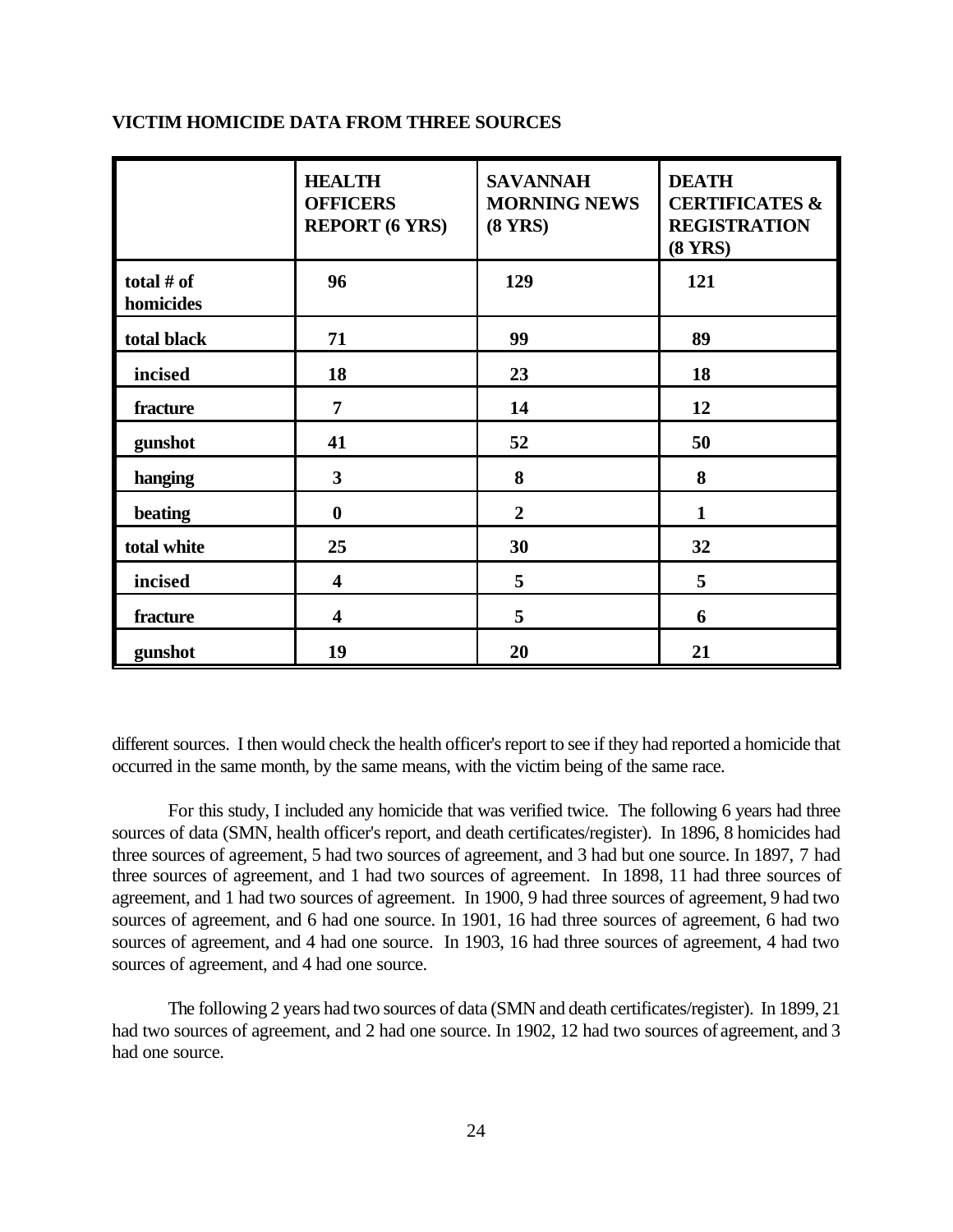**VICTIM HOMICIDE DATA FROM THREE SOURCES**

| | **HEALTH OFFICERS REPORT (6 YRS)** | **SAVANNAH MORNING NEWS (8 YRS)** | **DEATH CERTIFICATES & REGISTRATION (8 YRS)** |
|---|---|---|---|
| **total # of homicides** | **96** | **129** | **121** |
| **total black** | **71** | **99** | **89** |
| **incised** | **18** | **23** | **18** |
| **fracture** | **7** | **14** | **12** |
| **gunshot** | **41** | **52** | **50** |
| **hanging** | **3** | **8** | **8** |
| **beating** | **0** | **2** | **1** |
| **total white** | **25** | **30** | **32** |
| **incised** | **4** | **5** | **5** |
| **fracture** | **4** | **5** | **6** |
| **gunshot** | **19** | **20** | **21** |

different sources. I then would check the health officer's report to see if they had reported a homicide that occurred in the same month, by the same means, with the victim being of the same race.

For this study, I included any homicide that was verified twice. The following 6 years had three sources of data (SMN, health officer's report, and death certificates/register). In 1896, 8 homicides had three sources of agreement, 5 had two sources of agreement, and 3 had but one source. In 1897, 7 had three sources of agreement, and 1 had two sources of agreement. In 1898, 11 had three sources of agreement, and 1 had two sources of agreement. In 1900, 9 had three sources of agreement, 9 had two sources of agreement, and 6 had one source. In 1901, 16 had three sources of agreement, 6 had two sources of agreement, and 4 had one source. In 1903, 16 had three sources of agreement, 4 had two sources of agreement, and 4 had one source.

The following 2 years had two sources of data (SMN and death certificates/register). In 1899, 21 had two sources of agreement, and 2 had one source. In 1902, 12 had two sources of agreement, and 3 had one source.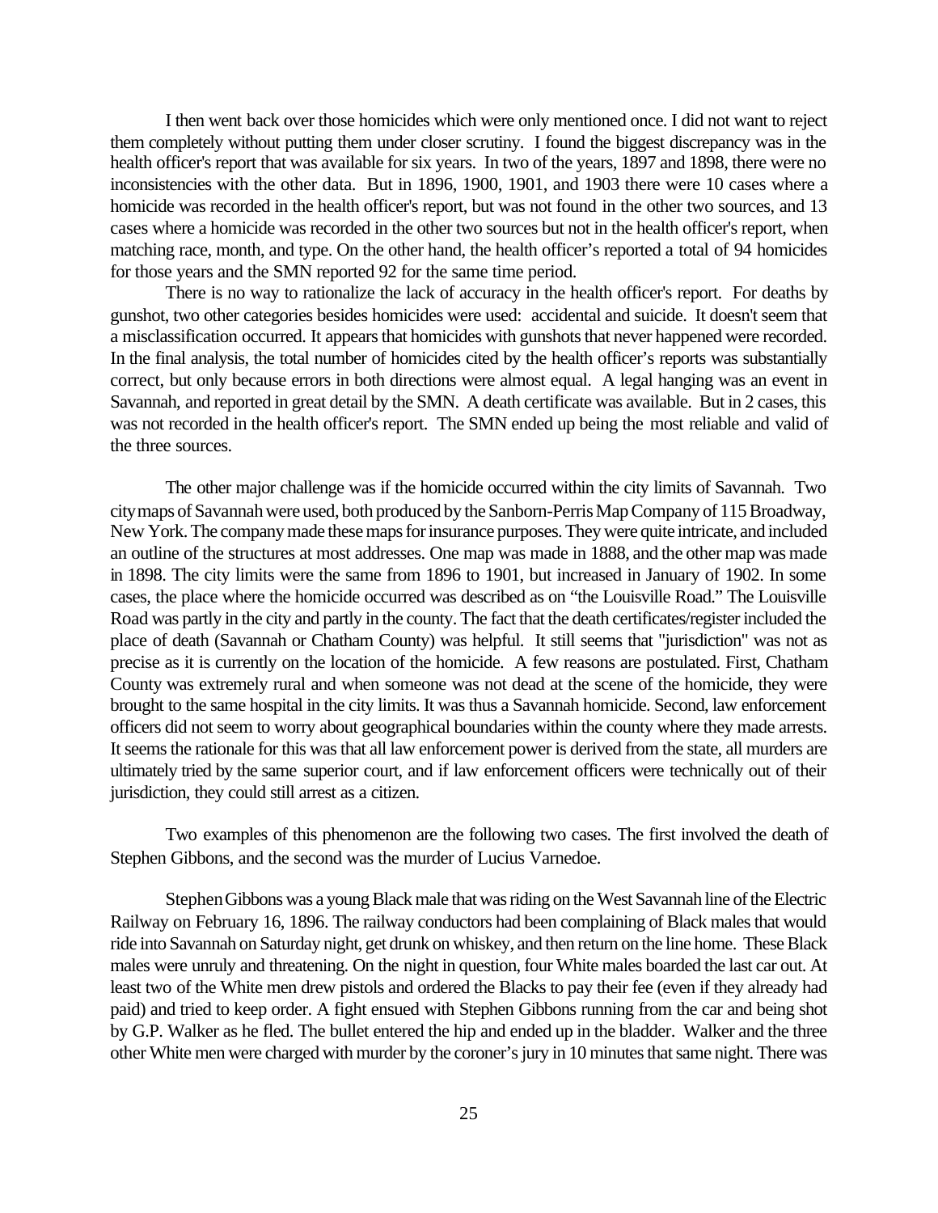I then went back over those homicides which were only mentioned once. I did not want to reject them completely without putting them under closer scrutiny. I found the biggest discrepancy was in the health officer's report that was available for six years. In two of the years, 1897 and 1898, there were no inconsistencies with the other data. But in 1896, 1900, 1901, and 1903 there were 10 cases where a homicide was recorded in the health officer's report, but was not found in the other two sources, and 13 cases where a homicide was recorded in the other two sources but not in the health officer's report, when matching race, month, and type. On the other hand, the health officer's reported a total of 94 homicides for those years and the SMN reported 92 for the same time period.

There is no way to rationalize the lack of accuracy in the health officer's report. For deaths by gunshot, two other categories besides homicides were used: accidental and suicide. It doesn't seem that a misclassification occurred. It appears that homicides with gunshots that never happened were recorded. In the final analysis, the total number of homicides cited by the health officer's reports was substantially correct, but only because errors in both directions were almost equal. A legal hanging was an event in Savannah, and reported in great detail by the SMN. A death certificate was available. But in 2 cases, this was not recorded in the health officer's report. The SMN ended up being the most reliable and valid of the three sources.

The other major challenge was if the homicide occurred within the city limits of Savannah. Two city maps of Savannah were used, both produced by the Sanborn-Perris Map Company of 115 Broadway, New York. The company made these maps for insurance purposes. They were quite intricate, and included an outline of the structures at most addresses. One map was made in 1888, and the other map was made in 1898. The city limits were the same from 1896 to 1901, but increased in January of 1902. In some cases, the place where the homicide occurred was described as on "the Louisville Road." The Louisville Road was partly in the city and partly in the county. The fact that the death certificates/register included the place of death (Savannah or Chatham County) was helpful. It still seems that "jurisdiction" was not as precise as it is currently on the location of the homicide. A few reasons are postulated. First, Chatham County was extremely rural and when someone was not dead at the scene of the homicide, they were brought to the same hospital in the city limits. It was thus a Savannah homicide. Second, law enforcement officers did not seem to worry about geographical boundaries within the county where they made arrests. It seems the rationale for this was that all law enforcement power is derived from the state, all murders are ultimately tried by the same superior court, and if law enforcement officers were technically out of their jurisdiction, they could still arrest as a citizen.

Two examples of this phenomenon are the following two cases. The first involved the death of Stephen Gibbons, and the second was the murder of Lucius Varnedoe.

Stephen Gibbons was a young Black male that was riding on the West Savannah line of the Electric Railway on February 16, 1896. The railway conductors had been complaining of Black males that would ride into Savannah on Saturday night, get drunk on whiskey, and then return on the line home. These Black males were unruly and threatening. On the night in question, four White males boarded the last car out. At least two of the White men drew pistols and ordered the Blacks to pay their fee (even if they already had paid) and tried to keep order. A fight ensued with Stephen Gibbons running from the car and being shot by G.P. Walker as he fled. The bullet entered the hip and ended up in the bladder. Walker and the three other White men were charged with murder by the coroner's jury in 10 minutes that same night. There was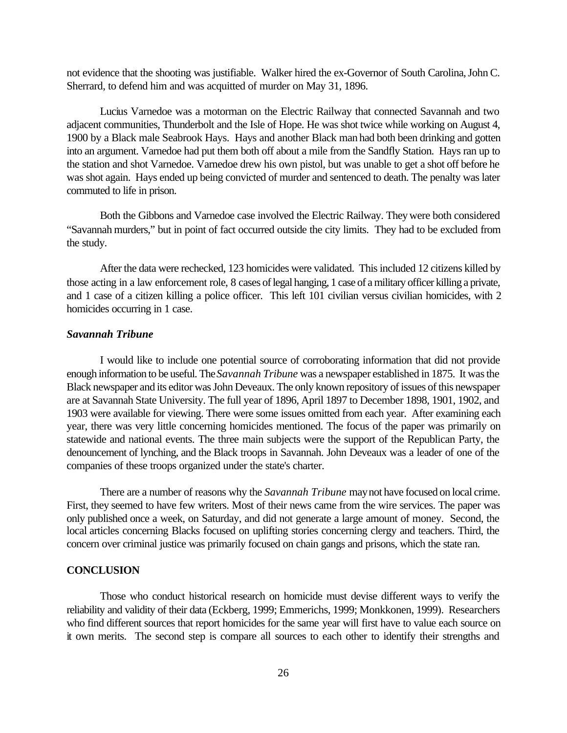not evidence that the shooting was justifiable. Walker hired the ex-Governor of South Carolina, John C. Sherrard, to defend him and was acquitted of murder on May 31, 1896.

Lucius Varnedoe was a motorman on the Electric Railway that connected Savannah and two adjacent communities, Thunderbolt and the Isle of Hope. He was shot twice while working on August 4, 1900 by a Black male Seabrook Hays. Hays and another Black man had both been drinking and gotten into an argument. Varnedoe had put them both off about a mile from the Sandfly Station. Hays ran up to the station and shot Varnedoe. Varnedoe drew his own pistol, but was unable to get a shot off before he was shot again. Hays ended up being convicted of murder and sentenced to death. The penalty was later commuted to life in prison.

Both the Gibbons and Varnedoe case involved the Electric Railway. They were both considered "Savannah murders," but in point of fact occurred outside the city limits. They had to be excluded from the study.

After the data were rechecked, 123 homicides were validated. This included 12 citizens killed by those acting in a law enforcement role, 8 cases of legal hanging, 1 case of a military officer killing a private, and 1 case of a citizen killing a police officer. This left 101 civilian versus civilian homicides, with 2 homicides occurring in 1 case.

### *Savannah Tribune*

I would like to include one potential source of corroborating information that did not provide enough information to be useful. The *Savannah Tribune* was a newspaper established in 1875. It was the Black newspaper and its editor was John Deveaux. The only known repository of issues of this newspaper are at Savannah State University. The full year of 1896, April 1897 to December 1898, 1901, 1902, and 1903 were available for viewing. There were some issues omitted from each year. After examining each year, there was very little concerning homicides mentioned. The focus of the paper was primarily on statewide and national events. The three main subjects were the support of the Republican Party, the denouncement of lynching, and the Black troops in Savannah. John Deveaux was a leader of one of the companies of these troops organized under the state's charter.

There are a number of reasons why the *Savannah Tribune* may not have focused on local crime. First, they seemed to have few writers. Most of their news came from the wire services. The paper was only published once a week, on Saturday, and did not generate a large amount of money. Second, the local articles concerning Blacks focused on uplifting stories concerning clergy and teachers. Third, the concern over criminal justice was primarily focused on chain gangs and prisons, which the state ran.

## CONCLUSION

Those who conduct historical research on homicide must devise different ways to verify the reliability and validity of their data (Eckberg, 1999; Emmerichs, 1999; Monkkonen, 1999). Researchers who find different sources that report homicides for the same year will first have to value each source on it own merits. The second step is compare all sources to each other to identify their strengths and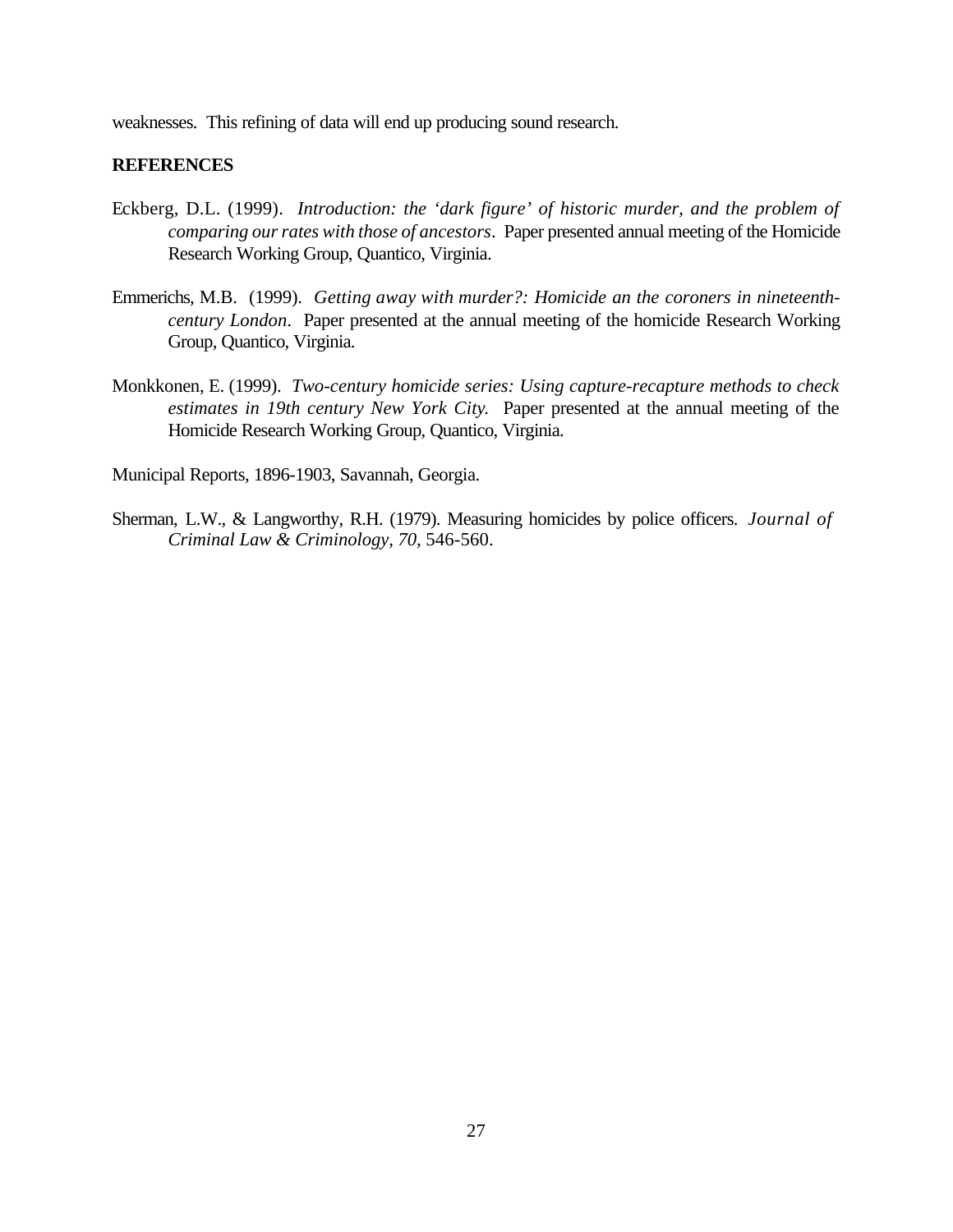weaknesses. This refining of data will end up producing sound research.

**REFERENCES**

Eckberg, D.L. (1999). *Introduction: the 'dark figure' of historic murder, and the problem of comparing our rates with those of ancestors*. Paper presented annual meeting of the Homicide Research Working Group, Quantico, Virginia.

Emmerichs, M.B. (1999). *Getting away with murder?: Homicide an the coroners in nineteenth-century London*. Paper presented at the annual meeting of the homicide Research Working Group, Quantico, Virginia.

Monkkonen, E. (1999). *Two-century homicide series: Using capture-recapture methods to check estimates in 19th century New York City.* Paper presented at the annual meeting of the Homicide Research Working Group, Quantico, Virginia.

Municipal Reports, 1896-1903, Savannah, Georgia.

Sherman, L.W., & Langworthy, R.H. (1979). Measuring homicides by police officers. *Journal of Criminal Law & Criminology, 70,* 546-560.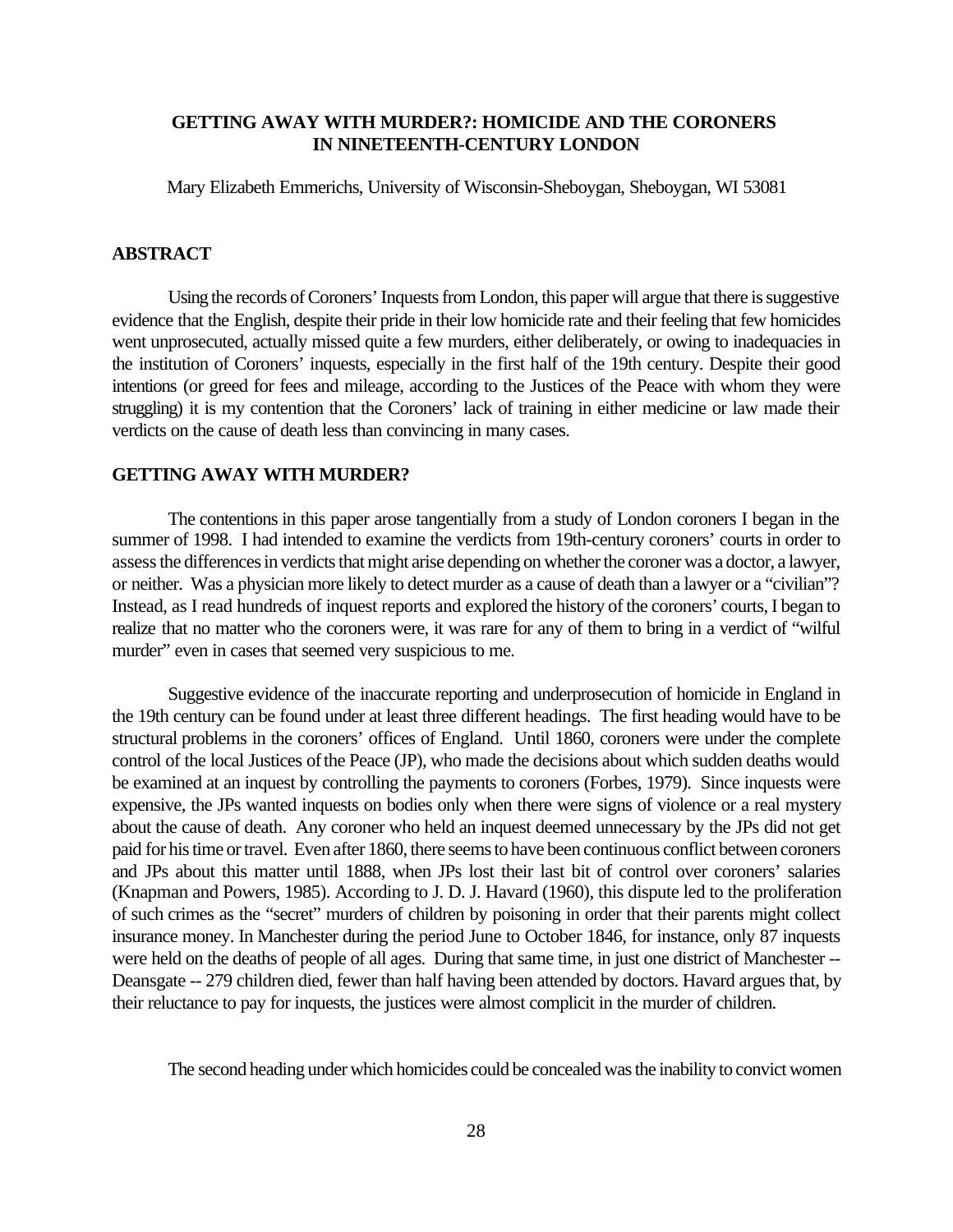## GETTING AWAY WITH MURDER?: HOMICIDE AND THE CORONERS IN NINETEENTH-CENTURY LONDON

Mary Elizabeth Emmerichs, University of Wisconsin-Sheboygan, Sheboygan, WI 53081

### ABSTRACT

Using the records of Coroners' Inquests from London, this paper will argue that there is suggestive evidence that the English, despite their pride in their low homicide rate and their feeling that few homicides went unprosecuted, actually missed quite a few murders, either deliberately, or owing to inadequacies in the institution of Coroners' inquests, especially in the first half of the 19th century. Despite their good intentions (or greed for fees and mileage, according to the Justices of the Peace with whom they were struggling) it is my contention that the Coroners' lack of training in either medicine or law made their verdicts on the cause of death less than convincing in many cases.

### GETTING AWAY WITH MURDER?

The contentions in this paper arose tangentially from a study of London coroners I began in the summer of 1998. I had intended to examine the verdicts from 19th-century coroners' courts in order to assess the differences in verdicts that might arise depending on whether the coroner was a doctor, a lawyer, or neither. Was a physician more likely to detect murder as a cause of death than a lawyer or a "civilian"? Instead, as I read hundreds of inquest reports and explored the history of the coroners' courts, I began to realize that no matter who the coroners were, it was rare for any of them to bring in a verdict of "wilful murder" even in cases that seemed very suspicious to me.

Suggestive evidence of the inaccurate reporting and underprosecution of homicide in England in the 19th century can be found under at least three different headings. The first heading would have to be structural problems in the coroners' offices of England. Until 1860, coroners were under the complete control of the local Justices of the Peace (JP), who made the decisions about which sudden deaths would be examined at an inquest by controlling the payments to coroners (Forbes, 1979). Since inquests were expensive, the JPs wanted inquests on bodies only when there were signs of violence or a real mystery about the cause of death. Any coroner who held an inquest deemed unnecessary by the JPs did not get paid for his time or travel. Even after 1860, there seems to have been continuous conflict between coroners and JPs about this matter until 1888, when JPs lost their last bit of control over coroners' salaries (Knapman and Powers, 1985). According to J. D. J. Havard (1960), this dispute led to the proliferation of such crimes as the "secret" murders of children by poisoning in order that their parents might collect insurance money. In Manchester during the period June to October 1846, for instance, only 87 inquests were held on the deaths of people of all ages. During that same time, in just one district of Manchester -- Deansgate -- 279 children died, fewer than half having been attended by doctors. Havard argues that, by their reluctance to pay for inquests, the justices were almost complicit in the murder of children.

The second heading under which homicides could be concealed was the inability to convict women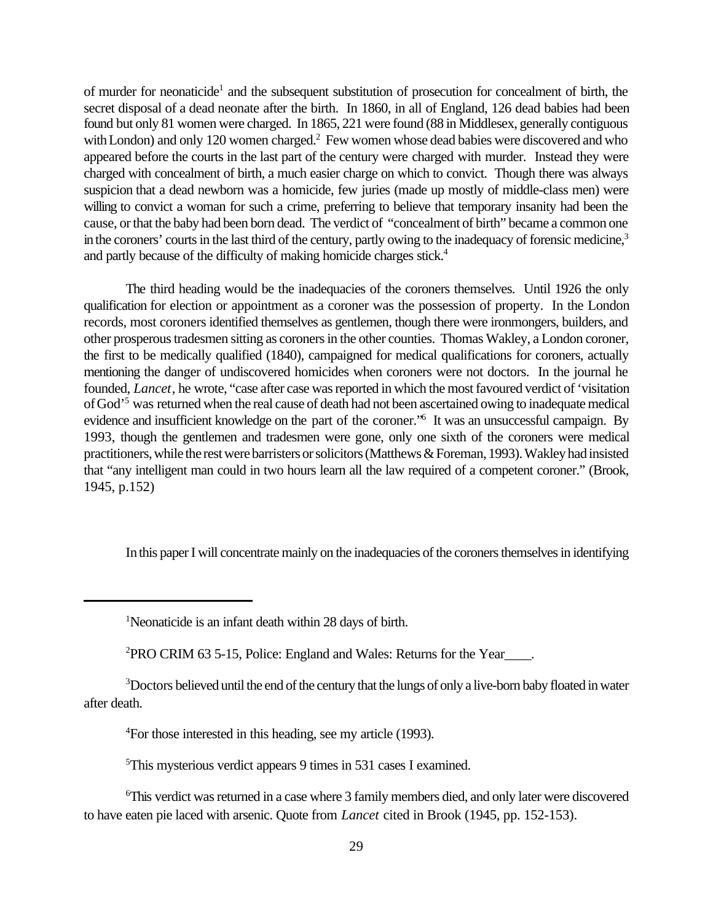of murder for neonaticide[1] and the subsequent substitution of prosecution for concealment of birth, the secret disposal of a dead neonate after the birth. In 1860, in all of England, 126 dead babies had been found but only 81 women were charged. In 1865, 221 were found (88 in Middlesex, generally contiguous with London) and only 120 women charged.[2] Few women whose dead babies were discovered and who appeared before the courts in the last part of the century were charged with murder. Instead they were charged with concealment of birth, a much easier charge on which to convict. Though there was always suspicion that a dead newborn was a homicide, few juries (made up mostly of middle-class men) were willing to convict a woman for such a crime, preferring to believe that temporary insanity had been the cause, or that the baby had been born dead. The verdict of "concealment of birth" became a common one in the coroners' courts in the last third of the century, partly owing to the inadequacy of forensic medicine,[3] and partly because of the difficulty of making homicide charges stick.[4]

The third heading would be the inadequacies of the coroners themselves. Until 1926 the only qualification for election or appointment as a coroner was the possession of property. In the London records, most coroners identified themselves as gentlemen, though there were ironmongers, builders, and other prosperous tradesmen sitting as coroners in the other counties. Thomas Wakley, a London coroner, the first to be medically qualified (1840), campaigned for medical qualifications for coroners, actually mentioning the danger of undiscovered homicides when coroners were not doctors. In the journal he founded, *Lancet*, he wrote, "case after case was reported in which the most favoured verdict of 'visitation of God'[5] was returned when the real cause of death had not been ascertained owing to inadequate medical evidence and insufficient knowledge on the part of the coroner."[6] It was an unsuccessful campaign. By 1993, though the gentlemen and tradesmen were gone, only one sixth of the coroners were medical practitioners, while the rest were barristers or solicitors (Matthews & Foreman, 1993). Wakley had insisted that "any intelligent man could in two hours learn all the law required of a competent coroner." (Brook, 1945, p.152)

In this paper I will concentrate mainly on the inadequacies of the coroners themselves in identifying

---

[1] Neonaticide is an infant death within 28 days of birth.

[2] PRO CRIM 63 5-15, Police: England and Wales: Returns for the Year____.

[3] Doctors believed until the end of the century that the lungs of only a live-born baby floated in water after death.

[4] For those interested in this heading, see my article (1993).

[5] This mysterious verdict appears 9 times in 531 cases I examined.

[6] This verdict was returned in a case where 3 family members died, and only later were discovered to have eaten pie laced with arsenic. Quote from *Lancet* cited in Brook (1945, pp. 152-153).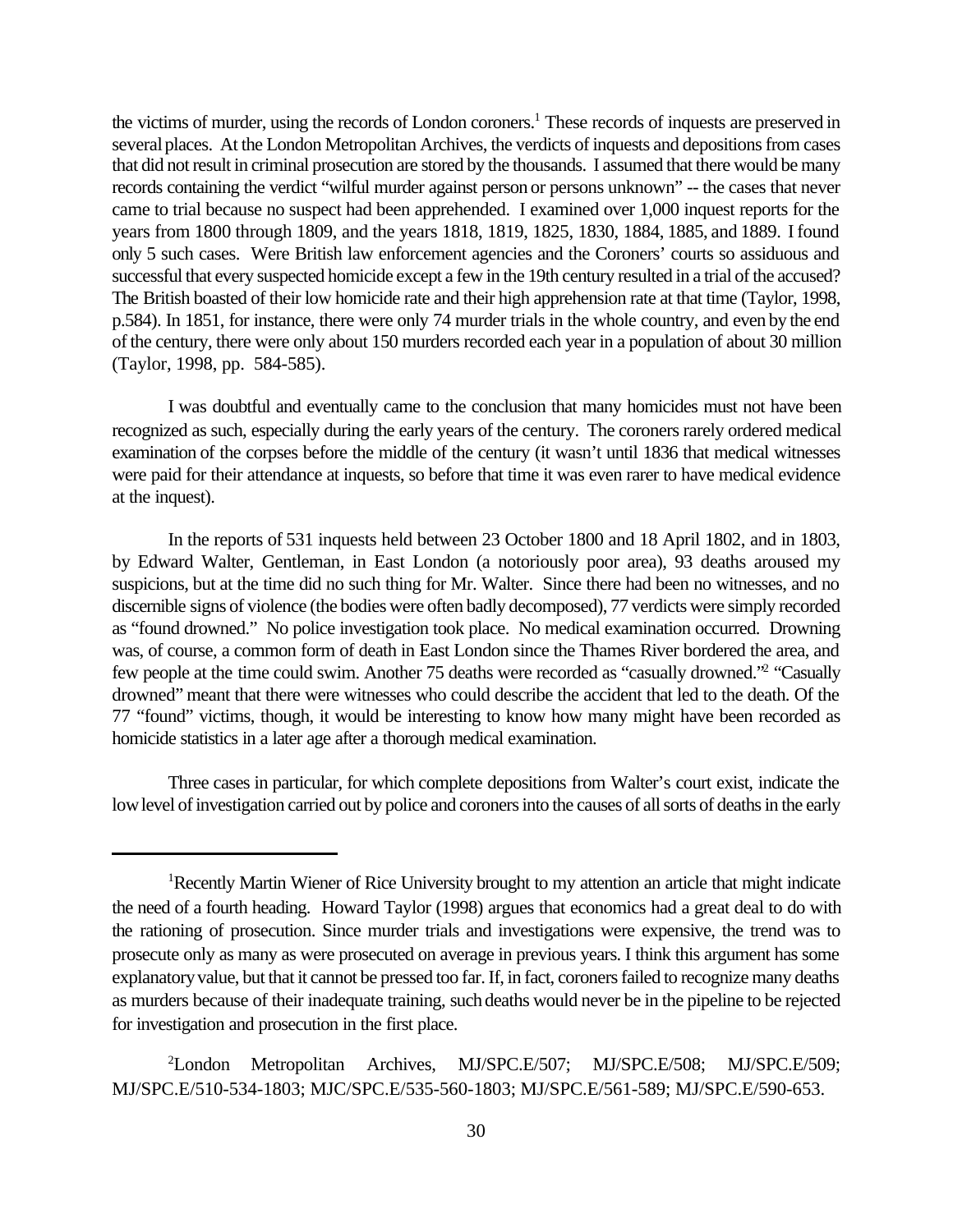the victims of murder, using the records of London coroners.[1] These records of inquests are preserved in several places. At the London Metropolitan Archives, the verdicts of inquests and depositions from cases that did not result in criminal prosecution are stored by the thousands. I assumed that there would be many records containing the verdict "wilful murder against person or persons unknown" -- the cases that never came to trial because no suspect had been apprehended. I examined over 1,000 inquest reports for the years from 1800 through 1809, and the years 1818, 1819, 1825, 1830, 1884, 1885, and 1889. I found only 5 such cases. Were British law enforcement agencies and the Coroners' courts so assiduous and successful that every suspected homicide except a few in the 19th century resulted in a trial of the accused? The British boasted of their low homicide rate and their high apprehension rate at that time (Taylor, 1998, p.584). In 1851, for instance, there were only 74 murder trials in the whole country, and even by the end of the century, there were only about 150 murders recorded each year in a population of about 30 million (Taylor, 1998, pp. 584-585).

I was doubtful and eventually came to the conclusion that many homicides must not have been recognized as such, especially during the early years of the century. The coroners rarely ordered medical examination of the corpses before the middle of the century (it wasn't until 1836 that medical witnesses were paid for their attendance at inquests, so before that time it was even rarer to have medical evidence at the inquest).

In the reports of 531 inquests held between 23 October 1800 and 18 April 1802, and in 1803, by Edward Walter, Gentleman, in East London (a notoriously poor area), 93 deaths aroused my suspicions, but at the time did no such thing for Mr. Walter. Since there had been no witnesses, and no discernible signs of violence (the bodies were often badly decomposed), 77 verdicts were simply recorded as "found drowned." No police investigation took place. No medical examination occurred. Drowning was, of course, a common form of death in East London since the Thames River bordered the area, and few people at the time could swim. Another 75 deaths were recorded as "casually drowned."[2] "Casually drowned" meant that there were witnesses who could describe the accident that led to the death. Of the 77 "found" victims, though, it would be interesting to know how many might have been recorded as homicide statistics in a later age after a thorough medical examination.

Three cases in particular, for which complete depositions from Walter's court exist, indicate the low level of investigation carried out by police and coroners into the causes of all sorts of deaths in the early

---

[1]Recently Martin Wiener of Rice University brought to my attention an article that might indicate the need of a fourth heading. Howard Taylor (1998) argues that economics had a great deal to do with the rationing of prosecution. Since murder trials and investigations were expensive, the trend was to prosecute only as many as were prosecuted on average in previous years. I think this argument has some explanatory value, but that it cannot be pressed too far. If, in fact, coroners failed to recognize many deaths as murders because of their inadequate training, such deaths would never be in the pipeline to be rejected for investigation and prosecution in the first place.

[2]London Metropolitan Archives, MJ/SPC.E/507; MJ/SPC.E/508; MJ/SPC.E/509; MJ/SPC.E/510-534-1803; MJC/SPC.E/535-560-1803; MJ/SPC.E/561-589; MJ/SPC.E/590-653.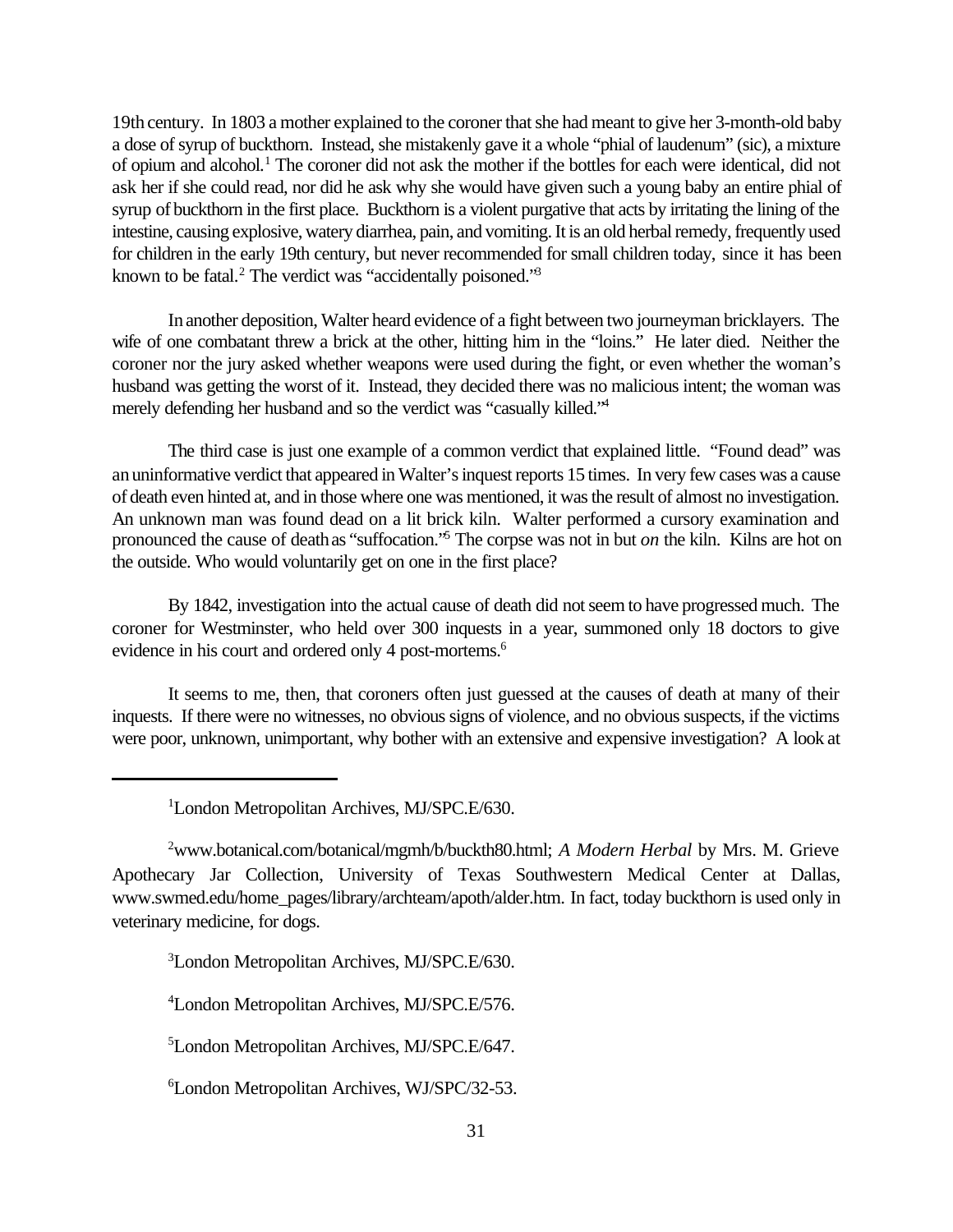19th century. In 1803 a mother explained to the coroner that she had meant to give her 3-month-old baby a dose of syrup of buckthorn. Instead, she mistakenly gave it a whole "phial of laudenum" (sic), a mixture of opium and alcohol.[1] The coroner did not ask the mother if the bottles for each were identical, did not ask her if she could read, nor did he ask why she would have given such a young baby an entire phial of syrup of buckthorn in the first place. Buckthorn is a violent purgative that acts by irritating the lining of the intestine, causing explosive, watery diarrhea, pain, and vomiting. It is an old herbal remedy, frequently used for children in the early 19th century, but never recommended for small children today, since it has been known to be fatal.[2] The verdict was "accidentally poisoned."[3]

In another deposition, Walter heard evidence of a fight between two journeyman bricklayers. The wife of one combatant threw a brick at the other, hitting him in the "loins." He later died. Neither the coroner nor the jury asked whether weapons were used during the fight, or even whether the woman's husband was getting the worst of it. Instead, they decided there was no malicious intent; the woman was merely defending her husband and so the verdict was "casually killed."[4]

The third case is just one example of a common verdict that explained little. "Found dead" was an uninformative verdict that appeared in Walter's inquest reports 15 times. In very few cases was a cause of death even hinted at, and in those where one was mentioned, it was the result of almost no investigation. An unknown man was found dead on a lit brick kiln. Walter performed a cursory examination and pronounced the cause of death as "suffocation."[5] The corpse was not in but *on* the kiln. Kilns are hot on the outside. Who would voluntarily get on one in the first place?

By 1842, investigation into the actual cause of death did not seem to have progressed much. The coroner for Westminster, who held over 300 inquests in a year, summoned only 18 doctors to give evidence in his court and ordered only 4 post-mortems.[6]

It seems to me, then, that coroners often just guessed at the causes of death at many of their inquests. If there were no witnesses, no obvious signs of violence, and no obvious suspects, if the victims were poor, unknown, unimportant, why bother with an extensive and expensive investigation? A look at

---

[1] London Metropolitan Archives, MJ/SPC.E/630.

[2] www.botanical.com/botanical/mgmh/b/buckth80.html; *A Modern Herbal* by Mrs. M. Grieve Apothecary Jar Collection, University of Texas Southwestern Medical Center at Dallas, www.swmed.edu/home_pages/library/archteam/apoth/alder.htm. In fact, today buckthorn is used only in veterinary medicine, for dogs.

[3] London Metropolitan Archives, MJ/SPC.E/630.

[4] London Metropolitan Archives, MJ/SPC.E/576.

[5] London Metropolitan Archives, MJ/SPC.E/647.

[6] London Metropolitan Archives, WJ/SPC/32-53.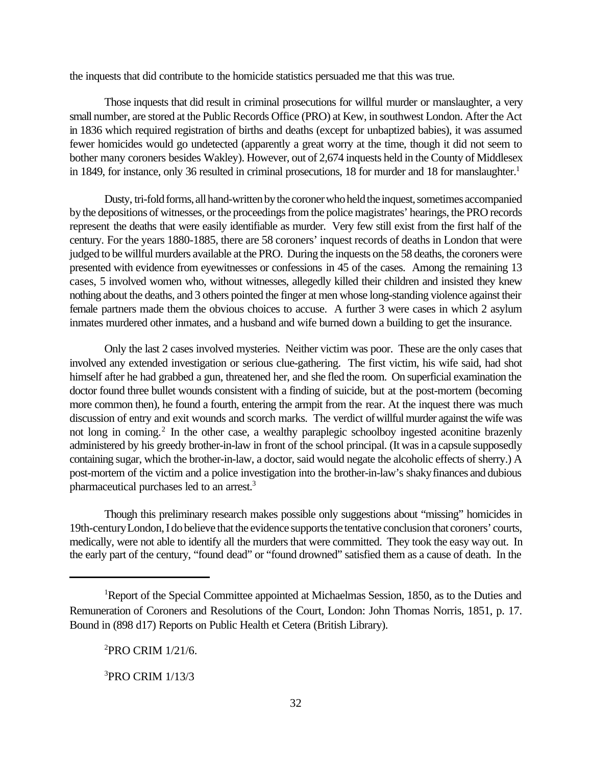the inquests that did contribute to the homicide statistics persuaded me that this was true.

Those inquests that did result in criminal prosecutions for willful murder or manslaughter, a very small number, are stored at the Public Records Office (PRO) at Kew, in southwest London. After the Act in 1836 which required registration of births and deaths (except for unbaptized babies), it was assumed fewer homicides would go undetected (apparently a great worry at the time, though it did not seem to bother many coroners besides Wakley). However, out of 2,674 inquests held in the County of Middlesex in 1849, for instance, only 36 resulted in criminal prosecutions, 18 for murder and 18 for manslaughter.[1]

Dusty, tri-fold forms, all hand-written by the coroner who held the inquest, sometimes accompanied by the depositions of witnesses, or the proceedings from the police magistrates' hearings, the PRO records represent the deaths that were easily identifiable as murder. Very few still exist from the first half of the century. For the years 1880-1885, there are 58 coroners' inquest records of deaths in London that were judged to be willful murders available at the PRO. During the inquests on the 58 deaths, the coroners were presented with evidence from eyewitnesses or confessions in 45 of the cases. Among the remaining 13 cases, 5 involved women who, without witnesses, allegedly killed their children and insisted they knew nothing about the deaths, and 3 others pointed the finger at men whose long-standing violence against their female partners made them the obvious choices to accuse. A further 3 were cases in which 2 asylum inmates murdered other inmates, and a husband and wife burned down a building to get the insurance.

Only the last 2 cases involved mysteries. Neither victim was poor. These are the only cases that involved any extended investigation or serious clue-gathering. The first victim, his wife said, had shot himself after he had grabbed a gun, threatened her, and she fled the room. On superficial examination the doctor found three bullet wounds consistent with a finding of suicide, but at the post-mortem (becoming more common then), he found a fourth, entering the armpit from the rear. At the inquest there was much discussion of entry and exit wounds and scorch marks. The verdict of willful murder against the wife was not long in coming.[2] In the other case, a wealthy paraplegic schoolboy ingested aconitine brazenly administered by his greedy brother-in-law in front of the school principal. (It was in a capsule supposedly containing sugar, which the brother-in-law, a doctor, said would negate the alcoholic effects of sherry.) A post-mortem of the victim and a police investigation into the brother-in-law's shaky finances and dubious pharmaceutical purchases led to an arrest.[3]

Though this preliminary research makes possible only suggestions about "missing" homicides in 19th-century London, I do believe that the evidence supports the tentative conclusion that coroners' courts, medically, were not able to identify all the murders that were committed. They took the easy way out. In the early part of the century, "found dead" or "found drowned" satisfied them as a cause of death. In the

---

[1]Report of the Special Committee appointed at Michaelmas Session, 1850, as to the Duties and Remuneration of Coroners and Resolutions of the Court, London: John Thomas Norris, 1851, p. 17. Bound in (898 d17) Reports on Public Health et Cetera (British Library).

[2]PRO CRIM 1/21/6.

[3]PRO CRIM 1/13/3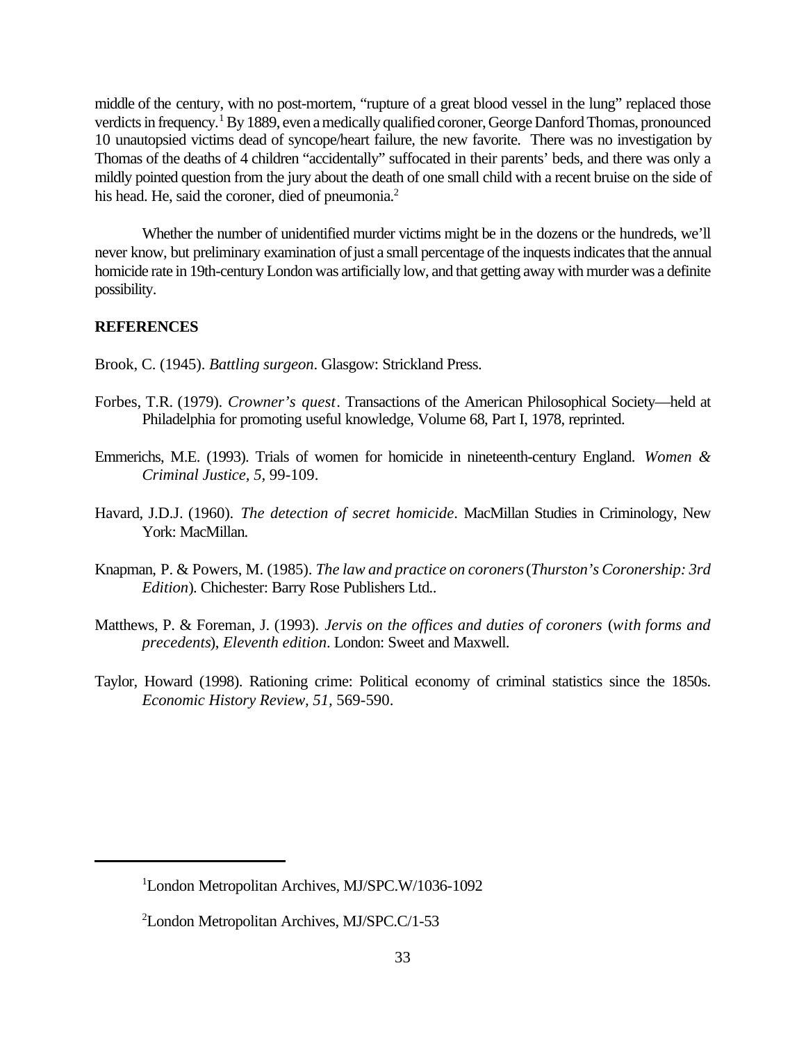middle of the century, with no post-mortem, "rupture of a great blood vessel in the lung" replaced those verdicts in frequency.[1] By 1889, even a medically qualified coroner, George Danford Thomas, pronounced 10 unautopsied victims dead of syncope/heart failure, the new favorite. There was no investigation by Thomas of the deaths of 4 children "accidentally" suffocated in their parents' beds, and there was only a mildly pointed question from the jury about the death of one small child with a recent bruise on the side of his head. He, said the coroner, died of pneumonia.[2]

Whether the number of unidentified murder victims might be in the dozens or the hundreds, we'll never know, but preliminary examination of just a small percentage of the inquests indicates that the annual homicide rate in 19th-century London was artificially low, and that getting away with murder was a definite possibility.

**REFERENCES**

Brook, C. (1945). *Battling surgeon*. Glasgow: Strickland Press.

Forbes, T.R. (1979). *Crowner's quest*. Transactions of the American Philosophical Society—held at Philadelphia for promoting useful knowledge, Volume 68, Part I, 1978, reprinted.

Emmerichs, M.E. (1993). Trials of women for homicide in nineteenth-century England. *Women & Criminal Justice, 5,* 99-109.

Havard, J.D.J. (1960). *The detection of secret homicide*. MacMillan Studies in Criminology, New York: MacMillan.

Knapman, P. & Powers, M. (1985). *The law and practice on coroners* (*Thurston's Coronership: 3rd Edition*). Chichester: Barry Rose Publishers Ltd..

Matthews, P. & Foreman, J. (1993). *Jervis on the offices and duties of coroners* (*with forms and precedents*), *Eleventh edition*. London: Sweet and Maxwell.

Taylor, Howard (1998). Rationing crime: Political economy of criminal statistics since the 1850s. *Economic History Review, 51,* 569-590.

---

[1] London Metropolitan Archives, MJ/SPC.W/1036-1092

[2] London Metropolitan Archives, MJ/SPC.C/1-53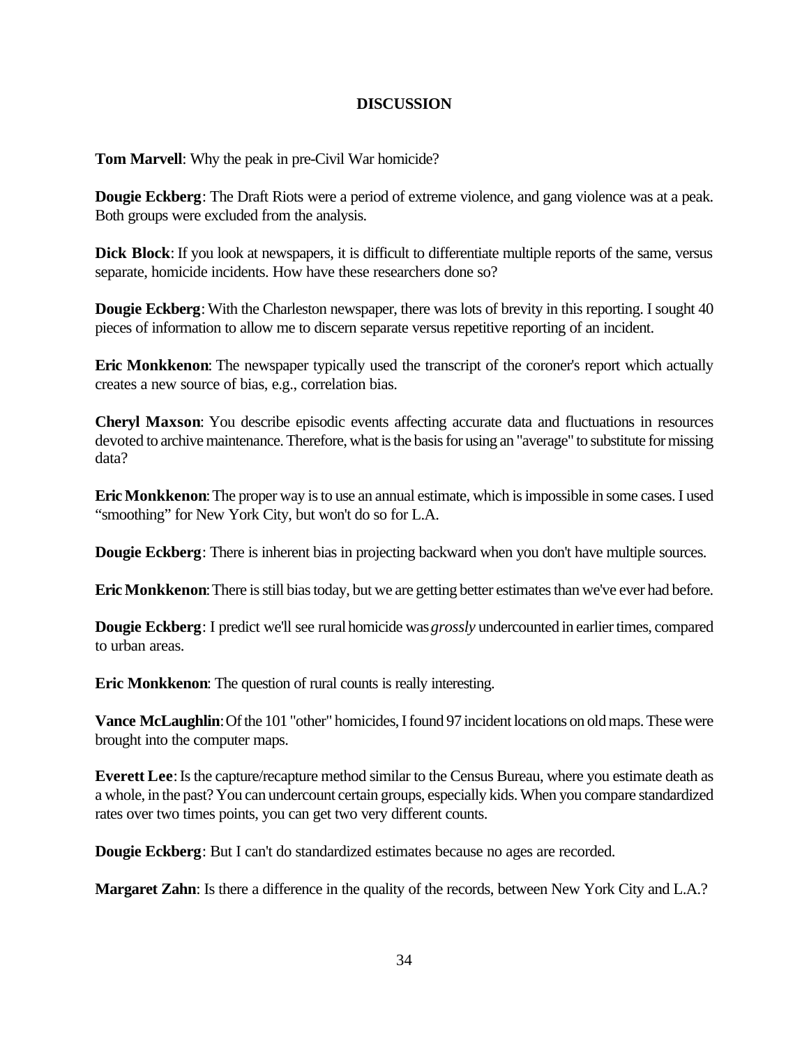## DISCUSSION

**Tom Marvell**: Why the peak in pre-Civil War homicide?

**Dougie Eckberg**: The Draft Riots were a period of extreme violence, and gang violence was at a peak. Both groups were excluded from the analysis.

**Dick Block**: If you look at newspapers, it is difficult to differentiate multiple reports of the same, versus separate, homicide incidents. How have these researchers done so?

**Dougie Eckberg**: With the Charleston newspaper, there was lots of brevity in this reporting. I sought 40 pieces of information to allow me to discern separate versus repetitive reporting of an incident.

**Eric Monkkenon**: The newspaper typically used the transcript of the coroner's report which actually creates a new source of bias, e.g., correlation bias.

**Cheryl Maxson**: You describe episodic events affecting accurate data and fluctuations in resources devoted to archive maintenance. Therefore, what is the basis for using an "average" to substitute for missing data?

**Eric Monkkenon**: The proper way is to use an annual estimate, which is impossible in some cases. I used "smoothing" for New York City, but won't do so for L.A.

**Dougie Eckberg**: There is inherent bias in projecting backward when you don't have multiple sources.

**Eric Monkkenon**: There is still bias today, but we are getting better estimates than we've ever had before.

**Dougie Eckberg**: I predict we'll see rural homicide was *grossly* undercounted in earlier times, compared to urban areas.

**Eric Monkkenon**: The question of rural counts is really interesting.

**Vance McLaughlin**: Of the 101 "other" homicides, I found 97 incident locations on old maps. These were brought into the computer maps.

**Everett Lee**: Is the capture/recapture method similar to the Census Bureau, where you estimate death as a whole, in the past? You can undercount certain groups, especially kids. When you compare standardized rates over two times points, you can get two very different counts.

**Dougie Eckberg**: But I can't do standardized estimates because no ages are recorded.

**Margaret Zahn**: Is there a difference in the quality of the records, between New York City and L.A.?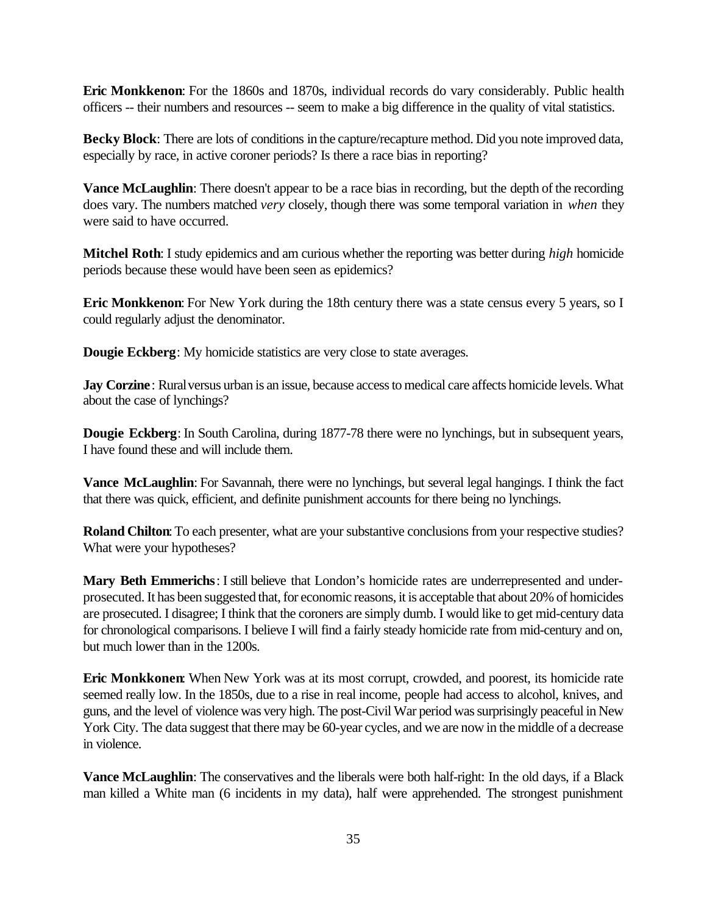**Eric Monkkenon**: For the 1860s and 1870s, individual records do vary considerably. Public health officers -- their numbers and resources -- seem to make a big difference in the quality of vital statistics.

**Becky Block**: There are lots of conditions in the capture/recapture method. Did you note improved data, especially by race, in active coroner periods? Is there a race bias in reporting?

**Vance McLaughlin**: There doesn't appear to be a race bias in recording, but the depth of the recording does vary. The numbers matched *very* closely, though there was some temporal variation in *when* they were said to have occurred.

**Mitchel Roth**: I study epidemics and am curious whether the reporting was better during *high* homicide periods because these would have been seen as epidemics?

**Eric Monkkenon**: For New York during the 18th century there was a state census every 5 years, so I could regularly adjust the denominator.

**Dougie Eckberg**: My homicide statistics are very close to state averages.

**Jay Corzine**: Rural versus urban is an issue, because access to medical care affects homicide levels. What about the case of lynchings?

**Dougie Eckberg**: In South Carolina, during 1877-78 there were no lynchings, but in subsequent years, I have found these and will include them.

**Vance McLaughlin**: For Savannah, there were no lynchings, but several legal hangings. I think the fact that there was quick, efficient, and definite punishment accounts for there being no lynchings.

**Roland Chilton**: To each presenter, what are your substantive conclusions from your respective studies? What were your hypotheses?

**Mary Beth Emmerichs**: I still believe that London's homicide rates are underrepresented and under-prosecuted. It has been suggested that, for economic reasons, it is acceptable that about 20% of homicides are prosecuted. I disagree; I think that the coroners are simply dumb. I would like to get mid-century data for chronological comparisons. I believe I will find a fairly steady homicide rate from mid-century and on, but much lower than in the 1200s.

**Eric Monkkonen**: When New York was at its most corrupt, crowded, and poorest, its homicide rate seemed really low. In the 1850s, due to a rise in real income, people had access to alcohol, knives, and guns, and the level of violence was very high. The post-Civil War period was surprisingly peaceful in New York City. The data suggest that there may be 60-year cycles, and we are now in the middle of a decrease in violence.

**Vance McLaughlin**: The conservatives and the liberals were both half-right: In the old days, if a Black man killed a White man (6 incidents in my data), half were apprehended. The strongest punishment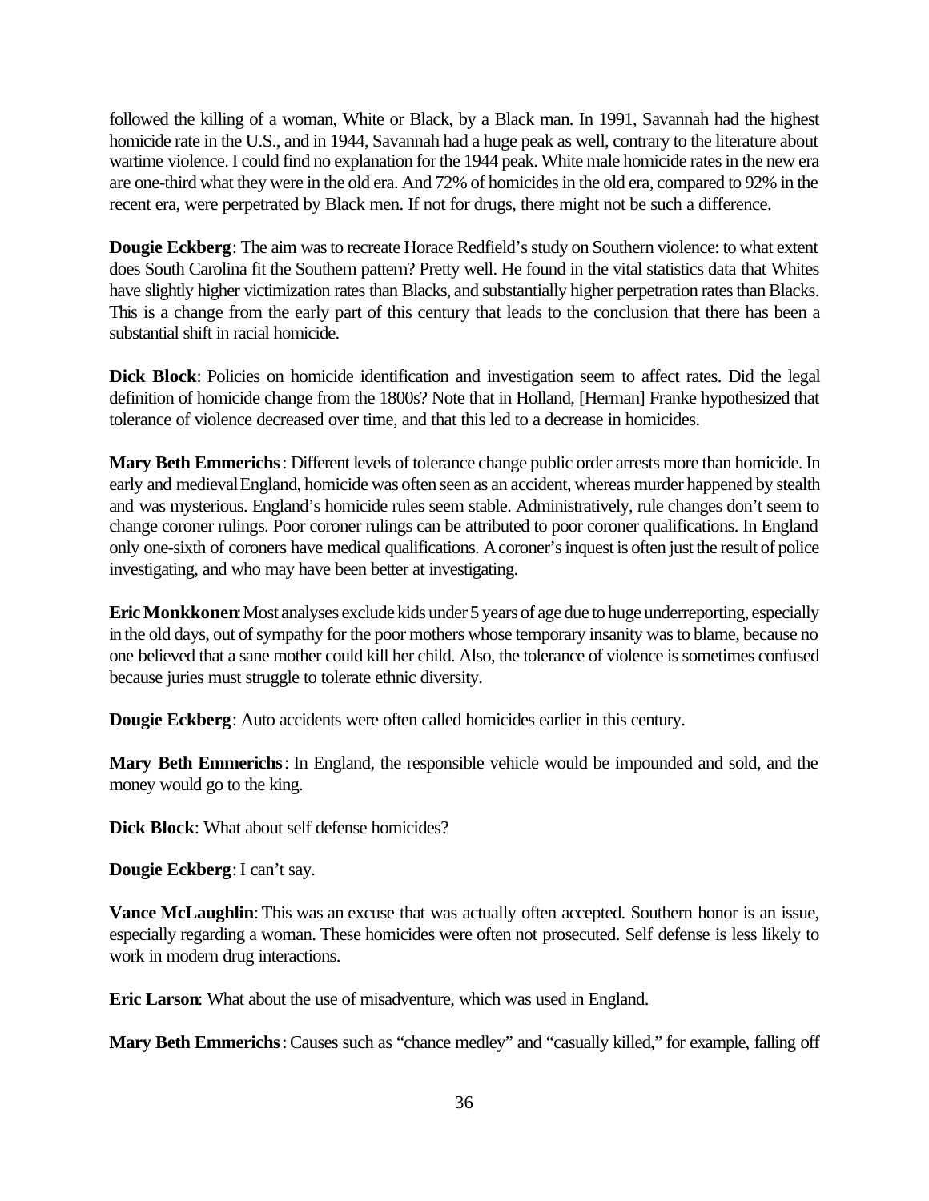followed the killing of a woman, White or Black, by a Black man. In 1991, Savannah had the highest homicide rate in the U.S., and in 1944, Savannah had a huge peak as well, contrary to the literature about wartime violence. I could find no explanation for the 1944 peak. White male homicide rates in the new era are one-third what they were in the old era. And 72% of homicides in the old era, compared to 92% in the recent era, were perpetrated by Black men. If not for drugs, there might not be such a difference.

**Dougie Eckberg**: The aim was to recreate Horace Redfield's study on Southern violence: to what extent does South Carolina fit the Southern pattern? Pretty well. He found in the vital statistics data that Whites have slightly higher victimization rates than Blacks, and substantially higher perpetration rates than Blacks. This is a change from the early part of this century that leads to the conclusion that there has been a substantial shift in racial homicide.

**Dick Block**: Policies on homicide identification and investigation seem to affect rates. Did the legal definition of homicide change from the 1800s? Note that in Holland, [Herman] Franke hypothesized that tolerance of violence decreased over time, and that this led to a decrease in homicides.

**Mary Beth Emmerichs**: Different levels of tolerance change public order arrests more than homicide. In early and medieval England, homicide was often seen as an accident, whereas murder happened by stealth and was mysterious. England's homicide rules seem stable. Administratively, rule changes don't seem to change coroner rulings. Poor coroner rulings can be attributed to poor coroner qualifications. In England only one-sixth of coroners have medical qualifications. A coroner's inquest is often just the result of police investigating, and who may have been better at investigating.

**Eric Monkkonen**: Most analyses exclude kids under 5 years of age due to huge underreporting, especially in the old days, out of sympathy for the poor mothers whose temporary insanity was to blame, because no one believed that a sane mother could kill her child. Also, the tolerance of violence is sometimes confused because juries must struggle to tolerate ethnic diversity.

**Dougie Eckberg**: Auto accidents were often called homicides earlier in this century.

**Mary Beth Emmerichs**: In England, the responsible vehicle would be impounded and sold, and the money would go to the king.

**Dick Block**: What about self defense homicides?

**Dougie Eckberg**: I can't say.

**Vance McLaughlin**: This was an excuse that was actually often accepted. Southern honor is an issue, especially regarding a woman. These homicides were often not prosecuted. Self defense is less likely to work in modern drug interactions.

**Eric Larson**: What about the use of misadventure, which was used in England.

**Mary Beth Emmerichs**: Causes such as "chance medley" and "casually killed," for example, falling off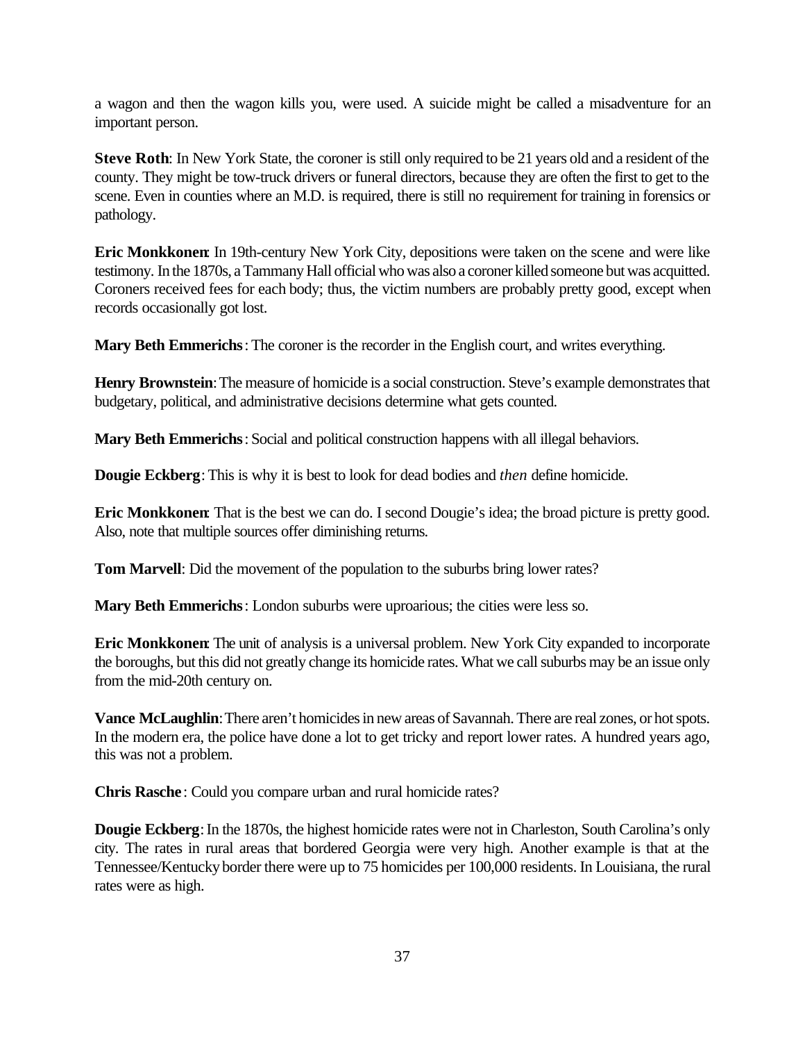a wagon and then the wagon kills you, were used. A suicide might be called a misadventure for an important person.

**Steve Roth**: In New York State, the coroner is still only required to be 21 years old and a resident of the county. They might be tow-truck drivers or funeral directors, because they are often the first to get to the scene. Even in counties where an M.D. is required, there is still no requirement for training in forensics or pathology.

**Eric Monkkonen**: In 19th-century New York City, depositions were taken on the scene and were like testimony. In the 1870s, a Tammany Hall official who was also a coroner killed someone but was acquitted. Coroners received fees for each body; thus, the victim numbers are probably pretty good, except when records occasionally got lost.

**Mary Beth Emmerichs**: The coroner is the recorder in the English court, and writes everything.

**Henry Brownstein**: The measure of homicide is a social construction. Steve's example demonstrates that budgetary, political, and administrative decisions determine what gets counted.

**Mary Beth Emmerichs**: Social and political construction happens with all illegal behaviors.

**Dougie Eckberg**: This is why it is best to look for dead bodies and *then* define homicide.

**Eric Monkkonen**: That is the best we can do. I second Dougie's idea; the broad picture is pretty good. Also, note that multiple sources offer diminishing returns.

**Tom Marvell**: Did the movement of the population to the suburbs bring lower rates?

**Mary Beth Emmerichs**: London suburbs were uproarious; the cities were less so.

**Eric Monkkonen**: The unit of analysis is a universal problem. New York City expanded to incorporate the boroughs, but this did not greatly change its homicide rates. What we call suburbs may be an issue only from the mid-20th century on.

**Vance McLaughlin**: There aren't homicides in new areas of Savannah. There are real zones, or hot spots. In the modern era, the police have done a lot to get tricky and report lower rates. A hundred years ago, this was not a problem.

**Chris Rasche**: Could you compare urban and rural homicide rates?

**Dougie Eckberg**: In the 1870s, the highest homicide rates were not in Charleston, South Carolina's only city. The rates in rural areas that bordered Georgia were very high. Another example is that at the Tennessee/Kentucky border there were up to 75 homicides per 100,000 residents. In Louisiana, the rural rates were as high.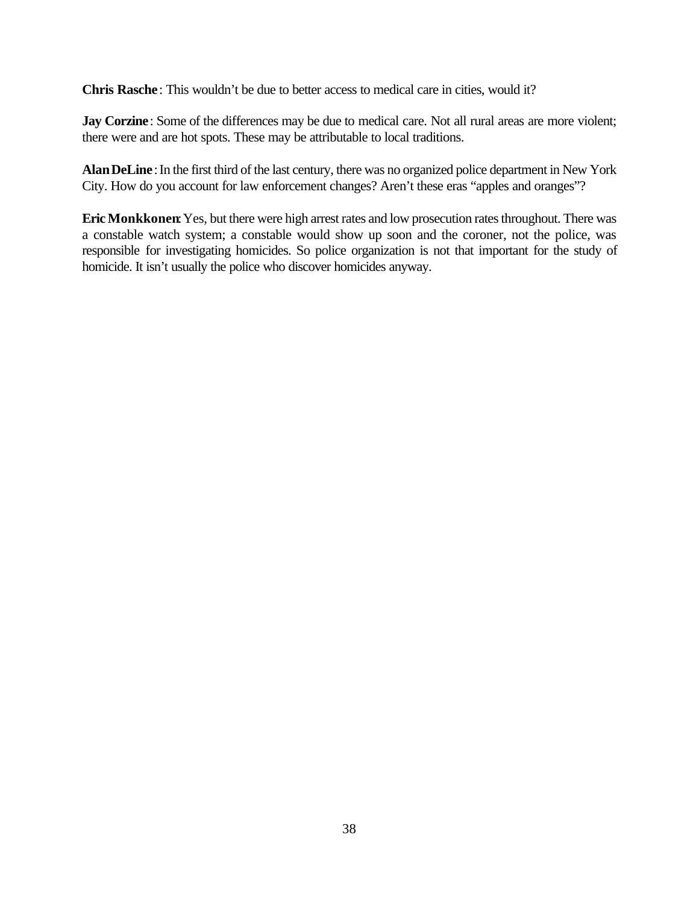**Chris Rasche**: This wouldn't be due to better access to medical care in cities, would it?

**Jay Corzine**: Some of the differences may be due to medical care. Not all rural areas are more violent; there were and are hot spots. These may be attributable to local traditions.

**Alan DeLine**: In the first third of the last century, there was no organized police department in New York City. How do you account for law enforcement changes? Aren't these eras "apples and oranges"?

**Eric Monkkonen**: Yes, but there were high arrest rates and low prosecution rates throughout. There was a constable watch system; a constable would show up soon and the coroner, not the police, was responsible for investigating homicides. So police organization is not that important for the study of homicide. It isn't usually the police who discover homicides anyway.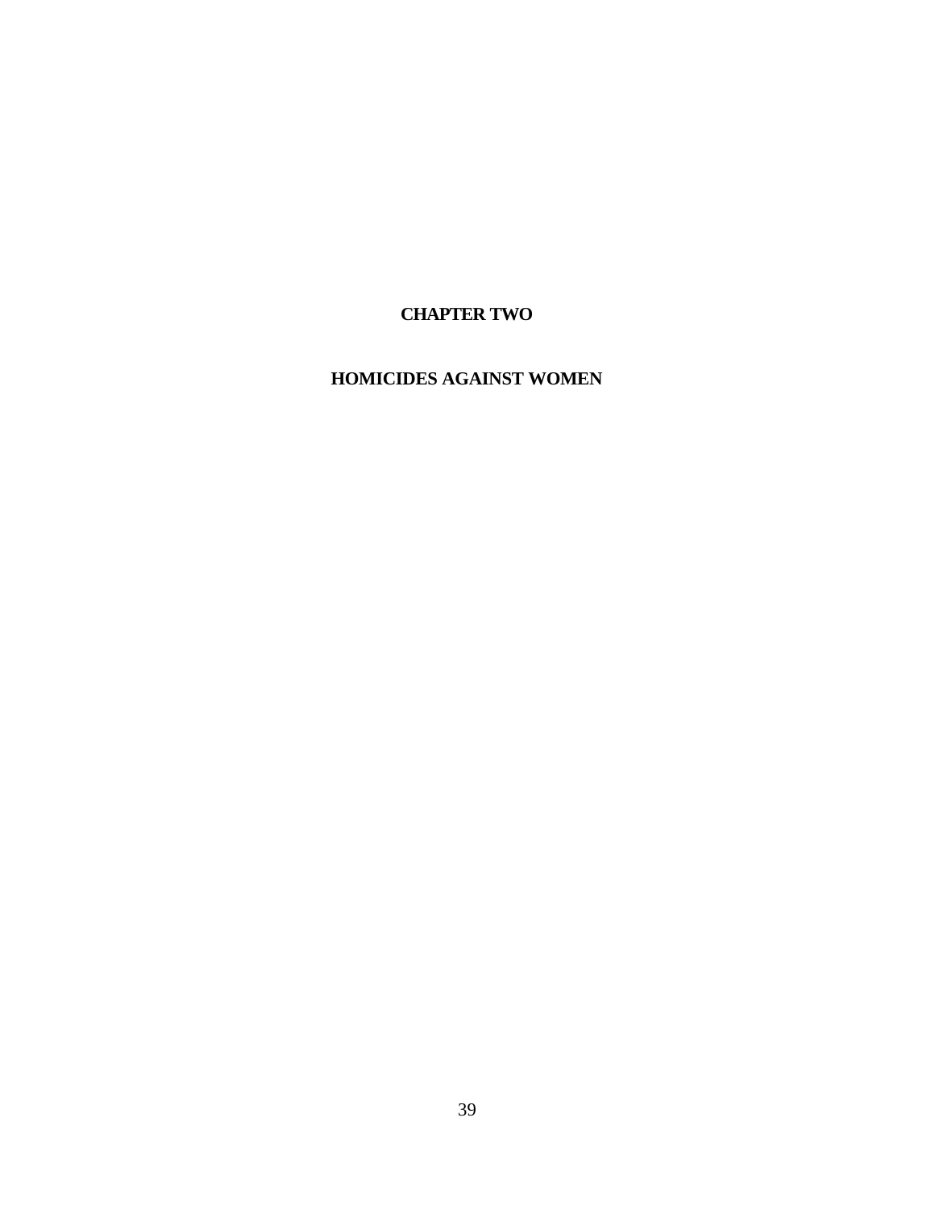# CHAPTER TWO

# HOMICIDES AGAINST WOMEN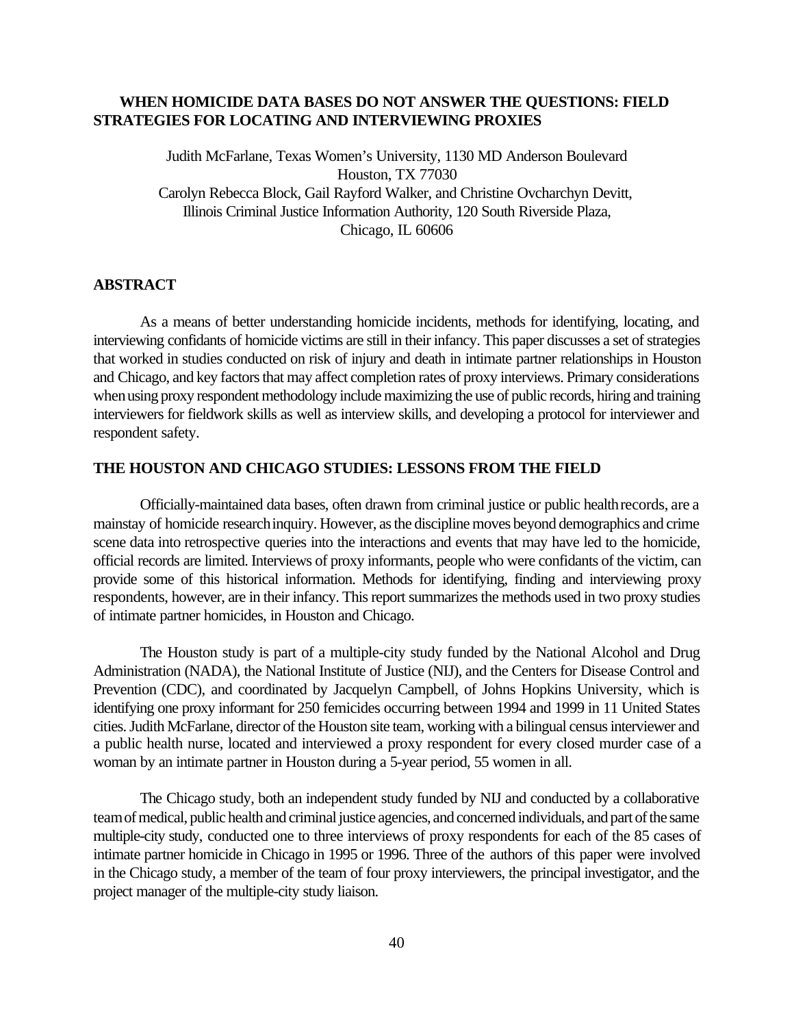## WHEN HOMICIDE DATA BASES DO NOT ANSWER THE QUESTIONS: FIELD STRATEGIES FOR LOCATING AND INTERVIEWING PROXIES

Judith McFarlane, Texas Women's University, 1130 MD Anderson Boulevard
Houston, TX 77030
Carolyn Rebecca Block, Gail Rayford Walker, and Christine Ovcharchyn Devitt,
Illinois Criminal Justice Information Authority, 120 South Riverside Plaza,
Chicago, IL 60606

### ABSTRACT

As a means of better understanding homicide incidents, methods for identifying, locating, and interviewing confidants of homicide victims are still in their infancy. This paper discusses a set of strategies that worked in studies conducted on risk of injury and death in intimate partner relationships in Houston and Chicago, and key factors that may affect completion rates of proxy interviews. Primary considerations when using proxy respondent methodology include maximizing the use of public records, hiring and training interviewers for fieldwork skills as well as interview skills, and developing a protocol for interviewer and respondent safety.

### THE HOUSTON AND CHICAGO STUDIES: LESSONS FROM THE FIELD

Officially-maintained data bases, often drawn from criminal justice or public health records, are a mainstay of homicide research inquiry. However, as the discipline moves beyond demographics and crime scene data into retrospective queries into the interactions and events that may have led to the homicide, official records are limited. Interviews of proxy informants, people who were confidants of the victim, can provide some of this historical information. Methods for identifying, finding and interviewing proxy respondents, however, are in their infancy. This report summarizes the methods used in two proxy studies of intimate partner homicides, in Houston and Chicago.

The Houston study is part of a multiple-city study funded by the National Alcohol and Drug Administration (NADA), the National Institute of Justice (NIJ), and the Centers for Disease Control and Prevention (CDC), and coordinated by Jacquelyn Campbell, of Johns Hopkins University, which is identifying one proxy informant for 250 femicides occurring between 1994 and 1999 in 11 United States cities. Judith McFarlane, director of the Houston site team, working with a bilingual census interviewer and a public health nurse, located and interviewed a proxy respondent for every closed murder case of a woman by an intimate partner in Houston during a 5-year period, 55 women in all.

The Chicago study, both an independent study funded by NIJ and conducted by a collaborative team of medical, public health and criminal justice agencies, and concerned individuals, and part of the same multiple-city study, conducted one to three interviews of proxy respondents for each of the 85 cases of intimate partner homicide in Chicago in 1995 or 1996. Three of the authors of this paper were involved in the Chicago study, a member of the team of four proxy interviewers, the principal investigator, and the project manager of the multiple-city study liaison.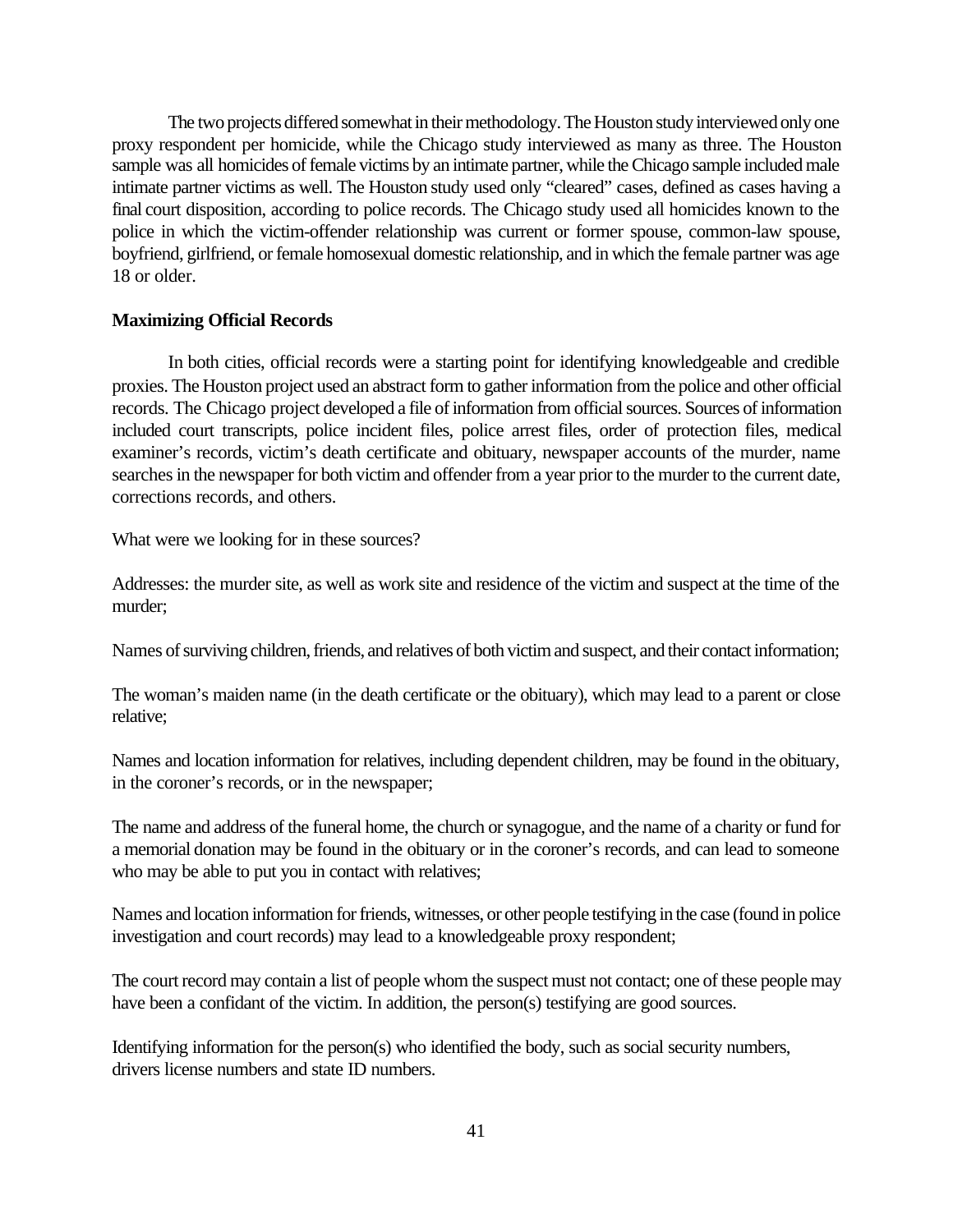The two projects differed somewhat in their methodology. The Houston study interviewed only one proxy respondent per homicide, while the Chicago study interviewed as many as three. The Houston sample was all homicides of female victims by an intimate partner, while the Chicago sample included male intimate partner victims as well. The Houston study used only "cleared" cases, defined as cases having a final court disposition, according to police records. The Chicago study used all homicides known to the police in which the victim-offender relationship was current or former spouse, common-law spouse, boyfriend, girlfriend, or female homosexual domestic relationship, and in which the female partner was age 18 or older.

**Maximizing Official Records**

In both cities, official records were a starting point for identifying knowledgeable and credible proxies. The Houston project used an abstract form to gather information from the police and other official records. The Chicago project developed a file of information from official sources. Sources of information included court transcripts, police incident files, police arrest files, order of protection files, medical examiner's records, victim's death certificate and obituary, newspaper accounts of the murder, name searches in the newspaper for both victim and offender from a year prior to the murder to the current date, corrections records, and others.

What were we looking for in these sources?

Addresses: the murder site, as well as work site and residence of the victim and suspect at the time of the murder;

Names of surviving children, friends, and relatives of both victim and suspect, and their contact information;

The woman's maiden name (in the death certificate or the obituary), which may lead to a parent or close relative;

Names and location information for relatives, including dependent children, may be found in the obituary, in the coroner's records, or in the newspaper;

The name and address of the funeral home, the church or synagogue, and the name of a charity or fund for a memorial donation may be found in the obituary or in the coroner's records, and can lead to someone who may be able to put you in contact with relatives;

Names and location information for friends, witnesses, or other people testifying in the case (found in police investigation and court records) may lead to a knowledgeable proxy respondent;

The court record may contain a list of people whom the suspect must not contact; one of these people may have been a confidant of the victim. In addition, the person(s) testifying are good sources.

Identifying information for the person(s) who identified the body, such as social security numbers, drivers license numbers and state ID numbers.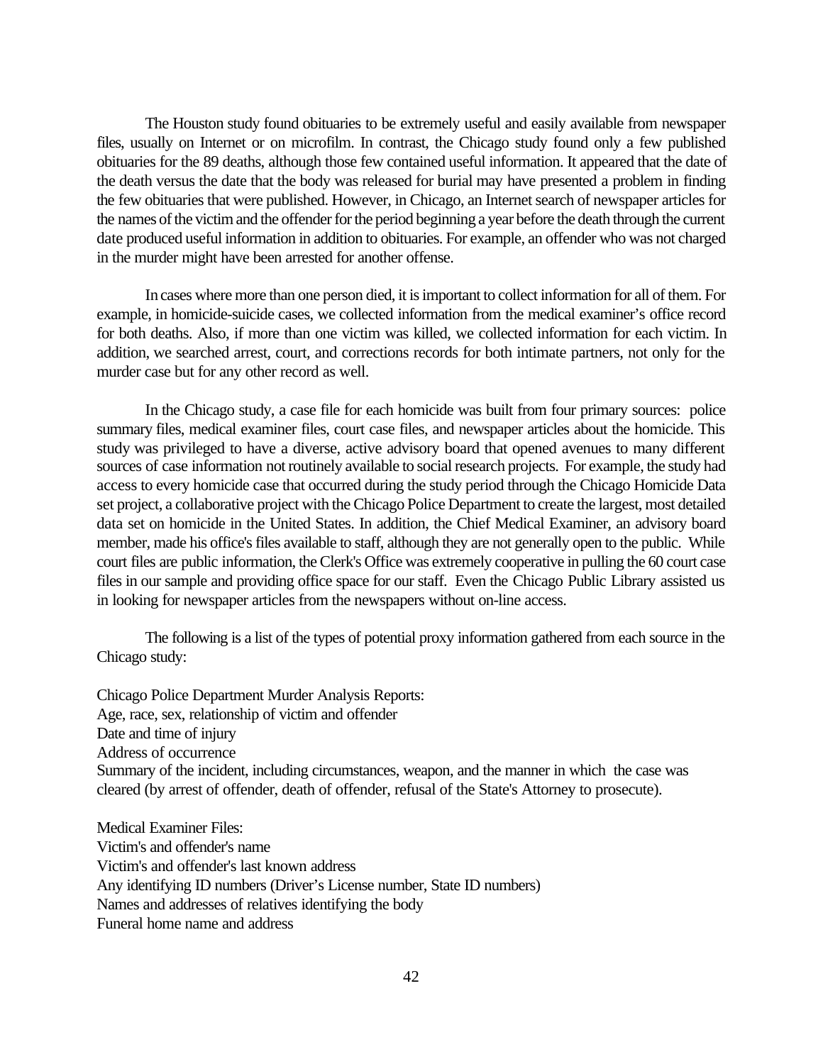The Houston study found obituaries to be extremely useful and easily available from newspaper files, usually on Internet or on microfilm. In contrast, the Chicago study found only a few published obituaries for the 89 deaths, although those few contained useful information. It appeared that the date of the death versus the date that the body was released for burial may have presented a problem in finding the few obituaries that were published. However, in Chicago, an Internet search of newspaper articles for the names of the victim and the offender for the period beginning a year before the death through the current date produced useful information in addition to obituaries. For example, an offender who was not charged in the murder might have been arrested for another offense.

In cases where more than one person died, it is important to collect information for all of them. For example, in homicide-suicide cases, we collected information from the medical examiner's office record for both deaths. Also, if more than one victim was killed, we collected information for each victim. In addition, we searched arrest, court, and corrections records for both intimate partners, not only for the murder case but for any other record as well.

In the Chicago study, a case file for each homicide was built from four primary sources: police summary files, medical examiner files, court case files, and newspaper articles about the homicide. This study was privileged to have a diverse, active advisory board that opened avenues to many different sources of case information not routinely available to social research projects. For example, the study had access to every homicide case that occurred during the study period through the Chicago Homicide Data set project, a collaborative project with the Chicago Police Department to create the largest, most detailed data set on homicide in the United States. In addition, the Chief Medical Examiner, an advisory board member, made his office's files available to staff, although they are not generally open to the public. While court files are public information, the Clerk's Office was extremely cooperative in pulling the 60 court case files in our sample and providing office space for our staff. Even the Chicago Public Library assisted us in looking for newspaper articles from the newspapers without on-line access.

The following is a list of the types of potential proxy information gathered from each source in the Chicago study:

Chicago Police Department Murder Analysis Reports:
Age, race, sex, relationship of victim and offender
Date and time of injury
Address of occurrence
Summary of the incident, including circumstances, weapon, and the manner in which the case was cleared (by arrest of offender, death of offender, refusal of the State's Attorney to prosecute).

Medical Examiner Files:
Victim's and offender's name
Victim's and offender's last known address
Any identifying ID numbers (Driver's License number, State ID numbers)
Names and addresses of relatives identifying the body
Funeral home name and address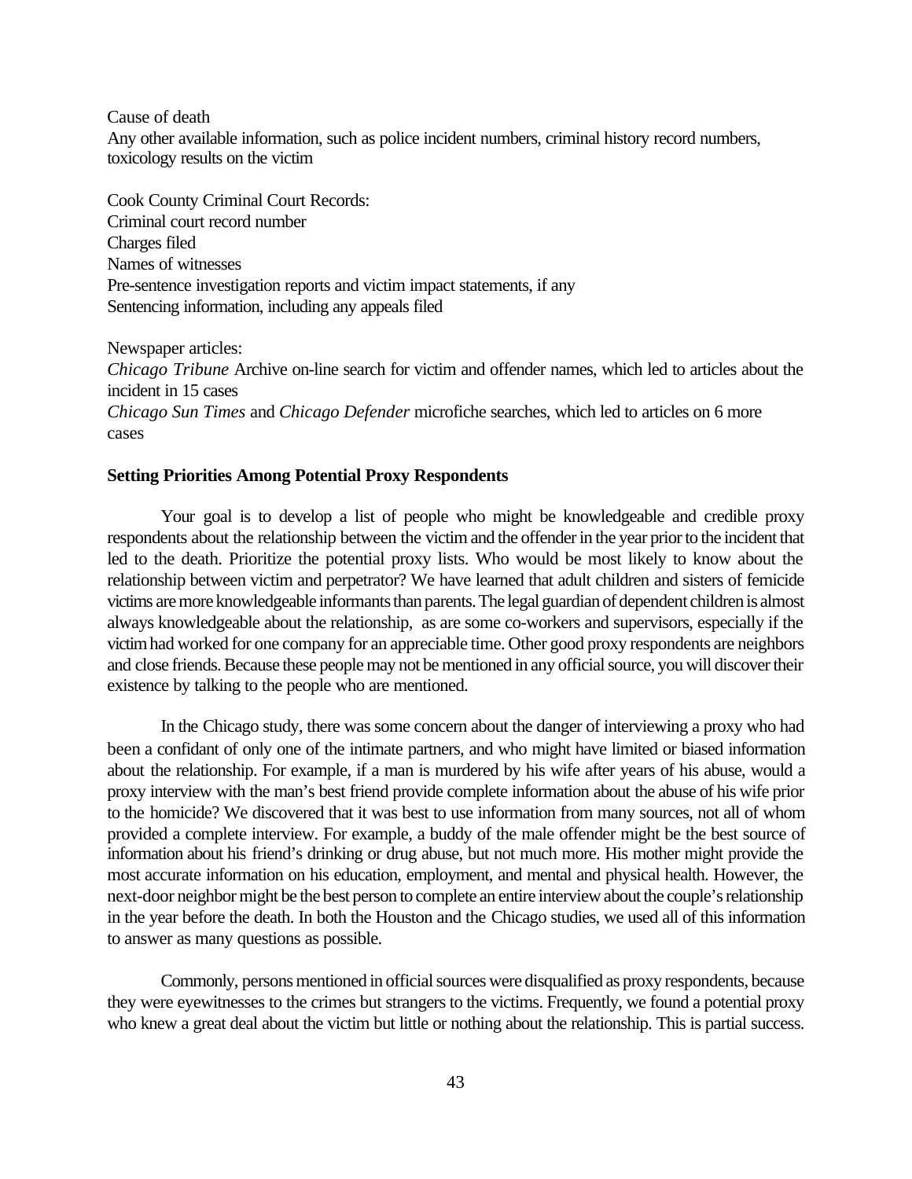Cause of death
Any other available information, such as police incident numbers, criminal history record numbers, toxicology results on the victim

Cook County Criminal Court Records:
Criminal court record number
Charges filed
Names of witnesses
Pre-sentence investigation reports and victim impact statements, if any
Sentencing information, including any appeals filed

Newspaper articles:
*Chicago Tribune* Archive on-line search for victim and offender names, which led to articles about the incident in 15 cases
*Chicago Sun Times* and *Chicago Defender* microfiche searches, which led to articles on 6 more cases

**Setting Priorities Among Potential Proxy Respondents**

Your goal is to develop a list of people who might be knowledgeable and credible proxy respondents about the relationship between the victim and the offender in the year prior to the incident that led to the death. Prioritize the potential proxy lists. Who would be most likely to know about the relationship between victim and perpetrator? We have learned that adult children and sisters of femicide victims are more knowledgeable informants than parents. The legal guardian of dependent children is almost always knowledgeable about the relationship, as are some co-workers and supervisors, especially if the victim had worked for one company for an appreciable time. Other good proxy respondents are neighbors and close friends. Because these people may not be mentioned in any official source, you will discover their existence by talking to the people who are mentioned.

In the Chicago study, there was some concern about the danger of interviewing a proxy who had been a confidant of only one of the intimate partners, and who might have limited or biased information about the relationship. For example, if a man is murdered by his wife after years of his abuse, would a proxy interview with the man's best friend provide complete information about the abuse of his wife prior to the homicide? We discovered that it was best to use information from many sources, not all of whom provided a complete interview. For example, a buddy of the male offender might be the best source of information about his friend's drinking or drug abuse, but not much more. His mother might provide the most accurate information on his education, employment, and mental and physical health. However, the next-door neighbor might be the best person to complete an entire interview about the couple's relationship in the year before the death. In both the Houston and the Chicago studies, we used all of this information to answer as many questions as possible.

Commonly, persons mentioned in official sources were disqualified as proxy respondents, because they were eyewitnesses to the crimes but strangers to the victims. Frequently, we found a potential proxy who knew a great deal about the victim but little or nothing about the relationship. This is partial success.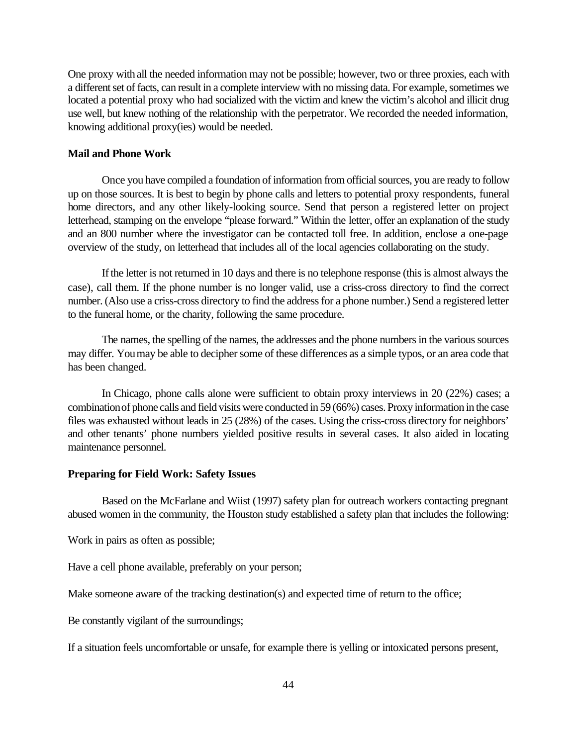One proxy with all the needed information may not be possible; however, two or three proxies, each with a different set of facts, can result in a complete interview with no missing data. For example, sometimes we located a potential proxy who had socialized with the victim and knew the victim's alcohol and illicit drug use well, but knew nothing of the relationship with the perpetrator. We recorded the needed information, knowing additional proxy(ies) would be needed.

**Mail and Phone Work**

Once you have compiled a foundation of information from official sources, you are ready to follow up on those sources. It is best to begin by phone calls and letters to potential proxy respondents, funeral home directors, and any other likely-looking source. Send that person a registered letter on project letterhead, stamping on the envelope "please forward." Within the letter, offer an explanation of the study and an 800 number where the investigator can be contacted toll free. In addition, enclose a one-page overview of the study, on letterhead that includes all of the local agencies collaborating on the study.

If the letter is not returned in 10 days and there is no telephone response (this is almost always the case), call them. If the phone number is no longer valid, use a criss-cross directory to find the correct number. (Also use a criss-cross directory to find the address for a phone number.) Send a registered letter to the funeral home, or the charity, following the same procedure.

The names, the spelling of the names, the addresses and the phone numbers in the various sources may differ. You may be able to decipher some of these differences as a simple typos, or an area code that has been changed.

In Chicago, phone calls alone were sufficient to obtain proxy interviews in 20 (22%) cases; a combination of phone calls and field visits were conducted in 59 (66%) cases. Proxy information in the case files was exhausted without leads in 25 (28%) of the cases. Using the criss-cross directory for neighbors' and other tenants' phone numbers yielded positive results in several cases. It also aided in locating maintenance personnel.

**Preparing for Field Work: Safety Issues**

Based on the McFarlane and Wiist (1997) safety plan for outreach workers contacting pregnant abused women in the community, the Houston study established a safety plan that includes the following:

Work in pairs as often as possible;

Have a cell phone available, preferably on your person;

Make someone aware of the tracking destination(s) and expected time of return to the office;

Be constantly vigilant of the surroundings;

If a situation feels uncomfortable or unsafe, for example there is yelling or intoxicated persons present,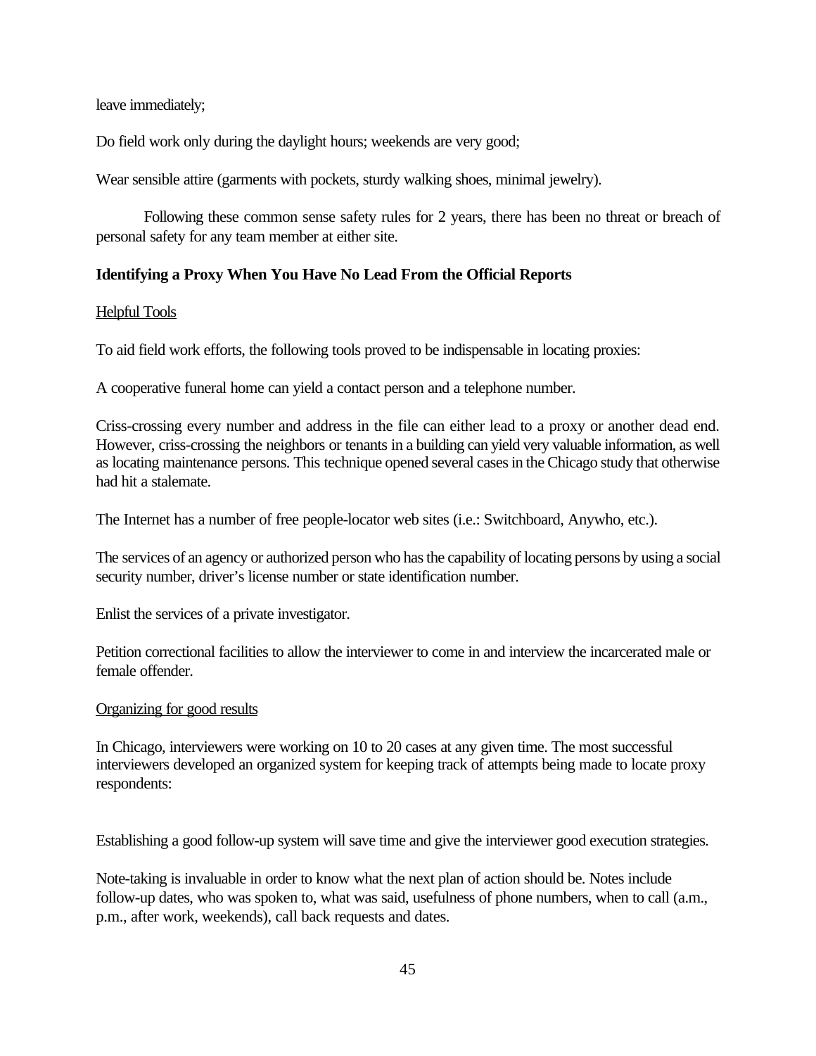leave immediately;

Do field work only during the daylight hours; weekends are very good;

Wear sensible attire (garments with pockets, sturdy walking shoes, minimal jewelry).

Following these common sense safety rules for 2 years, there has been no threat or breach of personal safety for any team member at either site.

**Identifying a Proxy When You Have No Lead From the Official Reports**

Helpful Tools

To aid field work efforts, the following tools proved to be indispensable in locating proxies:

A cooperative funeral home can yield a contact person and a telephone number.

Criss-crossing every number and address in the file can either lead to a proxy or another dead end. However, criss-crossing the neighbors or tenants in a building can yield very valuable information, as well as locating maintenance persons. This technique opened several cases in the Chicago study that otherwise had hit a stalemate.

The Internet has a number of free people-locator web sites (i.e.: Switchboard, Anywho, etc.).

The services of an agency or authorized person who has the capability of locating persons by using a social security number, driver's license number or state identification number.

Enlist the services of a private investigator.

Petition correctional facilities to allow the interviewer to come in and interview the incarcerated male or female offender.

Organizing for good results

In Chicago, interviewers were working on 10 to 20 cases at any given time. The most successful interviewers developed an organized system for keeping track of attempts being made to locate proxy respondents:

Establishing a good follow-up system will save time and give the interviewer good execution strategies.

Note-taking is invaluable in order to know what the next plan of action should be. Notes include follow-up dates, who was spoken to, what was said, usefulness of phone numbers, when to call (a.m., p.m., after work, weekends), call back requests and dates.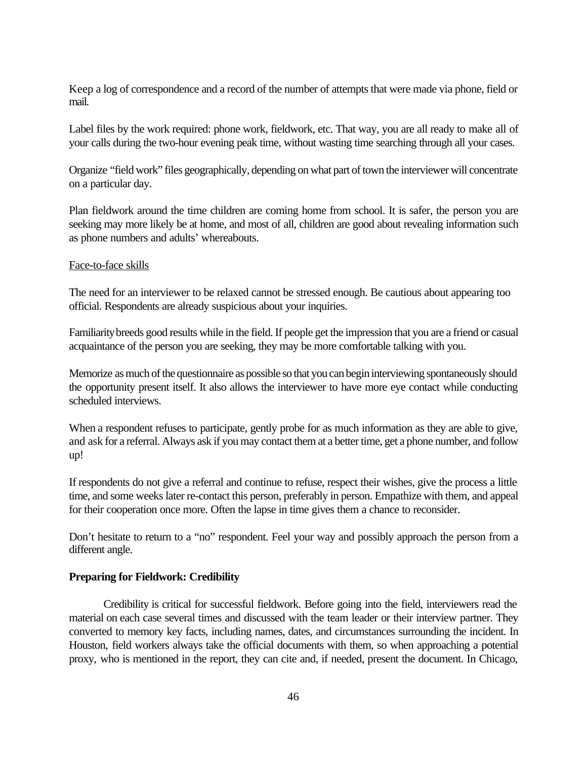Keep a log of correspondence and a record of the number of attempts that were made via phone, field or mail.

Label files by the work required: phone work, fieldwork, etc. That way, you are all ready to make all of your calls during the two-hour evening peak time, without wasting time searching through all your cases.

Organize "field work" files geographically, depending on what part of town the interviewer will concentrate on a particular day.

Plan fieldwork around the time children are coming home from school. It is safer, the person you are seeking may more likely be at home, and most of all, children are good about revealing information such as phone numbers and adults' whereabouts.

Face-to-face skills

The need for an interviewer to be relaxed cannot be stressed enough. Be cautious about appearing too official. Respondents are already suspicious about your inquiries.

Familiarity breeds good results while in the field. If people get the impression that you are a friend or casual acquaintance of the person you are seeking, they may be more comfortable talking with you.

Memorize as much of the questionnaire as possible so that you can begin interviewing spontaneously should the opportunity present itself. It also allows the interviewer to have more eye contact while conducting scheduled interviews.

When a respondent refuses to participate, gently probe for as much information as they are able to give, and ask for a referral. Always ask if you may contact them at a better time, get a phone number, and follow up!

If respondents do not give a referral and continue to refuse, respect their wishes, give the process a little time, and some weeks later re-contact this person, preferably in person. Empathize with them, and appeal for their cooperation once more. Often the lapse in time gives them a chance to reconsider.

Don't hesitate to return to a "no" respondent. Feel your way and possibly approach the person from a different angle.

**Preparing for Fieldwork: Credibility**

Credibility is critical for successful fieldwork. Before going into the field, interviewers read the material on each case several times and discussed with the team leader or their interview partner. They converted to memory key facts, including names, dates, and circumstances surrounding the incident. In Houston, field workers always take the official documents with them, so when approaching a potential proxy, who is mentioned in the report, they can cite and, if needed, present the document. In Chicago,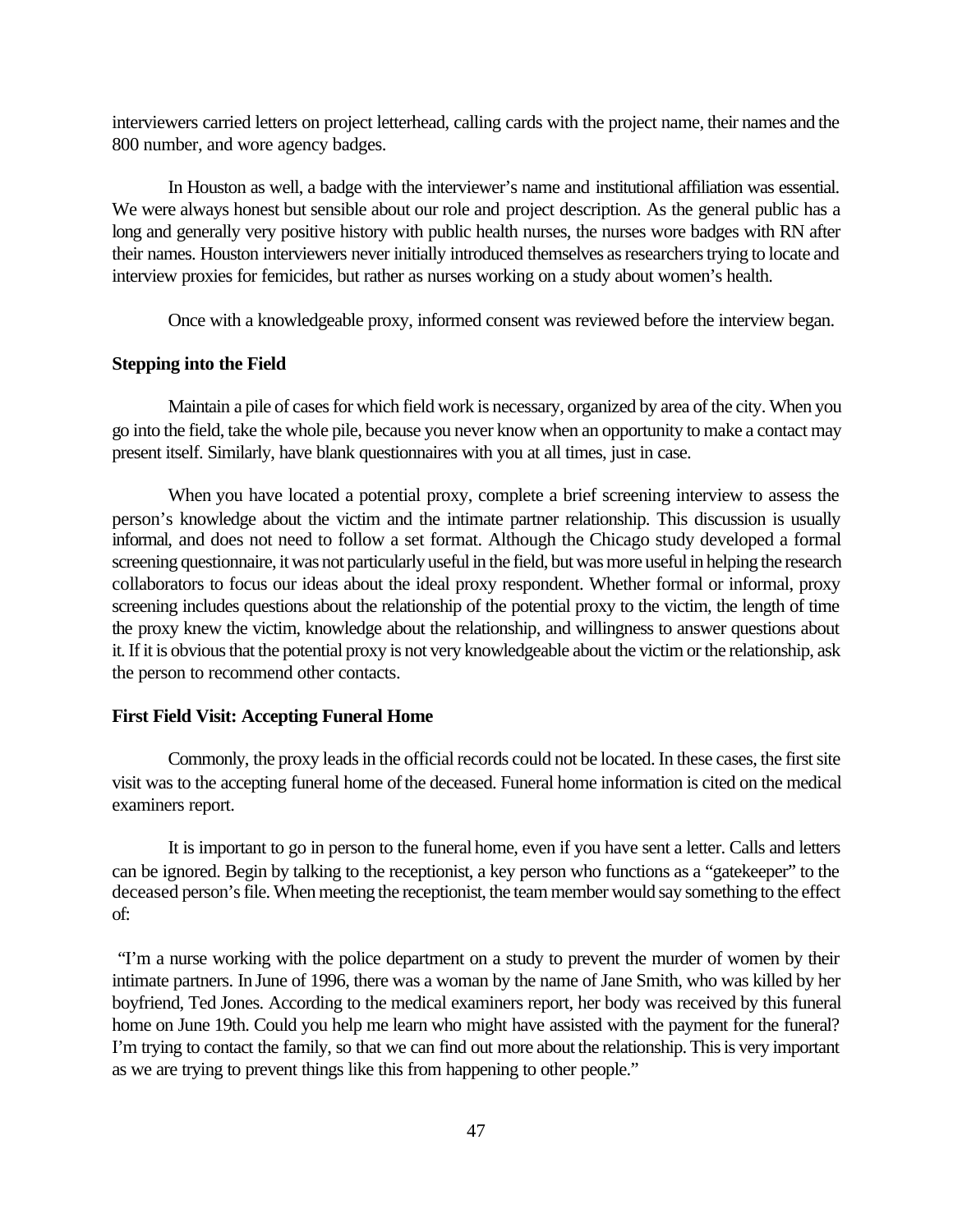interviewers carried letters on project letterhead, calling cards with the project name, their names and the 800 number, and wore agency badges.

In Houston as well, a badge with the interviewer's name and institutional affiliation was essential. We were always honest but sensible about our role and project description. As the general public has a long and generally very positive history with public health nurses, the nurses wore badges with RN after their names. Houston interviewers never initially introduced themselves as researchers trying to locate and interview proxies for femicides, but rather as nurses working on a study about women's health.

Once with a knowledgeable proxy, informed consent was reviewed before the interview began.

**Stepping into the Field**

Maintain a pile of cases for which field work is necessary, organized by area of the city. When you go into the field, take the whole pile, because you never know when an opportunity to make a contact may present itself. Similarly, have blank questionnaires with you at all times, just in case.

When you have located a potential proxy, complete a brief screening interview to assess the person's knowledge about the victim and the intimate partner relationship. This discussion is usually informal, and does not need to follow a set format. Although the Chicago study developed a formal screening questionnaire, it was not particularly useful in the field, but was more useful in helping the research collaborators to focus our ideas about the ideal proxy respondent. Whether formal or informal, proxy screening includes questions about the relationship of the potential proxy to the victim, the length of time the proxy knew the victim, knowledge about the relationship, and willingness to answer questions about it. If it is obvious that the potential proxy is not very knowledgeable about the victim or the relationship, ask the person to recommend other contacts.

**First Field Visit: Accepting Funeral Home**

Commonly, the proxy leads in the official records could not be located. In these cases, the first site visit was to the accepting funeral home of the deceased. Funeral home information is cited on the medical examiners report.

It is important to go in person to the funeral home, even if you have sent a letter. Calls and letters can be ignored. Begin by talking to the receptionist, a key person who functions as a "gatekeeper" to the deceased person's file. When meeting the receptionist, the team member would say something to the effect of:

"I'm a nurse working with the police department on a study to prevent the murder of women by their intimate partners. In June of 1996, there was a woman by the name of Jane Smith, who was killed by her boyfriend, Ted Jones. According to the medical examiners report, her body was received by this funeral home on June 19th. Could you help me learn who might have assisted with the payment for the funeral? I'm trying to contact the family, so that we can find out more about the relationship. This is very important as we are trying to prevent things like this from happening to other people."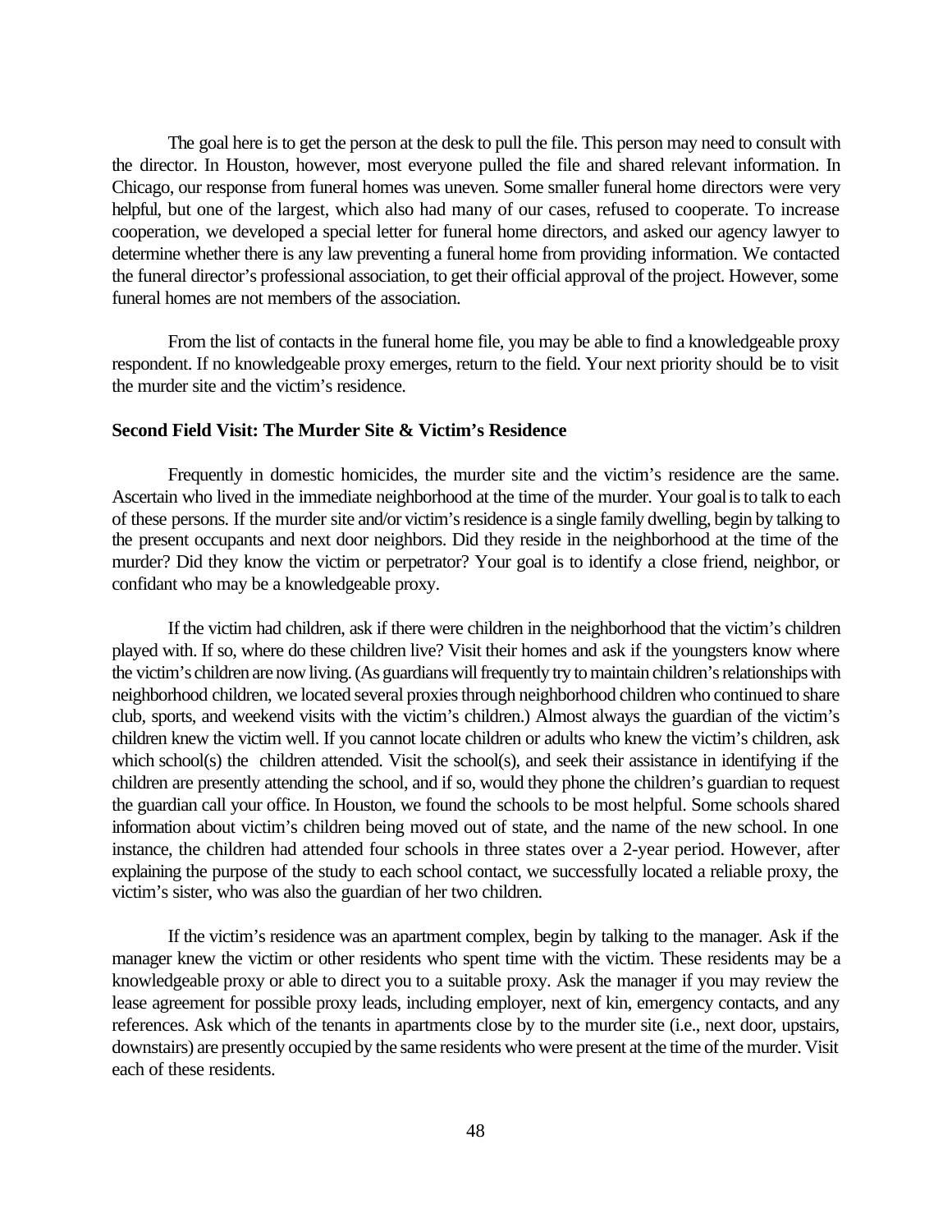The goal here is to get the person at the desk to pull the file. This person may need to consult with the director. In Houston, however, most everyone pulled the file and shared relevant information. In Chicago, our response from funeral homes was uneven. Some smaller funeral home directors were very helpful, but one of the largest, which also had many of our cases, refused to cooperate. To increase cooperation, we developed a special letter for funeral home directors, and asked our agency lawyer to determine whether there is any law preventing a funeral home from providing information. We contacted the funeral director's professional association, to get their official approval of the project. However, some funeral homes are not members of the association.

From the list of contacts in the funeral home file, you may be able to find a knowledgeable proxy respondent. If no knowledgeable proxy emerges, return to the field. Your next priority should be to visit the murder site and the victim's residence.

**Second Field Visit: The Murder Site & Victim's Residence**

Frequently in domestic homicides, the murder site and the victim's residence are the same. Ascertain who lived in the immediate neighborhood at the time of the murder. Your goal is to talk to each of these persons. If the murder site and/or victim's residence is a single family dwelling, begin by talking to the present occupants and next door neighbors. Did they reside in the neighborhood at the time of the murder? Did they know the victim or perpetrator? Your goal is to identify a close friend, neighbor, or confidant who may be a knowledgeable proxy.

If the victim had children, ask if there were children in the neighborhood that the victim's children played with. If so, where do these children live? Visit their homes and ask if the youngsters know where the victim's children are now living. (As guardians will frequently try to maintain children's relationships with neighborhood children, we located several proxies through neighborhood children who continued to share club, sports, and weekend visits with the victim's children.) Almost always the guardian of the victim's children knew the victim well. If you cannot locate children or adults who knew the victim's children, ask which school(s) the children attended. Visit the school(s), and seek their assistance in identifying if the children are presently attending the school, and if so, would they phone the children's guardian to request the guardian call your office. In Houston, we found the schools to be most helpful. Some schools shared information about victim's children being moved out of state, and the name of the new school. In one instance, the children had attended four schools in three states over a 2-year period. However, after explaining the purpose of the study to each school contact, we successfully located a reliable proxy, the victim's sister, who was also the guardian of her two children.

If the victim's residence was an apartment complex, begin by talking to the manager. Ask if the manager knew the victim or other residents who spent time with the victim. These residents may be a knowledgeable proxy or able to direct you to a suitable proxy. Ask the manager if you may review the lease agreement for possible proxy leads, including employer, next of kin, emergency contacts, and any references. Ask which of the tenants in apartments close by to the murder site (i.e., next door, upstairs, downstairs) are presently occupied by the same residents who were present at the time of the murder. Visit each of these residents.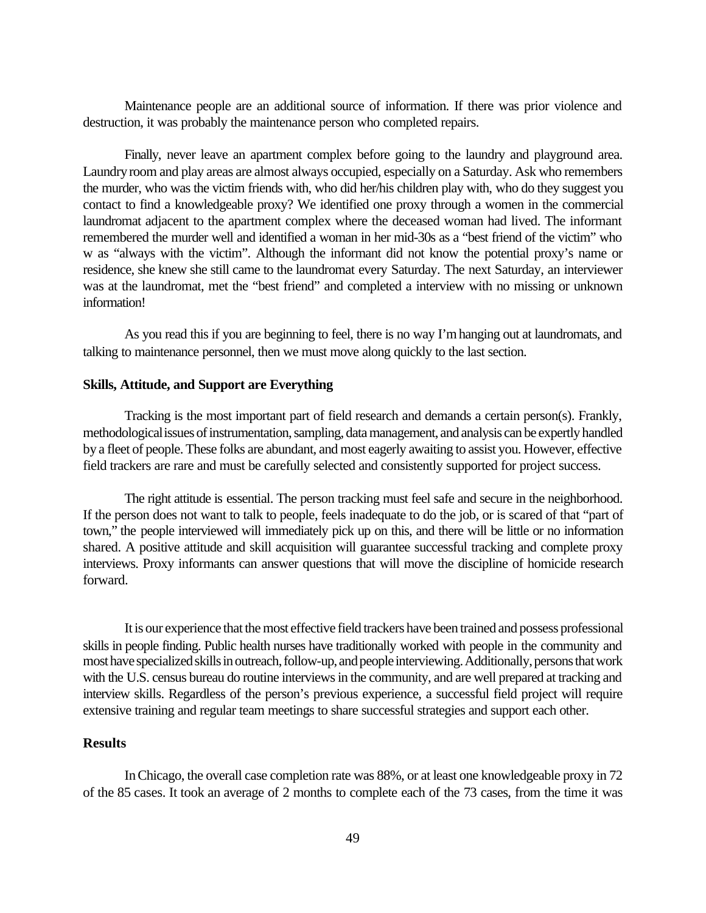Maintenance people are an additional source of information. If there was prior violence and destruction, it was probably the maintenance person who completed repairs.

Finally, never leave an apartment complex before going to the laundry and playground area. Laundry room and play areas are almost always occupied, especially on a Saturday. Ask who remembers the murder, who was the victim friends with, who did her/his children play with, who do they suggest you contact to find a knowledgeable proxy? We identified one proxy through a women in the commercial laundromat adjacent to the apartment complex where the deceased woman had lived. The informant remembered the murder well and identified a woman in her mid-30s as a "best friend of the victim" who w as "always with the victim". Although the informant did not know the potential proxy's name or residence, she knew she still came to the laundromat every Saturday. The next Saturday, an interviewer was at the laundromat, met the "best friend" and completed a interview with no missing or unknown information!

As you read this if you are beginning to feel, there is no way I'm hanging out at laundromats, and talking to maintenance personnel, then we must move along quickly to the last section.

**Skills, Attitude, and Support are Everything**

Tracking is the most important part of field research and demands a certain person(s). Frankly, methodological issues of instrumentation, sampling, data management, and analysis can be expertly handled by a fleet of people. These folks are abundant, and most eagerly awaiting to assist you. However, effective field trackers are rare and must be carefully selected and consistently supported for project success.

The right attitude is essential. The person tracking must feel safe and secure in the neighborhood. If the person does not want to talk to people, feels inadequate to do the job, or is scared of that "part of town," the people interviewed will immediately pick up on this, and there will be little or no information shared. A positive attitude and skill acquisition will guarantee successful tracking and complete proxy interviews. Proxy informants can answer questions that will move the discipline of homicide research forward.

It is our experience that the most effective field trackers have been trained and possess professional skills in people finding. Public health nurses have traditionally worked with people in the community and most have specialized skills in outreach, follow-up, and people interviewing. Additionally, persons that work with the U.S. census bureau do routine interviews in the community, and are well prepared at tracking and interview skills. Regardless of the person's previous experience, a successful field project will require extensive training and regular team meetings to share successful strategies and support each other.

**Results**

In Chicago, the overall case completion rate was 88%, or at least one knowledgeable proxy in 72 of the 85 cases. It took an average of 2 months to complete each of the 73 cases, from the time it was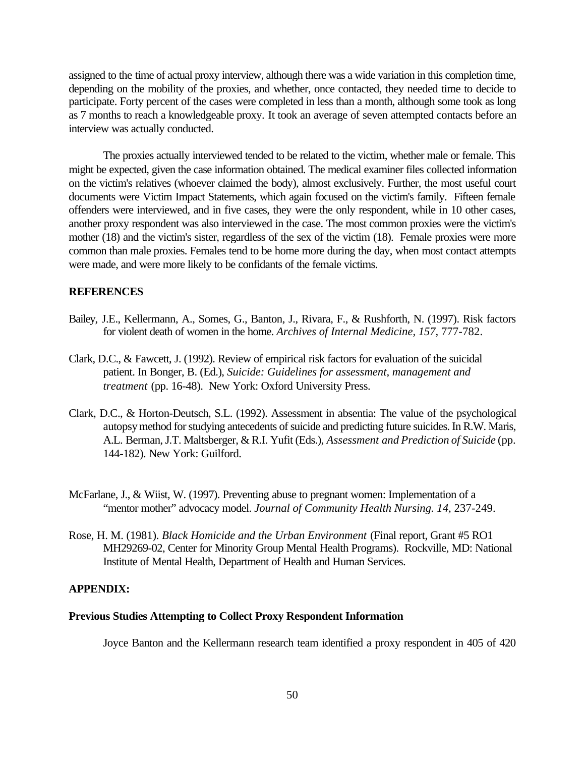assigned to the time of actual proxy interview, although there was a wide variation in this completion time, depending on the mobility of the proxies, and whether, once contacted, they needed time to decide to participate. Forty percent of the cases were completed in less than a month, although some took as long as 7 months to reach a knowledgeable proxy. It took an average of seven attempted contacts before an interview was actually conducted.

The proxies actually interviewed tended to be related to the victim, whether male or female. This might be expected, given the case information obtained. The medical examiner files collected information on the victim's relatives (whoever claimed the body), almost exclusively. Further, the most useful court documents were Victim Impact Statements, which again focused on the victim's family. Fifteen female offenders were interviewed, and in five cases, they were the only respondent, while in 10 other cases, another proxy respondent was also interviewed in the case. The most common proxies were the victim's mother (18) and the victim's sister, regardless of the sex of the victim (18). Female proxies were more common than male proxies. Females tend to be home more during the day, when most contact attempts were made, and were more likely to be confidants of the female victims.

**REFERENCES**

Bailey, J.E., Kellermann, A., Somes, G., Banton, J., Rivara, F., & Rushforth, N. (1997). Risk factors for violent death of women in the home. *Archives of Internal Medicine, 157*, 777-782.

Clark, D.C., & Fawcett, J. (1992). Review of empirical risk factors for evaluation of the suicidal patient. In Bonger, B. (Ed.), *Suicide: Guidelines for assessment, management and treatment* (pp. 16-48). New York: Oxford University Press.

Clark, D.C., & Horton-Deutsch, S.L. (1992). Assessment in absentia: The value of the psychological autopsy method for studying antecedents of suicide and predicting future suicides. In R.W. Maris, A.L. Berman, J.T. Maltsberger, & R.I. Yufit (Eds.), *Assessment and Prediction of Suicide* (pp. 144-182). New York: Guilford.

McFarlane, J., & Wiist, W. (1997). Preventing abuse to pregnant women: Implementation of a "mentor mother" advocacy model. *Journal of Community Health Nursing. 14,* 237-249.

Rose, H. M. (1981). *Black Homicide and the Urban Environment* (Final report, Grant #5 RO1 MH29269-02, Center for Minority Group Mental Health Programs). Rockville, MD: National Institute of Mental Health, Department of Health and Human Services.

**APPENDIX:**

**Previous Studies Attempting to Collect Proxy Respondent Information**

Joyce Banton and the Kellermann research team identified a proxy respondent in 405 of 420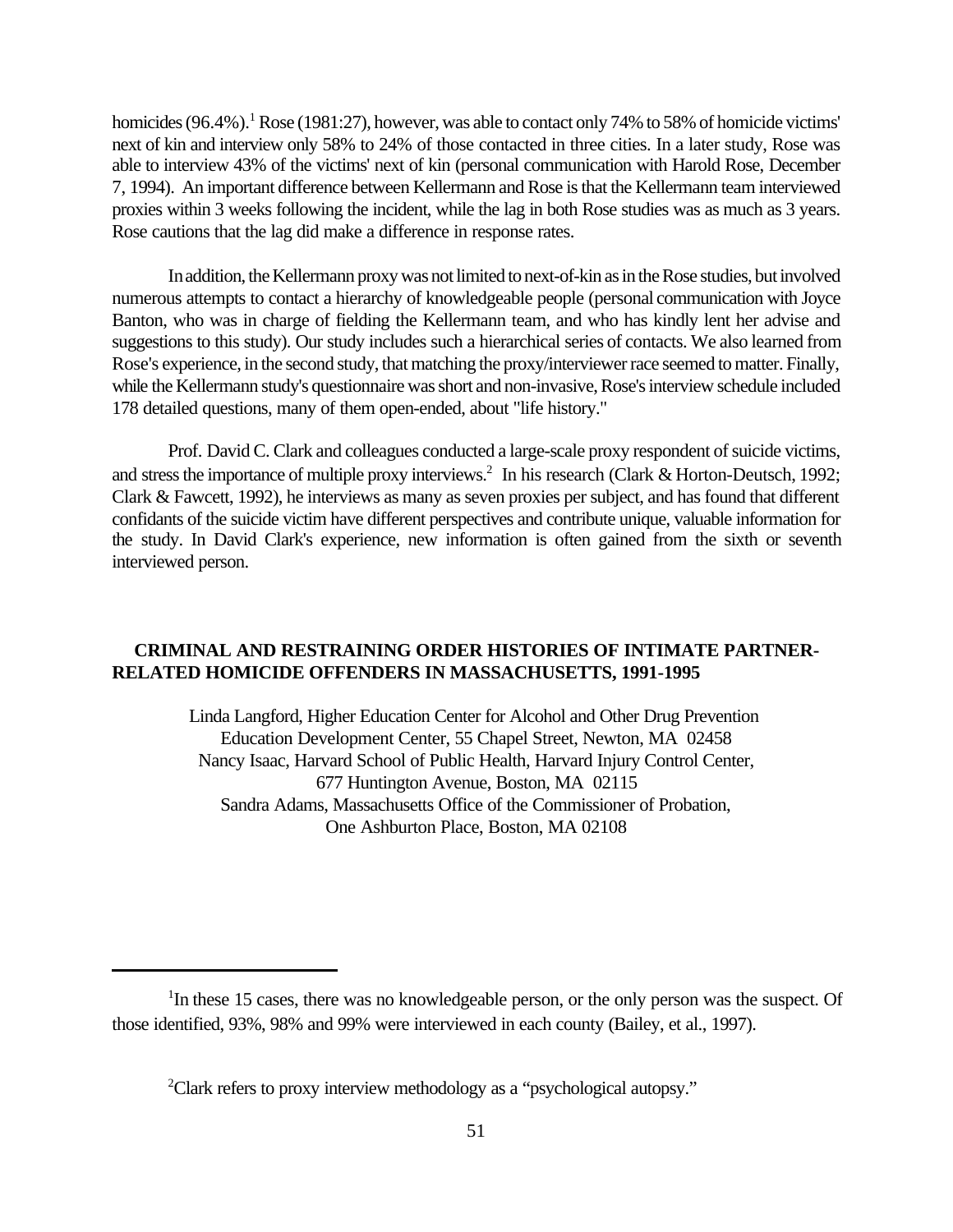homicides (96.4%).[1] Rose (1981:27), however, was able to contact only 74% to 58% of homicide victims' next of kin and interview only 58% to 24% of those contacted in three cities. In a later study, Rose was able to interview 43% of the victims' next of kin (personal communication with Harold Rose, December 7, 1994). An important difference between Kellermann and Rose is that the Kellermann team interviewed proxies within 3 weeks following the incident, while the lag in both Rose studies was as much as 3 years. Rose cautions that the lag did make a difference in response rates.

In addition, the Kellermann proxy was not limited to next-of-kin as in the Rose studies, but involved numerous attempts to contact a hierarchy of knowledgeable people (personal communication with Joyce Banton, who was in charge of fielding the Kellermann team, and who has kindly lent her advise and suggestions to this study). Our study includes such a hierarchical series of contacts. We also learned from Rose's experience, in the second study, that matching the proxy/interviewer race seemed to matter. Finally, while the Kellermann study's questionnaire was short and non-invasive, Rose's interview schedule included 178 detailed questions, many of them open-ended, about "life history."

Prof. David C. Clark and colleagues conducted a large-scale proxy respondent of suicide victims, and stress the importance of multiple proxy interviews.[2] In his research (Clark & Horton-Deutsch, 1992; Clark & Fawcett, 1992), he interviews as many as seven proxies per subject, and has found that different confidants of the suicide victim have different perspectives and contribute unique, valuable information for the study. In David Clark's experience, new information is often gained from the sixth or seventh interviewed person.

## CRIMINAL AND RESTRAINING ORDER HISTORIES OF INTIMATE PARTNER-RELATED HOMICIDE OFFENDERS IN MASSACHUSETTS, 1991-1995

Linda Langford, Higher Education Center for Alcohol and Other Drug Prevention
Education Development Center, 55 Chapel Street, Newton, MA 02458
Nancy Isaac, Harvard School of Public Health, Harvard Injury Control Center,
677 Huntington Avenue, Boston, MA 02115
Sandra Adams, Massachusetts Office of the Commissioner of Probation,
One Ashburton Place, Boston, MA 02108

---

[1] In these 15 cases, there was no knowledgeable person, or the only person was the suspect. Of those identified, 93%, 98% and 99% were interviewed in each county (Bailey, et al., 1997).

[2] Clark refers to proxy interview methodology as a "psychological autopsy."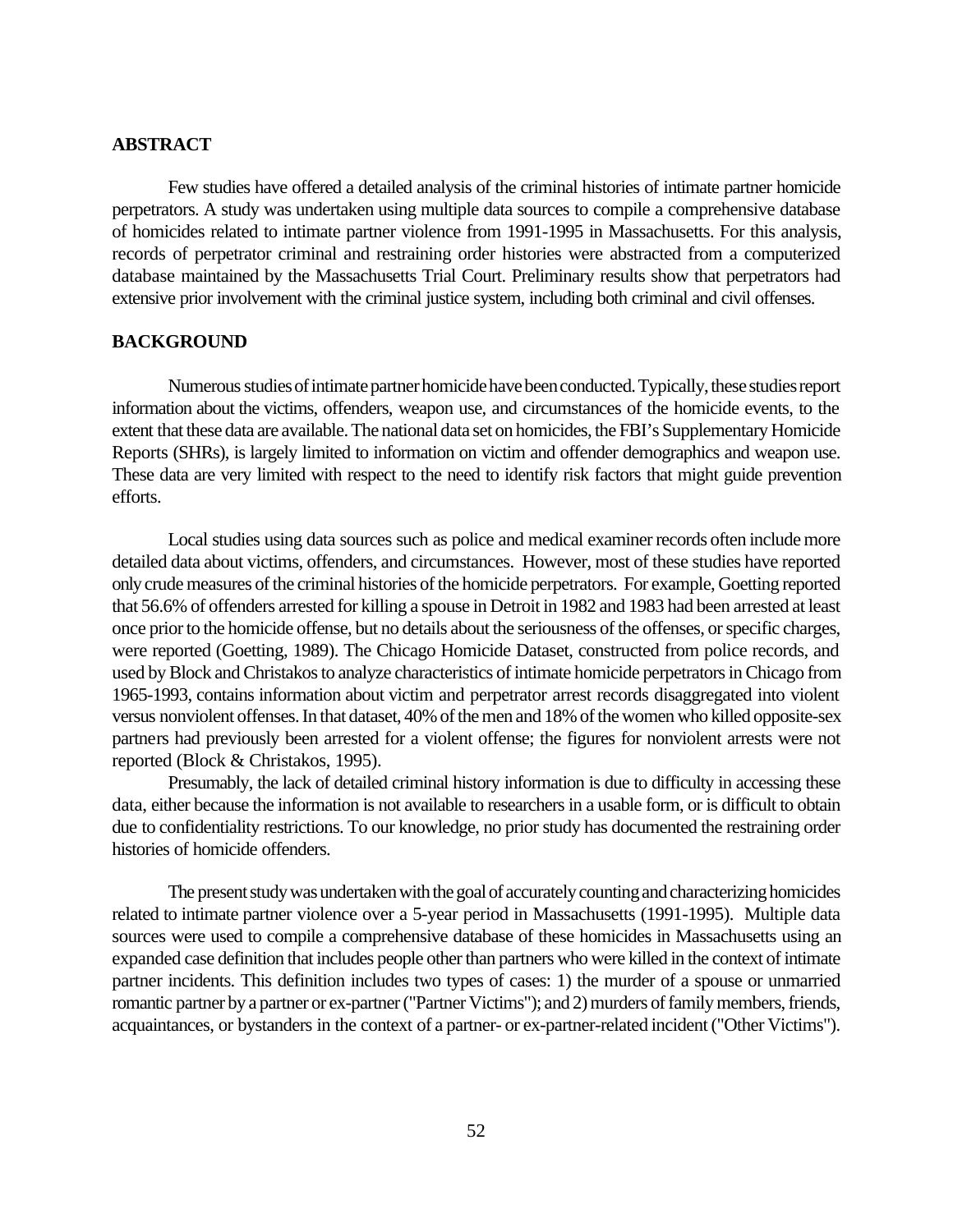## ABSTRACT

Few studies have offered a detailed analysis of the criminal histories of intimate partner homicide perpetrators. A study was undertaken using multiple data sources to compile a comprehensive database of homicides related to intimate partner violence from 1991-1995 in Massachusetts. For this analysis, records of perpetrator criminal and restraining order histories were abstracted from a computerized database maintained by the Massachusetts Trial Court. Preliminary results show that perpetrators had extensive prior involvement with the criminal justice system, including both criminal and civil offenses.

## BACKGROUND

Numerous studies of intimate partner homicide have been conducted. Typically, these studies report information about the victims, offenders, weapon use, and circumstances of the homicide events, to the extent that these data are available. The national data set on homicides, the FBI's Supplementary Homicide Reports (SHRs), is largely limited to information on victim and offender demographics and weapon use. These data are very limited with respect to the need to identify risk factors that might guide prevention efforts.

Local studies using data sources such as police and medical examiner records often include more detailed data about victims, offenders, and circumstances. However, most of these studies have reported only crude measures of the criminal histories of the homicide perpetrators. For example, Goetting reported that 56.6% of offenders arrested for killing a spouse in Detroit in 1982 and 1983 had been arrested at least once prior to the homicide offense, but no details about the seriousness of the offenses, or specific charges, were reported (Goetting, 1989). The Chicago Homicide Dataset, constructed from police records, and used by Block and Christakos to analyze characteristics of intimate homicide perpetrators in Chicago from 1965-1993, contains information about victim and perpetrator arrest records disaggregated into violent versus nonviolent offenses. In that dataset, 40% of the men and 18% of the women who killed opposite-sex partners had previously been arrested for a violent offense; the figures for nonviolent arrests were not reported (Block & Christakos, 1995).

Presumably, the lack of detailed criminal history information is due to difficulty in accessing these data, either because the information is not available to researchers in a usable form, or is difficult to obtain due to confidentiality restrictions. To our knowledge, no prior study has documented the restraining order histories of homicide offenders.

The present study was undertaken with the goal of accurately counting and characterizing homicides related to intimate partner violence over a 5-year period in Massachusetts (1991-1995). Multiple data sources were used to compile a comprehensive database of these homicides in Massachusetts using an expanded case definition that includes people other than partners who were killed in the context of intimate partner incidents. This definition includes two types of cases: 1) the murder of a spouse or unmarried romantic partner by a partner or ex-partner ("Partner Victims"); and 2) murders of family members, friends, acquaintances, or bystanders in the context of a partner- or ex-partner-related incident ("Other Victims").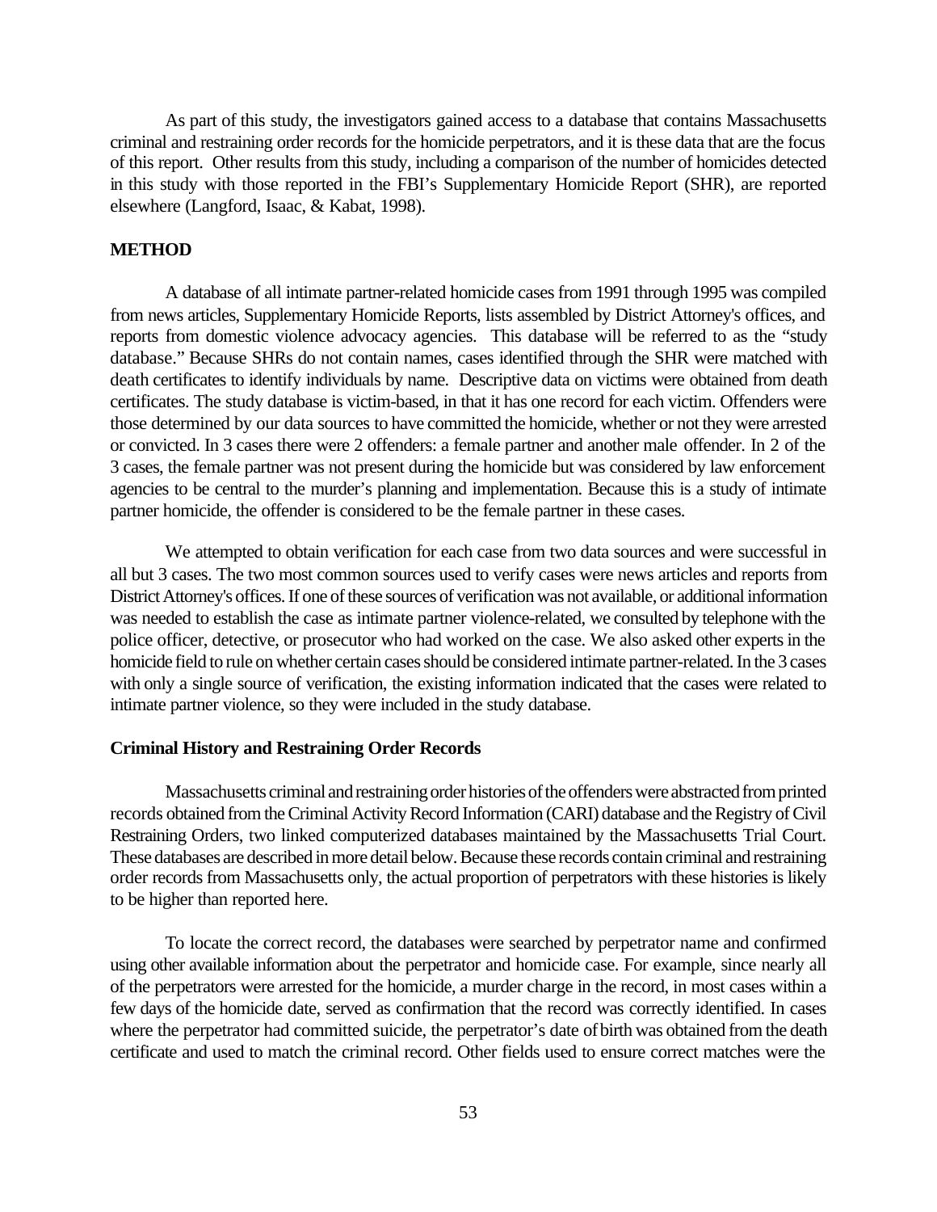As part of this study, the investigators gained access to a database that contains Massachusetts criminal and restraining order records for the homicide perpetrators, and it is these data that are the focus of this report. Other results from this study, including a comparison of the number of homicides detected in this study with those reported in the FBI's Supplementary Homicide Report (SHR), are reported elsewhere (Langford, Isaac, & Kabat, 1998).

## METHOD

A database of all intimate partner-related homicide cases from 1991 through 1995 was compiled from news articles, Supplementary Homicide Reports, lists assembled by District Attorney's offices, and reports from domestic violence advocacy agencies. This database will be referred to as the "study database." Because SHRs do not contain names, cases identified through the SHR were matched with death certificates to identify individuals by name. Descriptive data on victims were obtained from death certificates. The study database is victim-based, in that it has one record for each victim. Offenders were those determined by our data sources to have committed the homicide, whether or not they were arrested or convicted. In 3 cases there were 2 offenders: a female partner and another male offender. In 2 of the 3 cases, the female partner was not present during the homicide but was considered by law enforcement agencies to be central to the murder's planning and implementation. Because this is a study of intimate partner homicide, the offender is considered to be the female partner in these cases.

We attempted to obtain verification for each case from two data sources and were successful in all but 3 cases. The two most common sources used to verify cases were news articles and reports from District Attorney's offices. If one of these sources of verification was not available, or additional information was needed to establish the case as intimate partner violence-related, we consulted by telephone with the police officer, detective, or prosecutor who had worked on the case. We also asked other experts in the homicide field to rule on whether certain cases should be considered intimate partner-related. In the 3 cases with only a single source of verification, the existing information indicated that the cases were related to intimate partner violence, so they were included in the study database.

### Criminal History and Restraining Order Records

Massachusetts criminal and restraining order histories of the offenders were abstracted from printed records obtained from the Criminal Activity Record Information (CARI) database and the Registry of Civil Restraining Orders, two linked computerized databases maintained by the Massachusetts Trial Court. These databases are described in more detail below. Because these records contain criminal and restraining order records from Massachusetts only, the actual proportion of perpetrators with these histories is likely to be higher than reported here.

To locate the correct record, the databases were searched by perpetrator name and confirmed using other available information about the perpetrator and homicide case. For example, since nearly all of the perpetrators were arrested for the homicide, a murder charge in the record, in most cases within a few days of the homicide date, served as confirmation that the record was correctly identified. In cases where the perpetrator had committed suicide, the perpetrator's date of birth was obtained from the death certificate and used to match the criminal record. Other fields used to ensure correct matches were the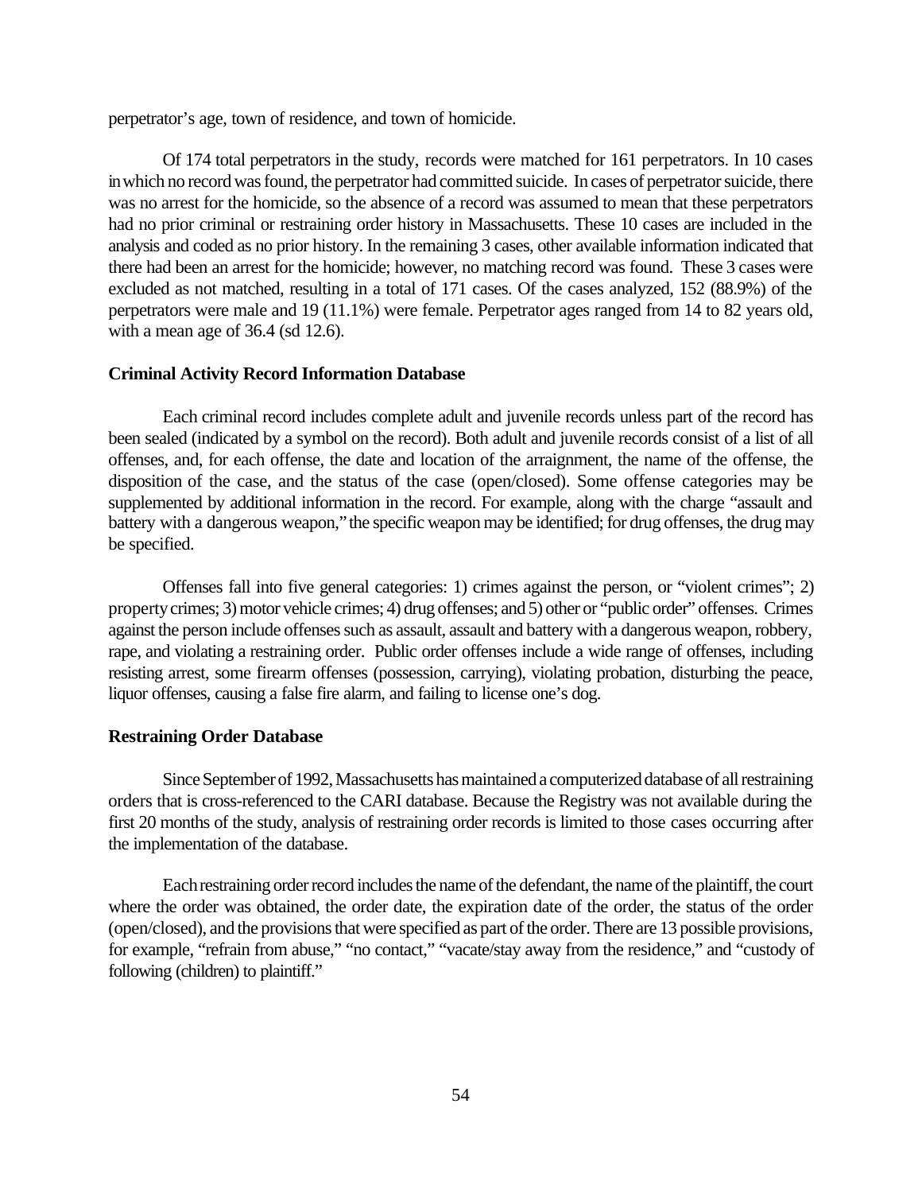perpetrator's age, town of residence, and town of homicide.

Of 174 total perpetrators in the study, records were matched for 161 perpetrators. In 10 cases in which no record was found, the perpetrator had committed suicide. In cases of perpetrator suicide, there was no arrest for the homicide, so the absence of a record was assumed to mean that these perpetrators had no prior criminal or restraining order history in Massachusetts. These 10 cases are included in the analysis and coded as no prior history. In the remaining 3 cases, other available information indicated that there had been an arrest for the homicide; however, no matching record was found. These 3 cases were excluded as not matched, resulting in a total of 171 cases. Of the cases analyzed, 152 (88.9%) of the perpetrators were male and 19 (11.1%) were female. Perpetrator ages ranged from 14 to 82 years old, with a mean age of 36.4 (sd 12.6).

**Criminal Activity Record Information Database**

Each criminal record includes complete adult and juvenile records unless part of the record has been sealed (indicated by a symbol on the record). Both adult and juvenile records consist of a list of all offenses, and, for each offense, the date and location of the arraignment, the name of the offense, the disposition of the case, and the status of the case (open/closed). Some offense categories may be supplemented by additional information in the record. For example, along with the charge "assault and battery with a dangerous weapon," the specific weapon may be identified; for drug offenses, the drug may be specified.

Offenses fall into five general categories: 1) crimes against the person, or "violent crimes"; 2) property crimes; 3) motor vehicle crimes; 4) drug offenses; and 5) other or "public order" offenses. Crimes against the person include offenses such as assault, assault and battery with a dangerous weapon, robbery, rape, and violating a restraining order. Public order offenses include a wide range of offenses, including resisting arrest, some firearm offenses (possession, carrying), violating probation, disturbing the peace, liquor offenses, causing a false fire alarm, and failing to license one's dog.

**Restraining Order Database**

Since September of 1992, Massachusetts has maintained a computerized database of all restraining orders that is cross-referenced to the CARI database. Because the Registry was not available during the first 20 months of the study, analysis of restraining order records is limited to those cases occurring after the implementation of the database.

Each restraining order record includes the name of the defendant, the name of the plaintiff, the court where the order was obtained, the order date, the expiration date of the order, the status of the order (open/closed), and the provisions that were specified as part of the order. There are 13 possible provisions, for example, "refrain from abuse," "no contact," "vacate/stay away from the residence," and "custody of following (children) to plaintiff."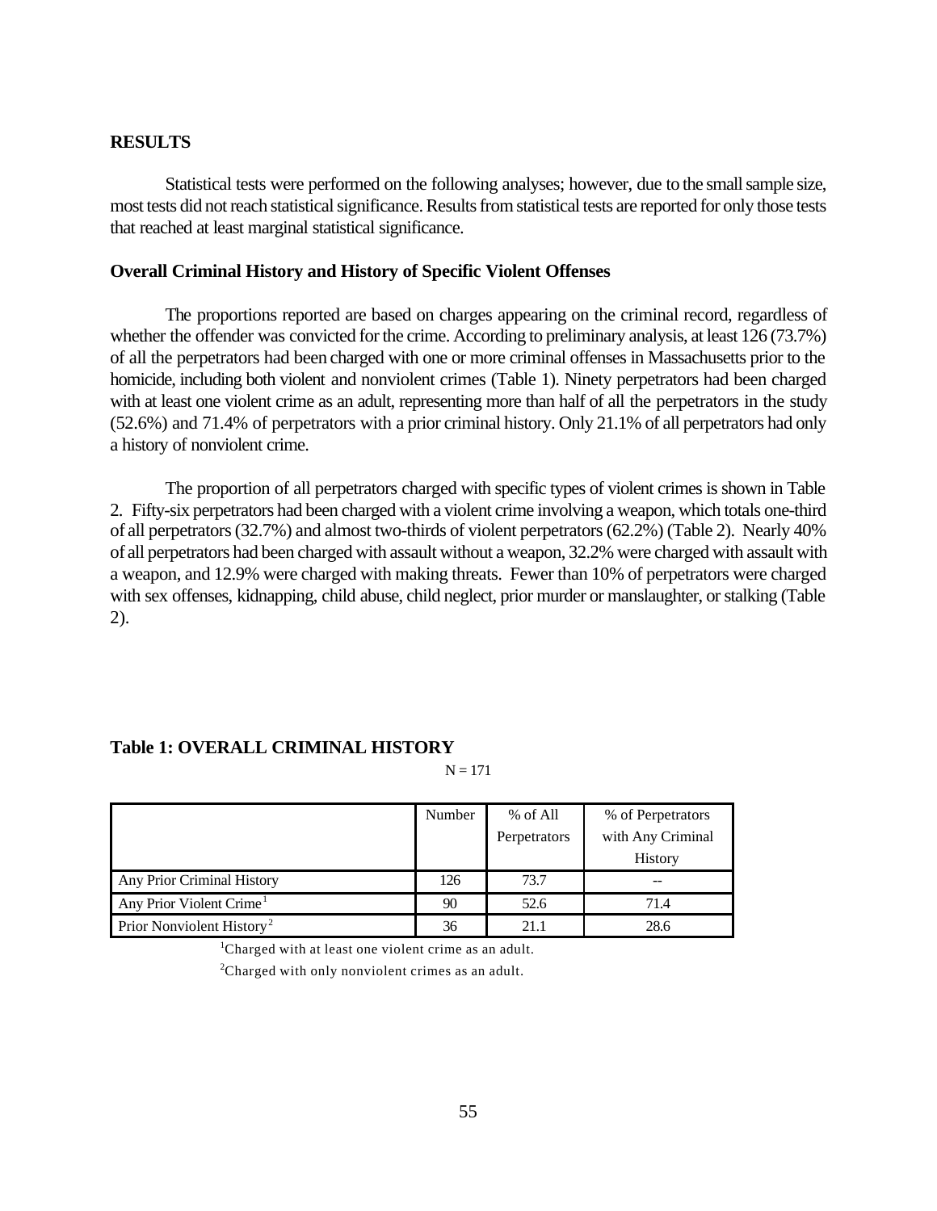## RESULTS

Statistical tests were performed on the following analyses; however, due to the small sample size, most tests did not reach statistical significance. Results from statistical tests are reported for only those tests that reached at least marginal statistical significance.

### Overall Criminal History and History of Specific Violent Offenses

The proportions reported are based on charges appearing on the criminal record, regardless of whether the offender was convicted for the crime. According to preliminary analysis, at least 126 (73.7%) of all the perpetrators had been charged with one or more criminal offenses in Massachusetts prior to the homicide, including both violent and nonviolent crimes (Table 1). Ninety perpetrators had been charged with at least one violent crime as an adult, representing more than half of all the perpetrators in the study (52.6%) and 71.4% of perpetrators with a prior criminal history. Only 21.1% of all perpetrators had only a history of nonviolent crime.

The proportion of all perpetrators charged with specific types of violent crimes is shown in Table 2. Fifty-six perpetrators had been charged with a violent crime involving a weapon, which totals one-third of all perpetrators (32.7%) and almost two-thirds of violent perpetrators (62.2%) (Table 2). Nearly 40% of all perpetrators had been charged with assault without a weapon, 32.2% were charged with assault with a weapon, and 12.9% were charged with making threats. Fewer than 10% of perpetrators were charged with sex offenses, kidnapping, child abuse, child neglect, prior murder or manslaughter, or stalking (Table 2).

**Table 1: OVERALL CRIMINAL HISTORY**

N = 171

| | Number | % of All Perpetrators | % of Perpetrators with Any Criminal History |
|---|---|---|---|
| Any Prior Criminal History | 126 | 73.7 | -- |
| Any Prior Violent Crime[1] | 90 | 52.6 | 71.4 |
| Prior Nonviolent History[2] | 36 | 21.1 | 28.6 |

[1]Charged with at least one violent crime as an adult.

[2]Charged with only nonviolent crimes as an adult.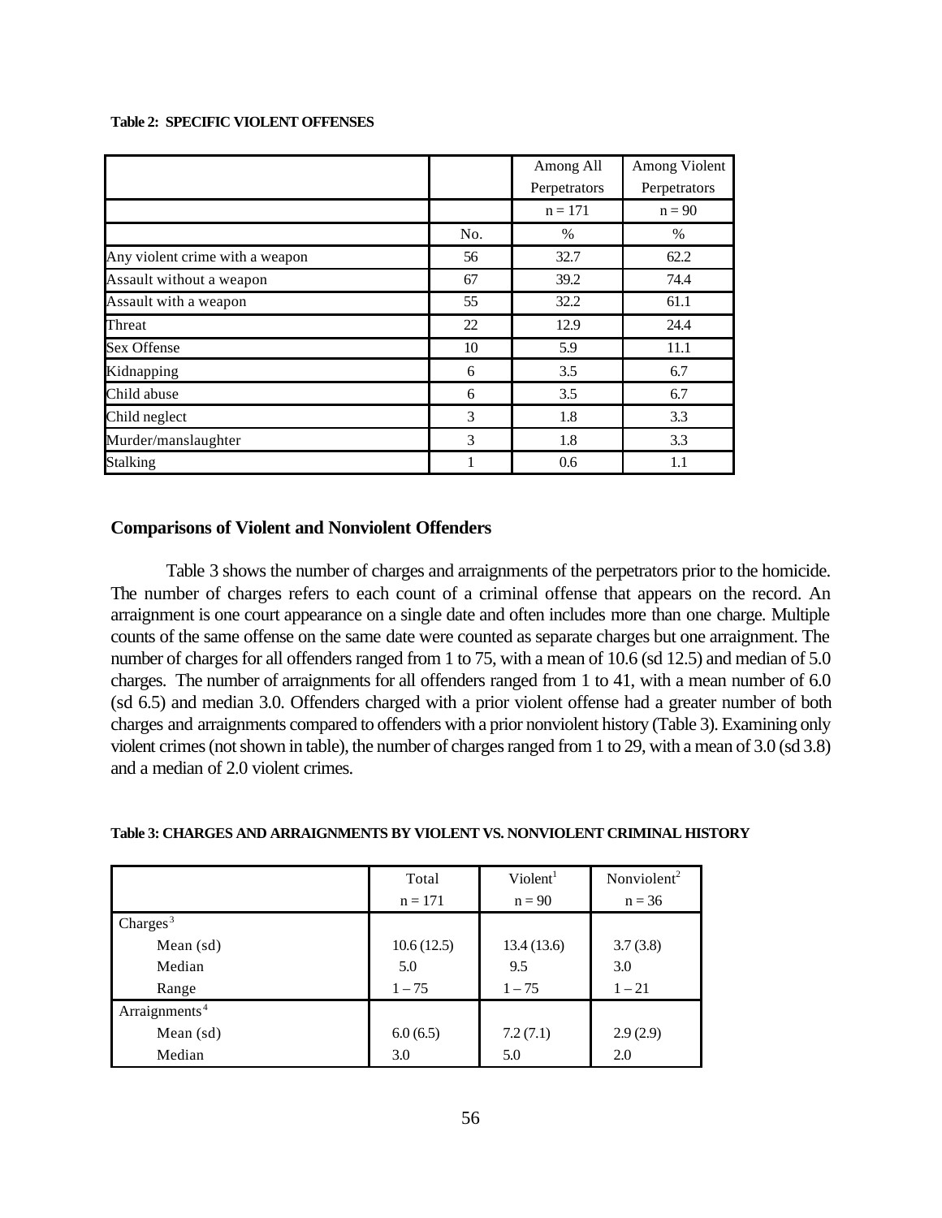**Table 2: SPECIFIC VIOLENT OFFENSES**

| | | Among All Perpetrators | Among Violent Perpetrators |
|---|---|---|---|
| | | n = 171 | n = 90 |
| | No. | % | % |
| Any violent crime with a weapon | 56 | 32.7 | 62.2 |
| Assault without a weapon | 67 | 39.2 | 74.4 |
| Assault with a weapon | 55 | 32.2 | 61.1 |
| Threat | 22 | 12.9 | 24.4 |
| Sex Offense | 10 | 5.9 | 11.1 |
| Kidnapping | 6 | 3.5 | 6.7 |
| Child abuse | 6 | 3.5 | 6.7 |
| Child neglect | 3 | 1.8 | 3.3 |
| Murder/manslaughter | 3 | 1.8 | 3.3 |
| Stalking | 1 | 0.6 | 1.1 |

## Comparisons of Violent and Nonviolent Offenders

Table 3 shows the number of charges and arraignments of the perpetrators prior to the homicide. The number of charges refers to each count of a criminal offense that appears on the record. An arraignment is one court appearance on a single date and often includes more than one charge. Multiple counts of the same offense on the same date were counted as separate charges but one arraignment. The number of charges for all offenders ranged from 1 to 75, with a mean of 10.6 (sd 12.5) and median of 5.0 charges. The number of arraignments for all offenders ranged from 1 to 41, with a mean number of 6.0 (sd 6.5) and median 3.0. Offenders charged with a prior violent offense had a greater number of both charges and arraignments compared to offenders with a prior nonviolent history (Table 3). Examining only violent crimes (not shown in table), the number of charges ranged from 1 to 29, with a mean of 3.0 (sd 3.8) and a median of 2.0 violent crimes.

**Table 3: CHARGES AND ARRAIGNMENTS BY VIOLENT VS. NONVIOLENT CRIMINAL HISTORY**

| | Total n = 171 | Violent[1] n = 90 | Nonviolent[2] n = 36 |
|---|---|---|---|
| Charges[3] | | | |
| Mean (sd) | 10.6 (12.5) | 13.4 (13.6) | 3.7 (3.8) |
| Median | 5.0 | 9.5 | 3.0 |
| Range | 1 – 75 | 1 – 75 | 1 – 21 |
| Arraignments[4] | | | |
| Mean (sd) | 6.0 (6.5) | 7.2 (7.1) | 2.9 (2.9) |
| Median | 3.0 | 5.0 | 2.0 |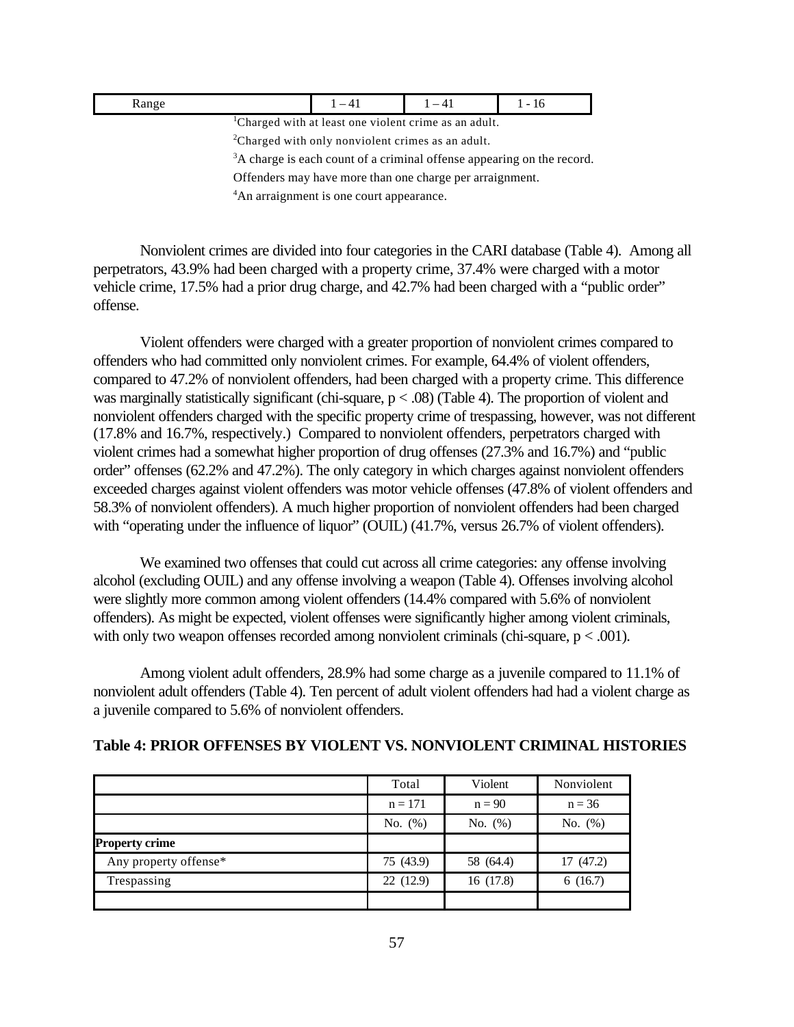| Range | 1 – 41 | 1 – 41 | 1 - 16 |
|---|---|---|---|

[1]Charged with at least one violent crime as an adult.

[2]Charged with only nonviolent crimes as an adult.

[3]A charge is each count of a criminal offense appearing on the record. Offenders may have more than one charge per arraignment.

[4]An arraignment is one court appearance.

Nonviolent crimes are divided into four categories in the CARI database (Table 4). Among all perpetrators, 43.9% had been charged with a property crime, 37.4% were charged with a motor vehicle crime, 17.5% had a prior drug charge, and 42.7% had been charged with a "public order" offense.

Violent offenders were charged with a greater proportion of nonviolent crimes compared to offenders who had committed only nonviolent crimes. For example, 64.4% of violent offenders, compared to 47.2% of nonviolent offenders, had been charged with a property crime. This difference was marginally statistically significant (chi-square, $p < .08$) (Table 4). The proportion of violent and nonviolent offenders charged with the specific property crime of trespassing, however, was not different (17.8% and 16.7%, respectively.) Compared to nonviolent offenders, perpetrators charged with violent crimes had a somewhat higher proportion of drug offenses (27.3% and 16.7%) and "public order" offenses (62.2% and 47.2%). The only category in which charges against nonviolent offenders exceeded charges against violent offenders was motor vehicle offenses (47.8% of violent offenders and 58.3% of nonviolent offenders). A much higher proportion of nonviolent offenders had been charged with "operating under the influence of liquor" (OUIL) (41.7%, versus 26.7% of violent offenders).

We examined two offenses that could cut across all crime categories: any offense involving alcohol (excluding OUIL) and any offense involving a weapon (Table 4). Offenses involving alcohol were slightly more common among violent offenders (14.4% compared with 5.6% of nonviolent offenders). As might be expected, violent offenses were significantly higher among violent criminals, with only two weapon offenses recorded among nonviolent criminals (chi-square, $p < .001$).

Among violent adult offenders, 28.9% had some charge as a juvenile compared to 11.1% of nonviolent adult offenders (Table 4). Ten percent of adult violent offenders had had a violent charge as a juvenile compared to 5.6% of nonviolent offenders.

**Table 4: PRIOR OFFENSES BY VIOLENT VS. NONVIOLENT CRIMINAL HISTORIES**

| | Total | Violent | Nonviolent |
|---|---|---|---|
| | n = 171 | n = 90 | n = 36 |
| | No. (%) | No. (%) | No. (%) |
| **Property crime** | | | |
| Any property offense* | 75 (43.9) | 58 (64.4) | 17 (47.2) |
| Trespassing | 22 (12.9) | 16 (17.8) | 6 (16.7) |
| | | | |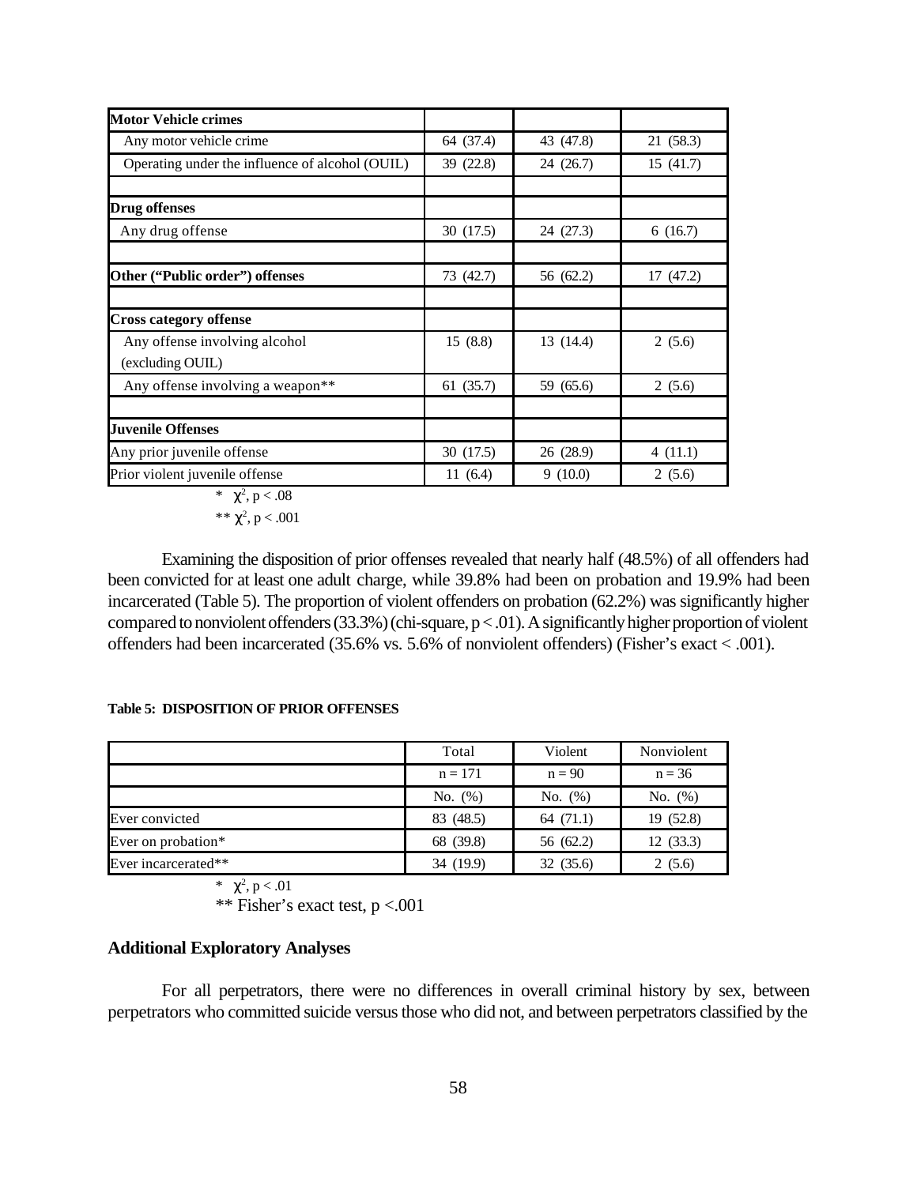| | | | |
|---|---|---|---|
| **Motor Vehicle crimes** | | | |
| Any motor vehicle crime | 64 (37.4) | 43 (47.8) | 21 (58.3) |
| Operating under the influence of alcohol (OUIL) | 39 (22.8) | 24 (26.7) | 15 (41.7) |
| | | | |
| **Drug offenses** | | | |
| Any drug offense | 30 (17.5) | 24 (27.3) | 6 (16.7) |
| | | | |
| **Other ("Public order") offenses** | 73 (42.7) | 56 (62.2) | 17 (47.2) |
| | | | |
| **Cross category offense** | | | |
| Any offense involving alcohol (excluding OUIL) | 15 (8.8) | 13 (14.4) | 2 (5.6) |
| Any offense involving a weapon** | 61 (35.7) | 59 (65.6) | 2 (5.6) |
| | | | |
| **Juvenile Offenses** | | | |
| Any prior juvenile offense | 30 (17.5) | 26 (28.9) | 4 (11.1) |
| Prior violent juvenile offense | 11 (6.4) | 9 (10.0) | 2 (5.6) |

\* $\chi^2$, $p < .08$

\** $\chi^2$, $p < .001$

Examining the disposition of prior offenses revealed that nearly half (48.5%) of all offenders had been convicted for at least one adult charge, while 39.8% had been on probation and 19.9% had been incarcerated (Table 5). The proportion of violent offenders on probation (62.2%) was significantly higher compared to nonviolent offenders (33.3%) (chi-square, $p < .01$). A significantly higher proportion of violent offenders had been incarcerated (35.6% vs. 5.6% of nonviolent offenders) (Fisher's exact < .001).

**Table 5: DISPOSITION OF PRIOR OFFENSES**

| | Total | Violent | Nonviolent |
|---|---|---|---|
| | n = 171 | n = 90 | n = 36 |
| | No. (%) | No. (%) | No. (%) |
| Ever convicted | 83 (48.5) | 64 (71.1) | 19 (52.8) |
| Ever on probation* | 68 (39.8) | 56 (62.2) | 12 (33.3) |
| Ever incarcerated** | 34 (19.9) | 32 (35.6) | 2 (5.6) |

\* $\chi^2$, $p < .01$

\** Fisher's exact test, $p < .001$

### Additional Exploratory Analyses

For all perpetrators, there were no differences in overall criminal history by sex, between perpetrators who committed suicide versus those who did not, and between perpetrators classified by the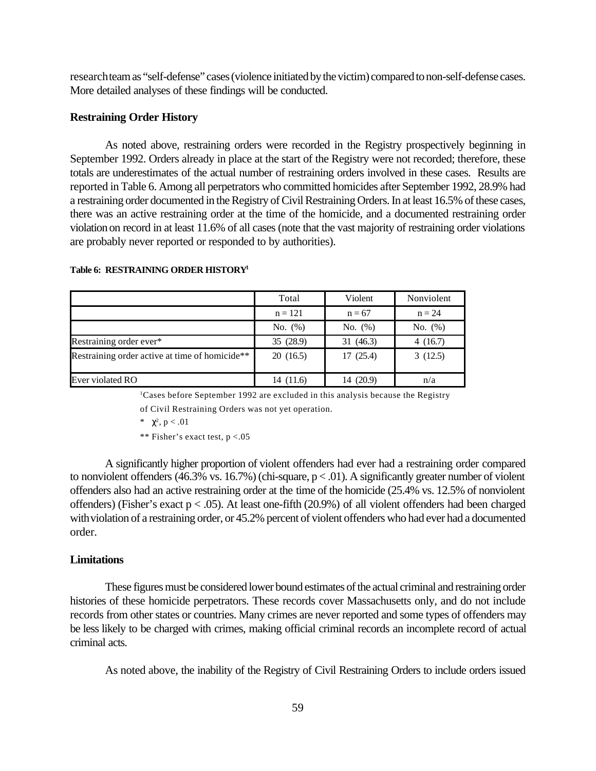research team as "self-defense" cases (violence initiated by the victim) compared to non-self-defense cases. More detailed analyses of these findings will be conducted.

### Restraining Order History

As noted above, restraining orders were recorded in the Registry prospectively beginning in September 1992. Orders already in place at the start of the Registry were not recorded; therefore, these totals are underestimates of the actual number of restraining orders involved in these cases. Results are reported in Table 6. Among all perpetrators who committed homicides after September 1992, 28.9% had a restraining order documented in the Registry of Civil Restraining Orders. In at least 16.5% of these cases, there was an active restraining order at the time of the homicide, and a documented restraining order violation on record in at least 11.6% of all cases (note that the vast majority of restraining order violations are probably never reported or responded to by authorities).

**Table 6: RESTRAINING ORDER HISTORY[1]**

| | Total | Violent | Nonviolent |
|---|---|---|---|
| | n = 121 | n = 67 | n = 24 |
| | No. (%) | No. (%) | No. (%) |
| Restraining order ever* | 35 (28.9) | 31 (46.3) | 4 (16.7) |
| Restraining order active at time of homicide** | 20 (16.5) | 17 (25.4) | 3 (12.5) |
| Ever violated RO | 14 (11.6) | 14 (20.9) | n/a |

[1]Cases before September 1992 are excluded in this analysis because the Registry of Civil Restraining Orders was not yet operation.

* $\chi^2$, $p < .01$

** Fisher's exact test, $p < .05$

A significantly higher proportion of violent offenders had ever had a restraining order compared to nonviolent offenders (46.3% vs. 16.7%) (chi-square, $p < .01$). A significantly greater number of violent offenders also had an active restraining order at the time of the homicide (25.4% vs. 12.5% of nonviolent offenders) (Fisher's exact $p < .05$). At least one-fifth (20.9%) of all violent offenders had been charged with violation of a restraining order, or 45.2% percent of violent offenders who had ever had a documented order.

### Limitations

These figures must be considered lower bound estimates of the actual criminal and restraining order histories of these homicide perpetrators. These records cover Massachusetts only, and do not include records from other states or countries. Many crimes are never reported and some types of offenders may be less likely to be charged with crimes, making official criminal records an incomplete record of actual criminal acts.

As noted above, the inability of the Registry of Civil Restraining Orders to include orders issued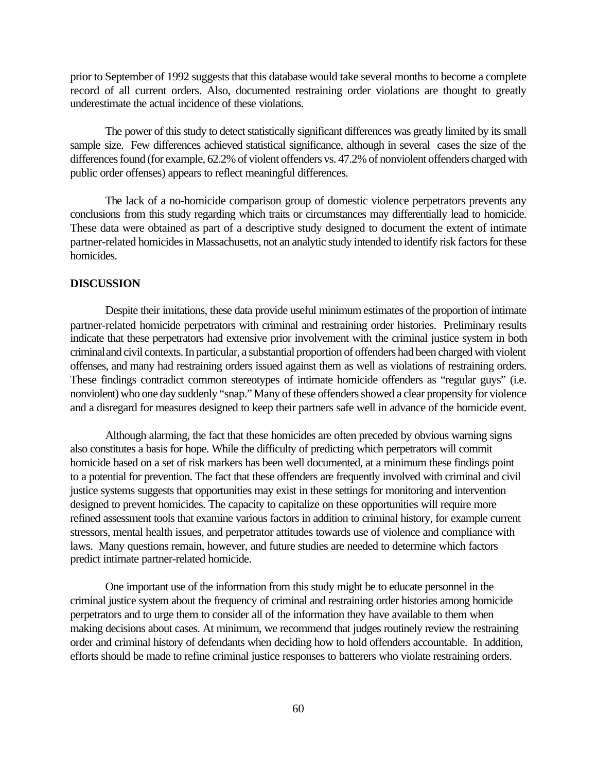prior to September of 1992 suggests that this database would take several months to become a complete record of all current orders. Also, documented restraining order violations are thought to greatly underestimate the actual incidence of these violations.

The power of this study to detect statistically significant differences was greatly limited by its small sample size. Few differences achieved statistical significance, although in several cases the size of the differences found (for example, 62.2% of violent offenders vs. 47.2% of nonviolent offenders charged with public order offenses) appears to reflect meaningful differences.

The lack of a no-homicide comparison group of domestic violence perpetrators prevents any conclusions from this study regarding which traits or circumstances may differentially lead to homicide. These data were obtained as part of a descriptive study designed to document the extent of intimate partner-related homicides in Massachusetts, not an analytic study intended to identify risk factors for these homicides.

**DISCUSSION**

Despite their imitations, these data provide useful minimum estimates of the proportion of intimate partner-related homicide perpetrators with criminal and restraining order histories. Preliminary results indicate that these perpetrators had extensive prior involvement with the criminal justice system in both criminal and civil contexts. In particular, a substantial proportion of offenders had been charged with violent offenses, and many had restraining orders issued against them as well as violations of restraining orders. These findings contradict common stereotypes of intimate homicide offenders as "regular guys" (i.e. nonviolent) who one day suddenly "snap." Many of these offenders showed a clear propensity for violence and a disregard for measures designed to keep their partners safe well in advance of the homicide event.

Although alarming, the fact that these homicides are often preceded by obvious warning signs also constitutes a basis for hope. While the difficulty of predicting which perpetrators will commit homicide based on a set of risk markers has been well documented, at a minimum these findings point to a potential for prevention. The fact that these offenders are frequently involved with criminal and civil justice systems suggests that opportunities may exist in these settings for monitoring and intervention designed to prevent homicides. The capacity to capitalize on these opportunities will require more refined assessment tools that examine various factors in addition to criminal history, for example current stressors, mental health issues, and perpetrator attitudes towards use of violence and compliance with laws. Many questions remain, however, and future studies are needed to determine which factors predict intimate partner-related homicide.

One important use of the information from this study might be to educate personnel in the criminal justice system about the frequency of criminal and restraining order histories among homicide perpetrators and to urge them to consider all of the information they have available to them when making decisions about cases. At minimum, we recommend that judges routinely review the restraining order and criminal history of defendants when deciding how to hold offenders accountable. In addition, efforts should be made to refine criminal justice responses to batterers who violate restraining orders.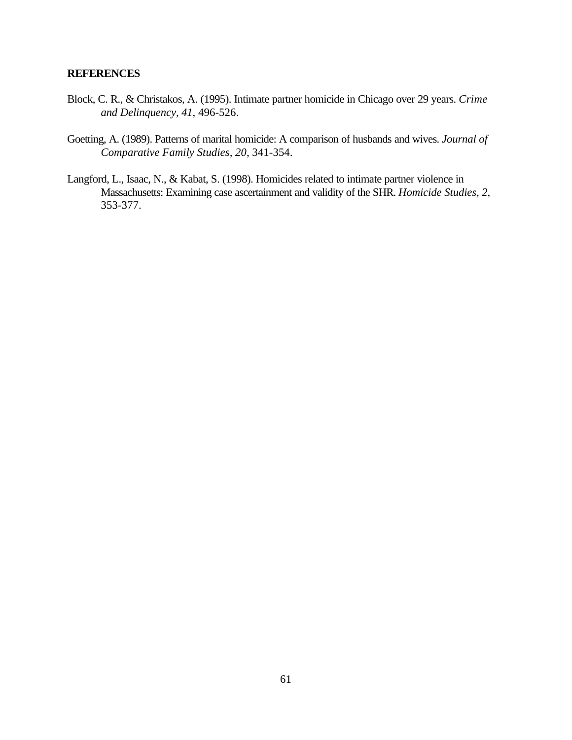**REFERENCES**

Block, C. R., & Christakos, A. (1995). Intimate partner homicide in Chicago over 29 years. *Crime and Delinquency, 41*, 496-526.

Goetting, A. (1989). Patterns of marital homicide: A comparison of husbands and wives. *Journal of Comparative Family Studies, 20*, 341-354.

Langford, L., Isaac, N., & Kabat, S. (1998). Homicides related to intimate partner violence in Massachusetts: Examining case ascertainment and validity of the SHR. *Homicide Studies, 2*, 353-377.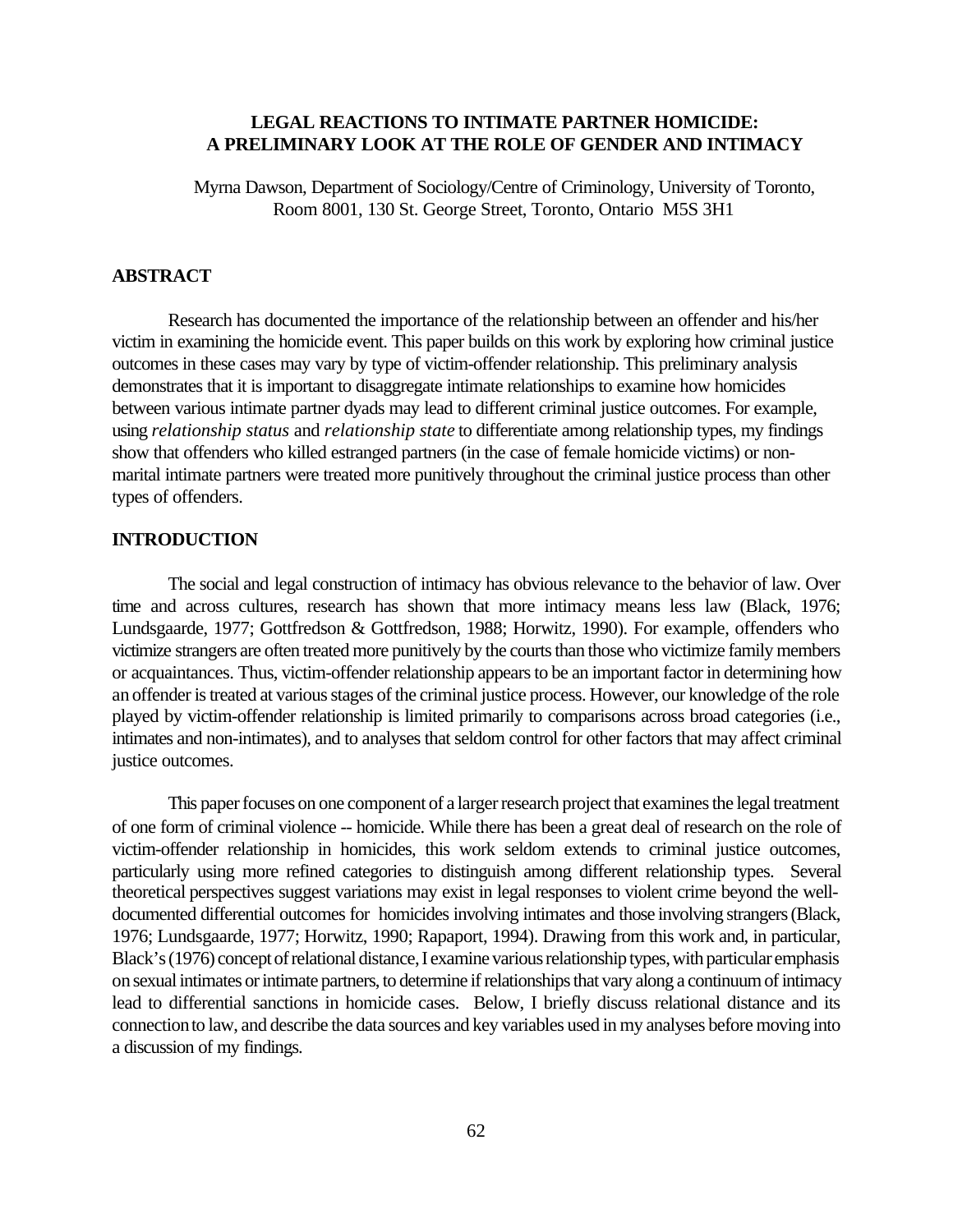# LEGAL REACTIONS TO INTIMATE PARTNER HOMICIDE: A PRELIMINARY LOOK AT THE ROLE OF GENDER AND INTIMACY

Myrna Dawson, Department of Sociology/Centre of Criminology, University of Toronto, Room 8001, 130 St. George Street, Toronto, Ontario M5S 3H1

## ABSTRACT

Research has documented the importance of the relationship between an offender and his/her victim in examining the homicide event. This paper builds on this work by exploring how criminal justice outcomes in these cases may vary by type of victim-offender relationship. This preliminary analysis demonstrates that it is important to disaggregate intimate relationships to examine how homicides between various intimate partner dyads may lead to different criminal justice outcomes. For example, using *relationship status* and *relationship state* to differentiate among relationship types, my findings show that offenders who killed estranged partners (in the case of female homicide victims) or non-marital intimate partners were treated more punitively throughout the criminal justice process than other types of offenders.

## INTRODUCTION

The social and legal construction of intimacy has obvious relevance to the behavior of law. Over time and across cultures, research has shown that more intimacy means less law (Black, 1976; Lundsgaarde, 1977; Gottfredson & Gottfredson, 1988; Horwitz, 1990). For example, offenders who victimize strangers are often treated more punitively by the courts than those who victimize family members or acquaintances. Thus, victim-offender relationship appears to be an important factor in determining how an offender is treated at various stages of the criminal justice process. However, our knowledge of the role played by victim-offender relationship is limited primarily to comparisons across broad categories (i.e., intimates and non-intimates), and to analyses that seldom control for other factors that may affect criminal justice outcomes.

This paper focuses on one component of a larger research project that examines the legal treatment of one form of criminal violence -- homicide. While there has been a great deal of research on the role of victim-offender relationship in homicides, this work seldom extends to criminal justice outcomes, particularly using more refined categories to distinguish among different relationship types. Several theoretical perspectives suggest variations may exist in legal responses to violent crime beyond the well-documented differential outcomes for homicides involving intimates and those involving strangers (Black, 1976; Lundsgaarde, 1977; Horwitz, 1990; Rapaport, 1994). Drawing from this work and, in particular, Black's (1976) concept of relational distance, I examine various relationship types, with particular emphasis on sexual intimates or intimate partners, to determine if relationships that vary along a continuum of intimacy lead to differential sanctions in homicide cases. Below, I briefly discuss relational distance and its connection to law, and describe the data sources and key variables used in my analyses before moving into a discussion of my findings.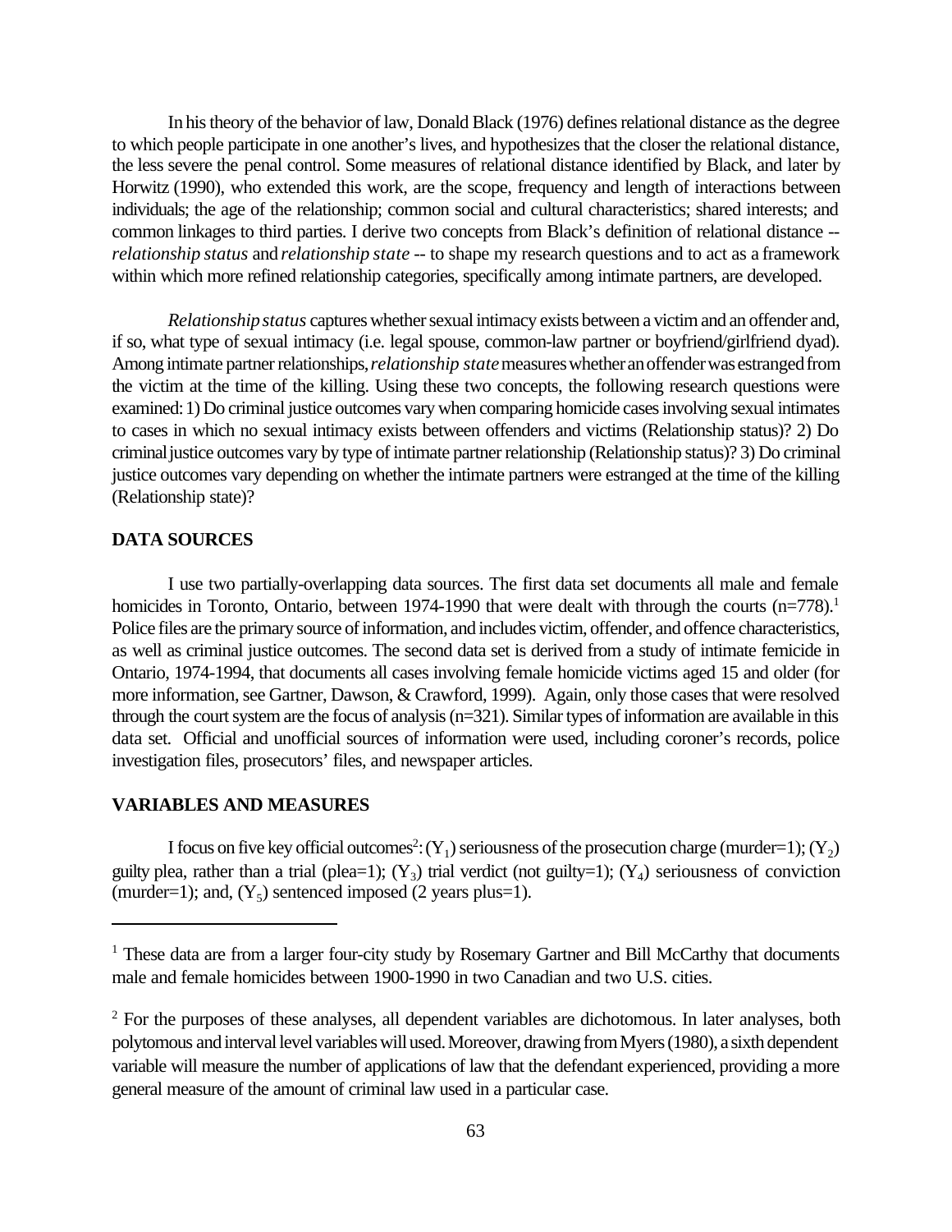In his theory of the behavior of law, Donald Black (1976) defines relational distance as the degree to which people participate in one another's lives, and hypothesizes that the closer the relational distance, the less severe the penal control. Some measures of relational distance identified by Black, and later by Horwitz (1990), who extended this work, are the scope, frequency and length of interactions between individuals; the age of the relationship; common social and cultural characteristics; shared interests; and common linkages to third parties. I derive two concepts from Black's definition of relational distance -- *relationship status* and *relationship state* -- to shape my research questions and to act as a framework within which more refined relationship categories, specifically among intimate partners, are developed.

*Relationship status* captures whether sexual intimacy exists between a victim and an offender and, if so, what type of sexual intimacy (i.e. legal spouse, common-law partner or boyfriend/girlfriend dyad). Among intimate partner relationships, *relationship state* measures whether an offender was estranged from the victim at the time of the killing. Using these two concepts, the following research questions were examined: 1) Do criminal justice outcomes vary when comparing homicide cases involving sexual intimates to cases in which no sexual intimacy exists between offenders and victims (Relationship status)? 2) Do criminal justice outcomes vary by type of intimate partner relationship (Relationship status)? 3) Do criminal justice outcomes vary depending on whether the intimate partners were estranged at the time of the killing (Relationship state)?

## DATA SOURCES

I use two partially-overlapping data sources. The first data set documents all male and female homicides in Toronto, Ontario, between 1974-1990 that were dealt with through the courts (n=778).[1] Police files are the primary source of information, and includes victim, offender, and offence characteristics, as well as criminal justice outcomes. The second data set is derived from a study of intimate femicide in Ontario, 1974-1994, that documents all cases involving female homicide victims aged 15 and older (for more information, see Gartner, Dawson, & Crawford, 1999). Again, only those cases that were resolved through the court system are the focus of analysis (n=321). Similar types of information are available in this data set. Official and unofficial sources of information were used, including coroner's records, police investigation files, prosecutors' files, and newspaper articles.

## VARIABLES AND MEASURES

I focus on five key official outcomes[2]: ($Y_1$) seriousness of the prosecution charge (murder=1); ($Y_2$) guilty plea, rather than a trial (plea=1); ($Y_3$) trial verdict (not guilty=1); ($Y_4$) seriousness of conviction (murder=1); and, ($Y_5$) sentenced imposed (2 years plus=1).

---

[1] These data are from a larger four-city study by Rosemary Gartner and Bill McCarthy that documents male and female homicides between 1900-1990 in two Canadian and two U.S. cities.

[2] For the purposes of these analyses, all dependent variables are dichotomous. In later analyses, both polytomous and interval level variables will used. Moreover, drawing from Myers (1980), a sixth dependent variable will measure the number of applications of law that the defendant experienced, providing a more general measure of the amount of criminal law used in a particular case.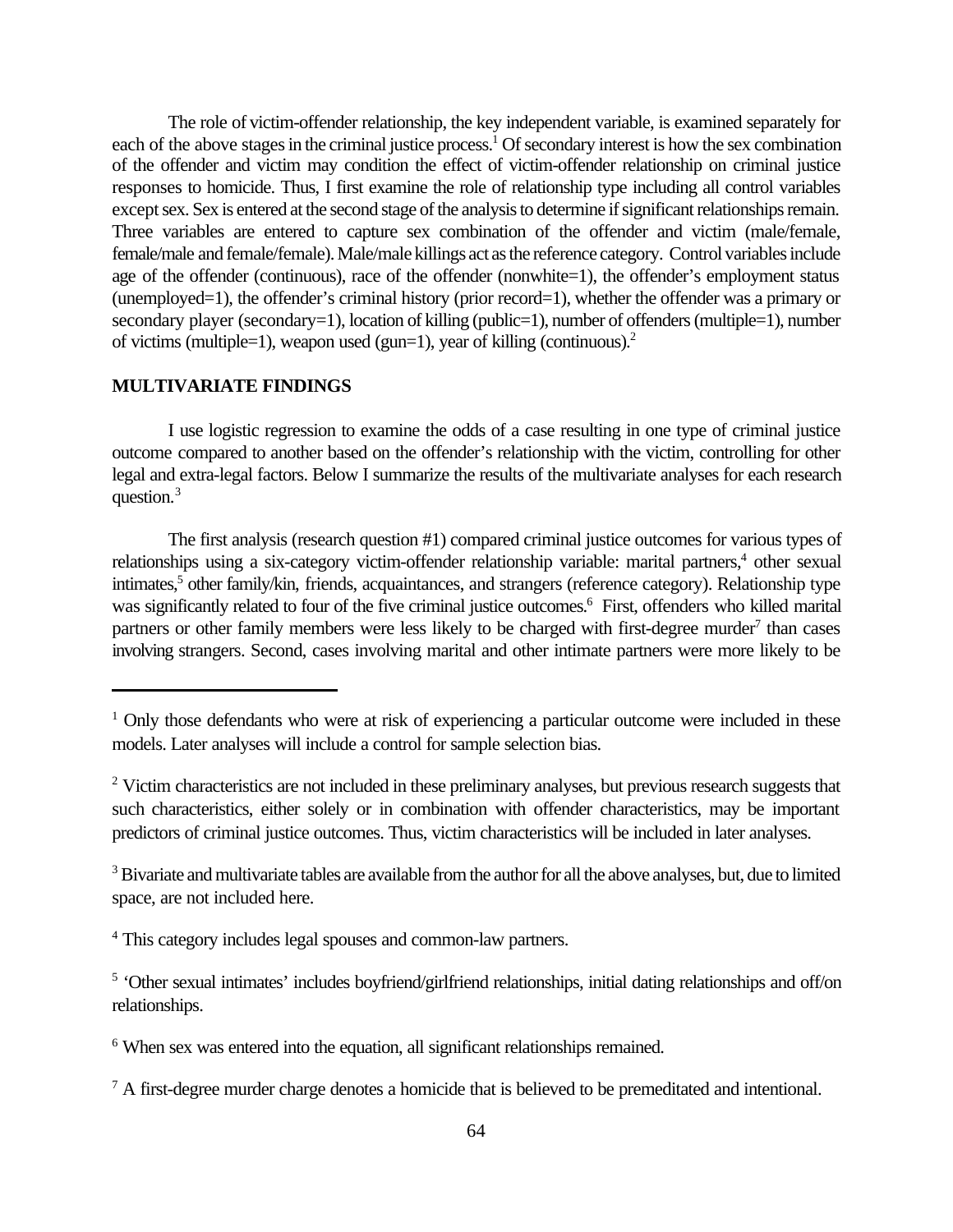The role of victim-offender relationship, the key independent variable, is examined separately for each of the above stages in the criminal justice process.[1] Of secondary interest is how the sex combination of the offender and victim may condition the effect of victim-offender relationship on criminal justice responses to homicide. Thus, I first examine the role of relationship type including all control variables except sex. Sex is entered at the second stage of the analysis to determine if significant relationships remain. Three variables are entered to capture sex combination of the offender and victim (male/female, female/male and female/female). Male/male killings act as the reference category. Control variables include age of the offender (continuous), race of the offender (nonwhite=1), the offender's employment status (unemployed=1), the offender's criminal history (prior record=1), whether the offender was a primary or secondary player (secondary=1), location of killing (public=1), number of offenders (multiple=1), number of victims (multiple=1), weapon used (gun=1), year of killing (continuous).[2]

**MULTIVARIATE FINDINGS**

I use logistic regression to examine the odds of a case resulting in one type of criminal justice outcome compared to another based on the offender's relationship with the victim, controlling for other legal and extra-legal factors. Below I summarize the results of the multivariate analyses for each research question.[3]

The first analysis (research question #1) compared criminal justice outcomes for various types of relationships using a six-category victim-offender relationship variable: marital partners,[4] other sexual intimates,[5] other family/kin, friends, acquaintances, and strangers (reference category). Relationship type was significantly related to four of the five criminal justice outcomes.[6] First, offenders who killed marital partners or other family members were less likely to be charged with first-degree murder[7] than cases involving strangers. Second, cases involving marital and other intimate partners were more likely to be

---

[1] Only those defendants who were at risk of experiencing a particular outcome were included in these models. Later analyses will include a control for sample selection bias.

[2] Victim characteristics are not included in these preliminary analyses, but previous research suggests that such characteristics, either solely or in combination with offender characteristics, may be important predictors of criminal justice outcomes. Thus, victim characteristics will be included in later analyses.

[3] Bivariate and multivariate tables are available from the author for all the above analyses, but, due to limited space, are not included here.

[4] This category includes legal spouses and common-law partners.

[5] 'Other sexual intimates' includes boyfriend/girlfriend relationships, initial dating relationships and off/on relationships.

[6] When sex was entered into the equation, all significant relationships remained.

[7] A first-degree murder charge denotes a homicide that is believed to be premeditated and intentional.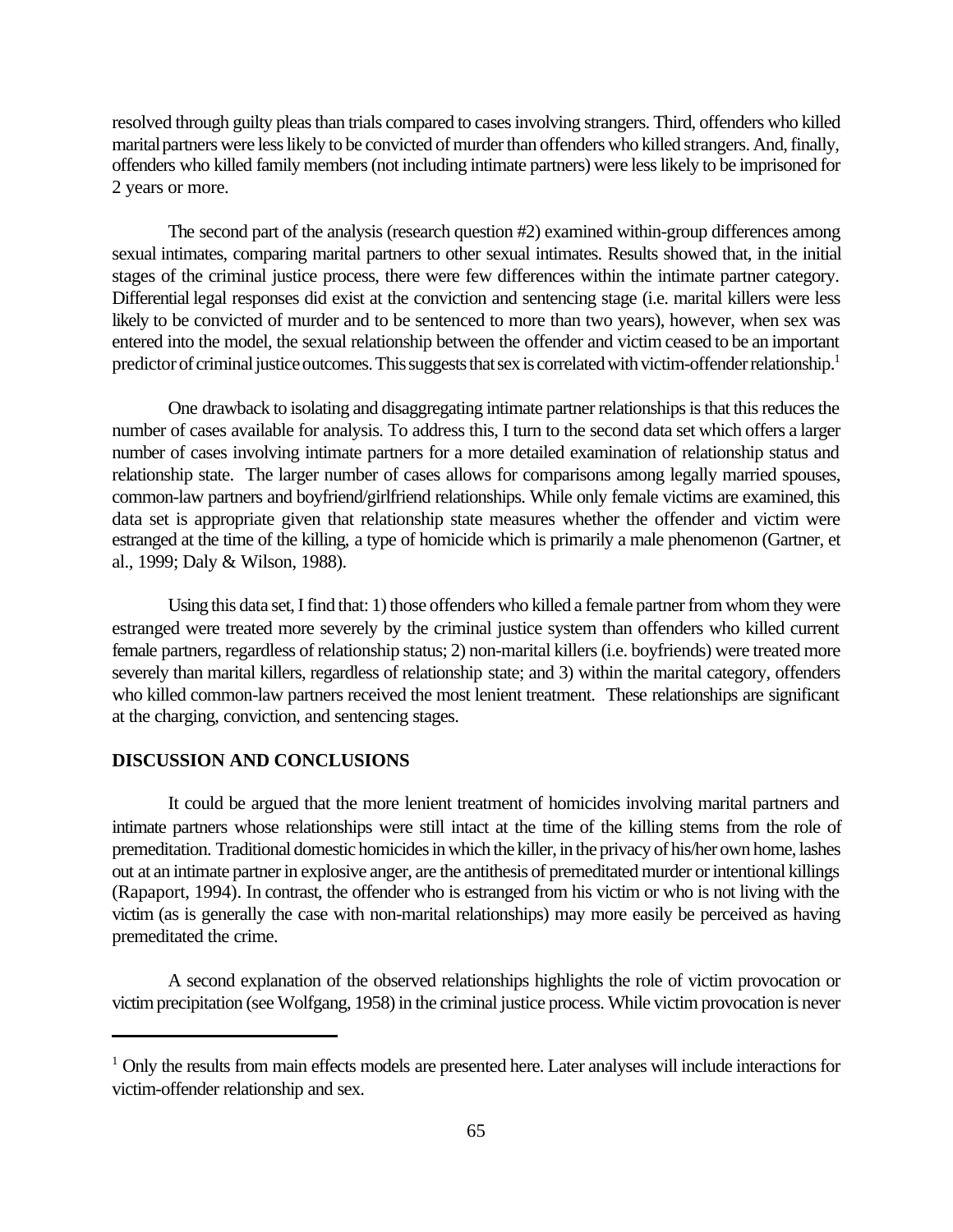resolved through guilty pleas than trials compared to cases involving strangers. Third, offenders who killed marital partners were less likely to be convicted of murder than offenders who killed strangers. And, finally, offenders who killed family members (not including intimate partners) were less likely to be imprisoned for 2 years or more.

The second part of the analysis (research question #2) examined within-group differences among sexual intimates, comparing marital partners to other sexual intimates. Results showed that, in the initial stages of the criminal justice process, there were few differences within the intimate partner category. Differential legal responses did exist at the conviction and sentencing stage (i.e. marital killers were less likely to be convicted of murder and to be sentenced to more than two years), however, when sex was entered into the model, the sexual relationship between the offender and victim ceased to be an important predictor of criminal justice outcomes. This suggests that sex is correlated with victim-offender relationship.[1]

One drawback to isolating and disaggregating intimate partner relationships is that this reduces the number of cases available for analysis. To address this, I turn to the second data set which offers a larger number of cases involving intimate partners for a more detailed examination of relationship status and relationship state. The larger number of cases allows for comparisons among legally married spouses, common-law partners and boyfriend/girlfriend relationships. While only female victims are examined, this data set is appropriate given that relationship state measures whether the offender and victim were estranged at the time of the killing, a type of homicide which is primarily a male phenomenon (Gartner, et al., 1999; Daly & Wilson, 1988).

Using this data set, I find that: 1) those offenders who killed a female partner from whom they were estranged were treated more severely by the criminal justice system than offenders who killed current female partners, regardless of relationship status; 2) non-marital killers (i.e. boyfriends) were treated more severely than marital killers, regardless of relationship state; and 3) within the marital category, offenders who killed common-law partners received the most lenient treatment. These relationships are significant at the charging, conviction, and sentencing stages.

## DISCUSSION AND CONCLUSIONS

It could be argued that the more lenient treatment of homicides involving marital partners and intimate partners whose relationships were still intact at the time of the killing stems from the role of premeditation. Traditional domestic homicides in which the killer, in the privacy of his/her own home, lashes out at an intimate partner in explosive anger, are the antithesis of premeditated murder or intentional killings (Rapaport, 1994). In contrast, the offender who is estranged from his victim or who is not living with the victim (as is generally the case with non-marital relationships) may more easily be perceived as having premeditated the crime.

A second explanation of the observed relationships highlights the role of victim provocation or victim precipitation (see Wolfgang, 1958) in the criminal justice process. While victim provocation is never

---

[1] Only the results from main effects models are presented here. Later analyses will include interactions for victim-offender relationship and sex.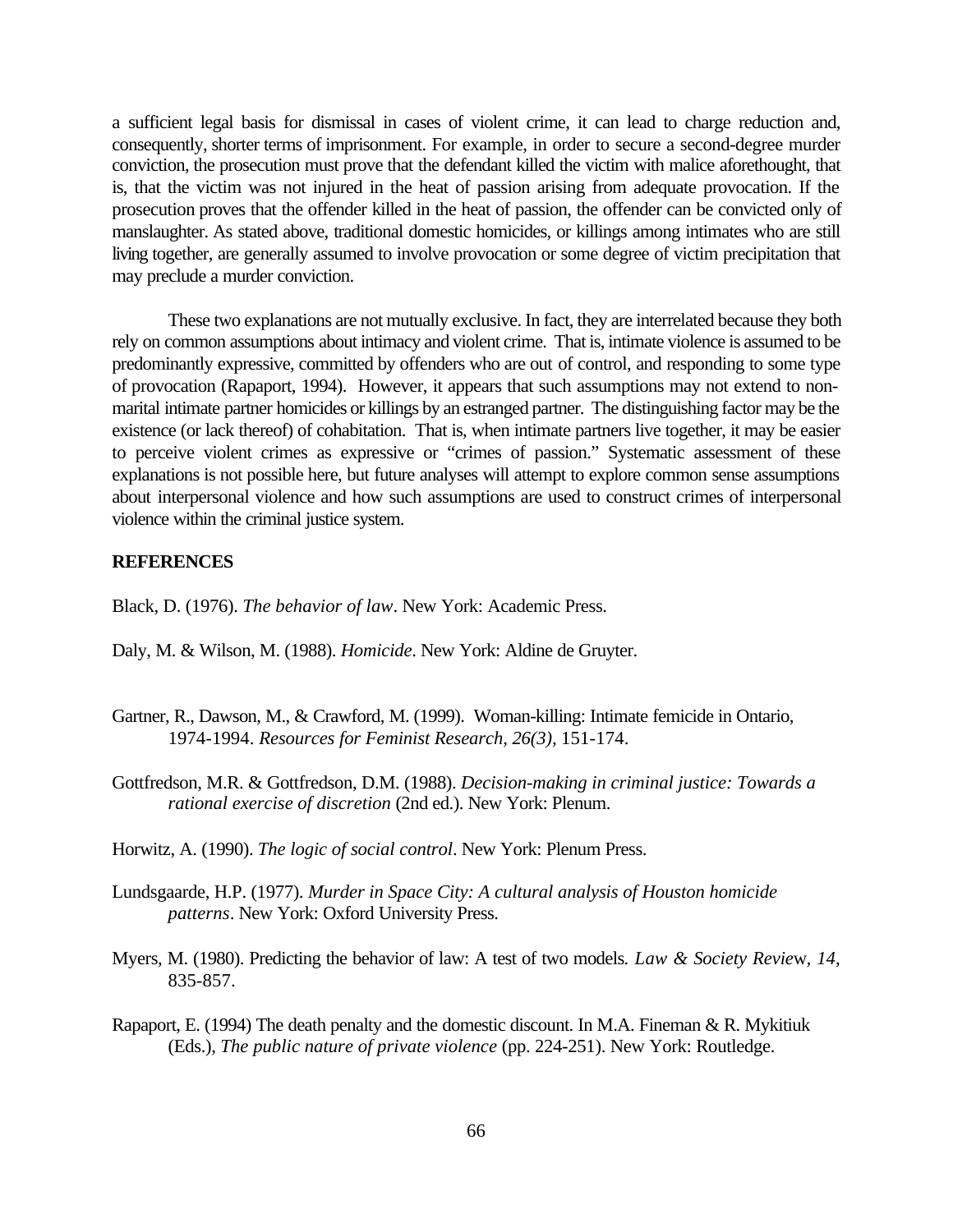a sufficient legal basis for dismissal in cases of violent crime, it can lead to charge reduction and, consequently, shorter terms of imprisonment. For example, in order to secure a second-degree murder conviction, the prosecution must prove that the defendant killed the victim with malice aforethought, that is, that the victim was not injured in the heat of passion arising from adequate provocation. If the prosecution proves that the offender killed in the heat of passion, the offender can be convicted only of manslaughter. As stated above, traditional domestic homicides, or killings among intimates who are still living together, are generally assumed to involve provocation or some degree of victim precipitation that may preclude a murder conviction.

These two explanations are not mutually exclusive. In fact, they are interrelated because they both rely on common assumptions about intimacy and violent crime. That is, intimate violence is assumed to be predominantly expressive, committed by offenders who are out of control, and responding to some type of provocation (Rapaport, 1994). However, it appears that such assumptions may not extend to non-marital intimate partner homicides or killings by an estranged partner. The distinguishing factor may be the existence (or lack thereof) of cohabitation. That is, when intimate partners live together, it may be easier to perceive violent crimes as expressive or "crimes of passion." Systematic assessment of these explanations is not possible here, but future analyses will attempt to explore common sense assumptions about interpersonal violence and how such assumptions are used to construct crimes of interpersonal violence within the criminal justice system.

**REFERENCES**

Black, D. (1976). *The behavior of law*. New York: Academic Press.

Daly, M. & Wilson, M. (1988). *Homicide*. New York: Aldine de Gruyter.

Gartner, R., Dawson, M., & Crawford, M. (1999). Woman-killing: Intimate femicide in Ontario, 1974-1994. *Resources for Feminist Research, 26(3),* 151-174.

Gottfredson, M.R. & Gottfredson, D.M. (1988). *Decision-making in criminal justice: Towards a rational exercise of discretion* (2nd ed.). New York: Plenum.

Horwitz, A. (1990). *The logic of social control*. New York: Plenum Press.

Lundsgaarde, H.P. (1977). *Murder in Space City: A cultural analysis of Houston homicide patterns*. New York: Oxford University Press.

Myers, M. (1980). Predicting the behavior of law: A test of two models. *Law & Society Review, 14,* 835-857.

Rapaport, E. (1994) The death penalty and the domestic discount. In M.A. Fineman & R. Mykitiuk (Eds.), *The public nature of private violence* (pp. 224-251). New York: Routledge.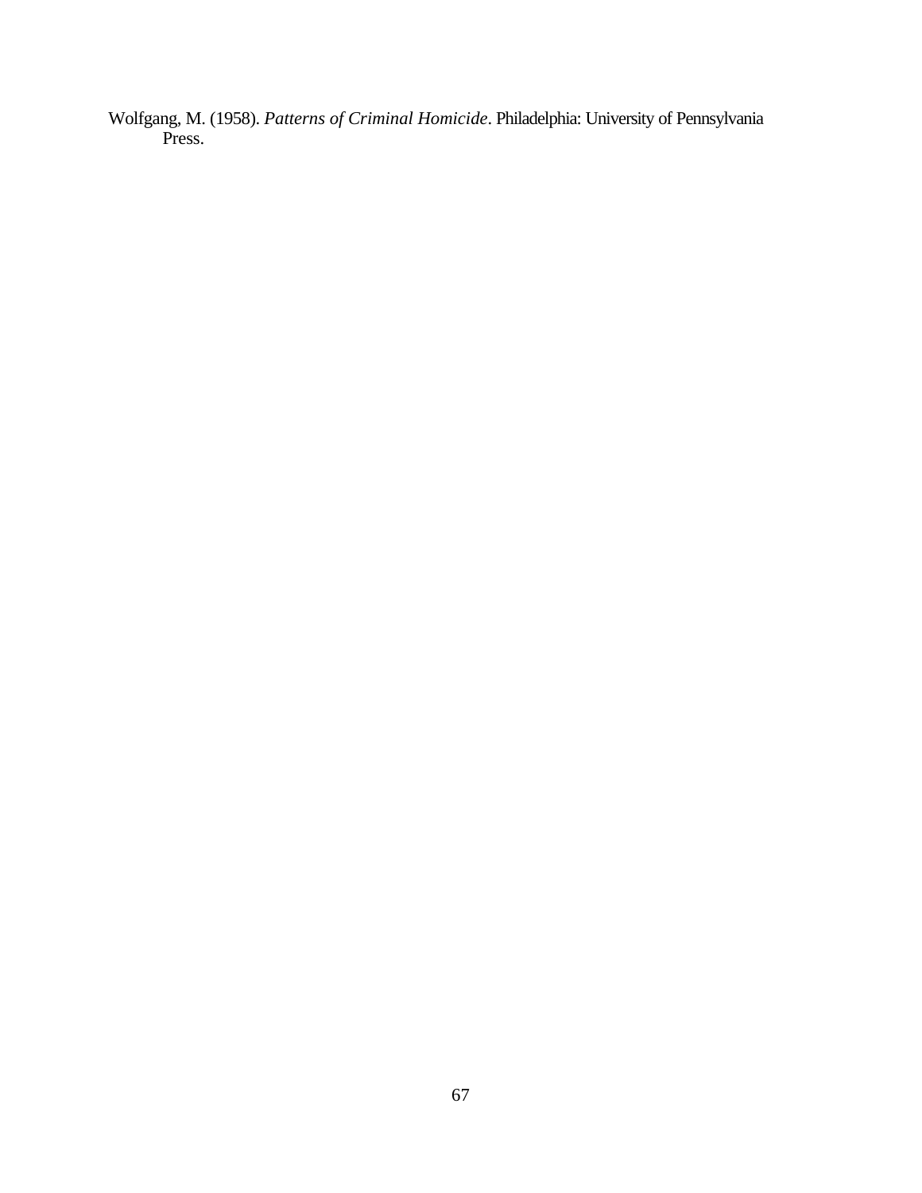Wolfgang, M. (1958). *Patterns of Criminal Homicide*. Philadelphia: University of Pennsylvania Press.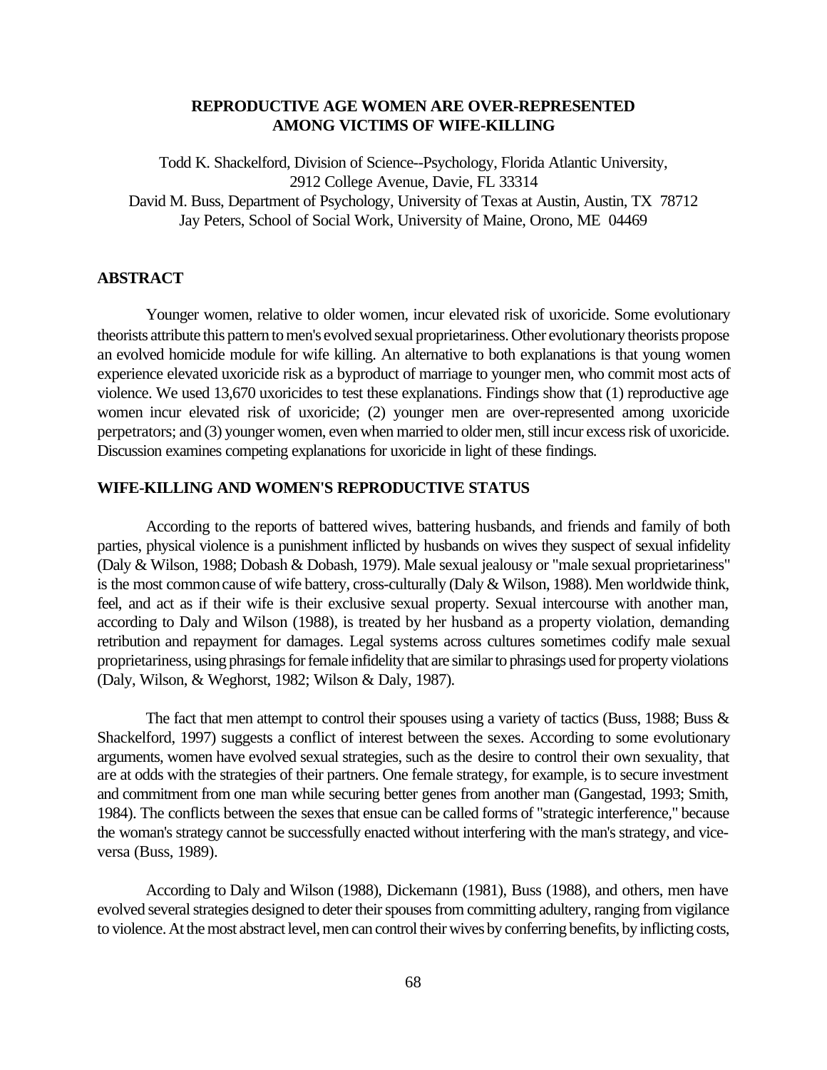# REPRODUCTIVE AGE WOMEN ARE OVER-REPRESENTED AMONG VICTIMS OF WIFE-KILLING

Todd K. Shackelford, Division of Science--Psychology, Florida Atlantic University, 2912 College Avenue, Davie, FL 33314

David M. Buss, Department of Psychology, University of Texas at Austin, Austin, TX 78712

Jay Peters, School of Social Work, University of Maine, Orono, ME 04469

## ABSTRACT

Younger women, relative to older women, incur elevated risk of uxoricide. Some evolutionary theorists attribute this pattern to men's evolved sexual proprietariness. Other evolutionary theorists propose an evolved homicide module for wife killing. An alternative to both explanations is that young women experience elevated uxoricide risk as a byproduct of marriage to younger men, who commit most acts of violence. We used 13,670 uxoricides to test these explanations. Findings show that (1) reproductive age women incur elevated risk of uxoricide; (2) younger men are over-represented among uxoricide perpetrators; and (3) younger women, even when married to older men, still incur excess risk of uxoricide. Discussion examines competing explanations for uxoricide in light of these findings.

## WIFE-KILLING AND WOMEN'S REPRODUCTIVE STATUS

According to the reports of battered wives, battering husbands, and friends and family of both parties, physical violence is a punishment inflicted by husbands on wives they suspect of sexual infidelity (Daly & Wilson, 1988; Dobash & Dobash, 1979). Male sexual jealousy or "male sexual proprietariness" is the most common cause of wife battery, cross-culturally (Daly & Wilson, 1988). Men worldwide think, feel, and act as if their wife is their exclusive sexual property. Sexual intercourse with another man, according to Daly and Wilson (1988), is treated by her husband as a property violation, demanding retribution and repayment for damages. Legal systems across cultures sometimes codify male sexual proprietariness, using phrasings for female infidelity that are similar to phrasings used for property violations (Daly, Wilson, & Weghorst, 1982; Wilson & Daly, 1987).

The fact that men attempt to control their spouses using a variety of tactics (Buss, 1988; Buss & Shackelford, 1997) suggests a conflict of interest between the sexes. According to some evolutionary arguments, women have evolved sexual strategies, such as the desire to control their own sexuality, that are at odds with the strategies of their partners. One female strategy, for example, is to secure investment and commitment from one man while securing better genes from another man (Gangestad, 1993; Smith, 1984). The conflicts between the sexes that ensue can be called forms of "strategic interference," because the woman's strategy cannot be successfully enacted without interfering with the man's strategy, and vice-versa (Buss, 1989).

According to Daly and Wilson (1988), Dickemann (1981), Buss (1988), and others, men have evolved several strategies designed to deter their spouses from committing adultery, ranging from vigilance to violence. At the most abstract level, men can control their wives by conferring benefits, by inflicting costs,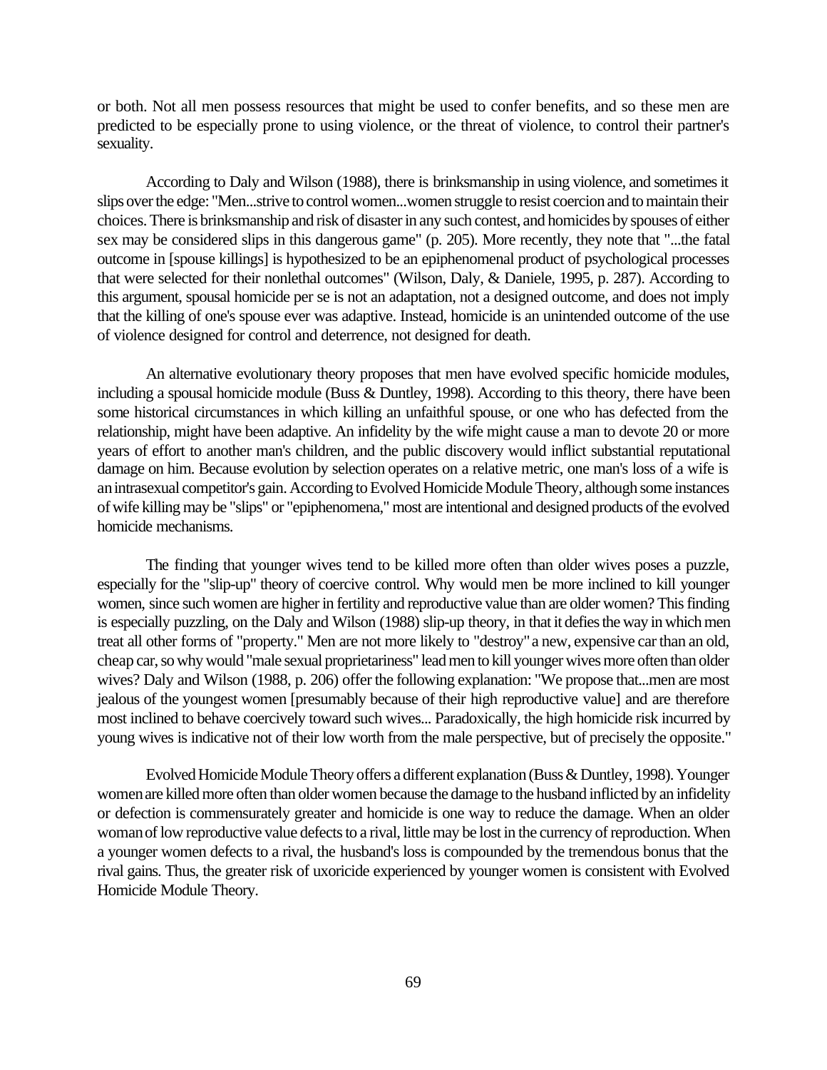or both. Not all men possess resources that might be used to confer benefits, and so these men are predicted to be especially prone to using violence, or the threat of violence, to control their partner's sexuality.

According to Daly and Wilson (1988), there is brinksmanship in using violence, and sometimes it slips over the edge: "Men...strive to control women...women struggle to resist coercion and to maintain their choices. There is brinksmanship and risk of disaster in any such contest, and homicides by spouses of either sex may be considered slips in this dangerous game" (p. 205). More recently, they note that "...the fatal outcome in [spouse killings] is hypothesized to be an epiphenomenal product of psychological processes that were selected for their nonlethal outcomes" (Wilson, Daly, & Daniele, 1995, p. 287). According to this argument, spousal homicide per se is not an adaptation, not a designed outcome, and does not imply that the killing of one's spouse ever was adaptive. Instead, homicide is an unintended outcome of the use of violence designed for control and deterrence, not designed for death.

An alternative evolutionary theory proposes that men have evolved specific homicide modules, including a spousal homicide module (Buss & Duntley, 1998). According to this theory, there have been some historical circumstances in which killing an unfaithful spouse, or one who has defected from the relationship, might have been adaptive. An infidelity by the wife might cause a man to devote 20 or more years of effort to another man's children, and the public discovery would inflict substantial reputational damage on him. Because evolution by selection operates on a relative metric, one man's loss of a wife is an intrasexual competitor's gain. According to Evolved Homicide Module Theory, although some instances of wife killing may be "slips" or "epiphenomena," most are intentional and designed products of the evolved homicide mechanisms.

The finding that younger wives tend to be killed more often than older wives poses a puzzle, especially for the "slip-up" theory of coercive control. Why would men be more inclined to kill younger women, since such women are higher in fertility and reproductive value than are older women? This finding is especially puzzling, on the Daly and Wilson (1988) slip-up theory, in that it defies the way in which men treat all other forms of "property." Men are not more likely to "destroy" a new, expensive car than an old, cheap car, so why would "male sexual proprietariness" lead men to kill younger wives more often than older wives? Daly and Wilson (1988, p. 206) offer the following explanation: "We propose that...men are most jealous of the youngest women [presumably because of their high reproductive value] and are therefore most inclined to behave coercively toward such wives... Paradoxically, the high homicide risk incurred by young wives is indicative not of their low worth from the male perspective, but of precisely the opposite."

Evolved Homicide Module Theory offers a different explanation (Buss & Duntley, 1998). Younger women are killed more often than older women because the damage to the husband inflicted by an infidelity or defection is commensurately greater and homicide is one way to reduce the damage. When an older woman of low reproductive value defects to a rival, little may be lost in the currency of reproduction. When a younger women defects to a rival, the husband's loss is compounded by the tremendous bonus that the rival gains. Thus, the greater risk of uxoricide experienced by younger women is consistent with Evolved Homicide Module Theory.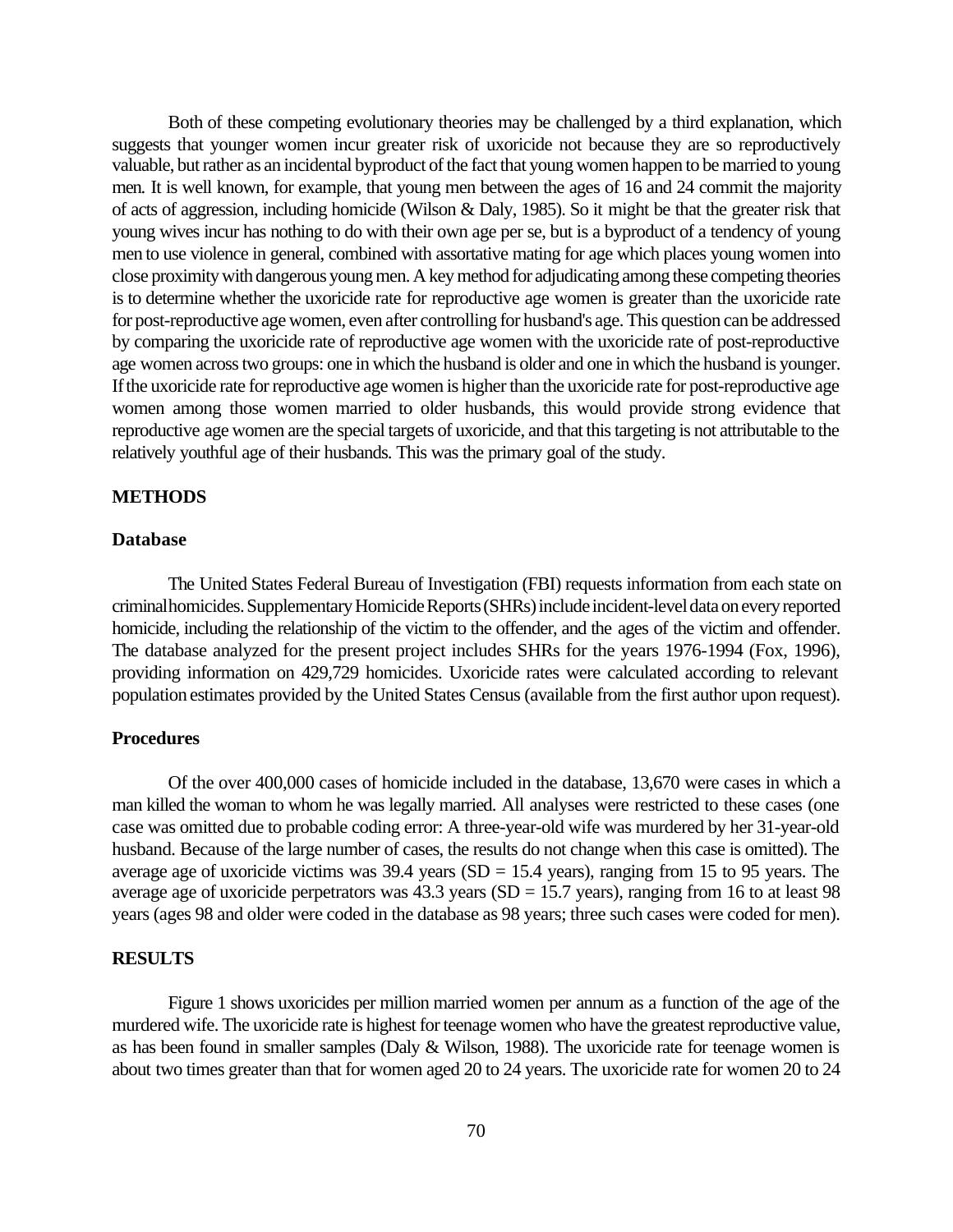Both of these competing evolutionary theories may be challenged by a third explanation, which suggests that younger women incur greater risk of uxoricide not because they are so reproductively valuable, but rather as an incidental byproduct of the fact that young women happen to be married to young men. It is well known, for example, that young men between the ages of 16 and 24 commit the majority of acts of aggression, including homicide (Wilson & Daly, 1985). So it might be that the greater risk that young wives incur has nothing to do with their own age per se, but is a byproduct of a tendency of young men to use violence in general, combined with assortative mating for age which places young women into close proximity with dangerous young men. A key method for adjudicating among these competing theories is to determine whether the uxoricide rate for reproductive age women is greater than the uxoricide rate for post-reproductive age women, even after controlling for husband's age. This question can be addressed by comparing the uxoricide rate of reproductive age women with the uxoricide rate of post-reproductive age women across two groups: one in which the husband is older and one in which the husband is younger. If the uxoricide rate for reproductive age women is higher than the uxoricide rate for post-reproductive age women among those women married to older husbands, this would provide strong evidence that reproductive age women are the special targets of uxoricide, and that this targeting is not attributable to the relatively youthful age of their husbands. This was the primary goal of the study.

## METHODS

### Database

The United States Federal Bureau of Investigation (FBI) requests information from each state on criminal homicides. Supplementary Homicide Reports (SHRs) include incident-level data on every reported homicide, including the relationship of the victim to the offender, and the ages of the victim and offender. The database analyzed for the present project includes SHRs for the years 1976-1994 (Fox, 1996), providing information on 429,729 homicides. Uxoricide rates were calculated according to relevant population estimates provided by the United States Census (available from the first author upon request).

### Procedures

Of the over 400,000 cases of homicide included in the database, 13,670 were cases in which a man killed the woman to whom he was legally married. All analyses were restricted to these cases (one case was omitted due to probable coding error: A three-year-old wife was murdered by her 31-year-old husband. Because of the large number of cases, the results do not change when this case is omitted). The average age of uxoricide victims was 39.4 years (SD = 15.4 years), ranging from 15 to 95 years. The average age of uxoricide perpetrators was 43.3 years (SD = 15.7 years), ranging from 16 to at least 98 years (ages 98 and older were coded in the database as 98 years; three such cases were coded for men).

## RESULTS

Figure 1 shows uxoricides per million married women per annum as a function of the age of the murdered wife. The uxoricide rate is highest for teenage women who have the greatest reproductive value, as has been found in smaller samples (Daly & Wilson, 1988). The uxoricide rate for teenage women is about two times greater than that for women aged 20 to 24 years. The uxoricide rate for women 20 to 24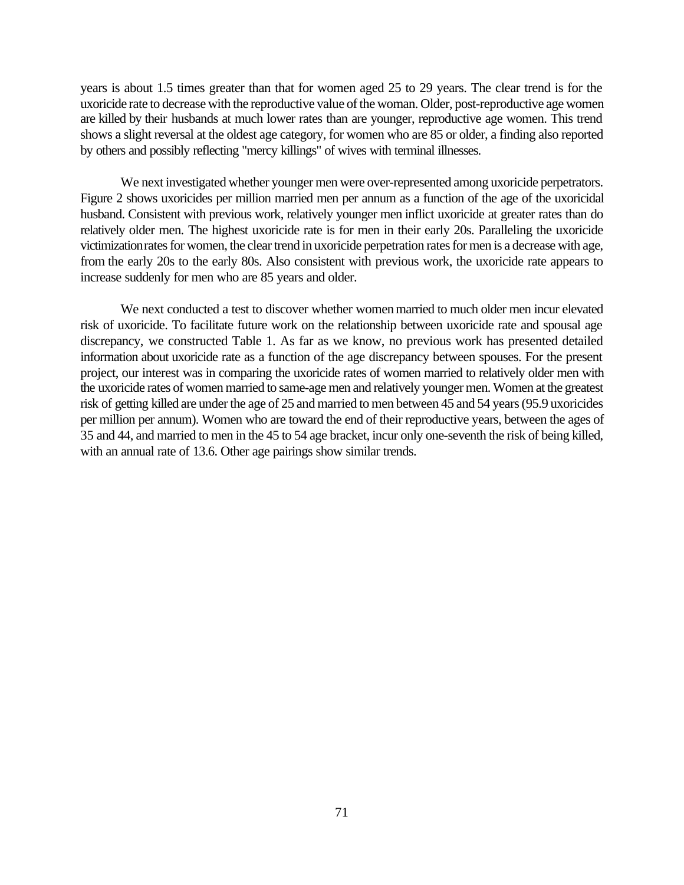years is about 1.5 times greater than that for women aged 25 to 29 years. The clear trend is for the uxoricide rate to decrease with the reproductive value of the woman. Older, post-reproductive age women are killed by their husbands at much lower rates than are younger, reproductive age women. This trend shows a slight reversal at the oldest age category, for women who are 85 or older, a finding also reported by others and possibly reflecting "mercy killings" of wives with terminal illnesses.

We next investigated whether younger men were over-represented among uxoricide perpetrators. Figure 2 shows uxoricides per million married men per annum as a function of the age of the uxoricidal husband. Consistent with previous work, relatively younger men inflict uxoricide at greater rates than do relatively older men. The highest uxoricide rate is for men in their early 20s. Paralleling the uxoricide victimization rates for women, the clear trend in uxoricide perpetration rates for men is a decrease with age, from the early 20s to the early 80s. Also consistent with previous work, the uxoricide rate appears to increase suddenly for men who are 85 years and older.

We next conducted a test to discover whether women married to much older men incur elevated risk of uxoricide. To facilitate future work on the relationship between uxoricide rate and spousal age discrepancy, we constructed Table 1. As far as we know, no previous work has presented detailed information about uxoricide rate as a function of the age discrepancy between spouses. For the present project, our interest was in comparing the uxoricide rates of women married to relatively older men with the uxoricide rates of women married to same-age men and relatively younger men. Women at the greatest risk of getting killed are under the age of 25 and married to men between 45 and 54 years (95.9 uxoricides per million per annum). Women who are toward the end of their reproductive years, between the ages of 35 and 44, and married to men in the 45 to 54 age bracket, incur only one-seventh the risk of being killed, with an annual rate of 13.6. Other age pairings show similar trends.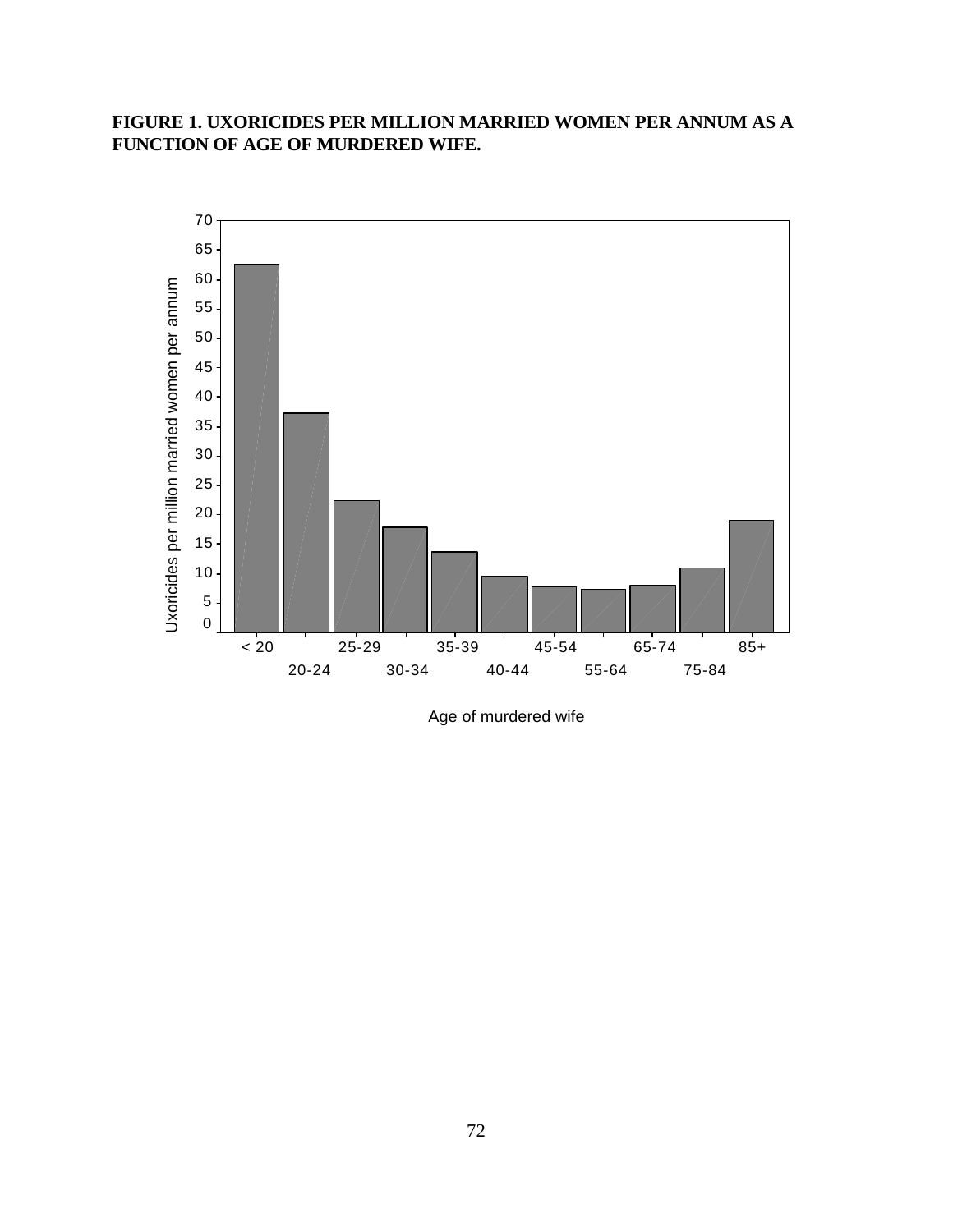**FIGURE 1. UXORICIDES PER MILLION MARRIED WOMEN PER ANNUM AS A FUNCTION OF AGE OF MURDERED WIFE.**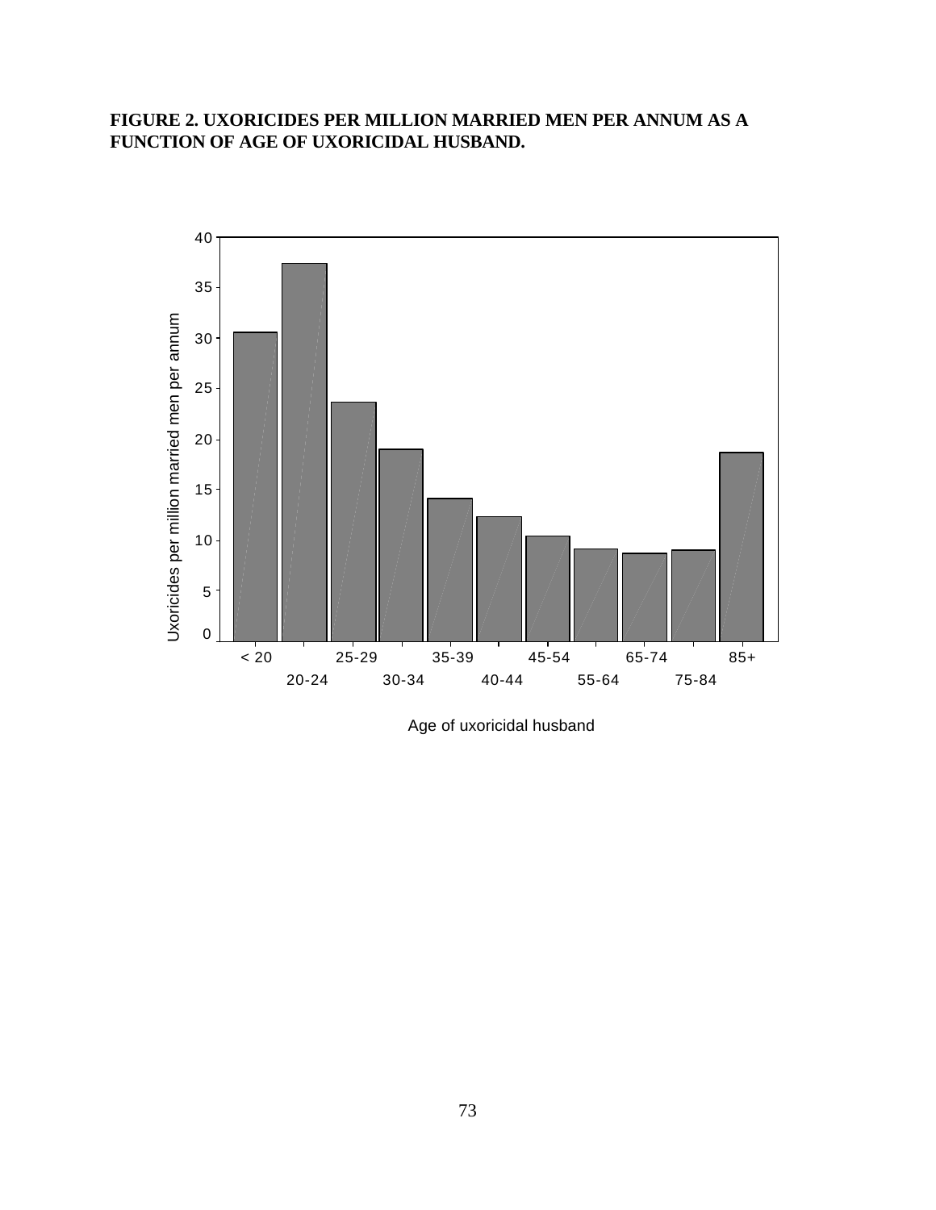**FIGURE 2. UXORICIDES PER MILLION MARRIED MEN PER ANNUM AS A FUNCTION OF AGE OF UXORICIDAL HUSBAND.**

Uxoricides per million married men per annum

Age of uxoricidal husband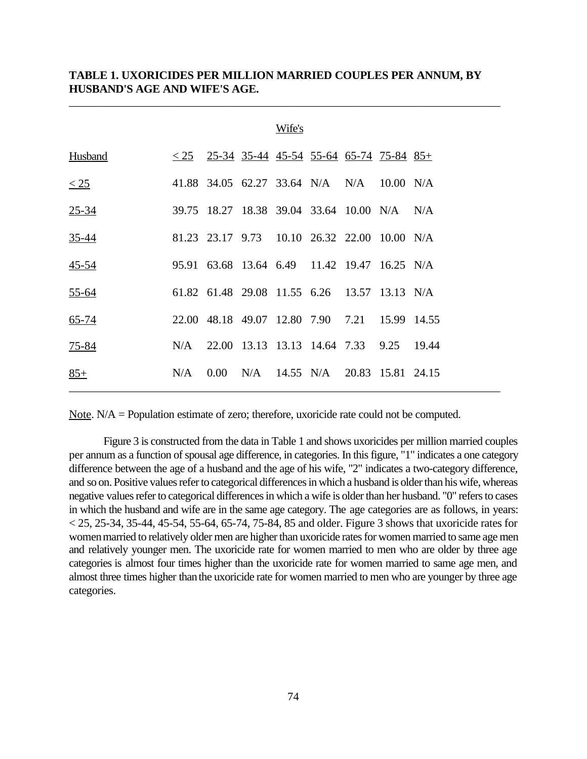**TABLE 1. UXORICIDES PER MILLION MARRIED COUPLES PER ANNUM, BY HUSBAND'S AGE AND WIFE'S AGE.**

| | Wife's | | | | | | | |
|---|---|---|---|---|---|---|---|---|
| Husband | < 25 | 25-34 | 35-44 | 45-54 | 55-64 | 65-74 | 75-84 | 85+ |
| < 25 | 41.88 | 34.05 | 62.27 | 33.64 | N/A | N/A | 10.00 | N/A |
| 25-34 | 39.75 | 18.27 | 18.38 | 39.04 | 33.64 | 10.00 | N/A | N/A |
| 35-44 | 81.23 | 23.17 | 9.73 | 10.10 | 26.32 | 22.00 | 10.00 | N/A |
| 45-54 | 95.91 | 63.68 | 13.64 | 6.49 | 11.42 | 19.47 | 16.25 | N/A |
| 55-64 | 61.82 | 61.48 | 29.08 | 11.55 | 6.26 | 13.57 | 13.13 | N/A |
| 65-74 | 22.00 | 48.18 | 49.07 | 12.80 | 7.90 | 7.21 | 15.99 | 14.55 |
| 75-84 | N/A | 22.00 | 13.13 | 13.13 | 14.64 | 7.33 | 9.25 | 19.44 |
| 85+ | N/A | 0.00 | N/A | 14.55 | N/A | 20.83 | 15.81 | 24.15 |

Note. N/A = Population estimate of zero; therefore, uxoricide rate could not be computed.

Figure 3 is constructed from the data in Table 1 and shows uxoricides per million married couples per annum as a function of spousal age difference, in categories. In this figure, "1" indicates a one category difference between the age of a husband and the age of his wife, "2" indicates a two-category difference, and so on. Positive values refer to categorical differences in which a husband is older than his wife, whereas negative values refer to categorical differences in which a wife is older than her husband. "0" refers to cases in which the husband and wife are in the same age category. The age categories are as follows, in years: < 25, 25-34, 35-44, 45-54, 55-64, 65-74, 75-84, 85 and older. Figure 3 shows that uxoricide rates for women married to relatively older men are higher than uxoricide rates for women married to same age men and relatively younger men. The uxoricide rate for women married to men who are older by three age categories is almost four times higher than the uxoricide rate for women married to same age men, and almost three times higher than the uxoricide rate for women married to men who are younger by three age categories.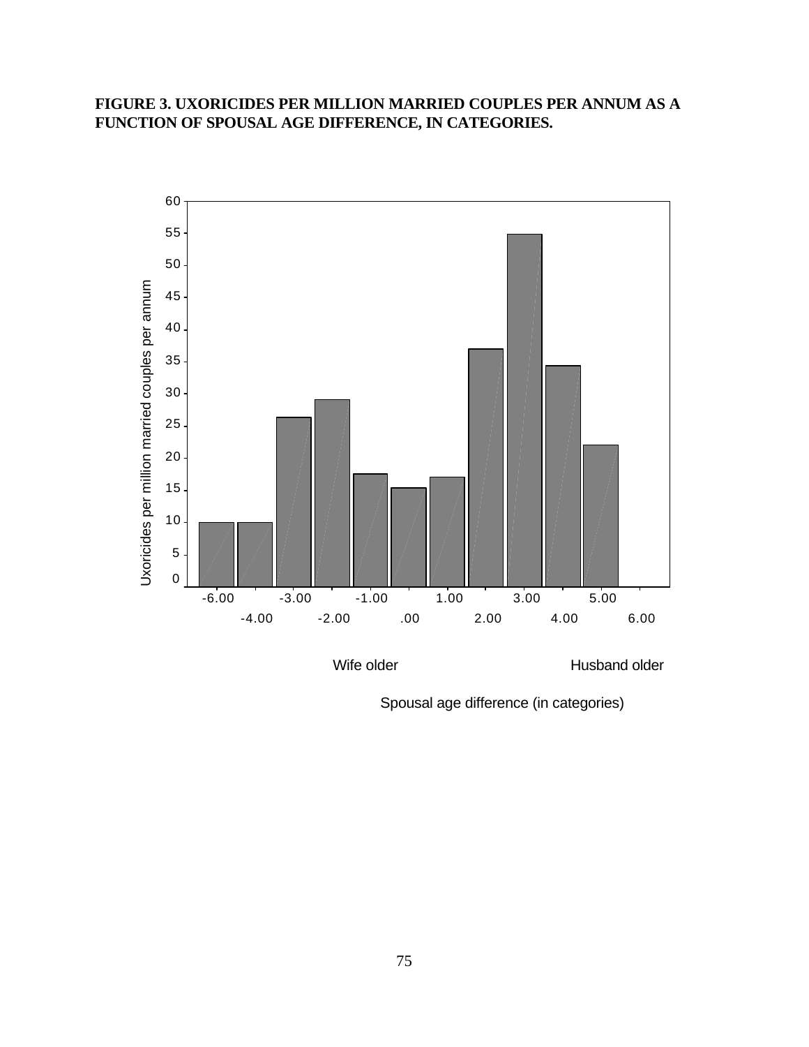**FIGURE 3. UXORICIDES PER MILLION MARRIED COUPLES PER ANNUM AS A FUNCTION OF SPOUSAL AGE DIFFERENCE, IN CATEGORIES.**

Uxoricides per million married couples per annum

Wife older

Husband older

Spousal age difference (in categories)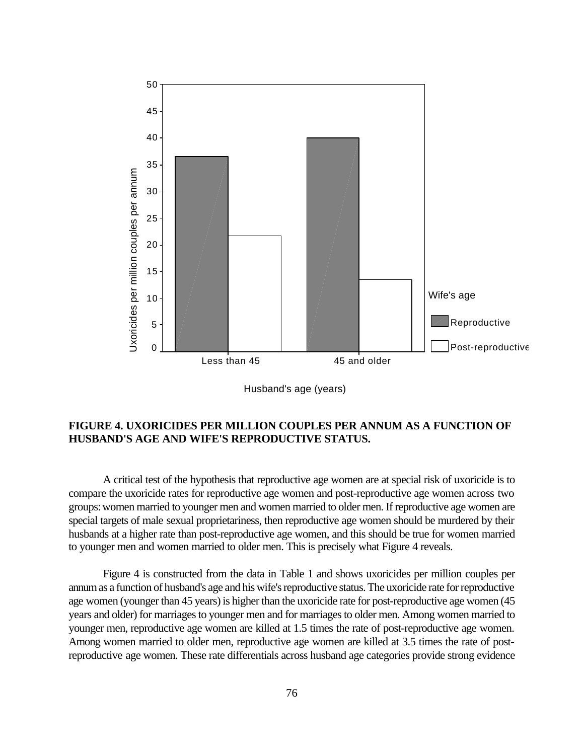**FIGURE 4. UXORICIDES PER MILLION COUPLES PER ANNUM AS A FUNCTION OF HUSBAND'S AGE AND WIFE'S REPRODUCTIVE STATUS.**

A critical test of the hypothesis that reproductive age women are at special risk of uxoricide is to compare the uxoricide rates for reproductive age women and post-reproductive age women across two groups: women married to younger men and women married to older men. If reproductive age women are special targets of male sexual proprietariness, then reproductive age women should be murdered by their husbands at a higher rate than post-reproductive age women, and this should be true for women married to younger men and women married to older men. This is precisely what Figure 4 reveals.

Figure 4 is constructed from the data in Table 1 and shows uxoricides per million couples per annum as a function of husband's age and his wife's reproductive status. The uxoricide rate for reproductive age women (younger than 45 years) is higher than the uxoricide rate for post-reproductive age women (45 years and older) for marriages to younger men and for marriages to older men. Among women married to younger men, reproductive age women are killed at 1.5 times the rate of post-reproductive age women. Among women married to older men, reproductive age women are killed at 3.5 times the rate of post-reproductive age women. These rate differentials across husband age categories provide strong evidence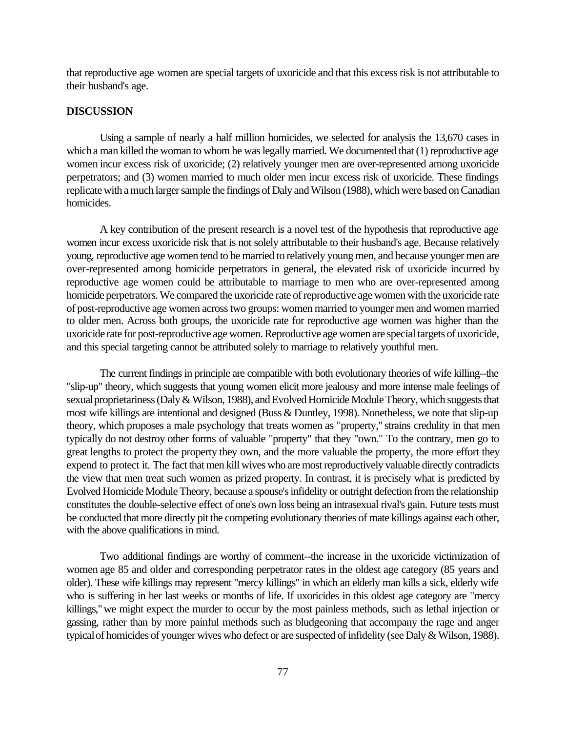that reproductive age women are special targets of uxoricide and that this excess risk is not attributable to their husband's age.

**DISCUSSION**

Using a sample of nearly a half million homicides, we selected for analysis the 13,670 cases in which a man killed the woman to whom he was legally married. We documented that (1) reproductive age women incur excess risk of uxoricide; (2) relatively younger men are over-represented among uxoricide perpetrators; and (3) women married to much older men incur excess risk of uxoricide. These findings replicate with a much larger sample the findings of Daly and Wilson (1988), which were based on Canadian homicides.

A key contribution of the present research is a novel test of the hypothesis that reproductive age women incur excess uxoricide risk that is not solely attributable to their husband's age. Because relatively young, reproductive age women tend to be married to relatively young men, and because younger men are over-represented among homicide perpetrators in general, the elevated risk of uxoricide incurred by reproductive age women could be attributable to marriage to men who are over-represented among homicide perpetrators. We compared the uxoricide rate of reproductive age women with the uxoricide rate of post-reproductive age women across two groups: women married to younger men and women married to older men. Across both groups, the uxoricide rate for reproductive age women was higher than the uxoricide rate for post-reproductive age women. Reproductive age women are special targets of uxoricide, and this special targeting cannot be attributed solely to marriage to relatively youthful men.

The current findings in principle are compatible with both evolutionary theories of wife killing--the "slip-up" theory, which suggests that young women elicit more jealousy and more intense male feelings of sexual proprietariness (Daly & Wilson, 1988), and Evolved Homicide Module Theory, which suggests that most wife killings are intentional and designed (Buss & Duntley, 1998). Nonetheless, we note that slip-up theory, which proposes a male psychology that treats women as "property," strains credulity in that men typically do not destroy other forms of valuable "property" that they "own." To the contrary, men go to great lengths to protect the property they own, and the more valuable the property, the more effort they expend to protect it. The fact that men kill wives who are most reproductively valuable directly contradicts the view that men treat such women as prized property. In contrast, it is precisely what is predicted by Evolved Homicide Module Theory, because a spouse's infidelity or outright defection from the relationship constitutes the double-selective effect of one's own loss being an intrasexual rival's gain. Future tests must be conducted that more directly pit the competing evolutionary theories of mate killings against each other, with the above qualifications in mind.

Two additional findings are worthy of comment--the increase in the uxoricide victimization of women age 85 and older and corresponding perpetrator rates in the oldest age category (85 years and older). These wife killings may represent "mercy killings" in which an elderly man kills a sick, elderly wife who is suffering in her last weeks or months of life. If uxoricides in this oldest age category are "mercy killings," we might expect the murder to occur by the most painless methods, such as lethal injection or gassing, rather than by more painful methods such as bludgeoning that accompany the rage and anger typical of homicides of younger wives who defect or are suspected of infidelity (see Daly & Wilson, 1988).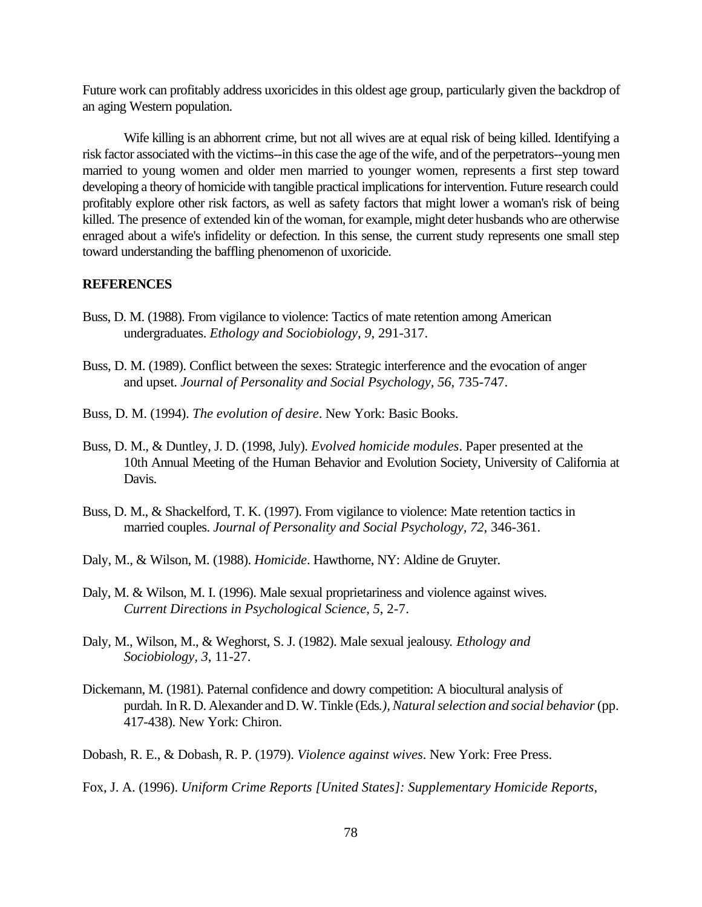Future work can profitably address uxoricides in this oldest age group, particularly given the backdrop of an aging Western population.

Wife killing is an abhorrent crime, but not all wives are at equal risk of being killed. Identifying a risk factor associated with the victims--in this case the age of the wife, and of the perpetrators--young men married to young women and older men married to younger women, represents a first step toward developing a theory of homicide with tangible practical implications for intervention. Future research could profitably explore other risk factors, as well as safety factors that might lower a woman's risk of being killed. The presence of extended kin of the woman, for example, might deter husbands who are otherwise enraged about a wife's infidelity or defection. In this sense, the current study represents one small step toward understanding the baffling phenomenon of uxoricide.

**REFERENCES**

Buss, D. M. (1988). From vigilance to violence: Tactics of mate retention among American undergraduates. *Ethology and Sociobiology, 9*, 291-317.

Buss, D. M. (1989). Conflict between the sexes: Strategic interference and the evocation of anger and upset. *Journal of Personality and Social Psychology, 56*, 735-747.

Buss, D. M. (1994). *The evolution of desire*. New York: Basic Books.

Buss, D. M., & Duntley, J. D. (1998, July). *Evolved homicide modules*. Paper presented at the 10th Annual Meeting of the Human Behavior and Evolution Society, University of California at Davis.

Buss, D. M., & Shackelford, T. K. (1997). From vigilance to violence: Mate retention tactics in married couples. *Journal of Personality and Social Psychology, 72*, 346-361.

Daly, M., & Wilson, M. (1988). *Homicide*. Hawthorne, NY: Aldine de Gruyter.

Daly, M. & Wilson, M. I. (1996). Male sexual proprietariness and violence against wives. *Current Directions in Psychological Science, 5*, 2-7.

Daly, M., Wilson, M., & Weghorst, S. J. (1982). Male sexual jealousy. *Ethology and Sociobiology, 3*, 11-27.

Dickemann, M. (1981). Paternal confidence and dowry competition: A biocultural analysis of purdah. In R. D. Alexander and D. W. Tinkle (Eds*.), Natural selection and social behavior* (pp. 417-438). New York: Chiron.

Dobash, R. E., & Dobash, R. P. (1979). *Violence against wives*. New York: Free Press.

Fox, J. A. (1996). *Uniform Crime Reports [United States]: Supplementary Homicide Reports*,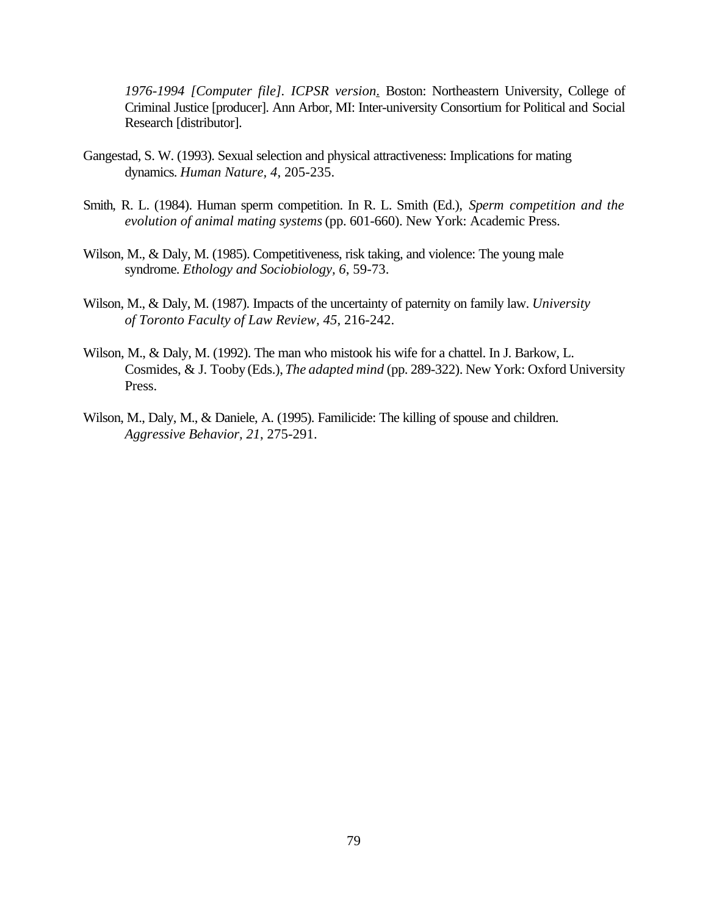*1976-1994 [Computer file]. ICPSR version.* Boston: Northeastern University, College of Criminal Justice [producer]. Ann Arbor, MI: Inter-university Consortium for Political and Social Research [distributor].

Gangestad, S. W. (1993). Sexual selection and physical attractiveness: Implications for mating dynamics. *Human Nature, 4*, 205-235.

Smith, R. L. (1984). Human sperm competition. In R. L. Smith (Ed.), *Sperm competition and the evolution of animal mating systems* (pp. 601-660). New York: Academic Press.

Wilson, M., & Daly, M. (1985). Competitiveness, risk taking, and violence: The young male syndrome. *Ethology and Sociobiology, 6*, 59-73.

Wilson, M., & Daly, M. (1987). Impacts of the uncertainty of paternity on family law. *University of Toronto Faculty of Law Review, 45*, 216-242.

Wilson, M., & Daly, M. (1992). The man who mistook his wife for a chattel. In J. Barkow, L. Cosmides, & J. Tooby (Eds.), *The adapted mind* (pp. 289-322). New York: Oxford University Press.

Wilson, M., Daly, M., & Daniele, A. (1995). Familicide: The killing of spouse and children. *Aggressive Behavior, 21*, 275-291.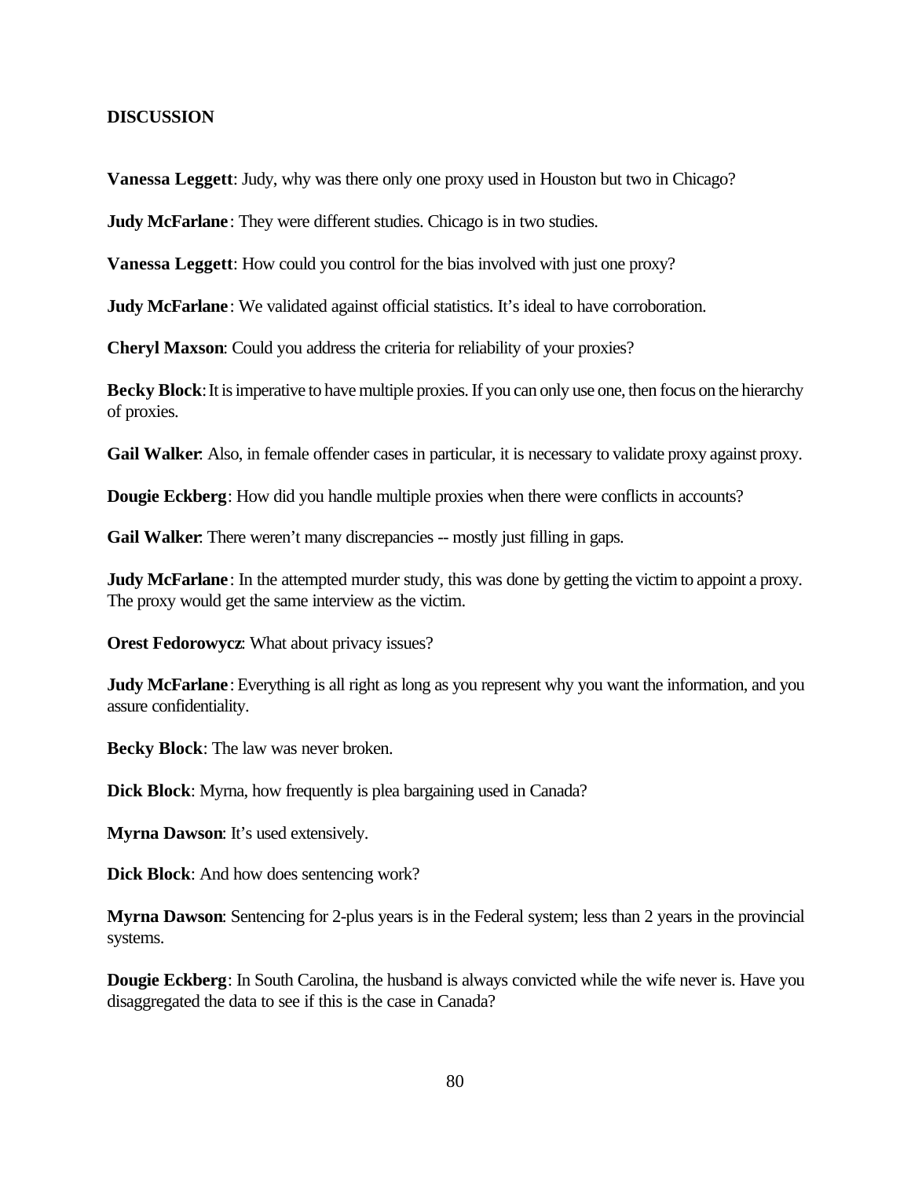**DISCUSSION**

**Vanessa Leggett**: Judy, why was there only one proxy used in Houston but two in Chicago?

**Judy McFarlane**: They were different studies. Chicago is in two studies.

**Vanessa Leggett**: How could you control for the bias involved with just one proxy?

**Judy McFarlane**: We validated against official statistics. It's ideal to have corroboration.

**Cheryl Maxson**: Could you address the criteria for reliability of your proxies?

**Becky Block**: It is imperative to have multiple proxies. If you can only use one, then focus on the hierarchy of proxies.

**Gail Walker**: Also, in female offender cases in particular, it is necessary to validate proxy against proxy.

**Dougie Eckberg**: How did you handle multiple proxies when there were conflicts in accounts?

**Gail Walker**: There weren't many discrepancies -- mostly just filling in gaps.

**Judy McFarlane**: In the attempted murder study, this was done by getting the victim to appoint a proxy. The proxy would get the same interview as the victim.

**Orest Fedorowycz**: What about privacy issues?

**Judy McFarlane**: Everything is all right as long as you represent why you want the information, and you assure confidentiality.

**Becky Block**: The law was never broken.

**Dick Block**: Myrna, how frequently is plea bargaining used in Canada?

**Myrna Dawson**: It's used extensively.

**Dick Block**: And how does sentencing work?

**Myrna Dawson**: Sentencing for 2-plus years is in the Federal system; less than 2 years in the provincial systems.

**Dougie Eckberg**: In South Carolina, the husband is always convicted while the wife never is. Have you disaggregated the data to see if this is the case in Canada?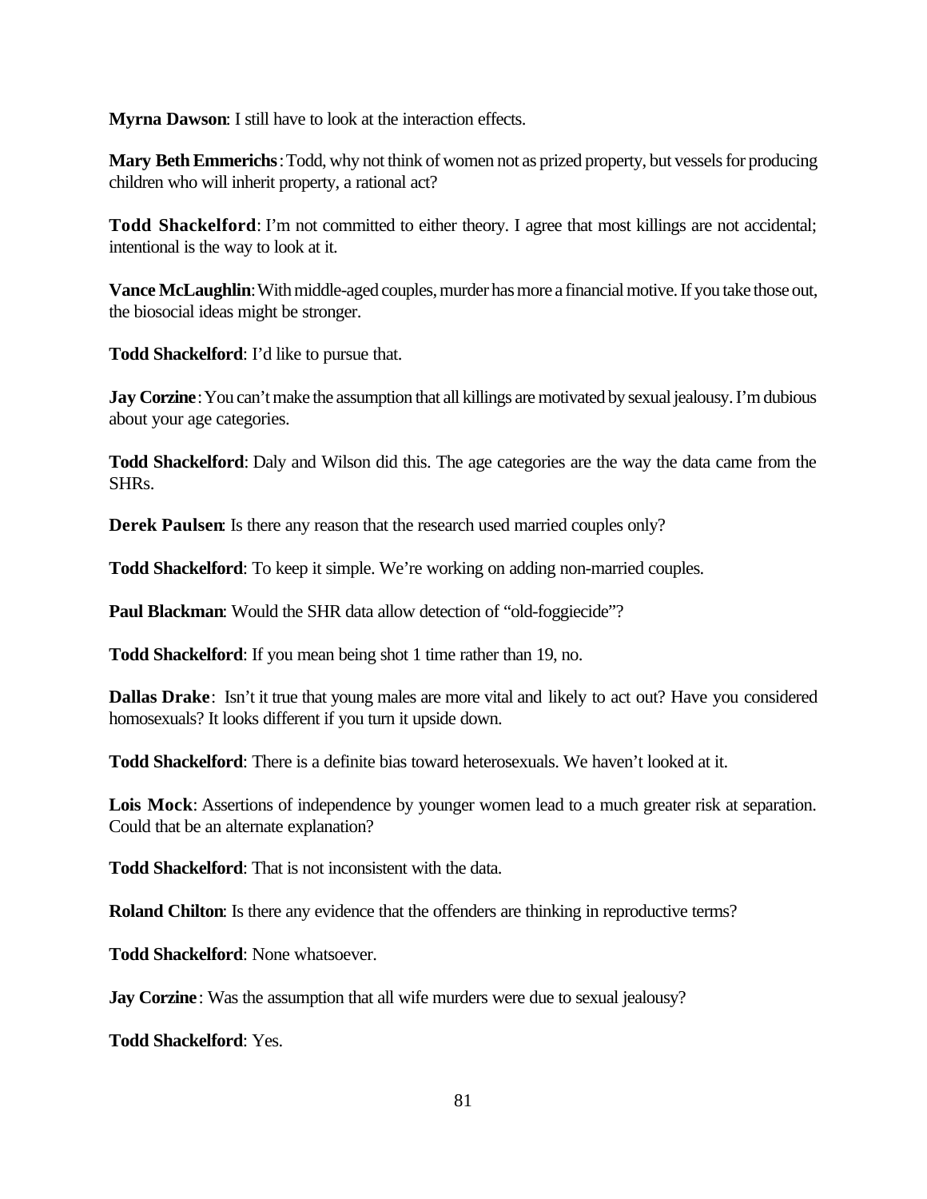**Myrna Dawson**: I still have to look at the interaction effects.

**Mary Beth Emmerichs**: Todd, why not think of women not as prized property, but vessels for producing children who will inherit property, a rational act?

**Todd Shackelford**: I'm not committed to either theory. I agree that most killings are not accidental; intentional is the way to look at it.

**Vance McLaughlin**: With middle-aged couples, murder has more a financial motive. If you take those out, the biosocial ideas might be stronger.

**Todd Shackelford**: I'd like to pursue that.

**Jay Corzine**: You can't make the assumption that all killings are motivated by sexual jealousy. I'm dubious about your age categories.

**Todd Shackelford**: Daly and Wilson did this. The age categories are the way the data came from the SHRs.

**Derek Paulsen**: Is there any reason that the research used married couples only?

**Todd Shackelford**: To keep it simple. We're working on adding non-married couples.

**Paul Blackman**: Would the SHR data allow detection of "old-foggiecide"?

**Todd Shackelford**: If you mean being shot 1 time rather than 19, no.

**Dallas Drake**: Isn't it true that young males are more vital and likely to act out? Have you considered homosexuals? It looks different if you turn it upside down.

**Todd Shackelford**: There is a definite bias toward heterosexuals. We haven't looked at it.

**Lois Mock**: Assertions of independence by younger women lead to a much greater risk at separation. Could that be an alternate explanation?

**Todd Shackelford**: That is not inconsistent with the data.

**Roland Chilton**: Is there any evidence that the offenders are thinking in reproductive terms?

**Todd Shackelford**: None whatsoever.

**Jay Corzine**: Was the assumption that all wife murders were due to sexual jealousy?

**Todd Shackelford**: Yes.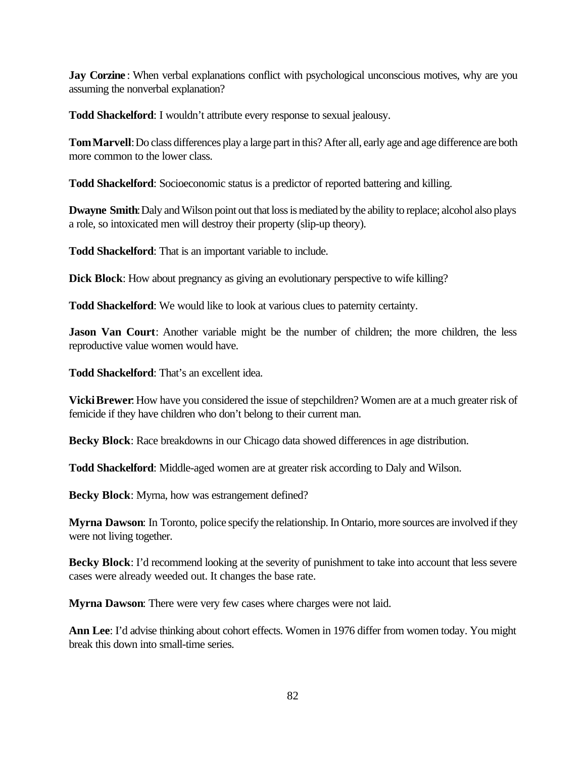**Jay Corzine** : When verbal explanations conflict with psychological unconscious motives, why are you assuming the nonverbal explanation?

**Todd Shackelford**: I wouldn't attribute every response to sexual jealousy.

**Tom Marvell**: Do class differences play a large part in this? After all, early age and age difference are both more common to the lower class.

**Todd Shackelford**: Socioeconomic status is a predictor of reported battering and killing.

**Dwayne Smith**: Daly and Wilson point out that loss is mediated by the ability to replace; alcohol also plays a role, so intoxicated men will destroy their property (slip-up theory).

**Todd Shackelford**: That is an important variable to include.

**Dick Block**: How about pregnancy as giving an evolutionary perspective to wife killing?

**Todd Shackelford**: We would like to look at various clues to paternity certainty.

**Jason Van Court**: Another variable might be the number of children; the more children, the less reproductive value women would have.

**Todd Shackelford**: That's an excellent idea.

**Vicki Brewer**: How have you considered the issue of stepchildren? Women are at a much greater risk of femicide if they have children who don't belong to their current man.

**Becky Block**: Race breakdowns in our Chicago data showed differences in age distribution.

**Todd Shackelford**: Middle-aged women are at greater risk according to Daly and Wilson.

**Becky Block**: Myrna, how was estrangement defined?

**Myrna Dawson**: In Toronto, police specify the relationship. In Ontario, more sources are involved if they were not living together.

**Becky Block**: I'd recommend looking at the severity of punishment to take into account that less severe cases were already weeded out. It changes the base rate.

**Myrna Dawson**: There were very few cases where charges were not laid.

**Ann Lee**: I'd advise thinking about cohort effects. Women in 1976 differ from women today. You might break this down into small-time series.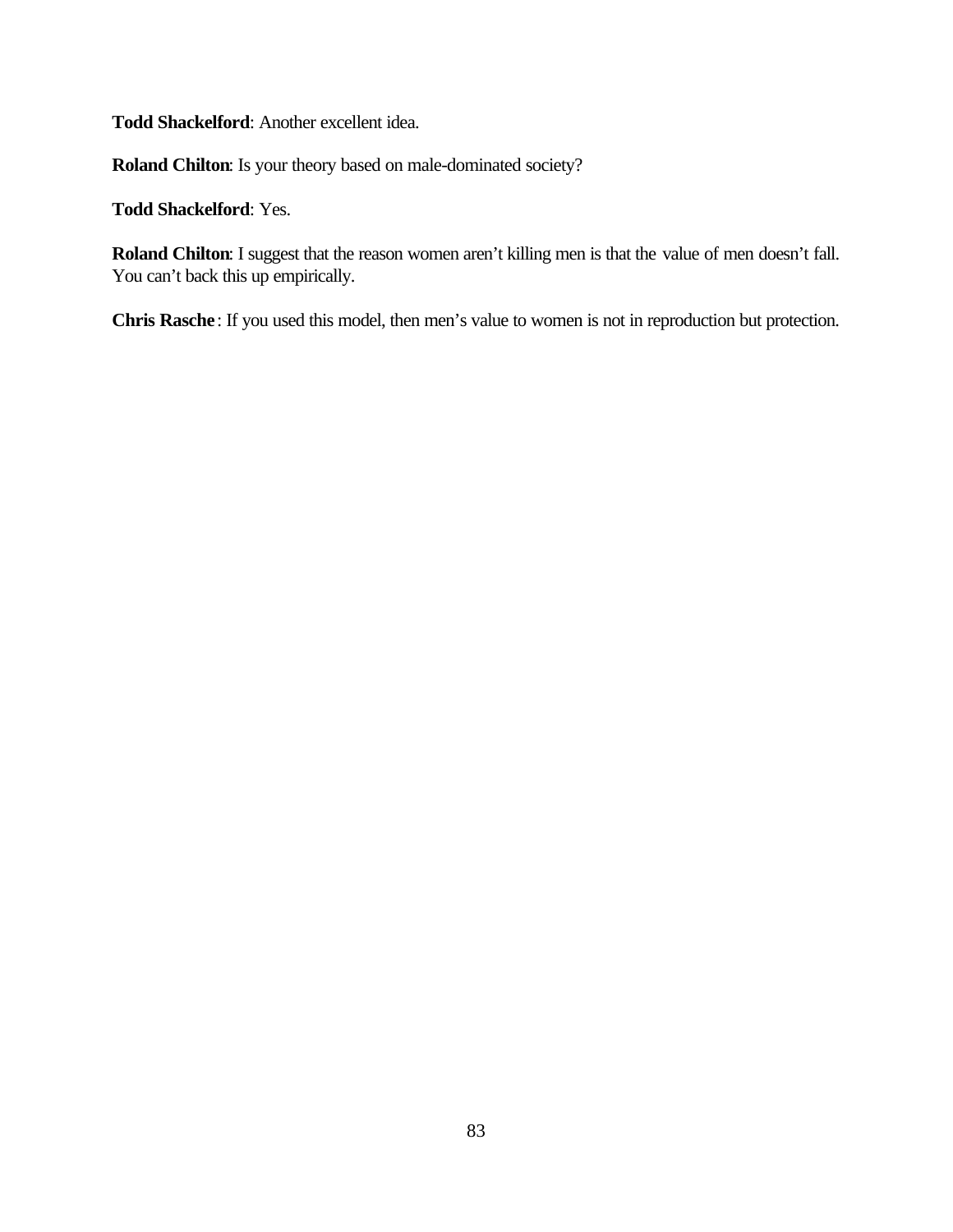**Todd Shackelford**: Another excellent idea.

**Roland Chilton**: Is your theory based on male-dominated society?

**Todd Shackelford**: Yes.

**Roland Chilton**: I suggest that the reason women aren't killing men is that the value of men doesn't fall. You can't back this up empirically.

**Chris Rasche**: If you used this model, then men's value to women is not in reproduction but protection.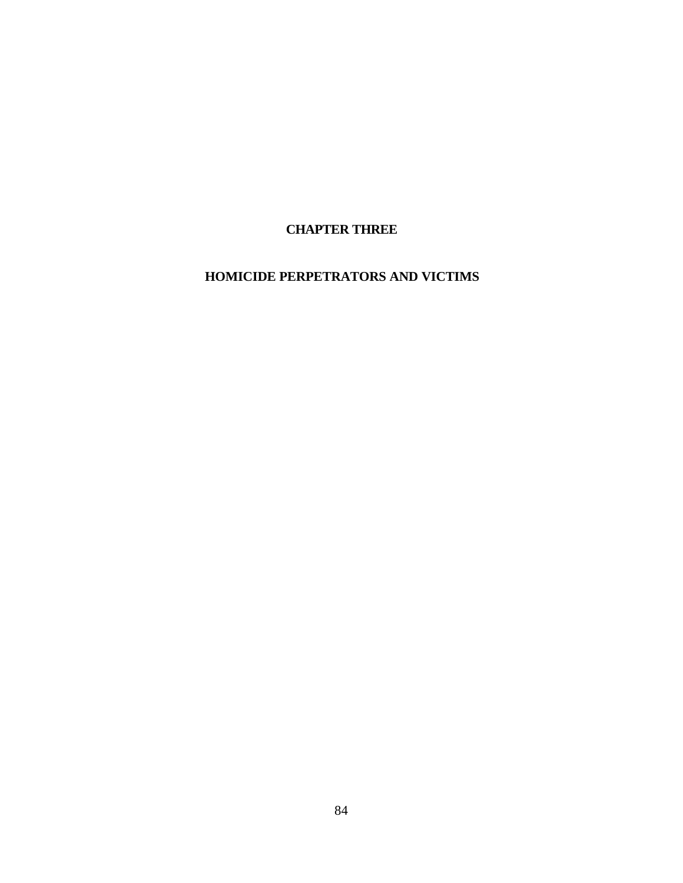# CHAPTER THREE

# HOMICIDE PERPETRATORS AND VICTIMS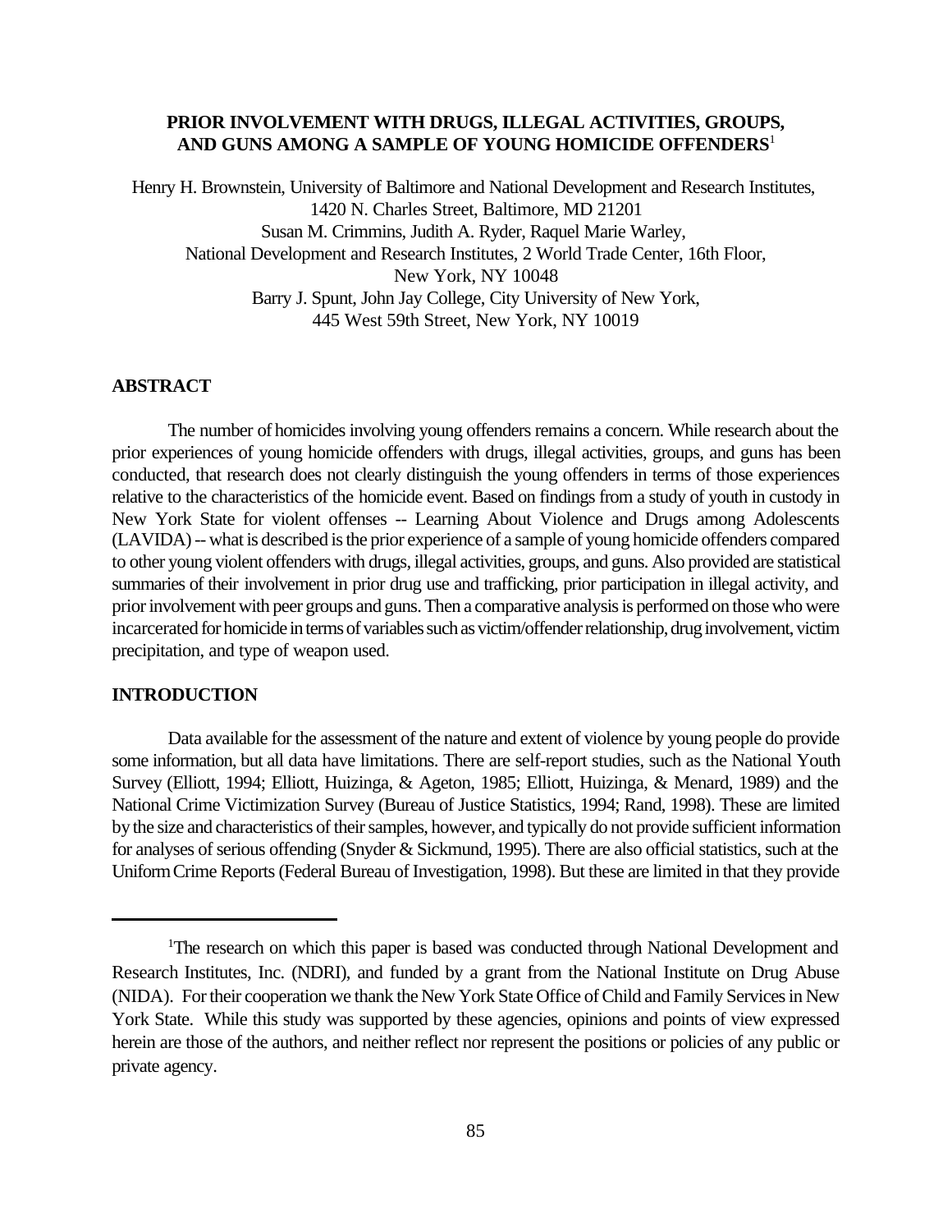## PRIOR INVOLVEMENT WITH DRUGS, ILLEGAL ACTIVITIES, GROUPS, AND GUNS AMONG A SAMPLE OF YOUNG HOMICIDE OFFENDERS[1]

Henry H. Brownstein, University of Baltimore and National Development and Research Institutes, 1420 N. Charles Street, Baltimore, MD 21201
Susan M. Crimmins, Judith A. Ryder, Raquel Marie Warley, National Development and Research Institutes, 2 World Trade Center, 16th Floor, New York, NY 10048
Barry J. Spunt, John Jay College, City University of New York, 445 West 59th Street, New York, NY 10019

### ABSTRACT

The number of homicides involving young offenders remains a concern. While research about the prior experiences of young homicide offenders with drugs, illegal activities, groups, and guns has been conducted, that research does not clearly distinguish the young offenders in terms of those experiences relative to the characteristics of the homicide event. Based on findings from a study of youth in custody in New York State for violent offenses -- Learning About Violence and Drugs among Adolescents (LAVIDA) -- what is described is the prior experience of a sample of young homicide offenders compared to other young violent offenders with drugs, illegal activities, groups, and guns. Also provided are statistical summaries of their involvement in prior drug use and trafficking, prior participation in illegal activity, and prior involvement with peer groups and guns. Then a comparative analysis is performed on those who were incarcerated for homicide in terms of variables such as victim/offender relationship, drug involvement, victim precipitation, and type of weapon used.

### INTRODUCTION

Data available for the assessment of the nature and extent of violence by young people do provide some information, but all data have limitations. There are self-report studies, such as the National Youth Survey (Elliott, 1994; Elliott, Huizinga, & Ageton, 1985; Elliott, Huizinga, & Menard, 1989) and the National Crime Victimization Survey (Bureau of Justice Statistics, 1994; Rand, 1998). These are limited by the size and characteristics of their samples, however, and typically do not provide sufficient information for analyses of serious offending (Snyder & Sickmund, 1995). There are also official statistics, such at the Uniform Crime Reports (Federal Bureau of Investigation, 1998). But these are limited in that they provide

[1]The research on which this paper is based was conducted through National Development and Research Institutes, Inc. (NDRI), and funded by a grant from the National Institute on Drug Abuse (NIDA). For their cooperation we thank the New York State Office of Child and Family Services in New York State. While this study was supported by these agencies, opinions and points of view expressed herein are those of the authors, and neither reflect nor represent the positions or policies of any public or private agency.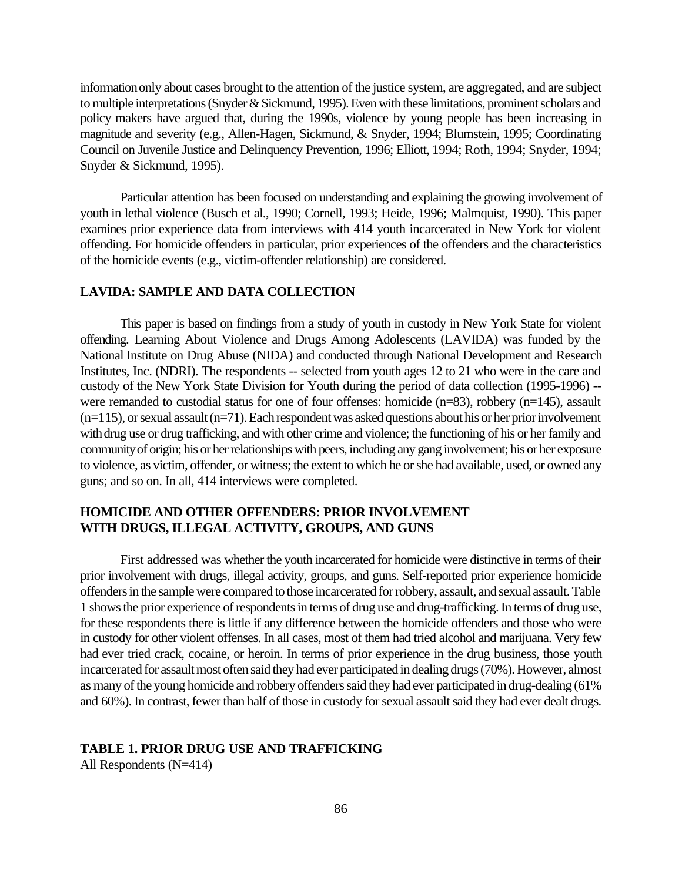information only about cases brought to the attention of the justice system, are aggregated, and are subject to multiple interpretations (Snyder & Sickmund, 1995). Even with these limitations, prominent scholars and policy makers have argued that, during the 1990s, violence by young people has been increasing in magnitude and severity (e.g., Allen-Hagen, Sickmund, & Snyder, 1994; Blumstein, 1995; Coordinating Council on Juvenile Justice and Delinquency Prevention, 1996; Elliott, 1994; Roth, 1994; Snyder, 1994; Snyder & Sickmund, 1995).

Particular attention has been focused on understanding and explaining the growing involvement of youth in lethal violence (Busch et al., 1990; Cornell, 1993; Heide, 1996; Malmquist, 1990). This paper examines prior experience data from interviews with 414 youth incarcerated in New York for violent offending. For homicide offenders in particular, prior experiences of the offenders and the characteristics of the homicide events (e.g., victim-offender relationship) are considered.

## LAVIDA: SAMPLE AND DATA COLLECTION

This paper is based on findings from a study of youth in custody in New York State for violent offending. Learning About Violence and Drugs Among Adolescents (LAVIDA) was funded by the National Institute on Drug Abuse (NIDA) and conducted through National Development and Research Institutes, Inc. (NDRI). The respondents -- selected from youth ages 12 to 21 who were in the care and custody of the New York State Division for Youth during the period of data collection (1995-1996) -- were remanded to custodial status for one of four offenses: homicide (n=83), robbery (n=145), assault (n=115), or sexual assault (n=71). Each respondent was asked questions about his or her prior involvement with drug use or drug trafficking, and with other crime and violence; the functioning of his or her family and community of origin; his or her relationships with peers, including any gang involvement; his or her exposure to violence, as victim, offender, or witness; the extent to which he or she had available, used, or owned any guns; and so on. In all, 414 interviews were completed.

## HOMICIDE AND OTHER OFFENDERS: PRIOR INVOLVEMENT WITH DRUGS, ILLEGAL ACTIVITY, GROUPS, AND GUNS

First addressed was whether the youth incarcerated for homicide were distinctive in terms of their prior involvement with drugs, illegal activity, groups, and guns. Self-reported prior experience homicide offenders in the sample were compared to those incarcerated for robbery, assault, and sexual assault. Table 1 shows the prior experience of respondents in terms of drug use and drug-trafficking. In terms of drug use, for these respondents there is little if any difference between the homicide offenders and those who were in custody for other violent offenses. In all cases, most of them had tried alcohol and marijuana. Very few had ever tried crack, cocaine, or heroin. In terms of prior experience in the drug business, those youth incarcerated for assault most often said they had ever participated in dealing drugs (70%). However, almost as many of the young homicide and robbery offenders said they had ever participated in drug-dealing (61% and 60%). In contrast, fewer than half of those in custody for sexual assault said they had ever dealt drugs.

**TABLE 1. PRIOR DRUG USE AND TRAFFICKING**
All Respondents (N=414)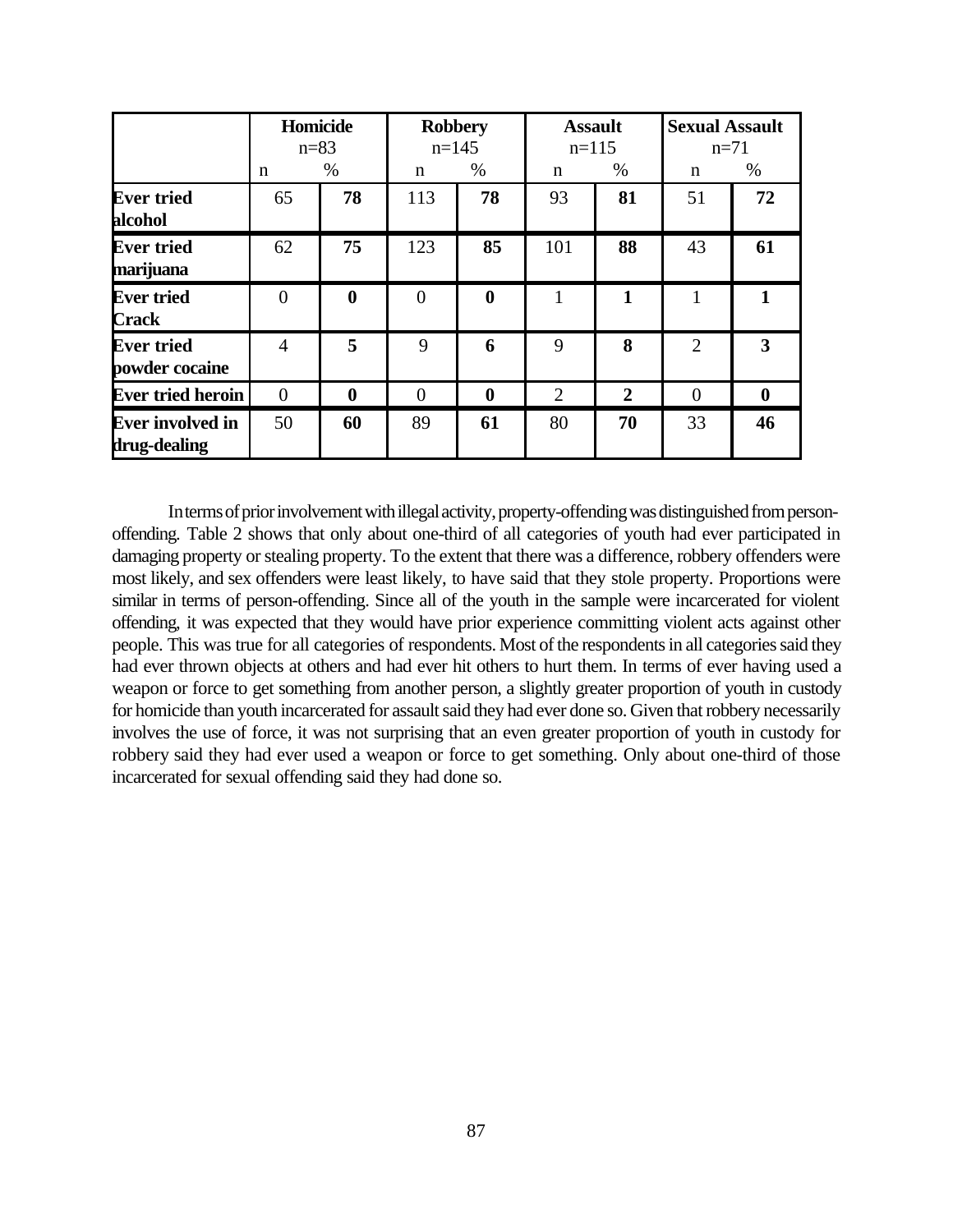| | Homicide n=83 | | Robbery n=145 | | Assault n=115 | | Sexual Assault n=71 | |
|---|---|---|---|---|---|---|---|---|
| | n | % | n | % | n | % | n | % |
| **Ever tried alcohol** | 65 | **78** | 113 | **78** | 93 | **81** | 51 | **72** |
| **Ever tried marijuana** | 62 | **75** | 123 | **85** | 101 | **88** | 43 | **61** |
| **Ever tried Crack** | 0 | **0** | 0 | **0** | 1 | **1** | 1 | **1** |
| **Ever tried powder cocaine** | 4 | **5** | 9 | **6** | 9 | **8** | 2 | **3** |
| **Ever tried heroin** | 0 | **0** | 0 | **0** | 2 | **2** | 0 | **0** |
| **Ever involved in drug-dealing** | 50 | **60** | 89 | **61** | 80 | **70** | 33 | **46** |

In terms of prior involvement with illegal activity, property-offending was distinguished from person-offending. Table 2 shows that only about one-third of all categories of youth had ever participated in damaging property or stealing property. To the extent that there was a difference, robbery offenders were most likely, and sex offenders were least likely, to have said that they stole property. Proportions were similar in terms of person-offending. Since all of the youth in the sample were incarcerated for violent offending, it was expected that they would have prior experience committing violent acts against other people. This was true for all categories of respondents. Most of the respondents in all categories said they had ever thrown objects at others and had ever hit others to hurt them. In terms of ever having used a weapon or force to get something from another person, a slightly greater proportion of youth in custody for homicide than youth incarcerated for assault said they had ever done so. Given that robbery necessarily involves the use of force, it was not surprising that an even greater proportion of youth in custody for robbery said they had ever used a weapon or force to get something. Only about one-third of those incarcerated for sexual offending said they had done so.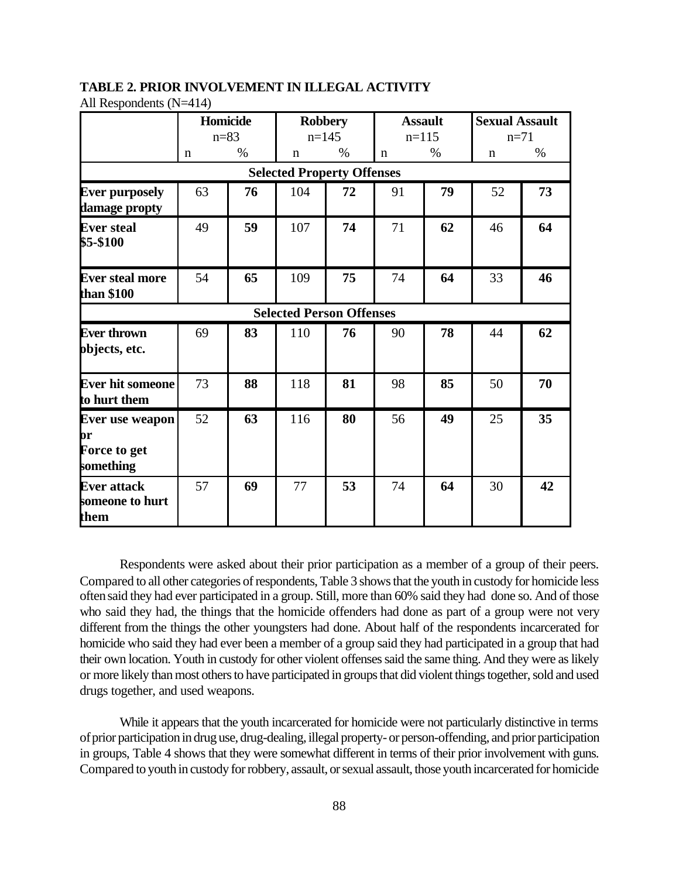**TABLE 2. PRIOR INVOLVEMENT IN ILLEGAL ACTIVITY**

All Respondents (N=414)

| | Homicide n=83 | | Robbery n=145 | | Assault n=115 | | Sexual Assault n=71 | |
|---|---|---|---|---|---|---|---|---|
| | n | % | n | % | n | % | n | % |
| **Selected Property Offenses** | | | | | | | | |
| **Ever purposely damage propty** | 63 | **76** | 104 | **72** | 91 | **79** | 52 | **73** |
| **Ever steal $5-$100** | 49 | **59** | 107 | **74** | 71 | **62** | 46 | **64** |
| **Ever steal more than $100** | 54 | **65** | 109 | **75** | 74 | **64** | 33 | **46** |
| **Selected Person Offenses** | | | | | | | | |
| **Ever thrown objects, etc.** | 69 | **83** | 110 | **76** | 90 | **78** | 44 | **62** |
| **Ever hit someone to hurt them** | 73 | **88** | 118 | **81** | 98 | **85** | 50 | **70** |
| **Ever use weapon or Force to get something** | 52 | **63** | 116 | **80** | 56 | **49** | 25 | **35** |
| **Ever attack someone to hurt them** | 57 | **69** | 77 | **53** | 74 | **64** | 30 | **42** |

Respondents were asked about their prior participation as a member of a group of their peers. Compared to all other categories of respondents, Table 3 shows that the youth in custody for homicide less often said they had ever participated in a group. Still, more than 60% said they had done so. And of those who said they had, the things that the homicide offenders had done as part of a group were not very different from the things the other youngsters had done. About half of the respondents incarcerated for homicide who said they had ever been a member of a group said they had participated in a group that had their own location. Youth in custody for other violent offenses said the same thing. And they were as likely or more likely than most others to have participated in groups that did violent things together, sold and used drugs together, and used weapons.

While it appears that the youth incarcerated for homicide were not particularly distinctive in terms of prior participation in drug use, drug-dealing, illegal property- or person-offending, and prior participation in groups, Table 4 shows that they were somewhat different in terms of their prior involvement with guns. Compared to youth in custody for robbery, assault, or sexual assault, those youth incarcerated for homicide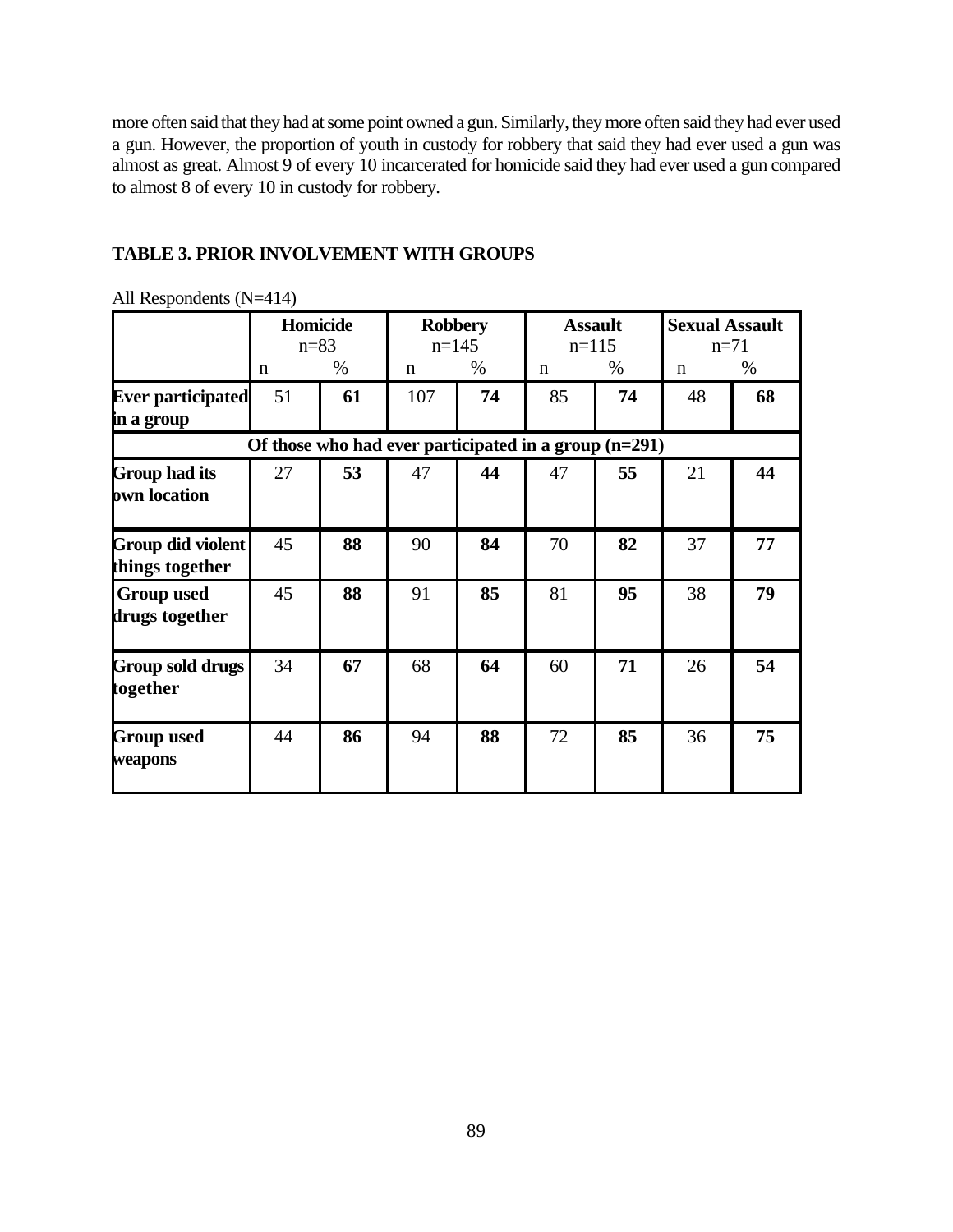more often said that they had at some point owned a gun. Similarly, they more often said they had ever used a gun. However, the proportion of youth in custody for robbery that said they had ever used a gun was almost as great. Almost 9 of every 10 incarcerated for homicide said they had ever used a gun compared to almost 8 of every 10 in custody for robbery.

**TABLE 3. PRIOR INVOLVEMENT WITH GROUPS**

All Respondents (N=414)

| | **Homicide** n=83 | | **Robbery** n=145 | | **Assault** n=115 | | **Sexual Assault** n=71 | |
|---|---|---|---|---|---|---|---|---|
| | n | % | n | % | n | % | n | % |
| **Ever participated in a group** | 51 | **61** | 107 | **74** | 85 | **74** | 48 | **68** |
| **Of those who had ever participated in a group (n=291)** | | | | | | | | |
| **Group had its own location** | 27 | **53** | 47 | **44** | 47 | **55** | 21 | **44** |
| **Group did violent things together** | 45 | **88** | 90 | **84** | 70 | **82** | 37 | **77** |
| **Group used drugs together** | 45 | **88** | 91 | **85** | 81 | **95** | 38 | **79** |
| **Group sold drugs together** | 34 | **67** | 68 | **64** | 60 | **71** | 26 | **54** |
| **Group used weapons** | 44 | **86** | 94 | **88** | 72 | **85** | 36 | **75** |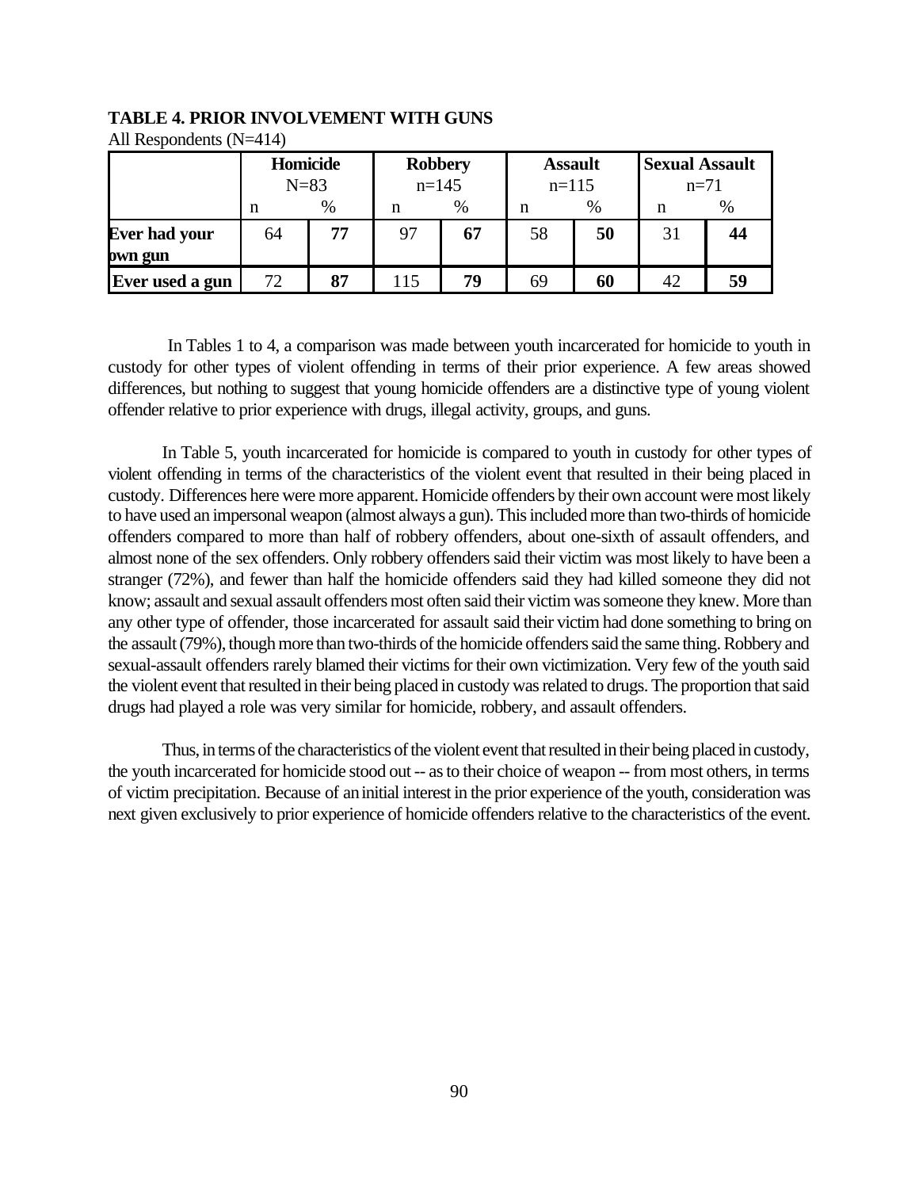**TABLE 4. PRIOR INVOLVEMENT WITH GUNS**

All Respondents (N=414)

| | **Homicide** N=83 | | **Robbery** n=145 | | **Assault** n=115 | | **Sexual Assault** n=71 | |
|---|---|---|---|---|---|---|---|---|
| | n | % | n | % | n | % | n | % |
| **Ever had your own gun** | 64 | **77** | 97 | **67** | 58 | **50** | 31 | **44** |
| **Ever used a gun** | 72 | **87** | 115 | **79** | 69 | **60** | 42 | **59** |

In Tables 1 to 4, a comparison was made between youth incarcerated for homicide to youth in custody for other types of violent offending in terms of their prior experience. A few areas showed differences, but nothing to suggest that young homicide offenders are a distinctive type of young violent offender relative to prior experience with drugs, illegal activity, groups, and guns.

In Table 5, youth incarcerated for homicide is compared to youth in custody for other types of violent offending in terms of the characteristics of the violent event that resulted in their being placed in custody. Differences here were more apparent. Homicide offenders by their own account were most likely to have used an impersonal weapon (almost always a gun). This included more than two-thirds of homicide offenders compared to more than half of robbery offenders, about one-sixth of assault offenders, and almost none of the sex offenders. Only robbery offenders said their victim was most likely to have been a stranger (72%), and fewer than half the homicide offenders said they had killed someone they did not know; assault and sexual assault offenders most often said their victim was someone they knew. More than any other type of offender, those incarcerated for assault said their victim had done something to bring on the assault (79%), though more than two-thirds of the homicide offenders said the same thing. Robbery and sexual-assault offenders rarely blamed their victims for their own victimization. Very few of the youth said the violent event that resulted in their being placed in custody was related to drugs. The proportion that said drugs had played a role was very similar for homicide, robbery, and assault offenders.

Thus, in terms of the characteristics of the violent event that resulted in their being placed in custody, the youth incarcerated for homicide stood out -- as to their choice of weapon -- from most others, in terms of victim precipitation. Because of an initial interest in the prior experience of the youth, consideration was next given exclusively to prior experience of homicide offenders relative to the characteristics of the event.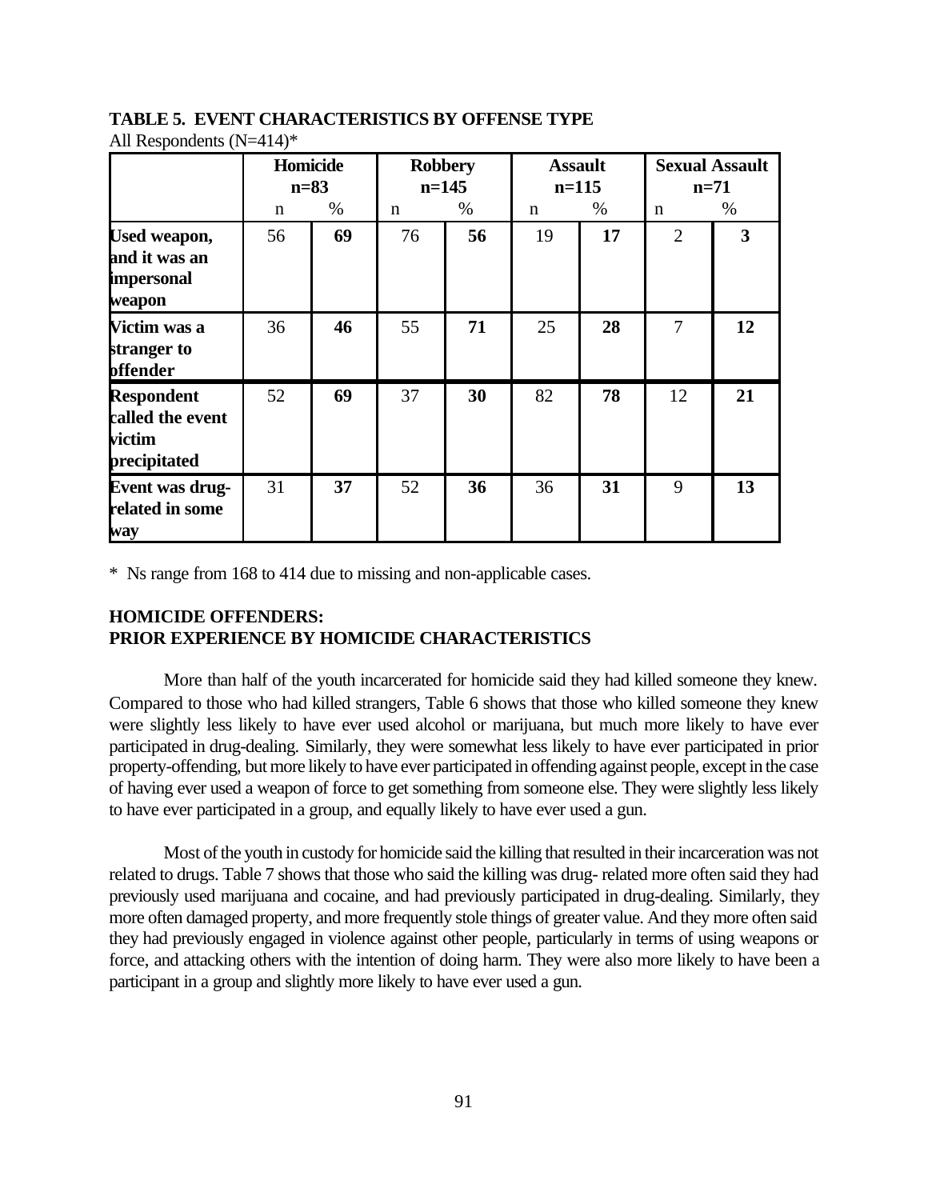**TABLE 5. EVENT CHARACTERISTICS BY OFFENSE TYPE**
All Respondents (N=414)*

| | Homicide n=83 | | Robbery n=145 | | Assault n=115 | | Sexual Assault n=71 | |
|---|---|---|---|---|---|---|---|---|
| | n | % | n | % | n | % | n | % |
| **Used weapon, and it was an impersonal weapon** | 56 | **69** | 76 | **56** | 19 | **17** | 2 | **3** |
| **Victim was a stranger to offender** | 36 | **46** | 55 | **71** | 25 | **28** | 7 | **12** |
| **Respondent called the event victim precipitated** | 52 | **69** | 37 | **30** | 82 | **78** | 12 | **21** |
| **Event was drug-related in some way** | 31 | **37** | 52 | **36** | 36 | **31** | 9 | **13** |

* Ns range from 168 to 414 due to missing and non-applicable cases.

## HOMICIDE OFFENDERS: PRIOR EXPERIENCE BY HOMICIDE CHARACTERISTICS

More than half of the youth incarcerated for homicide said they had killed someone they knew. Compared to those who had killed strangers, Table 6 shows that those who killed someone they knew were slightly less likely to have ever used alcohol or marijuana, but much more likely to have ever participated in drug-dealing. Similarly, they were somewhat less likely to have ever participated in prior property-offending, but more likely to have ever participated in offending against people, except in the case of having ever used a weapon of force to get something from someone else. They were slightly less likely to have ever participated in a group, and equally likely to have ever used a gun.

Most of the youth in custody for homicide said the killing that resulted in their incarceration was not related to drugs. Table 7 shows that those who said the killing was drug- related more often said they had previously used marijuana and cocaine, and had previously participated in drug-dealing. Similarly, they more often damaged property, and more frequently stole things of greater value. And they more often said they had previously engaged in violence against other people, particularly in terms of using weapons or force, and attacking others with the intention of doing harm. They were also more likely to have been a participant in a group and slightly more likely to have ever used a gun.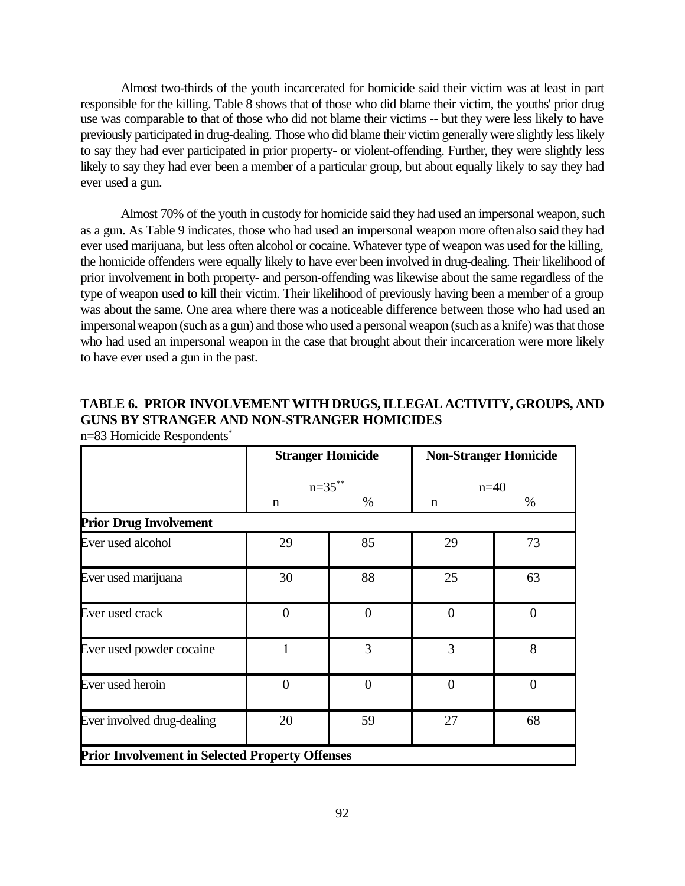Almost two-thirds of the youth incarcerated for homicide said their victim was at least in part responsible for the killing. Table 8 shows that of those who did blame their victim, the youths' prior drug use was comparable to that of those who did not blame their victims -- but they were less likely to have previously participated in drug-dealing. Those who did blame their victim generally were slightly less likely to say they had ever participated in prior property- or violent-offending. Further, they were slightly less likely to say they had ever been a member of a particular group, but about equally likely to say they had ever used a gun.

Almost 70% of the youth in custody for homicide said they had used an impersonal weapon, such as a gun. As Table 9 indicates, those who had used an impersonal weapon more often also said they had ever used marijuana, but less often alcohol or cocaine. Whatever type of weapon was used for the killing, the homicide offenders were equally likely to have ever been involved in drug-dealing. Their likelihood of prior involvement in both property- and person-offending was likewise about the same regardless of the type of weapon used to kill their victim. Their likelihood of previously having been a member of a group was about the same. One area where there was a noticeable difference between those who had used an impersonal weapon (such as a gun) and those who used a personal weapon (such as a knife) was that those who had used an impersonal weapon in the case that brought about their incarceration were more likely to have ever used a gun in the past.

**TABLE 6. PRIOR INVOLVEMENT WITH DRUGS, ILLEGAL ACTIVITY, GROUPS, AND GUNS BY STRANGER AND NON-STRANGER HOMICIDES**

n=83 Homicide Respondents*

| | Stranger Homicide n=35** | | Non-Stranger Homicide n=40 | |
|---|---|---|---|---|
| | n | % | n | % |
| **Prior Drug Involvement** | | | | |
| Ever used alcohol | 29 | 85 | 29 | 73 |
| Ever used marijuana | 30 | 88 | 25 | 63 |
| Ever used crack | 0 | 0 | 0 | 0 |
| Ever used powder cocaine | 1 | 3 | 3 | 8 |
| Ever used heroin | 0 | 0 | 0 | 0 |
| Ever involved drug-dealing | 20 | 59 | 27 | 68 |
| **Prior Involvement in Selected Property Offenses** | | | | |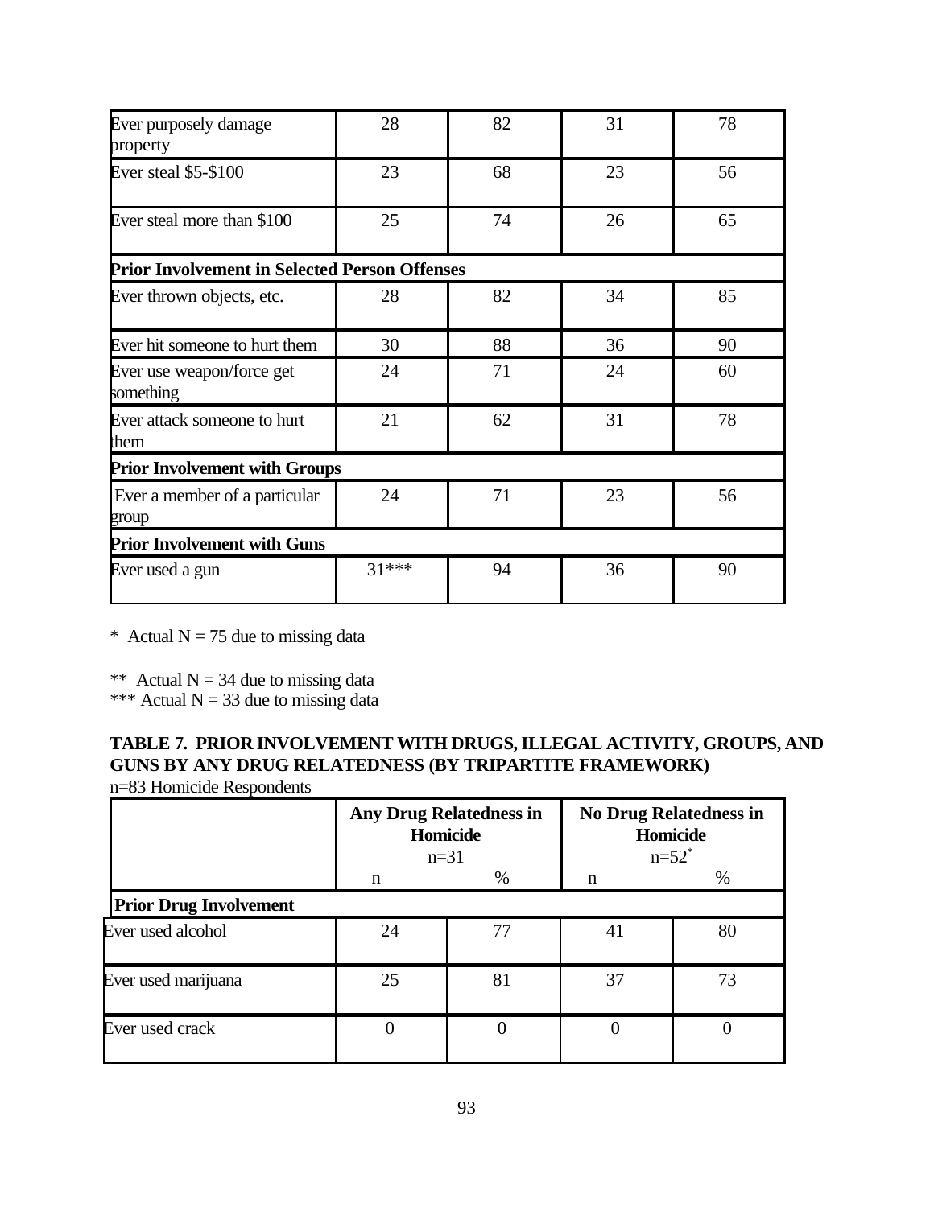| | | | | |
|---|---|---|---|---|
| Ever purposely damage property | 28 | 82 | 31 | 78 |
| Ever steal $5-$100 | 23 | 68 | 23 | 56 |
| Ever steal more than $100 | 25 | 74 | 26 | 65 |
| **Prior Involvement in Selected Person Offenses** | | | | |
| Ever thrown objects, etc. | 28 | 82 | 34 | 85 |
| Ever hit someone to hurt them | 30 | 88 | 36 | 90 |
| Ever use weapon/force get something | 24 | 71 | 24 | 60 |
| Ever attack someone to hurt them | 21 | 62 | 31 | 78 |
| **Prior Involvement with Groups** | | | | |
| Ever a member of a particular group | 24 | 71 | 23 | 56 |
| **Prior Involvement with Guns** | | | | |
| Ever used a gun | 31*** | 94 | 36 | 90 |

* Actual N = 75 due to missing data

** Actual N = 34 due to missing data
*** Actual N = 33 due to missing data

**TABLE 7. PRIOR INVOLVEMENT WITH DRUGS, ILLEGAL ACTIVITY, GROUPS, AND GUNS BY ANY DRUG RELATEDNESS (BY TRIPARTITE FRAMEWORK)**

n=83 Homicide Respondents

| | Any Drug Relatedness in Homicide n=31 | | No Drug Relatedness in Homicide n=52* | |
|---|---|---|---|---|
| | n | % | n | % |
| **Prior Drug Involvement** | | | | |
| Ever used alcohol | 24 | 77 | 41 | 80 |
| Ever used marijuana | 25 | 81 | 37 | 73 |
| Ever used crack | 0 | 0 | 0 | 0 |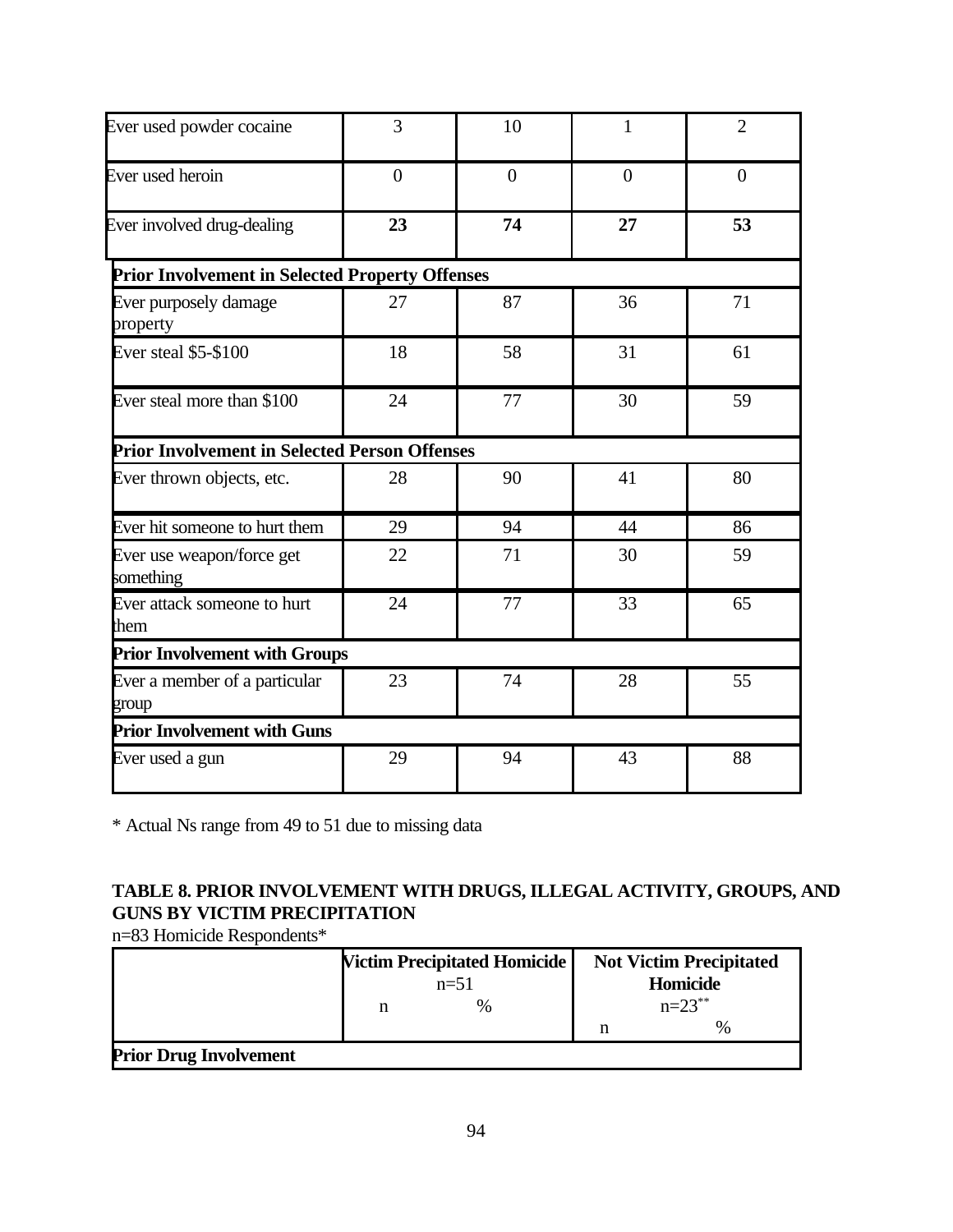| | | | | |
|---|---|---|---|---|
| Ever used powder cocaine | 3 | 10 | 1 | 2 |
| Ever used heroin | 0 | 0 | 0 | 0 |
| Ever involved drug-dealing | **23** | **74** | **27** | **53** |
| **Prior Involvement in Selected Property Offenses** | | | | |
| Ever purposely damage property | 27 | 87 | 36 | 71 |
| Ever steal $5-$100 | 18 | 58 | 31 | 61 |
| Ever steal more than $100 | 24 | 77 | 30 | 59 |
| **Prior Involvement in Selected Person Offenses** | | | | |
| Ever thrown objects, etc. | 28 | 90 | 41 | 80 |
| Ever hit someone to hurt them | 29 | 94 | 44 | 86 |
| Ever use weapon/force get something | 22 | 71 | 30 | 59 |
| Ever attack someone to hurt them | 24 | 77 | 33 | 65 |
| **Prior Involvement with Groups** | | | | |
| Ever a member of a particular group | 23 | 74 | 28 | 55 |
| **Prior Involvement with Guns** | | | | |
| Ever used a gun | 29 | 94 | 43 | 88 |

\* Actual Ns range from 49 to 51 due to missing data

**TABLE 8. PRIOR INVOLVEMENT WITH DRUGS, ILLEGAL ACTIVITY, GROUPS, AND GUNS BY VICTIM PRECIPITATION**

n=83 Homicide Respondents*

| | **Victim Precipitated Homicide** n=51 | | **Not Victim Precipitated Homicide** n=23** | |
|---|---|---|---|---|
| | n | % | n | % |
| **Prior Drug Involvement** | | | | |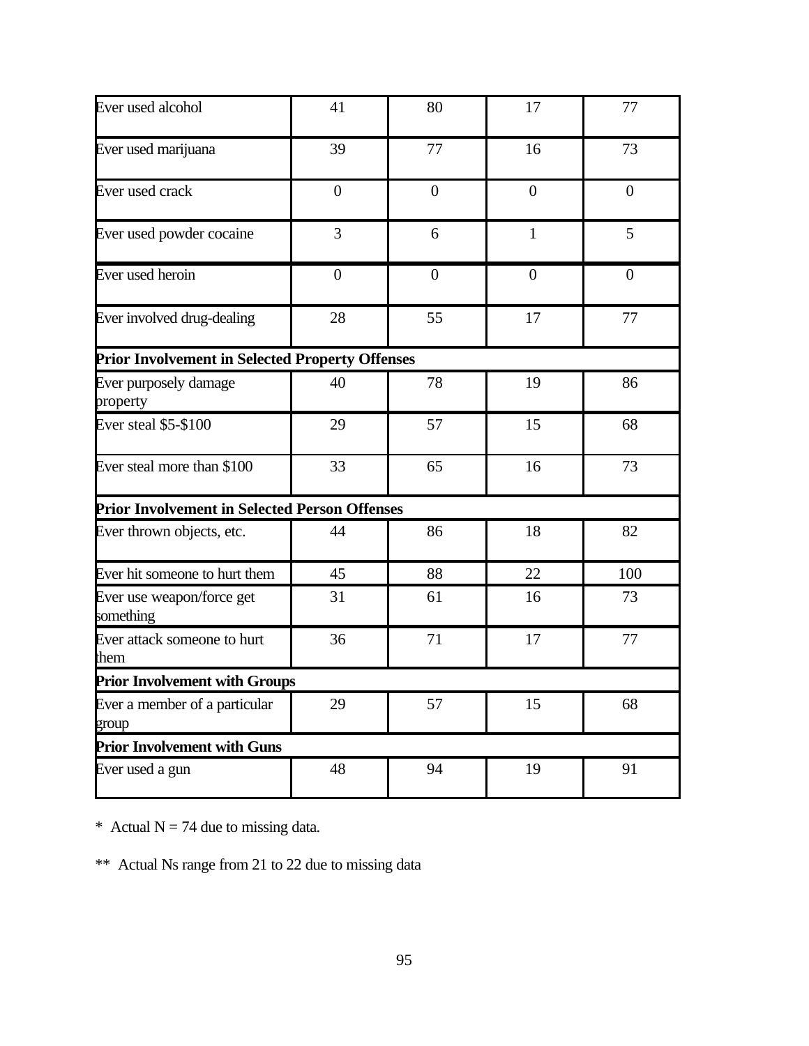| | | | | |
|---|---|---|---|---|
| Ever used alcohol | 41 | 80 | 17 | 77 |
| Ever used marijuana | 39 | 77 | 16 | 73 |
| Ever used crack | 0 | 0 | 0 | 0 |
| Ever used powder cocaine | 3 | 6 | 1 | 5 |
| Ever used heroin | 0 | 0 | 0 | 0 |
| Ever involved drug-dealing | 28 | 55 | 17 | 77 |
| **Prior Involvement in Selected Property Offenses** | | | | |
| Ever purposely damage property | 40 | 78 | 19 | 86 |
| Ever steal $5-$100 | 29 | 57 | 15 | 68 |
| Ever steal more than $100 | 33 | 65 | 16 | 73 |
| **Prior Involvement in Selected Person Offenses** | | | | |
| Ever thrown objects, etc. | 44 | 86 | 18 | 82 |
| Ever hit someone to hurt them | 45 | 88 | 22 | 100 |
| Ever use weapon/force get something | 31 | 61 | 16 | 73 |
| Ever attack someone to hurt them | 36 | 71 | 17 | 77 |
| **Prior Involvement with Groups** | | | | |
| Ever a member of a particular group | 29 | 57 | 15 | 68 |
| **Prior Involvement with Guns** | | | | |
| Ever used a gun | 48 | 94 | 19 | 91 |

* Actual N = 74 due to missing data.

** Actual Ns range from 21 to 22 due to missing data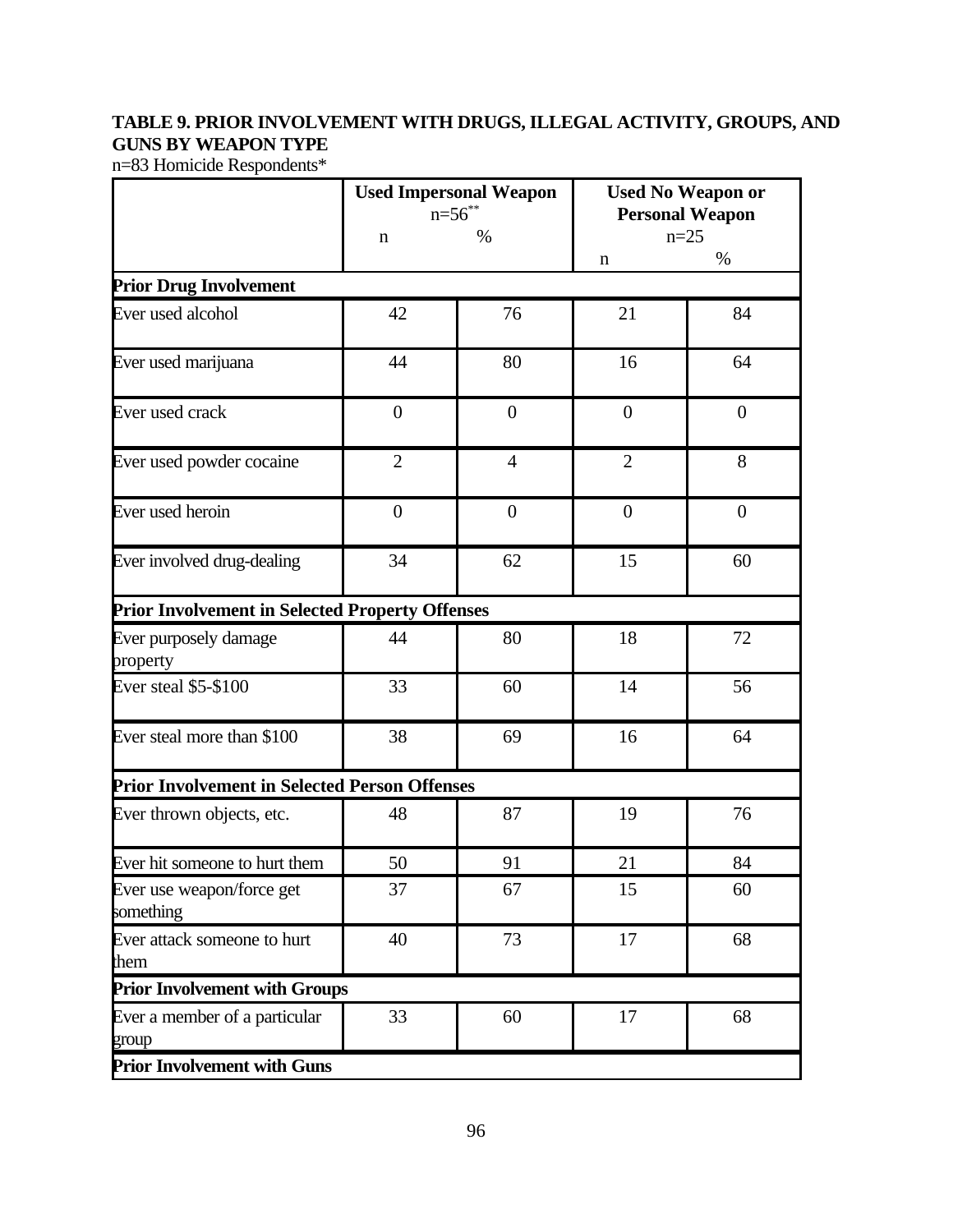**TABLE 9. PRIOR INVOLVEMENT WITH DRUGS, ILLEGAL ACTIVITY, GROUPS, AND GUNS BY WEAPON TYPE**

n=83 Homicide Respondents*

| | Used Impersonal Weapon n=56** | | Used No Weapon or Personal Weapon n=25 | |
|---|---|---|---|---|
| | n | % | n | % |
| **Prior Drug Involvement** | | | | |
| Ever used alcohol | 42 | 76 | 21 | 84 |
| Ever used marijuana | 44 | 80 | 16 | 64 |
| Ever used crack | 0 | 0 | 0 | 0 |
| Ever used powder cocaine | 2 | 4 | 2 | 8 |
| Ever used heroin | 0 | 0 | 0 | 0 |
| Ever involved drug-dealing | 34 | 62 | 15 | 60 |
| **Prior Involvement in Selected Property Offenses** | | | | |
| Ever purposely damage property | 44 | 80 | 18 | 72 |
| Ever steal $5-$100 | 33 | 60 | 14 | 56 |
| Ever steal more than $100 | 38 | 69 | 16 | 64 |
| **Prior Involvement in Selected Person Offenses** | | | | |
| Ever thrown objects, etc. | 48 | 87 | 19 | 76 |
| Ever hit someone to hurt them | 50 | 91 | 21 | 84 |
| Ever use weapon/force get something | 37 | 67 | 15 | 60 |
| Ever attack someone to hurt them | 40 | 73 | 17 | 68 |
| **Prior Involvement with Groups** | | | | |
| Ever a member of a particular group | 33 | 60 | 17 | 68 |
| **Prior Involvement with Guns** | | | | |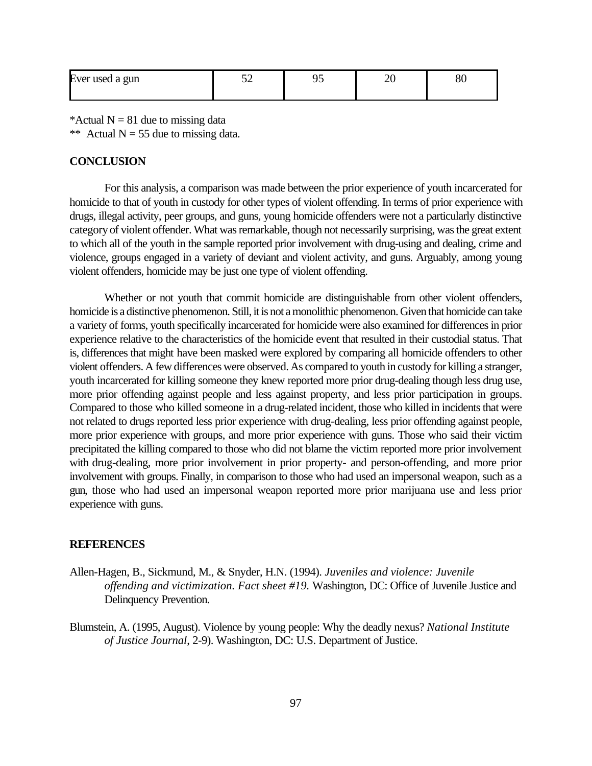| Ever used a gun | 52 | 95 | 20 | 80 |
|---|---|---|---|---|

*Actual N = 81 due to missing data

** Actual N = 55 due to missing data.

## CONCLUSION

For this analysis, a comparison was made between the prior experience of youth incarcerated for homicide to that of youth in custody for other types of violent offending. In terms of prior experience with drugs, illegal activity, peer groups, and guns, young homicide offenders were not a particularly distinctive category of violent offender. What was remarkable, though not necessarily surprising, was the great extent to which all of the youth in the sample reported prior involvement with drug-using and dealing, crime and violence, groups engaged in a variety of deviant and violent activity, and guns. Arguably, among young violent offenders, homicide may be just one type of violent offending.

Whether or not youth that commit homicide are distinguishable from other violent offenders, homicide is a distinctive phenomenon. Still, it is not a monolithic phenomenon. Given that homicide can take a variety of forms, youth specifically incarcerated for homicide were also examined for differences in prior experience relative to the characteristics of the homicide event that resulted in their custodial status. That is, differences that might have been masked were explored by comparing all homicide offenders to other violent offenders. A few differences were observed. As compared to youth in custody for killing a stranger, youth incarcerated for killing someone they knew reported more prior drug-dealing though less drug use, more prior offending against people and less against property, and less prior participation in groups. Compared to those who killed someone in a drug-related incident, those who killed in incidents that were not related to drugs reported less prior experience with drug-dealing, less prior offending against people, more prior experience with groups, and more prior experience with guns. Those who said their victim precipitated the killing compared to those who did not blame the victim reported more prior involvement with drug-dealing, more prior involvement in prior property- and person-offending, and more prior involvement with groups. Finally, in comparison to those who had used an impersonal weapon, such as a gun, those who had used an impersonal weapon reported more prior marijuana use and less prior experience with guns.

## REFERENCES

Allen-Hagen, B., Sickmund, M., & Snyder, H.N. (1994). *Juveniles and violence: Juvenile offending and victimization. Fact sheet #19.* Washington, DC: Office of Juvenile Justice and Delinquency Prevention.

Blumstein, A. (1995, August). Violence by young people: Why the deadly nexus? *National Institute of Justice Journal*, 2-9). Washington, DC: U.S. Department of Justice.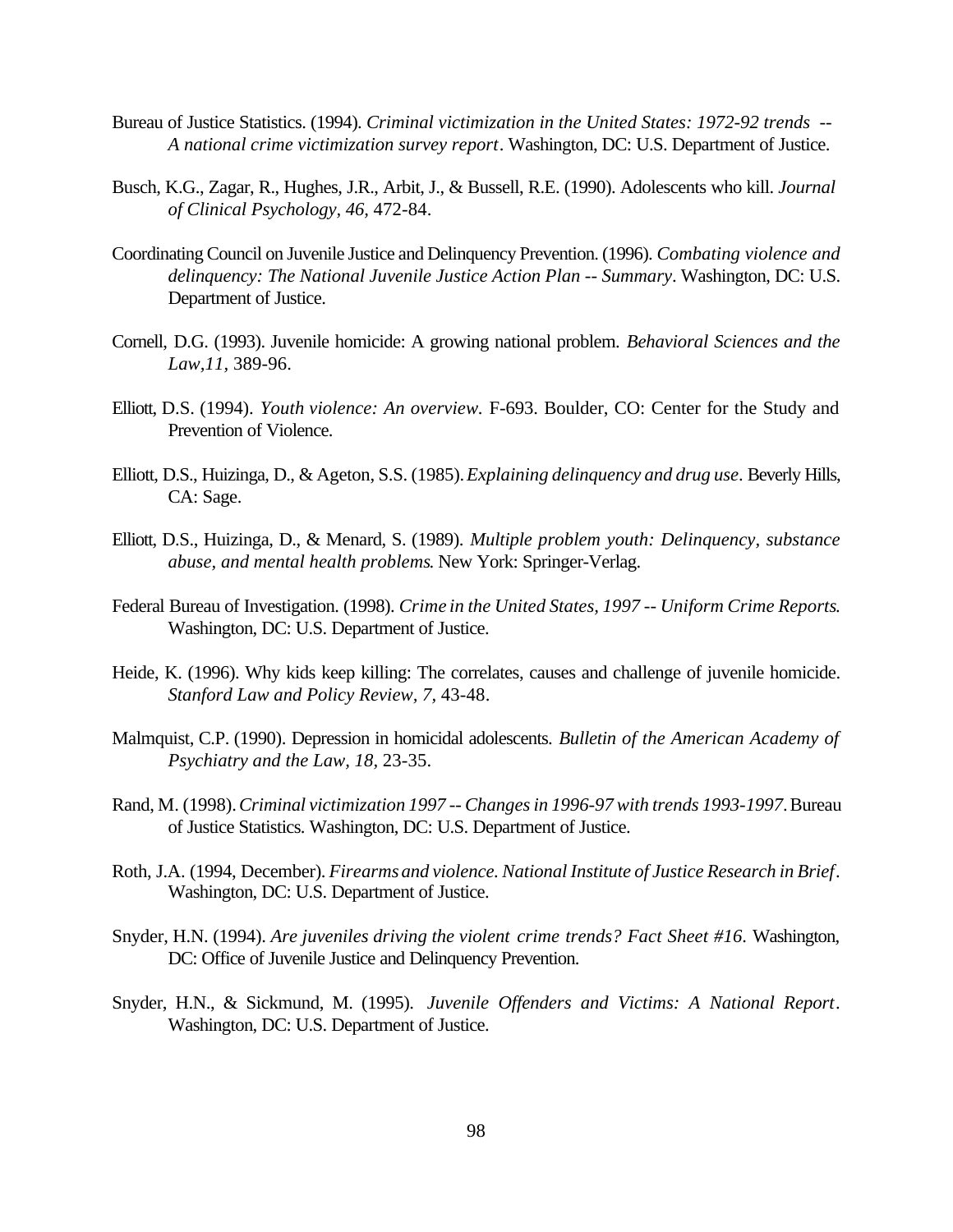Bureau of Justice Statistics. (1994). *Criminal victimization in the United States: 1972-92 trends -- A national crime victimization survey report*. Washington, DC: U.S. Department of Justice.

Busch, K.G., Zagar, R., Hughes, J.R., Arbit, J., & Bussell, R.E. (1990). Adolescents who kill. *Journal of Clinical Psychology, 46,* 472-84.

Coordinating Council on Juvenile Justice and Delinquency Prevention. (1996). *Combating violence and delinquency: The National Juvenile Justice Action Plan -- Summary*. Washington, DC: U.S. Department of Justice.

Cornell, D.G. (1993). Juvenile homicide: A growing national problem. *Behavioral Sciences and the Law,11,* 389-96.

Elliott, D.S. (1994). *Youth violence: An overview.* F-693. Boulder, CO: Center for the Study and Prevention of Violence.

Elliott, D.S., Huizinga, D., & Ageton, S.S. (1985). *Explaining delinquency and drug use*. Beverly Hills, CA: Sage.

Elliott, D.S., Huizinga, D., & Menard, S. (1989). *Multiple problem youth: Delinquency, substance abuse, and mental health problems.* New York: Springer-Verlag.

Federal Bureau of Investigation. (1998). *Crime in the United States, 1997 -- Uniform Crime Reports.* Washington, DC: U.S. Department of Justice.

Heide, K. (1996). Why kids keep killing: The correlates, causes and challenge of juvenile homicide. *Stanford Law and Policy Review, 7,* 43-48.

Malmquist, C.P. (1990). Depression in homicidal adolescents. *Bulletin of the American Academy of Psychiatry and the Law, 18,* 23-35.

Rand, M. (1998). *Criminal victimization 1997 -- Changes in 1996-97 with trends 1993-1997*. Bureau of Justice Statistics. Washington, DC: U.S. Department of Justice.

Roth, J.A. (1994, December). *Firearms and violence. National Institute of Justice Research in Brief*. Washington, DC: U.S. Department of Justice.

Snyder, H.N. (1994). *Are juveniles driving the violent crime trends? Fact Sheet #16*. Washington, DC: Office of Juvenile Justice and Delinquency Prevention.

Snyder, H.N., & Sickmund, M. (1995). *Juvenile Offenders and Victims: A National Report*. Washington, DC: U.S. Department of Justice.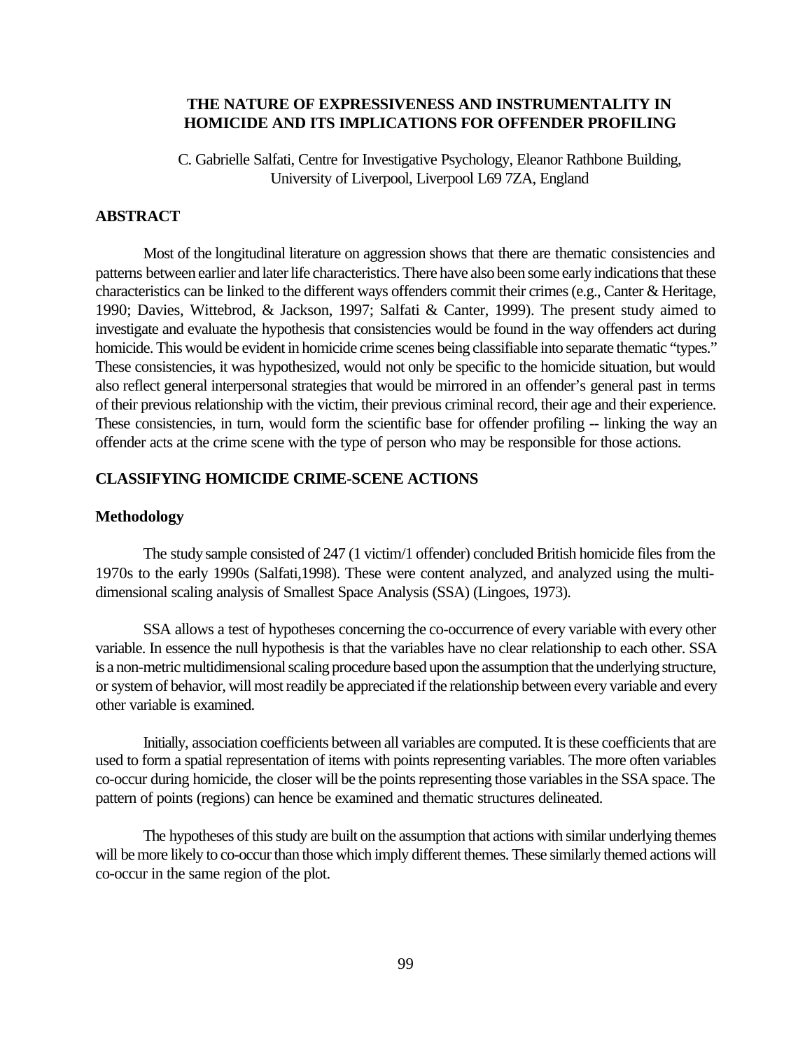# THE NATURE OF EXPRESSIVENESS AND INSTRUMENTALITY IN HOMICIDE AND ITS IMPLICATIONS FOR OFFENDER PROFILING

C. Gabrielle Salfati, Centre for Investigative Psychology, Eleanor Rathbone Building, University of Liverpool, Liverpool L69 7ZA, England

## ABSTRACT

Most of the longitudinal literature on aggression shows that there are thematic consistencies and patterns between earlier and later life characteristics. There have also been some early indications that these characteristics can be linked to the different ways offenders commit their crimes (e.g., Canter & Heritage, 1990; Davies, Wittebrod, & Jackson, 1997; Salfati & Canter, 1999). The present study aimed to investigate and evaluate the hypothesis that consistencies would be found in the way offenders act during homicide. This would be evident in homicide crime scenes being classifiable into separate thematic "types." These consistencies, it was hypothesized, would not only be specific to the homicide situation, but would also reflect general interpersonal strategies that would be mirrored in an offender's general past in terms of their previous relationship with the victim, their previous criminal record, their age and their experience. These consistencies, in turn, would form the scientific base for offender profiling -- linking the way an offender acts at the crime scene with the type of person who may be responsible for those actions.

## CLASSIFYING HOMICIDE CRIME-SCENE ACTIONS

### Methodology

The study sample consisted of 247 (1 victim/1 offender) concluded British homicide files from the 1970s to the early 1990s (Salfati,1998). These were content analyzed, and analyzed using the multi-dimensional scaling analysis of Smallest Space Analysis (SSA) (Lingoes, 1973).

SSA allows a test of hypotheses concerning the co-occurrence of every variable with every other variable. In essence the null hypothesis is that the variables have no clear relationship to each other. SSA is a non-metric multidimensional scaling procedure based upon the assumption that the underlying structure, or system of behavior, will most readily be appreciated if the relationship between every variable and every other variable is examined.

Initially, association coefficients between all variables are computed. It is these coefficients that are used to form a spatial representation of items with points representing variables. The more often variables co-occur during homicide, the closer will be the points representing those variables in the SSA space. The pattern of points (regions) can hence be examined and thematic structures delineated.

The hypotheses of this study are built on the assumption that actions with similar underlying themes will be more likely to co-occur than those which imply different themes. These similarly themed actions will co-occur in the same region of the plot.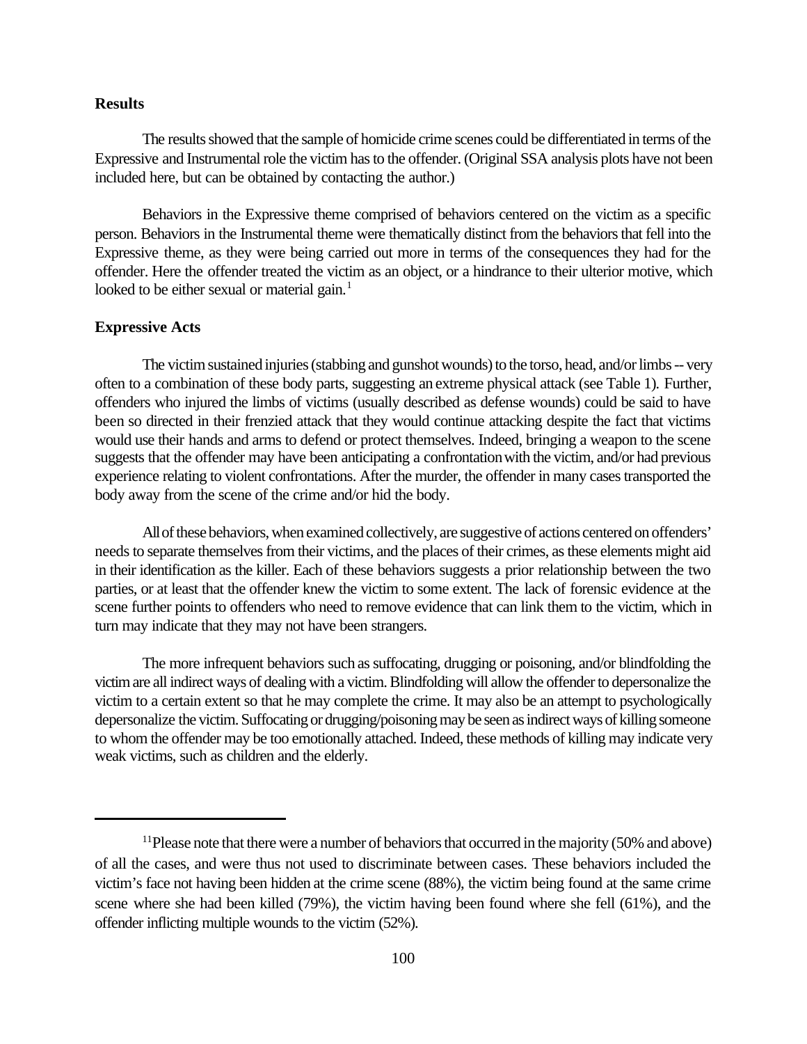**Results**

The results showed that the sample of homicide crime scenes could be differentiated in terms of the Expressive and Instrumental role the victim has to the offender. (Original SSA analysis plots have not been included here, but can be obtained by contacting the author.)

Behaviors in the Expressive theme comprised of behaviors centered on the victim as a specific person. Behaviors in the Instrumental theme were thematically distinct from the behaviors that fell into the Expressive theme, as they were being carried out more in terms of the consequences they had for the offender. Here the offender treated the victim as an object, or a hindrance to their ulterior motive, which looked to be either sexual or material gain.[1]

**Expressive Acts**

The victim sustained injuries (stabbing and gunshot wounds) to the torso, head, and/or limbs -- very often to a combination of these body parts, suggesting an extreme physical attack (see Table 1). Further, offenders who injured the limbs of victims (usually described as defense wounds) could be said to have been so directed in their frenzied attack that they would continue attacking despite the fact that victims would use their hands and arms to defend or protect themselves. Indeed, bringing a weapon to the scene suggests that the offender may have been anticipating a confrontation with the victim, and/or had previous experience relating to violent confrontations. After the murder, the offender in many cases transported the body away from the scene of the crime and/or hid the body.

All of these behaviors, when examined collectively, are suggestive of actions centered on offenders' needs to separate themselves from their victims, and the places of their crimes, as these elements might aid in their identification as the killer. Each of these behaviors suggests a prior relationship between the two parties, or at least that the offender knew the victim to some extent. The lack of forensic evidence at the scene further points to offenders who need to remove evidence that can link them to the victim, which in turn may indicate that they may not have been strangers.

The more infrequent behaviors such as suffocating, drugging or poisoning, and/or blindfolding the victim are all indirect ways of dealing with a victim. Blindfolding will allow the offender to depersonalize the victim to a certain extent so that he may complete the crime. It may also be an attempt to psychologically depersonalize the victim. Suffocating or drugging/poisoning may be seen as indirect ways of killing someone to whom the offender may be too emotionally attached. Indeed, these methods of killing may indicate very weak victims, such as children and the elderly.

---

[11]Please note that there were a number of behaviors that occurred in the majority (50% and above) of all the cases, and were thus not used to discriminate between cases. These behaviors included the victim's face not having been hidden at the crime scene (88%), the victim being found at the same crime scene where she had been killed (79%), the victim having been found where she fell (61%), and the offender inflicting multiple wounds to the victim (52%).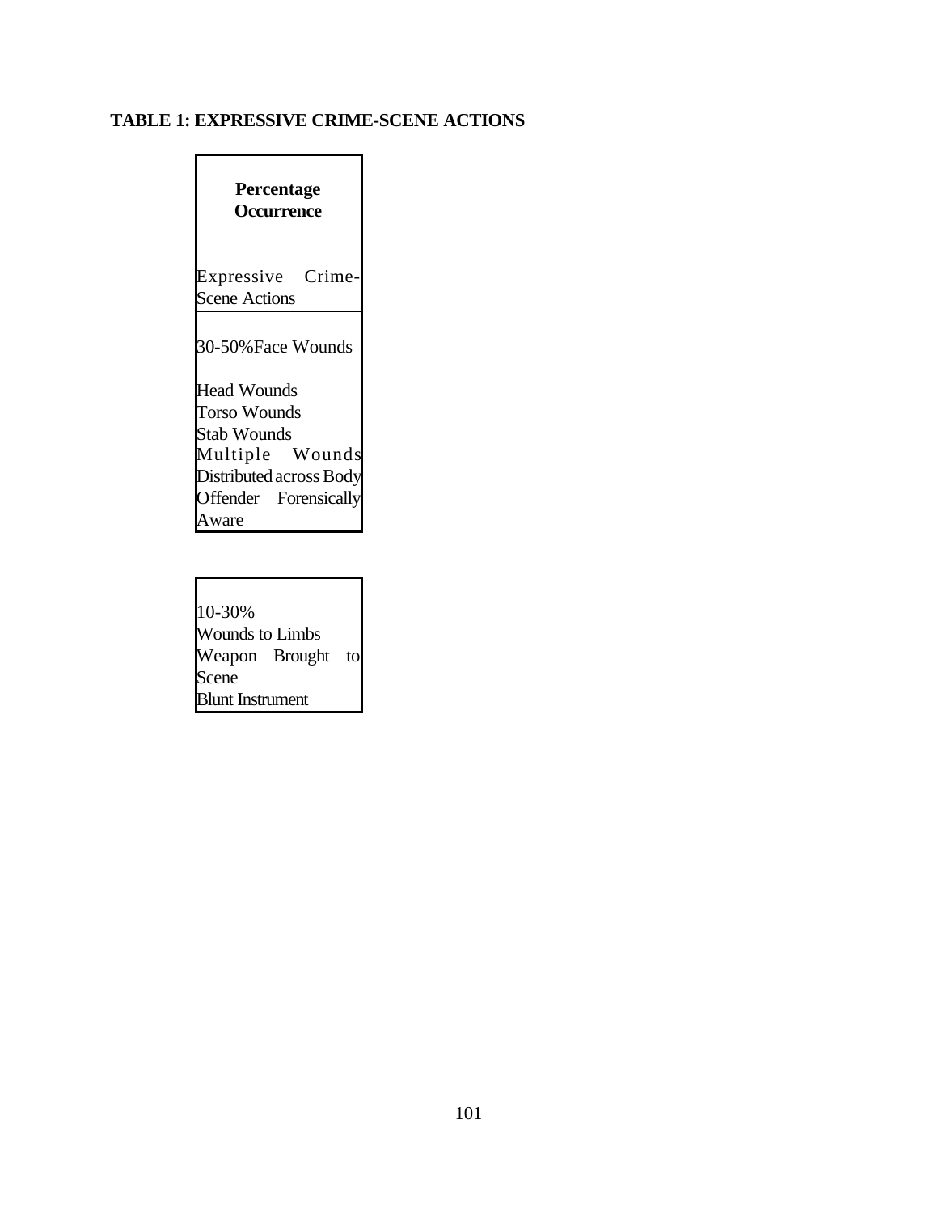**TABLE 1: EXPRESSIVE CRIME-SCENE ACTIONS**

| Percentage Occurrence | Expressive Crime-Scene Actions |
|---|---|
| 30-50% | Face Wounds |
| | Head Wounds |
| | Torso Wounds |
| | Stab Wounds |
| | Multiple Wounds Distributed across Body |
| | Offender Forensically Aware |
| 10-30% | Wounds to Limbs |
| | Weapon Brought to Scene |
| | Blunt Instrument |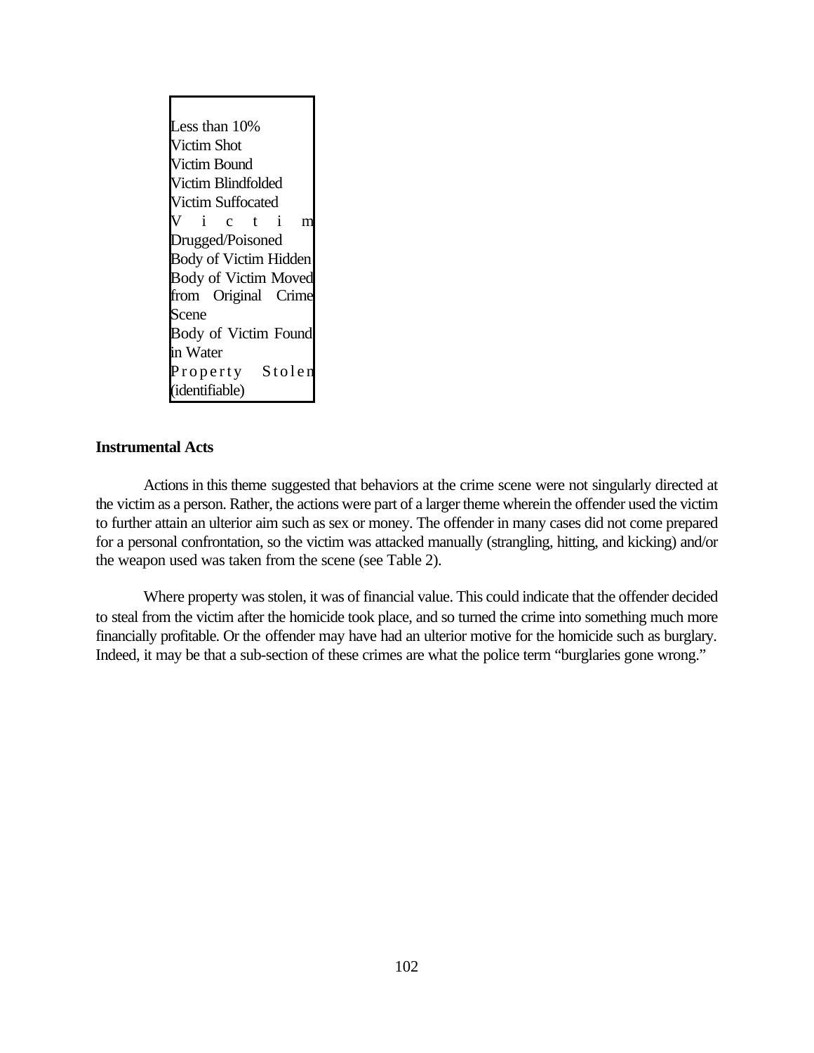| Less than 10% |
| --- |
| Victim Shot |
| Victim Bound |
| Victim Blindfolded |
| Victim Suffocated |
| Victim Drugged/Poisoned |
| Body of Victim Hidden |
| Body of Victim Moved from Original Crime Scene |
| Body of Victim Found in Water |
| Property Stolen (identifiable) |

**Instrumental Acts**

Actions in this theme suggested that behaviors at the crime scene were not singularly directed at the victim as a person. Rather, the actions were part of a larger theme wherein the offender used the victim to further attain an ulterior aim such as sex or money. The offender in many cases did not come prepared for a personal confrontation, so the victim was attacked manually (strangling, hitting, and kicking) and/or the weapon used was taken from the scene (see Table 2).

Where property was stolen, it was of financial value. This could indicate that the offender decided to steal from the victim after the homicide took place, and so turned the crime into something much more financially profitable. Or the offender may have had an ulterior motive for the homicide such as burglary. Indeed, it may be that a sub-section of these crimes are what the police term "burglaries gone wrong."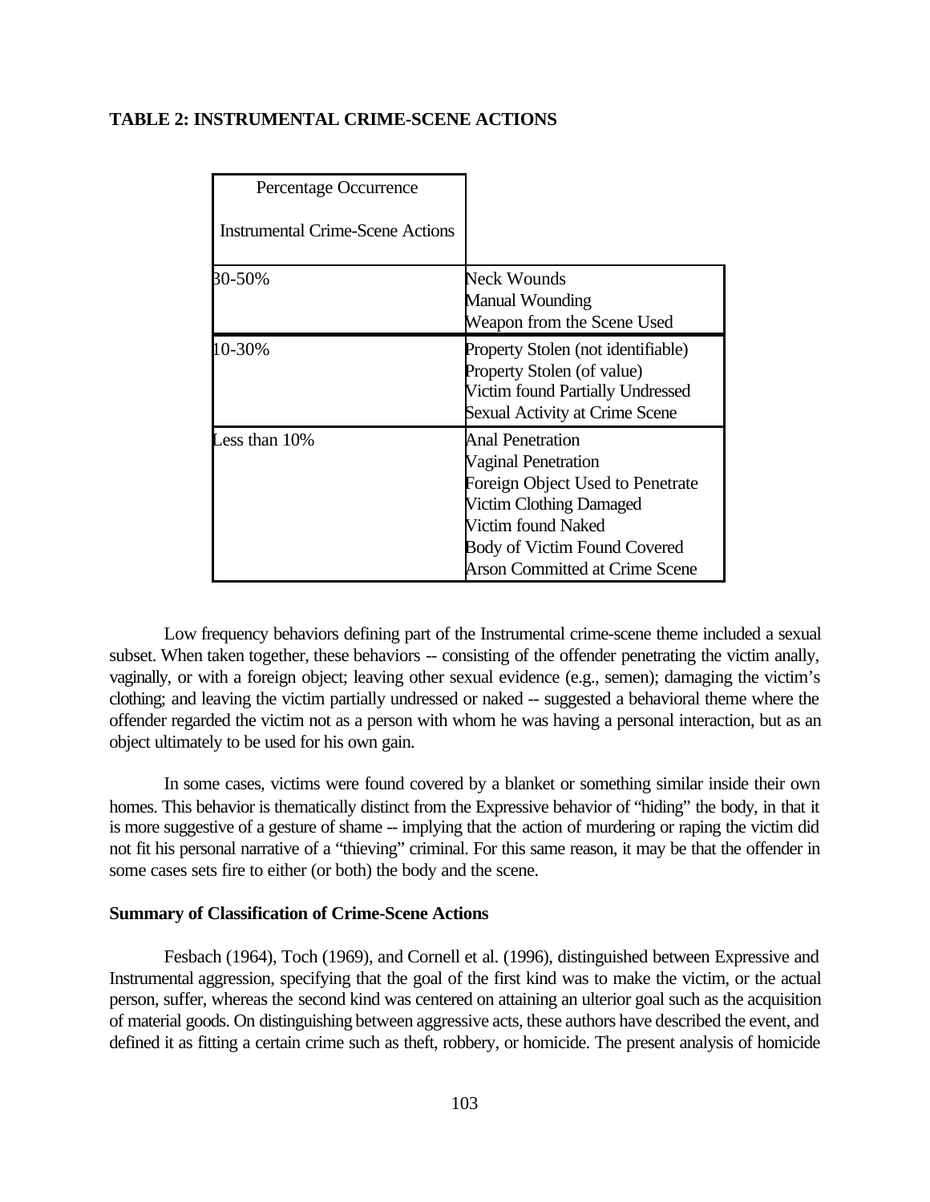**TABLE 2: INSTRUMENTAL CRIME-SCENE ACTIONS**

| Percentage Occurrence<br><br>Instrumental Crime-Scene Actions | |
|---|---|
| 30-50% | Neck Wounds<br>Manual Wounding<br>Weapon from the Scene Used |
| 10-30% | Property Stolen (not identifiable)<br>Property Stolen (of value)<br>Victim found Partially Undressed<br>Sexual Activity at Crime Scene |
| Less than 10% | Anal Penetration<br>Vaginal Penetration<br>Foreign Object Used to Penetrate<br>Victim Clothing Damaged<br>Victim found Naked<br>Body of Victim Found Covered<br>Arson Committed at Crime Scene |

Low frequency behaviors defining part of the Instrumental crime-scene theme included a sexual subset. When taken together, these behaviors -- consisting of the offender penetrating the victim anally, vaginally, or with a foreign object; leaving other sexual evidence (e.g., semen); damaging the victim's clothing; and leaving the victim partially undressed or naked -- suggested a behavioral theme where the offender regarded the victim not as a person with whom he was having a personal interaction, but as an object ultimately to be used for his own gain.

In some cases, victims were found covered by a blanket or something similar inside their own homes. This behavior is thematically distinct from the Expressive behavior of "hiding" the body, in that it is more suggestive of a gesture of shame -- implying that the action of murdering or raping the victim did not fit his personal narrative of a "thieving" criminal. For this same reason, it may be that the offender in some cases sets fire to either (or both) the body and the scene.

**Summary of Classification of Crime-Scene Actions**

Fesbach (1964), Toch (1969), and Cornell et al. (1996), distinguished between Expressive and Instrumental aggression, specifying that the goal of the first kind was to make the victim, or the actual person, suffer, whereas the second kind was centered on attaining an ulterior goal such as the acquisition of material goods. On distinguishing between aggressive acts, these authors have described the event, and defined it as fitting a certain crime such as theft, robbery, or homicide. The present analysis of homicide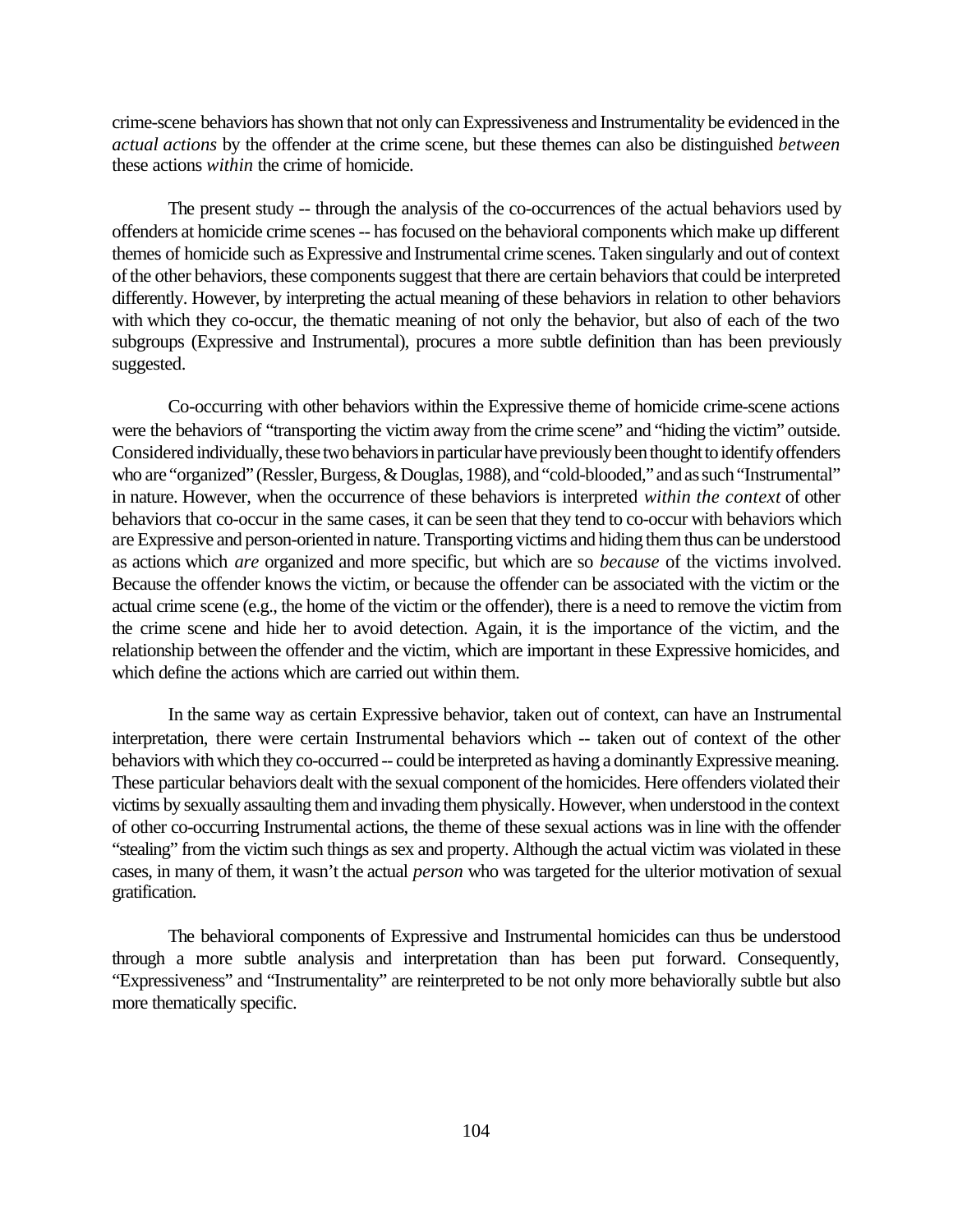crime-scene behaviors has shown that not only can Expressiveness and Instrumentality be evidenced in the *actual actions* by the offender at the crime scene, but these themes can also be distinguished *between* these actions *within* the crime of homicide.

The present study -- through the analysis of the co-occurrences of the actual behaviors used by offenders at homicide crime scenes -- has focused on the behavioral components which make up different themes of homicide such as Expressive and Instrumental crime scenes. Taken singularly and out of context of the other behaviors, these components suggest that there are certain behaviors that could be interpreted differently. However, by interpreting the actual meaning of these behaviors in relation to other behaviors with which they co-occur, the thematic meaning of not only the behavior, but also of each of the two subgroups (Expressive and Instrumental), procures a more subtle definition than has been previously suggested.

Co-occurring with other behaviors within the Expressive theme of homicide crime-scene actions were the behaviors of "transporting the victim away from the crime scene" and "hiding the victim" outside. Considered individually, these two behaviors in particular have previously been thought to identify offenders who are "organized" (Ressler, Burgess, & Douglas, 1988), and "cold-blooded," and as such "Instrumental" in nature. However, when the occurrence of these behaviors is interpreted *within the context* of other behaviors that co-occur in the same cases, it can be seen that they tend to co-occur with behaviors which are Expressive and person-oriented in nature. Transporting victims and hiding them thus can be understood as actions which *are* organized and more specific, but which are so *because* of the victims involved. Because the offender knows the victim, or because the offender can be associated with the victim or the actual crime scene (e.g., the home of the victim or the offender), there is a need to remove the victim from the crime scene and hide her to avoid detection. Again, it is the importance of the victim, and the relationship between the offender and the victim, which are important in these Expressive homicides, and which define the actions which are carried out within them.

In the same way as certain Expressive behavior, taken out of context, can have an Instrumental interpretation, there were certain Instrumental behaviors which -- taken out of context of the other behaviors with which they co-occurred -- could be interpreted as having a dominantly Expressive meaning. These particular behaviors dealt with the sexual component of the homicides. Here offenders violated their victims by sexually assaulting them and invading them physically. However, when understood in the context of other co-occurring Instrumental actions, the theme of these sexual actions was in line with the offender "stealing" from the victim such things as sex and property. Although the actual victim was violated in these cases, in many of them, it wasn't the actual *person* who was targeted for the ulterior motivation of sexual gratification.

The behavioral components of Expressive and Instrumental homicides can thus be understood through a more subtle analysis and interpretation than has been put forward. Consequently, "Expressiveness" and "Instrumentality" are reinterpreted to be not only more behaviorally subtle but also more thematically specific.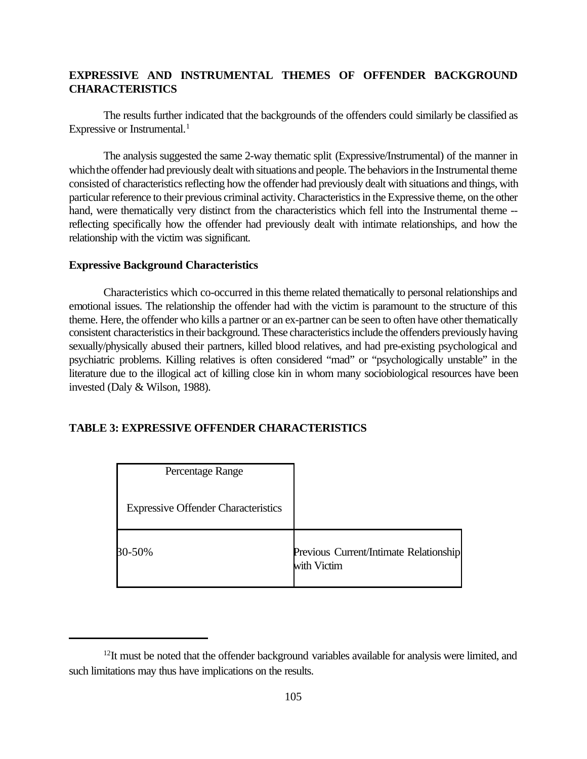## EXPRESSIVE AND INSTRUMENTAL THEMES OF OFFENDER BACKGROUND CHARACTERISTICS

The results further indicated that the backgrounds of the offenders could similarly be classified as Expressive or Instrumental.[1]

The analysis suggested the same 2-way thematic split (Expressive/Instrumental) of the manner in which the offender had previously dealt with situations and people. The behaviors in the Instrumental theme consisted of characteristics reflecting how the offender had previously dealt with situations and things, with particular reference to their previous criminal activity. Characteristics in the Expressive theme, on the other hand, were thematically very distinct from the characteristics which fell into the Instrumental theme -- reflecting specifically how the offender had previously dealt with intimate relationships, and how the relationship with the victim was significant.

### Expressive Background Characteristics

Characteristics which co-occurred in this theme related thematically to personal relationships and emotional issues. The relationship the offender had with the victim is paramount to the structure of this theme. Here, the offender who kills a partner or an ex-partner can be seen to often have other thematically consistent characteristics in their background. These characteristics include the offenders previously having sexually/physically abused their partners, killed blood relatives, and had pre-existing psychological and psychiatric problems. Killing relatives is often considered "mad" or "psychologically unstable" in the literature due to the illogical act of killing close kin in whom many sociobiological resources have been invested (Daly & Wilson, 1988).

### TABLE 3: EXPRESSIVE OFFENDER CHARACTERISTICS

| Percentage Range | Expressive Offender Characteristics |
|---|---|
| 30-50% | Previous Current/Intimate Relationship with Victim |

---

[12] It must be noted that the offender background variables available for analysis were limited, and such limitations may thus have implications on the results.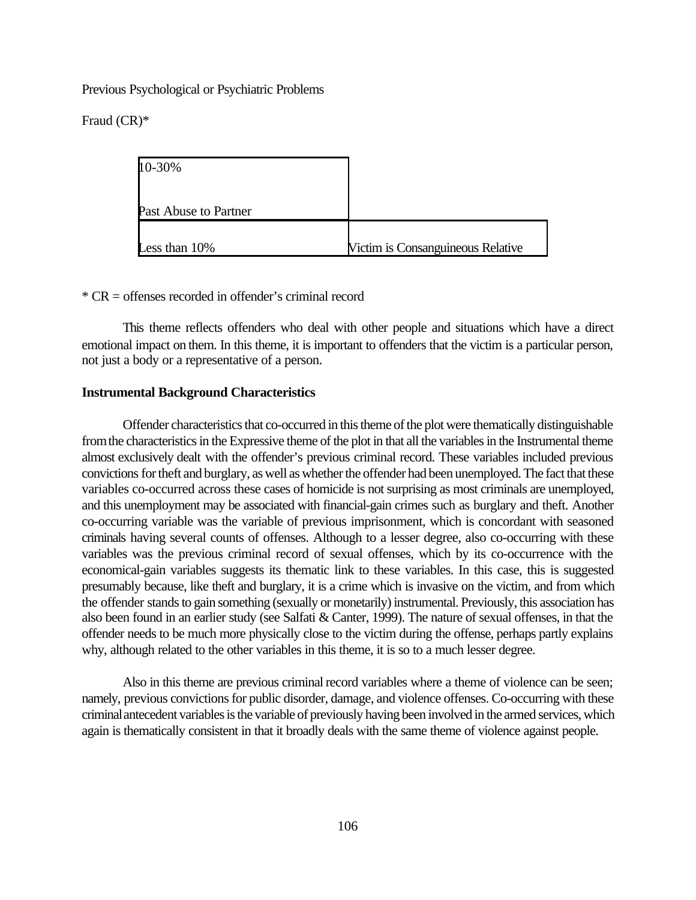Previous Psychological or Psychiatric Problems

Fraud (CR)*

| | |
|---|---|
| 10-30%<br><br>Past Abuse to Partner | |
| Less than 10% | Victim is Consanguineous Relative |

\* CR = offenses recorded in offender's criminal record

This theme reflects offenders who deal with other people and situations which have a direct emotional impact on them. In this theme, it is important to offenders that the victim is a particular person, not just a body or a representative of a person.

**Instrumental Background Characteristics**

Offender characteristics that co-occurred in this theme of the plot were thematically distinguishable from the characteristics in the Expressive theme of the plot in that all the variables in the Instrumental theme almost exclusively dealt with the offender's previous criminal record. These variables included previous convictions for theft and burglary, as well as whether the offender had been unemployed. The fact that these variables co-occurred across these cases of homicide is not surprising as most criminals are unemployed, and this unemployment may be associated with financial-gain crimes such as burglary and theft. Another co-occurring variable was the variable of previous imprisonment, which is concordant with seasoned criminals having several counts of offenses. Although to a lesser degree, also co-occurring with these variables was the previous criminal record of sexual offenses, which by its co-occurrence with the economical-gain variables suggests its thematic link to these variables. In this case, this is suggested presumably because, like theft and burglary, it is a crime which is invasive on the victim, and from which the offender stands to gain something (sexually or monetarily) instrumental. Previously, this association has also been found in an earlier study (see Salfati & Canter, 1999). The nature of sexual offenses, in that the offender needs to be much more physically close to the victim during the offense, perhaps partly explains why, although related to the other variables in this theme, it is so to a much lesser degree.

Also in this theme are previous criminal record variables where a theme of violence can be seen; namely, previous convictions for public disorder, damage, and violence offenses. Co-occurring with these criminal antecedent variables is the variable of previously having been involved in the armed services, which again is thematically consistent in that it broadly deals with the same theme of violence against people.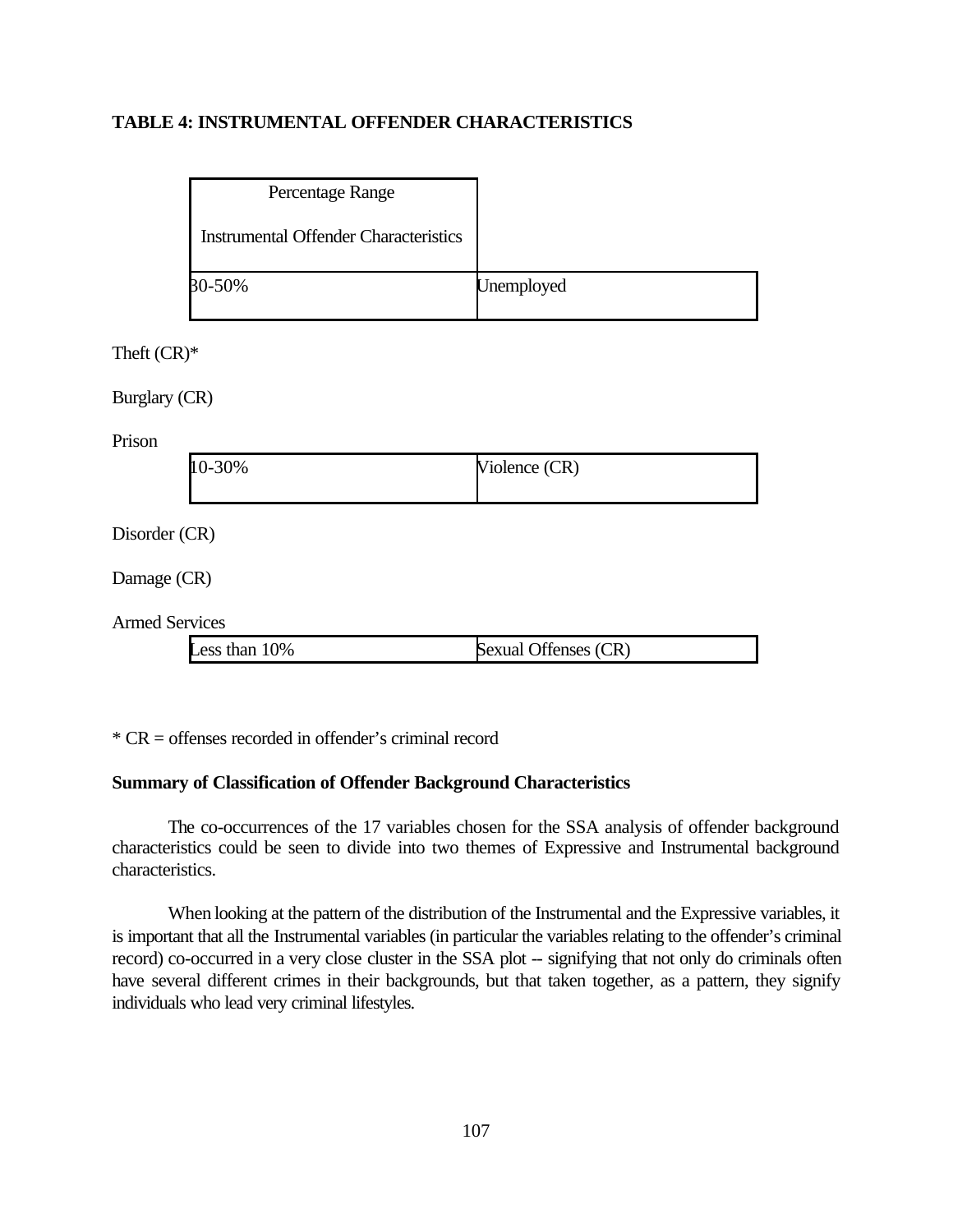**TABLE 4: INSTRUMENTAL OFFENDER CHARACTERISTICS**

| Percentage Range | Instrumental Offender Characteristics |
|---|---|
| 30-50% | Unemployed<br>Theft (CR)*<br>Burglary (CR)<br>Prison |
| 10-30% | Violence (CR)<br>Disorder (CR)<br>Damage (CR)<br>Armed Services |
| Less than 10% | Sexual Offenses (CR) |

* CR = offenses recorded in offender's criminal record

**Summary of Classification of Offender Background Characteristics**

The co-occurrences of the 17 variables chosen for the SSA analysis of offender background characteristics could be seen to divide into two themes of Expressive and Instrumental background characteristics.

When looking at the pattern of the distribution of the Instrumental and the Expressive variables, it is important that all the Instrumental variables (in particular the variables relating to the offender's criminal record) co-occurred in a very close cluster in the SSA plot -- signifying that not only do criminals often have several different crimes in their backgrounds, but that taken together, as a pattern, they signify individuals who lead very criminal lifestyles.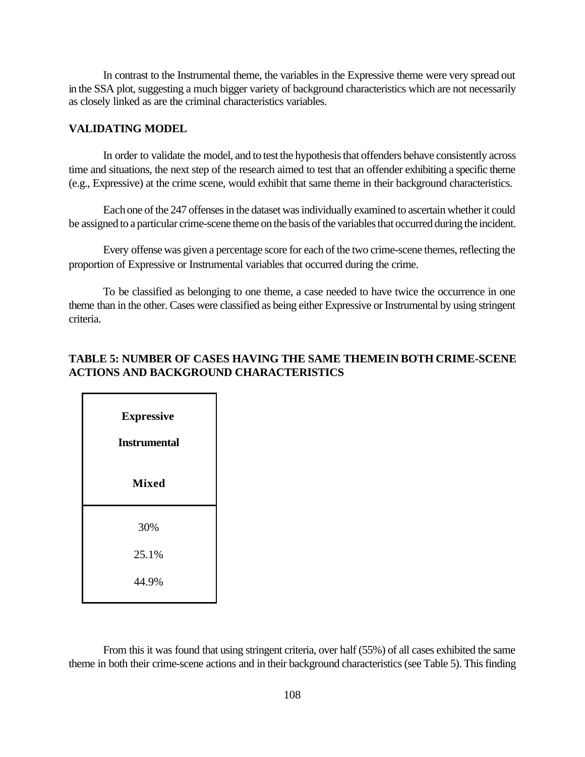In contrast to the Instrumental theme, the variables in the Expressive theme were very spread out in the SSA plot, suggesting a much bigger variety of background characteristics which are not necessarily as closely linked as are the criminal characteristics variables.

**VALIDATING MODEL**

In order to validate the model, and to test the hypothesis that offenders behave consistently across time and situations, the next step of the research aimed to test that an offender exhibiting a specific theme (e.g., Expressive) at the crime scene, would exhibit that same theme in their background characteristics.

Each one of the 247 offenses in the dataset was individually examined to ascertain whether it could be assigned to a particular crime-scene theme on the basis of the variables that occurred during the incident.

Every offense was given a percentage score for each of the two crime-scene themes, reflecting the proportion of Expressive or Instrumental variables that occurred during the crime.

To be classified as belonging to one theme, a case needed to have twice the occurrence in one theme than in the other. Cases were classified as being either Expressive or Instrumental by using stringent criteria.

**TABLE 5: NUMBER OF CASES HAVING THE SAME THEME IN BOTH CRIME-SCENE ACTIONS AND BACKGROUND CHARACTERISTICS**

| Theme | |
|---|---|
| **Expressive** | 30% |
| **Instrumental** | 25.1% |
| **Mixed** | 44.9% |

From this it was found that using stringent criteria, over half (55%) of all cases exhibited the same theme in both their crime-scene actions and in their background characteristics (see Table 5). This finding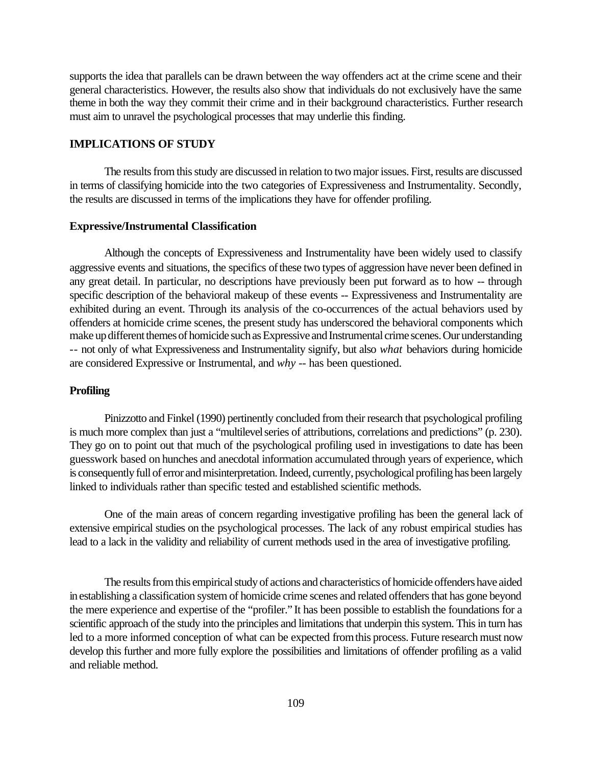supports the idea that parallels can be drawn between the way offenders act at the crime scene and their general characteristics. However, the results also show that individuals do not exclusively have the same theme in both the way they commit their crime and in their background characteristics. Further research must aim to unravel the psychological processes that may underlie this finding.

## IMPLICATIONS OF STUDY

The results from this study are discussed in relation to two major issues. First, results are discussed in terms of classifying homicide into the two categories of Expressiveness and Instrumentality. Secondly, the results are discussed in terms of the implications they have for offender profiling.

### Expressive/Instrumental Classification

Although the concepts of Expressiveness and Instrumentality have been widely used to classify aggressive events and situations, the specifics of these two types of aggression have never been defined in any great detail. In particular, no descriptions have previously been put forward as to how -- through specific description of the behavioral makeup of these events -- Expressiveness and Instrumentality are exhibited during an event. Through its analysis of the co-occurrences of the actual behaviors used by offenders at homicide crime scenes, the present study has underscored the behavioral components which make up different themes of homicide such as Expressive and Instrumental crime scenes. Our understanding -- not only of what Expressiveness and Instrumentality signify, but also *what* behaviors during homicide are considered Expressive or Instrumental, and *why* -- has been questioned.

### Profiling

Pinizzotto and Finkel (1990) pertinently concluded from their research that psychological profiling is much more complex than just a "multilevel series of attributions, correlations and predictions" (p. 230). They go on to point out that much of the psychological profiling used in investigations to date has been guesswork based on hunches and anecdotal information accumulated through years of experience, which is consequently full of error and misinterpretation. Indeed, currently, psychological profiling has been largely linked to individuals rather than specific tested and established scientific methods.

One of the main areas of concern regarding investigative profiling has been the general lack of extensive empirical studies on the psychological processes. The lack of any robust empirical studies has lead to a lack in the validity and reliability of current methods used in the area of investigative profiling.

The results from this empirical study of actions and characteristics of homicide offenders have aided in establishing a classification system of homicide crime scenes and related offenders that has gone beyond the mere experience and expertise of the "profiler." It has been possible to establish the foundations for a scientific approach of the study into the principles and limitations that underpin this system. This in turn has led to a more informed conception of what can be expected from this process. Future research must now develop this further and more fully explore the possibilities and limitations of offender profiling as a valid and reliable method.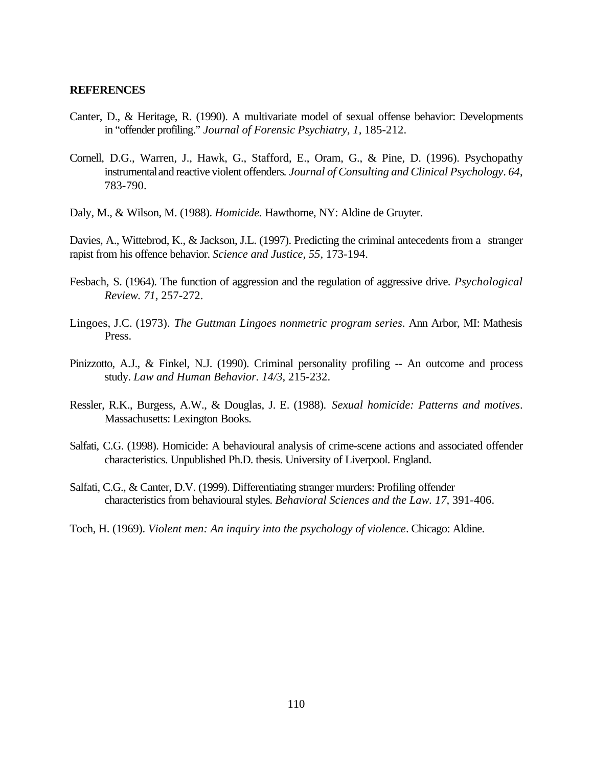**REFERENCES**

Canter, D., & Heritage, R. (1990). A multivariate model of sexual offense behavior: Developments in "offender profiling." *Journal of Forensic Psychiatry, 1,* 185-212.

Cornell, D.G., Warren, J., Hawk, G., Stafford, E., Oram, G., & Pine, D. (1996). Psychopathy instrumental and reactive violent offenders. *Journal of Consulting and Clinical Psychology*. *64*, 783-790.

Daly, M., & Wilson, M. (1988). *Homicide.* Hawthorne, NY: Aldine de Gruyter.

Davies, A., Wittebrod, K., & Jackson, J.L. (1997). Predicting the criminal antecedents from a stranger rapist from his offence behavior. *Science and Justice, 55,* 173-194.

Fesbach, S. (1964). The function of aggression and the regulation of aggressive drive. *Psychological Review. 71*, 257-272.

Lingoes, J.C. (1973). *The Guttman Lingoes nonmetric program series*. Ann Arbor, MI: Mathesis Press.

Pinizzotto, A.J., & Finkel, N.J. (1990). Criminal personality profiling -- An outcome and process study. *Law and Human Behavior. 14/3*, 215-232.

Ressler, R.K., Burgess, A.W., & Douglas, J. E. (1988). *Sexual homicide: Patterns and motives*. Massachusetts: Lexington Books.

Salfati, C.G. (1998). Homicide: A behavioural analysis of crime-scene actions and associated offender characteristics. Unpublished Ph.D. thesis. University of Liverpool. England.

Salfati, C.G., & Canter, D.V. (1999). Differentiating stranger murders: Profiling offender characteristics from behavioural styles. *Behavioral Sciences and the Law. 17,* 391-406.

Toch, H. (1969). *Violent men: An inquiry into the psychology of violence*. Chicago: Aldine.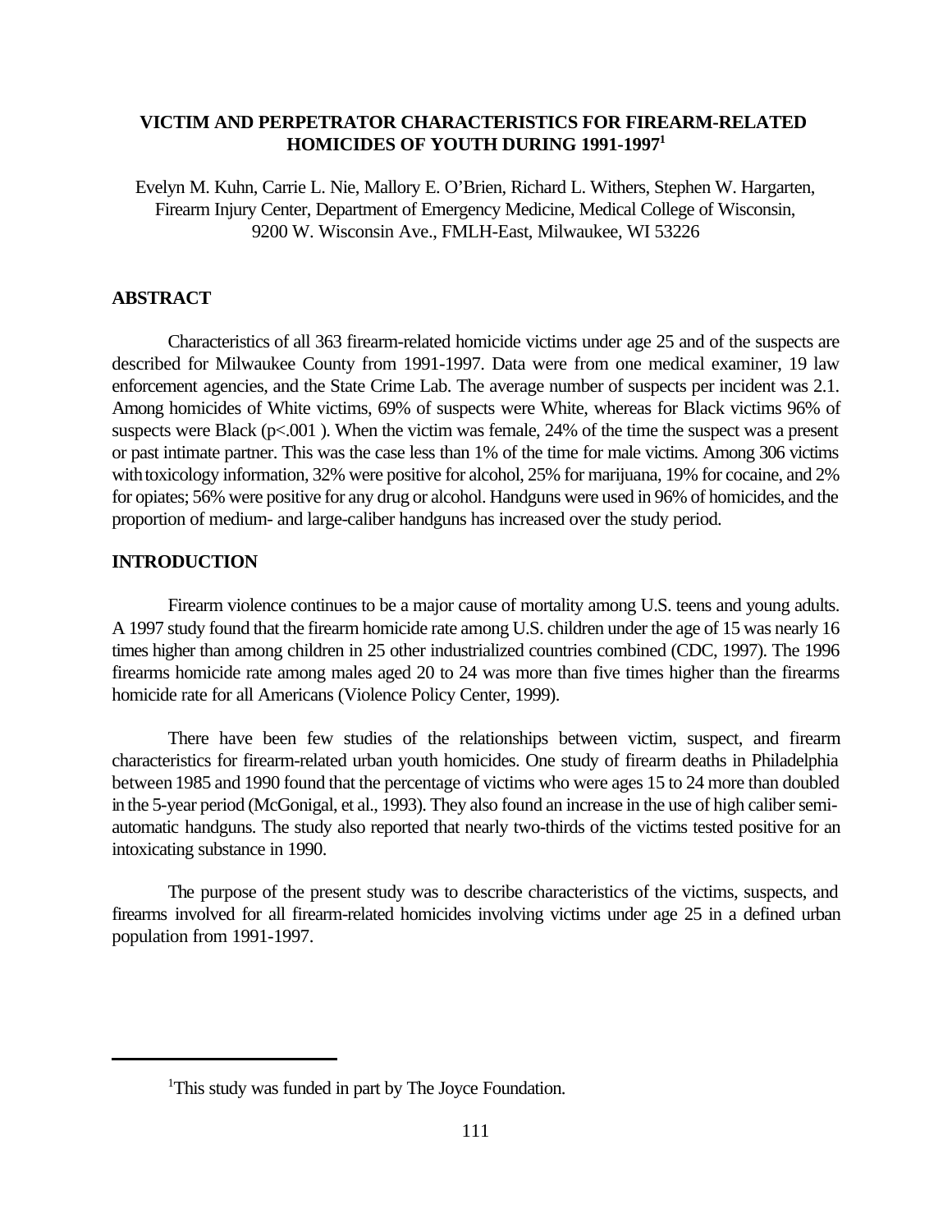# VICTIM AND PERPETRATOR CHARACTERISTICS FOR FIREARM-RELATED HOMICIDES OF YOUTH DURING 1991-1997[1]

Evelyn M. Kuhn, Carrie L. Nie, Mallory E. O'Brien, Richard L. Withers, Stephen W. Hargarten, Firearm Injury Center, Department of Emergency Medicine, Medical College of Wisconsin, 9200 W. Wisconsin Ave., FMLH-East, Milwaukee, WI 53226

## ABSTRACT

Characteristics of all 363 firearm-related homicide victims under age 25 and of the suspects are described for Milwaukee County from 1991-1997. Data were from one medical examiner, 19 law enforcement agencies, and the State Crime Lab. The average number of suspects per incident was 2.1. Among homicides of White victims, 69% of suspects were White, whereas for Black victims 96% of suspects were Black ($p<.001$). When the victim was female, 24% of the time the suspect was a present or past intimate partner. This was the case less than 1% of the time for male victims. Among 306 victims with toxicology information, 32% were positive for alcohol, 25% for marijuana, 19% for cocaine, and 2% for opiates; 56% were positive for any drug or alcohol. Handguns were used in 96% of homicides, and the proportion of medium- and large-caliber handguns has increased over the study period.

## INTRODUCTION

Firearm violence continues to be a major cause of mortality among U.S. teens and young adults. A 1997 study found that the firearm homicide rate among U.S. children under the age of 15 was nearly 16 times higher than among children in 25 other industrialized countries combined (CDC, 1997). The 1996 firearms homicide rate among males aged 20 to 24 was more than five times higher than the firearms homicide rate for all Americans (Violence Policy Center, 1999).

There have been few studies of the relationships between victim, suspect, and firearm characteristics for firearm-related urban youth homicides. One study of firearm deaths in Philadelphia between 1985 and 1990 found that the percentage of victims who were ages 15 to 24 more than doubled in the 5-year period (McGonigal, et al., 1993). They also found an increase in the use of high caliber semi-automatic handguns. The study also reported that nearly two-thirds of the victims tested positive for an intoxicating substance in 1990.

The purpose of the present study was to describe characteristics of the victims, suspects, and firearms involved for all firearm-related homicides involving victims under age 25 in a defined urban population from 1991-1997.

---

[1]This study was funded in part by The Joyce Foundation.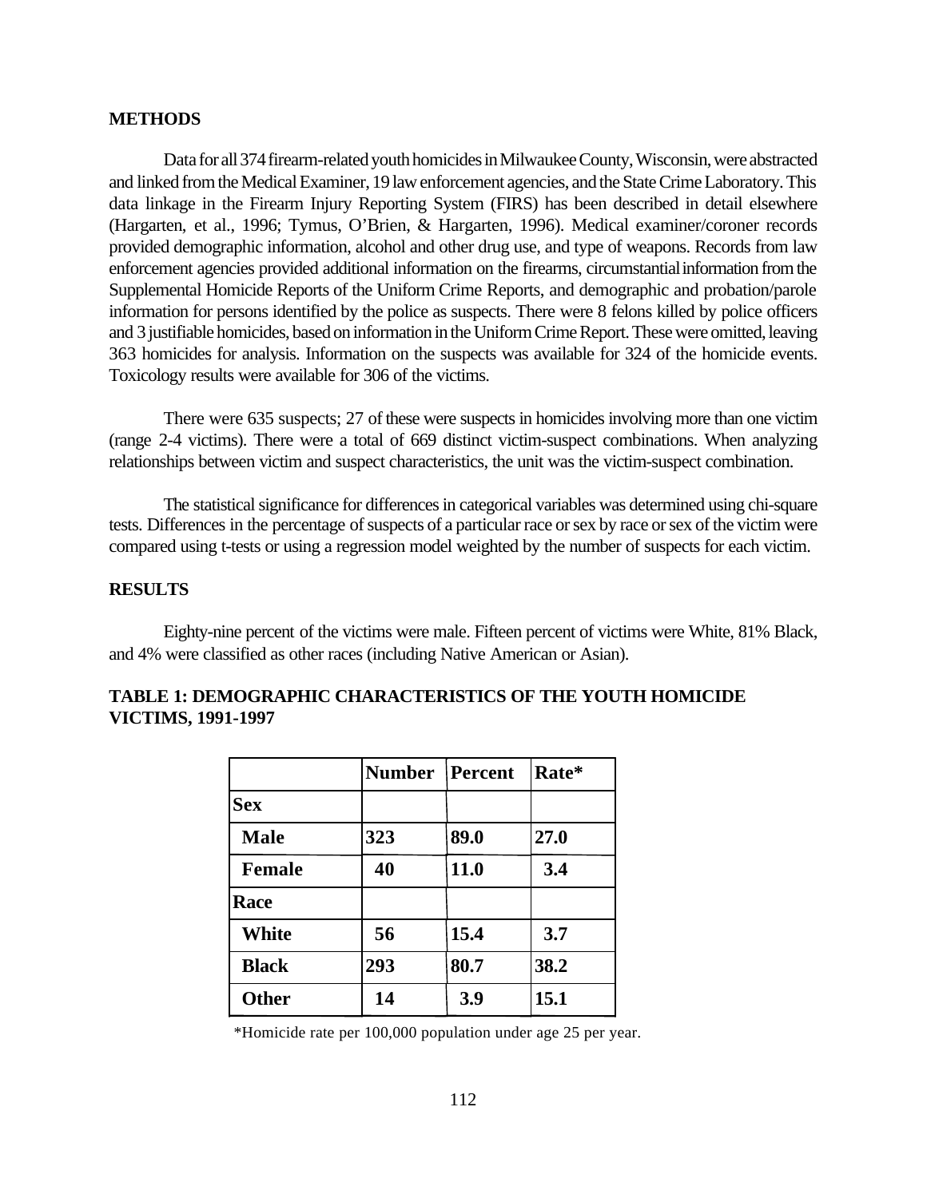## METHODS

Data for all 374 firearm-related youth homicides in Milwaukee County, Wisconsin, were abstracted and linked from the Medical Examiner, 19 law enforcement agencies, and the State Crime Laboratory. This data linkage in the Firearm Injury Reporting System (FIRS) has been described in detail elsewhere (Hargarten, et al., 1996; Tymus, O'Brien, & Hargarten, 1996). Medical examiner/coroner records provided demographic information, alcohol and other drug use, and type of weapons. Records from law enforcement agencies provided additional information on the firearms, circumstantial information from the Supplemental Homicide Reports of the Uniform Crime Reports, and demographic and probation/parole information for persons identified by the police as suspects. There were 8 felons killed by police officers and 3 justifiable homicides, based on information in the Uniform Crime Report. These were omitted, leaving 363 homicides for analysis. Information on the suspects was available for 324 of the homicide events. Toxicology results were available for 306 of the victims.

There were 635 suspects; 27 of these were suspects in homicides involving more than one victim (range 2-4 victims). There were a total of 669 distinct victim-suspect combinations. When analyzing relationships between victim and suspect characteristics, the unit was the victim-suspect combination.

The statistical significance for differences in categorical variables was determined using chi-square tests. Differences in the percentage of suspects of a particular race or sex by race or sex of the victim were compared using t-tests or using a regression model weighted by the number of suspects for each victim.

## RESULTS

Eighty-nine percent of the victims were male. Fifteen percent of victims were White, 81% Black, and 4% were classified as other races (including Native American or Asian).

### TABLE 1: DEMOGRAPHIC CHARACTERISTICS OF THE YOUTH HOMICIDE VICTIMS, 1991-1997

| | Number | Percent | Rate* |
|---|---|---|---|
| **Sex** | | | |
| Male | 323 | 89.0 | 27.0 |
| Female | 40 | 11.0 | 3.4 |
| **Race** | | | |
| White | 56 | 15.4 | 3.7 |
| Black | 293 | 80.7 | 38.2 |
| Other | 14 | 3.9 | 15.1 |

*Homicide rate per 100,000 population under age 25 per year.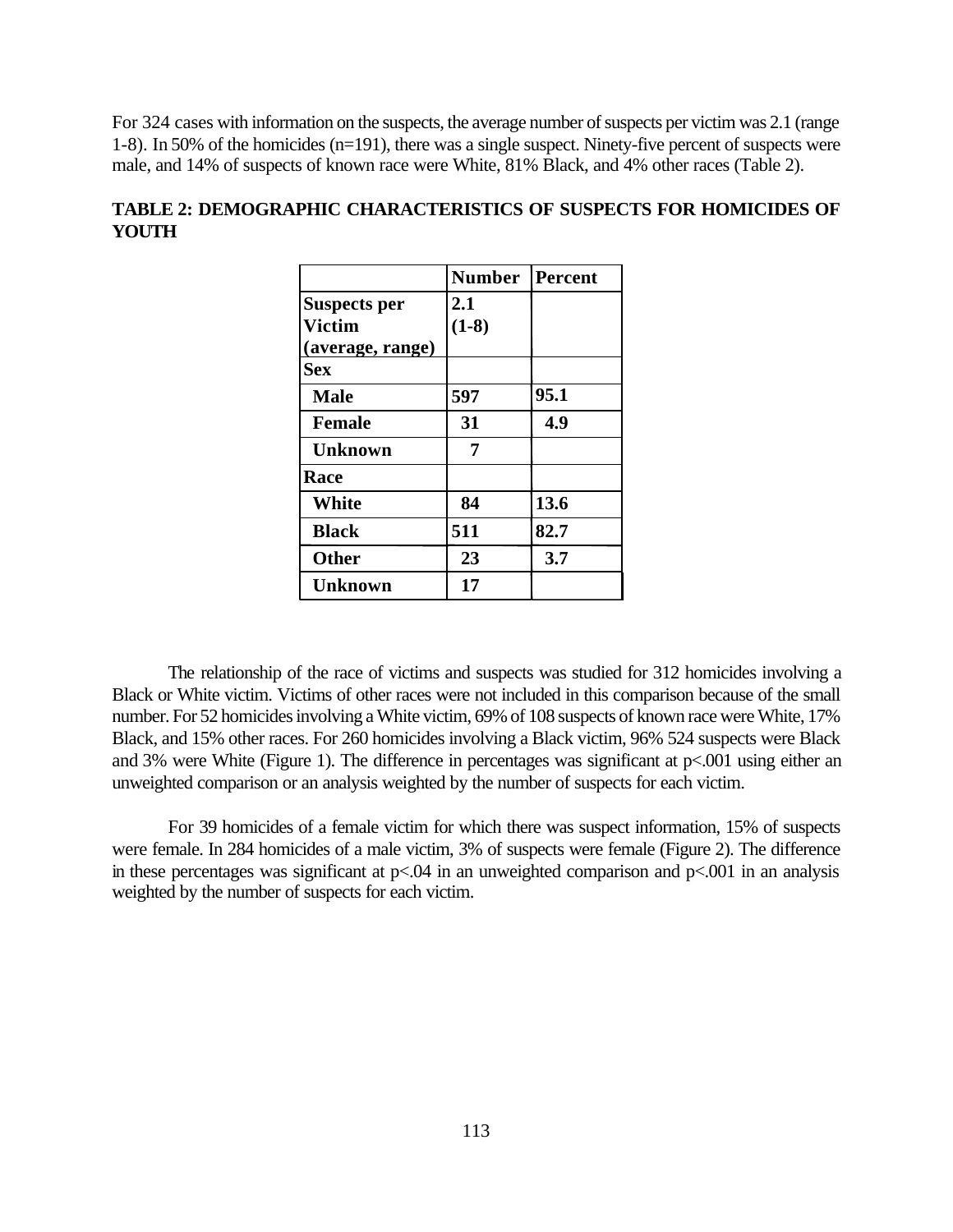For 324 cases with information on the suspects, the average number of suspects per victim was 2.1 (range 1-8). In 50% of the homicides (n=191), there was a single suspect. Ninety-five percent of suspects were male, and 14% of suspects of known race were White, 81% Black, and 4% other races (Table 2).

**TABLE 2: DEMOGRAPHIC CHARACTERISTICS OF SUSPECTS FOR HOMICIDES OF YOUTH**

| | Number | Percent |
|---|---|---|
| **Suspects per Victim (average, range)** | **2.1 (1-8)** | |
| **Sex** | | |
| **Male** | **597** | **95.1** |
| **Female** | **31** | **4.9** |
| **Unknown** | **7** | |
| **Race** | | |
| **White** | **84** | **13.6** |
| **Black** | **511** | **82.7** |
| **Other** | **23** | **3.7** |
| **Unknown** | **17** | |

The relationship of the race of victims and suspects was studied for 312 homicides involving a Black or White victim. Victims of other races were not included in this comparison because of the small number. For 52 homicides involving a White victim, 69% of 108 suspects of known race were White, 17% Black, and 15% other races. For 260 homicides involving a Black victim, 96% 524 suspects were Black and 3% were White (Figure 1). The difference in percentages was significant at p<.001 using either an unweighted comparison or an analysis weighted by the number of suspects for each victim.

For 39 homicides of a female victim for which there was suspect information, 15% of suspects were female. In 284 homicides of a male victim, 3% of suspects were female (Figure 2). The difference in these percentages was significant at p<.04 in an unweighted comparison and p<.001 in an analysis weighted by the number of suspects for each victim.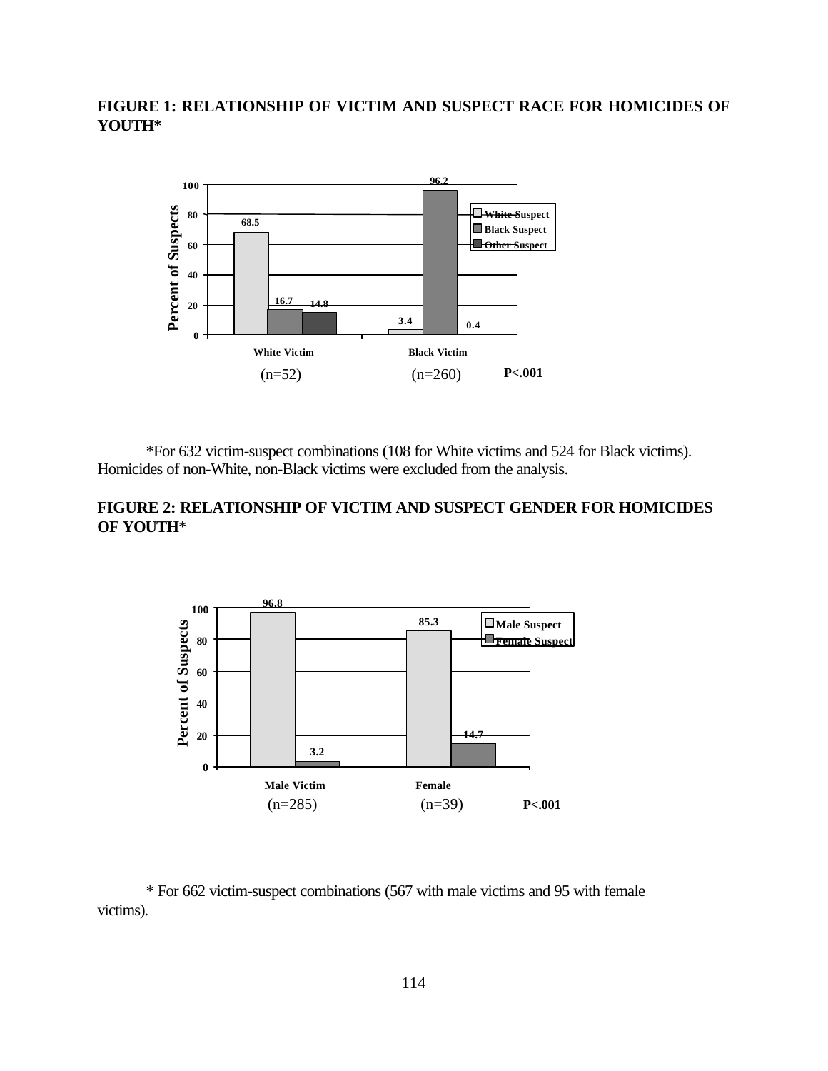**FIGURE 1: RELATIONSHIP OF VICTIM AND SUSPECT RACE FOR HOMICIDES OF YOUTH***

| | White Suspect | Black Suspect | Other Suspect |
|---|---|---|---|
| White Victim (n=52) | 68.5 | 16.7 | 14.8 |
| Black Victim (n=260) | 3.4 | 96.2 | 0.4 |

Percent of Suspects. P<.001

*For 632 victim-suspect combinations (108 for White victims and 524 for Black victims). Homicides of non-White, non-Black victims were excluded from the analysis.

**FIGURE 2: RELATIONSHIP OF VICTIM AND SUSPECT GENDER FOR HOMICIDES OF YOUTH***

| | Male Suspect | Female Suspect |
|---|---|---|
| Male Victim (n=285) | 96.8 | 3.2 |
| Female (n=39) | 85.3 | 14.7 |

Percent of Suspects. P<.001

* For 662 victim-suspect combinations (567 with male victims and 95 with female victims).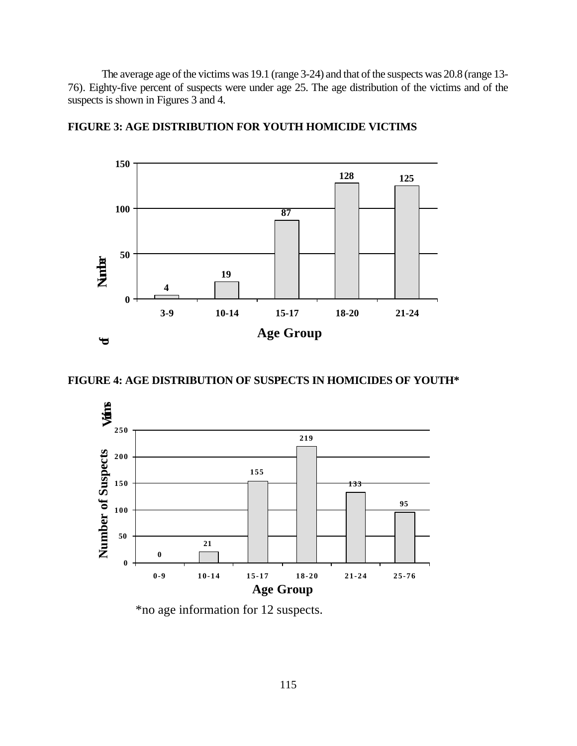The average age of the victims was 19.1 (range 3-24) and that of the suspects was 20.8 (range 13-76). Eighty-five percent of suspects were under age 25. The age distribution of the victims and of the suspects is shown in Figures 3 and 4.

**FIGURE 3: AGE DISTRIBUTION FOR YOUTH HOMICIDE VICTIMS**

| Age Group | Number of Victims |
|---|---|
| 3-9 | 4 |
| 10-14 | 19 |
| 15-17 | 87 |
| 18-20 | 128 |
| 21-24 | 125 |

**FIGURE 4: AGE DISTRIBUTION OF SUSPECTS IN HOMICIDES OF YOUTH***

| Age Group | Number of Suspects |
|---|---|
| 0-9 | 0 |
| 10-14 | 21 |
| 15-17 | 155 |
| 18-20 | 219 |
| 21-24 | 133 |
| 25-76 | 95 |

*no age information for 12 suspects.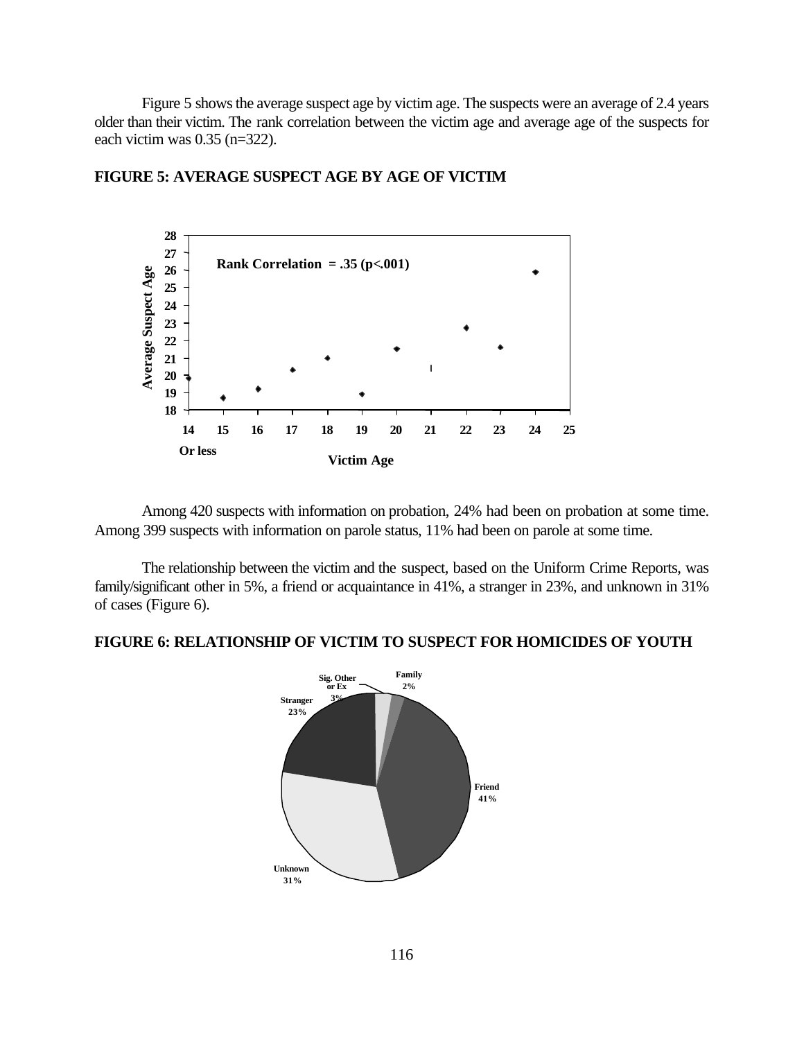Figure 5 shows the average suspect age by victim age. The suspects were an average of 2.4 years older than their victim. The rank correlation between the victim age and average age of the suspects for each victim was 0.35 (n=322).

**FIGURE 5: AVERAGE SUSPECT AGE BY AGE OF VICTIM**

Among 420 suspects with information on probation, 24% had been on probation at some time. Among 399 suspects with information on parole status, 11% had been on parole at some time.

The relationship between the victim and the suspect, based on the Uniform Crime Reports, was family/significant other in 5%, a friend or acquaintance in 41%, a stranger in 23%, and unknown in 31% of cases (Figure 6).

**FIGURE 6: RELATIONSHIP OF VICTIM TO SUSPECT FOR HOMICIDES OF YOUTH**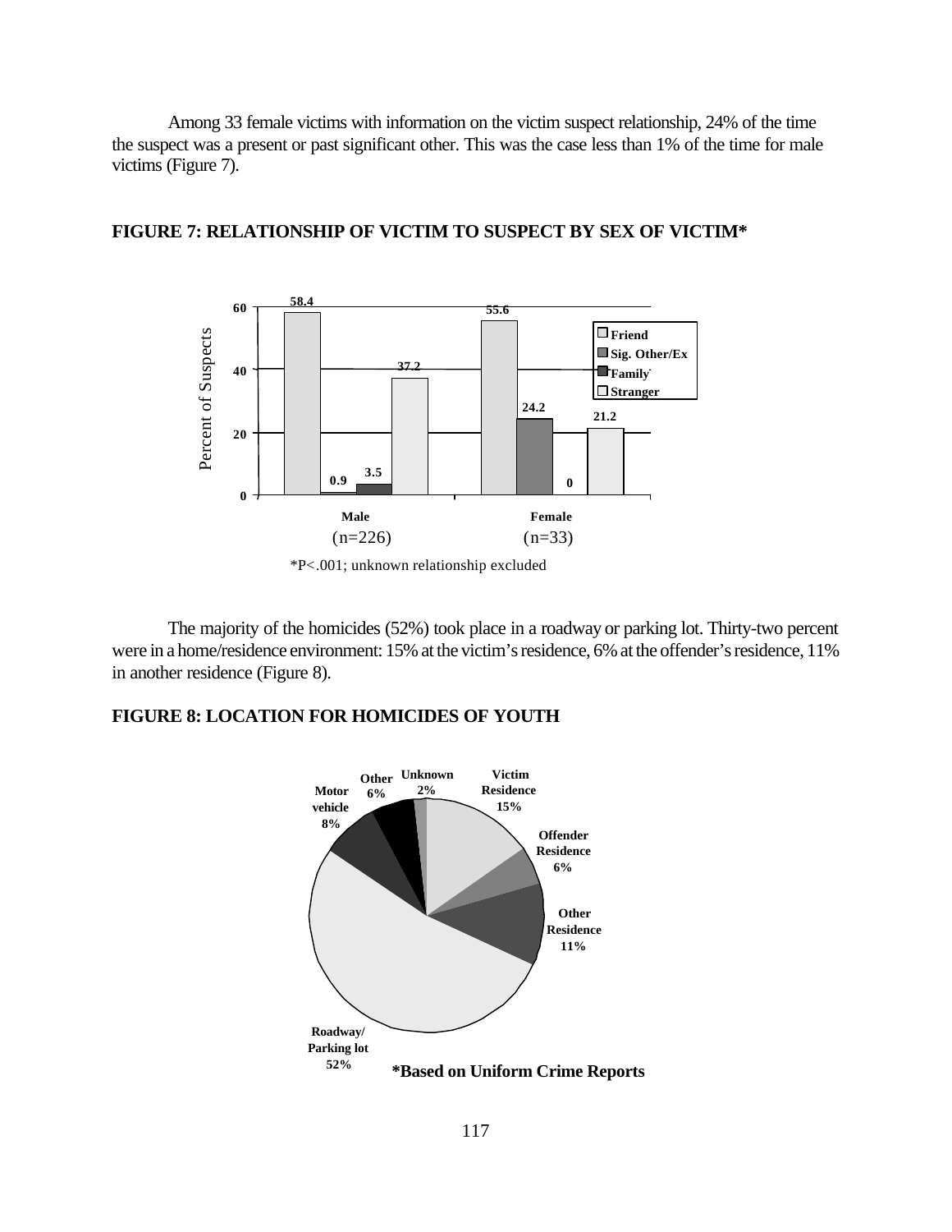Among 33 female victims with information on the victim suspect relationship, 24% of the time the suspect was a present or past significant other. This was the case less than 1% of the time for male victims (Figure 7).

**FIGURE 7: RELATIONSHIP OF VICTIM TO SUSPECT BY SEX OF VICTIM***

| Percent of Suspects | Friend | Sig. Other/Ex | Family | Stranger |
|---|---|---|---|---|
| Male (n=226) | 58.4 | 0.9 | 3.5 | 37.2 |
| Female (n=33) | 55.6 | 24.2 | 0 | 21.2 |

*P<.001; unknown relationship excluded

The majority of the homicides (52%) took place in a roadway or parking lot. Thirty-two percent were in a home/residence environment: 15% at the victim's residence, 6% at the offender's residence, 11% in another residence (Figure 8).

**FIGURE 8: LOCATION FOR HOMICIDES OF YOUTH**

| Location | Percent |
|---|---|
| Victim Residence | 15% |
| Offender Residence | 6% |
| Other Residence | 11% |
| Roadway/Parking lot | 52% |
| Motor vehicle | 8% |
| Other | 6% |
| Unknown | 2% |

**\*Based on Uniform Crime Reports**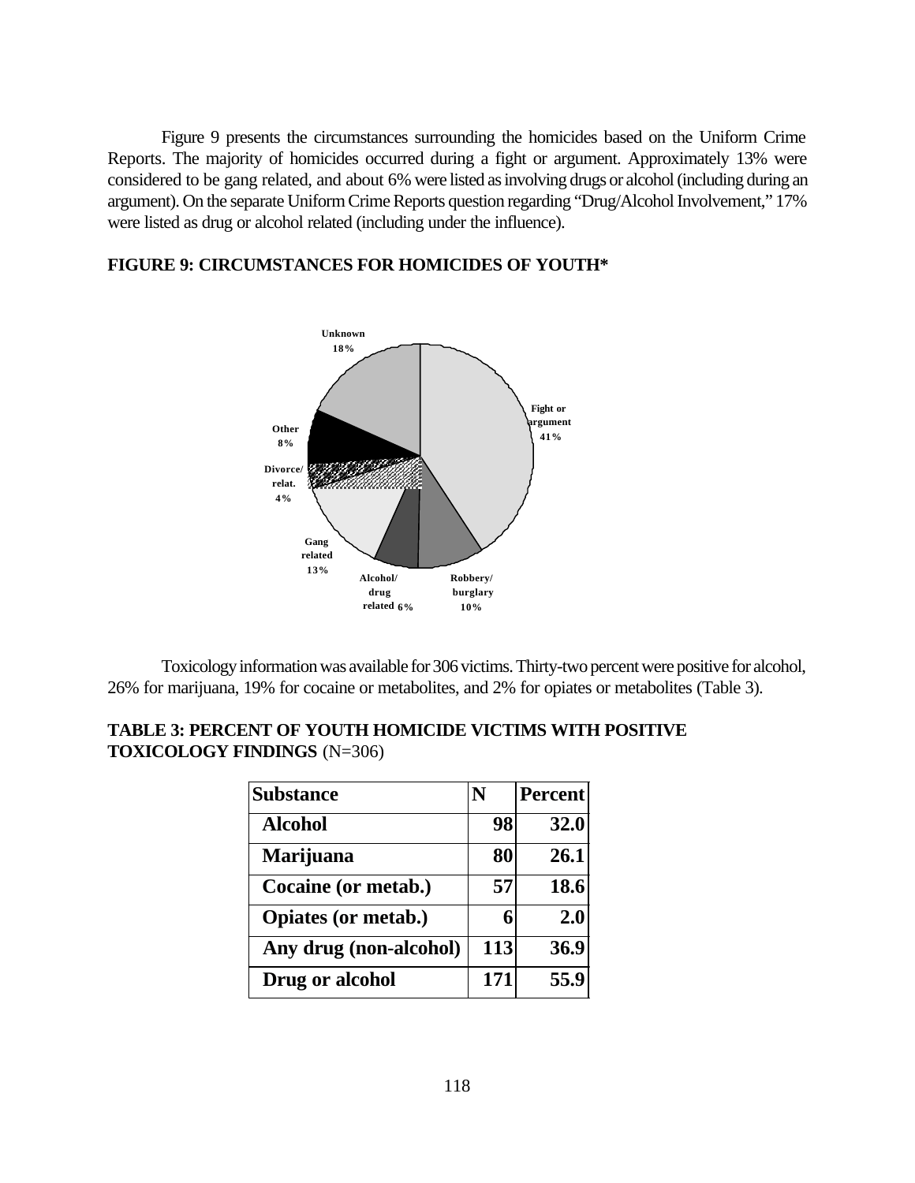Figure 9 presents the circumstances surrounding the homicides based on the Uniform Crime Reports. The majority of homicides occurred during a fight or argument. Approximately 13% were considered to be gang related, and about 6% were listed as involving drugs or alcohol (including during an argument). On the separate Uniform Crime Reports question regarding "Drug/Alcohol Involvement," 17% were listed as drug or alcohol related (including under the influence).

**FIGURE 9: CIRCUMSTANCES FOR HOMICIDES OF YOUTH***

Unknown 18%

Fight or argument 41%

Other 8%

Divorce/ relat. 4%

Gang related 13%

Alcohol/ drug related 6%

Robbery/ burglary 10%

Toxicology information was available for 306 victims. Thirty-two percent were positive for alcohol, 26% for marijuana, 19% for cocaine or metabolites, and 2% for opiates or metabolites (Table 3).

**TABLE 3: PERCENT OF YOUTH HOMICIDE VICTIMS WITH POSITIVE TOXICOLOGY FINDINGS** (N=306)

| Substance | N | Percent |
|---|---|---|
| Alcohol | 98 | 32.0 |
| Marijuana | 80 | 26.1 |
| Cocaine (or metab.) | 57 | 18.6 |
| Opiates (or metab.) | 6 | 2.0 |
| Any drug (non-alcohol) | 113 | 36.9 |
| Drug or alcohol | 171 | 55.9 |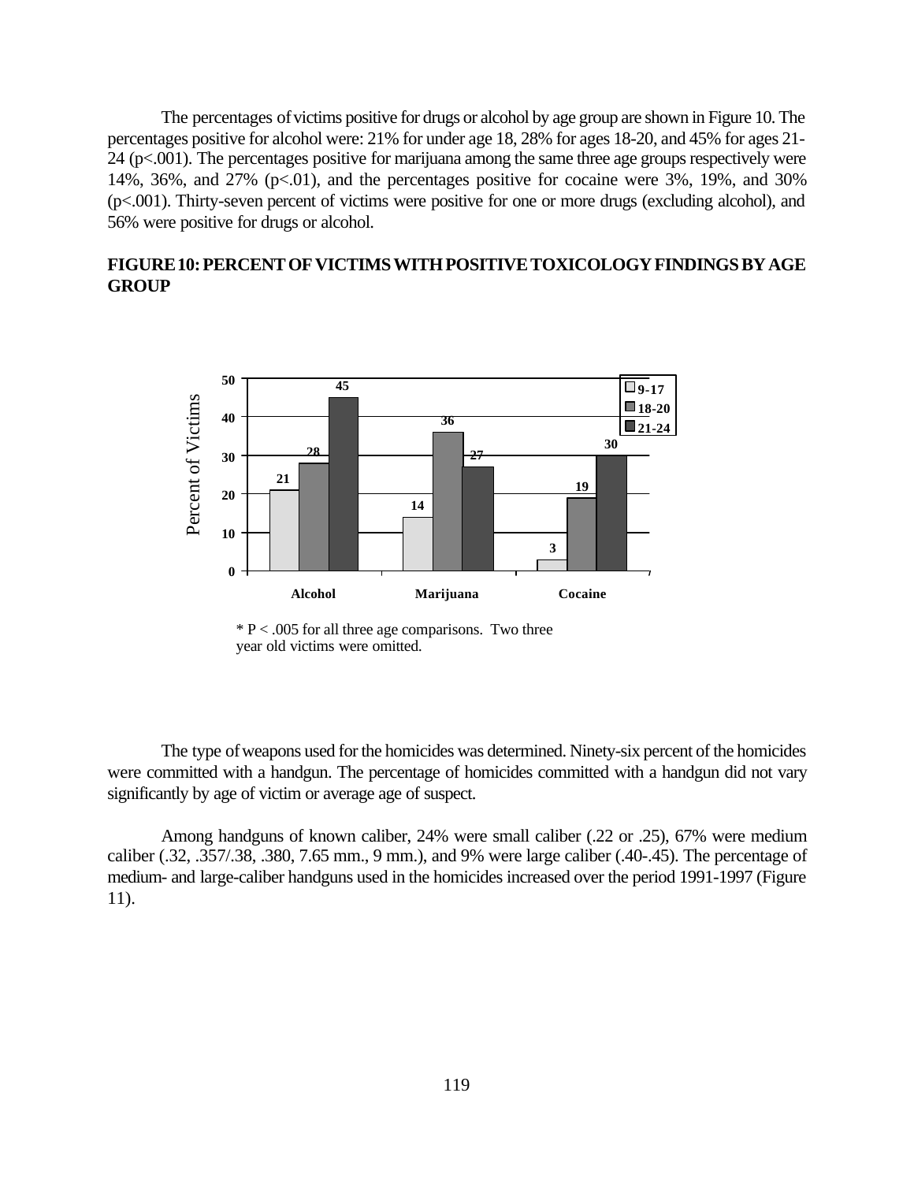The percentages of victims positive for drugs or alcohol by age group are shown in Figure 10. The percentages positive for alcohol were: 21% for under age 18, 28% for ages 18-20, and 45% for ages 21-24 ($p<.001$). The percentages positive for marijuana among the same three age groups respectively were 14%, 36%, and 27% ($p<.01$), and the percentages positive for cocaine were 3%, 19%, and 30% ($p<.001$). Thirty-seven percent of victims were positive for one or more drugs (excluding alcohol), and 56% were positive for drugs or alcohol.

## FIGURE 10: PERCENT OF VICTIMS WITH POSITIVE TOXICOLOGY FINDINGS BY AGE GROUP

| Percent of Victims | 9-17 | 18-20 | 21-24 |
|---|---|---|---|
| Alcohol | 21 | 28 | 45 |
| Marijuana | 14 | 36 | 27 |
| Cocaine | 3 | 19 | 30 |

* $P < .005$ for all three age comparisons. Two three year old victims were omitted.

The type of weapons used for the homicides was determined. Ninety-six percent of the homicides were committed with a handgun. The percentage of homicides committed with a handgun did not vary significantly by age of victim or average age of suspect.

Among handguns of known caliber, 24% were small caliber (.22 or .25), 67% were medium caliber (.32, .357/.38, .380, 7.65 mm., 9 mm.), and 9% were large caliber (.40-.45). The percentage of medium- and large-caliber handguns used in the homicides increased over the period 1991-1997 (Figure 11).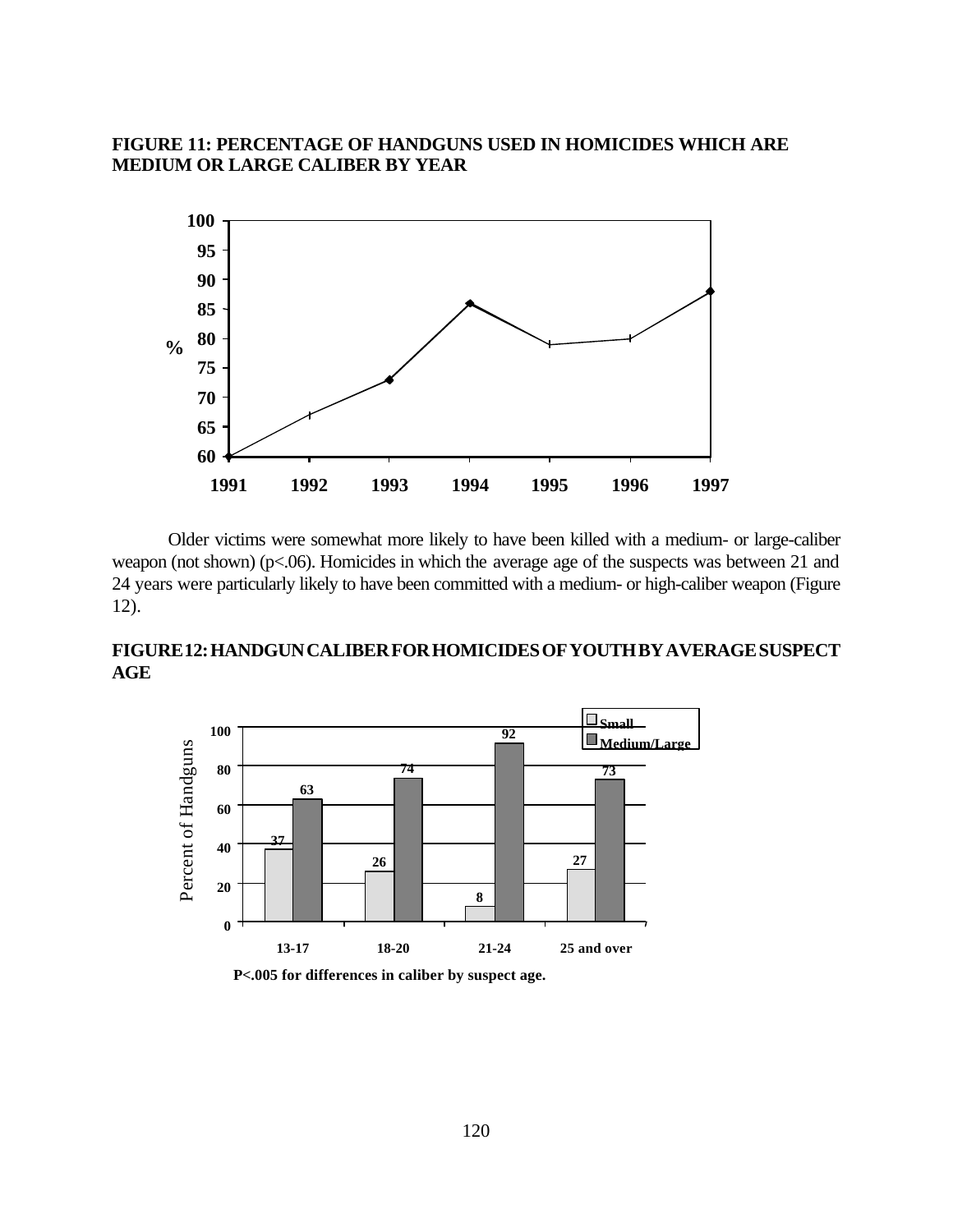**FIGURE 11: PERCENTAGE OF HANDGUNS USED IN HOMICIDES WHICH ARE MEDIUM OR LARGE CALIBER BY YEAR**

Older victims were somewhat more likely to have been killed with a medium- or large-caliber weapon (not shown) ($p<.06$). Homicides in which the average age of the suspects was between 21 and 24 years were particularly likely to have been committed with a medium- or high-caliber weapon (Figure 12).

**FIGURE 12: HANDGUN CALIBER FOR HOMICIDES OF YOUTH BY AVERAGE SUSPECT AGE**

P<.005 for differences in caliber by suspect age.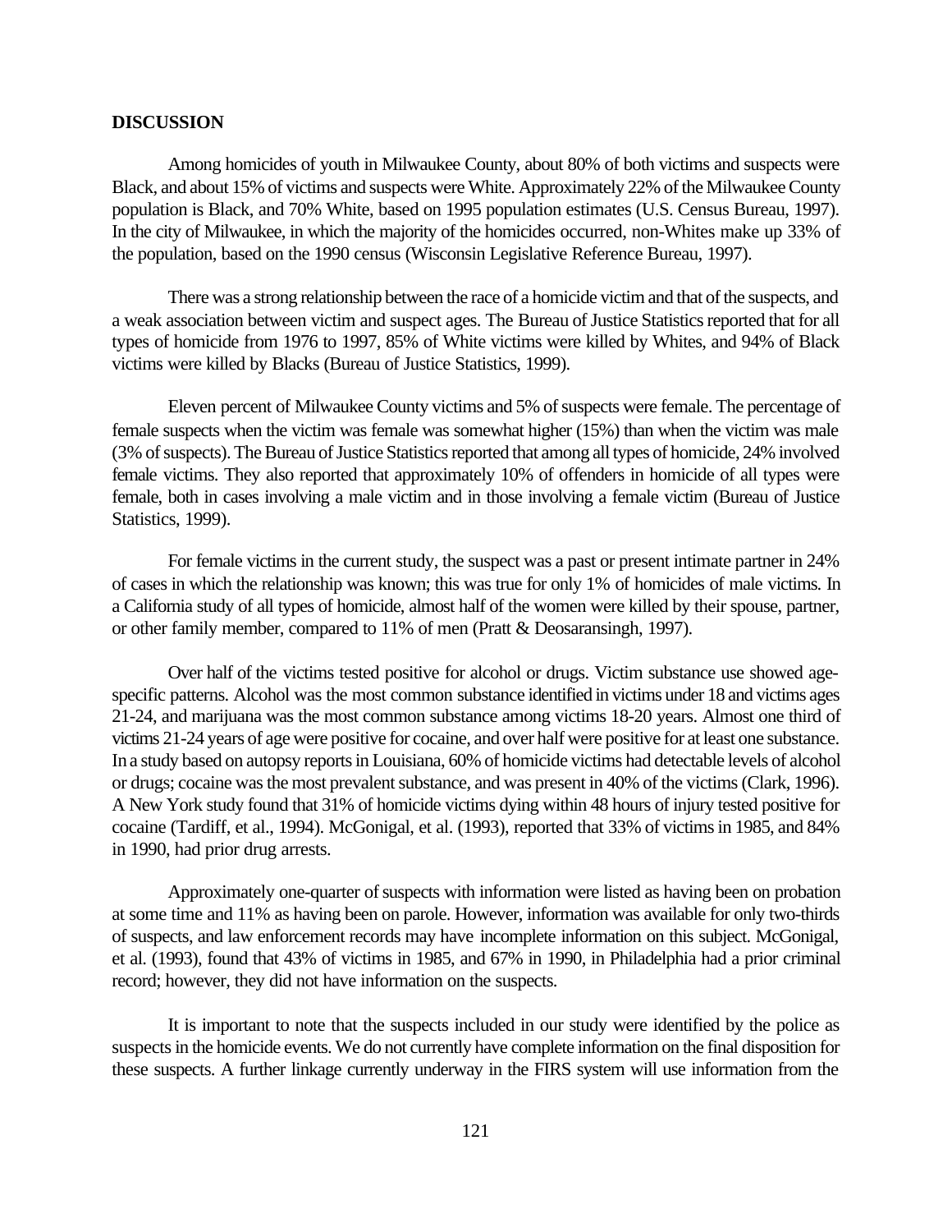## DISCUSSION

Among homicides of youth in Milwaukee County, about 80% of both victims and suspects were Black, and about 15% of victims and suspects were White. Approximately 22% of the Milwaukee County population is Black, and 70% White, based on 1995 population estimates (U.S. Census Bureau, 1997). In the city of Milwaukee, in which the majority of the homicides occurred, non-Whites make up 33% of the population, based on the 1990 census (Wisconsin Legislative Reference Bureau, 1997).

There was a strong relationship between the race of a homicide victim and that of the suspects, and a weak association between victim and suspect ages. The Bureau of Justice Statistics reported that for all types of homicide from 1976 to 1997, 85% of White victims were killed by Whites, and 94% of Black victims were killed by Blacks (Bureau of Justice Statistics, 1999).

Eleven percent of Milwaukee County victims and 5% of suspects were female. The percentage of female suspects when the victim was female was somewhat higher (15%) than when the victim was male (3% of suspects). The Bureau of Justice Statistics reported that among all types of homicide, 24% involved female victims. They also reported that approximately 10% of offenders in homicide of all types were female, both in cases involving a male victim and in those involving a female victim (Bureau of Justice Statistics, 1999).

For female victims in the current study, the suspect was a past or present intimate partner in 24% of cases in which the relationship was known; this was true for only 1% of homicides of male victims. In a California study of all types of homicide, almost half of the women were killed by their spouse, partner, or other family member, compared to 11% of men (Pratt & Deosaransingh, 1997).

Over half of the victims tested positive for alcohol or drugs. Victim substance use showed age-specific patterns. Alcohol was the most common substance identified in victims under 18 and victims ages 21-24, and marijuana was the most common substance among victims 18-20 years. Almost one third of victims 21-24 years of age were positive for cocaine, and over half were positive for at least one substance. In a study based on autopsy reports in Louisiana, 60% of homicide victims had detectable levels of alcohol or drugs; cocaine was the most prevalent substance, and was present in 40% of the victims (Clark, 1996). A New York study found that 31% of homicide victims dying within 48 hours of injury tested positive for cocaine (Tardiff, et al., 1994). McGonigal, et al. (1993), reported that 33% of victims in 1985, and 84% in 1990, had prior drug arrests.

Approximately one-quarter of suspects with information were listed as having been on probation at some time and 11% as having been on parole. However, information was available for only two-thirds of suspects, and law enforcement records may have incomplete information on this subject. McGonigal, et al. (1993), found that 43% of victims in 1985, and 67% in 1990, in Philadelphia had a prior criminal record; however, they did not have information on the suspects.

It is important to note that the suspects included in our study were identified by the police as suspects in the homicide events. We do not currently have complete information on the final disposition for these suspects. A further linkage currently underway in the FIRS system will use information from the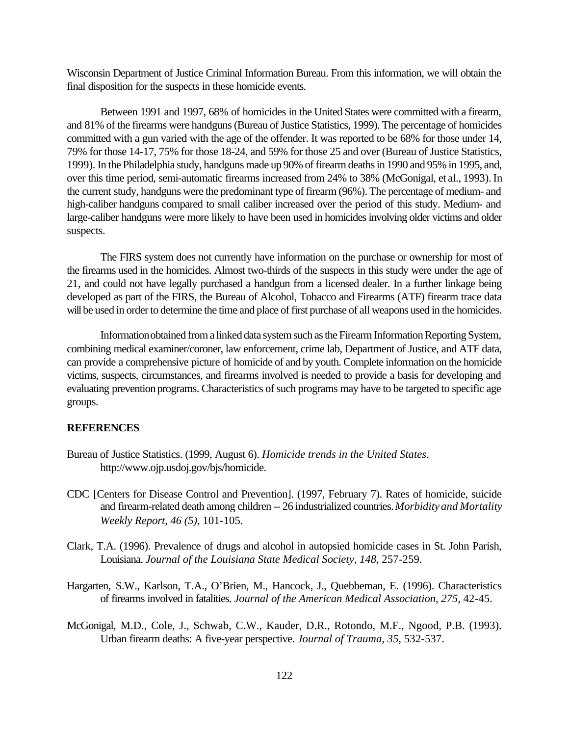Wisconsin Department of Justice Criminal Information Bureau. From this information, we will obtain the final disposition for the suspects in these homicide events.

Between 1991 and 1997, 68% of homicides in the United States were committed with a firearm, and 81% of the firearms were handguns (Bureau of Justice Statistics, 1999). The percentage of homicides committed with a gun varied with the age of the offender. It was reported to be 68% for those under 14, 79% for those 14-17, 75% for those 18-24, and 59% for those 25 and over (Bureau of Justice Statistics, 1999). In the Philadelphia study, handguns made up 90% of firearm deaths in 1990 and 95% in 1995, and, over this time period, semi-automatic firearms increased from 24% to 38% (McGonigal, et al., 1993). In the current study, handguns were the predominant type of firearm (96%). The percentage of medium- and high-caliber handguns compared to small caliber increased over the period of this study. Medium- and large-caliber handguns were more likely to have been used in homicides involving older victims and older suspects.

The FIRS system does not currently have information on the purchase or ownership for most of the firearms used in the homicides. Almost two-thirds of the suspects in this study were under the age of 21, and could not have legally purchased a handgun from a licensed dealer. In a further linkage being developed as part of the FIRS, the Bureau of Alcohol, Tobacco and Firearms (ATF) firearm trace data will be used in order to determine the time and place of first purchase of all weapons used in the homicides.

Information obtained from a linked data system such as the Firearm Information Reporting System, combining medical examiner/coroner, law enforcement, crime lab, Department of Justice, and ATF data, can provide a comprehensive picture of homicide of and by youth. Complete information on the homicide victims, suspects, circumstances, and firearms involved is needed to provide a basis for developing and evaluating prevention programs. Characteristics of such programs may have to be targeted to specific age groups.

**REFERENCES**

Bureau of Justice Statistics. (1999, August 6). *Homicide trends in the United States*. http://www.ojp.usdoj.gov/bjs/homicide.

CDC [Centers for Disease Control and Prevention]. (1997, February 7). Rates of homicide, suicide and firearm-related death among children -- 26 industrialized countries. *Morbidity and Mortality Weekly Report, 46 (5),* 101-105.

Clark, T.A. (1996). Prevalence of drugs and alcohol in autopsied homicide cases in St. John Parish, Louisiana. *Journal of the Louisiana State Medical Society, 148,* 257-259.

Hargarten, S.W., Karlson, T.A., O'Brien, M., Hancock, J., Quebbeman, E. (1996). Characteristics of firearms involved in fatalities. *Journal of the American Medical Association, 275,* 42-45.

McGonigal, M.D., Cole, J., Schwab, C.W., Kauder, D.R., Rotondo, M.F., Ngood, P.B. (1993). Urban firearm deaths: A five-year perspective. *Journal of Trauma, 35,* 532-537.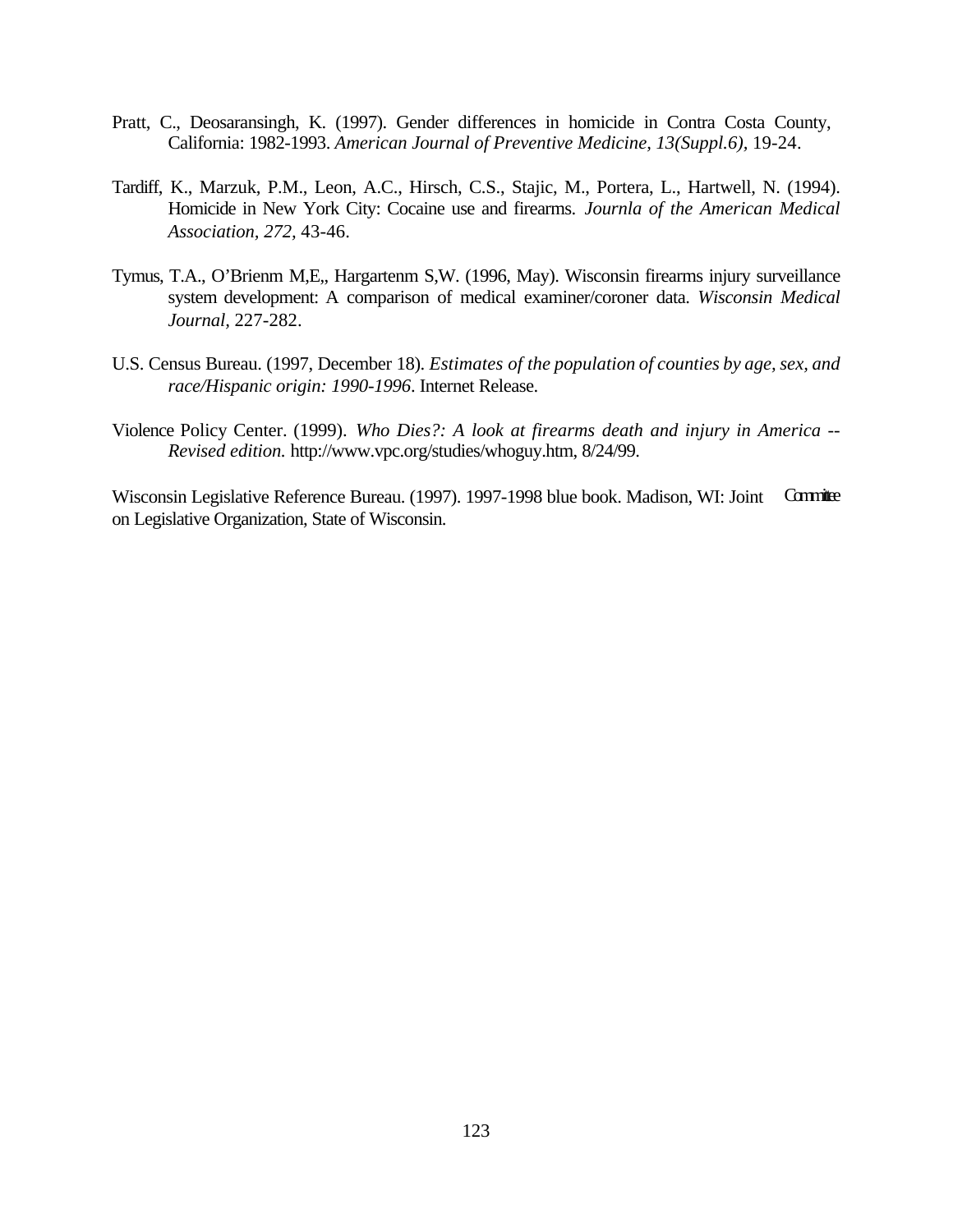Pratt, C., Deosaransingh, K. (1997). Gender differences in homicide in Contra Costa County, California: 1982-1993. *American Journal of Preventive Medicine, 13(Suppl.6),* 19-24.

Tardiff, K., Marzuk, P.M., Leon, A.C., Hirsch, C.S., Stajic, M., Portera, L., Hartwell, N. (1994). Homicide in New York City: Cocaine use and firearms. *Journla of the American Medical Association, 272,* 43-46.

Tymus, T.A., O'Brienm M,E,, Hargartenm S,W. (1996, May). Wisconsin firearms injury surveillance system development: A comparison of medical examiner/coroner data. *Wisconsin Medical Journal,* 227-282.

U.S. Census Bureau. (1997, December 18). *Estimates of the population of counties by age, sex, and race/Hispanic origin: 1990-1996*. Internet Release.

Violence Policy Center. (1999). *Who Dies?: A look at firearms death and injury in America -- Revised edition.* http://www.vpc.org/studies/whoguy.htm, 8/24/99.

Wisconsin Legislative Reference Bureau. (1997). 1997-1998 blue book. Madison, WI: Joint Committee on Legislative Organization, State of Wisconsin.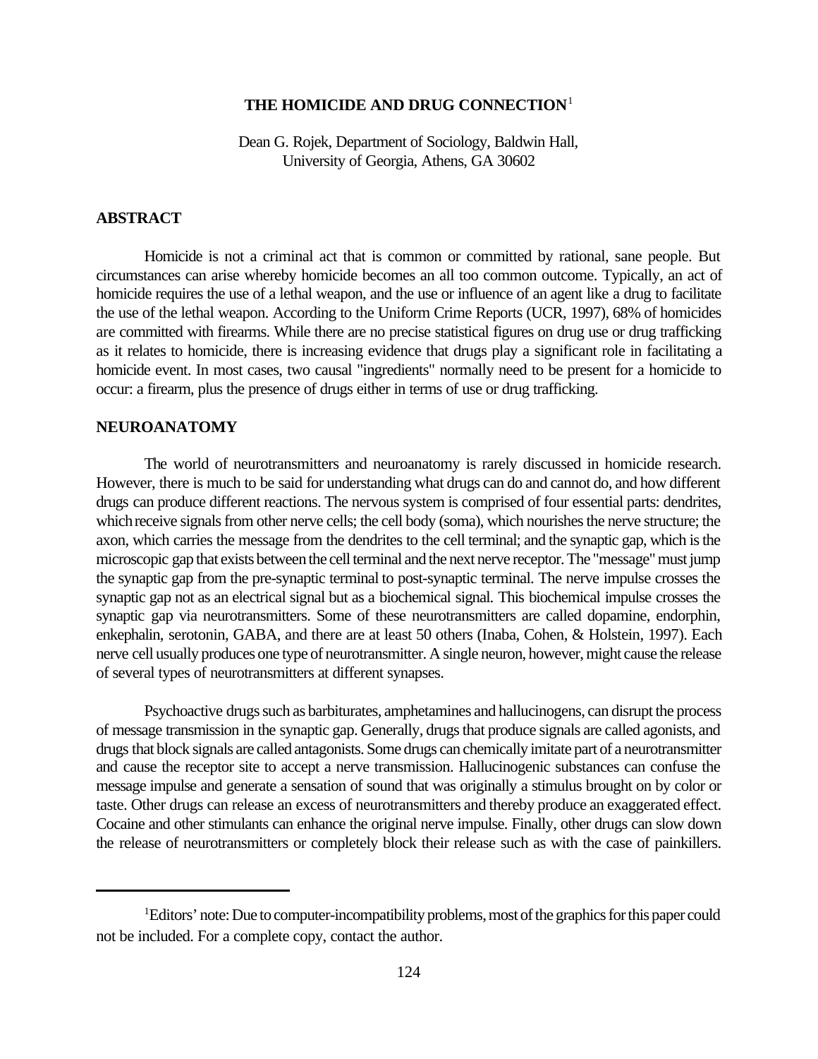# THE HOMICIDE AND DRUG CONNECTION[1]

Dean G. Rojek, Department of Sociology, Baldwin Hall,
University of Georgia, Athens, GA 30602

## ABSTRACT

Homicide is not a criminal act that is common or committed by rational, sane people. But circumstances can arise whereby homicide becomes an all too common outcome. Typically, an act of homicide requires the use of a lethal weapon, and the use or influence of an agent like a drug to facilitate the use of the lethal weapon. According to the Uniform Crime Reports (UCR, 1997), 68% of homicides are committed with firearms. While there are no precise statistical figures on drug use or drug trafficking as it relates to homicide, there is increasing evidence that drugs play a significant role in facilitating a homicide event. In most cases, two causal "ingredients" normally need to be present for a homicide to occur: a firearm, plus the presence of drugs either in terms of use or drug trafficking.

## NEUROANATOMY

The world of neurotransmitters and neuroanatomy is rarely discussed in homicide research. However, there is much to be said for understanding what drugs can do and cannot do, and how different drugs can produce different reactions. The nervous system is comprised of four essential parts: dendrites, which receive signals from other nerve cells; the cell body (soma), which nourishes the nerve structure; the axon, which carries the message from the dendrites to the cell terminal; and the synaptic gap, which is the microscopic gap that exists between the cell terminal and the next nerve receptor. The "message" must jump the synaptic gap from the pre-synaptic terminal to post-synaptic terminal. The nerve impulse crosses the synaptic gap not as an electrical signal but as a biochemical signal. This biochemical impulse crosses the synaptic gap via neurotransmitters. Some of these neurotransmitters are called dopamine, endorphin, enkephalin, serotonin, GABA, and there are at least 50 others (Inaba, Cohen, & Holstein, 1997). Each nerve cell usually produces one type of neurotransmitter. A single neuron, however, might cause the release of several types of neurotransmitters at different synapses.

Psychoactive drugs such as barbiturates, amphetamines and hallucinogens, can disrupt the process of message transmission in the synaptic gap. Generally, drugs that produce signals are called agonists, and drugs that block signals are called antagonists. Some drugs can chemically imitate part of a neurotransmitter and cause the receptor site to accept a nerve transmission. Hallucinogenic substances can confuse the message impulse and generate a sensation of sound that was originally a stimulus brought on by color or taste. Other drugs can release an excess of neurotransmitters and thereby produce an exaggerated effect. Cocaine and other stimulants can enhance the original nerve impulse. Finally, other drugs can slow down the release of neurotransmitters or completely block their release such as with the case of painkillers.

---

[1]Editors' note: Due to computer-incompatibility problems, most of the graphics for this paper could not be included. For a complete copy, contact the author.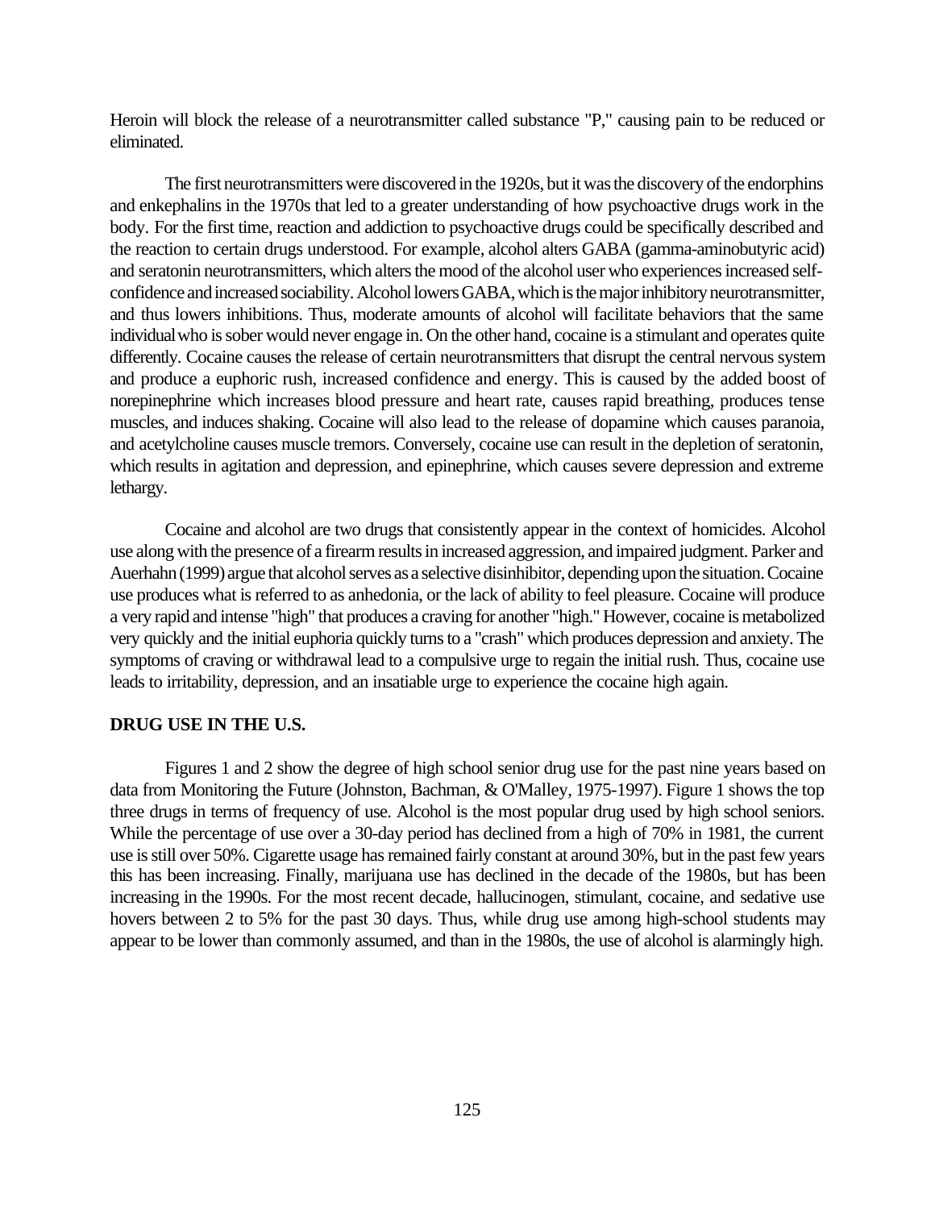Heroin will block the release of a neurotransmitter called substance "P," causing pain to be reduced or eliminated.

The first neurotransmitters were discovered in the 1920s, but it was the discovery of the endorphins and enkephalins in the 1970s that led to a greater understanding of how psychoactive drugs work in the body. For the first time, reaction and addiction to psychoactive drugs could be specifically described and the reaction to certain drugs understood. For example, alcohol alters GABA (gamma-aminobutyric acid) and seratonin neurotransmitters, which alters the mood of the alcohol user who experiences increased self-confidence and increased sociability. Alcohol lowers GABA, which is the major inhibitory neurotransmitter, and thus lowers inhibitions. Thus, moderate amounts of alcohol will facilitate behaviors that the same individual who is sober would never engage in. On the other hand, cocaine is a stimulant and operates quite differently. Cocaine causes the release of certain neurotransmitters that disrupt the central nervous system and produce a euphoric rush, increased confidence and energy. This is caused by the added boost of norepinephrine which increases blood pressure and heart rate, causes rapid breathing, produces tense muscles, and induces shaking. Cocaine will also lead to the release of dopamine which causes paranoia, and acetylcholine causes muscle tremors. Conversely, cocaine use can result in the depletion of seratonin, which results in agitation and depression, and epinephrine, which causes severe depression and extreme lethargy.

Cocaine and alcohol are two drugs that consistently appear in the context of homicides. Alcohol use along with the presence of a firearm results in increased aggression, and impaired judgment. Parker and Auerhahn (1999) argue that alcohol serves as a selective disinhibitor, depending upon the situation. Cocaine use produces what is referred to as anhedonia, or the lack of ability to feel pleasure. Cocaine will produce a very rapid and intense "high" that produces a craving for another "high." However, cocaine is metabolized very quickly and the initial euphoria quickly turns to a "crash" which produces depression and anxiety. The symptoms of craving or withdrawal lead to a compulsive urge to regain the initial rush. Thus, cocaine use leads to irritability, depression, and an insatiable urge to experience the cocaine high again.

**DRUG USE IN THE U.S.**

Figures 1 and 2 show the degree of high school senior drug use for the past nine years based on data from Monitoring the Future (Johnston, Bachman, & O'Malley, 1975-1997). Figure 1 shows the top three drugs in terms of frequency of use. Alcohol is the most popular drug used by high school seniors. While the percentage of use over a 30-day period has declined from a high of 70% in 1981, the current use is still over 50%. Cigarette usage has remained fairly constant at around 30%, but in the past few years this has been increasing. Finally, marijuana use has declined in the decade of the 1980s, but has been increasing in the 1990s. For the most recent decade, hallucinogen, stimulant, cocaine, and sedative use hovers between 2 to 5% for the past 30 days. Thus, while drug use among high-school students may appear to be lower than commonly assumed, and than in the 1980s, the use of alcohol is alarmingly high.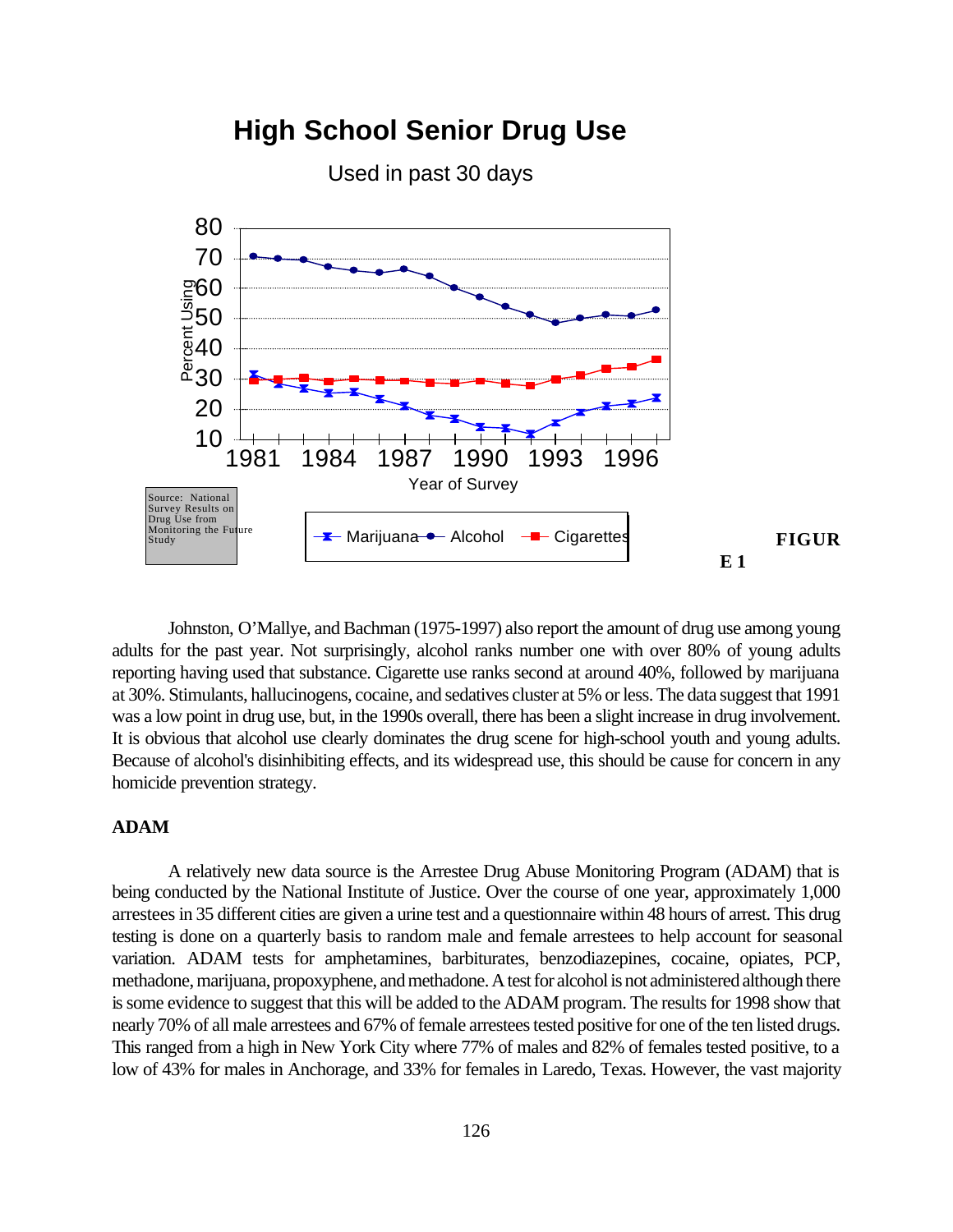**High School Senior Drug Use**

Used in past 30 days

Source: National Survey Results on Drug Use from Monitoring the Future Study

**FIGURE 1**

Johnston, O'Mallye, and Bachman (1975-1997) also report the amount of drug use among young adults for the past year. Not surprisingly, alcohol ranks number one with over 80% of young adults reporting having used that substance. Cigarette use ranks second at around 40%, followed by marijuana at 30%. Stimulants, hallucinogens, cocaine, and sedatives cluster at 5% or less. The data suggest that 1991 was a low point in drug use, but, in the 1990s overall, there has been a slight increase in drug involvement. It is obvious that alcohol use clearly dominates the drug scene for high-school youth and young adults. Because of alcohol's disinhibiting effects, and its widespread use, this should be cause for concern in any homicide prevention strategy.

**ADAM**

A relatively new data source is the Arrestee Drug Abuse Monitoring Program (ADAM) that is being conducted by the National Institute of Justice. Over the course of one year, approximately 1,000 arrestees in 35 different cities are given a urine test and a questionnaire within 48 hours of arrest. This drug testing is done on a quarterly basis to random male and female arrestees to help account for seasonal variation. ADAM tests for amphetamines, barbiturates, benzodiazepines, cocaine, opiates, PCP, methadone, marijuana, propoxyphene, and methadone. A test for alcohol is not administered although there is some evidence to suggest that this will be added to the ADAM program. The results for 1998 show that nearly 70% of all male arrestees and 67% of female arrestees tested positive for one of the ten listed drugs. This ranged from a high in New York City where 77% of males and 82% of females tested positive, to a low of 43% for males in Anchorage, and 33% for females in Laredo, Texas. However, the vast majority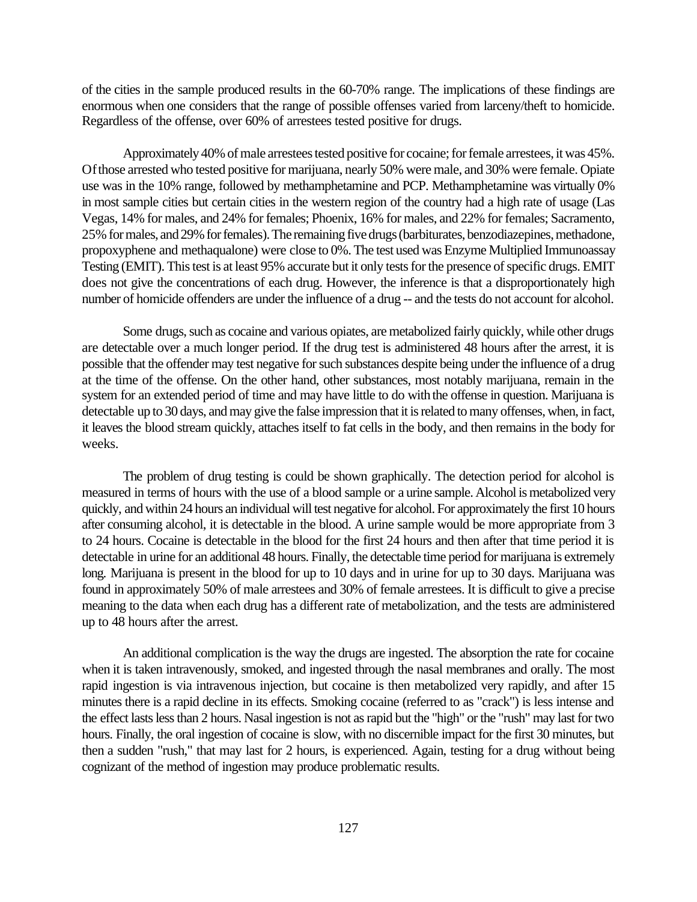of the cities in the sample produced results in the 60-70% range. The implications of these findings are enormous when one considers that the range of possible offenses varied from larceny/theft to homicide. Regardless of the offense, over 60% of arrestees tested positive for drugs.

Approximately 40% of male arrestees tested positive for cocaine; for female arrestees, it was 45%. Of those arrested who tested positive for marijuana, nearly 50% were male, and 30% were female. Opiate use was in the 10% range, followed by methamphetamine and PCP. Methamphetamine was virtually 0% in most sample cities but certain cities in the western region of the country had a high rate of usage (Las Vegas, 14% for males, and 24% for females; Phoenix, 16% for males, and 22% for females; Sacramento, 25% for males, and 29% for females). The remaining five drugs (barbiturates, benzodiazepines, methadone, propoxyphene and methaqualone) were close to 0%. The test used was Enzyme Multiplied Immunoassay Testing (EMIT). This test is at least 95% accurate but it only tests for the presence of specific drugs. EMIT does not give the concentrations of each drug. However, the inference is that a disproportionately high number of homicide offenders are under the influence of a drug -- and the tests do not account for alcohol.

Some drugs, such as cocaine and various opiates, are metabolized fairly quickly, while other drugs are detectable over a much longer period. If the drug test is administered 48 hours after the arrest, it is possible that the offender may test negative for such substances despite being under the influence of a drug at the time of the offense. On the other hand, other substances, most notably marijuana, remain in the system for an extended period of time and may have little to do with the offense in question. Marijuana is detectable up to 30 days, and may give the false impression that it is related to many offenses, when, in fact, it leaves the blood stream quickly, attaches itself to fat cells in the body, and then remains in the body for weeks.

The problem of drug testing is could be shown graphically. The detection period for alcohol is measured in terms of hours with the use of a blood sample or a urine sample. Alcohol is metabolized very quickly, and within 24 hours an individual will test negative for alcohol. For approximately the first 10 hours after consuming alcohol, it is detectable in the blood. A urine sample would be more appropriate from 3 to 24 hours. Cocaine is detectable in the blood for the first 24 hours and then after that time period it is detectable in urine for an additional 48 hours. Finally, the detectable time period for marijuana is extremely long. Marijuana is present in the blood for up to 10 days and in urine for up to 30 days. Marijuana was found in approximately 50% of male arrestees and 30% of female arrestees. It is difficult to give a precise meaning to the data when each drug has a different rate of metabolization, and the tests are administered up to 48 hours after the arrest.

An additional complication is the way the drugs are ingested. The absorption the rate for cocaine when it is taken intravenously, smoked, and ingested through the nasal membranes and orally. The most rapid ingestion is via intravenous injection, but cocaine is then metabolized very rapidly, and after 15 minutes there is a rapid decline in its effects. Smoking cocaine (referred to as "crack") is less intense and the effect lasts less than 2 hours. Nasal ingestion is not as rapid but the "high" or the "rush" may last for two hours. Finally, the oral ingestion of cocaine is slow, with no discernible impact for the first 30 minutes, but then a sudden "rush," that may last for 2 hours, is experienced. Again, testing for a drug without being cognizant of the method of ingestion may produce problematic results.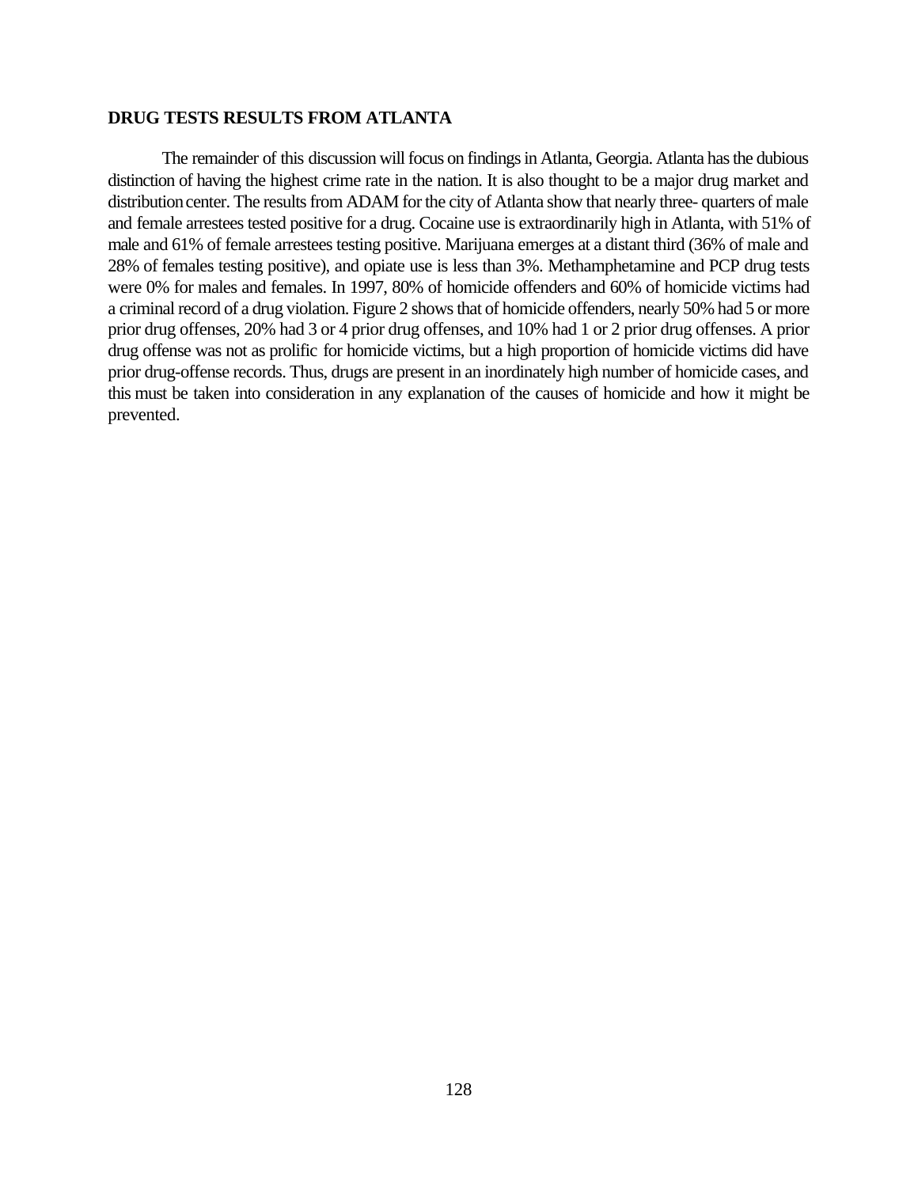**DRUG TESTS RESULTS FROM ATLANTA**

The remainder of this discussion will focus on findings in Atlanta, Georgia. Atlanta has the dubious distinction of having the highest crime rate in the nation. It is also thought to be a major drug market and distribution center. The results from ADAM for the city of Atlanta show that nearly three- quarters of male and female arrestees tested positive for a drug. Cocaine use is extraordinarily high in Atlanta, with 51% of male and 61% of female arrestees testing positive. Marijuana emerges at a distant third (36% of male and 28% of females testing positive), and opiate use is less than 3%. Methamphetamine and PCP drug tests were 0% for males and females. In 1997, 80% of homicide offenders and 60% of homicide victims had a criminal record of a drug violation. Figure 2 shows that of homicide offenders, nearly 50% had 5 or more prior drug offenses, 20% had 3 or 4 prior drug offenses, and 10% had 1 or 2 prior drug offenses. A prior drug offense was not as prolific for homicide victims, but a high proportion of homicide victims did have prior drug-offense records. Thus, drugs are present in an inordinately high number of homicide cases, and this must be taken into consideration in any explanation of the causes of homicide and how it might be prevented.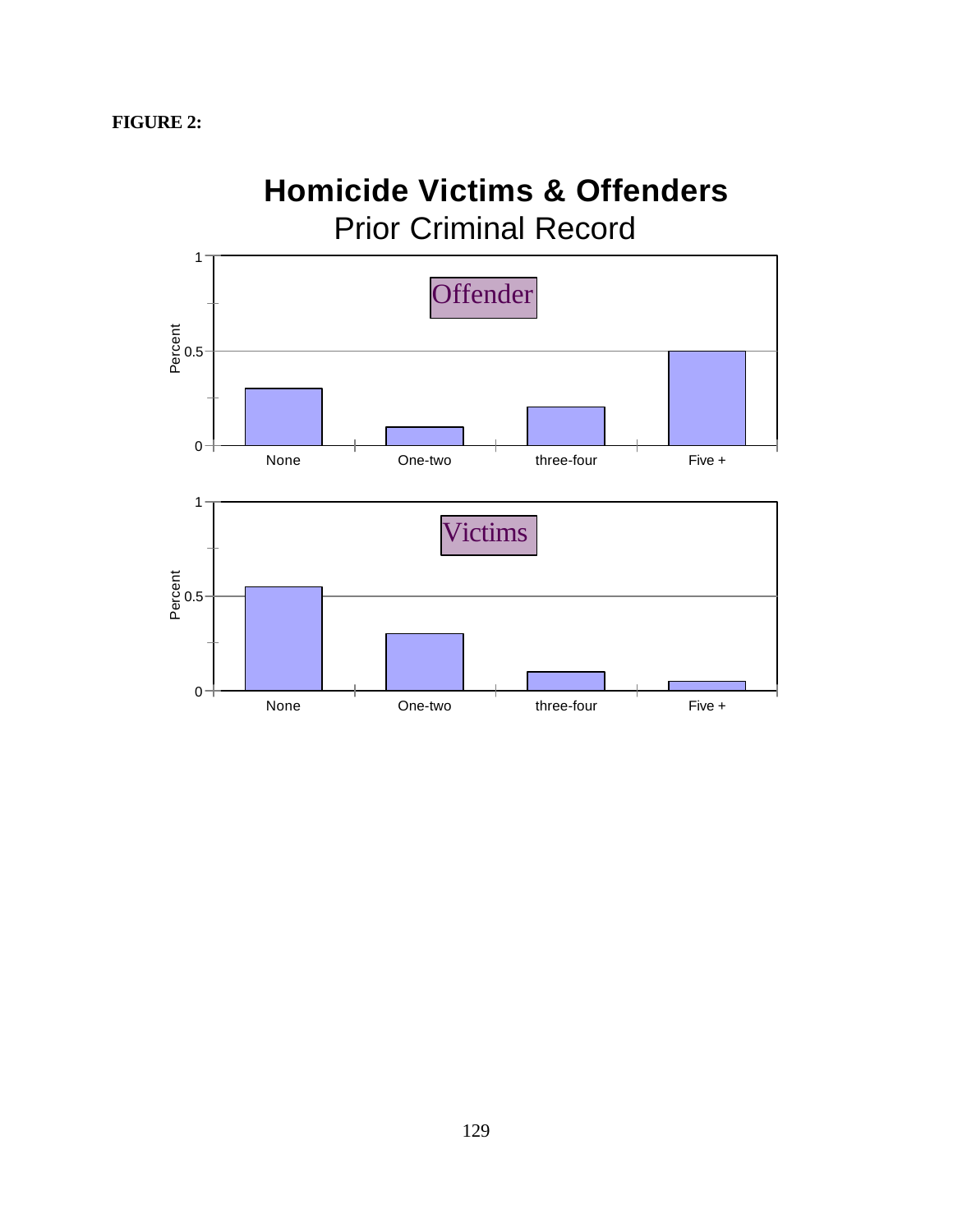**FIGURE 2:**

**Homicide Victims & Offenders**

Prior Criminal Record

Offender

Percent

1

0.5

0

None One-two three-four Five +

Victims

Percent

1

0.5

0

None One-two three-four Five +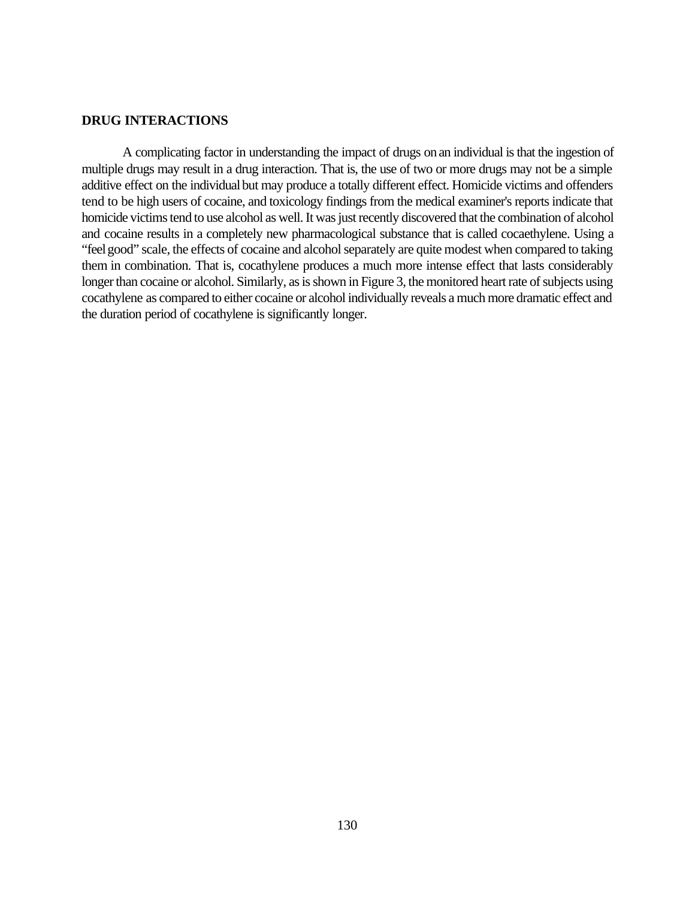**DRUG INTERACTIONS**

A complicating factor in understanding the impact of drugs on an individual is that the ingestion of multiple drugs may result in a drug interaction. That is, the use of two or more drugs may not be a simple additive effect on the individual but may produce a totally different effect. Homicide victims and offenders tend to be high users of cocaine, and toxicology findings from the medical examiner's reports indicate that homicide victims tend to use alcohol as well. It was just recently discovered that the combination of alcohol and cocaine results in a completely new pharmacological substance that is called cocaethylene. Using a "feel good" scale, the effects of cocaine and alcohol separately are quite modest when compared to taking them in combination. That is, cocathylene produces a much more intense effect that lasts considerably longer than cocaine or alcohol. Similarly, as is shown in Figure 3, the monitored heart rate of subjects using cocathylene as compared to either cocaine or alcohol individually reveals a much more dramatic effect and the duration period of cocathylene is significantly longer.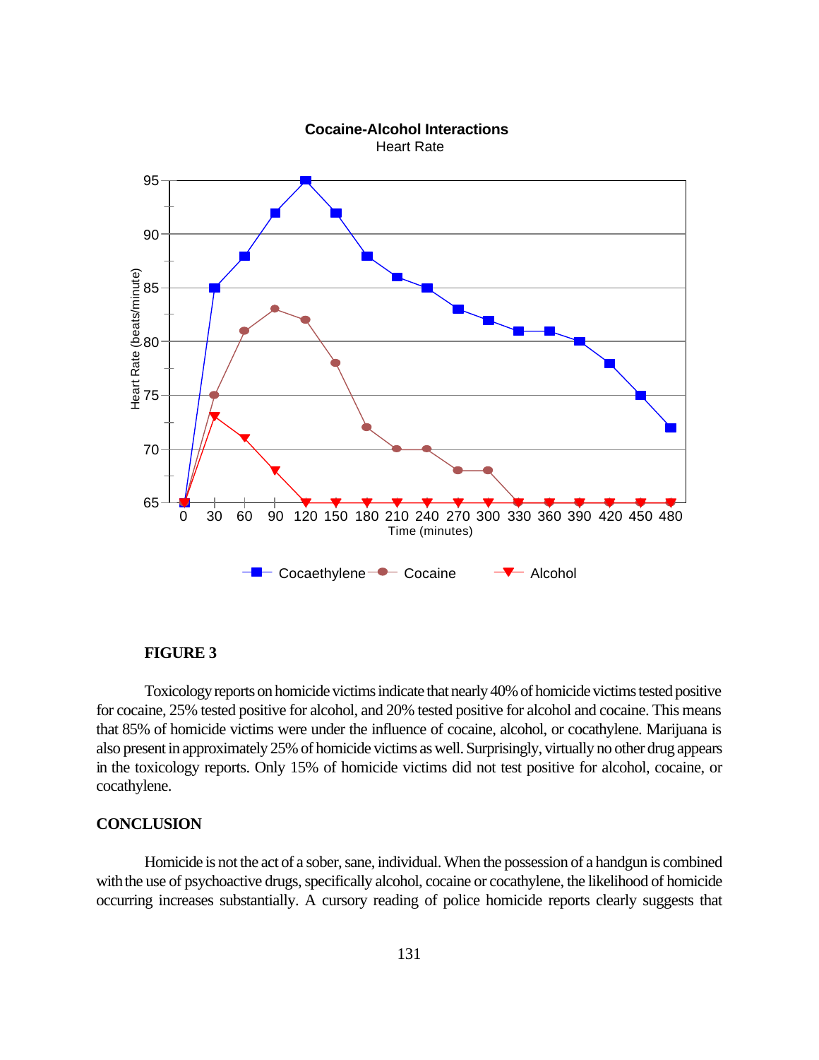**Cocaine-Alcohol Interactions**
Heart Rate

| Time (minutes) | Cocaethylene | Cocaine | Alcohol |
|---|---|---|---|
| 0 | 65 | 65 | 65 |
| 30 | 85 | 75 | 73 |
| 60 | 88 | 81 | 71 |
| 90 | 92 | 83 | 68 |
| 120 | 95 | 82 | 65 |
| 150 | 92 | 78 | 65 |
| 180 | 88 | 72 | 65 |
| 210 | 86 | 70 | 65 |
| 240 | 85 | 70 | 65 |
| 270 | 83 | 68 | 65 |
| 300 | 82 | 68 | 65 |
| 330 | 81 | 65 | 65 |
| 360 | 81 | 65 | 65 |
| 390 | 80 | 65 | 65 |
| 420 | 78 | 65 | 65 |
| 450 | 75 | 65 | 65 |
| 480 | 72 | 65 | 65 |

Heart Rate (beats/minute)

**FIGURE 3**

Toxicology reports on homicide victims indicate that nearly 40% of homicide victims tested positive for cocaine, 25% tested positive for alcohol, and 20% tested positive for alcohol and cocaine. This means that 85% of homicide victims were under the influence of cocaine, alcohol, or cocathylene. Marijuana is also present in approximately 25% of homicide victims as well. Surprisingly, virtually no other drug appears in the toxicology reports. Only 15% of homicide victims did not test positive for alcohol, cocaine, or cocathylene.

## CONCLUSION

Homicide is not the act of a sober, sane, individual. When the possession of a handgun is combined with the use of psychoactive drugs, specifically alcohol, cocaine or cocathylene, the likelihood of homicide occurring increases substantially. A cursory reading of police homicide reports clearly suggests that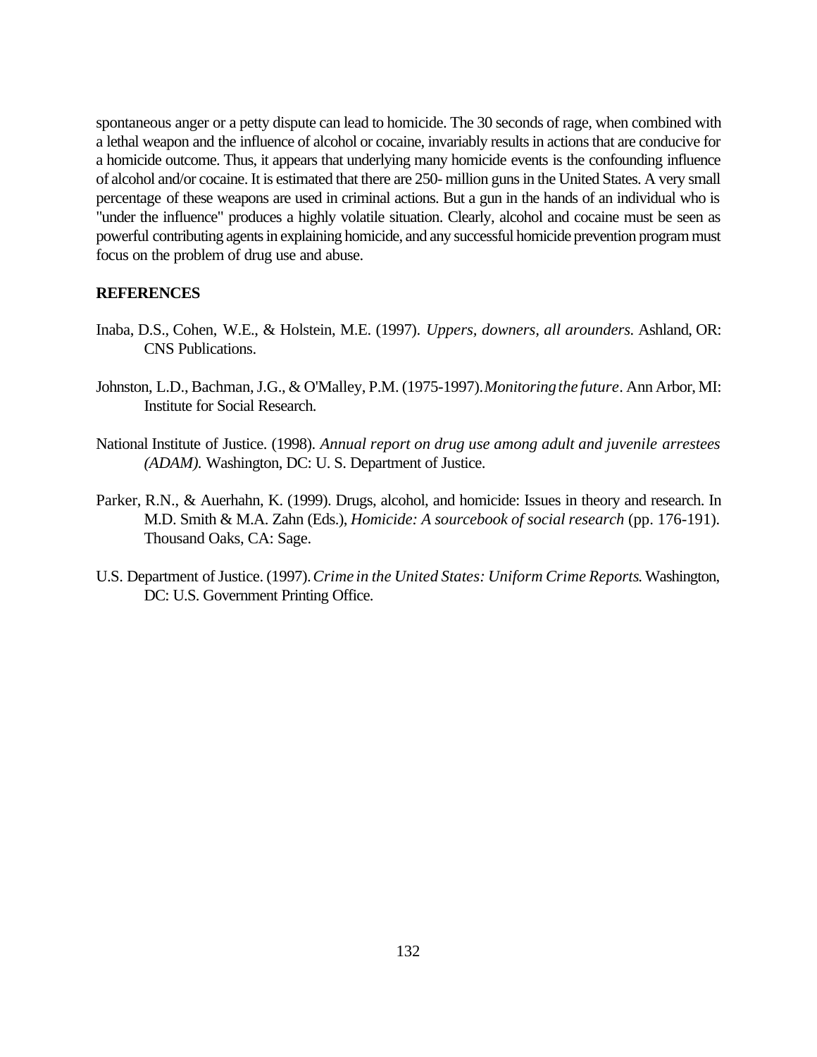spontaneous anger or a petty dispute can lead to homicide. The 30 seconds of rage, when combined with a lethal weapon and the influence of alcohol or cocaine, invariably results in actions that are conducive for a homicide outcome. Thus, it appears that underlying many homicide events is the confounding influence of alcohol and/or cocaine. It is estimated that there are 250- million guns in the United States. A very small percentage of these weapons are used in criminal actions. But a gun in the hands of an individual who is "under the influence" produces a highly volatile situation. Clearly, alcohol and cocaine must be seen as powerful contributing agents in explaining homicide, and any successful homicide prevention program must focus on the problem of drug use and abuse.

**REFERENCES**

Inaba, D.S., Cohen, W.E., & Holstein, M.E. (1997). *Uppers, downers, all arounders.* Ashland, OR: CNS Publications.

Johnston, L.D., Bachman, J.G., & O'Malley, P.M. (1975-1997). *Monitoring the future*. Ann Arbor, MI: Institute for Social Research.

National Institute of Justice. (1998). *Annual report on drug use among adult and juvenile arrestees (ADAM).* Washington, DC: U. S. Department of Justice.

Parker, R.N., & Auerhahn, K. (1999). Drugs, alcohol, and homicide: Issues in theory and research. In M.D. Smith & M.A. Zahn (Eds.), *Homicide: A sourcebook of social research* (pp. 176-191). Thousand Oaks, CA: Sage.

U.S. Department of Justice. (1997). *Crime in the United States: Uniform Crime Reports.* Washington, DC: U.S. Government Printing Office.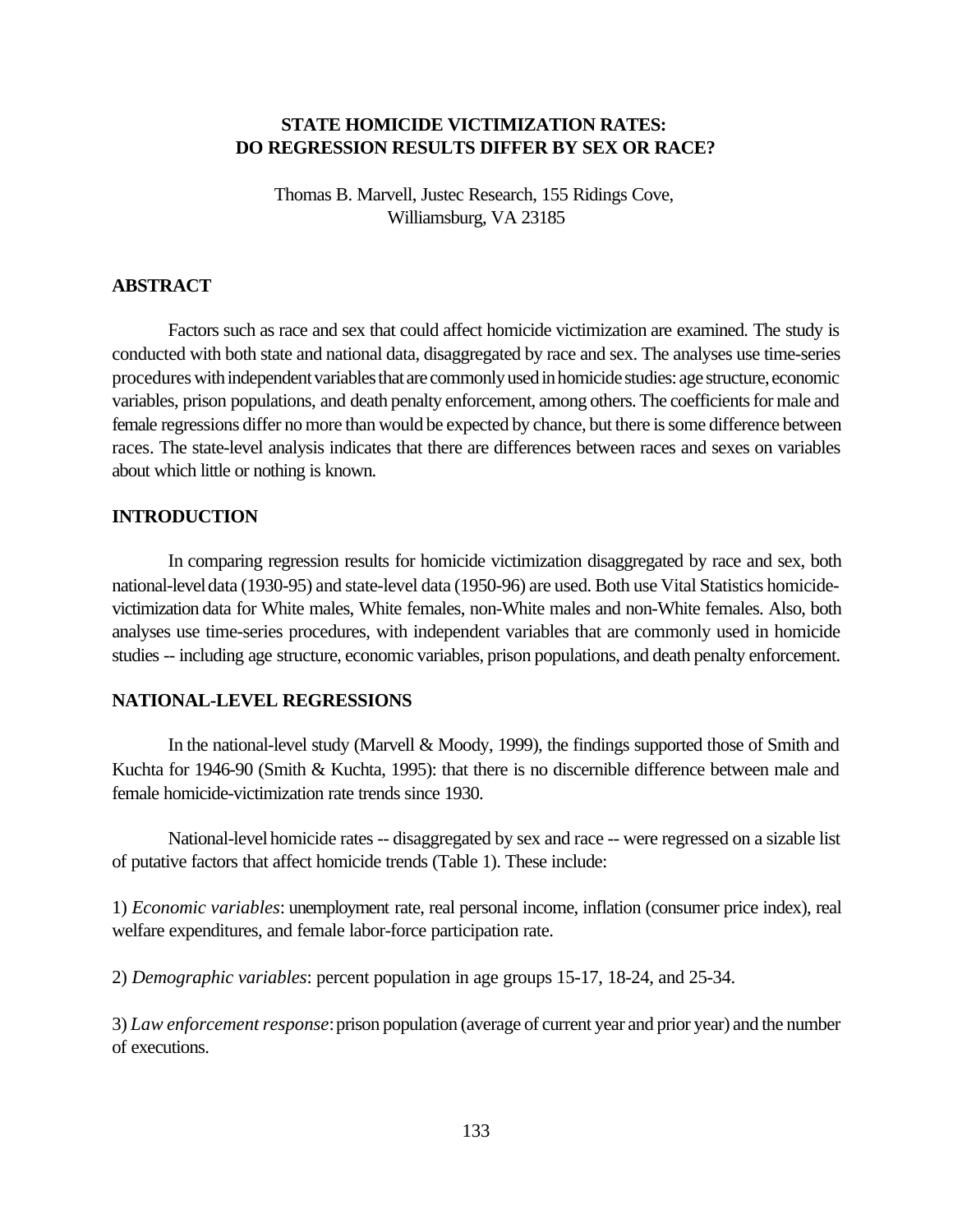# STATE HOMICIDE VICTIMIZATION RATES: DO REGRESSION RESULTS DIFFER BY SEX OR RACE?

Thomas B. Marvell, Justec Research, 155 Ridings Cove, Williamsburg, VA 23185

## ABSTRACT

Factors such as race and sex that could affect homicide victimization are examined. The study is conducted with both state and national data, disaggregated by race and sex. The analyses use time-series procedures with independent variables that are commonly used in homicide studies: age structure, economic variables, prison populations, and death penalty enforcement, among others. The coefficients for male and female regressions differ no more than would be expected by chance, but there is some difference between races. The state-level analysis indicates that there are differences between races and sexes on variables about which little or nothing is known.

## INTRODUCTION

In comparing regression results for homicide victimization disaggregated by race and sex, both national-level data (1930-95) and state-level data (1950-96) are used. Both use Vital Statistics homicide-victimization data for White males, White females, non-White males and non-White females. Also, both analyses use time-series procedures, with independent variables that are commonly used in homicide studies -- including age structure, economic variables, prison populations, and death penalty enforcement.

## NATIONAL-LEVEL REGRESSIONS

In the national-level study (Marvell & Moody, 1999), the findings supported those of Smith and Kuchta for 1946-90 (Smith & Kuchta, 1995): that there is no discernible difference between male and female homicide-victimization rate trends since 1930.

National-level homicide rates -- disaggregated by sex and race -- were regressed on a sizable list of putative factors that affect homicide trends (Table 1). These include:

1) *Economic variables*: unemployment rate, real personal income, inflation (consumer price index), real welfare expenditures, and female labor-force participation rate.

2) *Demographic variables*: percent population in age groups 15-17, 18-24, and 25-34.

3) *Law enforcement response*: prison population (average of current year and prior year) and the number of executions.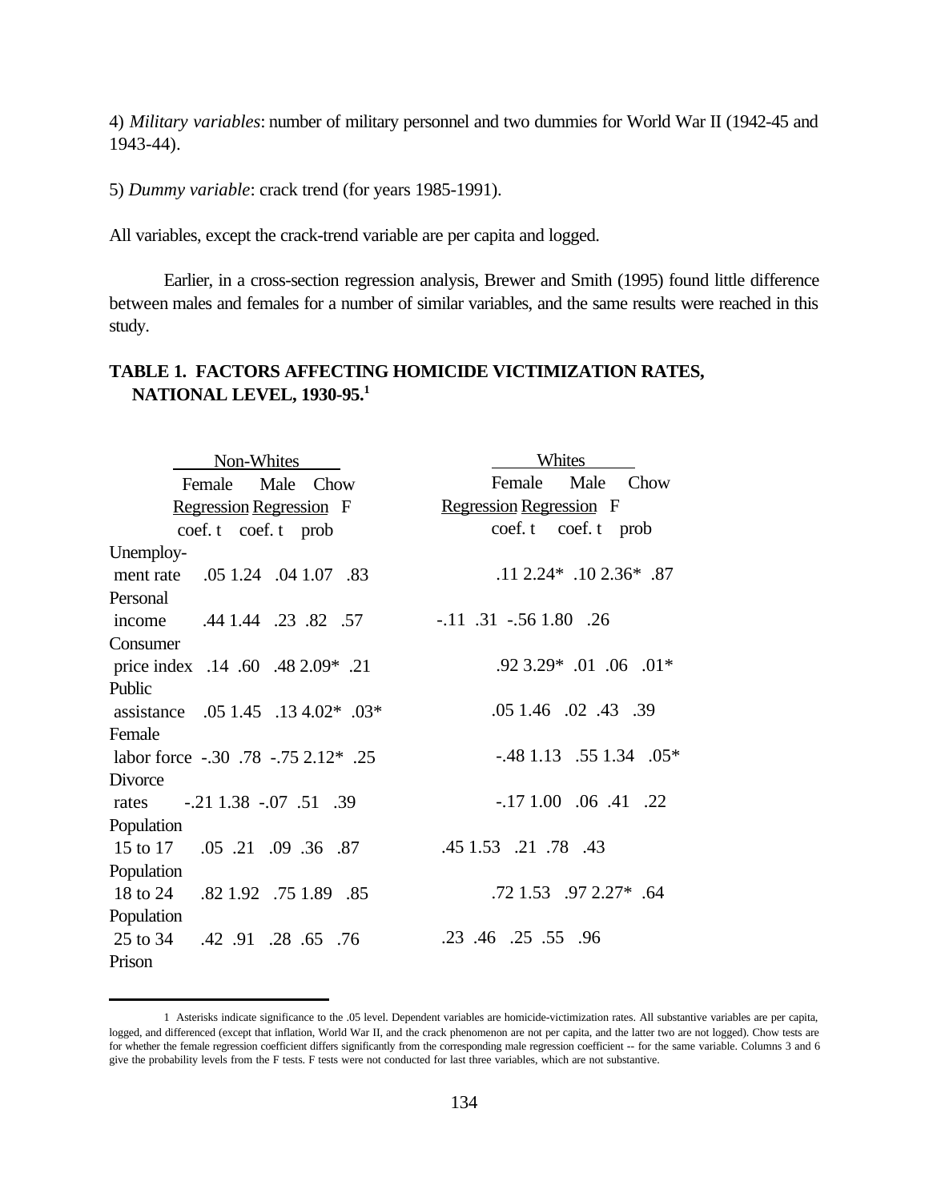4) *Military variables*: number of military personnel and two dummies for World War II (1942-45 and 1943-44).

5) *Dummy variable*: crack trend (for years 1985-1991).

All variables, except the crack-trend variable are per capita and logged.

Earlier, in a cross-section regression analysis, Brewer and Smith (1995) found little difference between males and females for a number of similar variables, and the same results were reached in this study.

**TABLE 1. FACTORS AFFECTING HOMICIDE VICTIMIZATION RATES, NATIONAL LEVEL, 1930-95.[1]**

| | Non-Whites | | | | | Whites | | | | |
|---|---|---|---|---|---|---|---|---|---|---|
| | Female Regression | | Male Regression | | Chow F | Female Regression | | Male Regression | | Chow F |
| | coef. | t | coef. | t | prob | coef. | t | coef. | t | prob |
| Unemployment rate | .05 | 1.24 | .04 | 1.07 | .83 | .11 | 2.24* | .10 | 2.36* | .87 |
| Personal income | .44 | 1.44 | .23 | .82 | .57 | -.11 | .31 | -.56 | 1.80 | .26 |
| Consumer price index | .14 | .60 | .48 | 2.09* | .21 | .92 | 3.29* | .01 | .06 | .01* |
| Public assistance | .05 | 1.45 | .13 | 4.02* | .03* | .05 | 1.46 | .02 | .43 | .39 |
| Female labor force | -.30 | .78 | -.75 | 2.12* | .25 | -.48 | 1.13 | .55 | 1.34 | .05* |
| Divorce rates | -.21 | 1.38 | -.07 | .51 | .39 | -.17 | 1.00 | .06 | .41 | .22 |
| Population 15 to 17 | .05 | .21 | .09 | .36 | .87 | .45 | 1.53 | .21 | .78 | .43 |
| Population 18 to 24 | .82 | 1.92 | .75 | 1.89 | .85 | .72 | 1.53 | .97 | 2.27* | .64 |
| Population 25 to 34 | .42 | .91 | .28 | .65 | .76 | .23 | .46 | .25 | .55 | .96 |
| Prison | | | | | | | | | | |

[1] Asterisks indicate significance to the .05 level. Dependent variables are homicide-victimization rates. All substantive variables are per capita, logged, and differenced (except that inflation, World War II, and the crack phenomenon are not per capita, and the latter two are not logged). Chow tests are for whether the female regression coefficient differs significantly from the corresponding male regression coefficient -- for the same variable. Columns 3 and 6 give the probability levels from the F tests. F tests were not conducted for last three variables, which are not substantive.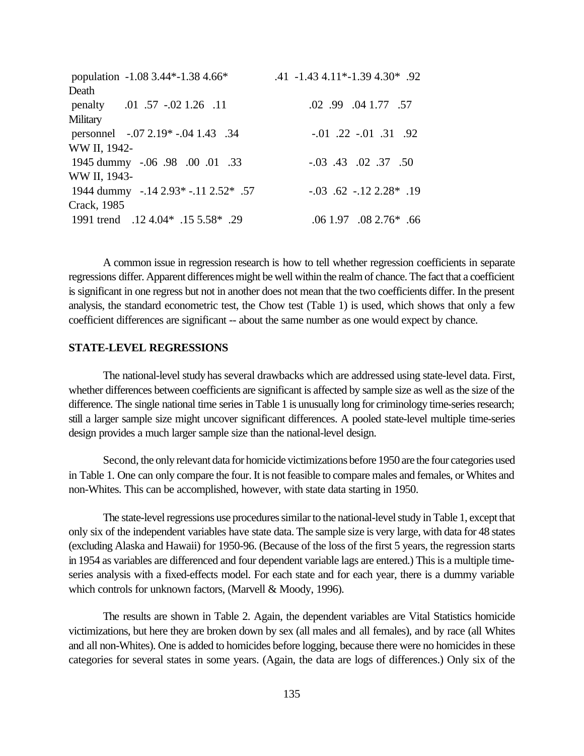| Variable | | | | | | | | | | |
|---|---|---|---|---|---|---|---|---|---|---|
| population | -1.08 | 3.44* | -1.38 | 4.66* | .41 | -1.43 | 4.11* | -1.39 | 4.30* | .92 |
| Death penalty | .01 | .57 | -.02 | 1.26 | .11 | .02 | .99 | .04 | 1.77 | .57 |
| Military personnel | -.07 | 2.19* | -.04 | 1.43 | .34 | -.01 | .22 | -.01 | .31 | .92 |
| WW II, 1942-1945 dummy | -.06 | .98 | .00 | .01 | .33 | -.03 | .43 | .02 | .37 | .50 |
| WW II, 1943-1944 dummy | -.14 | 2.93* | -.11 | 2.52* | .57 | -.03 | .62 | -.12 | 2.28* | .19 |
| Crack, 1985-1991 trend | .12 | 4.04* | .15 | 5.58* | .29 | .06 | 1.97 | .08 | 2.76* | .66 |

A common issue in regression research is how to tell whether regression coefficients in separate regressions differ. Apparent differences might be well within the realm of chance. The fact that a coefficient is significant in one regress but not in another does not mean that the two coefficients differ. In the present analysis, the standard econometric test, the Chow test (Table 1) is used, which shows that only a few coefficient differences are significant -- about the same number as one would expect by chance.

### STATE-LEVEL REGRESSIONS

The national-level study has several drawbacks which are addressed using state-level data. First, whether differences between coefficients are significant is affected by sample size as well as the size of the difference. The single national time series in Table 1 is unusually long for criminology time-series research; still a larger sample size might uncover significant differences. A pooled state-level multiple time-series design provides a much larger sample size than the national-level design.

Second, the only relevant data for homicide victimizations before 1950 are the four categories used in Table 1. One can only compare the four. It is not feasible to compare males and females, or Whites and non-Whites. This can be accomplished, however, with state data starting in 1950.

The state-level regressions use procedures similar to the national-level study in Table 1, except that only six of the independent variables have state data. The sample size is very large, with data for 48 states (excluding Alaska and Hawaii) for 1950-96. (Because of the loss of the first 5 years, the regression starts in 1954 as variables are differenced and four dependent variable lags are entered.) This is a multiple time-series analysis with a fixed-effects model. For each state and for each year, there is a dummy variable which controls for unknown factors, (Marvell & Moody, 1996).

The results are shown in Table 2. Again, the dependent variables are Vital Statistics homicide victimizations, but here they are broken down by sex (all males and all females), and by race (all Whites and all non-Whites). One is added to homicides before logging, because there were no homicides in these categories for several states in some years. (Again, the data are logs of differences.) Only six of the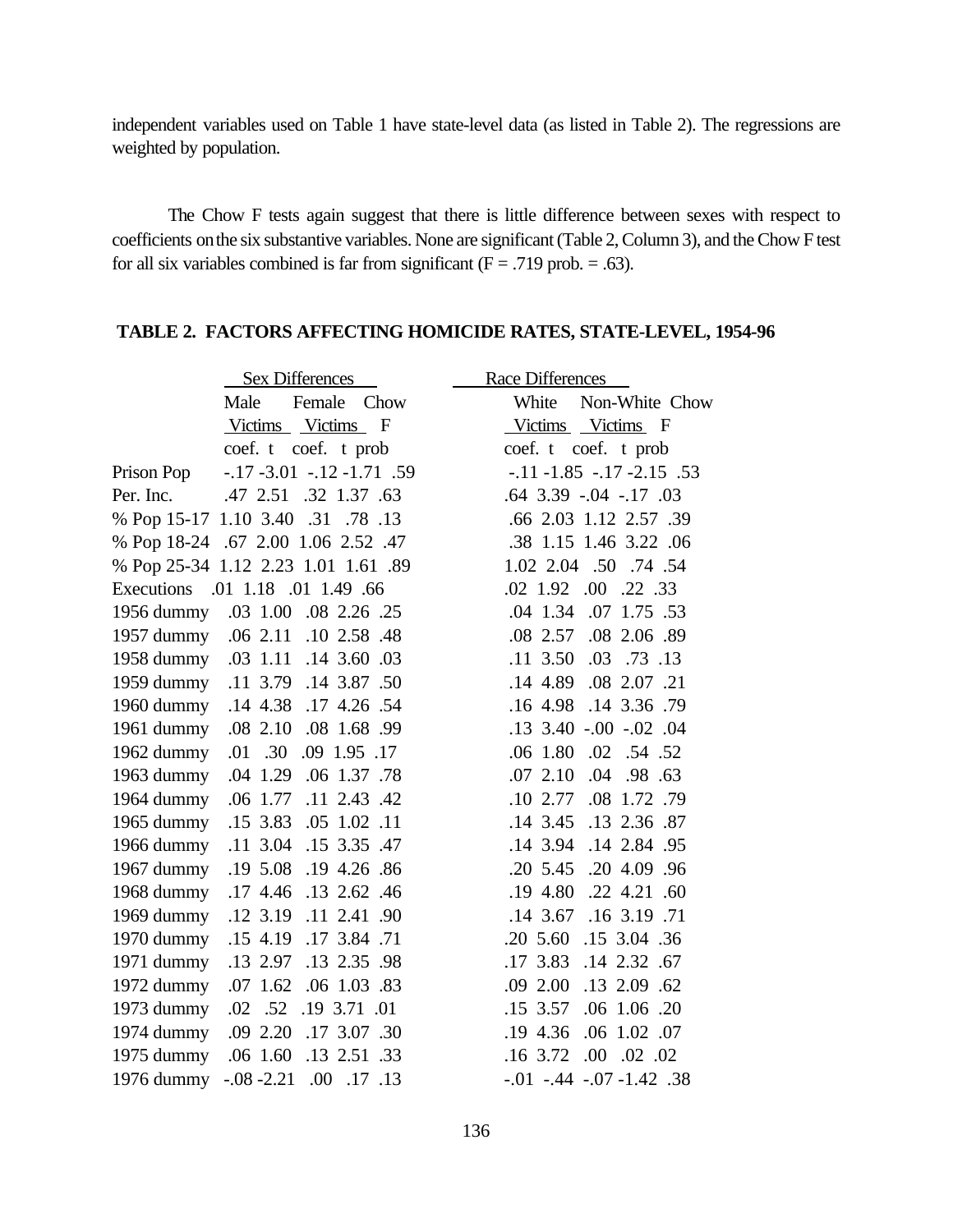independent variables used on Table 1 have state-level data (as listed in Table 2). The regressions are weighted by population.

The Chow F tests again suggest that there is little difference between sexes with respect to coefficients on the six substantive variables. None are significant (Table 2, Column 3), and the Chow F test for all six variables combined is far from significant (F = .719 prob. = .63).

**TABLE 2. FACTORS AFFECTING HOMICIDE RATES, STATE-LEVEL, 1954-96**

| | Sex Differences | | | | | Race Differences | | | | |
|---|---|---|---|---|---|---|---|---|---|---|
| | Male Victims | | Female Victims | | Chow F | White Victims | | Non-White Victims | | Chow F |
| | coef. | t | coef. | t | prob | coef. | t | coef. | t | prob |
| Prison Pop | -.17 | -3.01 | -.12 | -1.71 | .59 | -.11 | -1.85 | -.17 | -2.15 | .53 |
| Per. Inc. | .47 | 2.51 | .32 | 1.37 | .63 | .64 | 3.39 | -.04 | -.17 | .03 |
| % Pop 15-17 | 1.10 | 3.40 | .31 | .78 | .13 | .66 | 2.03 | 1.12 | 2.57 | .39 |
| % Pop 18-24 | .67 | 2.00 | 1.06 | 2.52 | .47 | .38 | 1.15 | 1.46 | 3.22 | .06 |
| % Pop 25-34 | 1.12 | 2.23 | 1.01 | 1.61 | .89 | 1.02 | 2.04 | .50 | .74 | .54 |
| Executions | .01 | 1.18 | .01 | 1.49 | .66 | .02 | 1.92 | .00 | .22 | .33 |
| 1956 dummy | .03 | 1.00 | .08 | 2.26 | .25 | .04 | 1.34 | .07 | 1.75 | .53 |
| 1957 dummy | .06 | 2.11 | .10 | 2.58 | .48 | .08 | 2.57 | .08 | 2.06 | .89 |
| 1958 dummy | .03 | 1.11 | .14 | 3.60 | .03 | .11 | 3.50 | .03 | .73 | .13 |
| 1959 dummy | .11 | 3.79 | .14 | 3.87 | .50 | .14 | 4.89 | .08 | 2.07 | .21 |
| 1960 dummy | .14 | 4.38 | .17 | 4.26 | .54 | .16 | 4.98 | .14 | 3.36 | .79 |
| 1961 dummy | .08 | 2.10 | .08 | 1.68 | .99 | .13 | 3.40 | -.00 | -.02 | .04 |
| 1962 dummy | .01 | .30 | .09 | 1.95 | .17 | .06 | 1.80 | .02 | .54 | .52 |
| 1963 dummy | .04 | 1.29 | .06 | 1.37 | .78 | .07 | 2.10 | .04 | .98 | .63 |
| 1964 dummy | .06 | 1.77 | .11 | 2.43 | .42 | .10 | 2.77 | .08 | 1.72 | .79 |
| 1965 dummy | .15 | 3.83 | .05 | 1.02 | .11 | .14 | 3.45 | .13 | 2.36 | .87 |
| 1966 dummy | .11 | 3.04 | .15 | 3.35 | .47 | .14 | 3.94 | .14 | 2.84 | .95 |
| 1967 dummy | .19 | 5.08 | .19 | 4.26 | .86 | .20 | 5.45 | .20 | 4.09 | .96 |
| 1968 dummy | .17 | 4.46 | .13 | 2.62 | .46 | .19 | 4.80 | .22 | 4.21 | .60 |
| 1969 dummy | .12 | 3.19 | .11 | 2.41 | .90 | .14 | 3.67 | .16 | 3.19 | .71 |
| 1970 dummy | .15 | 4.19 | .17 | 3.84 | .71 | .20 | 5.60 | .15 | 3.04 | .36 |
| 1971 dummy | .13 | 2.97 | .13 | 2.35 | .98 | .17 | 3.83 | .14 | 2.32 | .67 |
| 1972 dummy | .07 | 1.62 | .06 | 1.03 | .83 | .09 | 2.00 | .13 | 2.09 | .62 |
| 1973 dummy | .02 | .52 | .19 | 3.71 | .01 | .15 | 3.57 | .06 | 1.06 | .20 |
| 1974 dummy | .09 | 2.20 | .17 | 3.07 | .30 | .19 | 4.36 | .06 | 1.02 | .07 |
| 1975 dummy | .06 | 1.60 | .13 | 2.51 | .33 | .16 | 3.72 | .00 | .02 | .02 |
| 1976 dummy | -.08 | -2.21 | .00 | .17 | .13 | -.01 | -.44 | -.07 | -1.42 | .38 |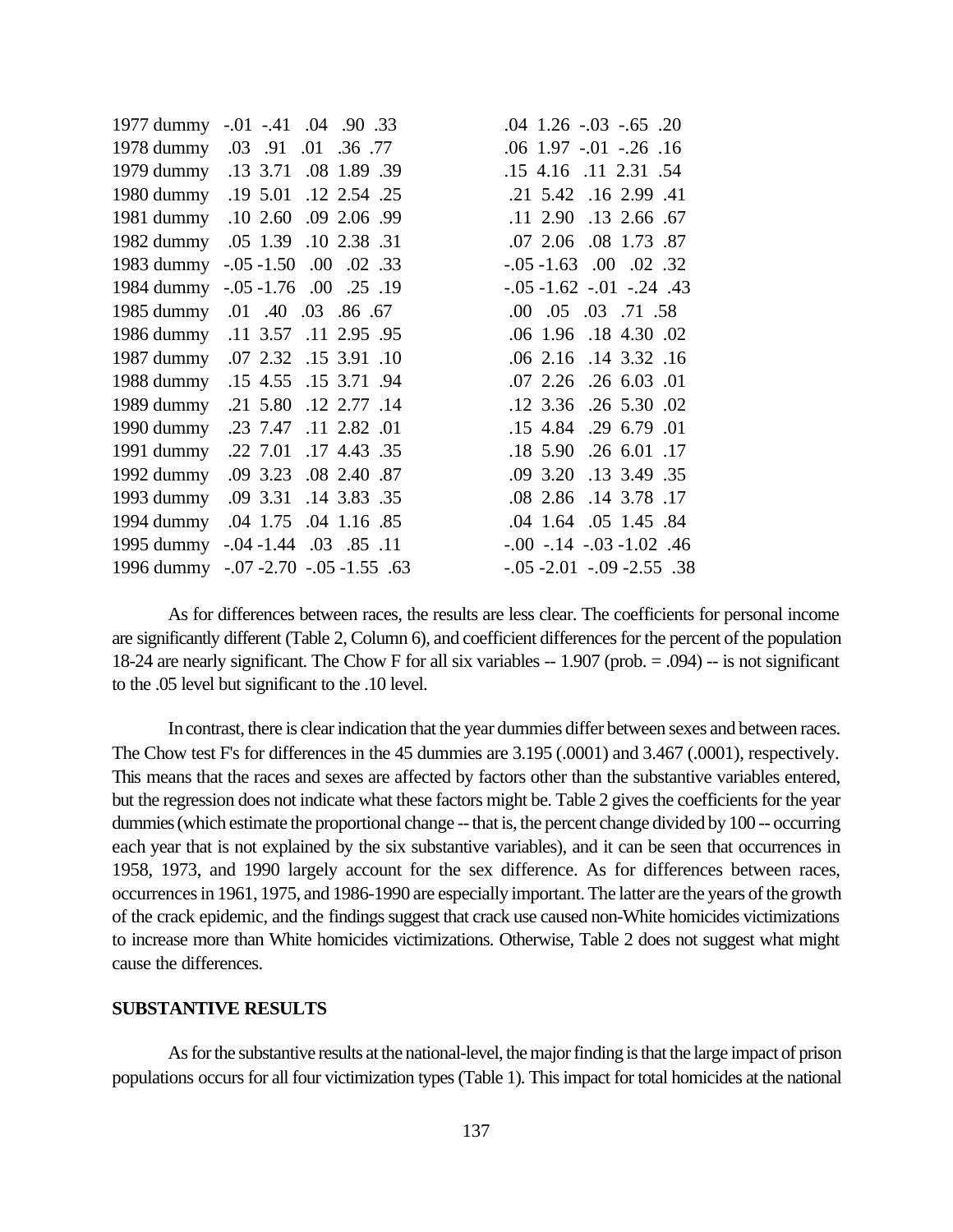| | | | | | | | | | | |
|---|---|---|---|---|---|---|---|---|---|---|
| 1977 dummy | -.01 | -.41 | .04 | .90 | .33 | .04 | 1.26 | -.03 | -.65 | .20 |
| 1978 dummy | .03 | .91 | .01 | .36 | .77 | .06 | 1.97 | -.01 | -.26 | .16 |
| 1979 dummy | .13 | 3.71 | .08 | 1.89 | .39 | .15 | 4.16 | .11 | 2.31 | .54 |
| 1980 dummy | .19 | 5.01 | .12 | 2.54 | .25 | .21 | 5.42 | .16 | 2.99 | .41 |
| 1981 dummy | .10 | 2.60 | .09 | 2.06 | .99 | .11 | 2.90 | .13 | 2.66 | .67 |
| 1982 dummy | .05 | 1.39 | .10 | 2.38 | .31 | .07 | 2.06 | .08 | 1.73 | .87 |
| 1983 dummy | -.05 | -1.50 | .00 | .02 | .33 | -.05 | -1.63 | .00 | .02 | .32 |
| 1984 dummy | -.05 | -1.76 | .00 | .25 | .19 | -.05 | -1.62 | -.01 | -.24 | .43 |
| 1985 dummy | .01 | .40 | .03 | .86 | .67 | .00 | .05 | .03 | .71 | .58 |
| 1986 dummy | .11 | 3.57 | .11 | 2.95 | .95 | .06 | 1.96 | .18 | 4.30 | .02 |
| 1987 dummy | .07 | 2.32 | .15 | 3.91 | .10 | .06 | 2.16 | .14 | 3.32 | .16 |
| 1988 dummy | .15 | 4.55 | .15 | 3.71 | .94 | .07 | 2.26 | .26 | 6.03 | .01 |
| 1989 dummy | .21 | 5.80 | .12 | 2.77 | .14 | .12 | 3.36 | .26 | 5.30 | .02 |
| 1990 dummy | .23 | 7.47 | .11 | 2.82 | .01 | .15 | 4.84 | .29 | 6.79 | .01 |
| 1991 dummy | .22 | 7.01 | .17 | 4.43 | .35 | .18 | 5.90 | .26 | 6.01 | .17 |
| 1992 dummy | .09 | 3.23 | .08 | 2.40 | .87 | .09 | 3.20 | .13 | 3.49 | .35 |
| 1993 dummy | .09 | 3.31 | .14 | 3.83 | .35 | .08 | 2.86 | .14 | 3.78 | .17 |
| 1994 dummy | .04 | 1.75 | .04 | 1.16 | .85 | .04 | 1.64 | .05 | 1.45 | .84 |
| 1995 dummy | -.04 | -1.44 | .03 | .85 | .11 | -.00 | -.14 | -.03 | -1.02 | .46 |
| 1996 dummy | -.07 | -2.70 | -.05 | -1.55 | .63 | -.05 | -2.01 | -.09 | -2.55 | .38 |

As for differences between races, the results are less clear. The coefficients for personal income are significantly different (Table 2, Column 6), and coefficient differences for the percent of the population 18-24 are nearly significant. The Chow F for all six variables -- 1.907 (prob. = .094) -- is not significant to the .05 level but significant to the .10 level.

In contrast, there is clear indication that the year dummies differ between sexes and between races. The Chow test F's for differences in the 45 dummies are 3.195 (.0001) and 3.467 (.0001), respectively. This means that the races and sexes are affected by factors other than the substantive variables entered, but the regression does not indicate what these factors might be. Table 2 gives the coefficients for the year dummies (which estimate the proportional change -- that is, the percent change divided by 100 -- occurring each year that is not explained by the six substantive variables), and it can be seen that occurrences in 1958, 1973, and 1990 largely account for the sex difference. As for differences between races, occurrences in 1961, 1975, and 1986-1990 are especially important. The latter are the years of the growth of the crack epidemic, and the findings suggest that crack use caused non-White homicides victimizations to increase more than White homicides victimizations. Otherwise, Table 2 does not suggest what might cause the differences.

**SUBSTANTIVE RESULTS**

As for the substantive results at the national-level, the major finding is that the large impact of prison populations occurs for all four victimization types (Table 1). This impact for total homicides at the national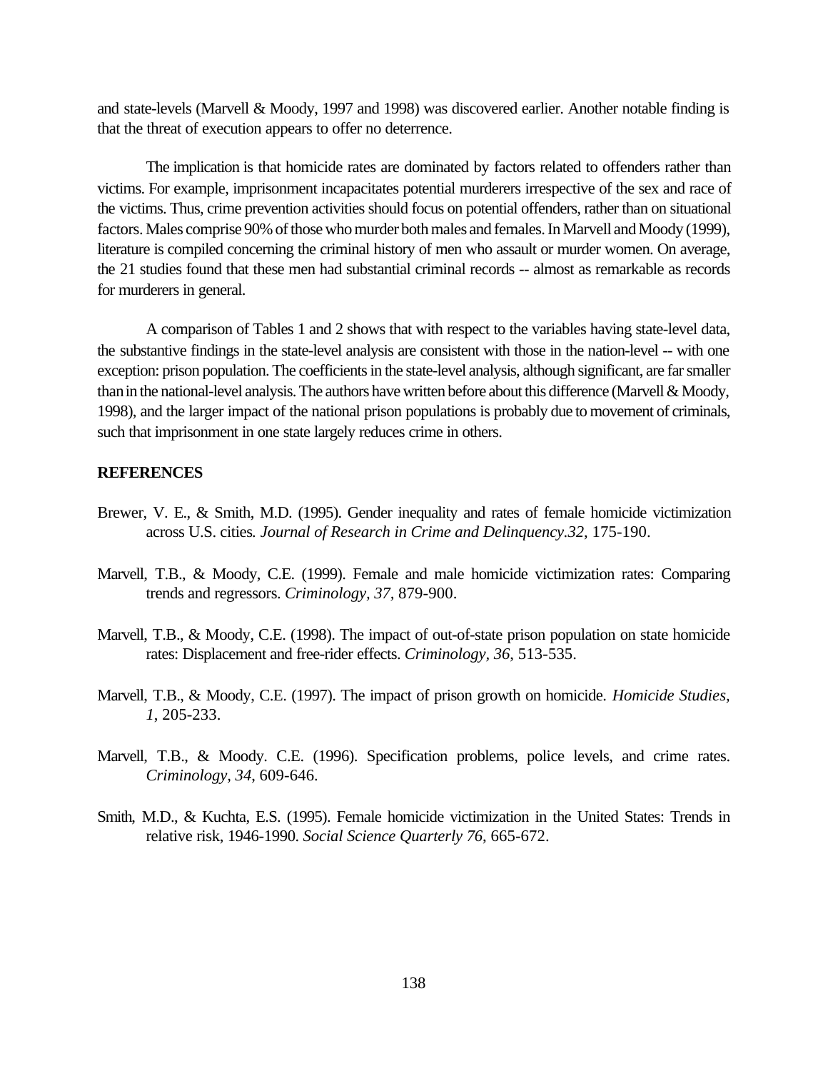and state-levels (Marvell & Moody, 1997 and 1998) was discovered earlier. Another notable finding is that the threat of execution appears to offer no deterrence.

The implication is that homicide rates are dominated by factors related to offenders rather than victims. For example, imprisonment incapacitates potential murderers irrespective of the sex and race of the victims. Thus, crime prevention activities should focus on potential offenders, rather than on situational factors. Males comprise 90% of those who murder both males and females. In Marvell and Moody (1999), literature is compiled concerning the criminal history of men who assault or murder women. On average, the 21 studies found that these men had substantial criminal records -- almost as remarkable as records for murderers in general.

A comparison of Tables 1 and 2 shows that with respect to the variables having state-level data, the substantive findings in the state-level analysis are consistent with those in the nation-level -- with one exception: prison population. The coefficients in the state-level analysis, although significant, are far smaller than in the national-level analysis. The authors have written before about this difference (Marvell & Moody, 1998), and the larger impact of the national prison populations is probably due to movement of criminals, such that imprisonment in one state largely reduces crime in others.

**REFERENCES**

Brewer, V. E., & Smith, M.D. (1995). Gender inequality and rates of female homicide victimization across U.S. cities. *Journal of Research in Crime and Delinquency.32*, 175-190.

Marvell, T.B., & Moody, C.E. (1999). Female and male homicide victimization rates: Comparing trends and regressors. *Criminology, 37*, 879-900.

Marvell, T.B., & Moody, C.E. (1998). The impact of out-of-state prison population on state homicide rates: Displacement and free-rider effects. *Criminology, 36*, 513-535.

Marvell, T.B., & Moody, C.E. (1997). The impact of prison growth on homicide. *Homicide Studies, 1*, 205-233.

Marvell, T.B., & Moody. C.E. (1996). Specification problems, police levels, and crime rates. *Criminology, 34*, 609-646.

Smith, M.D., & Kuchta, E.S. (1995). Female homicide victimization in the United States: Trends in relative risk, 1946-1990. *Social Science Quarterly 76*, 665-672.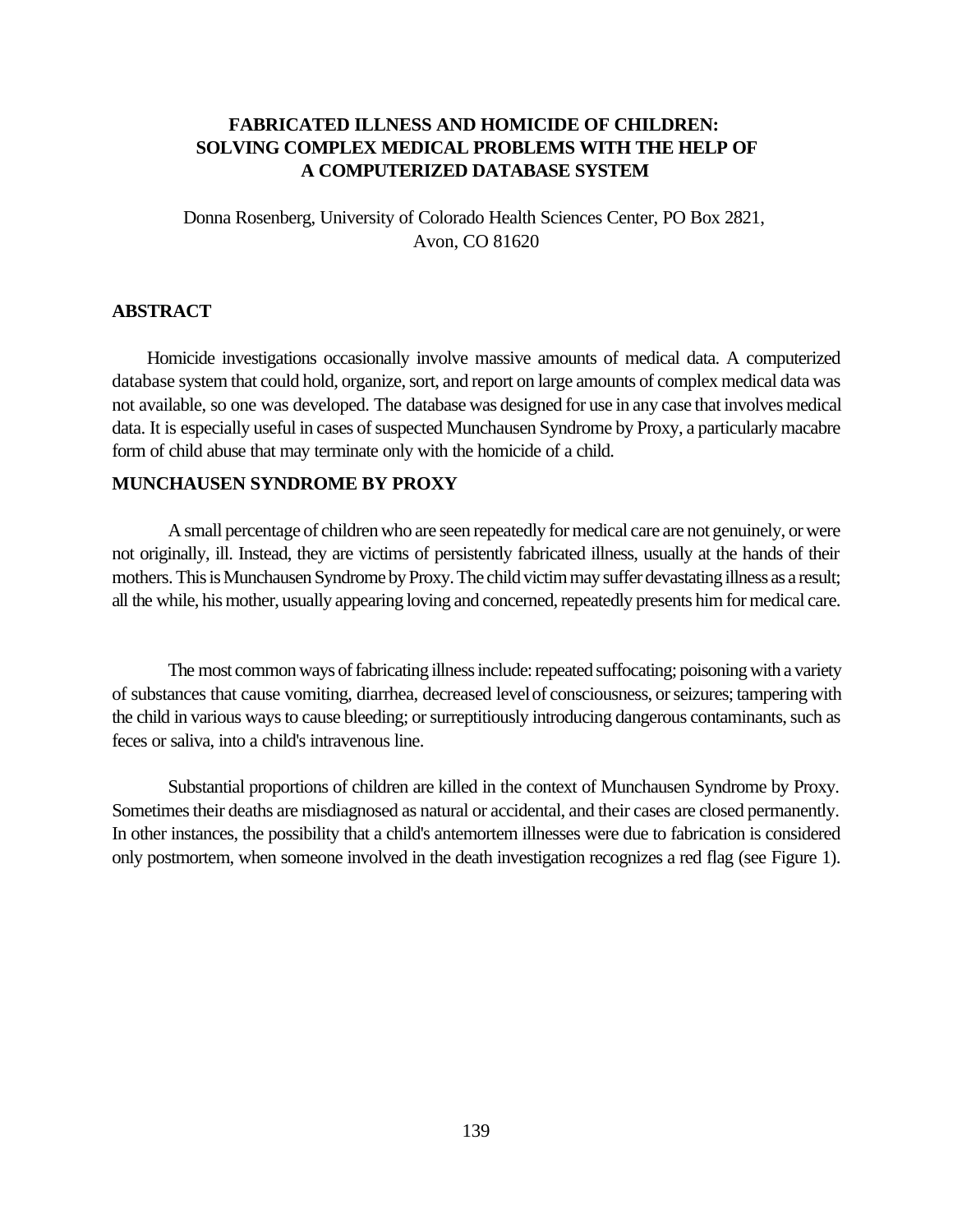# FABRICATED ILLNESS AND HOMICIDE OF CHILDREN: SOLVING COMPLEX MEDICAL PROBLEMS WITH THE HELP OF A COMPUTERIZED DATABASE SYSTEM

Donna Rosenberg, University of Colorado Health Sciences Center, PO Box 2821, Avon, CO 81620

## ABSTRACT

Homicide investigations occasionally involve massive amounts of medical data. A computerized database system that could hold, organize, sort, and report on large amounts of complex medical data was not available, so one was developed. The database was designed for use in any case that involves medical data. It is especially useful in cases of suspected Munchausen Syndrome by Proxy, a particularly macabre form of child abuse that may terminate only with the homicide of a child.

## MUNCHAUSEN SYNDROME BY PROXY

A small percentage of children who are seen repeatedly for medical care are not genuinely, or were not originally, ill. Instead, they are victims of persistently fabricated illness, usually at the hands of their mothers. This is Munchausen Syndrome by Proxy. The child victim may suffer devastating illness as a result; all the while, his mother, usually appearing loving and concerned, repeatedly presents him for medical care.

The most common ways of fabricating illness include: repeated suffocating; poisoning with a variety of substances that cause vomiting, diarrhea, decreased level of consciousness, or seizures; tampering with the child in various ways to cause bleeding; or surreptitiously introducing dangerous contaminants, such as feces or saliva, into a child's intravenous line.

Substantial proportions of children are killed in the context of Munchausen Syndrome by Proxy. Sometimes their deaths are misdiagnosed as natural or accidental, and their cases are closed permanently. In other instances, the possibility that a child's antemortem illnesses were due to fabrication is considered only postmortem, when someone involved in the death investigation recognizes a red flag (see Figure 1).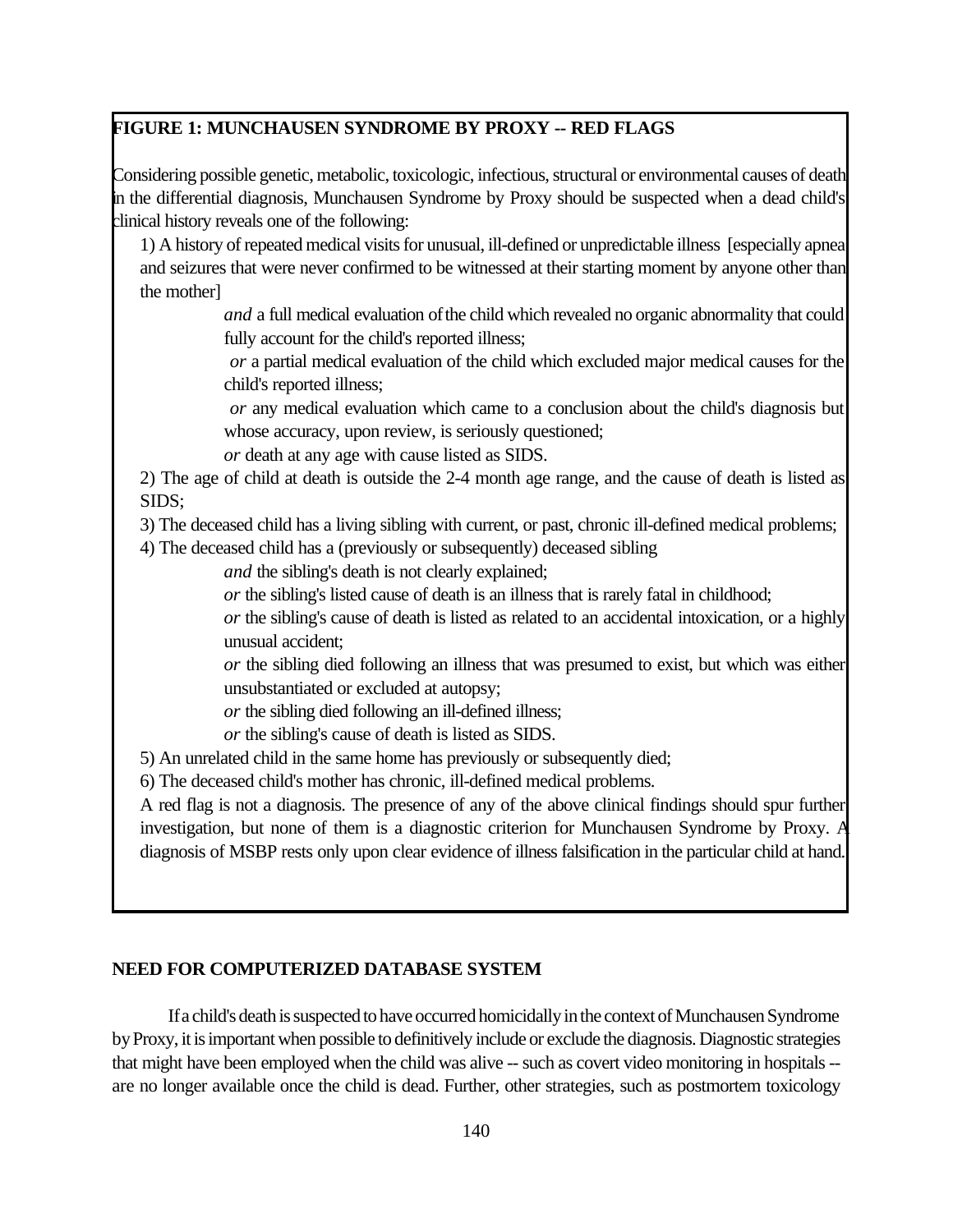**FIGURE 1: MUNCHAUSEN SYNDROME BY PROXY -- RED FLAGS**

Considering possible genetic, metabolic, toxicologic, infectious, structural or environmental causes of death in the differential diagnosis, Munchausen Syndrome by Proxy should be suspected when a dead child's clinical history reveals one of the following:

1) A history of repeated medical visits for unusual, ill-defined or unpredictable illness [especially apnea and seizures that were never confirmed to be witnessed at their starting moment by anyone other than the mother]

> *and* a full medical evaluation of the child which revealed no organic abnormality that could fully account for the child's reported illness;
>
> *or* a partial medical evaluation of the child which excluded major medical causes for the child's reported illness;
>
> *or* any medical evaluation which came to a conclusion about the child's diagnosis but whose accuracy, upon review, is seriously questioned;
>
> *or* death at any age with cause listed as SIDS.

2) The age of child at death is outside the 2-4 month age range, and the cause of death is listed as SIDS;

3) The deceased child has a living sibling with current, or past, chronic ill-defined medical problems;

4) The deceased child has a (previously or subsequently) deceased sibling

> *and* the sibling's death is not clearly explained;
>
> *or* the sibling's listed cause of death is an illness that is rarely fatal in childhood;
>
> *or* the sibling's cause of death is listed as related to an accidental intoxication, or a highly unusual accident;
>
> *or* the sibling died following an illness that was presumed to exist, but which was either unsubstantiated or excluded at autopsy;
>
> *or* the sibling died following an ill-defined illness;
>
> *or* the sibling's cause of death is listed as SIDS.

5) An unrelated child in the same home has previously or subsequently died;

6) The deceased child's mother has chronic, ill-defined medical problems.

A red flag is not a diagnosis. The presence of any of the above clinical findings should spur further investigation, but none of them is a diagnostic criterion for Munchausen Syndrome by Proxy. A diagnosis of MSBP rests only upon clear evidence of illness falsification in the particular child at hand.

**NEED FOR COMPUTERIZED DATABASE SYSTEM**

If a child's death is suspected to have occurred homicidally in the context of Munchausen Syndrome by Proxy, it is important when possible to definitively include or exclude the diagnosis. Diagnostic strategies that might have been employed when the child was alive -- such as covert video monitoring in hospitals -- are no longer available once the child is dead. Further, other strategies, such as postmortem toxicology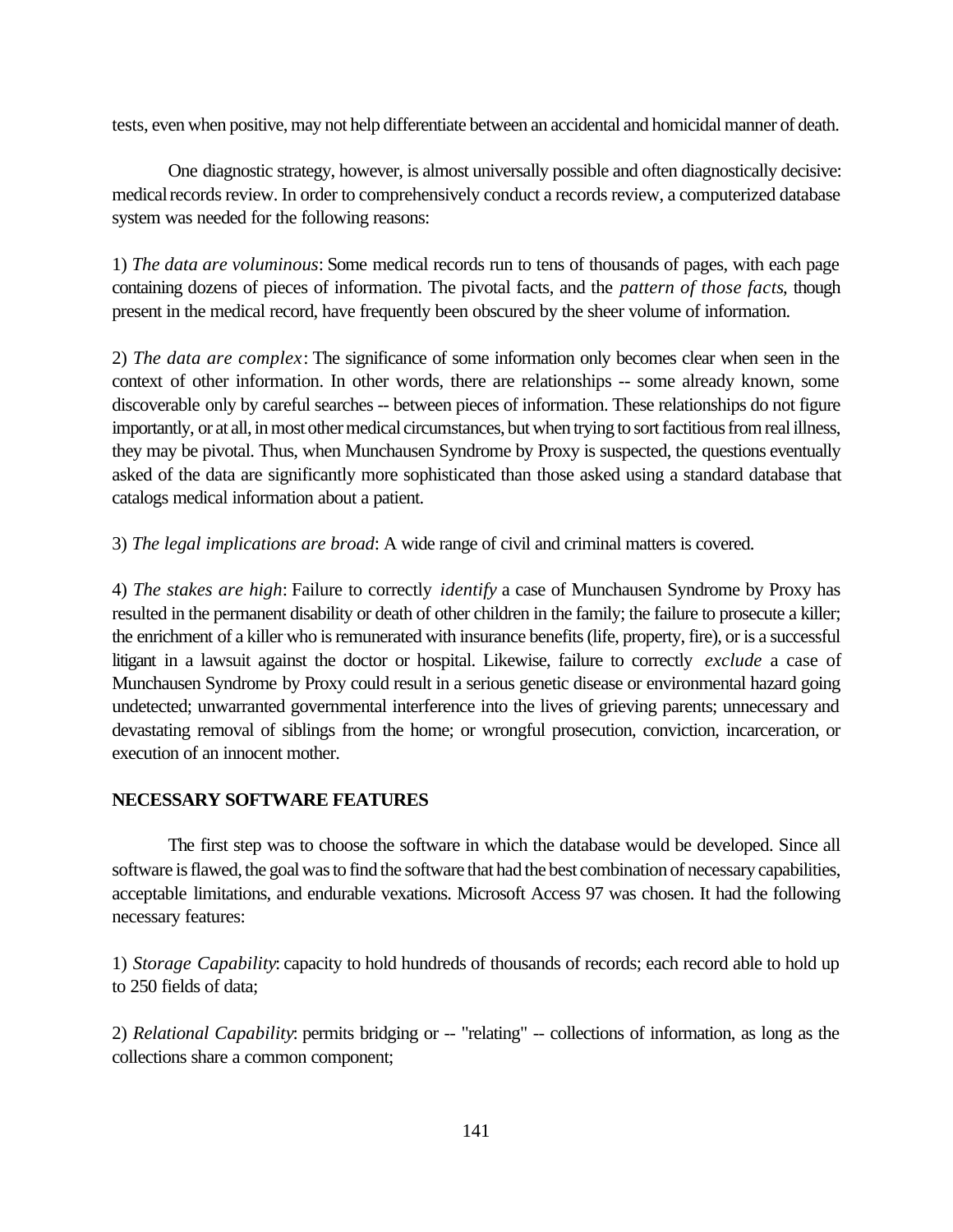tests, even when positive, may not help differentiate between an accidental and homicidal manner of death.

One diagnostic strategy, however, is almost universally possible and often diagnostically decisive: medical records review. In order to comprehensively conduct a records review, a computerized database system was needed for the following reasons:

1) *The data are voluminous*: Some medical records run to tens of thousands of pages, with each page containing dozens of pieces of information. The pivotal facts, and the *pattern of those facts*, though present in the medical record, have frequently been obscured by the sheer volume of information.

2) *The data are complex*: The significance of some information only becomes clear when seen in the context of other information. In other words, there are relationships -- some already known, some discoverable only by careful searches -- between pieces of information. These relationships do not figure importantly, or at all, in most other medical circumstances, but when trying to sort factitious from real illness, they may be pivotal. Thus, when Munchausen Syndrome by Proxy is suspected, the questions eventually asked of the data are significantly more sophisticated than those asked using a standard database that catalogs medical information about a patient.

3) *The legal implications are broad*: A wide range of civil and criminal matters is covered.

4) *The stakes are high*: Failure to correctly *identify* a case of Munchausen Syndrome by Proxy has resulted in the permanent disability or death of other children in the family; the failure to prosecute a killer; the enrichment of a killer who is remunerated with insurance benefits (life, property, fire), or is a successful litigant in a lawsuit against the doctor or hospital. Likewise, failure to correctly *exclude* a case of Munchausen Syndrome by Proxy could result in a serious genetic disease or environmental hazard going undetected; unwarranted governmental interference into the lives of grieving parents; unnecessary and devastating removal of siblings from the home; or wrongful prosecution, conviction, incarceration, or execution of an innocent mother.

**NECESSARY SOFTWARE FEATURES**

The first step was to choose the software in which the database would be developed. Since all software is flawed, the goal was to find the software that had the best combination of necessary capabilities, acceptable limitations, and endurable vexations. Microsoft Access 97 was chosen. It had the following necessary features:

1) *Storage Capability*: capacity to hold hundreds of thousands of records; each record able to hold up to 250 fields of data;

2) *Relational Capability*: permits bridging or -- "relating" -- collections of information, as long as the collections share a common component;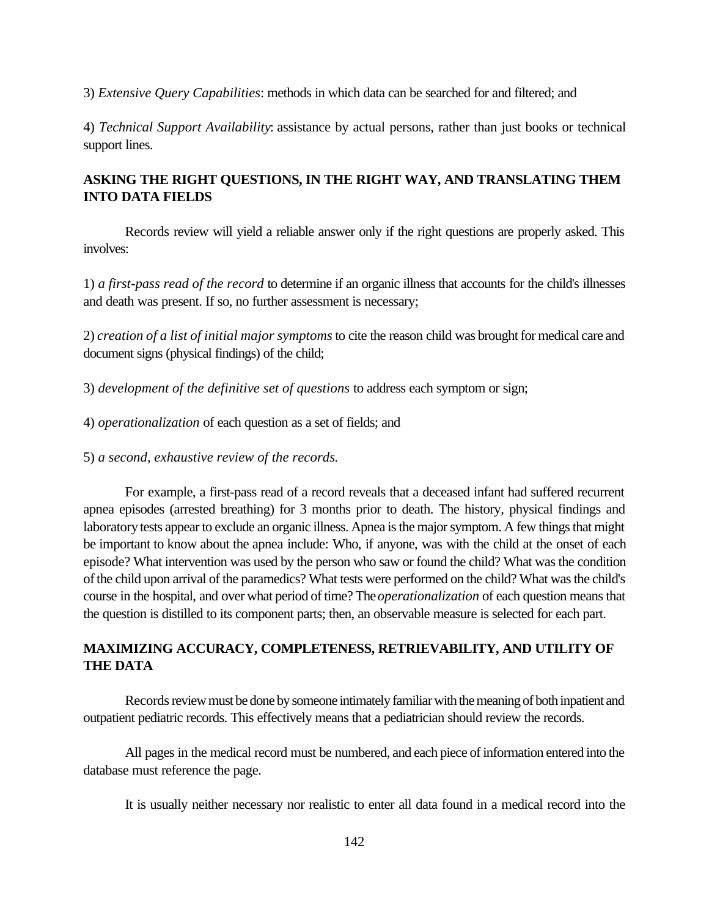3) *Extensive Query Capabilities*: methods in which data can be searched for and filtered; and

4) *Technical Support Availability*: assistance by actual persons, rather than just books or technical support lines.

## ASKING THE RIGHT QUESTIONS, IN THE RIGHT WAY, AND TRANSLATING THEM INTO DATA FIELDS

Records review will yield a reliable answer only if the right questions are properly asked. This involves:

1) *a first-pass read of the record* to determine if an organic illness that accounts for the child's illnesses and death was present. If so, no further assessment is necessary;

2) *creation of a list of initial major symptoms* to cite the reason child was brought for medical care and document signs (physical findings) of the child;

3) *development of the definitive set of questions* to address each symptom or sign;

4) *operationalization* of each question as a set of fields; and

5) *a second, exhaustive review of the records.*

For example, a first-pass read of a record reveals that a deceased infant had suffered recurrent apnea episodes (arrested breathing) for 3 months prior to death. The history, physical findings and laboratory tests appear to exclude an organic illness. Apnea is the major symptom. A few things that might be important to know about the apnea include: Who, if anyone, was with the child at the onset of each episode? What intervention was used by the person who saw or found the child? What was the condition of the child upon arrival of the paramedics? What tests were performed on the child? What was the child's course in the hospital, and over what period of time? The *operationalization* of each question means that the question is distilled to its component parts; then, an observable measure is selected for each part.

## MAXIMIZING ACCURACY, COMPLETENESS, RETRIEVABILITY, AND UTILITY OF THE DATA

Records review must be done by someone intimately familiar with the meaning of both inpatient and outpatient pediatric records. This effectively means that a pediatrician should review the records.

All pages in the medical record must be numbered, and each piece of information entered into the database must reference the page.

It is usually neither necessary nor realistic to enter all data found in a medical record into the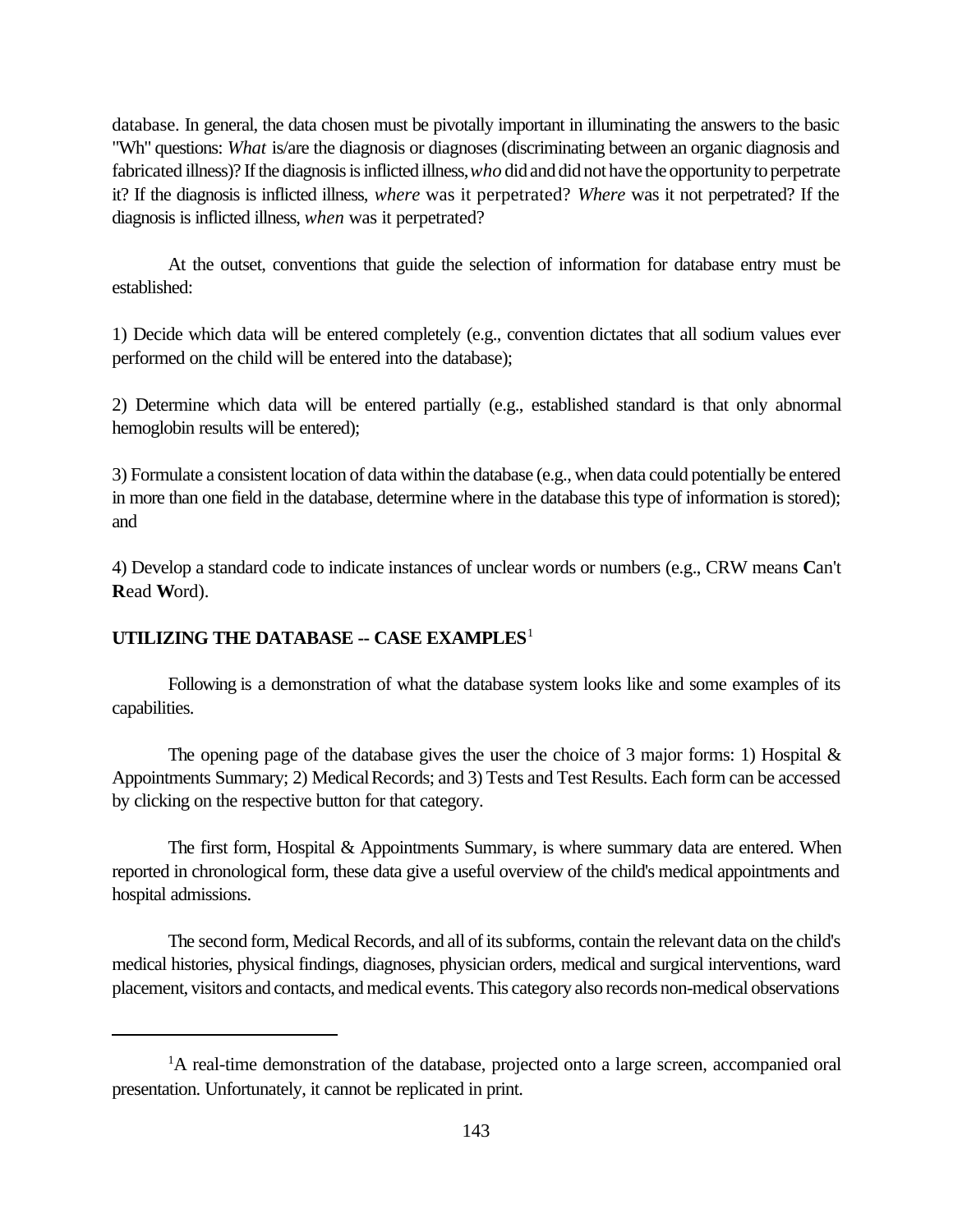database. In general, the data chosen must be pivotally important in illuminating the answers to the basic "Wh" questions: *What* is/are the diagnosis or diagnoses (discriminating between an organic diagnosis and fabricated illness)? If the diagnosis is inflicted illness, *who* did and did not have the opportunity to perpetrate it? If the diagnosis is inflicted illness, *where* was it perpetrated? *Where* was it not perpetrated? If the diagnosis is inflicted illness, *when* was it perpetrated?

At the outset, conventions that guide the selection of information for database entry must be established:

1) Decide which data will be entered completely (e.g., convention dictates that all sodium values ever performed on the child will be entered into the database);

2) Determine which data will be entered partially (e.g., established standard is that only abnormal hemoglobin results will be entered);

3) Formulate a consistent location of data within the database (e.g., when data could potentially be entered in more than one field in the database, determine where in the database this type of information is stored); and

4) Develop a standard code to indicate instances of unclear words or numbers (e.g., CRW means **C**an't **R**ead **W**ord).

## UTILIZING THE DATABASE -- CASE EXAMPLES[1]

Following is a demonstration of what the database system looks like and some examples of its capabilities.

The opening page of the database gives the user the choice of 3 major forms: 1) Hospital & Appointments Summary; 2) Medical Records; and 3) Tests and Test Results. Each form can be accessed by clicking on the respective button for that category.

The first form, Hospital & Appointments Summary, is where summary data are entered. When reported in chronological form, these data give a useful overview of the child's medical appointments and hospital admissions.

The second form, Medical Records, and all of its subforms, contain the relevant data on the child's medical histories, physical findings, diagnoses, physician orders, medical and surgical interventions, ward placement, visitors and contacts, and medical events. This category also records non-medical observations

---

[1]A real-time demonstration of the database, projected onto a large screen, accompanied oral presentation. Unfortunately, it cannot be replicated in print.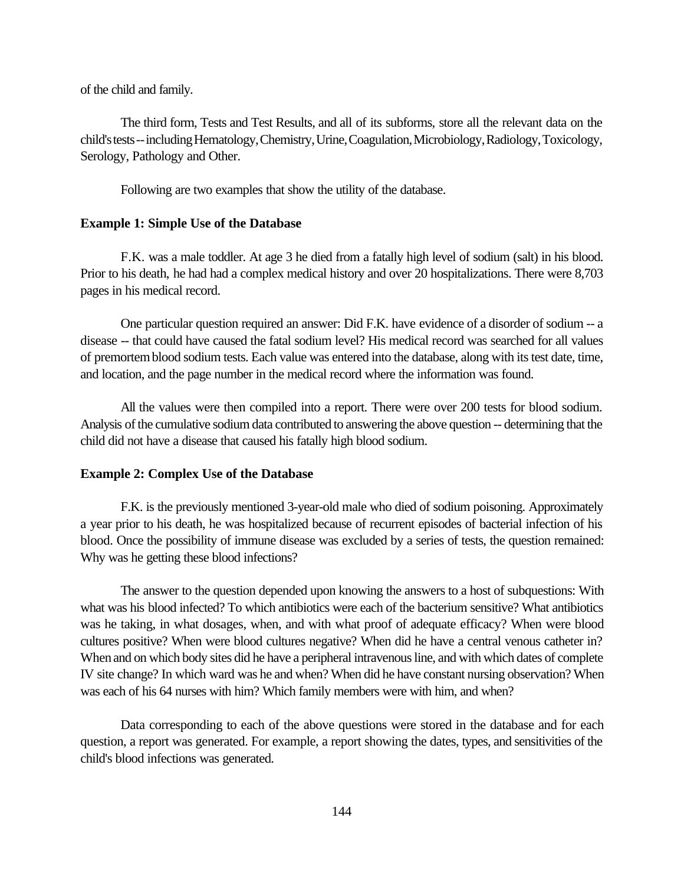of the child and family.

The third form, Tests and Test Results, and all of its subforms, store all the relevant data on the child's tests -- including Hematology, Chemistry, Urine, Coagulation, Microbiology, Radiology, Toxicology, Serology, Pathology and Other.

Following are two examples that show the utility of the database.

**Example 1: Simple Use of the Database**

F.K. was a male toddler. At age 3 he died from a fatally high level of sodium (salt) in his blood. Prior to his death, he had had a complex medical history and over 20 hospitalizations. There were 8,703 pages in his medical record.

One particular question required an answer: Did F.K. have evidence of a disorder of sodium -- a disease -- that could have caused the fatal sodium level? His medical record was searched for all values of premortem blood sodium tests. Each value was entered into the database, along with its test date, time, and location, and the page number in the medical record where the information was found.

All the values were then compiled into a report. There were over 200 tests for blood sodium. Analysis of the cumulative sodium data contributed to answering the above question -- determining that the child did not have a disease that caused his fatally high blood sodium.

**Example 2: Complex Use of the Database**

F.K. is the previously mentioned 3-year-old male who died of sodium poisoning. Approximately a year prior to his death, he was hospitalized because of recurrent episodes of bacterial infection of his blood. Once the possibility of immune disease was excluded by a series of tests, the question remained: Why was he getting these blood infections?

The answer to the question depended upon knowing the answers to a host of subquestions: With what was his blood infected? To which antibiotics were each of the bacterium sensitive? What antibiotics was he taking, in what dosages, when, and with what proof of adequate efficacy? When were blood cultures positive? When were blood cultures negative? When did he have a central venous catheter in? When and on which body sites did he have a peripheral intravenous line, and with which dates of complete IV site change? In which ward was he and when? When did he have constant nursing observation? When was each of his 64 nurses with him? Which family members were with him, and when?

Data corresponding to each of the above questions were stored in the database and for each question, a report was generated. For example, a report showing the dates, types, and sensitivities of the child's blood infections was generated.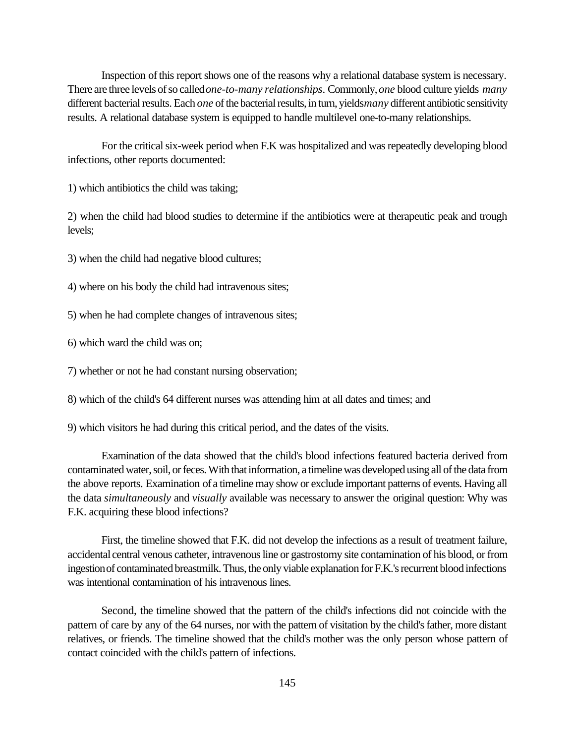Inspection of this report shows one of the reasons why a relational database system is necessary. There are three levels of so called *one-to-many relationships*. Commonly, *one* blood culture yields *many* different bacterial results. Each *one* of the bacterial results, in turn, yields *many* different antibiotic sensitivity results. A relational database system is equipped to handle multilevel one-to-many relationships.

For the critical six-week period when F.K was hospitalized and was repeatedly developing blood infections, other reports documented:

1) which antibiotics the child was taking;

2) when the child had blood studies to determine if the antibiotics were at therapeutic peak and trough levels;

3) when the child had negative blood cultures;

4) where on his body the child had intravenous sites;

5) when he had complete changes of intravenous sites;

6) which ward the child was on;

7) whether or not he had constant nursing observation;

8) which of the child's 64 different nurses was attending him at all dates and times; and

9) which visitors he had during this critical period, and the dates of the visits.

Examination of the data showed that the child's blood infections featured bacteria derived from contaminated water, soil, or feces. With that information, a timeline was developed using all of the data from the above reports. Examination of a timeline may show or exclude important patterns of events. Having all the data *simultaneously* and *visually* available was necessary to answer the original question: Why was F.K. acquiring these blood infections?

First, the timeline showed that F.K. did not develop the infections as a result of treatment failure, accidental central venous catheter, intravenous line or gastrostomy site contamination of his blood, or from ingestion of contaminated breastmilk. Thus, the only viable explanation for F.K.'s recurrent blood infections was intentional contamination of his intravenous lines.

Second, the timeline showed that the pattern of the child's infections did not coincide with the pattern of care by any of the 64 nurses, nor with the pattern of visitation by the child's father, more distant relatives, or friends. The timeline showed that the child's mother was the only person whose pattern of contact coincided with the child's pattern of infections.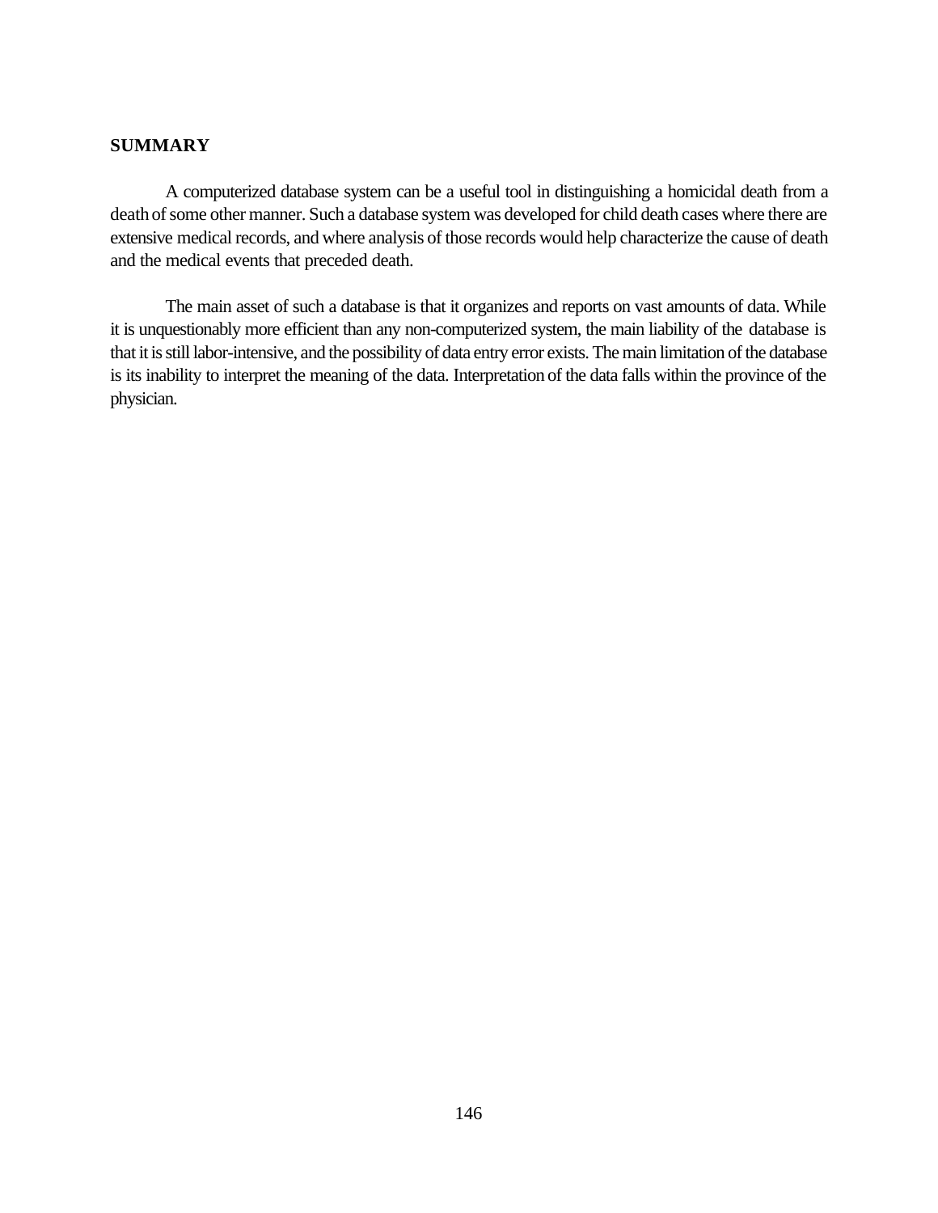## SUMMARY

A computerized database system can be a useful tool in distinguishing a homicidal death from a death of some other manner. Such a database system was developed for child death cases where there are extensive medical records, and where analysis of those records would help characterize the cause of death and the medical events that preceded death.

The main asset of such a database is that it organizes and reports on vast amounts of data. While it is unquestionably more efficient than any non-computerized system, the main liability of the database is that it is still labor-intensive, and the possibility of data entry error exists. The main limitation of the database is its inability to interpret the meaning of the data. Interpretation of the data falls within the province of the physician.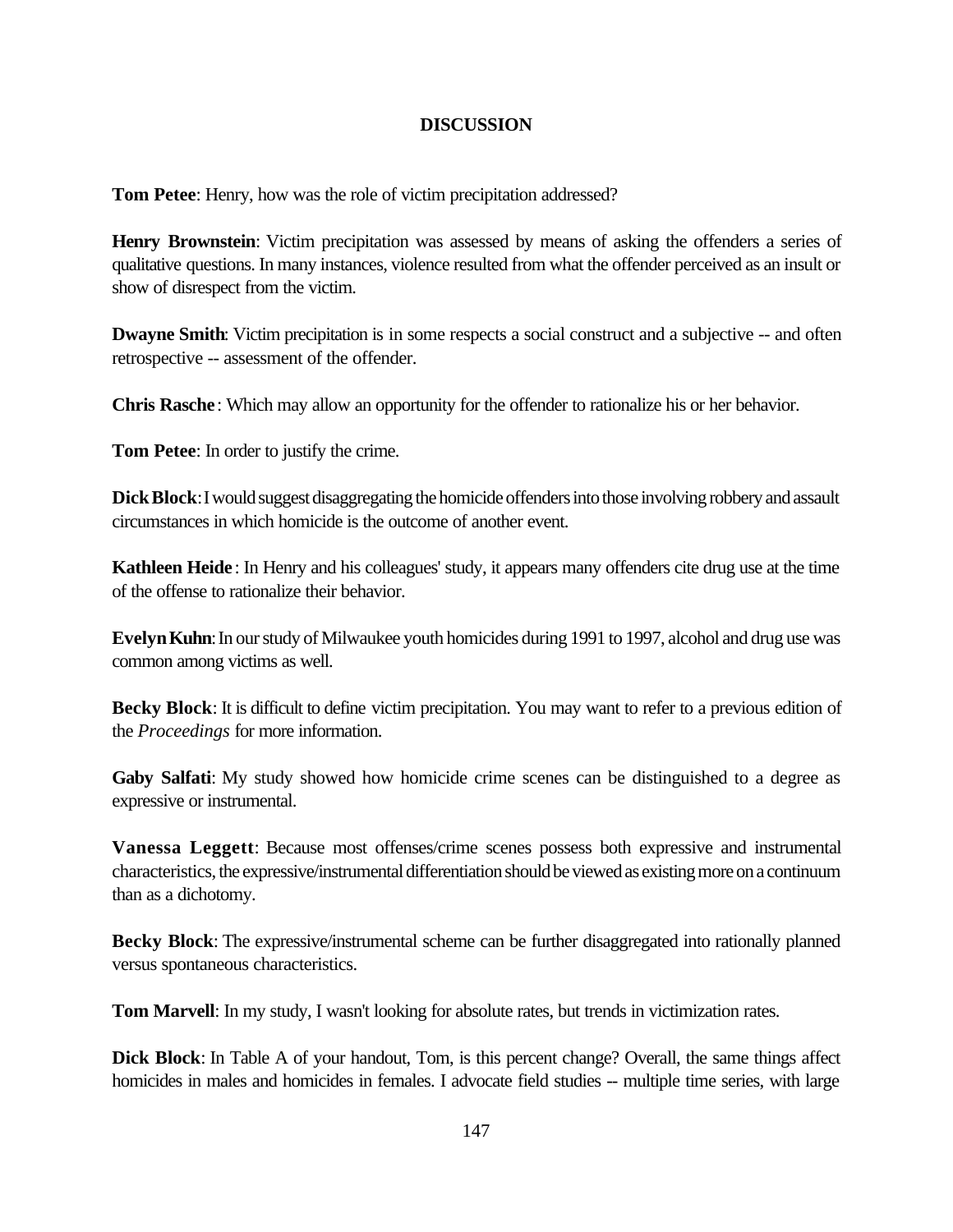## DISCUSSION

**Tom Petee**: Henry, how was the role of victim precipitation addressed?

**Henry Brownstein**: Victim precipitation was assessed by means of asking the offenders a series of qualitative questions. In many instances, violence resulted from what the offender perceived as an insult or show of disrespect from the victim.

**Dwayne Smith**: Victim precipitation is in some respects a social construct and a subjective -- and often retrospective -- assessment of the offender.

**Chris Rasche**: Which may allow an opportunity for the offender to rationalize his or her behavior.

**Tom Petee**: In order to justify the crime.

**Dick Block**: I would suggest disaggregating the homicide offenders into those involving robbery and assault circumstances in which homicide is the outcome of another event.

**Kathleen Heide**: In Henry and his colleagues' study, it appears many offenders cite drug use at the time of the offense to rationalize their behavior.

**Evelyn Kuhn**: In our study of Milwaukee youth homicides during 1991 to 1997, alcohol and drug use was common among victims as well.

**Becky Block**: It is difficult to define victim precipitation. You may want to refer to a previous edition of the *Proceedings* for more information.

**Gaby Salfati**: My study showed how homicide crime scenes can be distinguished to a degree as expressive or instrumental.

**Vanessa Leggett**: Because most offenses/crime scenes possess both expressive and instrumental characteristics, the expressive/instrumental differentiation should be viewed as existing more on a continuum than as a dichotomy.

**Becky Block**: The expressive/instrumental scheme can be further disaggregated into rationally planned versus spontaneous characteristics.

**Tom Marvell**: In my study, I wasn't looking for absolute rates, but trends in victimization rates.

**Dick Block**: In Table A of your handout, Tom, is this percent change? Overall, the same things affect homicides in males and homicides in females. I advocate field studies -- multiple time series, with large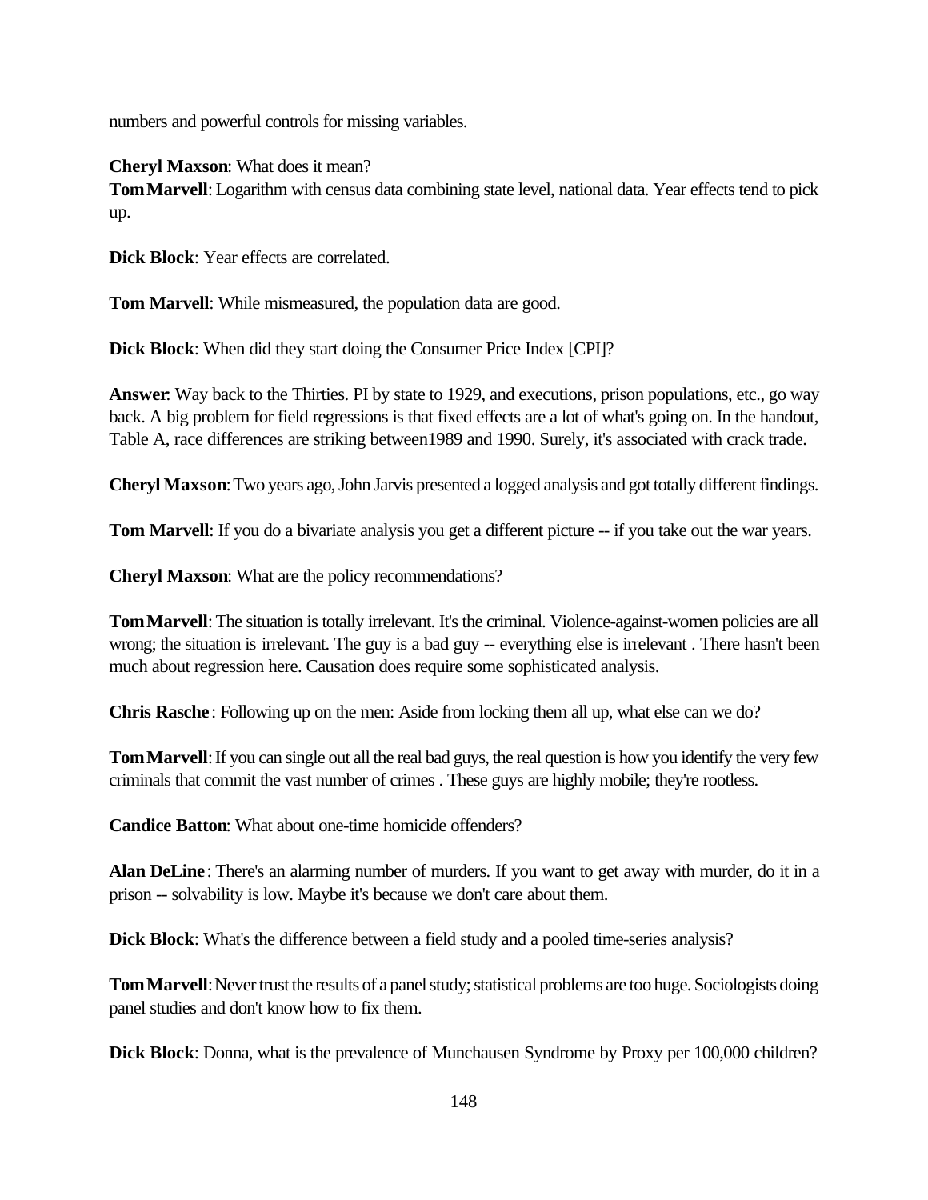numbers and powerful controls for missing variables.

**Cheryl Maxson**: What does it mean?
**Tom Marvell**: Logarithm with census data combining state level, national data. Year effects tend to pick up.

**Dick Block**: Year effects are correlated.

**Tom Marvell**: While mismeasured, the population data are good.

**Dick Block**: When did they start doing the Consumer Price Index [CPI]?

**Answer**: Way back to the Thirties. PI by state to 1929, and executions, prison populations, etc., go way back. A big problem for field regressions is that fixed effects are a lot of what's going on. In the handout, Table A, race differences are striking between1989 and 1990. Surely, it's associated with crack trade.

**Cheryl Maxson**: Two years ago, John Jarvis presented a logged analysis and got totally different findings.

**Tom Marvell**: If you do a bivariate analysis you get a different picture -- if you take out the war years.

**Cheryl Maxson**: What are the policy recommendations?

**Tom Marvell**: The situation is totally irrelevant. It's the criminal. Violence-against-women policies are all wrong; the situation is irrelevant. The guy is a bad guy -- everything else is irrelevant . There hasn't been much about regression here. Causation does require some sophisticated analysis.

**Chris Rasche** : Following up on the men: Aside from locking them all up, what else can we do?

**Tom Marvell**: If you can single out all the real bad guys, the real question is how you identify the very few criminals that commit the vast number of crimes . These guys are highly mobile; they're rootless.

**Candice Batton**: What about one-time homicide offenders?

**Alan DeLine** : There's an alarming number of murders. If you want to get away with murder, do it in a prison -- solvability is low. Maybe it's because we don't care about them.

**Dick Block**: What's the difference between a field study and a pooled time-series analysis?

**Tom Marvell**: Never trust the results of a panel study; statistical problems are too huge. Sociologists doing panel studies and don't know how to fix them.

**Dick Block**: Donna, what is the prevalence of Munchausen Syndrome by Proxy per 100,000 children?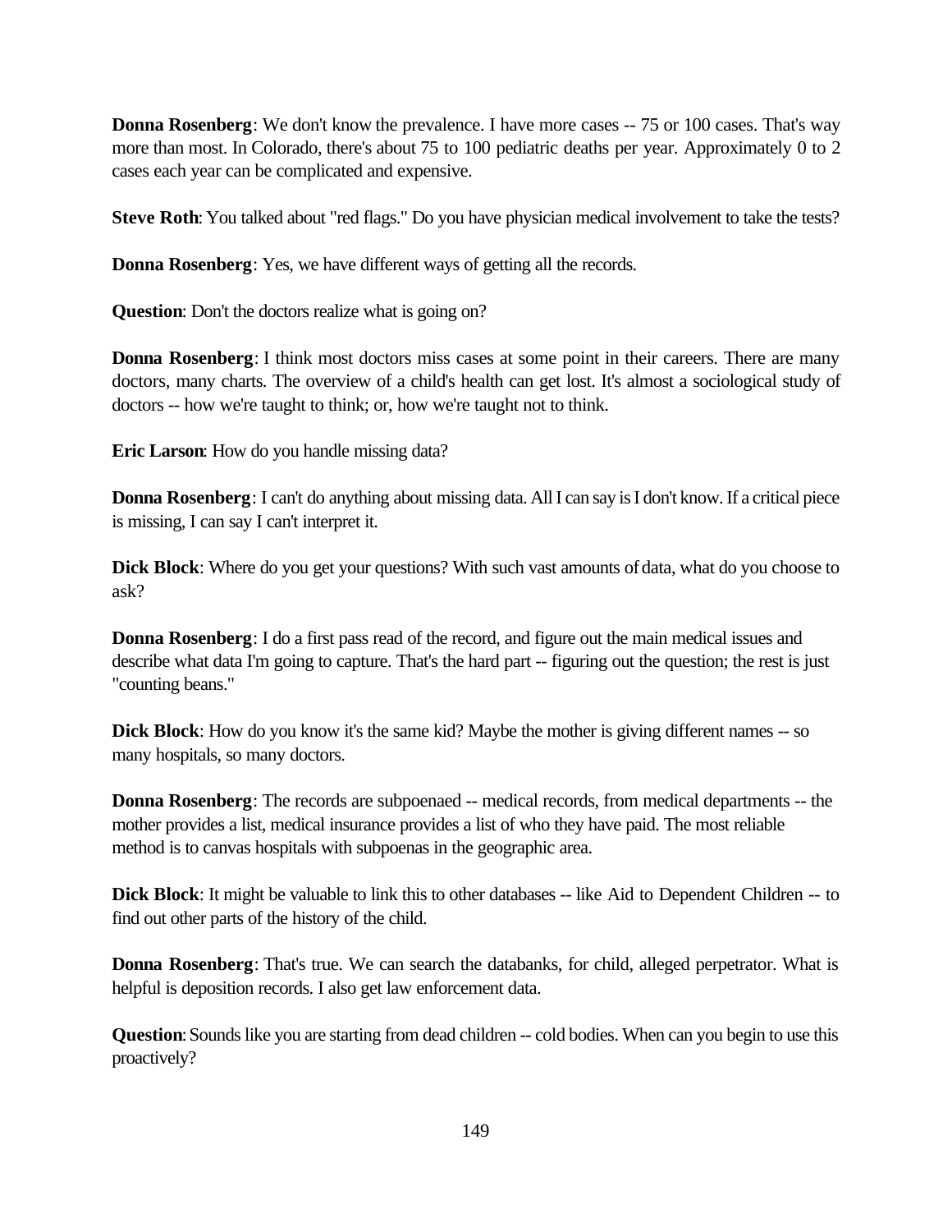**Donna Rosenberg**: We don't know the prevalence. I have more cases -- 75 or 100 cases. That's way more than most. In Colorado, there's about 75 to 100 pediatric deaths per year. Approximately 0 to 2 cases each year can be complicated and expensive.

**Steve Roth**: You talked about "red flags." Do you have physician medical involvement to take the tests?

**Donna Rosenberg**: Yes, we have different ways of getting all the records.

**Question**: Don't the doctors realize what is going on?

**Donna Rosenberg**: I think most doctors miss cases at some point in their careers. There are many doctors, many charts. The overview of a child's health can get lost. It's almost a sociological study of doctors -- how we're taught to think; or, how we're taught not to think.

**Eric Larson**: How do you handle missing data?

**Donna Rosenberg**: I can't do anything about missing data. All I can say is I don't know. If a critical piece is missing, I can say I can't interpret it.

**Dick Block**: Where do you get your questions? With such vast amounts of data, what do you choose to ask?

**Donna Rosenberg**: I do a first pass read of the record, and figure out the main medical issues and describe what data I'm going to capture. That's the hard part -- figuring out the question; the rest is just "counting beans."

**Dick Block**: How do you know it's the same kid? Maybe the mother is giving different names -- so many hospitals, so many doctors.

**Donna Rosenberg**: The records are subpoenaed -- medical records, from medical departments -- the mother provides a list, medical insurance provides a list of who they have paid. The most reliable method is to canvas hospitals with subpoenas in the geographic area.

**Dick Block**: It might be valuable to link this to other databases -- like Aid to Dependent Children -- to find out other parts of the history of the child.

**Donna Rosenberg**: That's true. We can search the databanks, for child, alleged perpetrator. What is helpful is deposition records. I also get law enforcement data.

**Question**: Sounds like you are starting from dead children -- cold bodies. When can you begin to use this proactively?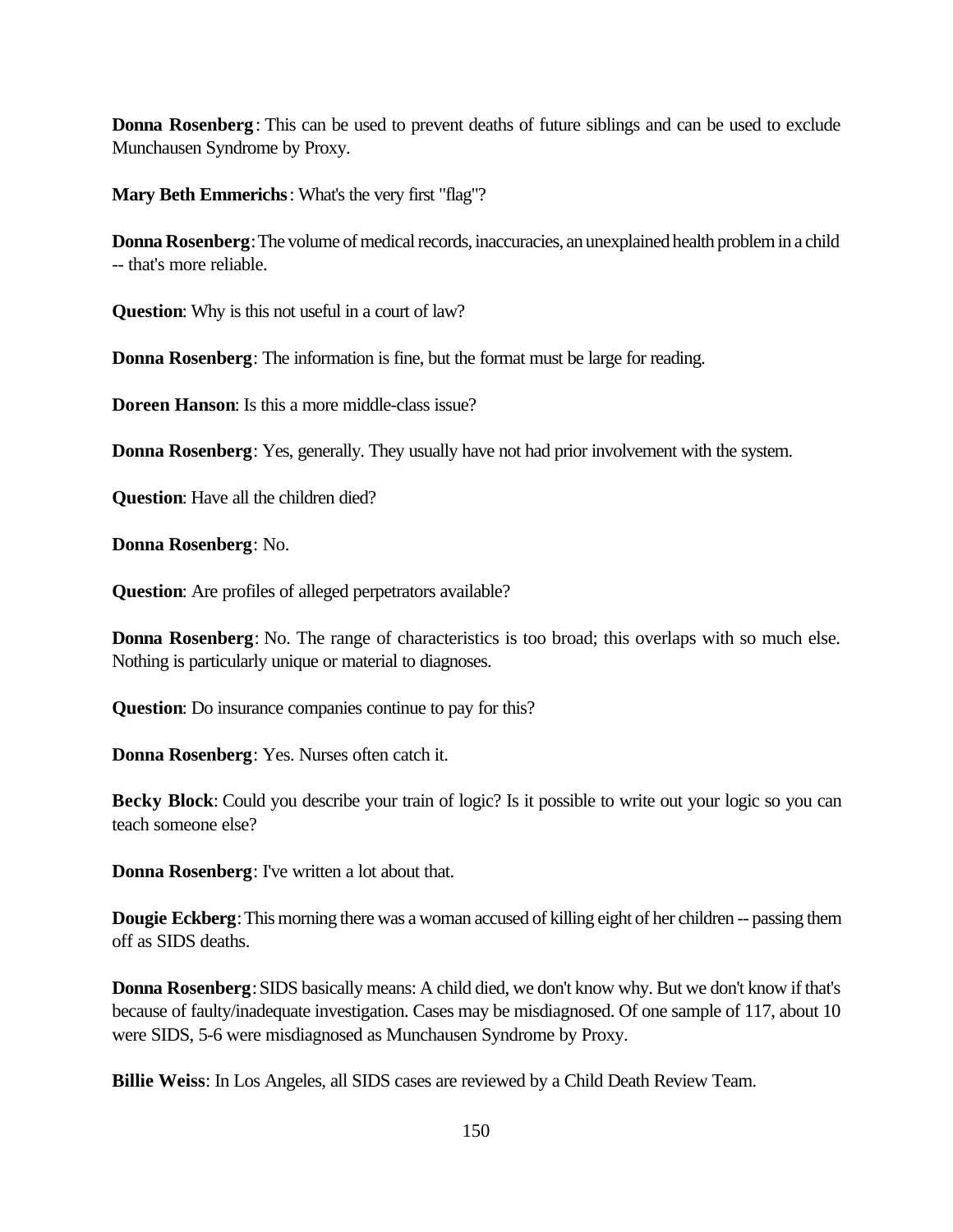**Donna Rosenberg**: This can be used to prevent deaths of future siblings and can be used to exclude Munchausen Syndrome by Proxy.

**Mary Beth Emmerichs**: What's the very first "flag"?

**Donna Rosenberg**: The volume of medical records, inaccuracies, an unexplained health problem in a child -- that's more reliable.

**Question**: Why is this not useful in a court of law?

**Donna Rosenberg**: The information is fine, but the format must be large for reading.

**Doreen Hanson**: Is this a more middle-class issue?

**Donna Rosenberg**: Yes, generally. They usually have not had prior involvement with the system.

**Question**: Have all the children died?

**Donna Rosenberg**: No.

**Question**: Are profiles of alleged perpetrators available?

**Donna Rosenberg**: No. The range of characteristics is too broad; this overlaps with so much else. Nothing is particularly unique or material to diagnoses.

**Question**: Do insurance companies continue to pay for this?

**Donna Rosenberg**: Yes. Nurses often catch it.

**Becky Block**: Could you describe your train of logic? Is it possible to write out your logic so you can teach someone else?

**Donna Rosenberg**: I've written a lot about that.

**Dougie Eckberg**: This morning there was a woman accused of killing eight of her children -- passing them off as SIDS deaths.

**Donna Rosenberg**: SIDS basically means: A child died, we don't know why. But we don't know if that's because of faulty/inadequate investigation. Cases may be misdiagnosed. Of one sample of 117, about 10 were SIDS, 5-6 were misdiagnosed as Munchausen Syndrome by Proxy.

**Billie Weiss**: In Los Angeles, all SIDS cases are reviewed by a Child Death Review Team.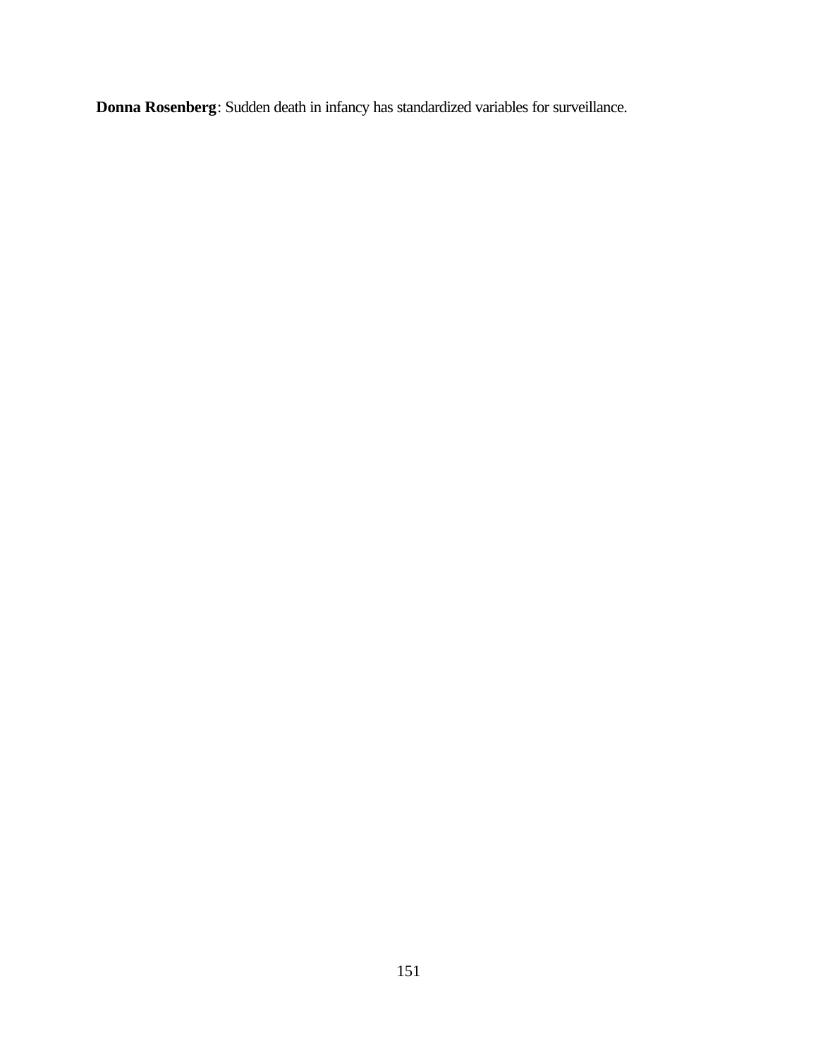**Donna Rosenberg**: Sudden death in infancy has standardized variables for surveillance.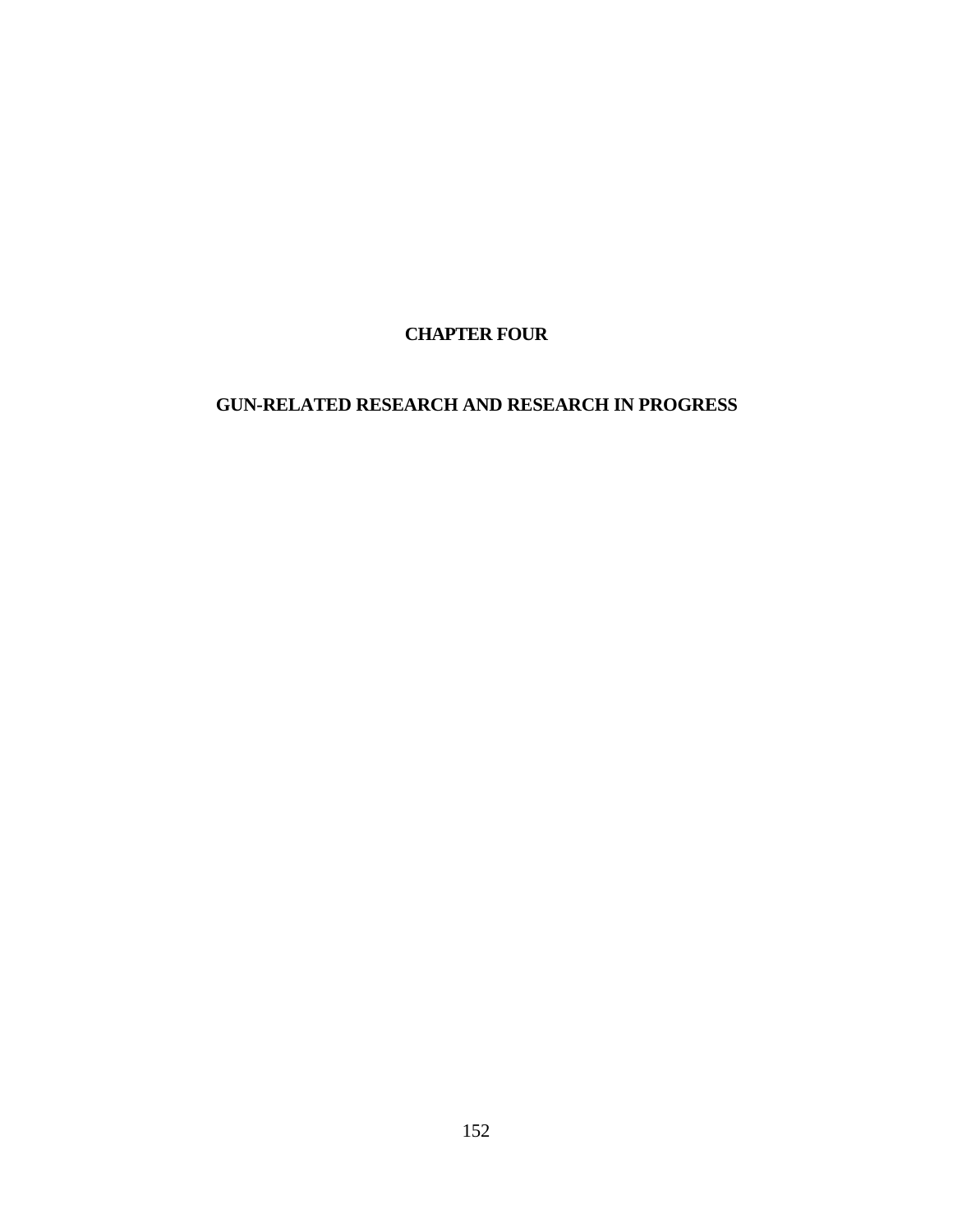# CHAPTER FOUR

## GUN-RELATED RESEARCH AND RESEARCH IN PROGRESS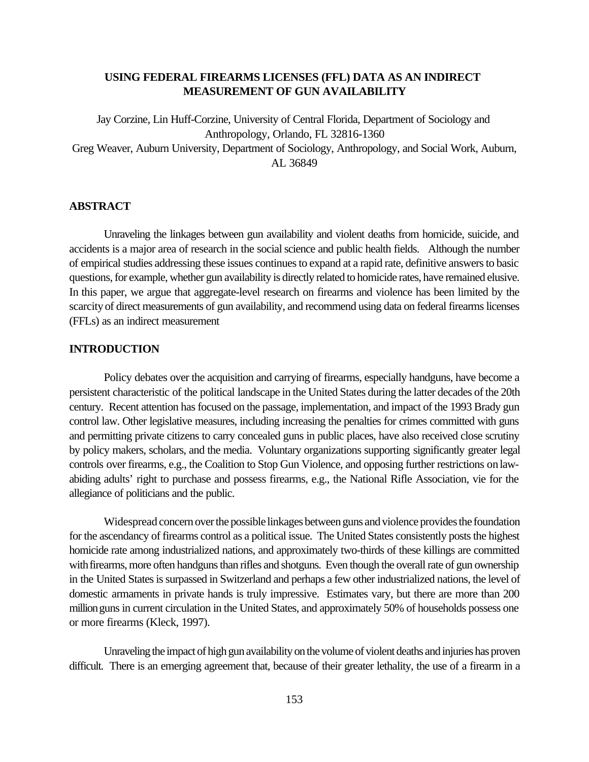# USING FEDERAL FIREARMS LICENSES (FFL) DATA AS AN INDIRECT MEASUREMENT OF GUN AVAILABILITY

Jay Corzine, Lin Huff-Corzine, University of Central Florida, Department of Sociology and Anthropology, Orlando, FL 32816-1360
Greg Weaver, Auburn University, Department of Sociology, Anthropology, and Social Work, Auburn, AL 36849

## ABSTRACT

Unraveling the linkages between gun availability and violent deaths from homicide, suicide, and accidents is a major area of research in the social science and public health fields. Although the number of empirical studies addressing these issues continues to expand at a rapid rate, definitive answers to basic questions, for example, whether gun availability is directly related to homicide rates, have remained elusive. In this paper, we argue that aggregate-level research on firearms and violence has been limited by the scarcity of direct measurements of gun availability, and recommend using data on federal firearms licenses (FFLs) as an indirect measurement

## INTRODUCTION

Policy debates over the acquisition and carrying of firearms, especially handguns, have become a persistent characteristic of the political landscape in the United States during the latter decades of the 20th century. Recent attention has focused on the passage, implementation, and impact of the 1993 Brady gun control law. Other legislative measures, including increasing the penalties for crimes committed with guns and permitting private citizens to carry concealed guns in public places, have also received close scrutiny by policy makers, scholars, and the media. Voluntary organizations supporting significantly greater legal controls over firearms, e.g., the Coalition to Stop Gun Violence, and opposing further restrictions on law-abiding adults' right to purchase and possess firearms, e.g., the National Rifle Association, vie for the allegiance of politicians and the public.

Widespread concern over the possible linkages between guns and violence provides the foundation for the ascendancy of firearms control as a political issue. The United States consistently posts the highest homicide rate among industrialized nations, and approximately two-thirds of these killings are committed with firearms, more often handguns than rifles and shotguns. Even though the overall rate of gun ownership in the United States is surpassed in Switzerland and perhaps a few other industrialized nations, the level of domestic armaments in private hands is truly impressive. Estimates vary, but there are more than 200 million guns in current circulation in the United States, and approximately 50% of households possess one or more firearms (Kleck, 1997).

Unraveling the impact of high gun availability on the volume of violent deaths and injuries has proven difficult. There is an emerging agreement that, because of their greater lethality, the use of a firearm in a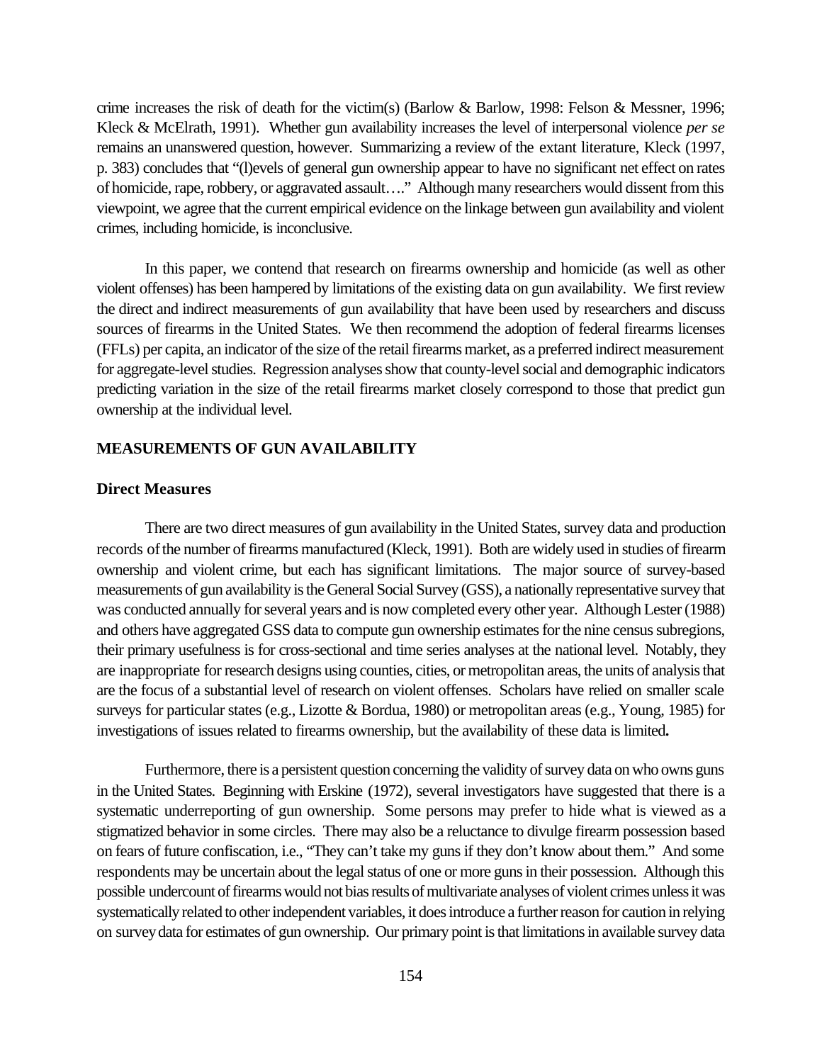crime increases the risk of death for the victim(s) (Barlow & Barlow, 1998: Felson & Messner, 1996; Kleck & McElrath, 1991). Whether gun availability increases the level of interpersonal violence *per se* remains an unanswered question, however. Summarizing a review of the extant literature, Kleck (1997, p. 383) concludes that "(l)evels of general gun ownership appear to have no significant net effect on rates of homicide, rape, robbery, or aggravated assault…." Although many researchers would dissent from this viewpoint, we agree that the current empirical evidence on the linkage between gun availability and violent crimes, including homicide, is inconclusive.

In this paper, we contend that research on firearms ownership and homicide (as well as other violent offenses) has been hampered by limitations of the existing data on gun availability. We first review the direct and indirect measurements of gun availability that have been used by researchers and discuss sources of firearms in the United States. We then recommend the adoption of federal firearms licenses (FFLs) per capita, an indicator of the size of the retail firearms market, as a preferred indirect measurement for aggregate-level studies. Regression analyses show that county-level social and demographic indicators predicting variation in the size of the retail firearms market closely correspond to those that predict gun ownership at the individual level.

## MEASUREMENTS OF GUN AVAILABILITY

### Direct Measures

There are two direct measures of gun availability in the United States, survey data and production records of the number of firearms manufactured (Kleck, 1991). Both are widely used in studies of firearm ownership and violent crime, but each has significant limitations. The major source of survey-based measurements of gun availability is the General Social Survey (GSS), a nationally representative survey that was conducted annually for several years and is now completed every other year. Although Lester (1988) and others have aggregated GSS data to compute gun ownership estimates for the nine census subregions, their primary usefulness is for cross-sectional and time series analyses at the national level. Notably, they are inappropriate for research designs using counties, cities, or metropolitan areas, the units of analysis that are the focus of a substantial level of research on violent offenses. Scholars have relied on smaller scale surveys for particular states (e.g., Lizotte & Bordua, 1980) or metropolitan areas (e.g., Young, 1985) for investigations of issues related to firearms ownership, but the availability of these data is limited**.**

Furthermore, there is a persistent question concerning the validity of survey data on who owns guns in the United States. Beginning with Erskine (1972), several investigators have suggested that there is a systematic underreporting of gun ownership. Some persons may prefer to hide what is viewed as a stigmatized behavior in some circles. There may also be a reluctance to divulge firearm possession based on fears of future confiscation, i.e., "They can't take my guns if they don't know about them." And some respondents may be uncertain about the legal status of one or more guns in their possession. Although this possible undercount of firearms would not bias results of multivariate analyses of violent crimes unless it was systematically related to other independent variables, it does introduce a further reason for caution in relying on survey data for estimates of gun ownership. Our primary point is that limitations in available survey data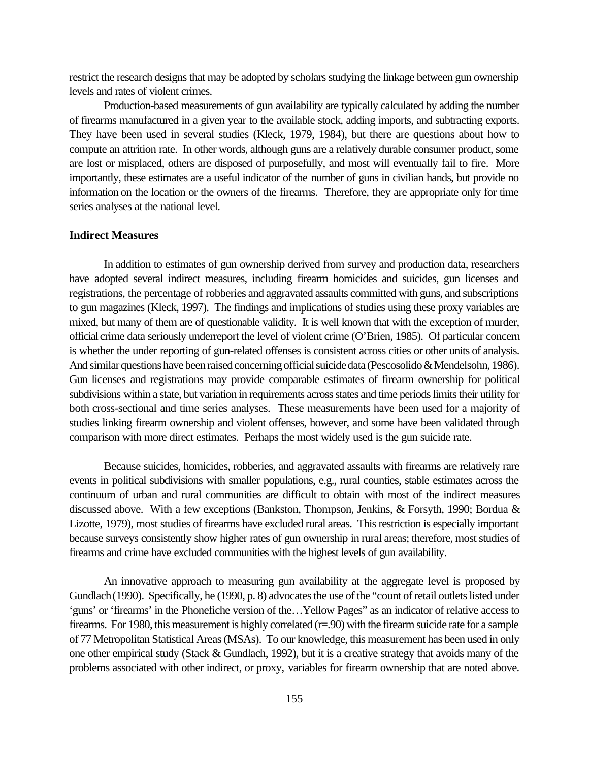restrict the research designs that may be adopted by scholars studying the linkage between gun ownership levels and rates of violent crimes.

Production-based measurements of gun availability are typically calculated by adding the number of firearms manufactured in a given year to the available stock, adding imports, and subtracting exports. They have been used in several studies (Kleck, 1979, 1984), but there are questions about how to compute an attrition rate. In other words, although guns are a relatively durable consumer product, some are lost or misplaced, others are disposed of purposefully, and most will eventually fail to fire. More importantly, these estimates are a useful indicator of the number of guns in civilian hands, but provide no information on the location or the owners of the firearms. Therefore, they are appropriate only for time series analyses at the national level.

**Indirect Measures**

In addition to estimates of gun ownership derived from survey and production data, researchers have adopted several indirect measures, including firearm homicides and suicides, gun licenses and registrations, the percentage of robberies and aggravated assaults committed with guns, and subscriptions to gun magazines (Kleck, 1997). The findings and implications of studies using these proxy variables are mixed, but many of them are of questionable validity. It is well known that with the exception of murder, official crime data seriously underreport the level of violent crime (O'Brien, 1985). Of particular concern is whether the under reporting of gun-related offenses is consistent across cities or other units of analysis. And similar questions have been raised concerning official suicide data (Pescosolido & Mendelsohn, 1986). Gun licenses and registrations may provide comparable estimates of firearm ownership for political subdivisions within a state, but variation in requirements across states and time periods limits their utility for both cross-sectional and time series analyses. These measurements have been used for a majority of studies linking firearm ownership and violent offenses, however, and some have been validated through comparison with more direct estimates. Perhaps the most widely used is the gun suicide rate.

Because suicides, homicides, robberies, and aggravated assaults with firearms are relatively rare events in political subdivisions with smaller populations, e.g., rural counties, stable estimates across the continuum of urban and rural communities are difficult to obtain with most of the indirect measures discussed above. With a few exceptions (Bankston, Thompson, Jenkins, & Forsyth, 1990; Bordua & Lizotte, 1979), most studies of firearms have excluded rural areas. This restriction is especially important because surveys consistently show higher rates of gun ownership in rural areas; therefore, most studies of firearms and crime have excluded communities with the highest levels of gun availability.

An innovative approach to measuring gun availability at the aggregate level is proposed by Gundlach (1990). Specifically, he (1990, p. 8) advocates the use of the "count of retail outlets listed under 'guns' or 'firearms' in the Phonefiche version of the…Yellow Pages" as an indicator of relative access to firearms. For 1980, this measurement is highly correlated (r=.90) with the firearm suicide rate for a sample of 77 Metropolitan Statistical Areas (MSAs). To our knowledge, this measurement has been used in only one other empirical study (Stack & Gundlach, 1992), but it is a creative strategy that avoids many of the problems associated with other indirect, or proxy, variables for firearm ownership that are noted above.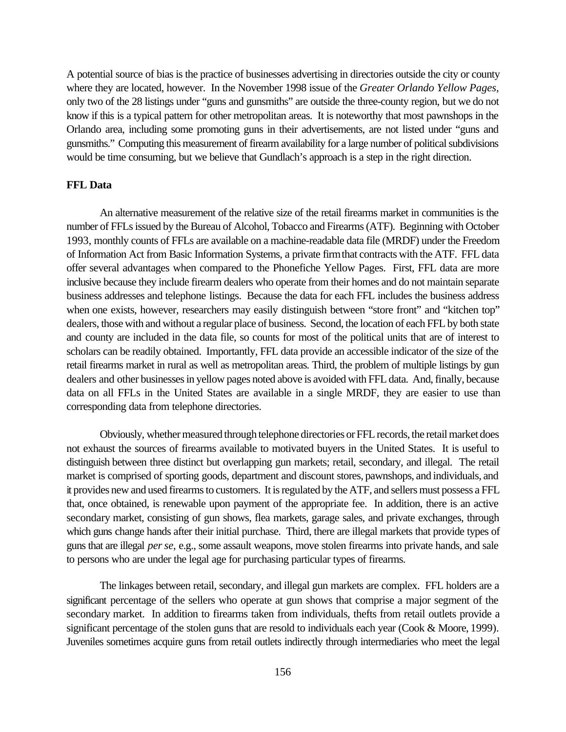A potential source of bias is the practice of businesses advertising in directories outside the city or county where they are located, however. In the November 1998 issue of the *Greater Orlando Yellow Pages*, only two of the 28 listings under "guns and gunsmiths" are outside the three-county region, but we do not know if this is a typical pattern for other metropolitan areas. It is noteworthy that most pawnshops in the Orlando area, including some promoting guns in their advertisements, are not listed under "guns and gunsmiths." Computing this measurement of firearm availability for a large number of political subdivisions would be time consuming, but we believe that Gundlach's approach is a step in the right direction.

**FFL Data**

An alternative measurement of the relative size of the retail firearms market in communities is the number of FFLs issued by the Bureau of Alcohol, Tobacco and Firearms (ATF). Beginning with October 1993, monthly counts of FFLs are available on a machine-readable data file (MRDF) under the Freedom of Information Act from Basic Information Systems, a private firm that contracts with the ATF. FFL data offer several advantages when compared to the Phonefiche Yellow Pages. First, FFL data are more inclusive because they include firearm dealers who operate from their homes and do not maintain separate business addresses and telephone listings. Because the data for each FFL includes the business address when one exists, however, researchers may easily distinguish between "store front" and "kitchen top" dealers, those with and without a regular place of business. Second, the location of each FFL by both state and county are included in the data file, so counts for most of the political units that are of interest to scholars can be readily obtained. Importantly, FFL data provide an accessible indicator of the size of the retail firearms market in rural as well as metropolitan areas. Third, the problem of multiple listings by gun dealers and other businesses in yellow pages noted above is avoided with FFL data. And, finally, because data on all FFLs in the United States are available in a single MRDF, they are easier to use than corresponding data from telephone directories.

Obviously, whether measured through telephone directories or FFL records, the retail market does not exhaust the sources of firearms available to motivated buyers in the United States. It is useful to distinguish between three distinct but overlapping gun markets; retail, secondary, and illegal. The retail market is comprised of sporting goods, department and discount stores, pawnshops, and individuals, and it provides new and used firearms to customers. It is regulated by the ATF, and sellers must possess a FFL that, once obtained, is renewable upon payment of the appropriate fee. In addition, there is an active secondary market, consisting of gun shows, flea markets, garage sales, and private exchanges, through which guns change hands after their initial purchase. Third, there are illegal markets that provide types of guns that are illegal *per se*, e.g., some assault weapons, move stolen firearms into private hands, and sale to persons who are under the legal age for purchasing particular types of firearms.

The linkages between retail, secondary, and illegal gun markets are complex. FFL holders are a significant percentage of the sellers who operate at gun shows that comprise a major segment of the secondary market. In addition to firearms taken from individuals, thefts from retail outlets provide a significant percentage of the stolen guns that are resold to individuals each year (Cook & Moore, 1999). Juveniles sometimes acquire guns from retail outlets indirectly through intermediaries who meet the legal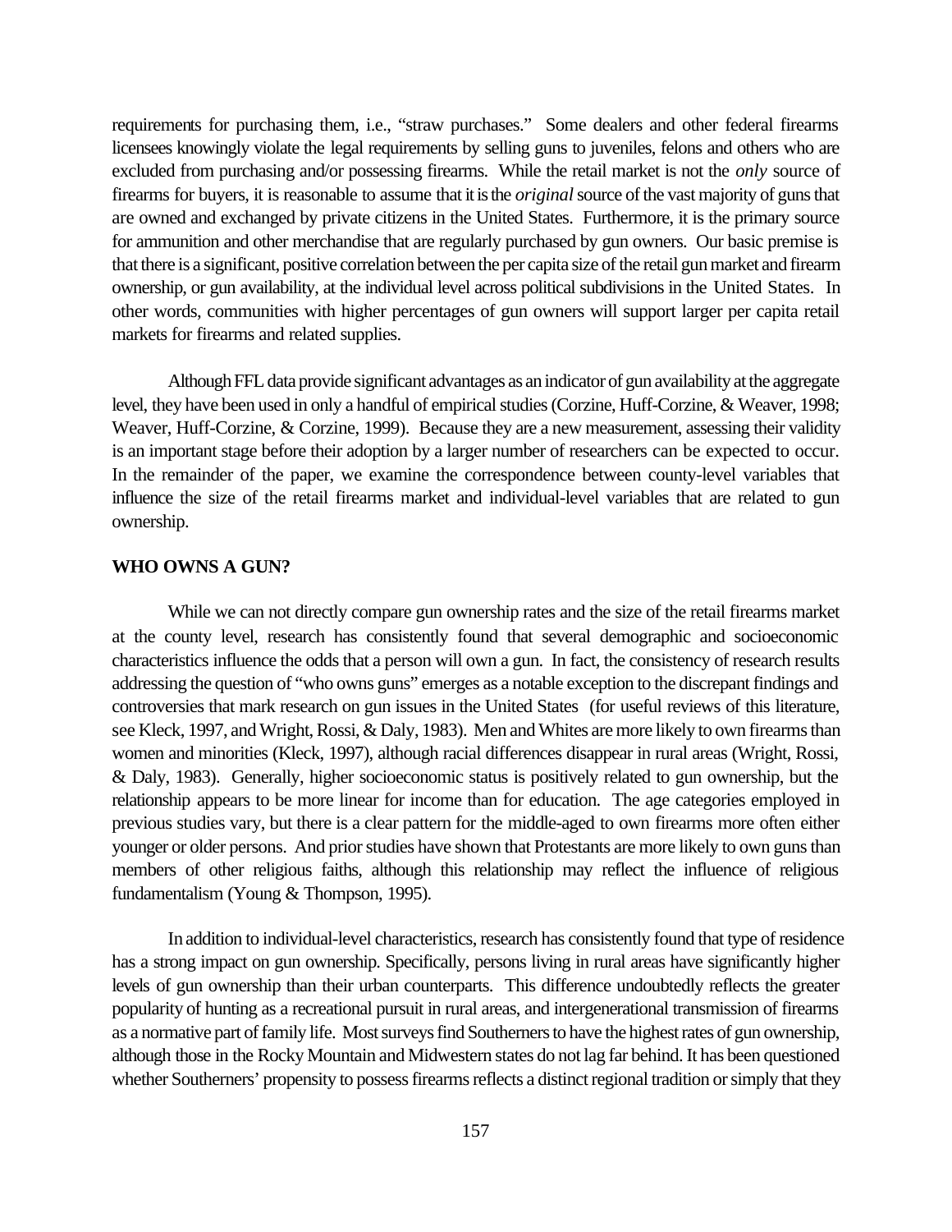requirements for purchasing them, i.e., "straw purchases." Some dealers and other federal firearms licensees knowingly violate the legal requirements by selling guns to juveniles, felons and others who are excluded from purchasing and/or possessing firearms. While the retail market is not the *only* source of firearms for buyers, it is reasonable to assume that it is the *original* source of the vast majority of guns that are owned and exchanged by private citizens in the United States. Furthermore, it is the primary source for ammunition and other merchandise that are regularly purchased by gun owners. Our basic premise is that there is a significant, positive correlation between the per capita size of the retail gun market and firearm ownership, or gun availability, at the individual level across political subdivisions in the United States. In other words, communities with higher percentages of gun owners will support larger per capita retail markets for firearms and related supplies.

Although FFL data provide significant advantages as an indicator of gun availability at the aggregate level, they have been used in only a handful of empirical studies (Corzine, Huff-Corzine, & Weaver, 1998; Weaver, Huff-Corzine, & Corzine, 1999). Because they are a new measurement, assessing their validity is an important stage before their adoption by a larger number of researchers can be expected to occur. In the remainder of the paper, we examine the correspondence between county-level variables that influence the size of the retail firearms market and individual-level variables that are related to gun ownership.

## WHO OWNS A GUN?

While we can not directly compare gun ownership rates and the size of the retail firearms market at the county level, research has consistently found that several demographic and socioeconomic characteristics influence the odds that a person will own a gun. In fact, the consistency of research results addressing the question of "who owns guns" emerges as a notable exception to the discrepant findings and controversies that mark research on gun issues in the United States (for useful reviews of this literature, see Kleck, 1997, and Wright, Rossi, & Daly, 1983). Men and Whites are more likely to own firearms than women and minorities (Kleck, 1997), although racial differences disappear in rural areas (Wright, Rossi, & Daly, 1983). Generally, higher socioeconomic status is positively related to gun ownership, but the relationship appears to be more linear for income than for education. The age categories employed in previous studies vary, but there is a clear pattern for the middle-aged to own firearms more often either younger or older persons. And prior studies have shown that Protestants are more likely to own guns than members of other religious faiths, although this relationship may reflect the influence of religious fundamentalism (Young & Thompson, 1995).

In addition to individual-level characteristics, research has consistently found that type of residence has a strong impact on gun ownership. Specifically, persons living in rural areas have significantly higher levels of gun ownership than their urban counterparts. This difference undoubtedly reflects the greater popularity of hunting as a recreational pursuit in rural areas, and intergenerational transmission of firearms as a normative part of family life. Most surveys find Southerners to have the highest rates of gun ownership, although those in the Rocky Mountain and Midwestern states do not lag far behind. It has been questioned whether Southerners' propensity to possess firearms reflects a distinct regional tradition or simply that they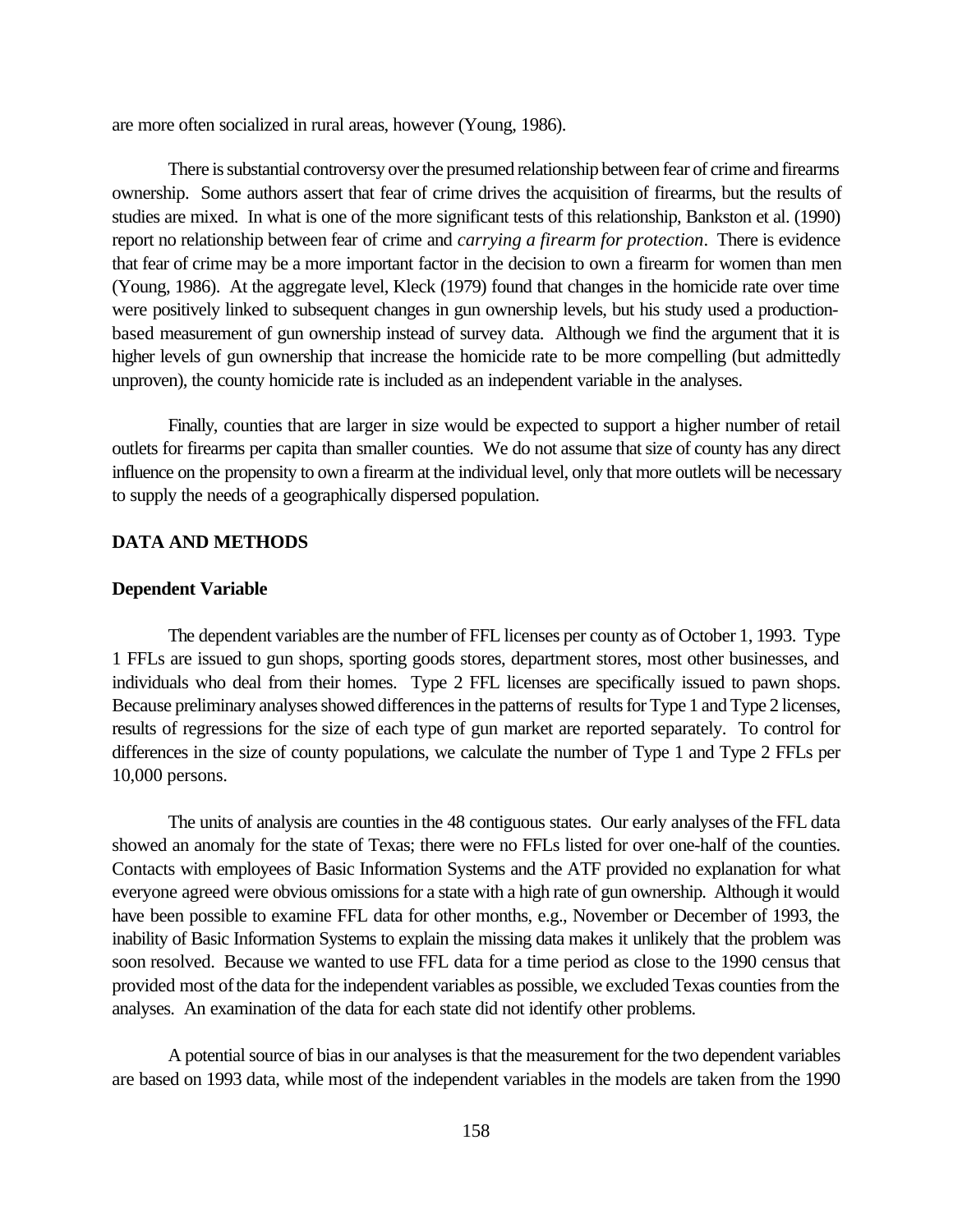are more often socialized in rural areas, however (Young, 1986).

There is substantial controversy over the presumed relationship between fear of crime and firearms ownership. Some authors assert that fear of crime drives the acquisition of firearms, but the results of studies are mixed. In what is one of the more significant tests of this relationship, Bankston et al. (1990) report no relationship between fear of crime and *carrying a firearm for protection*. There is evidence that fear of crime may be a more important factor in the decision to own a firearm for women than men (Young, 1986). At the aggregate level, Kleck (1979) found that changes in the homicide rate over time were positively linked to subsequent changes in gun ownership levels, but his study used a production-based measurement of gun ownership instead of survey data. Although we find the argument that it is higher levels of gun ownership that increase the homicide rate to be more compelling (but admittedly unproven), the county homicide rate is included as an independent variable in the analyses.

Finally, counties that are larger in size would be expected to support a higher number of retail outlets for firearms per capita than smaller counties. We do not assume that size of county has any direct influence on the propensity to own a firearm at the individual level, only that more outlets will be necessary to supply the needs of a geographically dispersed population.

## DATA AND METHODS

### Dependent Variable

The dependent variables are the number of FFL licenses per county as of October 1, 1993. Type 1 FFLs are issued to gun shops, sporting goods stores, department stores, most other businesses, and individuals who deal from their homes. Type 2 FFL licenses are specifically issued to pawn shops. Because preliminary analyses showed differences in the patterns of results for Type 1 and Type 2 licenses, results of regressions for the size of each type of gun market are reported separately. To control for differences in the size of county populations, we calculate the number of Type 1 and Type 2 FFLs per 10,000 persons.

The units of analysis are counties in the 48 contiguous states. Our early analyses of the FFL data showed an anomaly for the state of Texas; there were no FFLs listed for over one-half of the counties. Contacts with employees of Basic Information Systems and the ATF provided no explanation for what everyone agreed were obvious omissions for a state with a high rate of gun ownership. Although it would have been possible to examine FFL data for other months, e.g., November or December of 1993, the inability of Basic Information Systems to explain the missing data makes it unlikely that the problem was soon resolved. Because we wanted to use FFL data for a time period as close to the 1990 census that provided most of the data for the independent variables as possible, we excluded Texas counties from the analyses. An examination of the data for each state did not identify other problems.

A potential source of bias in our analyses is that the measurement for the two dependent variables are based on 1993 data, while most of the independent variables in the models are taken from the 1990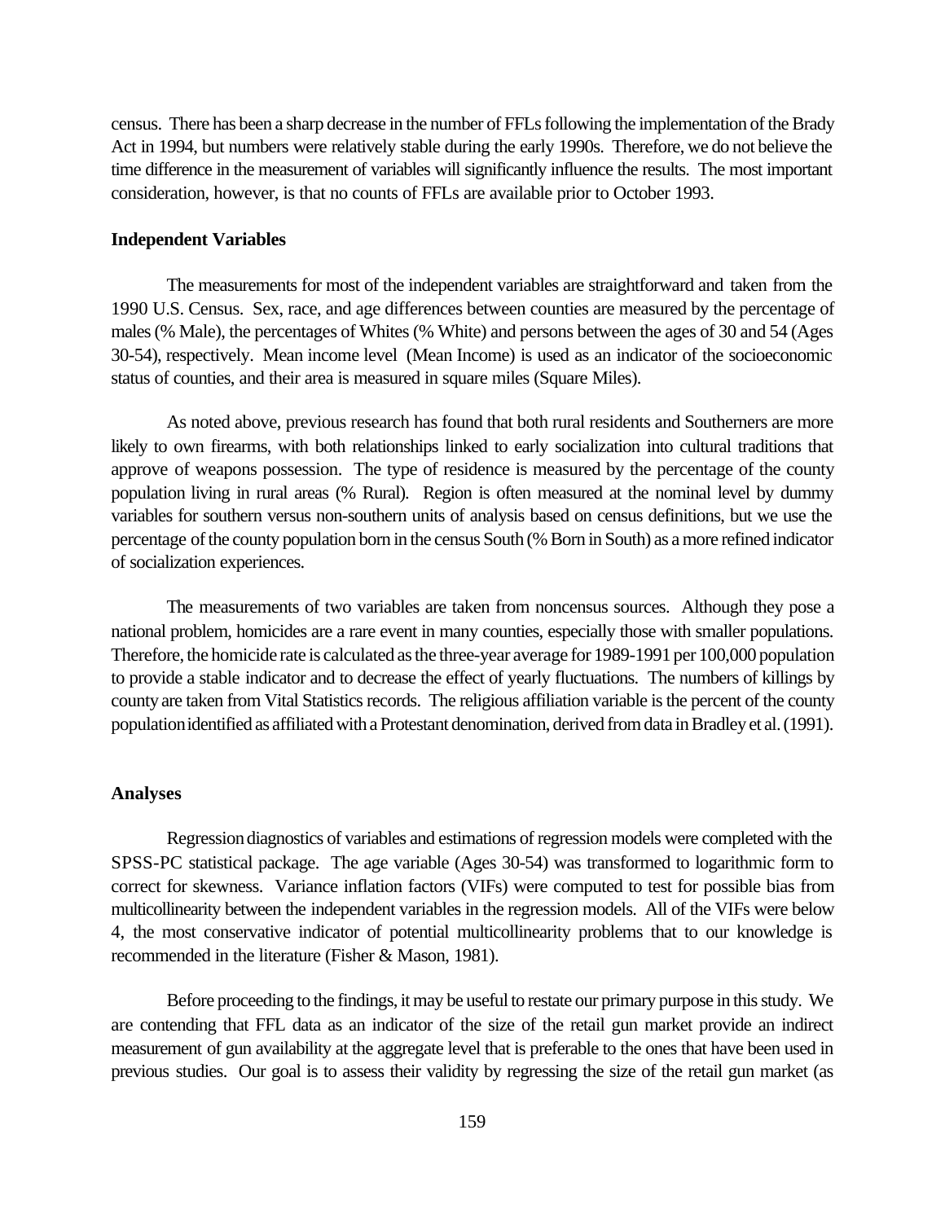census. There has been a sharp decrease in the number of FFLs following the implementation of the Brady Act in 1994, but numbers were relatively stable during the early 1990s. Therefore, we do not believe the time difference in the measurement of variables will significantly influence the results. The most important consideration, however, is that no counts of FFLs are available prior to October 1993.

### Independent Variables

The measurements for most of the independent variables are straightforward and taken from the 1990 U.S. Census. Sex, race, and age differences between counties are measured by the percentage of males (% Male), the percentages of Whites (% White) and persons between the ages of 30 and 54 (Ages 30-54), respectively. Mean income level (Mean Income) is used as an indicator of the socioeconomic status of counties, and their area is measured in square miles (Square Miles).

As noted above, previous research has found that both rural residents and Southerners are more likely to own firearms, with both relationships linked to early socialization into cultural traditions that approve of weapons possession. The type of residence is measured by the percentage of the county population living in rural areas (% Rural). Region is often measured at the nominal level by dummy variables for southern versus non-southern units of analysis based on census definitions, but we use the percentage of the county population born in the census South (% Born in South) as a more refined indicator of socialization experiences.

The measurements of two variables are taken from noncensus sources. Although they pose a national problem, homicides are a rare event in many counties, especially those with smaller populations. Therefore, the homicide rate is calculated as the three-year average for 1989-1991 per 100,000 population to provide a stable indicator and to decrease the effect of yearly fluctuations. The numbers of killings by county are taken from Vital Statistics records. The religious affiliation variable is the percent of the county population identified as affiliated with a Protestant denomination, derived from data in Bradley et al. (1991).

### Analyses

Regression diagnostics of variables and estimations of regression models were completed with the SPSS-PC statistical package. The age variable (Ages 30-54) was transformed to logarithmic form to correct for skewness. Variance inflation factors (VIFs) were computed to test for possible bias from multicollinearity between the independent variables in the regression models. All of the VIFs were below 4, the most conservative indicator of potential multicollinearity problems that to our knowledge is recommended in the literature (Fisher & Mason, 1981).

Before proceeding to the findings, it may be useful to restate our primary purpose in this study. We are contending that FFL data as an indicator of the size of the retail gun market provide an indirect measurement of gun availability at the aggregate level that is preferable to the ones that have been used in previous studies. Our goal is to assess their validity by regressing the size of the retail gun market (as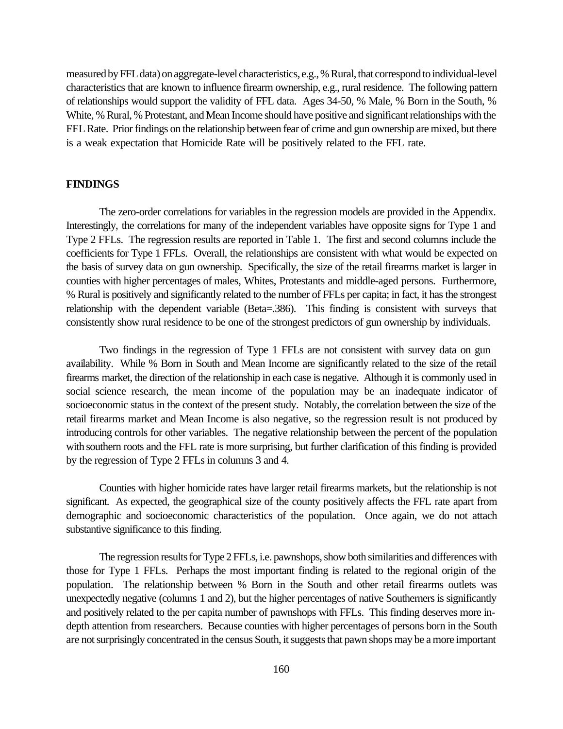measured by FFL data) on aggregate-level characteristics, e.g., % Rural, that correspond to individual-level characteristics that are known to influence firearm ownership, e.g., rural residence. The following pattern of relationships would support the validity of FFL data. Ages 34-50, % Male, % Born in the South, % White, % Rural, % Protestant, and Mean Income should have positive and significant relationships with the FFL Rate. Prior findings on the relationship between fear of crime and gun ownership are mixed, but there is a weak expectation that Homicide Rate will be positively related to the FFL rate.

**FINDINGS**

The zero-order correlations for variables in the regression models are provided in the Appendix. Interestingly, the correlations for many of the independent variables have opposite signs for Type 1 and Type 2 FFLs. The regression results are reported in Table 1. The first and second columns include the coefficients for Type 1 FFLs. Overall, the relationships are consistent with what would be expected on the basis of survey data on gun ownership. Specifically, the size of the retail firearms market is larger in counties with higher percentages of males, Whites, Protestants and middle-aged persons. Furthermore, % Rural is positively and significantly related to the number of FFLs per capita; in fact, it has the strongest relationship with the dependent variable (Beta=.386). This finding is consistent with surveys that consistently show rural residence to be one of the strongest predictors of gun ownership by individuals.

Two findings in the regression of Type 1 FFLs are not consistent with survey data on gun availability. While % Born in South and Mean Income are significantly related to the size of the retail firearms market, the direction of the relationship in each case is negative. Although it is commonly used in social science research, the mean income of the population may be an inadequate indicator of socioeconomic status in the context of the present study. Notably, the correlation between the size of the retail firearms market and Mean Income is also negative, so the regression result is not produced by introducing controls for other variables. The negative relationship between the percent of the population with southern roots and the FFL rate is more surprising, but further clarification of this finding is provided by the regression of Type 2 FFLs in columns 3 and 4.

Counties with higher homicide rates have larger retail firearms markets, but the relationship is not significant. As expected, the geographical size of the county positively affects the FFL rate apart from demographic and socioeconomic characteristics of the population. Once again, we do not attach substantive significance to this finding.

The regression results for Type 2 FFLs, i.e. pawnshops, show both similarities and differences with those for Type 1 FFLs. Perhaps the most important finding is related to the regional origin of the population. The relationship between % Born in the South and other retail firearms outlets was unexpectedly negative (columns 1 and 2), but the higher percentages of native Southerners is significantly and positively related to the per capita number of pawnshops with FFLs. This finding deserves more in-depth attention from researchers. Because counties with higher percentages of persons born in the South are not surprisingly concentrated in the census South, it suggests that pawn shops may be a more important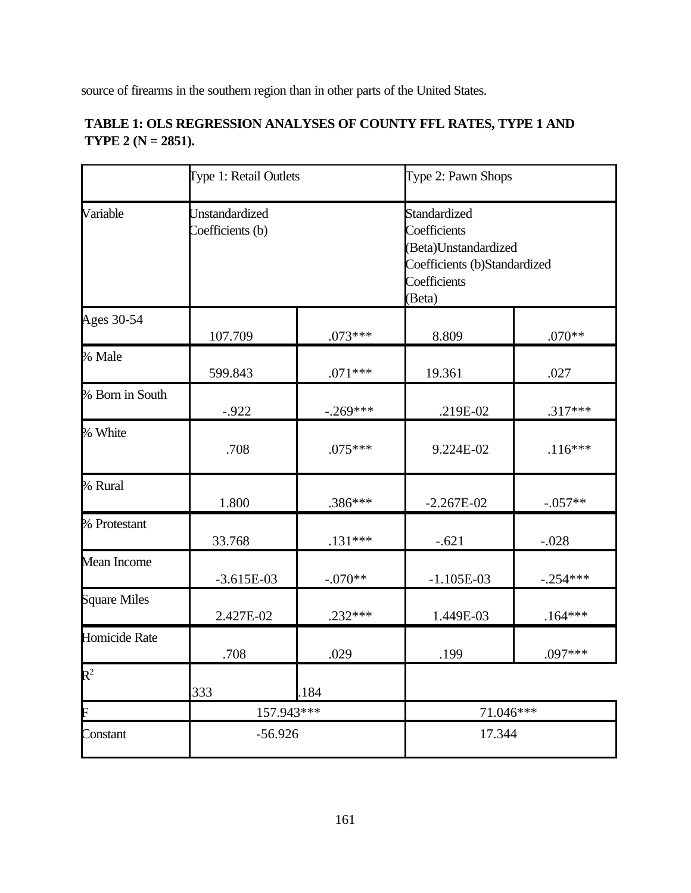source of firearms in the southern region than in other parts of the United States.

**TABLE 1: OLS REGRESSION ANALYSES OF COUNTY FFL RATES, TYPE 1 AND TYPE 2 (N = 2851).**

| | Type 1: Retail Outlets | | Type 2: Pawn Shops | |
|---|---|---|---|---|
| Variable | Unstandardized Coefficients (b) | Standardized Coefficients (Beta) | Unstandardized Coefficients (b) | Standardized Coefficients (Beta) |
| Ages 30-54 | 107.709 | .073*** | 8.809 | .070** |
| % Male | 599.843 | .071*** | 19.361 | .027 |
| % Born in South | -.922 | -.269*** | .219E-02 | .317*** |
| % White | .708 | .075*** | 9.224E-02 | .116*** |
| % Rural | 1.800 | .386*** | -2.267E-02 | -.057** |
| % Protestant | 33.768 | .131*** | -.621 | -.028 |
| Mean Income | -3.615E-03 | -.070** | -1.105E-03 | -.254*** |
| Square Miles | 2.427E-02 | .232*** | 1.449E-03 | .164*** |
| Homicide Rate | .708 | .029 | .199 | .097*** |
| $R^2$ | .333 | .184 | | |
| F | 157.943*** | | 71.046*** | |
| Constant | -56.926 | | 17.344 | |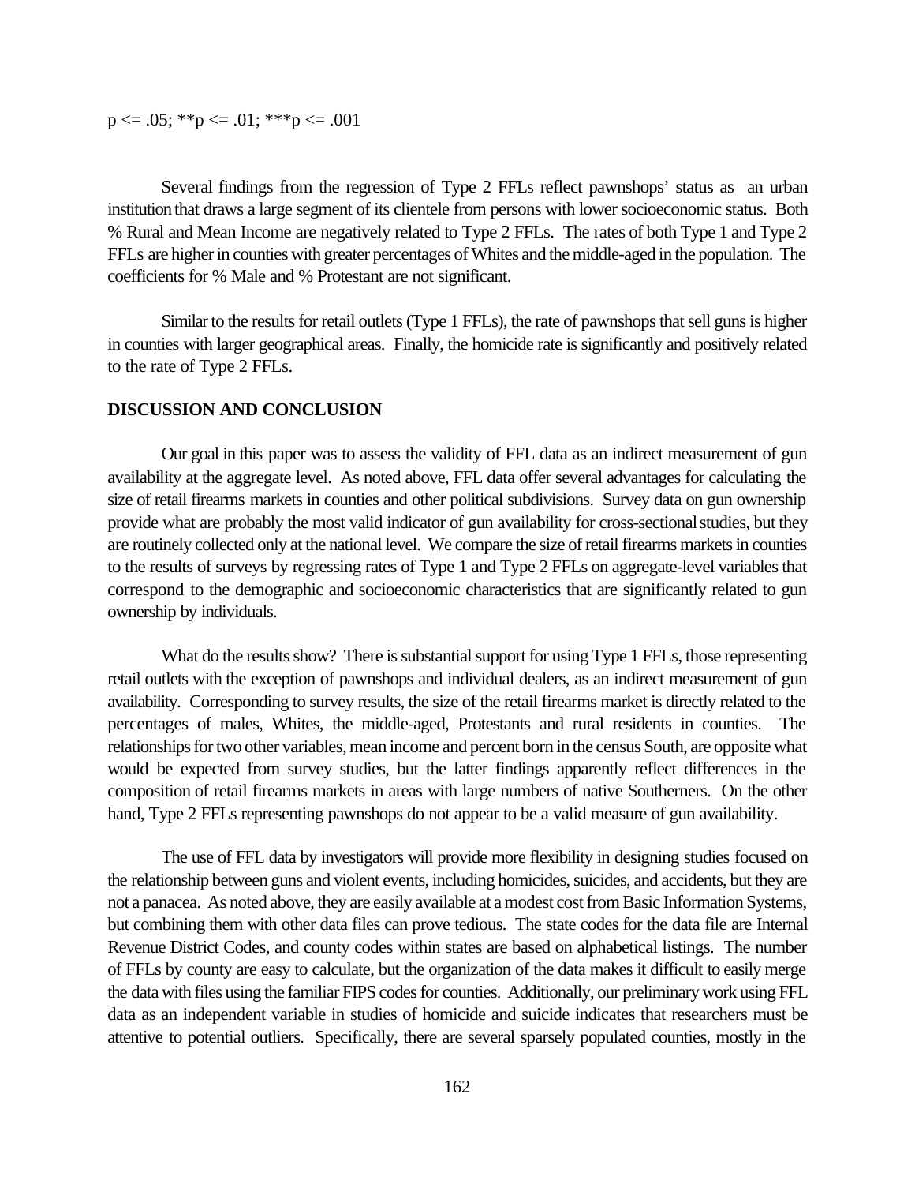p <= .05; **p <= .01; ***p <= .001

Several findings from the regression of Type 2 FFLs reflect pawnshops' status as an urban institution that draws a large segment of its clientele from persons with lower socioeconomic status. Both % Rural and Mean Income are negatively related to Type 2 FFLs. The rates of both Type 1 and Type 2 FFLs are higher in counties with greater percentages of Whites and the middle-aged in the population. The coefficients for % Male and % Protestant are not significant.

Similar to the results for retail outlets (Type 1 FFLs), the rate of pawnshops that sell guns is higher in counties with larger geographical areas. Finally, the homicide rate is significantly and positively related to the rate of Type 2 FFLs.

**DISCUSSION AND CONCLUSION**

Our goal in this paper was to assess the validity of FFL data as an indirect measurement of gun availability at the aggregate level. As noted above, FFL data offer several advantages for calculating the size of retail firearms markets in counties and other political subdivisions. Survey data on gun ownership provide what are probably the most valid indicator of gun availability for cross-sectional studies, but they are routinely collected only at the national level. We compare the size of retail firearms markets in counties to the results of surveys by regressing rates of Type 1 and Type 2 FFLs on aggregate-level variables that correspond to the demographic and socioeconomic characteristics that are significantly related to gun ownership by individuals.

What do the results show? There is substantial support for using Type 1 FFLs, those representing retail outlets with the exception of pawnshops and individual dealers, as an indirect measurement of gun availability. Corresponding to survey results, the size of the retail firearms market is directly related to the percentages of males, Whites, the middle-aged, Protestants and rural residents in counties. The relationships for two other variables, mean income and percent born in the census South, are opposite what would be expected from survey studies, but the latter findings apparently reflect differences in the composition of retail firearms markets in areas with large numbers of native Southerners. On the other hand, Type 2 FFLs representing pawnshops do not appear to be a valid measure of gun availability.

The use of FFL data by investigators will provide more flexibility in designing studies focused on the relationship between guns and violent events, including homicides, suicides, and accidents, but they are not a panacea. As noted above, they are easily available at a modest cost from Basic Information Systems, but combining them with other data files can prove tedious. The state codes for the data file are Internal Revenue District Codes, and county codes within states are based on alphabetical listings. The number of FFLs by county are easy to calculate, but the organization of the data makes it difficult to easily merge the data with files using the familiar FIPS codes for counties. Additionally, our preliminary work using FFL data as an independent variable in studies of homicide and suicide indicates that researchers must be attentive to potential outliers. Specifically, there are several sparsely populated counties, mostly in the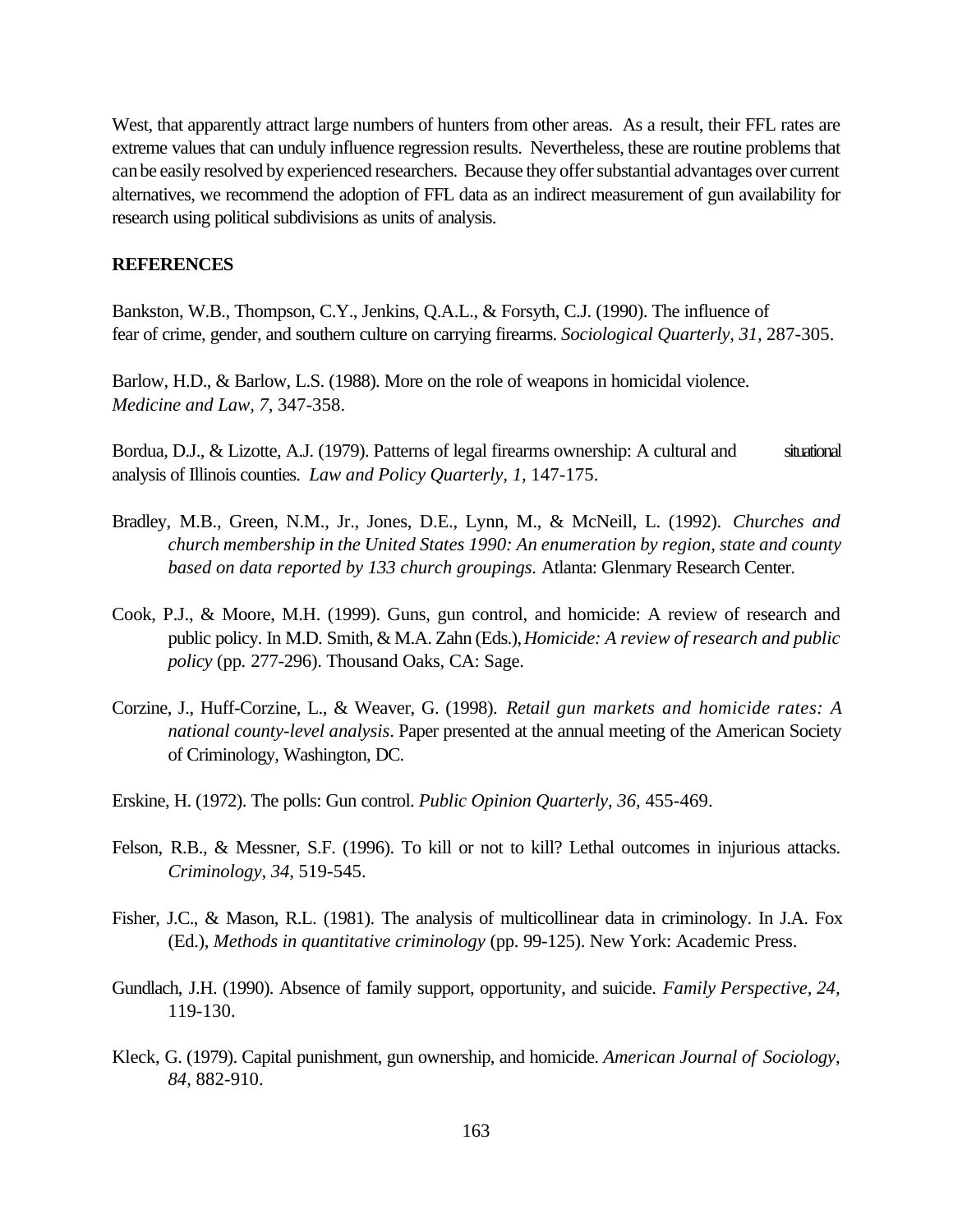West, that apparently attract large numbers of hunters from other areas. As a result, their FFL rates are extreme values that can unduly influence regression results. Nevertheless, these are routine problems that can be easily resolved by experienced researchers. Because they offer substantial advantages over current alternatives, we recommend the adoption of FFL data as an indirect measurement of gun availability for research using political subdivisions as units of analysis.

## REFERENCES

Bankston, W.B., Thompson, C.Y., Jenkins, Q.A.L., & Forsyth, C.J. (1990). The influence of fear of crime, gender, and southern culture on carrying firearms. *Sociological Quarterly, 31,* 287-305.

Barlow, H.D., & Barlow, L.S. (1988). More on the role of weapons in homicidal violence. *Medicine and Law, 7,* 347-358.

Bordua, D.J., & Lizotte, A.J. (1979). Patterns of legal firearms ownership: A cultural and situational analysis of Illinois counties. *Law and Policy Quarterly, 1,* 147-175.

Bradley, M.B., Green, N.M., Jr., Jones, D.E., Lynn, M., & McNeill, L. (1992). *Churches and church membership in the United States 1990: An enumeration by region, state and county based on data reported by 133 church groupings.* Atlanta: Glenmary Research Center.

Cook, P.J., & Moore, M.H. (1999). Guns, gun control, and homicide: A review of research and public policy. In M.D. Smith, & M.A. Zahn (Eds.), *Homicide: A review of research and public policy* (pp. 277-296). Thousand Oaks, CA: Sage.

Corzine, J., Huff-Corzine, L., & Weaver, G. (1998). *Retail gun markets and homicide rates: A national county-level analysis*. Paper presented at the annual meeting of the American Society of Criminology, Washington, DC.

Erskine, H. (1972). The polls: Gun control. *Public Opinion Quarterly*, *36,* 455-469.

Felson, R.B., & Messner, S.F. (1996). To kill or not to kill? Lethal outcomes in injurious attacks. *Criminology, 34,* 519-545.

Fisher, J.C., & Mason, R.L. (1981). The analysis of multicollinear data in criminology. In J.A. Fox (Ed.), *Methods in quantitative criminology* (pp. 99-125). New York: Academic Press.

Gundlach, J.H. (1990). Absence of family support, opportunity, and suicide. *Family Perspective, 24,* 119-130.

Kleck, G. (1979). Capital punishment, gun ownership, and homicide. *American Journal of Sociology*, *84,* 882-910.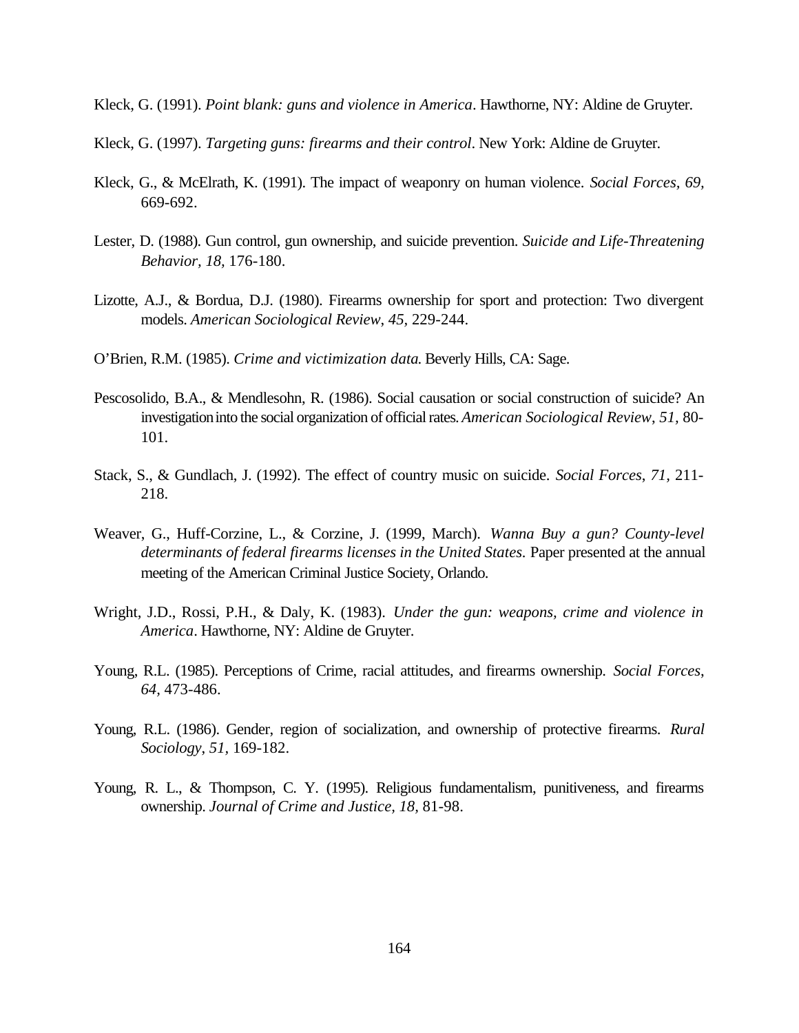Kleck, G. (1991). *Point blank: guns and violence in America*. Hawthorne, NY: Aldine de Gruyter.

Kleck, G. (1997). *Targeting guns: firearms and their control*. New York: Aldine de Gruyter.

Kleck, G., & McElrath, K. (1991). The impact of weaponry on human violence. *Social Forces*, *69,* 669-692.

Lester, D. (1988). Gun control, gun ownership, and suicide prevention. *Suicide and Life-Threatening Behavior*, *18,* 176-180.

Lizotte, A.J., & Bordua, D.J. (1980). Firearms ownership for sport and protection: Two divergent models. *American Sociological Review*, *45,* 229-244.

O'Brien, R.M. (1985). *Crime and victimization data.* Beverly Hills, CA: Sage.

Pescosolido, B.A., & Mendlesohn, R. (1986). Social causation or social construction of suicide? An investigation into the social organization of official rates. *American Sociological Review*, *51,* 80-101.

Stack, S., & Gundlach, J. (1992). The effect of country music on suicide. *Social Forces*, *71*, 211-218.

Weaver, G., Huff-Corzine, L., & Corzine, J. (1999, March). *Wanna Buy a gun? County-level determinants of federal firearms licenses in the United States.* Paper presented at the annual meeting of the American Criminal Justice Society, Orlando.

Wright, J.D., Rossi, P.H., & Daly, K. (1983). *Under the gun: weapons, crime and violence in America*. Hawthorne, NY: Aldine de Gruyter.

Young, R.L. (1985). Perceptions of Crime, racial attitudes, and firearms ownership. *Social Forces*, *64,* 473-486.

Young, R.L. (1986). Gender, region of socialization, and ownership of protective firearms. *Rural Sociology*, *51,* 169-182.

Young, R. L., & Thompson, C. Y. (1995). Religious fundamentalism, punitiveness, and firearms ownership. *Journal of Crime and Justice*, *18,* 81-98.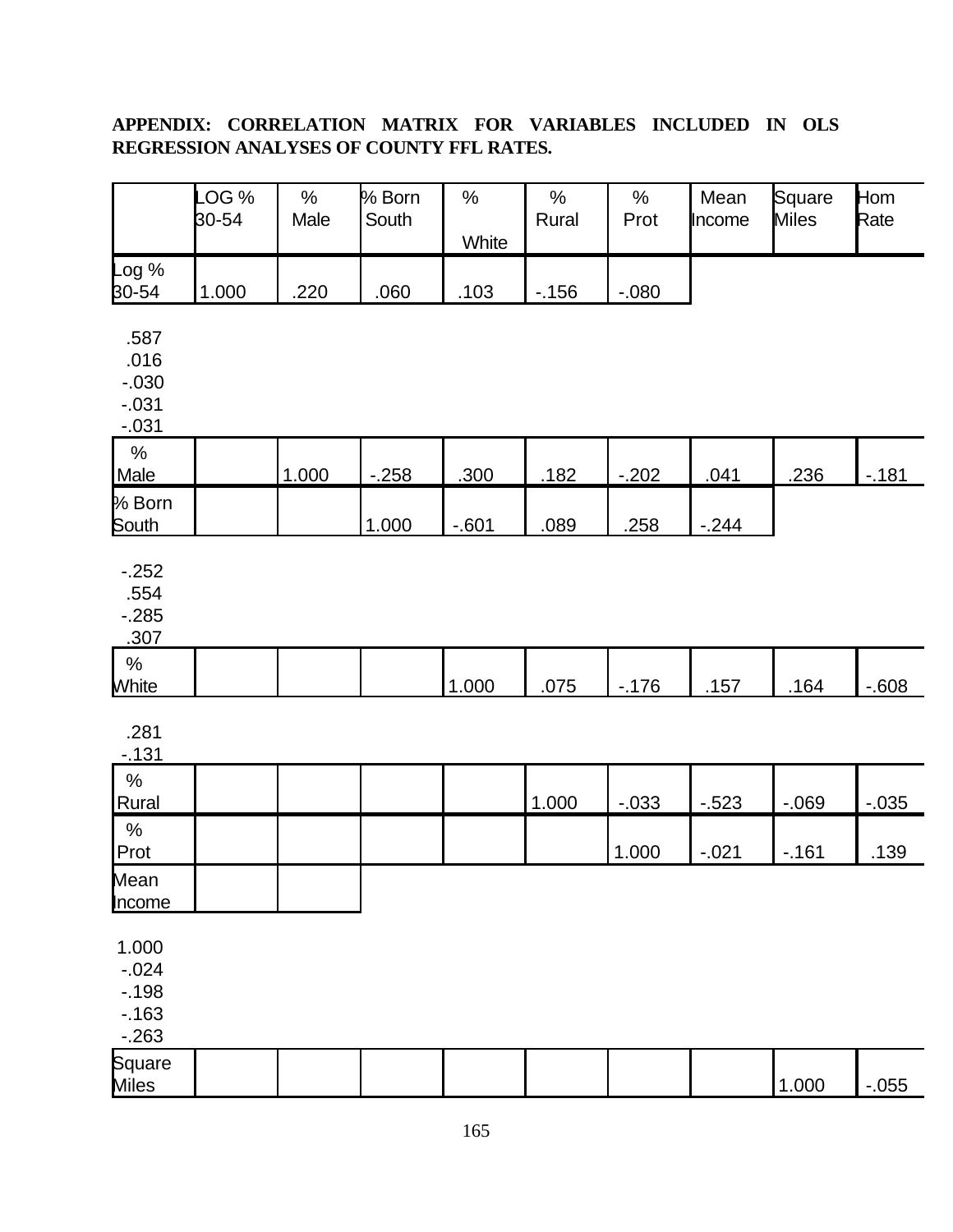**APPENDIX: CORRELATION MATRIX FOR VARIABLES INCLUDED IN OLS REGRESSION ANALYSES OF COUNTY FFL RATES.**

| | LOG % 30-54 | % Male | % Born South | % White | % Rural | % Prot | Mean Income | Square Miles | Hom Rate | | |
|---|---|---|---|---|---|---|---|---|---|---|---|
| Log % 30-54 | 1.000 | .220 | .060 | .103 | -.156 | -.080 | .587 | .016 | -.030 | -.031 | -.031 |
| % Male | | 1.000 | -.258 | .300 | .182 | -.202 | .041 | .236 | -.181 | | |
| % Born South | | | 1.000 | -.601 | .089 | .258 | -.244 | -.252 | .554 | -.285 | .307 |
| % White | | | | 1.000 | .075 | -.176 | .157 | .164 | -.608 | .281 | -.131 |
| % Rural | | | | | 1.000 | -.033 | -.523 | -.069 | -.035 | | |
| % Prot | | | | | | 1.000 | -.021 | -.161 | .139 | | |
| Mean Income | | | | | | | 1.000 | -.024 | -.198 | -.163 | -.263 |
| Square Miles | | | | | | | | 1.000 | -.055 | | |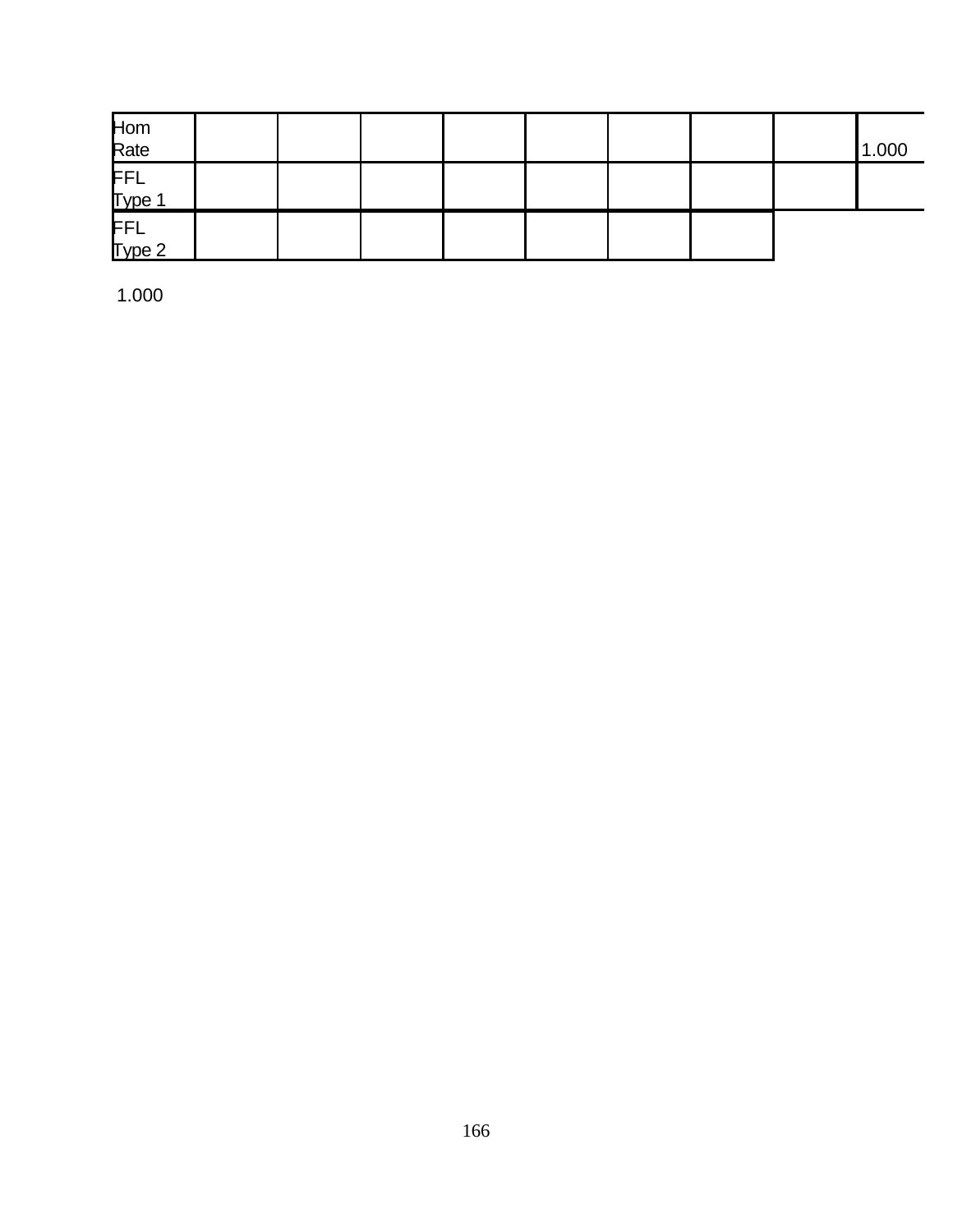| | | | | | | | | | |
|---|---|---|---|---|---|---|---|---|---|
| Hom Rate | | | | | | | | | 1.000 |
| FFL Type 1 | | | | | | | | | |
| FFL Type 2 | | | | | | | | | |

1.000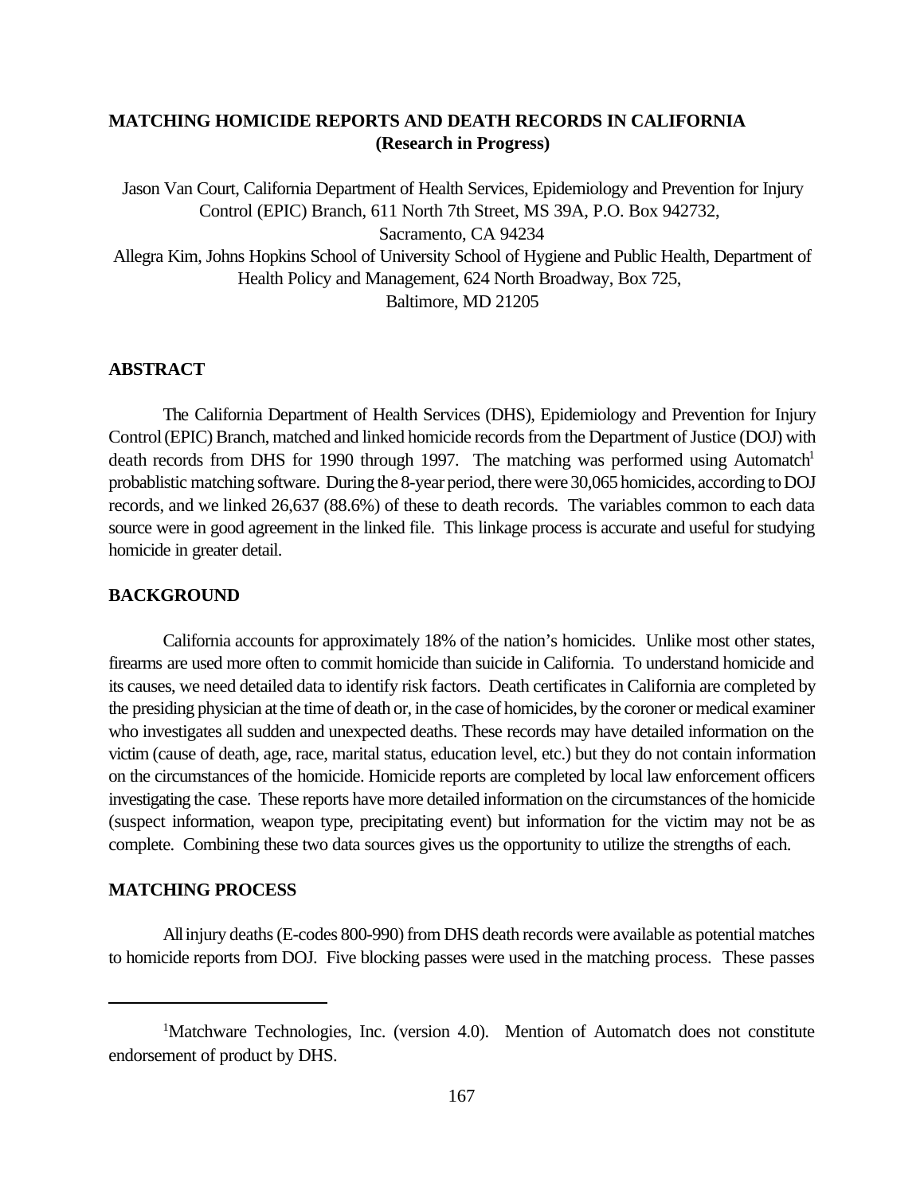## MATCHING HOMICIDE REPORTS AND DEATH RECORDS IN CALIFORNIA (Research in Progress)

Jason Van Court, California Department of Health Services, Epidemiology and Prevention for Injury Control (EPIC) Branch, 611 North 7th Street, MS 39A, P.O. Box 942732, Sacramento, CA 94234

Allegra Kim, Johns Hopkins School of University School of Hygiene and Public Health, Department of Health Policy and Management, 624 North Broadway, Box 725, Baltimore, MD 21205

### ABSTRACT

The California Department of Health Services (DHS), Epidemiology and Prevention for Injury Control (EPIC) Branch, matched and linked homicide records from the Department of Justice (DOJ) with death records from DHS for 1990 through 1997. The matching was performed using Automatch[1] probablistic matching software. During the 8-year period, there were 30,065 homicides, according to DOJ records, and we linked 26,637 (88.6%) of these to death records. The variables common to each data source were in good agreement in the linked file. This linkage process is accurate and useful for studying homicide in greater detail.

### BACKGROUND

California accounts for approximately 18% of the nation's homicides. Unlike most other states, firearms are used more often to commit homicide than suicide in California. To understand homicide and its causes, we need detailed data to identify risk factors. Death certificates in California are completed by the presiding physician at the time of death or, in the case of homicides, by the coroner or medical examiner who investigates all sudden and unexpected deaths. These records may have detailed information on the victim (cause of death, age, race, marital status, education level, etc.) but they do not contain information on the circumstances of the homicide. Homicide reports are completed by local law enforcement officers investigating the case. These reports have more detailed information on the circumstances of the homicide (suspect information, weapon type, precipitating event) but information for the victim may not be as complete. Combining these two data sources gives us the opportunity to utilize the strengths of each.

### MATCHING PROCESS

All injury deaths (E-codes 800-990) from DHS death records were available as potential matches to homicide reports from DOJ. Five blocking passes were used in the matching process. These passes

---

[1]Matchware Technologies, Inc. (version 4.0). Mention of Automatch does not constitute endorsement of product by DHS.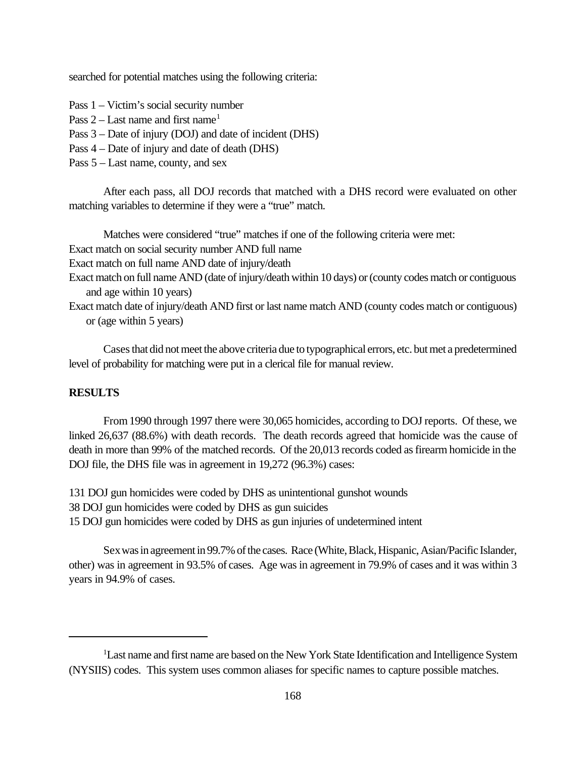searched for potential matches using the following criteria:

Pass 1 – Victim's social security number
Pass 2 – Last name and first name[1]
Pass 3 – Date of injury (DOJ) and date of incident (DHS)
Pass 4 – Date of injury and date of death (DHS)
Pass 5 – Last name, county, and sex

After each pass, all DOJ records that matched with a DHS record were evaluated on other matching variables to determine if they were a "true" match.

Matches were considered "true" matches if one of the following criteria were met:
Exact match on social security number AND full name
Exact match on full name AND date of injury/death
Exact match on full name AND (date of injury/death within 10 days) or (county codes match or contiguous and age within 10 years)
Exact match date of injury/death AND first or last name match AND (county codes match or contiguous) or (age within 5 years)

Cases that did not meet the above criteria due to typographical errors, etc. but met a predetermined level of probability for matching were put in a clerical file for manual review.

**RESULTS**

From 1990 through 1997 there were 30,065 homicides, according to DOJ reports. Of these, we linked 26,637 (88.6%) with death records. The death records agreed that homicide was the cause of death in more than 99% of the matched records. Of the 20,013 records coded as firearm homicide in the DOJ file, the DHS file was in agreement in 19,272 (96.3%) cases:

131 DOJ gun homicides were coded by DHS as unintentional gunshot wounds
38 DOJ gun homicides were coded by DHS as gun suicides
15 DOJ gun homicides were coded by DHS as gun injuries of undetermined intent

Sex was in agreement in 99.7% of the cases. Race (White, Black, Hispanic, Asian/Pacific Islander, other) was in agreement in 93.5% of cases. Age was in agreement in 79.9% of cases and it was within 3 years in 94.9% of cases.

---

[1]Last name and first name are based on the New York State Identification and Intelligence System (NYSIIS) codes. This system uses common aliases for specific names to capture possible matches.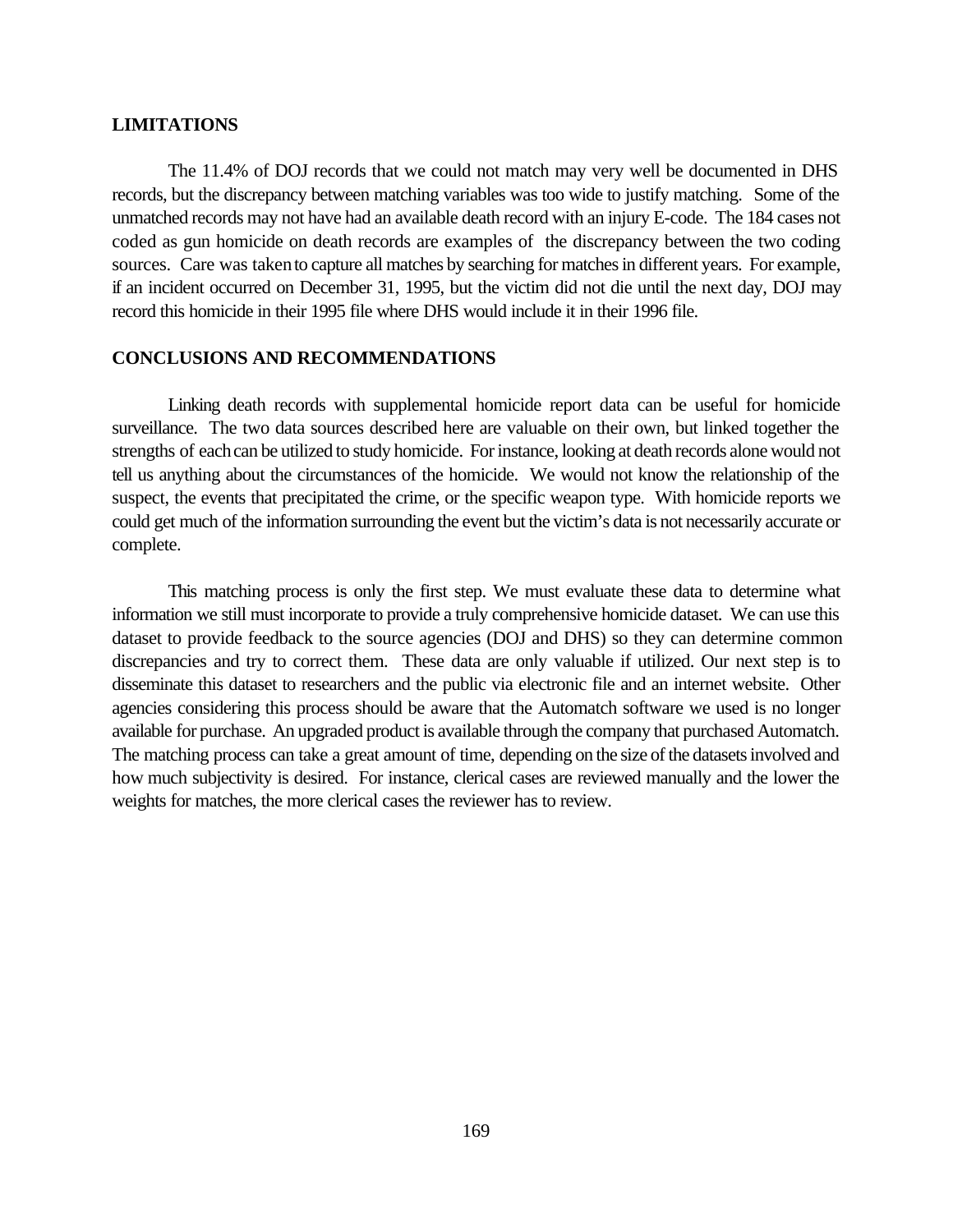## LIMITATIONS

The 11.4% of DOJ records that we could not match may very well be documented in DHS records, but the discrepancy between matching variables was too wide to justify matching. Some of the unmatched records may not have had an available death record with an injury E-code. The 184 cases not coded as gun homicide on death records are examples of the discrepancy between the two coding sources. Care was taken to capture all matches by searching for matches in different years. For example, if an incident occurred on December 31, 1995, but the victim did not die until the next day, DOJ may record this homicide in their 1995 file where DHS would include it in their 1996 file.

## CONCLUSIONS AND RECOMMENDATIONS

Linking death records with supplemental homicide report data can be useful for homicide surveillance. The two data sources described here are valuable on their own, but linked together the strengths of each can be utilized to study homicide. For instance, looking at death records alone would not tell us anything about the circumstances of the homicide. We would not know the relationship of the suspect, the events that precipitated the crime, or the specific weapon type. With homicide reports we could get much of the information surrounding the event but the victim's data is not necessarily accurate or complete.

This matching process is only the first step. We must evaluate these data to determine what information we still must incorporate to provide a truly comprehensive homicide dataset. We can use this dataset to provide feedback to the source agencies (DOJ and DHS) so they can determine common discrepancies and try to correct them. These data are only valuable if utilized. Our next step is to disseminate this dataset to researchers and the public via electronic file and an internet website. Other agencies considering this process should be aware that the Automatch software we used is no longer available for purchase. An upgraded product is available through the company that purchased Automatch. The matching process can take a great amount of time, depending on the size of the datasets involved and how much subjectivity is desired. For instance, clerical cases are reviewed manually and the lower the weights for matches, the more clerical cases the reviewer has to review.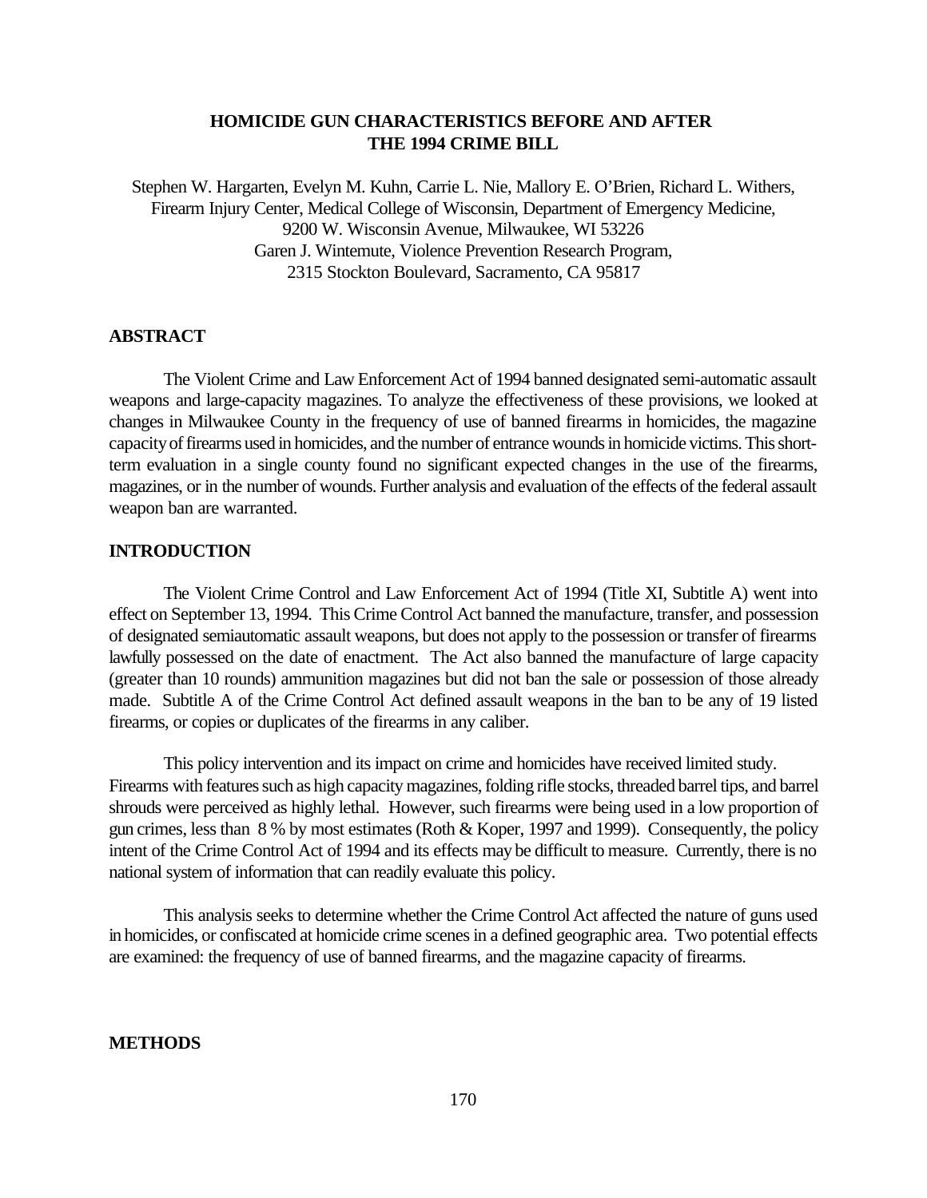# HOMICIDE GUN CHARACTERISTICS BEFORE AND AFTER THE 1994 CRIME BILL

Stephen W. Hargarten, Evelyn M. Kuhn, Carrie L. Nie, Mallory E. O'Brien, Richard L. Withers, Firearm Injury Center, Medical College of Wisconsin, Department of Emergency Medicine, 9200 W. Wisconsin Avenue, Milwaukee, WI 53226
Garen J. Wintemute, Violence Prevention Research Program, 2315 Stockton Boulevard, Sacramento, CA 95817

## ABSTRACT

The Violent Crime and Law Enforcement Act of 1994 banned designated semi-automatic assault weapons and large-capacity magazines. To analyze the effectiveness of these provisions, we looked at changes in Milwaukee County in the frequency of use of banned firearms in homicides, the magazine capacity of firearms used in homicides, and the number of entrance wounds in homicide victims. This short-term evaluation in a single county found no significant expected changes in the use of the firearms, magazines, or in the number of wounds. Further analysis and evaluation of the effects of the federal assault weapon ban are warranted.

## INTRODUCTION

The Violent Crime Control and Law Enforcement Act of 1994 (Title XI, Subtitle A) went into effect on September 13, 1994. This Crime Control Act banned the manufacture, transfer, and possession of designated semiautomatic assault weapons, but does not apply to the possession or transfer of firearms lawfully possessed on the date of enactment. The Act also banned the manufacture of large capacity (greater than 10 rounds) ammunition magazines but did not ban the sale or possession of those already made. Subtitle A of the Crime Control Act defined assault weapons in the ban to be any of 19 listed firearms, or copies or duplicates of the firearms in any caliber.

This policy intervention and its impact on crime and homicides have received limited study. Firearms with features such as high capacity magazines, folding rifle stocks, threaded barrel tips, and barrel shrouds were perceived as highly lethal. However, such firearms were being used in a low proportion of gun crimes, less than 8 % by most estimates (Roth & Koper, 1997 and 1999). Consequently, the policy intent of the Crime Control Act of 1994 and its effects may be difficult to measure. Currently, there is no national system of information that can readily evaluate this policy.

This analysis seeks to determine whether the Crime Control Act affected the nature of guns used in homicides, or confiscated at homicide crime scenes in a defined geographic area. Two potential effects are examined: the frequency of use of banned firearms, and the magazine capacity of firearms.

## METHODS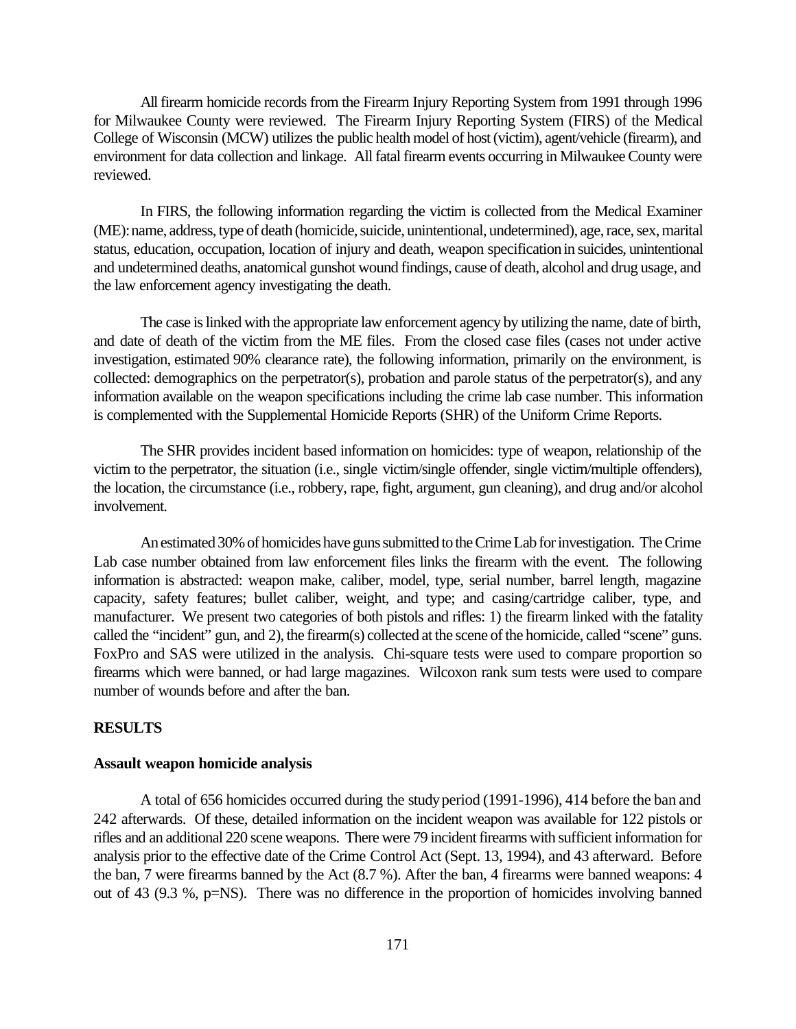All firearm homicide records from the Firearm Injury Reporting System from 1991 through 1996 for Milwaukee County were reviewed. The Firearm Injury Reporting System (FIRS) of the Medical College of Wisconsin (MCW) utilizes the public health model of host (victim), agent/vehicle (firearm), and environment for data collection and linkage. All fatal firearm events occurring in Milwaukee County were reviewed.

In FIRS, the following information regarding the victim is collected from the Medical Examiner (ME): name, address, type of death (homicide, suicide, unintentional, undetermined), age, race, sex, marital status, education, occupation, location of injury and death, weapon specification in suicides, unintentional and undetermined deaths, anatomical gunshot wound findings, cause of death, alcohol and drug usage, and the law enforcement agency investigating the death.

The case is linked with the appropriate law enforcement agency by utilizing the name, date of birth, and date of death of the victim from the ME files. From the closed case files (cases not under active investigation, estimated 90% clearance rate), the following information, primarily on the environment, is collected: demographics on the perpetrator(s), probation and parole status of the perpetrator(s), and any information available on the weapon specifications including the crime lab case number. This information is complemented with the Supplemental Homicide Reports (SHR) of the Uniform Crime Reports.

The SHR provides incident based information on homicides: type of weapon, relationship of the victim to the perpetrator, the situation (i.e., single victim/single offender, single victim/multiple offenders), the location, the circumstance (i.e., robbery, rape, fight, argument, gun cleaning), and drug and/or alcohol involvement.

An estimated 30% of homicides have guns submitted to the Crime Lab for investigation. The Crime Lab case number obtained from law enforcement files links the firearm with the event. The following information is abstracted: weapon make, caliber, model, type, serial number, barrel length, magazine capacity, safety features; bullet caliber, weight, and type; and casing/cartridge caliber, type, and manufacturer. We present two categories of both pistols and rifles: 1) the firearm linked with the fatality called the "incident" gun, and 2), the firearm(s) collected at the scene of the homicide, called "scene" guns. FoxPro and SAS were utilized in the analysis. Chi-square tests were used to compare proportion so firearms which were banned, or had large magazines. Wilcoxon rank sum tests were used to compare number of wounds before and after the ban.

## RESULTS

### Assault weapon homicide analysis

A total of 656 homicides occurred during the study period (1991-1996), 414 before the ban and 242 afterwards. Of these, detailed information on the incident weapon was available for 122 pistols or rifles and an additional 220 scene weapons. There were 79 incident firearms with sufficient information for analysis prior to the effective date of the Crime Control Act (Sept. 13, 1994), and 43 afterward. Before the ban, 7 were firearms banned by the Act (8.7 %). After the ban, 4 firearms were banned weapons: 4 out of 43 (9.3 %, p=NS). There was no difference in the proportion of homicides involving banned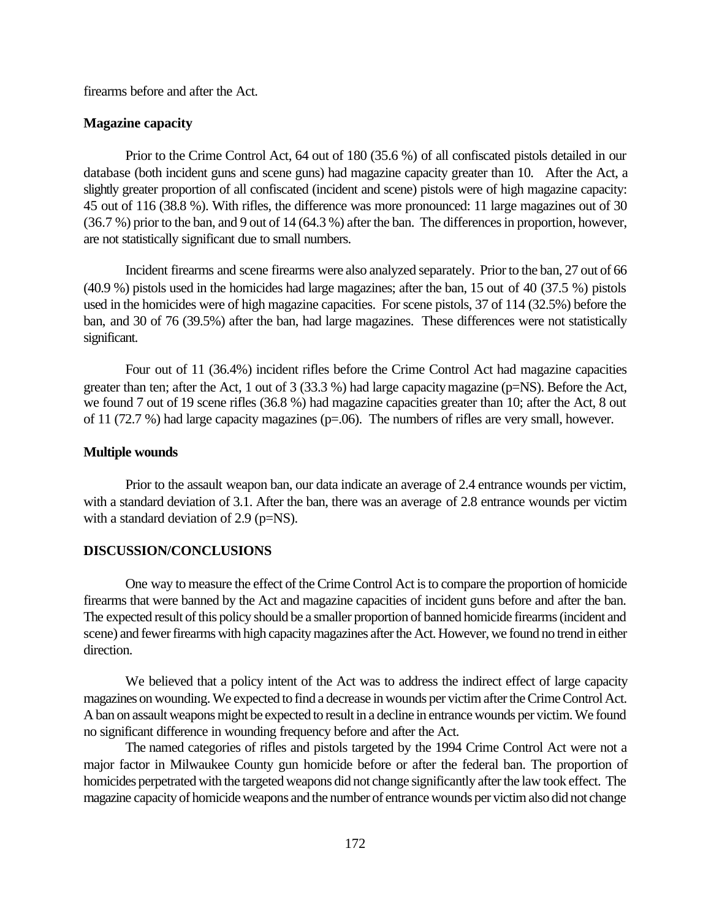firearms before and after the Act.

**Magazine capacity**

Prior to the Crime Control Act, 64 out of 180 (35.6 %) of all confiscated pistols detailed in our database (both incident guns and scene guns) had magazine capacity greater than 10. After the Act, a slightly greater proportion of all confiscated (incident and scene) pistols were of high magazine capacity: 45 out of 116 (38.8 %). With rifles, the difference was more pronounced: 11 large magazines out of 30 (36.7 %) prior to the ban, and 9 out of 14 (64.3 %) after the ban. The differences in proportion, however, are not statistically significant due to small numbers.

Incident firearms and scene firearms were also analyzed separately. Prior to the ban, 27 out of 66 (40.9 %) pistols used in the homicides had large magazines; after the ban, 15 out of 40 (37.5 %) pistols used in the homicides were of high magazine capacities. For scene pistols, 37 of 114 (32.5%) before the ban, and 30 of 76 (39.5%) after the ban, had large magazines. These differences were not statistically significant.

Four out of 11 (36.4%) incident rifles before the Crime Control Act had magazine capacities greater than ten; after the Act, 1 out of 3 (33.3 %) had large capacity magazine (p=NS). Before the Act, we found 7 out of 19 scene rifles (36.8 %) had magazine capacities greater than 10; after the Act, 8 out of 11 (72.7 %) had large capacity magazines (p=.06). The numbers of rifles are very small, however.

**Multiple wounds**

Prior to the assault weapon ban, our data indicate an average of 2.4 entrance wounds per victim, with a standard deviation of 3.1. After the ban, there was an average of 2.8 entrance wounds per victim with a standard deviation of 2.9 (p=NS).

**DISCUSSION/CONCLUSIONS**

One way to measure the effect of the Crime Control Act is to compare the proportion of homicide firearms that were banned by the Act and magazine capacities of incident guns before and after the ban. The expected result of this policy should be a smaller proportion of banned homicide firearms (incident and scene) and fewer firearms with high capacity magazines after the Act. However, we found no trend in either direction.

We believed that a policy intent of the Act was to address the indirect effect of large capacity magazines on wounding. We expected to find a decrease in wounds per victim after the Crime Control Act. A ban on assault weapons might be expected to result in a decline in entrance wounds per victim. We found no significant difference in wounding frequency before and after the Act.

The named categories of rifles and pistols targeted by the 1994 Crime Control Act were not a major factor in Milwaukee County gun homicide before or after the federal ban. The proportion of homicides perpetrated with the targeted weapons did not change significantly after the law took effect. The magazine capacity of homicide weapons and the number of entrance wounds per victim also did not change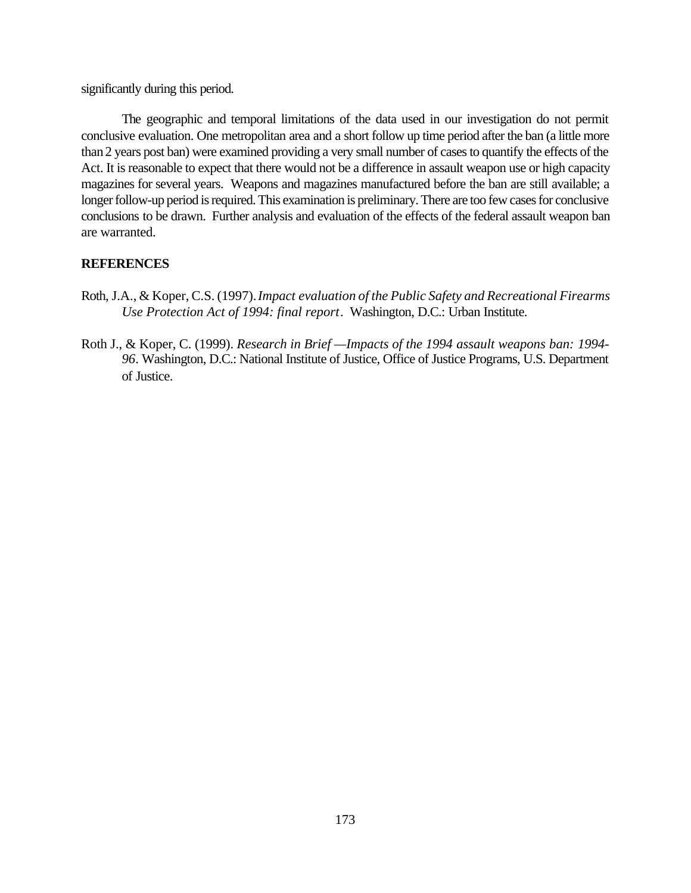significantly during this period.

The geographic and temporal limitations of the data used in our investigation do not permit conclusive evaluation. One metropolitan area and a short follow up time period after the ban (a little more than 2 years post ban) were examined providing a very small number of cases to quantify the effects of the Act. It is reasonable to expect that there would not be a difference in assault weapon use or high capacity magazines for several years. Weapons and magazines manufactured before the ban are still available; a longer follow-up period is required. This examination is preliminary. There are too few cases for conclusive conclusions to be drawn. Further analysis and evaluation of the effects of the federal assault weapon ban are warranted.

## REFERENCES

Roth, J.A., & Koper, C.S. (1997). *Impact evaluation of the Public Safety and Recreational Firearms Use Protection Act of 1994: final report*. Washington, D.C.: Urban Institute.

Roth J., & Koper, C. (1999). *Research in Brief —Impacts of the 1994 assault weapons ban: 1994-96*. Washington, D.C.: National Institute of Justice, Office of Justice Programs, U.S. Department of Justice.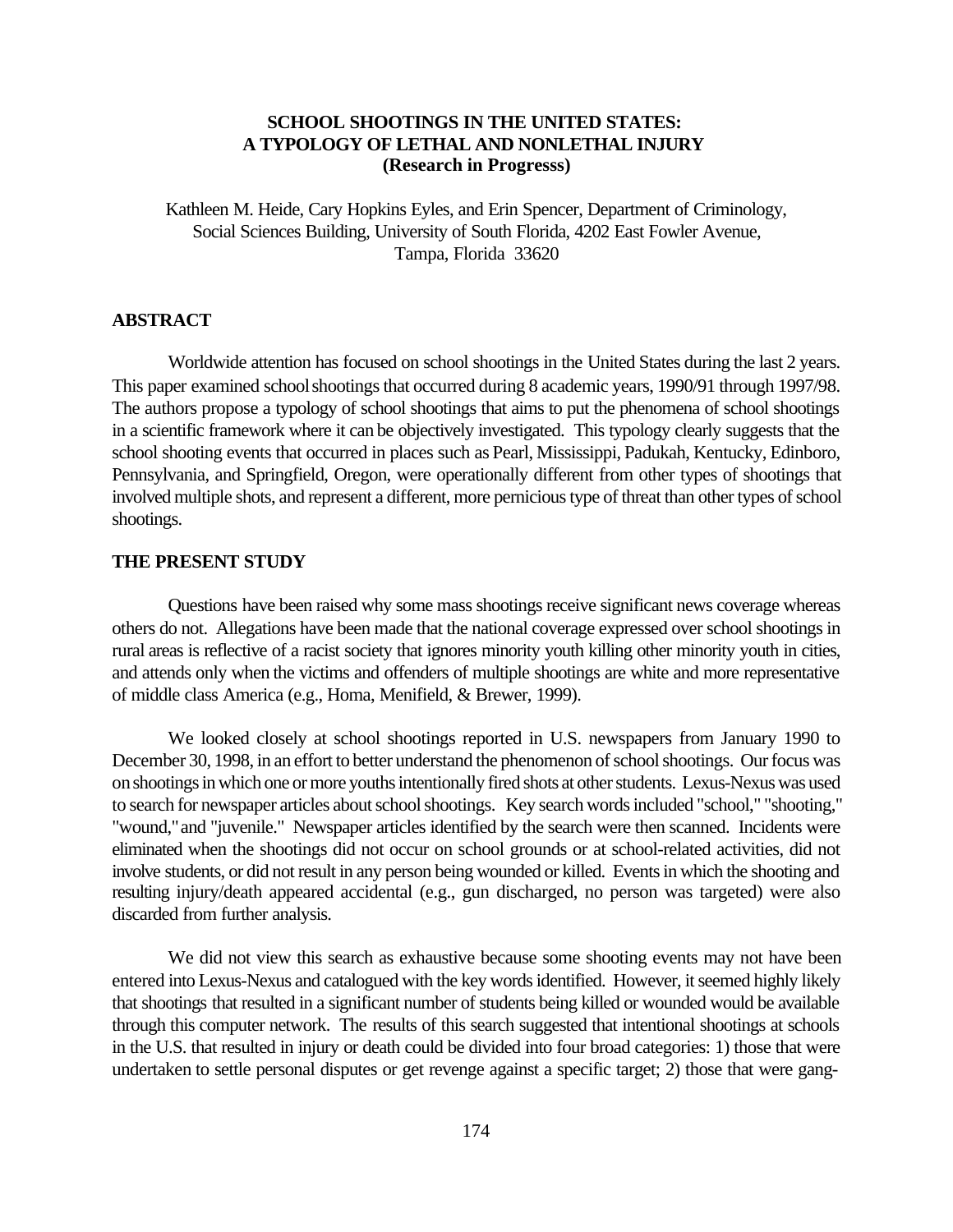**SCHOOL SHOOTINGS IN THE UNITED STATES:**
**A TYPOLOGY OF LETHAL AND NONLETHAL INJURY**
**(Research in Progresss)**

Kathleen M. Heide, Cary Hopkins Eyles, and Erin Spencer, Department of Criminology, Social Sciences Building, University of South Florida, 4202 East Fowler Avenue, Tampa, Florida 33620

## ABSTRACT

Worldwide attention has focused on school shootings in the United States during the last 2 years. This paper examined school shootings that occurred during 8 academic years, 1990/91 through 1997/98. The authors propose a typology of school shootings that aims to put the phenomena of school shootings in a scientific framework where it can be objectively investigated. This typology clearly suggests that the school shooting events that occurred in places such as Pearl, Mississippi, Padukah, Kentucky, Edinboro, Pennsylvania, and Springfield, Oregon, were operationally different from other types of shootings that involved multiple shots, and represent a different, more pernicious type of threat than other types of school shootings.

## THE PRESENT STUDY

Questions have been raised why some mass shootings receive significant news coverage whereas others do not. Allegations have been made that the national coverage expressed over school shootings in rural areas is reflective of a racist society that ignores minority youth killing other minority youth in cities, and attends only when the victims and offenders of multiple shootings are white and more representative of middle class America (e.g., Homa, Menifield, & Brewer, 1999).

We looked closely at school shootings reported in U.S. newspapers from January 1990 to December 30, 1998, in an effort to better understand the phenomenon of school shootings. Our focus was on shootings in which one or more youths intentionally fired shots at other students. Lexus-Nexus was used to search for newspaper articles about school shootings. Key search words included "school," "shooting," "wound," and "juvenile." Newspaper articles identified by the search were then scanned. Incidents were eliminated when the shootings did not occur on school grounds or at school-related activities, did not involve students, or did not result in any person being wounded or killed. Events in which the shooting and resulting injury/death appeared accidental (e.g., gun discharged, no person was targeted) were also discarded from further analysis.

We did not view this search as exhaustive because some shooting events may not have been entered into Lexus-Nexus and catalogued with the key words identified. However, it seemed highly likely that shootings that resulted in a significant number of students being killed or wounded would be available through this computer network. The results of this search suggested that intentional shootings at schools in the U.S. that resulted in injury or death could be divided into four broad categories: 1) those that were undertaken to settle personal disputes or get revenge against a specific target; 2) those that were gang-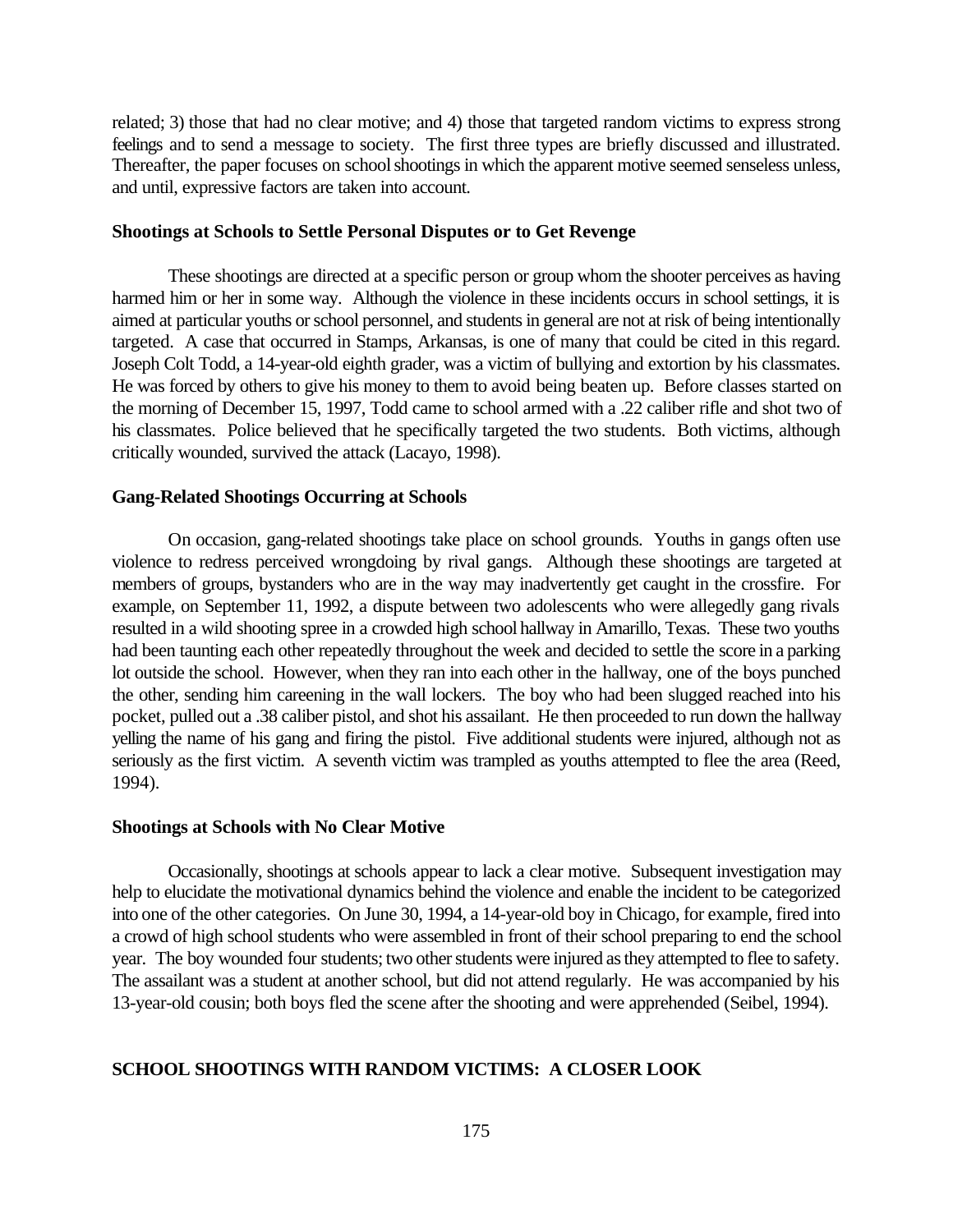related; 3) those that had no clear motive; and 4) those that targeted random victims to express strong feelings and to send a message to society. The first three types are briefly discussed and illustrated. Thereafter, the paper focuses on school shootings in which the apparent motive seemed senseless unless, and until, expressive factors are taken into account.

### Shootings at Schools to Settle Personal Disputes or to Get Revenge

These shootings are directed at a specific person or group whom the shooter perceives as having harmed him or her in some way. Although the violence in these incidents occurs in school settings, it is aimed at particular youths or school personnel, and students in general are not at risk of being intentionally targeted. A case that occurred in Stamps, Arkansas, is one of many that could be cited in this regard. Joseph Colt Todd, a 14-year-old eighth grader, was a victim of bullying and extortion by his classmates. He was forced by others to give his money to them to avoid being beaten up. Before classes started on the morning of December 15, 1997, Todd came to school armed with a .22 caliber rifle and shot two of his classmates. Police believed that he specifically targeted the two students. Both victims, although critically wounded, survived the attack (Lacayo, 1998).

### Gang-Related Shootings Occurring at Schools

On occasion, gang-related shootings take place on school grounds. Youths in gangs often use violence to redress perceived wrongdoing by rival gangs. Although these shootings are targeted at members of groups, bystanders who are in the way may inadvertently get caught in the crossfire. For example, on September 11, 1992, a dispute between two adolescents who were allegedly gang rivals resulted in a wild shooting spree in a crowded high school hallway in Amarillo, Texas. These two youths had been taunting each other repeatedly throughout the week and decided to settle the score in a parking lot outside the school. However, when they ran into each other in the hallway, one of the boys punched the other, sending him careening in the wall lockers. The boy who had been slugged reached into his pocket, pulled out a .38 caliber pistol, and shot his assailant. He then proceeded to run down the hallway yelling the name of his gang and firing the pistol. Five additional students were injured, although not as seriously as the first victim. A seventh victim was trampled as youths attempted to flee the area (Reed, 1994).

### Shootings at Schools with No Clear Motive

Occasionally, shootings at schools appear to lack a clear motive. Subsequent investigation may help to elucidate the motivational dynamics behind the violence and enable the incident to be categorized into one of the other categories. On June 30, 1994, a 14-year-old boy in Chicago, for example, fired into a crowd of high school students who were assembled in front of their school preparing to end the school year. The boy wounded four students; two other students were injured as they attempted to flee to safety. The assailant was a student at another school, but did not attend regularly. He was accompanied by his 13-year-old cousin; both boys fled the scene after the shooting and were apprehended (Seibel, 1994).

## SCHOOL SHOOTINGS WITH RANDOM VICTIMS: A CLOSER LOOK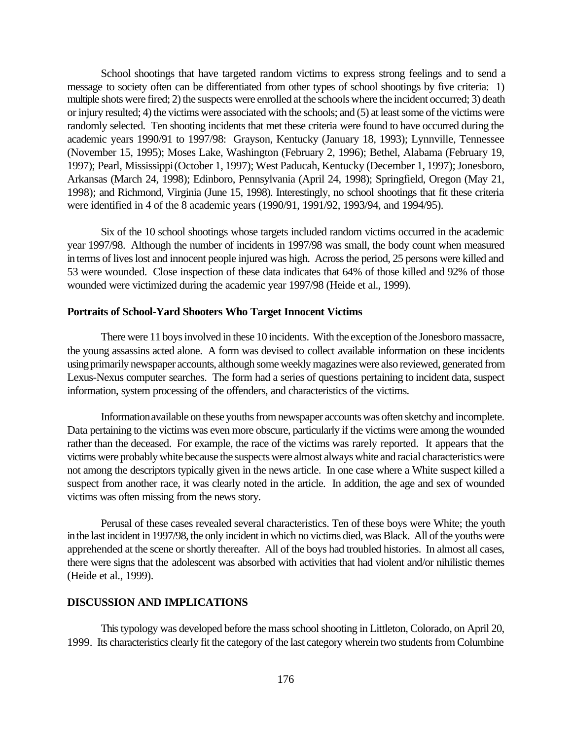School shootings that have targeted random victims to express strong feelings and to send a message to society often can be differentiated from other types of school shootings by five criteria: 1) multiple shots were fired; 2) the suspects were enrolled at the schools where the incident occurred; 3) death or injury resulted; 4) the victims were associated with the schools; and (5) at least some of the victims were randomly selected. Ten shooting incidents that met these criteria were found to have occurred during the academic years 1990/91 to 1997/98: Grayson, Kentucky (January 18, 1993); Lynnville, Tennessee (November 15, 1995); Moses Lake, Washington (February 2, 1996); Bethel, Alabama (February 19, 1997); Pearl, Mississippi (October 1, 1997); West Paducah, Kentucky (December 1, 1997); Jonesboro, Arkansas (March 24, 1998); Edinboro, Pennsylvania (April 24, 1998); Springfield, Oregon (May 21, 1998); and Richmond, Virginia (June 15, 1998). Interestingly, no school shootings that fit these criteria were identified in 4 of the 8 academic years (1990/91, 1991/92, 1993/94, and 1994/95).

Six of the 10 school shootings whose targets included random victims occurred in the academic year 1997/98. Although the number of incidents in 1997/98 was small, the body count when measured in terms of lives lost and innocent people injured was high. Across the period, 25 persons were killed and 53 were wounded. Close inspection of these data indicates that 64% of those killed and 92% of those wounded were victimized during the academic year 1997/98 (Heide et al., 1999).

### Portraits of School-Yard Shooters Who Target Innocent Victims

There were 11 boys involved in these 10 incidents. With the exception of the Jonesboro massacre, the young assassins acted alone. A form was devised to collect available information on these incidents using primarily newspaper accounts, although some weekly magazines were also reviewed, generated from Lexus-Nexus computer searches. The form had a series of questions pertaining to incident data, suspect information, system processing of the offenders, and characteristics of the victims.

Information available on these youths from newspaper accounts was often sketchy and incomplete. Data pertaining to the victims was even more obscure, particularly if the victims were among the wounded rather than the deceased. For example, the race of the victims was rarely reported. It appears that the victims were probably white because the suspects were almost always white and racial characteristics were not among the descriptors typically given in the news article. In one case where a White suspect killed a suspect from another race, it was clearly noted in the article. In addition, the age and sex of wounded victims was often missing from the news story.

Perusal of these cases revealed several characteristics. Ten of these boys were White; the youth in the last incident in 1997/98, the only incident in which no victims died, was Black. All of the youths were apprehended at the scene or shortly thereafter. All of the boys had troubled histories. In almost all cases, there were signs that the adolescent was absorbed with activities that had violent and/or nihilistic themes (Heide et al., 1999).

## DISCUSSION AND IMPLICATIONS

This typology was developed before the mass school shooting in Littleton, Colorado, on April 20, 1999. Its characteristics clearly fit the category of the last category wherein two students from Columbine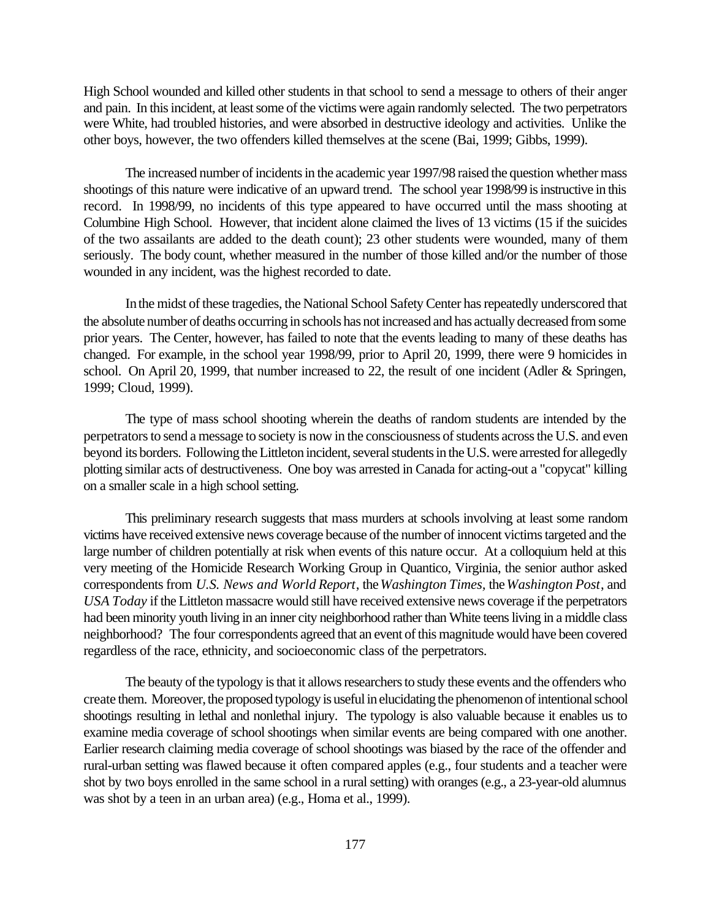High School wounded and killed other students in that school to send a message to others of their anger and pain. In this incident, at least some of the victims were again randomly selected. The two perpetrators were White, had troubled histories, and were absorbed in destructive ideology and activities. Unlike the other boys, however, the two offenders killed themselves at the scene (Bai, 1999; Gibbs, 1999).

The increased number of incidents in the academic year 1997/98 raised the question whether mass shootings of this nature were indicative of an upward trend. The school year 1998/99 is instructive in this record. In 1998/99, no incidents of this type appeared to have occurred until the mass shooting at Columbine High School. However, that incident alone claimed the lives of 13 victims (15 if the suicides of the two assailants are added to the death count); 23 other students were wounded, many of them seriously. The body count, whether measured in the number of those killed and/or the number of those wounded in any incident, was the highest recorded to date.

In the midst of these tragedies, the National School Safety Center has repeatedly underscored that the absolute number of deaths occurring in schools has not increased and has actually decreased from some prior years. The Center, however, has failed to note that the events leading to many of these deaths has changed. For example, in the school year 1998/99, prior to April 20, 1999, there were 9 homicides in school. On April 20, 1999, that number increased to 22, the result of one incident (Adler & Springen, 1999; Cloud, 1999).

The type of mass school shooting wherein the deaths of random students are intended by the perpetrators to send a message to society is now in the consciousness of students across the U.S. and even beyond its borders. Following the Littleton incident, several students in the U.S. were arrested for allegedly plotting similar acts of destructiveness. One boy was arrested in Canada for acting-out a "copycat" killing on a smaller scale in a high school setting.

This preliminary research suggests that mass murders at schools involving at least some random victims have received extensive news coverage because of the number of innocent victims targeted and the large number of children potentially at risk when events of this nature occur. At a colloquium held at this very meeting of the Homicide Research Working Group in Quantico, Virginia, the senior author asked correspondents from *U.S. News and World Report*, the *Washington Times*, the *Washington Post*, and *USA Today* if the Littleton massacre would still have received extensive news coverage if the perpetrators had been minority youth living in an inner city neighborhood rather than White teens living in a middle class neighborhood? The four correspondents agreed that an event of this magnitude would have been covered regardless of the race, ethnicity, and socioeconomic class of the perpetrators.

The beauty of the typology is that it allows researchers to study these events and the offenders who create them. Moreover, the proposed typology is useful in elucidating the phenomenon of intentional school shootings resulting in lethal and nonlethal injury. The typology is also valuable because it enables us to examine media coverage of school shootings when similar events are being compared with one another. Earlier research claiming media coverage of school shootings was biased by the race of the offender and rural-urban setting was flawed because it often compared apples (e.g., four students and a teacher were shot by two boys enrolled in the same school in a rural setting) with oranges (e.g., a 23-year-old alumnus was shot by a teen in an urban area) (e.g., Homa et al., 1999).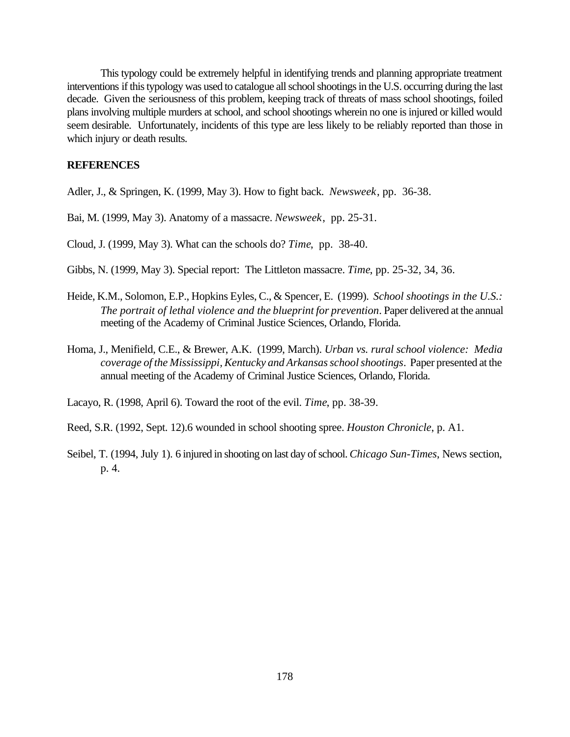This typology could be extremely helpful in identifying trends and planning appropriate treatment interventions if this typology was used to catalogue all school shootings in the U.S. occurring during the last decade. Given the seriousness of this problem, keeping track of threats of mass school shootings, foiled plans involving multiple murders at school, and school shootings wherein no one is injured or killed would seem desirable. Unfortunately, incidents of this type are less likely to be reliably reported than those in which injury or death results.

**REFERENCES**

Adler, J., & Springen, K. (1999, May 3). How to fight back. *Newsweek*, pp. 36-38.

Bai, M. (1999, May 3). Anatomy of a massacre. *Newsweek*, pp. 25-31.

Cloud, J. (1999, May 3). What can the schools do? *Time*, pp. 38-40.

Gibbs, N. (1999, May 3). Special report: The Littleton massacre. *Time*, pp. 25-32, 34, 36.

Heide, K.M., Solomon, E.P., Hopkins Eyles, C., & Spencer, E. (1999). *School shootings in the U.S.: The portrait of lethal violence and the blueprint for prevention*. Paper delivered at the annual meeting of the Academy of Criminal Justice Sciences, Orlando, Florida.

Homa, J., Menifield, C.E., & Brewer, A.K. (1999, March). *Urban vs. rural school violence: Media coverage of the Mississippi, Kentucky and Arkansas school shootings*. Paper presented at the annual meeting of the Academy of Criminal Justice Sciences, Orlando, Florida.

Lacayo, R. (1998, April 6). Toward the root of the evil. *Time*, pp. 38-39.

Reed, S.R. (1992, Sept. 12).6 wounded in school shooting spree. *Houston Chronicle*, p. A1.

Seibel, T. (1994, July 1). 6 injured in shooting on last day of school. *Chicago Sun-Times*, News section, p. 4.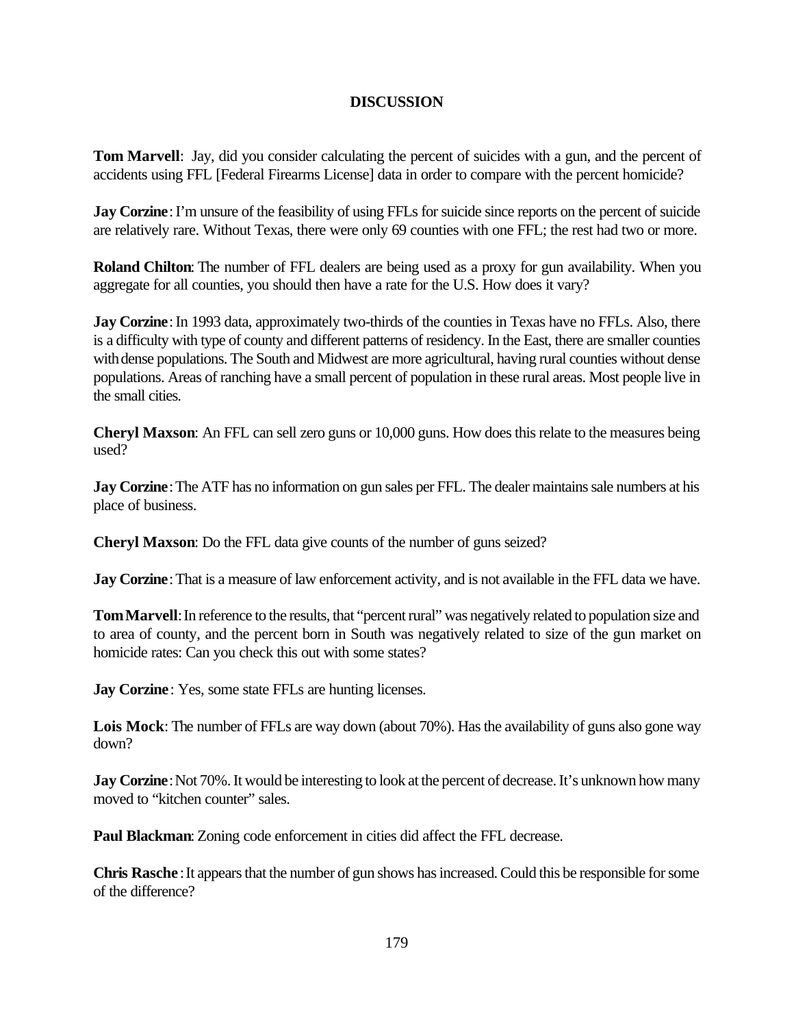## DISCUSSION

**Tom Marvell**: Jay, did you consider calculating the percent of suicides with a gun, and the percent of accidents using FFL [Federal Firearms License] data in order to compare with the percent homicide?

**Jay Corzine**: I'm unsure of the feasibility of using FFLs for suicide since reports on the percent of suicide are relatively rare. Without Texas, there were only 69 counties with one FFL; the rest had two or more.

**Roland Chilton**: The number of FFL dealers are being used as a proxy for gun availability. When you aggregate for all counties, you should then have a rate for the U.S. How does it vary?

**Jay Corzine**: In 1993 data, approximately two-thirds of the counties in Texas have no FFLs. Also, there is a difficulty with type of county and different patterns of residency. In the East, there are smaller counties with dense populations. The South and Midwest are more agricultural, having rural counties without dense populations. Areas of ranching have a small percent of population in these rural areas. Most people live in the small cities.

**Cheryl Maxson**: An FFL can sell zero guns or 10,000 guns. How does this relate to the measures being used?

**Jay Corzine**: The ATF has no information on gun sales per FFL. The dealer maintains sale numbers at his place of business.

**Cheryl Maxson**: Do the FFL data give counts of the number of guns seized?

**Jay Corzine**: That is a measure of law enforcement activity, and is not available in the FFL data we have.

**Tom Marvell**: In reference to the results, that "percent rural" was negatively related to population size and to area of county, and the percent born in South was negatively related to size of the gun market on homicide rates: Can you check this out with some states?

**Jay Corzine**: Yes, some state FFLs are hunting licenses.

**Lois Mock**: The number of FFLs are way down (about 70%). Has the availability of guns also gone way down?

**Jay Corzine**: Not 70%. It would be interesting to look at the percent of decrease. It's unknown how many moved to "kitchen counter" sales.

**Paul Blackman**: Zoning code enforcement in cities did affect the FFL decrease.

**Chris Rasche**: It appears that the number of gun shows has increased. Could this be responsible for some of the difference?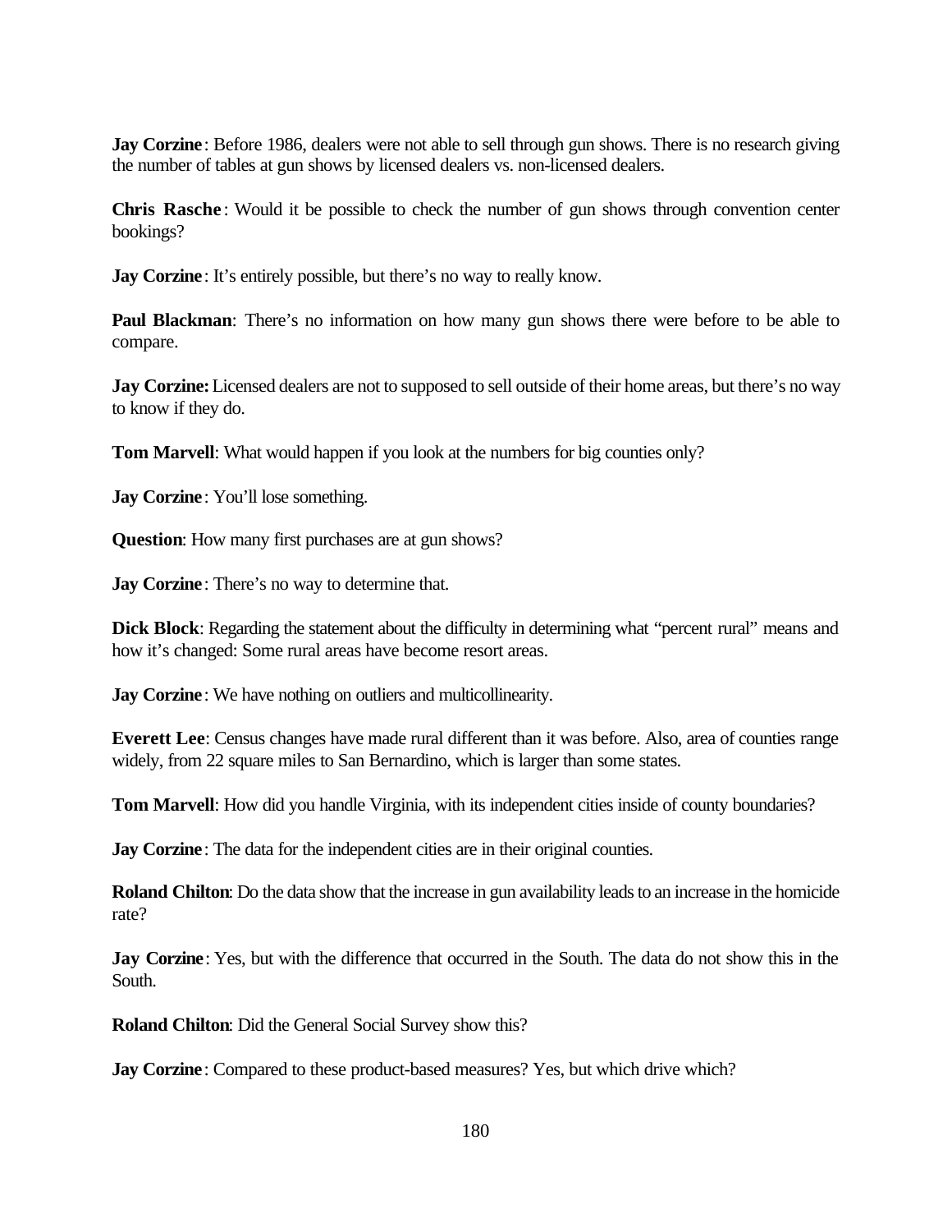**Jay Corzine**: Before 1986, dealers were not able to sell through gun shows. There is no research giving the number of tables at gun shows by licensed dealers vs. non-licensed dealers.

**Chris Rasche**: Would it be possible to check the number of gun shows through convention center bookings?

**Jay Corzine**: It's entirely possible, but there's no way to really know.

**Paul Blackman**: There's no information on how many gun shows there were before to be able to compare.

**Jay Corzine:** Licensed dealers are not to supposed to sell outside of their home areas, but there's no way to know if they do.

**Tom Marvell**: What would happen if you look at the numbers for big counties only?

**Jay Corzine**: You'll lose something.

**Question**: How many first purchases are at gun shows?

**Jay Corzine**: There's no way to determine that.

**Dick Block**: Regarding the statement about the difficulty in determining what "percent rural" means and how it's changed: Some rural areas have become resort areas.

**Jay Corzine**: We have nothing on outliers and multicollinearity.

**Everett Lee**: Census changes have made rural different than it was before. Also, area of counties range widely, from 22 square miles to San Bernardino, which is larger than some states.

**Tom Marvell**: How did you handle Virginia, with its independent cities inside of county boundaries?

**Jay Corzine**: The data for the independent cities are in their original counties.

**Roland Chilton**: Do the data show that the increase in gun availability leads to an increase in the homicide rate?

**Jay Corzine**: Yes, but with the difference that occurred in the South. The data do not show this in the South.

**Roland Chilton**: Did the General Social Survey show this?

**Jay Corzine**: Compared to these product-based measures? Yes, but which drive which?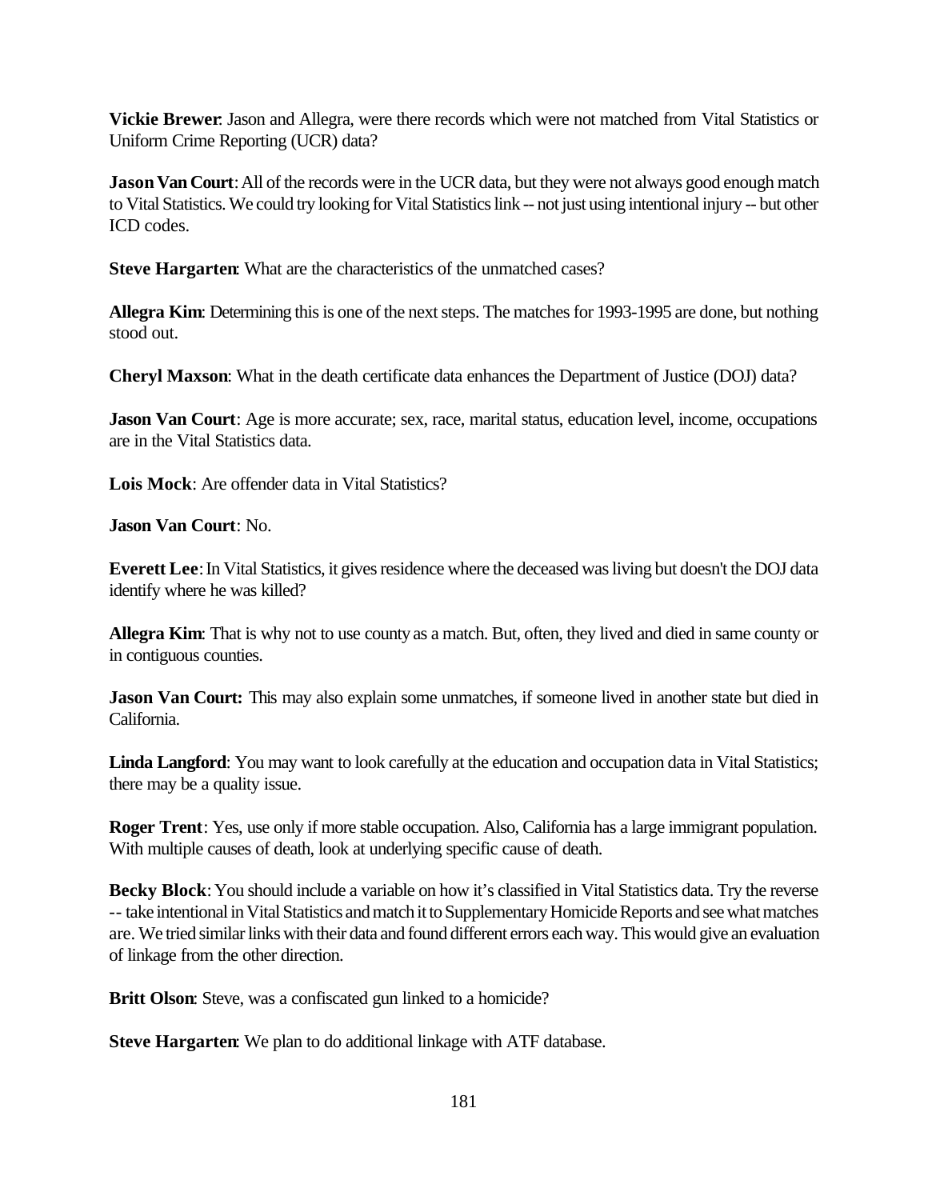**Vickie Brewer**: Jason and Allegra, were there records which were not matched from Vital Statistics or Uniform Crime Reporting (UCR) data?

**Jason Van Court**: All of the records were in the UCR data, but they were not always good enough match to Vital Statistics. We could try looking for Vital Statistics link -- not just using intentional injury -- but other ICD codes.

**Steve Hargarten**: What are the characteristics of the unmatched cases?

**Allegra Kim**: Determining this is one of the next steps. The matches for 1993-1995 are done, but nothing stood out.

**Cheryl Maxson**: What in the death certificate data enhances the Department of Justice (DOJ) data?

**Jason Van Court**: Age is more accurate; sex, race, marital status, education level, income, occupations are in the Vital Statistics data.

**Lois Mock**: Are offender data in Vital Statistics?

**Jason Van Court**: No.

**Everett Lee**: In Vital Statistics, it gives residence where the deceased was living but doesn't the DOJ data identify where he was killed?

**Allegra Kim**: That is why not to use county as a match. But, often, they lived and died in same county or in contiguous counties.

**Jason Van Court:** This may also explain some unmatches, if someone lived in another state but died in California.

**Linda Langford**: You may want to look carefully at the education and occupation data in Vital Statistics; there may be a quality issue.

**Roger Trent**: Yes, use only if more stable occupation. Also, California has a large immigrant population. With multiple causes of death, look at underlying specific cause of death.

**Becky Block**: You should include a variable on how it's classified in Vital Statistics data. Try the reverse -- take intentional in Vital Statistics and match it to Supplementary Homicide Reports and see what matches are. We tried similar links with their data and found different errors each way. This would give an evaluation of linkage from the other direction.

**Britt Olson**: Steve, was a confiscated gun linked to a homicide?

**Steve Hargarten**: We plan to do additional linkage with ATF database.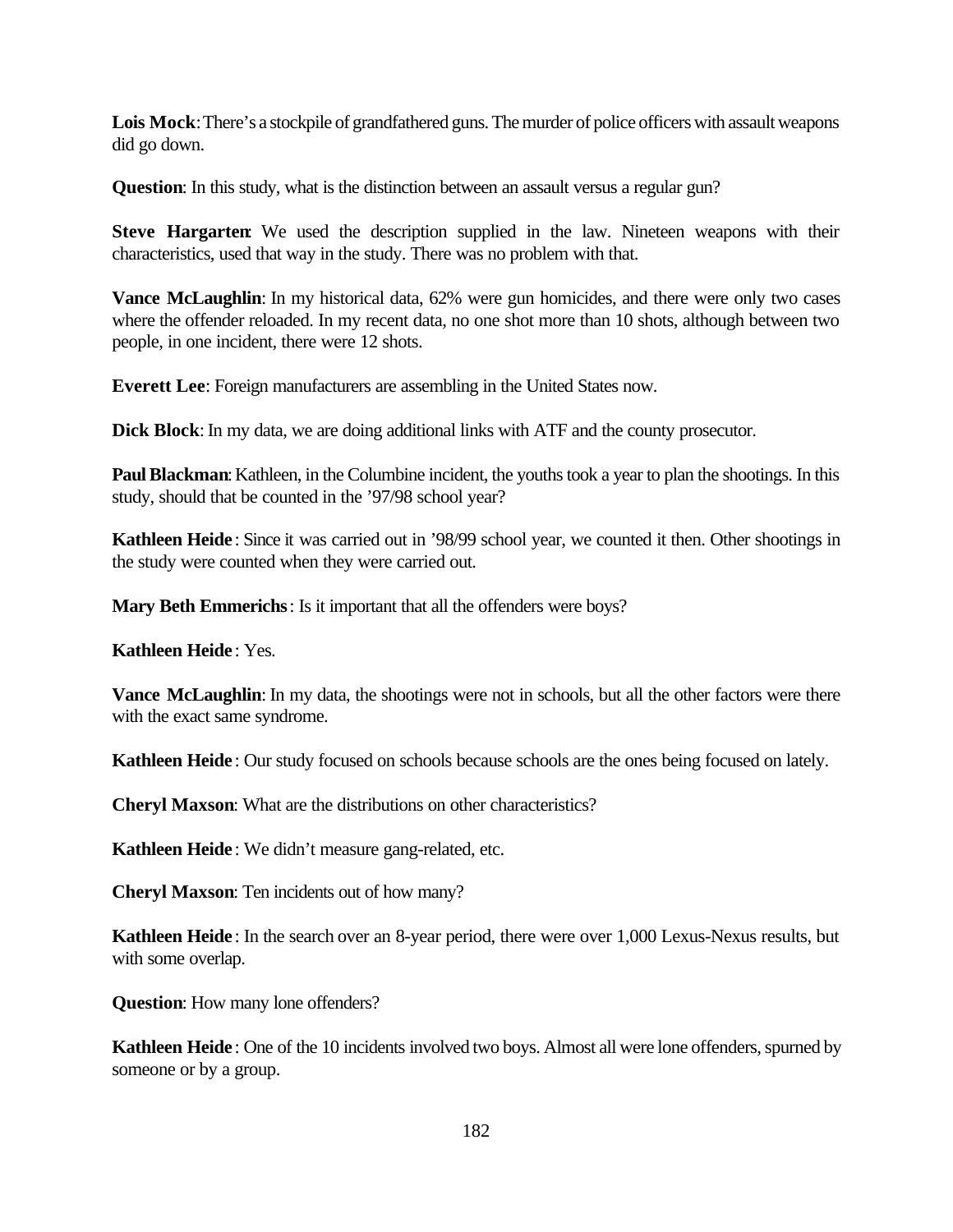**Lois Mock**: There's a stockpile of grandfathered guns. The murder of police officers with assault weapons did go down.

**Question**: In this study, what is the distinction between an assault versus a regular gun?

**Steve Hargarten**: We used the description supplied in the law. Nineteen weapons with their characteristics, used that way in the study. There was no problem with that.

**Vance McLaughlin**: In my historical data, 62% were gun homicides, and there were only two cases where the offender reloaded. In my recent data, no one shot more than 10 shots, although between two people, in one incident, there were 12 shots.

**Everett Lee**: Foreign manufacturers are assembling in the United States now.

**Dick Block**: In my data, we are doing additional links with ATF and the county prosecutor.

**Paul Blackman**: Kathleen, in the Columbine incident, the youths took a year to plan the shootings. In this study, should that be counted in the '97/98 school year?

**Kathleen Heide**: Since it was carried out in '98/99 school year, we counted it then. Other shootings in the study were counted when they were carried out.

**Mary Beth Emmerichs**: Is it important that all the offenders were boys?

**Kathleen Heide**: Yes.

**Vance McLaughlin**: In my data, the shootings were not in schools, but all the other factors were there with the exact same syndrome.

**Kathleen Heide**: Our study focused on schools because schools are the ones being focused on lately.

**Cheryl Maxson**: What are the distributions on other characteristics?

**Kathleen Heide**: We didn't measure gang-related, etc.

**Cheryl Maxson**: Ten incidents out of how many?

**Kathleen Heide**: In the search over an 8-year period, there were over 1,000 Lexus-Nexus results, but with some overlap.

**Question**: How many lone offenders?

**Kathleen Heide**: One of the 10 incidents involved two boys. Almost all were lone offenders, spurned by someone or by a group.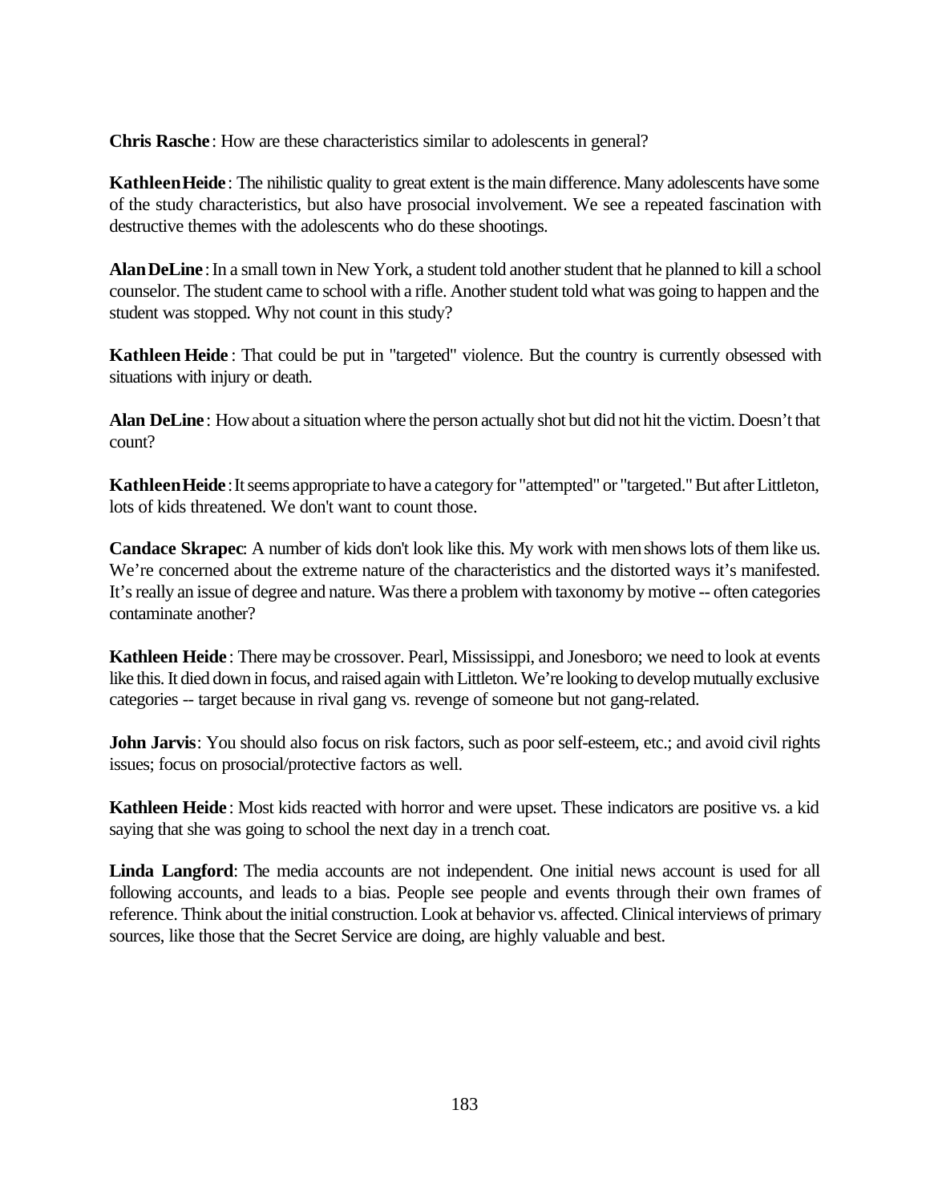**Chris Rasche**: How are these characteristics similar to adolescents in general?

**Kathleen Heide**: The nihilistic quality to great extent is the main difference. Many adolescents have some of the study characteristics, but also have prosocial involvement. We see a repeated fascination with destructive themes with the adolescents who do these shootings.

**Alan DeLine**: In a small town in New York, a student told another student that he planned to kill a school counselor. The student came to school with a rifle. Another student told what was going to happen and the student was stopped. Why not count in this study?

**Kathleen Heide**: That could be put in "targeted" violence. But the country is currently obsessed with situations with injury or death.

**Alan DeLine**: How about a situation where the person actually shot but did not hit the victim. Doesn't that count?

**Kathleen Heide**: It seems appropriate to have a category for "attempted" or "targeted." But after Littleton, lots of kids threatened. We don't want to count those.

**Candace Skrapec**: A number of kids don't look like this. My work with men shows lots of them like us. We're concerned about the extreme nature of the characteristics and the distorted ways it's manifested. It's really an issue of degree and nature. Was there a problem with taxonomy by motive -- often categories contaminate another?

**Kathleen Heide**: There may be crossover. Pearl, Mississippi, and Jonesboro; we need to look at events like this. It died down in focus, and raised again with Littleton. We're looking to develop mutually exclusive categories -- target because in rival gang vs. revenge of someone but not gang-related.

**John Jarvis**: You should also focus on risk factors, such as poor self-esteem, etc.; and avoid civil rights issues; focus on prosocial/protective factors as well.

**Kathleen Heide**: Most kids reacted with horror and were upset. These indicators are positive vs. a kid saying that she was going to school the next day in a trench coat.

**Linda Langford**: The media accounts are not independent. One initial news account is used for all following accounts, and leads to a bias. People see people and events through their own frames of reference. Think about the initial construction. Look at behavior vs. affected. Clinical interviews of primary sources, like those that the Secret Service are doing, are highly valuable and best.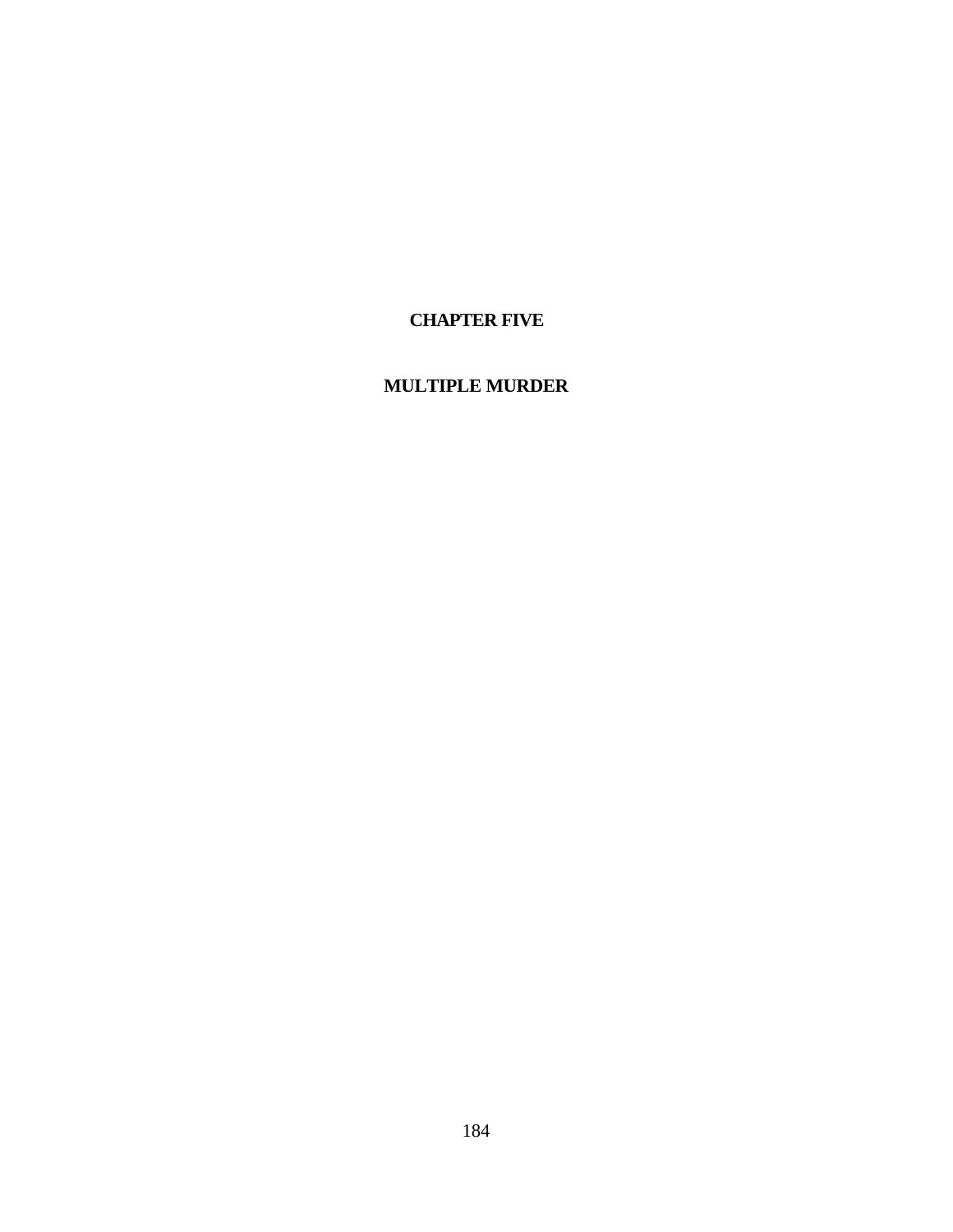# CHAPTER FIVE

# MULTIPLE MURDER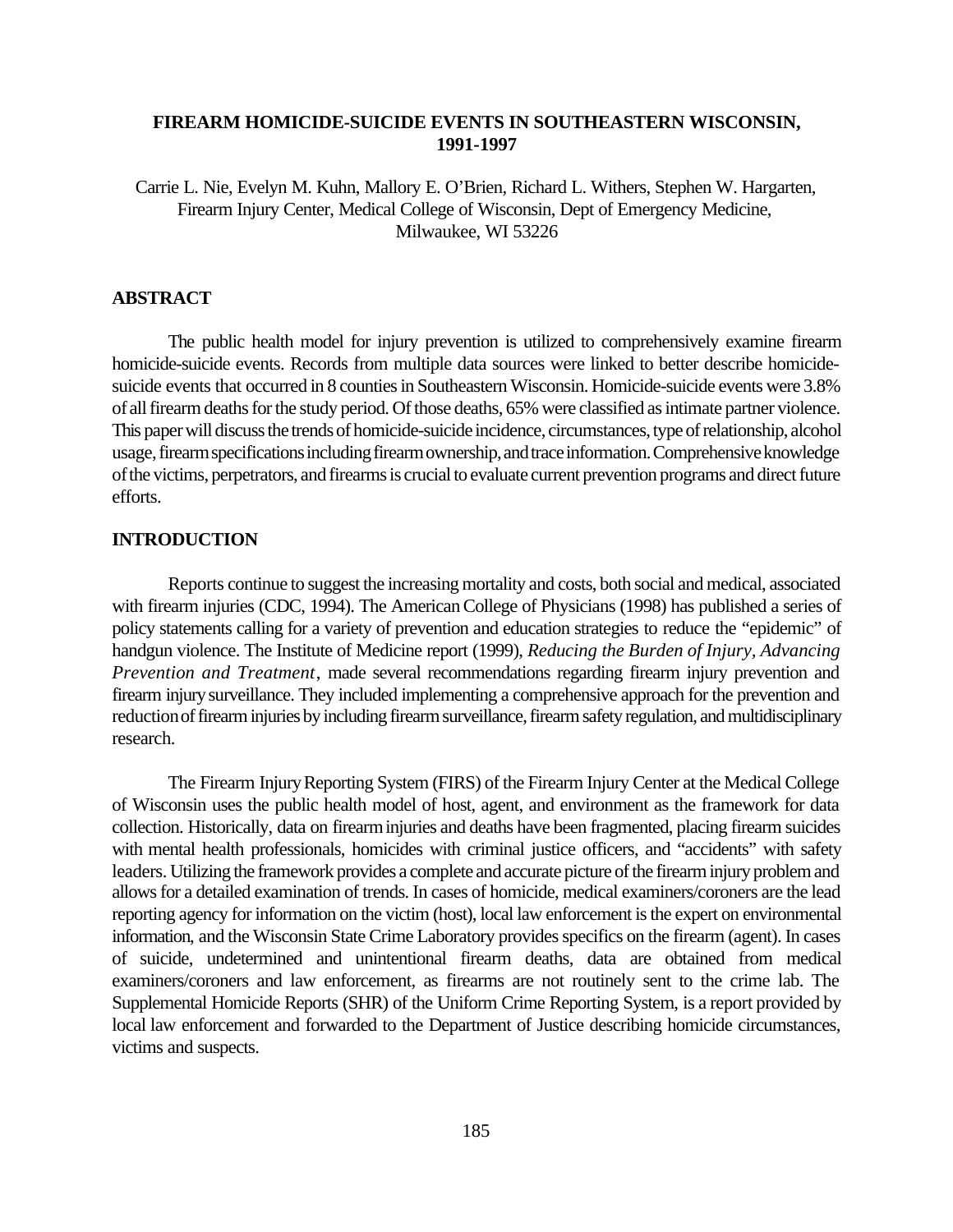# FIREARM HOMICIDE-SUICIDE EVENTS IN SOUTHEASTERN WISCONSIN, 1991-1997

Carrie L. Nie, Evelyn M. Kuhn, Mallory E. O'Brien, Richard L. Withers, Stephen W. Hargarten, Firearm Injury Center, Medical College of Wisconsin, Dept of Emergency Medicine, Milwaukee, WI 53226

## ABSTRACT

The public health model for injury prevention is utilized to comprehensively examine firearm homicide-suicide events. Records from multiple data sources were linked to better describe homicide-suicide events that occurred in 8 counties in Southeastern Wisconsin. Homicide-suicide events were 3.8% of all firearm deaths for the study period. Of those deaths, 65% were classified as intimate partner violence. This paper will discuss the trends of homicide-suicide incidence, circumstances, type of relationship, alcohol usage, firearm specifications including firearm ownership, and trace information. Comprehensive knowledge of the victims, perpetrators, and firearms is crucial to evaluate current prevention programs and direct future efforts.

## INTRODUCTION

Reports continue to suggest the increasing mortality and costs, both social and medical, associated with firearm injuries (CDC, 1994). The American College of Physicians (1998) has published a series of policy statements calling for a variety of prevention and education strategies to reduce the "epidemic" of handgun violence. The Institute of Medicine report (1999), *Reducing the Burden of Injury, Advancing Prevention and Treatment*, made several recommendations regarding firearm injury prevention and firearm injury surveillance. They included implementing a comprehensive approach for the prevention and reduction of firearm injuries by including firearm surveillance, firearm safety regulation, and multidisciplinary research.

The Firearm Injury Reporting System (FIRS) of the Firearm Injury Center at the Medical College of Wisconsin uses the public health model of host, agent, and environment as the framework for data collection. Historically, data on firearm injuries and deaths have been fragmented, placing firearm suicides with mental health professionals, homicides with criminal justice officers, and "accidents" with safety leaders. Utilizing the framework provides a complete and accurate picture of the firearm injury problem and allows for a detailed examination of trends. In cases of homicide, medical examiners/coroners are the lead reporting agency for information on the victim (host), local law enforcement is the expert on environmental information, and the Wisconsin State Crime Laboratory provides specifics on the firearm (agent). In cases of suicide, undetermined and unintentional firearm deaths, data are obtained from medical examiners/coroners and law enforcement, as firearms are not routinely sent to the crime lab. The Supplemental Homicide Reports (SHR) of the Uniform Crime Reporting System, is a report provided by local law enforcement and forwarded to the Department of Justice describing homicide circumstances, victims and suspects.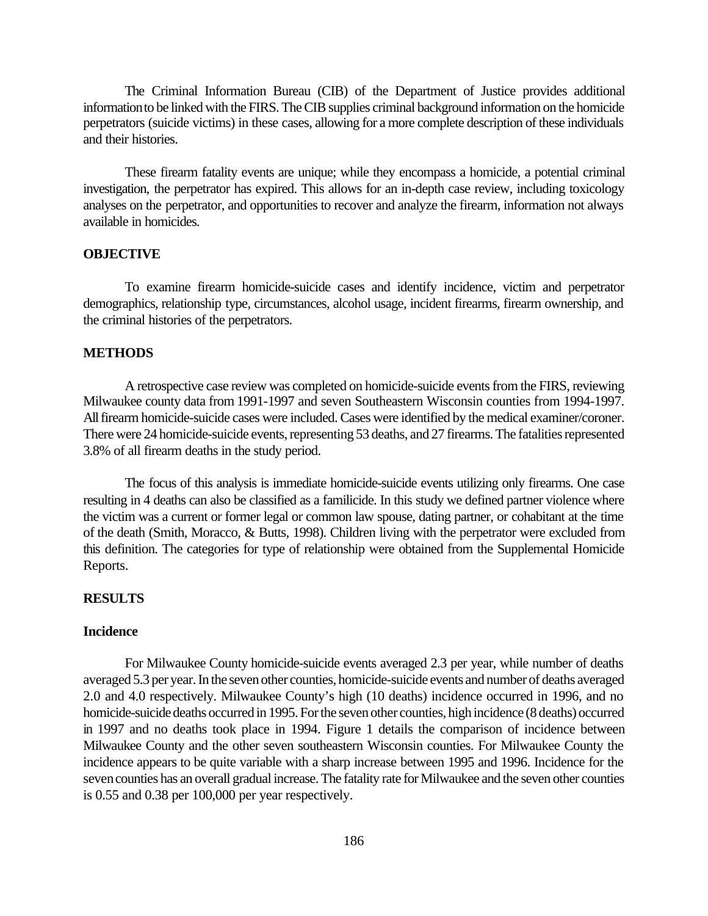The Criminal Information Bureau (CIB) of the Department of Justice provides additional information to be linked with the FIRS. The CIB supplies criminal background information on the homicide perpetrators (suicide victims) in these cases, allowing for a more complete description of these individuals and their histories.

These firearm fatality events are unique; while they encompass a homicide, a potential criminal investigation, the perpetrator has expired. This allows for an in-depth case review, including toxicology analyses on the perpetrator, and opportunities to recover and analyze the firearm, information not always available in homicides.

## OBJECTIVE

To examine firearm homicide-suicide cases and identify incidence, victim and perpetrator demographics, relationship type, circumstances, alcohol usage, incident firearms, firearm ownership, and the criminal histories of the perpetrators.

## METHODS

A retrospective case review was completed on homicide-suicide events from the FIRS, reviewing Milwaukee county data from 1991-1997 and seven Southeastern Wisconsin counties from 1994-1997. All firearm homicide-suicide cases were included. Cases were identified by the medical examiner/coroner. There were 24 homicide-suicide events, representing 53 deaths, and 27 firearms. The fatalities represented 3.8% of all firearm deaths in the study period.

The focus of this analysis is immediate homicide-suicide events utilizing only firearms. One case resulting in 4 deaths can also be classified as a familicide. In this study we defined partner violence where the victim was a current or former legal or common law spouse, dating partner, or cohabitant at the time of the death (Smith, Moracco, & Butts, 1998). Children living with the perpetrator were excluded from this definition. The categories for type of relationship were obtained from the Supplemental Homicide Reports.

## RESULTS

### Incidence

For Milwaukee County homicide-suicide events averaged 2.3 per year, while number of deaths averaged 5.3 per year. In the seven other counties, homicide-suicide events and number of deaths averaged 2.0 and 4.0 respectively. Milwaukee County's high (10 deaths) incidence occurred in 1996, and no homicide-suicide deaths occurred in 1995. For the seven other counties, high incidence (8 deaths) occurred in 1997 and no deaths took place in 1994. Figure 1 details the comparison of incidence between Milwaukee County and the other seven southeastern Wisconsin counties. For Milwaukee County the incidence appears to be quite variable with a sharp increase between 1995 and 1996. Incidence for the seven counties has an overall gradual increase. The fatality rate for Milwaukee and the seven other counties is 0.55 and 0.38 per 100,000 per year respectively.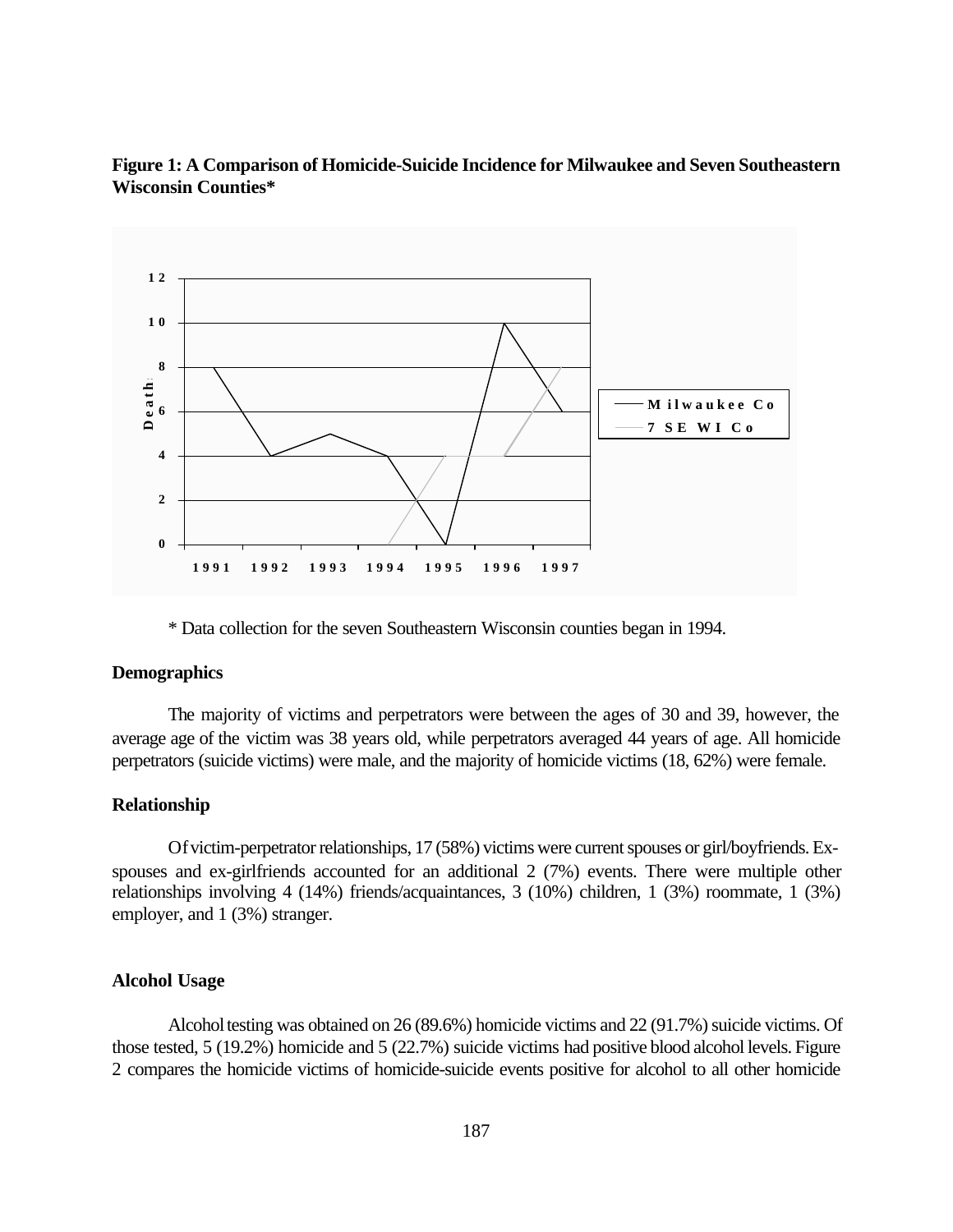**Figure 1: A Comparison of Homicide-Suicide Incidence for Milwaukee and Seven Southeastern Wisconsin Counties***

\* Data collection for the seven Southeastern Wisconsin counties began in 1994.

### Demographics

The majority of victims and perpetrators were between the ages of 30 and 39, however, the average age of the victim was 38 years old, while perpetrators averaged 44 years of age. All homicide perpetrators (suicide victims) were male, and the majority of homicide victims (18, 62%) were female.

### Relationship

Of victim-perpetrator relationships, 17 (58%) victims were current spouses or girl/boyfriends. Ex-spouses and ex-girlfriends accounted for an additional 2 (7%) events. There were multiple other relationships involving 4 (14%) friends/acquaintances, 3 (10%) children, 1 (3%) roommate, 1 (3%) employer, and 1 (3%) stranger.

### Alcohol Usage

Alcohol testing was obtained on 26 (89.6%) homicide victims and 22 (91.7%) suicide victims. Of those tested, 5 (19.2%) homicide and 5 (22.7%) suicide victims had positive blood alcohol levels. Figure 2 compares the homicide victims of homicide-suicide events positive for alcohol to all other homicide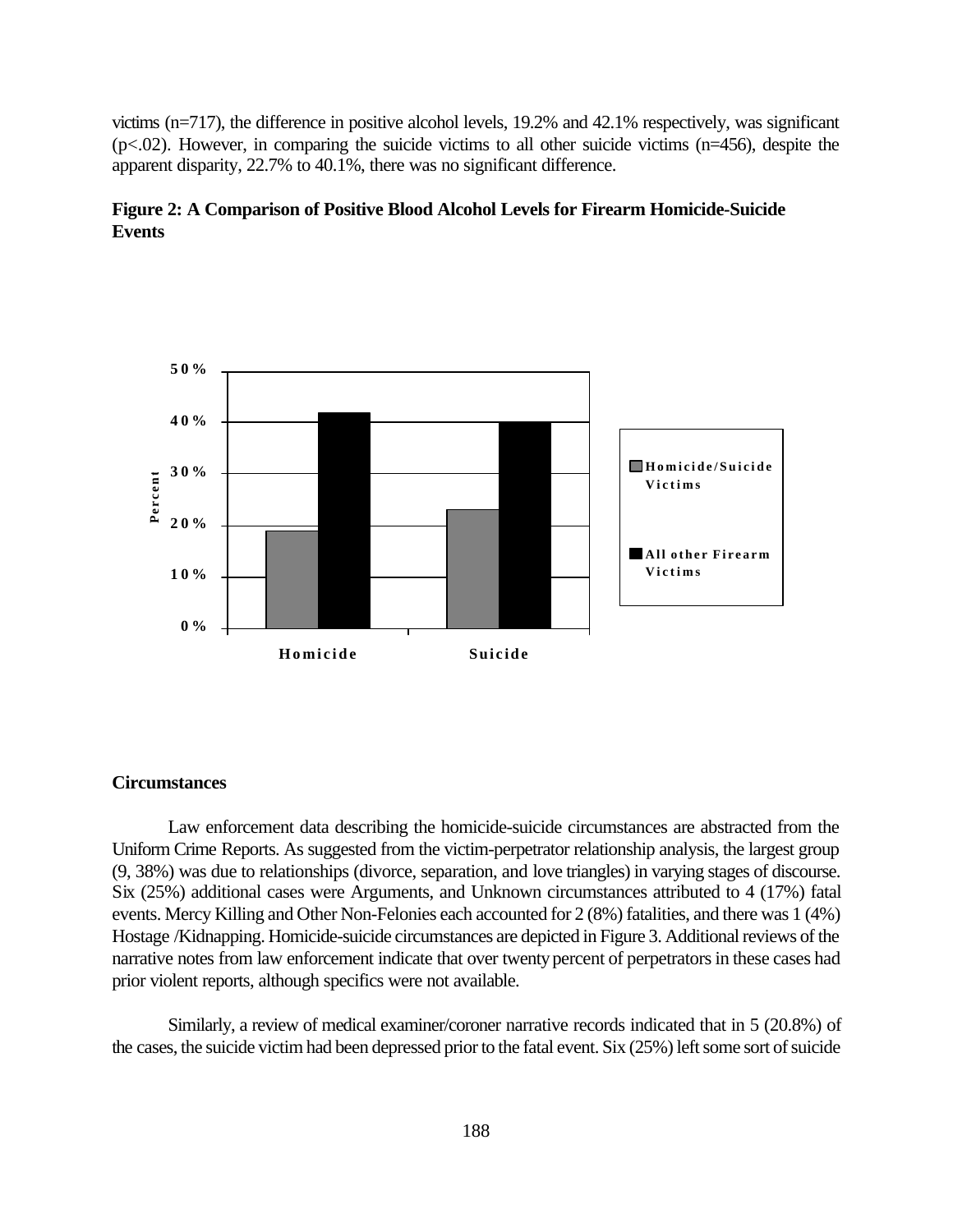victims (n=717), the difference in positive alcohol levels, 19.2% and 42.1% respectively, was significant ($p<.02$). However, in comparing the suicide victims to all other suicide victims (n=456), despite the apparent disparity, 22.7% to 40.1%, there was no significant difference.

**Figure 2: A Comparison of Positive Blood Alcohol Levels for Firearm Homicide-Suicide Events**

### Circumstances

Law enforcement data describing the homicide-suicide circumstances are abstracted from the Uniform Crime Reports. As suggested from the victim-perpetrator relationship analysis, the largest group (9, 38%) was due to relationships (divorce, separation, and love triangles) in varying stages of discourse. Six (25%) additional cases were Arguments, and Unknown circumstances attributed to 4 (17%) fatal events. Mercy Killing and Other Non-Felonies each accounted for 2 (8%) fatalities, and there was 1 (4%) Hostage /Kidnapping. Homicide-suicide circumstances are depicted in Figure 3. Additional reviews of the narrative notes from law enforcement indicate that over twenty percent of perpetrators in these cases had prior violent reports, although specifics were not available.

Similarly, a review of medical examiner/coroner narrative records indicated that in 5 (20.8%) of the cases, the suicide victim had been depressed prior to the fatal event. Six (25%) left some sort of suicide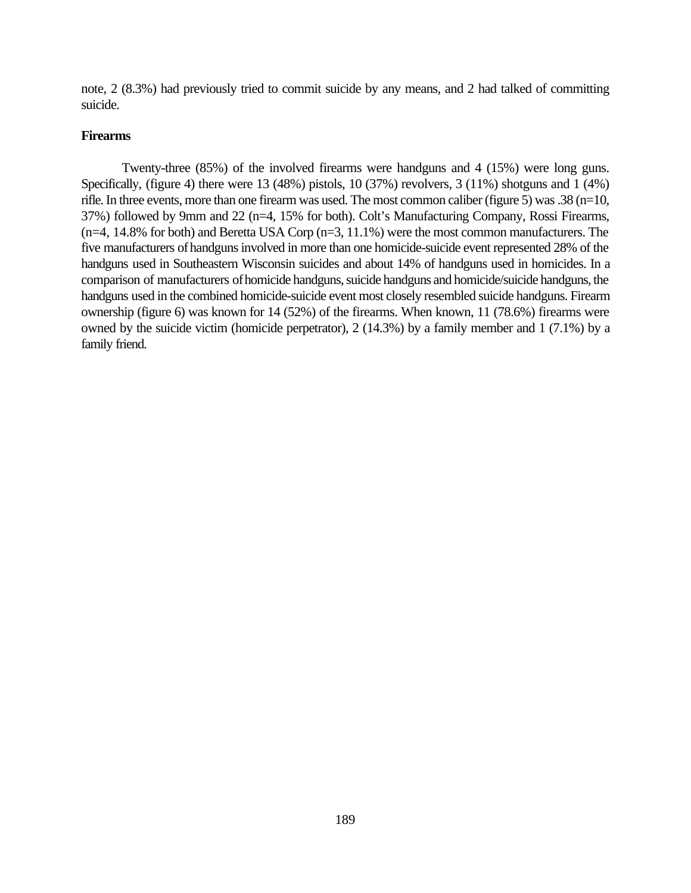note, 2 (8.3%) had previously tried to commit suicide by any means, and 2 had talked of committing suicide.

**Firearms**

Twenty-three (85%) of the involved firearms were handguns and 4 (15%) were long guns. Specifically, (figure 4) there were 13 (48%) pistols, 10 (37%) revolvers, 3 (11%) shotguns and 1 (4%) rifle. In three events, more than one firearm was used. The most common caliber (figure 5) was .38 (n=10, 37%) followed by 9mm and 22 (n=4, 15% for both). Colt's Manufacturing Company, Rossi Firearms, (n=4, 14.8% for both) and Beretta USA Corp (n=3, 11.1%) were the most common manufacturers. The five manufacturers of handguns involved in more than one homicide-suicide event represented 28% of the handguns used in Southeastern Wisconsin suicides and about 14% of handguns used in homicides. In a comparison of manufacturers of homicide handguns, suicide handguns and homicide/suicide handguns, the handguns used in the combined homicide-suicide event most closely resembled suicide handguns. Firearm ownership (figure 6) was known for 14 (52%) of the firearms. When known, 11 (78.6%) firearms were owned by the suicide victim (homicide perpetrator), 2 (14.3%) by a family member and 1 (7.1%) by a family friend.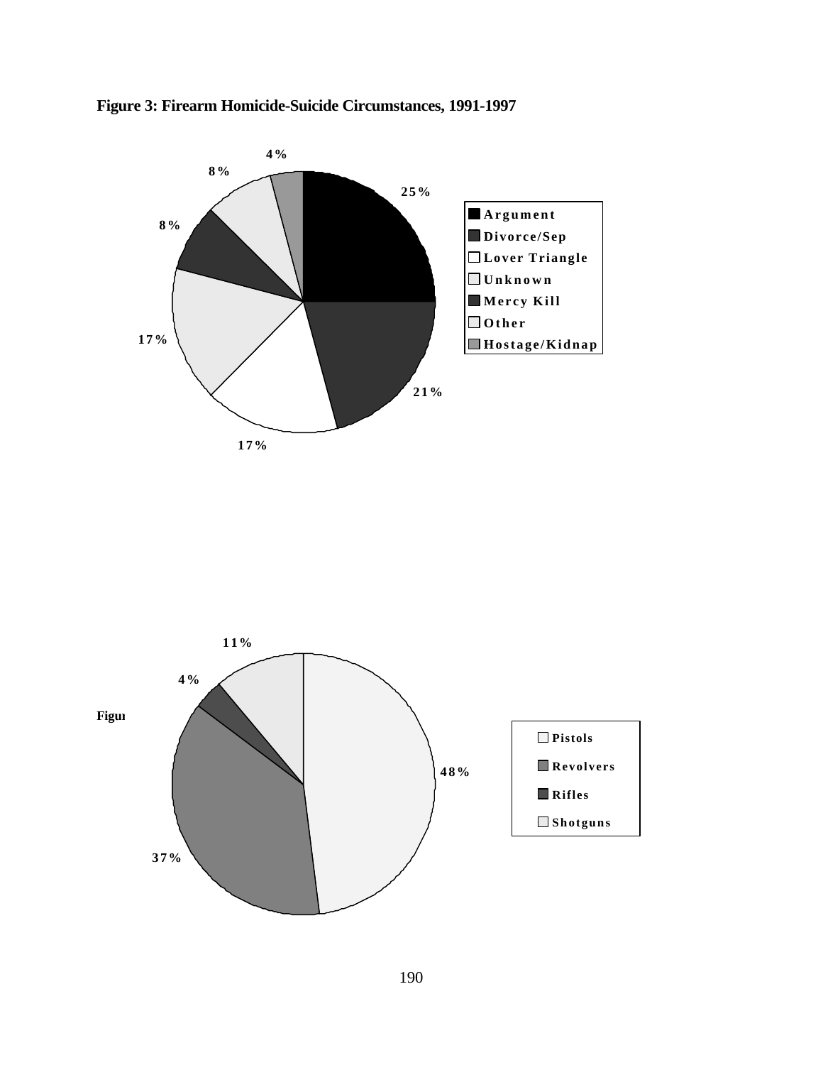**Figure 3: Firearm Homicide-Suicide Circumstances, 1991-1997**

| Circumstance | Percent |
|---|---|
| Argument | 25% |
| Divorce/Sep | 21% |
| Lover Triangle | 17% |
| Unknown | 17% |
| Mercy Kill | 8% |
| Other | 8% |
| Hostage/Kidnap | 4% |

Figu

| Firearm Type | Percent |
|---|---|
| Pistols | 48% |
| Revolvers | 37% |
| Rifles | 4% |
| Shotguns | 11% |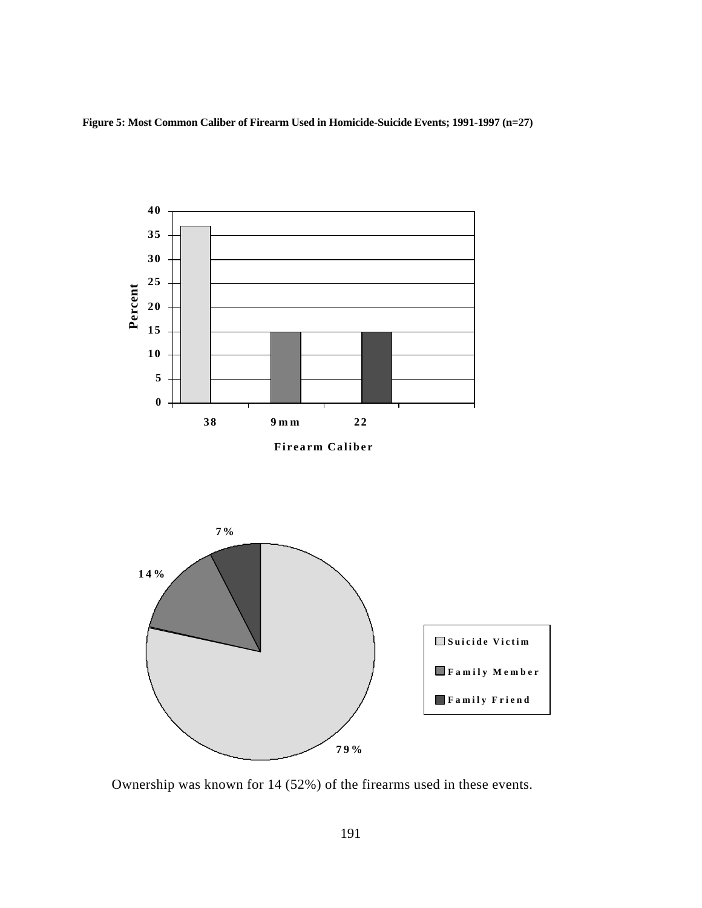**Figure 5: Most Common Caliber of Firearm Used in Homicide-Suicide Events; 1991-1997 (n=27)**

| Firearm Caliber | Percent |
| --- | --- |
| 38 | 37 |
| 9mm | 15 |
| 22 | 15 |

| Owner | Percent |
| --- | --- |
| Suicide Victim | 79% |
| Family Member | 14% |
| Family Friend | 7% |

Ownership was known for 14 (52%) of the firearms used in these events.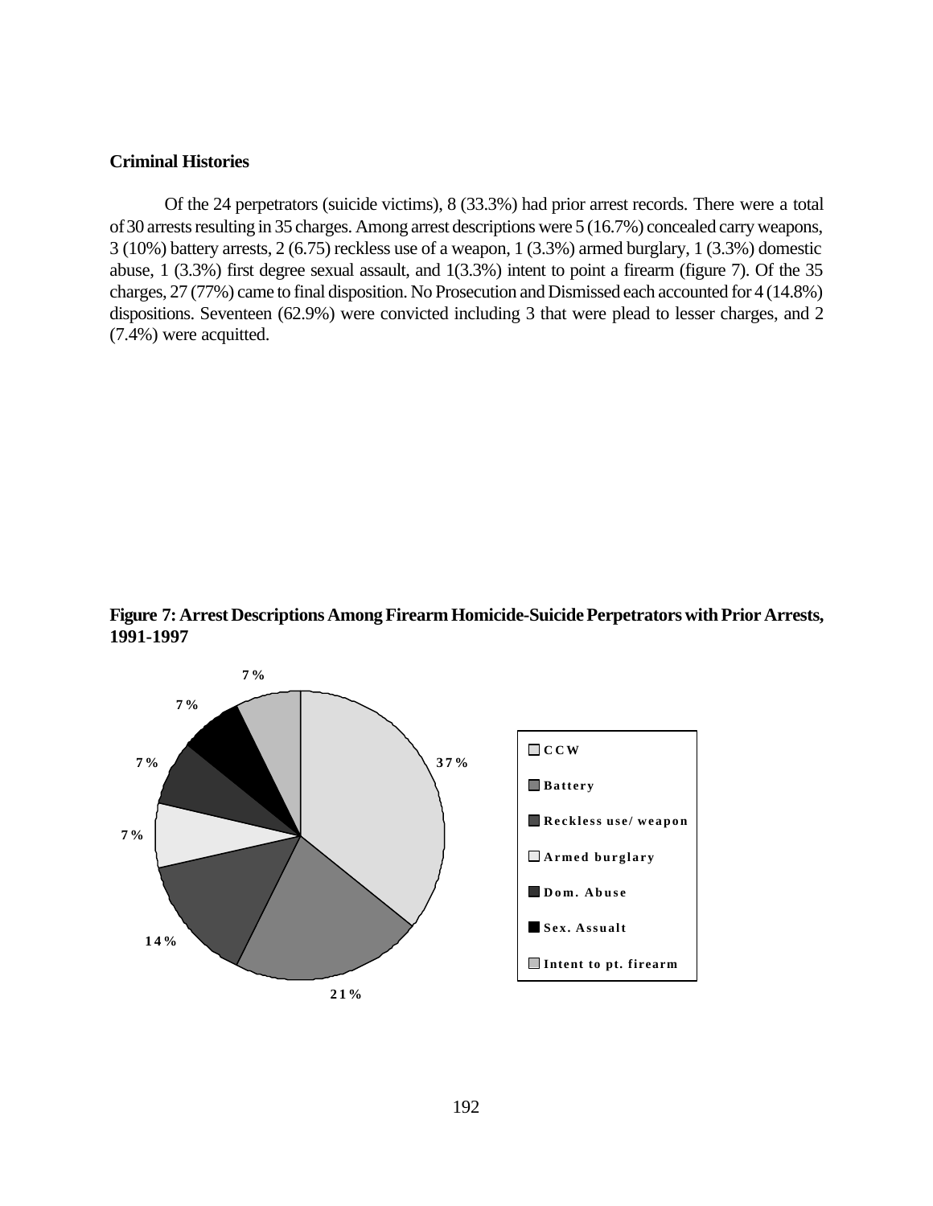### Criminal Histories

Of the 24 perpetrators (suicide victims), 8 (33.3%) had prior arrest records. There were a total of 30 arrests resulting in 35 charges. Among arrest descriptions were 5 (16.7%) concealed carry weapons, 3 (10%) battery arrests, 2 (6.75) reckless use of a weapon, 1 (3.3%) armed burglary, 1 (3.3%) domestic abuse, 1 (3.3%) first degree sexual assault, and 1(3.3%) intent to point a firearm (figure 7). Of the 35 charges, 27 (77%) came to final disposition. No Prosecution and Dismissed each accounted for 4 (14.8%) dispositions. Seventeen (62.9%) were convicted including 3 that were plead to lesser charges, and 2 (7.4%) were acquitted.

**Figure 7: Arrest Descriptions Among Firearm Homicide-Suicide Perpetrators with Prior Arrests, 1991-1997**

| Arrest description | Percent |
|---|---|
| CCW | 37% |
| Battery | 21% |
| Reckless use/ weapon | 14% |
| Armed burglary | 7% |
| Dom. Abuse | 7% |
| Sex. Assualt | 7% |
| Intent to pt. firearm | 7% |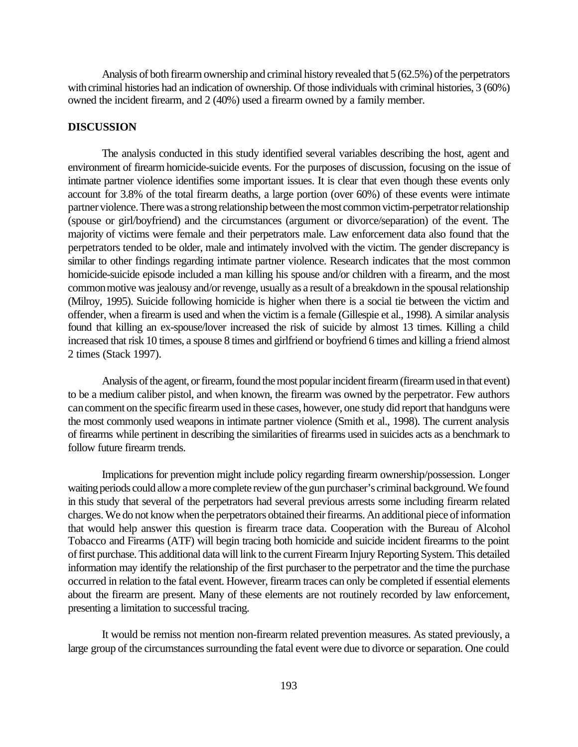Analysis of both firearm ownership and criminal history revealed that 5 (62.5%) of the perpetrators with criminal histories had an indication of ownership. Of those individuals with criminal histories, 3 (60%) owned the incident firearm, and 2 (40%) used a firearm owned by a family member.

## DISCUSSION

The analysis conducted in this study identified several variables describing the host, agent and environment of firearm homicide-suicide events. For the purposes of discussion, focusing on the issue of intimate partner violence identifies some important issues. It is clear that even though these events only account for 3.8% of the total firearm deaths, a large portion (over 60%) of these events were intimate partner violence. There was a strong relationship between the most common victim-perpetrator relationship (spouse or girl/boyfriend) and the circumstances (argument or divorce/separation) of the event. The majority of victims were female and their perpetrators male. Law enforcement data also found that the perpetrators tended to be older, male and intimately involved with the victim. The gender discrepancy is similar to other findings regarding intimate partner violence. Research indicates that the most common homicide-suicide episode included a man killing his spouse and/or children with a firearm, and the most common motive was jealousy and/or revenge, usually as a result of a breakdown in the spousal relationship (Milroy, 1995). Suicide following homicide is higher when there is a social tie between the victim and offender, when a firearm is used and when the victim is a female (Gillespie et al., 1998). A similar analysis found that killing an ex-spouse/lover increased the risk of suicide by almost 13 times. Killing a child increased that risk 10 times, a spouse 8 times and girlfriend or boyfriend 6 times and killing a friend almost 2 times (Stack 1997).

Analysis of the agent, or firearm, found the most popular incident firearm (firearm used in that event) to be a medium caliber pistol, and when known, the firearm was owned by the perpetrator. Few authors can comment on the specific firearm used in these cases, however, one study did report that handguns were the most commonly used weapons in intimate partner violence (Smith et al., 1998). The current analysis of firearms while pertinent in describing the similarities of firearms used in suicides acts as a benchmark to follow future firearm trends.

Implications for prevention might include policy regarding firearm ownership/possession. Longer waiting periods could allow a more complete review of the gun purchaser's criminal background. We found in this study that several of the perpetrators had several previous arrests some including firearm related charges. We do not know when the perpetrators obtained their firearms. An additional piece of information that would help answer this question is firearm trace data. Cooperation with the Bureau of Alcohol Tobacco and Firearms (ATF) will begin tracing both homicide and suicide incident firearms to the point of first purchase. This additional data will link to the current Firearm Injury Reporting System. This detailed information may identify the relationship of the first purchaser to the perpetrator and the time the purchase occurred in relation to the fatal event. However, firearm traces can only be completed if essential elements about the firearm are present. Many of these elements are not routinely recorded by law enforcement, presenting a limitation to successful tracing.

It would be remiss not mention non-firearm related prevention measures. As stated previously, a large group of the circumstances surrounding the fatal event were due to divorce or separation. One could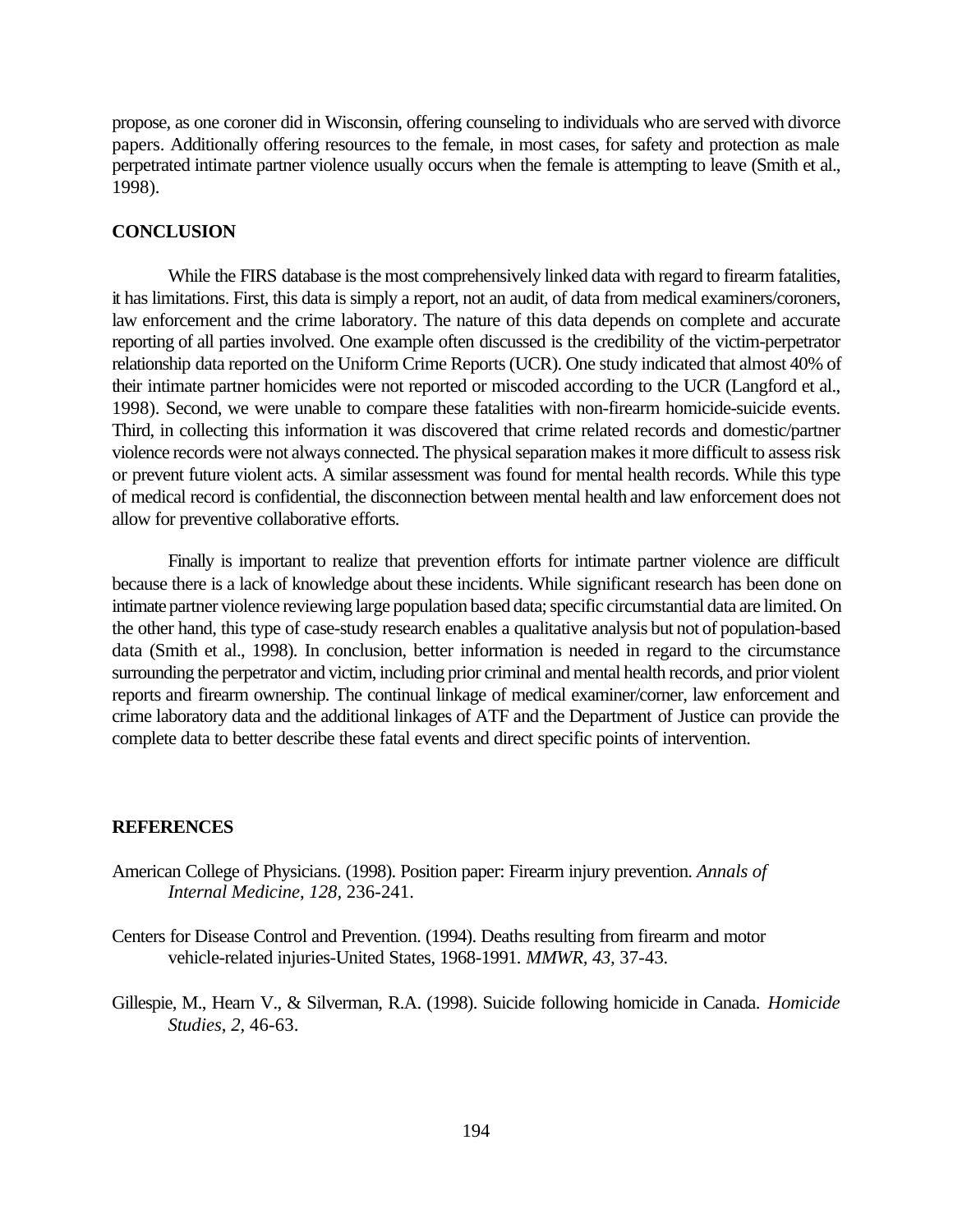propose, as one coroner did in Wisconsin, offering counseling to individuals who are served with divorce papers. Additionally offering resources to the female, in most cases, for safety and protection as male perpetrated intimate partner violence usually occurs when the female is attempting to leave (Smith et al., 1998).

## CONCLUSION

While the FIRS database is the most comprehensively linked data with regard to firearm fatalities, it has limitations. First, this data is simply a report, not an audit, of data from medical examiners/coroners, law enforcement and the crime laboratory. The nature of this data depends on complete and accurate reporting of all parties involved. One example often discussed is the credibility of the victim-perpetrator relationship data reported on the Uniform Crime Reports (UCR). One study indicated that almost 40% of their intimate partner homicides were not reported or miscoded according to the UCR (Langford et al., 1998). Second, we were unable to compare these fatalities with non-firearm homicide-suicide events. Third, in collecting this information it was discovered that crime related records and domestic/partner violence records were not always connected. The physical separation makes it more difficult to assess risk or prevent future violent acts. A similar assessment was found for mental health records. While this type of medical record is confidential, the disconnection between mental health and law enforcement does not allow for preventive collaborative efforts.

Finally is important to realize that prevention efforts for intimate partner violence are difficult because there is a lack of knowledge about these incidents. While significant research has been done on intimate partner violence reviewing large population based data; specific circumstantial data are limited. On the other hand, this type of case-study research enables a qualitative analysis but not of population-based data (Smith et al., 1998). In conclusion, better information is needed in regard to the circumstance surrounding the perpetrator and victim, including prior criminal and mental health records, and prior violent reports and firearm ownership. The continual linkage of medical examiner/corner, law enforcement and crime laboratory data and the additional linkages of ATF and the Department of Justice can provide the complete data to better describe these fatal events and direct specific points of intervention.

## REFERENCES

American College of Physicians. (1998). Position paper: Firearm injury prevention. *Annals of Internal Medicine, 128,* 236-241.

Centers for Disease Control and Prevention. (1994). Deaths resulting from firearm and motor vehicle-related injuries-United States, 1968-1991. *MMWR, 43,* 37-43.

Gillespie, M., Hearn V., & Silverman, R.A. (1998). Suicide following homicide in Canada. *Homicide Studies*, *2*, 46-63.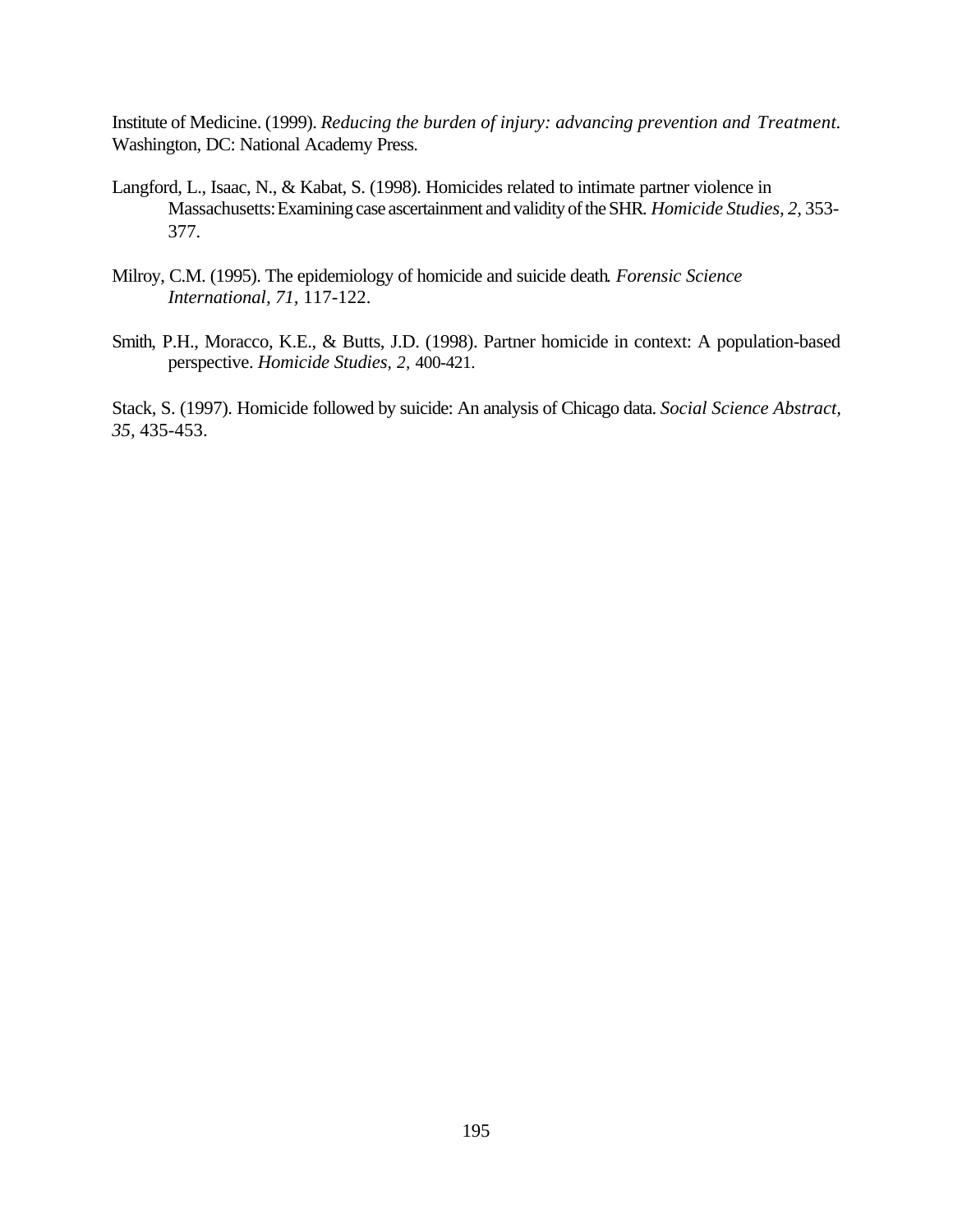Institute of Medicine. (1999). *Reducing the burden of injury: advancing prevention and Treatment*. Washington, DC: National Academy Press.

Langford, L., Isaac, N., & Kabat, S. (1998). Homicides related to intimate partner violence in Massachusetts: Examining case ascertainment and validity of the SHR. *Homicide Studies, 2,* 353-377.

Milroy, C.M. (1995). The epidemiology of homicide and suicide death. *Forensic Science International, 71,* 117-122.

Smith, P.H., Moracco, K.E., & Butts, J.D. (1998). Partner homicide in context: A population-based perspective. *Homicide Studies, 2,* 400-421.

Stack, S. (1997). Homicide followed by suicide: An analysis of Chicago data. *Social Science Abstract, 35,* 435-453.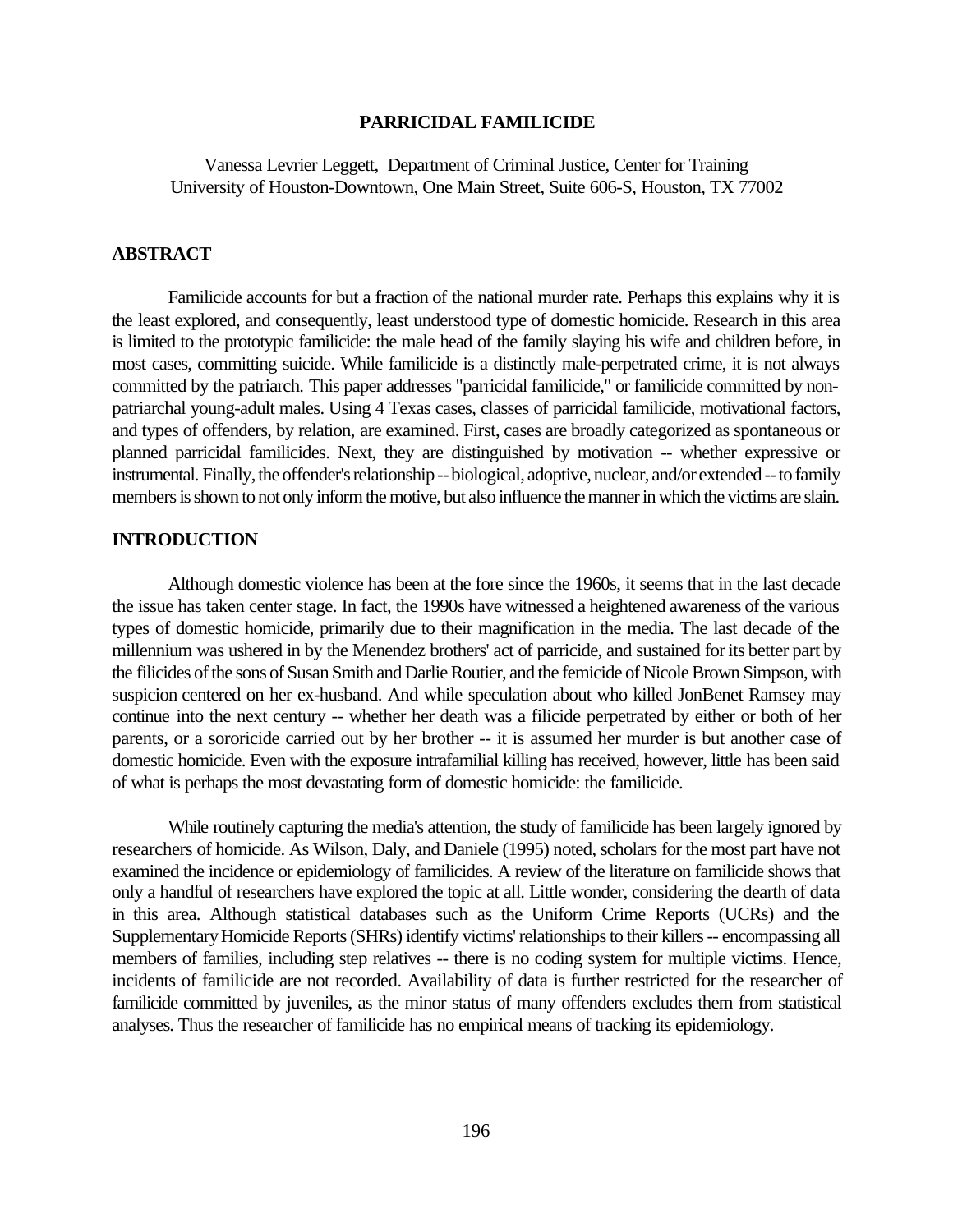# PARRICIDAL FAMILICIDE

Vanessa Levrier Leggett, Department of Criminal Justice, Center for Training
University of Houston-Downtown, One Main Street, Suite 606-S, Houston, TX 77002

## ABSTRACT

Familicide accounts for but a fraction of the national murder rate. Perhaps this explains why it is the least explored, and consequently, least understood type of domestic homicide. Research in this area is limited to the prototypic familicide: the male head of the family slaying his wife and children before, in most cases, committing suicide. While familicide is a distinctly male-perpetrated crime, it is not always committed by the patriarch. This paper addresses "parricidal familicide," or familicide committed by non-patriarchal young-adult males. Using 4 Texas cases, classes of parricidal familicide, motivational factors, and types of offenders, by relation, are examined. First, cases are broadly categorized as spontaneous or planned parricidal familicides. Next, they are distinguished by motivation -- whether expressive or instrumental. Finally, the offender's relationship -- biological, adoptive, nuclear, and/or extended -- to family members is shown to not only inform the motive, but also influence the manner in which the victims are slain.

## INTRODUCTION

Although domestic violence has been at the fore since the 1960s, it seems that in the last decade the issue has taken center stage. In fact, the 1990s have witnessed a heightened awareness of the various types of domestic homicide, primarily due to their magnification in the media. The last decade of the millennium was ushered in by the Menendez brothers' act of parricide, and sustained for its better part by the filicides of the sons of Susan Smith and Darlie Routier, and the femicide of Nicole Brown Simpson, with suspicion centered on her ex-husband. And while speculation about who killed JonBenet Ramsey may continue into the next century -- whether her death was a filicide perpetrated by either or both of her parents, or a sororicide carried out by her brother -- it is assumed her murder is but another case of domestic homicide. Even with the exposure intrafamilial killing has received, however, little has been said of what is perhaps the most devastating form of domestic homicide: the familicide.

While routinely capturing the media's attention, the study of familicide has been largely ignored by researchers of homicide. As Wilson, Daly, and Daniele (1995) noted, scholars for the most part have not examined the incidence or epidemiology of familicides. A review of the literature on familicide shows that only a handful of researchers have explored the topic at all. Little wonder, considering the dearth of data in this area. Although statistical databases such as the Uniform Crime Reports (UCRs) and the Supplementary Homicide Reports (SHRs) identify victims' relationships to their killers -- encompassing all members of families, including step relatives -- there is no coding system for multiple victims. Hence, incidents of familicide are not recorded. Availability of data is further restricted for the researcher of familicide committed by juveniles, as the minor status of many offenders excludes them from statistical analyses. Thus the researcher of familicide has no empirical means of tracking its epidemiology.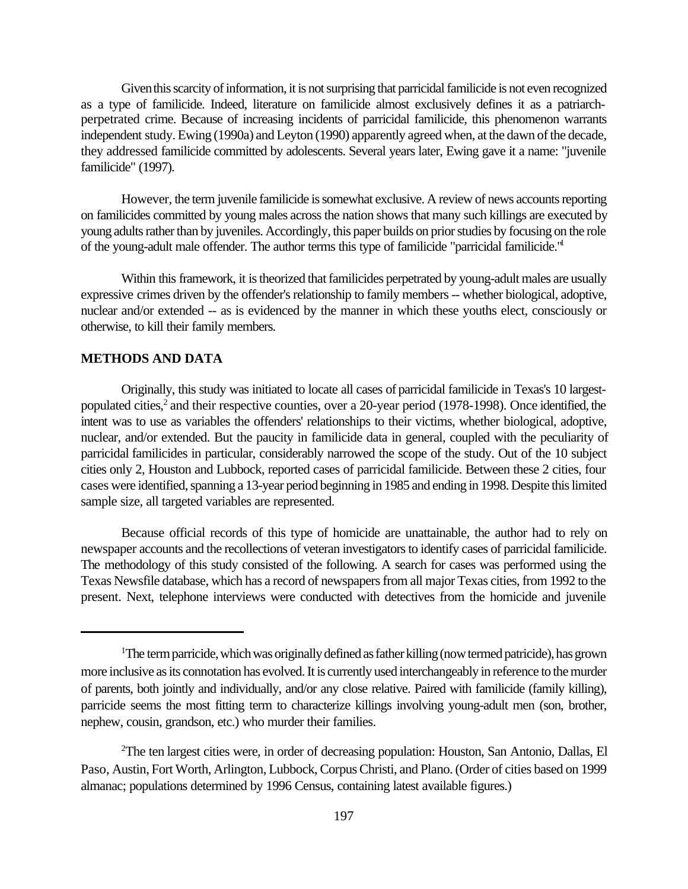Given this scarcity of information, it is not surprising that parricidal familicide is not even recognized as a type of familicide. Indeed, literature on familicide almost exclusively defines it as a patriarch-perpetrated crime. Because of increasing incidents of parricidal familicide, this phenomenon warrants independent study. Ewing (1990a) and Leyton (1990) apparently agreed when, at the dawn of the decade, they addressed familicide committed by adolescents. Several years later, Ewing gave it a name: "juvenile familicide" (1997).

However, the term juvenile familicide is somewhat exclusive. A review of news accounts reporting on familicides committed by young males across the nation shows that many such killings are executed by young adults rather than by juveniles. Accordingly, this paper builds on prior studies by focusing on the role of the young-adult male offender. The author terms this type of familicide "parricidal familicide."[1]

Within this framework, it is theorized that familicides perpetrated by young-adult males are usually expressive crimes driven by the offender's relationship to family members -- whether biological, adoptive, nuclear and/or extended -- as is evidenced by the manner in which these youths elect, consciously or otherwise, to kill their family members.

## METHODS AND DATA

Originally, this study was initiated to locate all cases of parricidal familicide in Texas's 10 largest-populated cities,[2] and their respective counties, over a 20-year period (1978-1998). Once identified, the intent was to use as variables the offenders' relationships to their victims, whether biological, adoptive, nuclear, and/or extended. But the paucity in familicide data in general, coupled with the peculiarity of parricidal familicides in particular, considerably narrowed the scope of the study. Out of the 10 subject cities only 2, Houston and Lubbock, reported cases of parricidal familicide. Between these 2 cities, four cases were identified, spanning a 13-year period beginning in 1985 and ending in 1998. Despite this limited sample size, all targeted variables are represented.

Because official records of this type of homicide are unattainable, the author had to rely on newspaper accounts and the recollections of veteran investigators to identify cases of parricidal familicide. The methodology of this study consisted of the following. A search for cases was performed using the Texas Newsfile database, which has a record of newspapers from all major Texas cities, from 1992 to the present. Next, telephone interviews were conducted with detectives from the homicide and juvenile

---

[1]The term parricide, which was originally defined as father killing (now termed patricide), has grown more inclusive as its connotation has evolved. It is currently used interchangeably in reference to the murder of parents, both jointly and individually, and/or any close relative. Paired with familicide (family killing), parricide seems the most fitting term to characterize killings involving young-adult men (son, brother, nephew, cousin, grandson, etc.) who murder their families.

[2]The ten largest cities were, in order of decreasing population: Houston, San Antonio, Dallas, El Paso, Austin, Fort Worth, Arlington, Lubbock, Corpus Christi, and Plano. (Order of cities based on 1999 almanac; populations determined by 1996 Census, containing latest available figures.)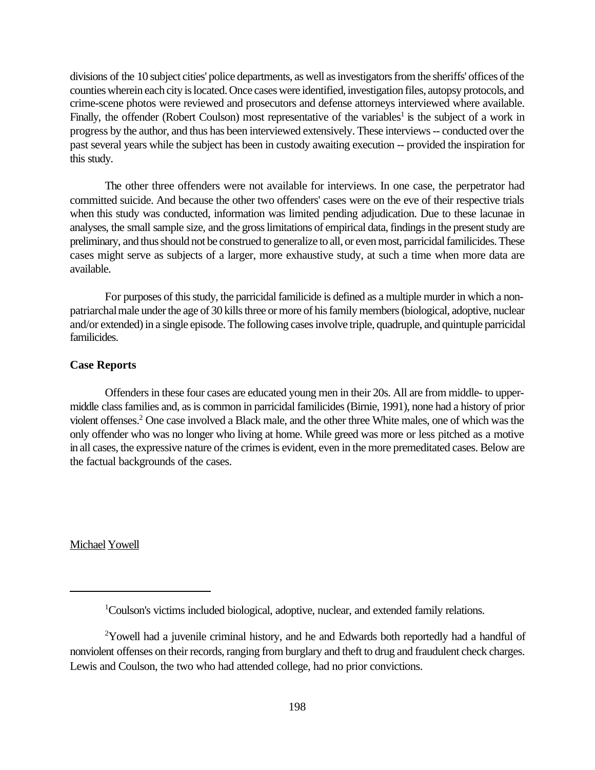divisions of the 10 subject cities' police departments, as well as investigators from the sheriffs' offices of the counties wherein each city is located. Once cases were identified, investigation files, autopsy protocols, and crime-scene photos were reviewed and prosecutors and defense attorneys interviewed where available. Finally, the offender (Robert Coulson) most representative of the variables[1] is the subject of a work in progress by the author, and thus has been interviewed extensively. These interviews -- conducted over the past several years while the subject has been in custody awaiting execution -- provided the inspiration for this study.

The other three offenders were not available for interviews. In one case, the perpetrator had committed suicide. And because the other two offenders' cases were on the eve of their respective trials when this study was conducted, information was limited pending adjudication. Due to these lacunae in analyses, the small sample size, and the gross limitations of empirical data, findings in the present study are preliminary, and thus should not be construed to generalize to all, or even most, parricidal familicides. These cases might serve as subjects of a larger, more exhaustive study, at such a time when more data are available.

For purposes of this study, the parricidal familicide is defined as a multiple murder in which a non-patriarchal male under the age of 30 kills three or more of his family members (biological, adoptive, nuclear and/or extended) in a single episode. The following cases involve triple, quadruple, and quintuple parricidal familicides.

### Case Reports

Offenders in these four cases are educated young men in their 20s. All are from middle- to upper-middle class families and, as is common in parricidal familicides (Birnie, 1991), none had a history of prior violent offenses.[2] One case involved a Black male, and the other three White males, one of which was the only offender who was no longer who living at home. While greed was more or less pitched as a motive in all cases, the expressive nature of the crimes is evident, even in the more premeditated cases. Below are the factual backgrounds of the cases.

Michael Yowell

---

[1]Coulson's victims included biological, adoptive, nuclear, and extended family relations.

[2]Yowell had a juvenile criminal history, and he and Edwards both reportedly had a handful of nonviolent offenses on their records, ranging from burglary and theft to drug and fraudulent check charges. Lewis and Coulson, the two who had attended college, had no prior convictions.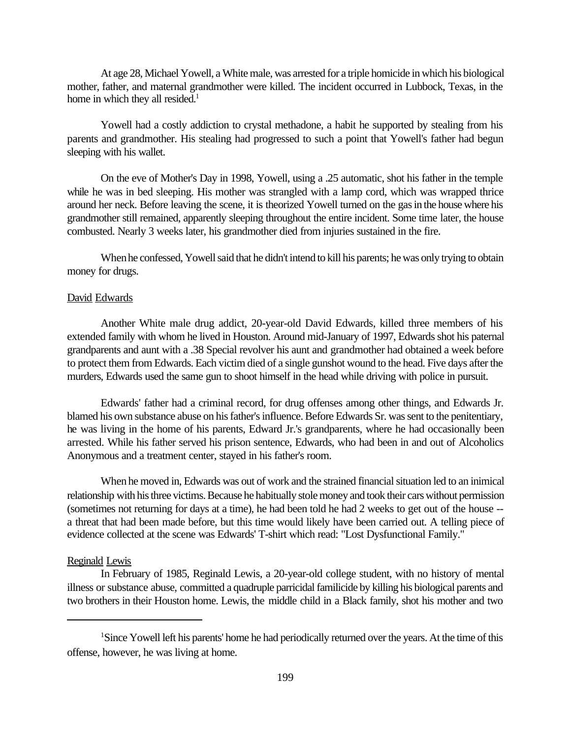At age 28, Michael Yowell, a White male, was arrested for a triple homicide in which his biological mother, father, and maternal grandmother were killed. The incident occurred in Lubbock, Texas, in the home in which they all resided.[1]

Yowell had a costly addiction to crystal methadone, a habit he supported by stealing from his parents and grandmother. His stealing had progressed to such a point that Yowell's father had begun sleeping with his wallet.

On the eve of Mother's Day in 1998, Yowell, using a .25 automatic, shot his father in the temple while he was in bed sleeping. His mother was strangled with a lamp cord, which was wrapped thrice around her neck. Before leaving the scene, it is theorized Yowell turned on the gas in the house where his grandmother still remained, apparently sleeping throughout the entire incident. Some time later, the house combusted. Nearly 3 weeks later, his grandmother died from injuries sustained in the fire.

When he confessed, Yowell said that he didn't intend to kill his parents; he was only trying to obtain money for drugs.

<u>David Edwards</u>

Another White male drug addict, 20-year-old David Edwards, killed three members of his extended family with whom he lived in Houston. Around mid-January of 1997, Edwards shot his paternal grandparents and aunt with a .38 Special revolver his aunt and grandmother had obtained a week before to protect them from Edwards. Each victim died of a single gunshot wound to the head. Five days after the murders, Edwards used the same gun to shoot himself in the head while driving with police in pursuit.

Edwards' father had a criminal record, for drug offenses among other things, and Edwards Jr. blamed his own substance abuse on his father's influence. Before Edwards Sr. was sent to the penitentiary, he was living in the home of his parents, Edward Jr.'s grandparents, where he had occasionally been arrested. While his father served his prison sentence, Edwards, who had been in and out of Alcoholics Anonymous and a treatment center, stayed in his father's room.

When he moved in, Edwards was out of work and the strained financial situation led to an inimical relationship with his three victims. Because he habitually stole money and took their cars without permission (sometimes not returning for days at a time), he had been told he had 2 weeks to get out of the house -- a threat that had been made before, but this time would likely have been carried out. A telling piece of evidence collected at the scene was Edwards' T-shirt which read: "Lost Dysfunctional Family."

<u>Reginald Lewis</u>

In February of 1985, Reginald Lewis, a 20-year-old college student, with no history of mental illness or substance abuse, committed a quadruple parricidal familicide by killing his biological parents and two brothers in their Houston home. Lewis, the middle child in a Black family, shot his mother and two

---

[1] Since Yowell left his parents' home he had periodically returned over the years. At the time of this offense, however, he was living at home.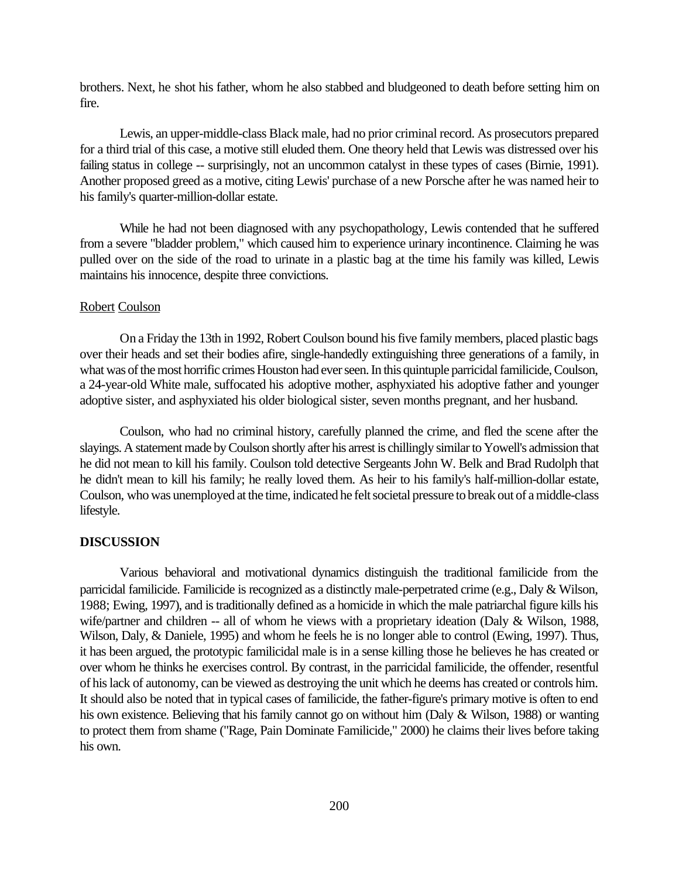brothers. Next, he shot his father, whom he also stabbed and bludgeoned to death before setting him on fire.

Lewis, an upper-middle-class Black male, had no prior criminal record. As prosecutors prepared for a third trial of this case, a motive still eluded them. One theory held that Lewis was distressed over his failing status in college -- surprisingly, not an uncommon catalyst in these types of cases (Birnie, 1991). Another proposed greed as a motive, citing Lewis' purchase of a new Porsche after he was named heir to his family's quarter-million-dollar estate.

While he had not been diagnosed with any psychopathology, Lewis contended that he suffered from a severe "bladder problem," which caused him to experience urinary incontinence. Claiming he was pulled over on the side of the road to urinate in a plastic bag at the time his family was killed, Lewis maintains his innocence, despite three convictions.

Robert Coulson

On a Friday the 13th in 1992, Robert Coulson bound his five family members, placed plastic bags over their heads and set their bodies afire, single-handedly extinguishing three generations of a family, in what was of the most horrific crimes Houston had ever seen. In this quintuple parricidal familicide, Coulson, a 24-year-old White male, suffocated his adoptive mother, asphyxiated his adoptive father and younger adoptive sister, and asphyxiated his older biological sister, seven months pregnant, and her husband.

Coulson, who had no criminal history, carefully planned the crime, and fled the scene after the slayings. A statement made by Coulson shortly after his arrest is chillingly similar to Yowell's admission that he did not mean to kill his family. Coulson told detective Sergeants John W. Belk and Brad Rudolph that he didn't mean to kill his family; he really loved them. As heir to his family's half-million-dollar estate, Coulson, who was unemployed at the time, indicated he felt societal pressure to break out of a middle-class lifestyle.

**DISCUSSION**

Various behavioral and motivational dynamics distinguish the traditional familicide from the parricidal familicide. Familicide is recognized as a distinctly male-perpetrated crime (e.g., Daly & Wilson, 1988; Ewing, 1997), and is traditionally defined as a homicide in which the male patriarchal figure kills his wife/partner and children -- all of whom he views with a proprietary ideation (Daly & Wilson, 1988, Wilson, Daly, & Daniele, 1995) and whom he feels he is no longer able to control (Ewing, 1997). Thus, it has been argued, the prototypic familicidal male is in a sense killing those he believes he has created or over whom he thinks he exercises control. By contrast, in the parricidal familicide, the offender, resentful of his lack of autonomy, can be viewed as destroying the unit which he deems has created or controls him. It should also be noted that in typical cases of familicide, the father-figure's primary motive is often to end his own existence. Believing that his family cannot go on without him (Daly & Wilson, 1988) or wanting to protect them from shame ("Rage, Pain Dominate Familicide," 2000) he claims their lives before taking his own.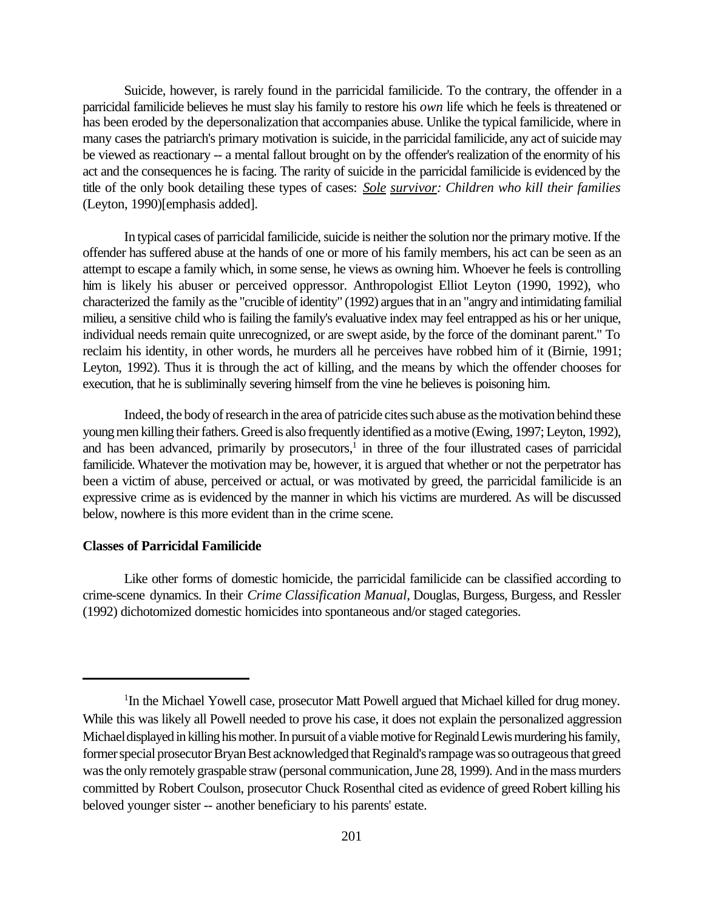Suicide, however, is rarely found in the parricidal familicide. To the contrary, the offender in a parricidal familicide believes he must slay his family to restore his *own* life which he feels is threatened or has been eroded by the depersonalization that accompanies abuse. Unlike the typical familicide, where in many cases the patriarch's primary motivation is suicide, in the parricidal familicide, any act of suicide may be viewed as reactionary -- a mental fallout brought on by the offender's realization of the enormity of his act and the consequences he is facing. The rarity of suicide in the parricidal familicide is evidenced by the title of the only book detailing these types of cases: *<u>Sole</u> <u>survivor</u>: Children who kill their families* (Leyton, 1990)[emphasis added].

In typical cases of parricidal familicide, suicide is neither the solution nor the primary motive. If the offender has suffered abuse at the hands of one or more of his family members, his act can be seen as an attempt to escape a family which, in some sense, he views as owning him. Whoever he feels is controlling him is likely his abuser or perceived oppressor. Anthropologist Elliot Leyton (1990, 1992), who characterized the family as the "crucible of identity" (1992) argues that in an "angry and intimidating familial milieu, a sensitive child who is failing the family's evaluative index may feel entrapped as his or her unique, individual needs remain quite unrecognized, or are swept aside, by the force of the dominant parent." To reclaim his identity, in other words, he murders all he perceives have robbed him of it (Birnie, 1991; Leyton, 1992). Thus it is through the act of killing, and the means by which the offender chooses for execution, that he is subliminally severing himself from the vine he believes is poisoning him.

Indeed, the body of research in the area of patricide cites such abuse as the motivation behind these young men killing their fathers. Greed is also frequently identified as a motive (Ewing, 1997; Leyton, 1992), and has been advanced, primarily by prosecutors,[1] in three of the four illustrated cases of parricidal familicide. Whatever the motivation may be, however, it is argued that whether or not the perpetrator has been a victim of abuse, perceived or actual, or was motivated by greed, the parricidal familicide is an expressive crime as is evidenced by the manner in which his victims are murdered. As will be discussed below, nowhere is this more evident than in the crime scene.

**Classes of Parricidal Familicide**

Like other forms of domestic homicide, the parricidal familicide can be classified according to crime-scene dynamics. In their *Crime Classification Manual*, Douglas, Burgess, Burgess, and Ressler (1992) dichotomized domestic homicides into spontaneous and/or staged categories.

---

[1]In the Michael Yowell case, prosecutor Matt Powell argued that Michael killed for drug money. While this was likely all Powell needed to prove his case, it does not explain the personalized aggression Michael displayed in killing his mother. In pursuit of a viable motive for Reginald Lewis murdering his family, former special prosecutor Bryan Best acknowledged that Reginald's rampage was so outrageous that greed was the only remotely graspable straw (personal communication, June 28, 1999). And in the mass murders committed by Robert Coulson, prosecutor Chuck Rosenthal cited as evidence of greed Robert killing his beloved younger sister -- another beneficiary to his parents' estate.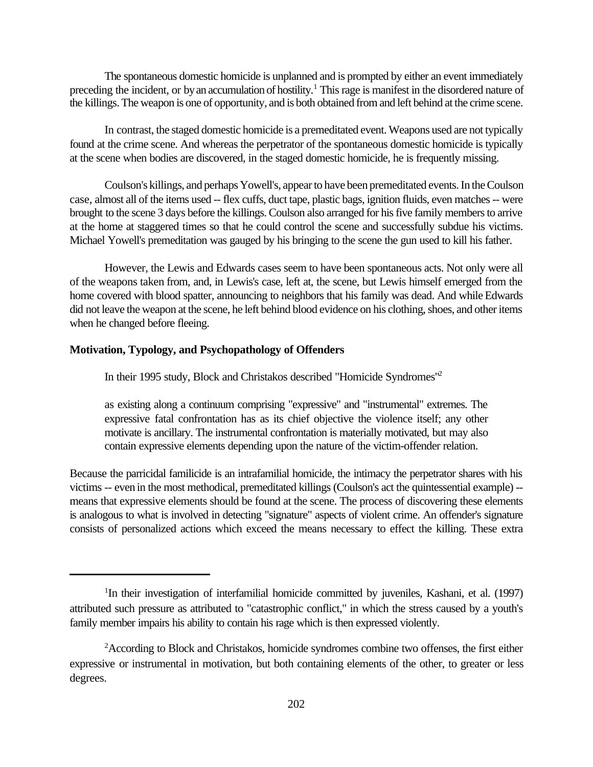The spontaneous domestic homicide is unplanned and is prompted by either an event immediately preceding the incident, or by an accumulation of hostility.[1] This rage is manifest in the disordered nature of the killings. The weapon is one of opportunity, and is both obtained from and left behind at the crime scene.

In contrast, the staged domestic homicide is a premeditated event. Weapons used are not typically found at the crime scene. And whereas the perpetrator of the spontaneous domestic homicide is typically at the scene when bodies are discovered, in the staged domestic homicide, he is frequently missing.

Coulson's killings, and perhaps Yowell's, appear to have been premeditated events. In the Coulson case, almost all of the items used -- flex cuffs, duct tape, plastic bags, ignition fluids, even matches -- were brought to the scene 3 days before the killings. Coulson also arranged for his five family members to arrive at the home at staggered times so that he could control the scene and successfully subdue his victims. Michael Yowell's premeditation was gauged by his bringing to the scene the gun used to kill his father.

However, the Lewis and Edwards cases seem to have been spontaneous acts. Not only were all of the weapons taken from, and, in Lewis's case, left at, the scene, but Lewis himself emerged from the home covered with blood spatter, announcing to neighbors that his family was dead. And while Edwards did not leave the weapon at the scene, he left behind blood evidence on his clothing, shoes, and other items when he changed before fleeing.

**Motivation, Typology, and Psychopathology of Offenders**

In their 1995 study, Block and Christakos described "Homicide Syndromes"[2]

> as existing along a continuum comprising "expressive" and "instrumental" extremes. The expressive fatal confrontation has as its chief objective the violence itself; any other motivate is ancillary. The instrumental confrontation is materially motivated, but may also contain expressive elements depending upon the nature of the victim-offender relation.

Because the parricidal familicide is an intrafamilial homicide, the intimacy the perpetrator shares with his victims -- even in the most methodical, premeditated killings (Coulson's act the quintessential example) -- means that expressive elements should be found at the scene. The process of discovering these elements is analogous to what is involved in detecting "signature" aspects of violent crime. An offender's signature consists of personalized actions which exceed the means necessary to effect the killing. These extra

---

[1]In their investigation of interfamilial homicide committed by juveniles, Kashani, et al. (1997) attributed such pressure as attributed to "catastrophic conflict," in which the stress caused by a youth's family member impairs his ability to contain his rage which is then expressed violently.

[2]According to Block and Christakos, homicide syndromes combine two offenses, the first either expressive or instrumental in motivation, but both containing elements of the other, to greater or less degrees.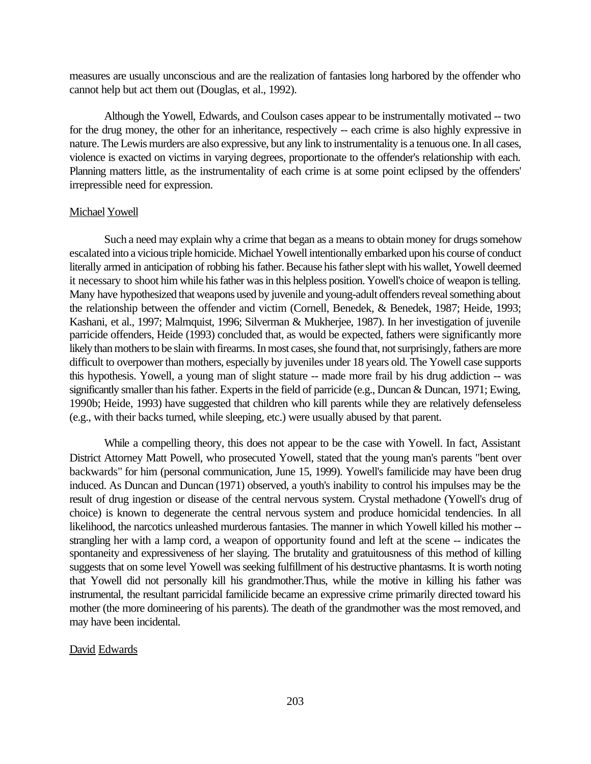measures are usually unconscious and are the realization of fantasies long harbored by the offender who cannot help but act them out (Douglas, et al., 1992).

Although the Yowell, Edwards, and Coulson cases appear to be instrumentally motivated -- two for the drug money, the other for an inheritance, respectively -- each crime is also highly expressive in nature. The Lewis murders are also expressive, but any link to instrumentality is a tenuous one. In all cases, violence is exacted on victims in varying degrees, proportionate to the offender's relationship with each. Planning matters little, as the instrumentality of each crime is at some point eclipsed by the offenders' irrepressible need for expression.

Michael Yowell

Such a need may explain why a crime that began as a means to obtain money for drugs somehow escalated into a vicious triple homicide. Michael Yowell intentionally embarked upon his course of conduct literally armed in anticipation of robbing his father. Because his father slept with his wallet, Yowell deemed it necessary to shoot him while his father was in this helpless position. Yowell's choice of weapon is telling. Many have hypothesized that weapons used by juvenile and young-adult offenders reveal something about the relationship between the offender and victim (Cornell, Benedek, & Benedek, 1987; Heide, 1993; Kashani, et al., 1997; Malmquist, 1996; Silverman & Mukherjee, 1987). In her investigation of juvenile parricide offenders, Heide (1993) concluded that, as would be expected, fathers were significantly more likely than mothers to be slain with firearms. In most cases, she found that, not surprisingly, fathers are more difficult to overpower than mothers, especially by juveniles under 18 years old. The Yowell case supports this hypothesis. Yowell, a young man of slight stature -- made more frail by his drug addiction -- was significantly smaller than his father. Experts in the field of parricide (e.g., Duncan & Duncan, 1971; Ewing, 1990b; Heide, 1993) have suggested that children who kill parents while they are relatively defenseless (e.g., with their backs turned, while sleeping, etc.) were usually abused by that parent.

While a compelling theory, this does not appear to be the case with Yowell. In fact, Assistant District Attorney Matt Powell, who prosecuted Yowell, stated that the young man's parents "bent over backwards" for him (personal communication, June 15, 1999). Yowell's familicide may have been drug induced. As Duncan and Duncan (1971) observed, a youth's inability to control his impulses may be the result of drug ingestion or disease of the central nervous system. Crystal methadone (Yowell's drug of choice) is known to degenerate the central nervous system and produce homicidal tendencies. In all likelihood, the narcotics unleashed murderous fantasies. The manner in which Yowell killed his mother -- strangling her with a lamp cord, a weapon of opportunity found and left at the scene -- indicates the spontaneity and expressiveness of her slaying. The brutality and gratuitousness of this method of killing suggests that on some level Yowell was seeking fulfillment of his destructive phantasms. It is worth noting that Yowell did not personally kill his grandmother.Thus, while the motive in killing his father was instrumental, the resultant parricidal familicide became an expressive crime primarily directed toward his mother (the more domineering of his parents). The death of the grandmother was the most removed, and may have been incidental.

David Edwards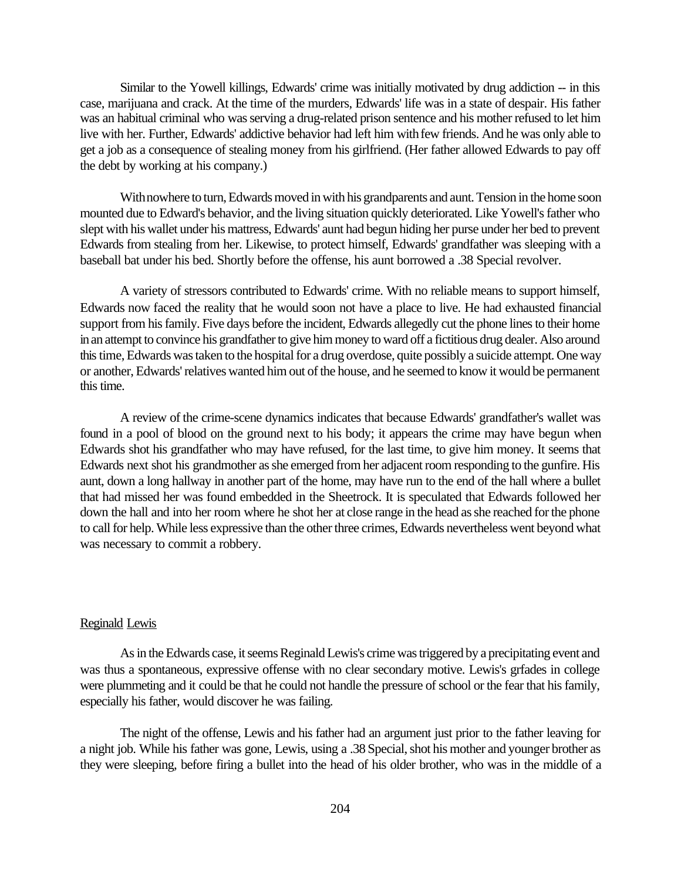Similar to the Yowell killings, Edwards' crime was initially motivated by drug addiction -- in this case, marijuana and crack. At the time of the murders, Edwards' life was in a state of despair. His father was an habitual criminal who was serving a drug-related prison sentence and his mother refused to let him live with her. Further, Edwards' addictive behavior had left him with few friends. And he was only able to get a job as a consequence of stealing money from his girlfriend. (Her father allowed Edwards to pay off the debt by working at his company.)

With nowhere to turn, Edwards moved in with his grandparents and aunt. Tension in the home soon mounted due to Edward's behavior, and the living situation quickly deteriorated. Like Yowell's father who slept with his wallet under his mattress, Edwards' aunt had begun hiding her purse under her bed to prevent Edwards from stealing from her. Likewise, to protect himself, Edwards' grandfather was sleeping with a baseball bat under his bed. Shortly before the offense, his aunt borrowed a .38 Special revolver.

A variety of stressors contributed to Edwards' crime. With no reliable means to support himself, Edwards now faced the reality that he would soon not have a place to live. He had exhausted financial support from his family. Five days before the incident, Edwards allegedly cut the phone lines to their home in an attempt to convince his grandfather to give him money to ward off a fictitious drug dealer. Also around this time, Edwards was taken to the hospital for a drug overdose, quite possibly a suicide attempt. One way or another, Edwards' relatives wanted him out of the house, and he seemed to know it would be permanent this time.

A review of the crime-scene dynamics indicates that because Edwards' grandfather's wallet was found in a pool of blood on the ground next to his body; it appears the crime may have begun when Edwards shot his grandfather who may have refused, for the last time, to give him money. It seems that Edwards next shot his grandmother as she emerged from her adjacent room responding to the gunfire. His aunt, down a long hallway in another part of the home, may have run to the end of the hall where a bullet that had missed her was found embedded in the Sheetrock. It is speculated that Edwards followed her down the hall and into her room where he shot her at close range in the head as she reached for the phone to call for help. While less expressive than the other three crimes, Edwards nevertheless went beyond what was necessary to commit a robbery.

Reginald Lewis

As in the Edwards case, it seems Reginald Lewis's crime was triggered by a precipitating event and was thus a spontaneous, expressive offense with no clear secondary motive. Lewis's grfades in college were plummeting and it could be that he could not handle the pressure of school or the fear that his family, especially his father, would discover he was failing.

The night of the offense, Lewis and his father had an argument just prior to the father leaving for a night job. While his father was gone, Lewis, using a .38 Special, shot his mother and younger brother as they were sleeping, before firing a bullet into the head of his older brother, who was in the middle of a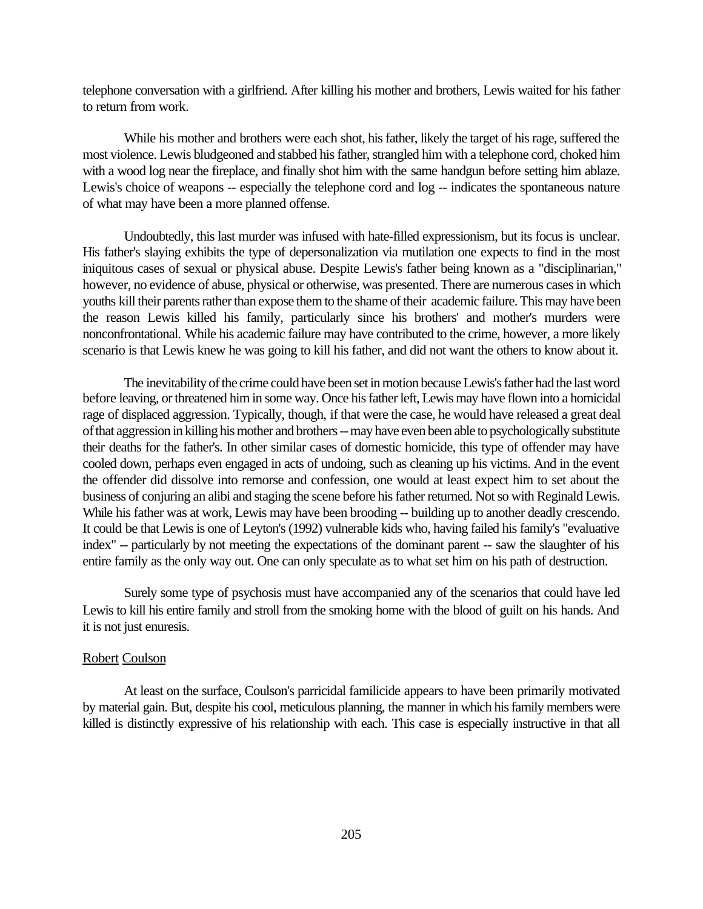telephone conversation with a girlfriend. After killing his mother and brothers, Lewis waited for his father to return from work.

While his mother and brothers were each shot, his father, likely the target of his rage, suffered the most violence. Lewis bludgeoned and stabbed his father, strangled him with a telephone cord, choked him with a wood log near the fireplace, and finally shot him with the same handgun before setting him ablaze. Lewis's choice of weapons -- especially the telephone cord and log -- indicates the spontaneous nature of what may have been a more planned offense.

Undoubtedly, this last murder was infused with hate-filled expressionism, but its focus is unclear. His father's slaying exhibits the type of depersonalization via mutilation one expects to find in the most iniquitous cases of sexual or physical abuse. Despite Lewis's father being known as a "disciplinarian," however, no evidence of abuse, physical or otherwise, was presented. There are numerous cases in which youths kill their parents rather than expose them to the shame of their academic failure. This may have been the reason Lewis killed his family, particularly since his brothers' and mother's murders were nonconfrontational. While his academic failure may have contributed to the crime, however, a more likely scenario is that Lewis knew he was going to kill his father, and did not want the others to know about it.

The inevitability of the crime could have been set in motion because Lewis's father had the last word before leaving, or threatened him in some way. Once his father left, Lewis may have flown into a homicidal rage of displaced aggression. Typically, though, if that were the case, he would have released a great deal of that aggression in killing his mother and brothers -- may have even been able to psychologically substitute their deaths for the father's. In other similar cases of domestic homicide, this type of offender may have cooled down, perhaps even engaged in acts of undoing, such as cleaning up his victims. And in the event the offender did dissolve into remorse and confession, one would at least expect him to set about the business of conjuring an alibi and staging the scene before his father returned. Not so with Reginald Lewis. While his father was at work, Lewis may have been brooding -- building up to another deadly crescendo. It could be that Lewis is one of Leyton's (1992) vulnerable kids who, having failed his family's "evaluative index" -- particularly by not meeting the expectations of the dominant parent -- saw the slaughter of his entire family as the only way out. One can only speculate as to what set him on his path of destruction.

Surely some type of psychosis must have accompanied any of the scenarios that could have led Lewis to kill his entire family and stroll from the smoking home with the blood of guilt on his hands. And it is not just enuresis.

<u>Robert Coulson</u>

At least on the surface, Coulson's parricidal familicide appears to have been primarily motivated by material gain. But, despite his cool, meticulous planning, the manner in which his family members were killed is distinctly expressive of his relationship with each. This case is especially instructive in that all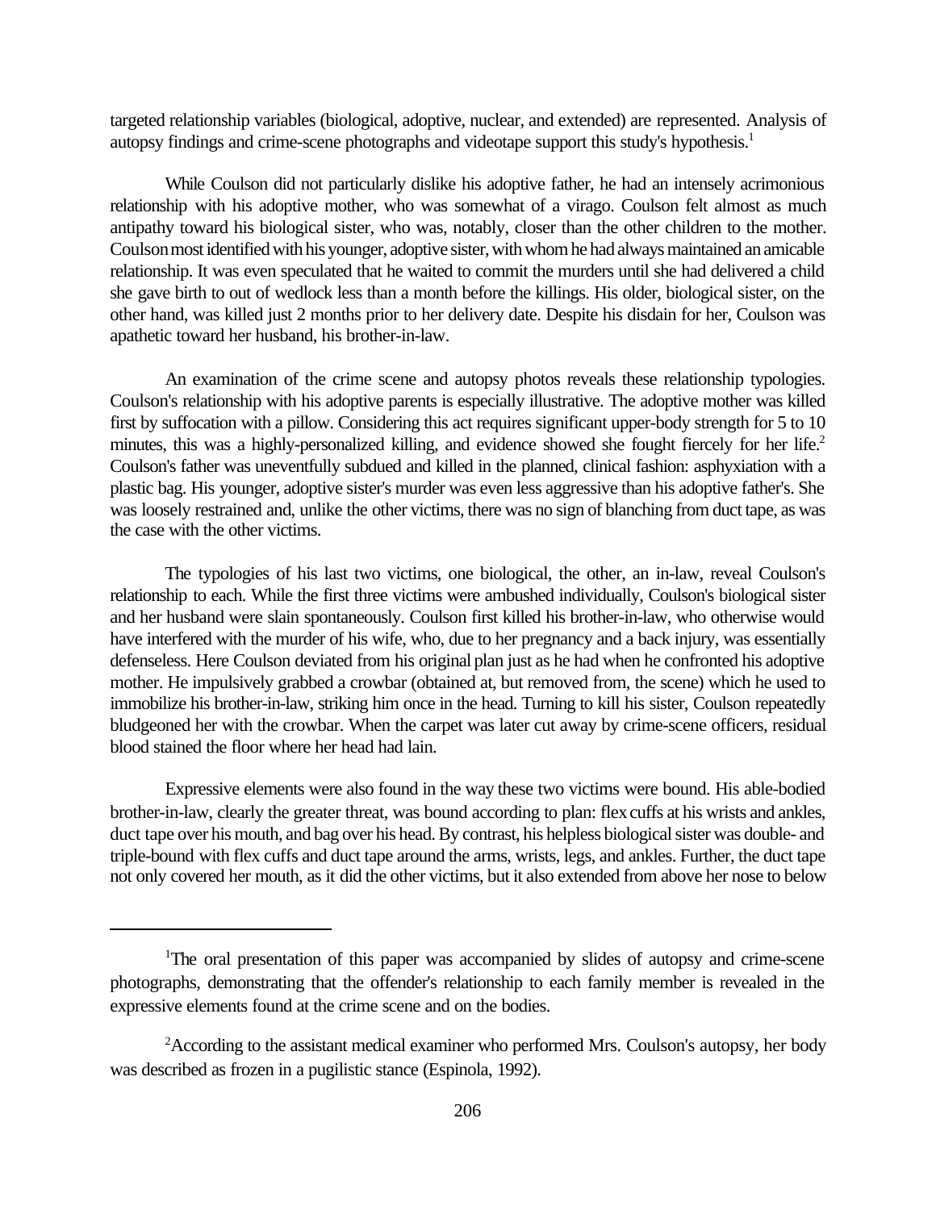targeted relationship variables (biological, adoptive, nuclear, and extended) are represented. Analysis of autopsy findings and crime-scene photographs and videotape support this study's hypothesis.[1]

While Coulson did not particularly dislike his adoptive father, he had an intensely acrimonious relationship with his adoptive mother, who was somewhat of a virago. Coulson felt almost as much antipathy toward his biological sister, who was, notably, closer than the other children to the mother. Coulson most identified with his younger, adoptive sister, with whom he had always maintained an amicable relationship. It was even speculated that he waited to commit the murders until she had delivered a child she gave birth to out of wedlock less than a month before the killings. His older, biological sister, on the other hand, was killed just 2 months prior to her delivery date. Despite his disdain for her, Coulson was apathetic toward her husband, his brother-in-law.

An examination of the crime scene and autopsy photos reveals these relationship typologies. Coulson's relationship with his adoptive parents is especially illustrative. The adoptive mother was killed first by suffocation with a pillow. Considering this act requires significant upper-body strength for 5 to 10 minutes, this was a highly-personalized killing, and evidence showed she fought fiercely for her life.[2] Coulson's father was uneventfully subdued and killed in the planned, clinical fashion: asphyxiation with a plastic bag. His younger, adoptive sister's murder was even less aggressive than his adoptive father's. She was loosely restrained and, unlike the other victims, there was no sign of blanching from duct tape, as was the case with the other victims.

The typologies of his last two victims, one biological, the other, an in-law, reveal Coulson's relationship to each. While the first three victims were ambushed individually, Coulson's biological sister and her husband were slain spontaneously. Coulson first killed his brother-in-law, who otherwise would have interfered with the murder of his wife, who, due to her pregnancy and a back injury, was essentially defenseless. Here Coulson deviated from his original plan just as he had when he confronted his adoptive mother. He impulsively grabbed a crowbar (obtained at, but removed from, the scene) which he used to immobilize his brother-in-law, striking him once in the head. Turning to kill his sister, Coulson repeatedly bludgeoned her with the crowbar. When the carpet was later cut away by crime-scene officers, residual blood stained the floor where her head had lain.

Expressive elements were also found in the way these two victims were bound. His able-bodied brother-in-law, clearly the greater threat, was bound according to plan: flex cuffs at his wrists and ankles, duct tape over his mouth, and bag over his head. By contrast, his helpless biological sister was double- and triple-bound with flex cuffs and duct tape around the arms, wrists, legs, and ankles. Further, the duct tape not only covered her mouth, as it did the other victims, but it also extended from above her nose to below

---

[1]The oral presentation of this paper was accompanied by slides of autopsy and crime-scene photographs, demonstrating that the offender's relationship to each family member is revealed in the expressive elements found at the crime scene and on the bodies.

[2]According to the assistant medical examiner who performed Mrs. Coulson's autopsy, her body was described as frozen in a pugilistic stance (Espinola, 1992).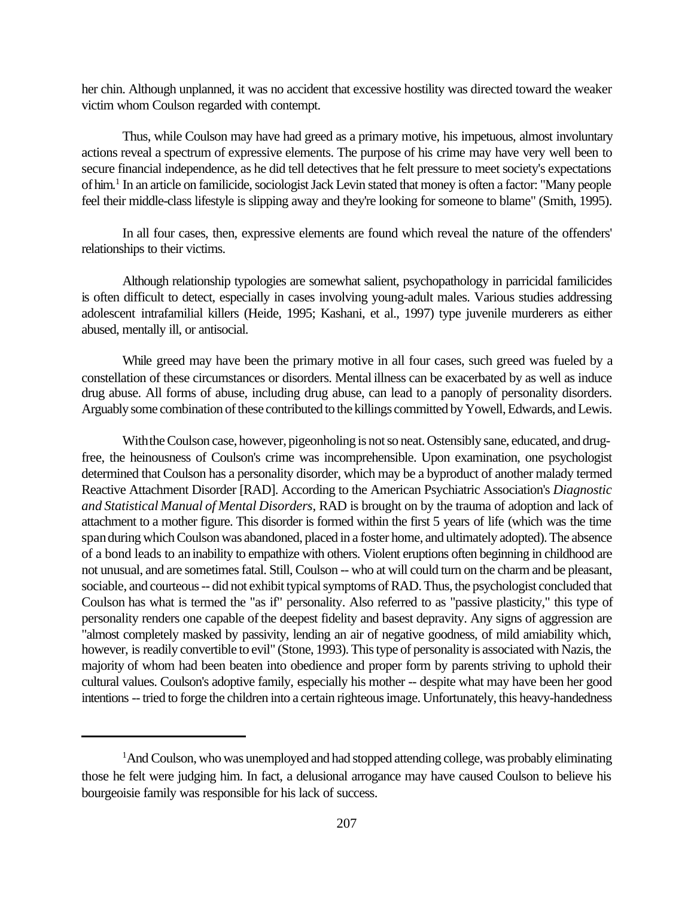her chin. Although unplanned, it was no accident that excessive hostility was directed toward the weaker victim whom Coulson regarded with contempt.

Thus, while Coulson may have had greed as a primary motive, his impetuous, almost involuntary actions reveal a spectrum of expressive elements. The purpose of his crime may have very well been to secure financial independence, as he did tell detectives that he felt pressure to meet society's expectations of him.[1] In an article on familicide, sociologist Jack Levin stated that money is often a factor: "Many people feel their middle-class lifestyle is slipping away and they're looking for someone to blame" (Smith, 1995).

In all four cases, then, expressive elements are found which reveal the nature of the offenders' relationships to their victims.

Although relationship typologies are somewhat salient, psychopathology in parricidal familicides is often difficult to detect, especially in cases involving young-adult males. Various studies addressing adolescent intrafamilial killers (Heide, 1995; Kashani, et al., 1997) type juvenile murderers as either abused, mentally ill, or antisocial.

While greed may have been the primary motive in all four cases, such greed was fueled by a constellation of these circumstances or disorders. Mental illness can be exacerbated by as well as induce drug abuse. All forms of abuse, including drug abuse, can lead to a panoply of personality disorders. Arguably some combination of these contributed to the killings committed by Yowell, Edwards, and Lewis.

With the Coulson case, however, pigeonholing is not so neat. Ostensibly sane, educated, and drug-free, the heinousness of Coulson's crime was incomprehensible. Upon examination, one psychologist determined that Coulson has a personality disorder, which may be a byproduct of another malady termed Reactive Attachment Disorder [RAD]. According to the American Psychiatric Association's *Diagnostic and Statistical Manual of Mental Disorders*, RAD is brought on by the trauma of adoption and lack of attachment to a mother figure. This disorder is formed within the first 5 years of life (which was the time span during which Coulson was abandoned, placed in a foster home, and ultimately adopted). The absence of a bond leads to an inability to empathize with others. Violent eruptions often beginning in childhood are not unusual, and are sometimes fatal. Still, Coulson -- who at will could turn on the charm and be pleasant, sociable, and courteous -- did not exhibit typical symptoms of RAD. Thus, the psychologist concluded that Coulson has what is termed the "as if" personality. Also referred to as "passive plasticity," this type of personality renders one capable of the deepest fidelity and basest depravity. Any signs of aggression are "almost completely masked by passivity, lending an air of negative goodness, of mild amiability which, however, is readily convertible to evil" (Stone, 1993). This type of personality is associated with Nazis, the majority of whom had been beaten into obedience and proper form by parents striving to uphold their cultural values. Coulson's adoptive family, especially his mother -- despite what may have been her good intentions -- tried to forge the children into a certain righteous image. Unfortunately, this heavy-handedness

---

[1]And Coulson, who was unemployed and had stopped attending college, was probably eliminating those he felt were judging him. In fact, a delusional arrogance may have caused Coulson to believe his bourgeoisie family was responsible for his lack of success.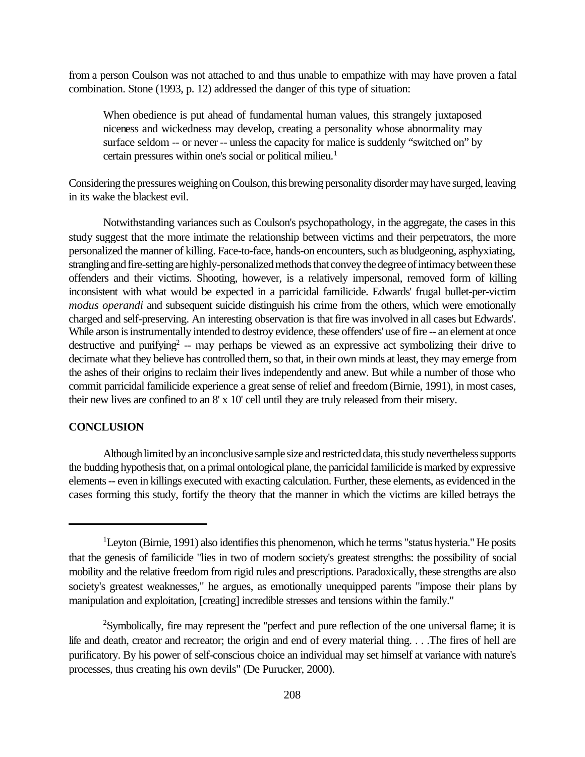from a person Coulson was not attached to and thus unable to empathize with may have proven a fatal combination. Stone (1993, p. 12) addressed the danger of this type of situation:

> When obedience is put ahead of fundamental human values, this strangely juxtaposed niceness and wickedness may develop, creating a personality whose abnormality may surface seldom -- or never -- unless the capacity for malice is suddenly "switched on" by certain pressures within one's social or political milieu.[1]

Considering the pressures weighing on Coulson, this brewing personality disorder may have surged, leaving in its wake the blackest evil.

Notwithstanding variances such as Coulson's psychopathology, in the aggregate, the cases in this study suggest that the more intimate the relationship between victims and their perpetrators, the more personalized the manner of killing. Face-to-face, hands-on encounters, such as bludgeoning, asphyxiating, strangling and fire-setting are highly-personalized methods that convey the degree of intimacy between these offenders and their victims. Shooting, however, is a relatively impersonal, removed form of killing inconsistent with what would be expected in a parricidal familicide. Edwards' frugal bullet-per-victim *modus operandi* and subsequent suicide distinguish his crime from the others, which were emotionally charged and self-preserving. An interesting observation is that fire was involved in all cases but Edwards'. While arson is instrumentally intended to destroy evidence, these offenders' use of fire -- an element at once destructive and purifying[2] -- may perhaps be viewed as an expressive act symbolizing their drive to decimate what they believe has controlled them, so that, in their own minds at least, they may emerge from the ashes of their origins to reclaim their lives independently and anew. But while a number of those who commit parricidal familicide experience a great sense of relief and freedom (Birnie, 1991), in most cases, their new lives are confined to an 8' x 10' cell until they are truly released from their misery.

**CONCLUSION**

Although limited by an inconclusive sample size and restricted data, this study nevertheless supports the budding hypothesis that, on a primal ontological plane, the parricidal familicide is marked by expressive elements -- even in killings executed with exacting calculation. Further, these elements, as evidenced in the cases forming this study, fortify the theory that the manner in which the victims are killed betrays the

---

[1] Leyton (Birnie, 1991) also identifies this phenomenon, which he terms "status hysteria." He posits that the genesis of familicide "lies in two of modern society's greatest strengths: the possibility of social mobility and the relative freedom from rigid rules and prescriptions. Paradoxically, these strengths are also society's greatest weaknesses," he argues, as emotionally unequipped parents "impose their plans by manipulation and exploitation, [creating] incredible stresses and tensions within the family."

[2] Symbolically, fire may represent the "perfect and pure reflection of the one universal flame; it is life and death, creator and recreator; the origin and end of every material thing. . . .The fires of hell are purificatory. By his power of self-conscious choice an individual may set himself at variance with nature's processes, thus creating his own devils" (De Purucker, 2000).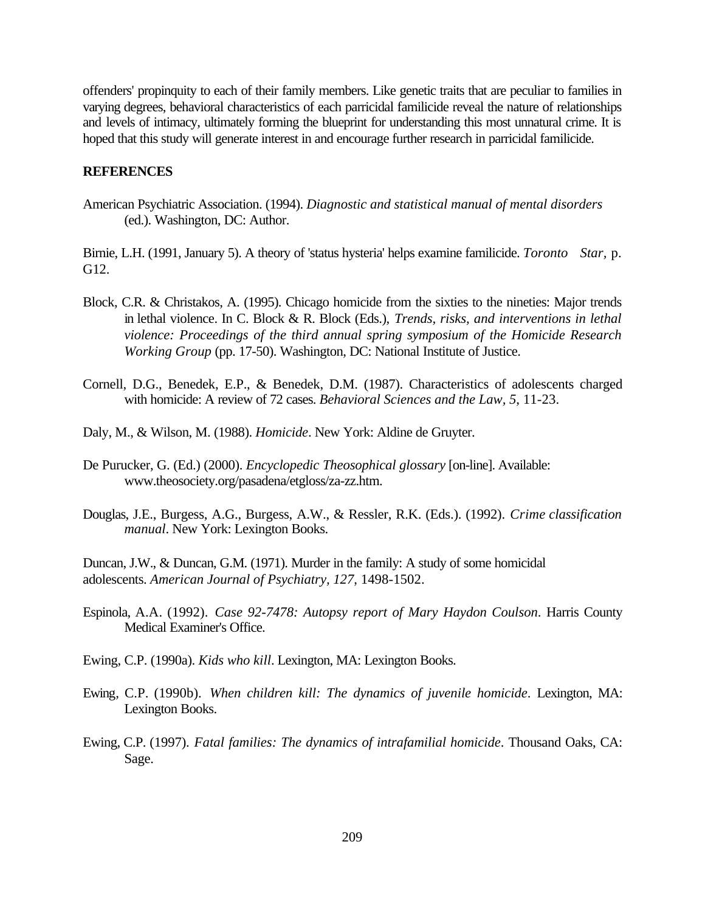offenders' propinquity to each of their family members. Like genetic traits that are peculiar to families in varying degrees, behavioral characteristics of each parricidal familicide reveal the nature of relationships and levels of intimacy, ultimately forming the blueprint for understanding this most unnatural crime. It is hoped that this study will generate interest in and encourage further research in parricidal familicide.

## REFERENCES

American Psychiatric Association. (1994). *Diagnostic and statistical manual of mental disorders* (ed.). Washington, DC: Author.

Birnie, L.H. (1991, January 5). A theory of 'status hysteria' helps examine familicide. *Toronto Star*, p. G12.

Block, C.R. & Christakos, A. (1995). Chicago homicide from the sixties to the nineties: Major trends in lethal violence. In C. Block & R. Block (Eds.), *Trends, risks, and interventions in lethal violence: Proceedings of the third annual spring symposium of the Homicide Research Working Group* (pp. 17-50). Washington, DC: National Institute of Justice.

Cornell, D.G., Benedek, E.P., & Benedek, D.M. (1987). Characteristics of adolescents charged with homicide: A review of 72 cases. *Behavioral Sciences and the Law, 5*, 11-23.

Daly, M., & Wilson, M. (1988). *Homicide*. New York: Aldine de Gruyter.

De Purucker, G. (Ed.) (2000). *Encyclopedic Theosophical glossary* [on-line]. Available: www.theosociety.org/pasadena/etgloss/za-zz.htm.

Douglas, J.E., Burgess, A.G., Burgess, A.W., & Ressler, R.K. (Eds.). (1992). *Crime classification manual*. New York: Lexington Books.

Duncan, J.W., & Duncan, G.M. (1971). Murder in the family: A study of some homicidal adolescents. *American Journal of Psychiatry, 127*, 1498-1502.

Espinola, A.A. (1992). *Case 92-7478: Autopsy report of Mary Haydon Coulson*. Harris County Medical Examiner's Office.

Ewing, C.P. (1990a). *Kids who kill*. Lexington, MA: Lexington Books.

Ewing, C.P. (1990b). *When children kill: The dynamics of juvenile homicide*. Lexington, MA: Lexington Books.

Ewing, C.P. (1997). *Fatal families: The dynamics of intrafamilial homicide*. Thousand Oaks, CA: Sage.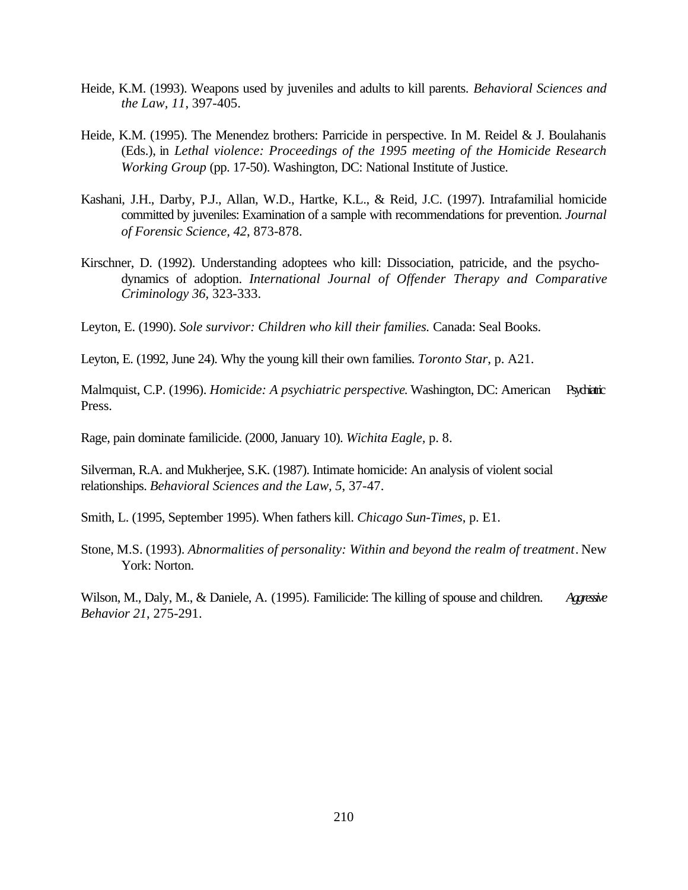Heide, K.M. (1993). Weapons used by juveniles and adults to kill parents. *Behavioral Sciences and the Law, 11*, 397-405.

Heide, K.M. (1995). The Menendez brothers: Parricide in perspective. In M. Reidel & J. Boulahanis (Eds.), in *Lethal violence: Proceedings of the 1995 meeting of the Homicide Research Working Group* (pp. 17-50). Washington, DC: National Institute of Justice.

Kashani, J.H., Darby, P.J., Allan, W.D., Hartke, K.L., & Reid, J.C. (1997). Intrafamilial homicide committed by juveniles: Examination of a sample with recommendations for prevention. *Journal of Forensic Science, 42*, 873-878.

Kirschner, D. (1992). Understanding adoptees who kill: Dissociation, patricide, and the psycho-dynamics of adoption. *International Journal of Offender Therapy and Comparative Criminology 36*, 323-333.

Leyton, E. (1990). *Sole survivor: Children who kill their families.* Canada: Seal Books.

Leyton, E. (1992, June 24). Why the young kill their own families. *Toronto Star*, p. A21.

Malmquist, C.P. (1996). *Homicide: A psychiatric perspective.* Washington, DC: American Psychiatric Press.

Rage, pain dominate familicide. (2000, January 10). *Wichita Eagle*, p. 8.

Silverman, R.A. and Mukherjee, S.K. (1987). Intimate homicide: An analysis of violent social relationships. *Behavioral Sciences and the Law, 5*, 37-47.

Smith, L. (1995, September 1995). When fathers kill. *Chicago Sun-Times*, p. E1.

Stone, M.S. (1993). *Abnormalities of personality: Within and beyond the realm of treatment*. New York: Norton.

Wilson, M., Daly, M., & Daniele, A. (1995). Familicide: The killing of spouse and children. *Aggressive Behavior 21*, 275-291.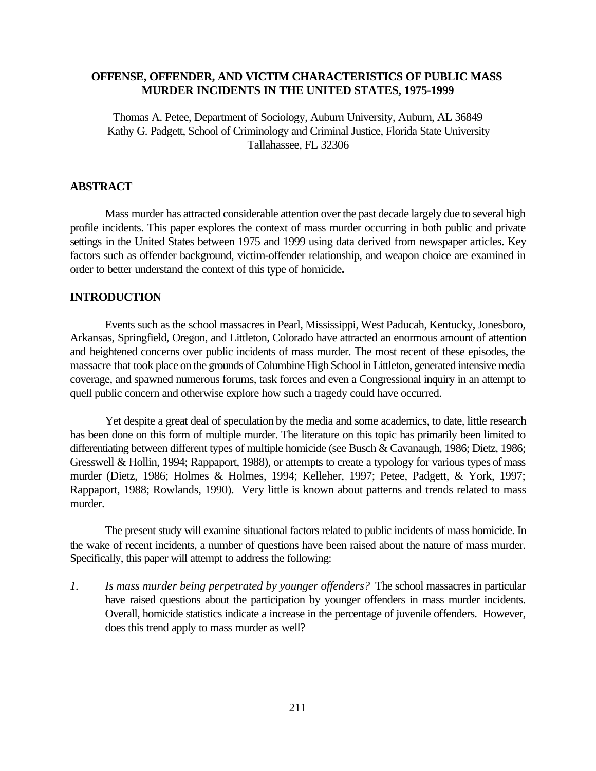# OFFENSE, OFFENDER, AND VICTIM CHARACTERISTICS OF PUBLIC MASS MURDER INCIDENTS IN THE UNITED STATES, 1975-1999

Thomas A. Petee, Department of Sociology, Auburn University, Auburn, AL 36849
Kathy G. Padgett, School of Criminology and Criminal Justice, Florida State University
Tallahassee, FL 32306

## ABSTRACT

Mass murder has attracted considerable attention over the past decade largely due to several high profile incidents. This paper explores the context of mass murder occurring in both public and private settings in the United States between 1975 and 1999 using data derived from newspaper articles. Key factors such as offender background, victim-offender relationship, and weapon choice are examined in order to better understand the context of this type of homicide**.**

## INTRODUCTION

Events such as the school massacres in Pearl, Mississippi, West Paducah, Kentucky, Jonesboro, Arkansas, Springfield, Oregon, and Littleton, Colorado have attracted an enormous amount of attention and heightened concerns over public incidents of mass murder. The most recent of these episodes, the massacre that took place on the grounds of Columbine High School in Littleton, generated intensive media coverage, and spawned numerous forums, task forces and even a Congressional inquiry in an attempt to quell public concern and otherwise explore how such a tragedy could have occurred.

Yet despite a great deal of speculation by the media and some academics, to date, little research has been done on this form of multiple murder. The literature on this topic has primarily been limited to differentiating between different types of multiple homicide (see Busch & Cavanaugh, 1986; Dietz, 1986; Gresswell & Hollin, 1994; Rappaport, 1988), or attempts to create a typology for various types of mass murder (Dietz, 1986; Holmes & Holmes, 1994; Kelleher, 1997; Petee, Padgett, & York, 1997; Rappaport, 1988; Rowlands, 1990). Very little is known about patterns and trends related to mass murder.

The present study will examine situational factors related to public incidents of mass homicide. In the wake of recent incidents, a number of questions have been raised about the nature of mass murder. Specifically, this paper will attempt to address the following:

1. *Is mass murder being perpetrated by younger offenders?* The school massacres in particular have raised questions about the participation by younger offenders in mass murder incidents. Overall, homicide statistics indicate a increase in the percentage of juvenile offenders. However, does this trend apply to mass murder as well?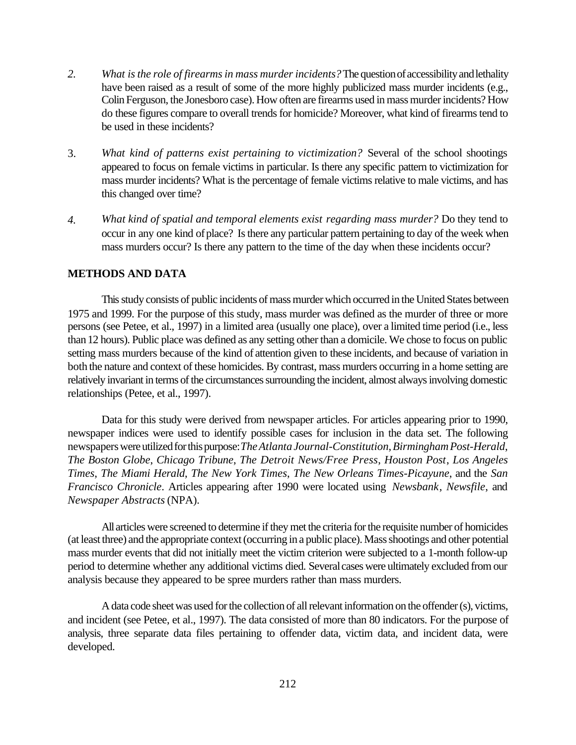2. *What is the role of firearms in mass murder incidents?* The question of accessibility and lethality have been raised as a result of some of the more highly publicized mass murder incidents (e.g., Colin Ferguson, the Jonesboro case). How often are firearms used in mass murder incidents? How do these figures compare to overall trends for homicide? Moreover, what kind of firearms tend to be used in these incidents?

3. *What kind of patterns exist pertaining to victimization?* Several of the school shootings appeared to focus on female victims in particular. Is there any specific pattern to victimization for mass murder incidents? What is the percentage of female victims relative to male victims, and has this changed over time?

4. *What kind of spatial and temporal elements exist regarding mass murder?* Do they tend to occur in any one kind of place? Is there any particular pattern pertaining to day of the week when mass murders occur? Is there any pattern to the time of the day when these incidents occur?

## METHODS AND DATA

This study consists of public incidents of mass murder which occurred in the United States between 1975 and 1999. For the purpose of this study, mass murder was defined as the murder of three or more persons (see Petee, et al., 1997) in a limited area (usually one place), over a limited time period (i.e., less than 12 hours). Public place was defined as any setting other than a domicile. We chose to focus on public setting mass murders because of the kind of attention given to these incidents, and because of variation in both the nature and context of these homicides. By contrast, mass murders occurring in a home setting are relatively invariant in terms of the circumstances surrounding the incident, almost always involving domestic relationships (Petee, et al., 1997).

Data for this study were derived from newspaper articles. For articles appearing prior to 1990, newspaper indices were used to identify possible cases for inclusion in the data set. The following newspapers were utilized for this purpose: *The Atlanta Journal-Constitution*, *Birmingham Post-Herald*, *The Boston Globe*, *Chicago Tribune*, *The Detroit News/Free Press*, *Houston Post*, *Los Angeles Times*, *The Miami Herald*, *The New York Times*, *The New Orleans Times-Picayune*, and the *San Francisco Chronicle*. Articles appearing after 1990 were located using *Newsbank*, *Newsfile*, and *Newspaper Abstracts* (NPA).

All articles were screened to determine if they met the criteria for the requisite number of homicides (at least three) and the appropriate context (occurring in a public place). Mass shootings and other potential mass murder events that did not initially meet the victim criterion were subjected to a 1-month follow-up period to determine whether any additional victims died. Several cases were ultimately excluded from our analysis because they appeared to be spree murders rather than mass murders.

A data code sheet was used for the collection of all relevant information on the offender (s), victims, and incident (see Petee, et al., 1997). The data consisted of more than 80 indicators. For the purpose of analysis, three separate data files pertaining to offender data, victim data, and incident data, were developed.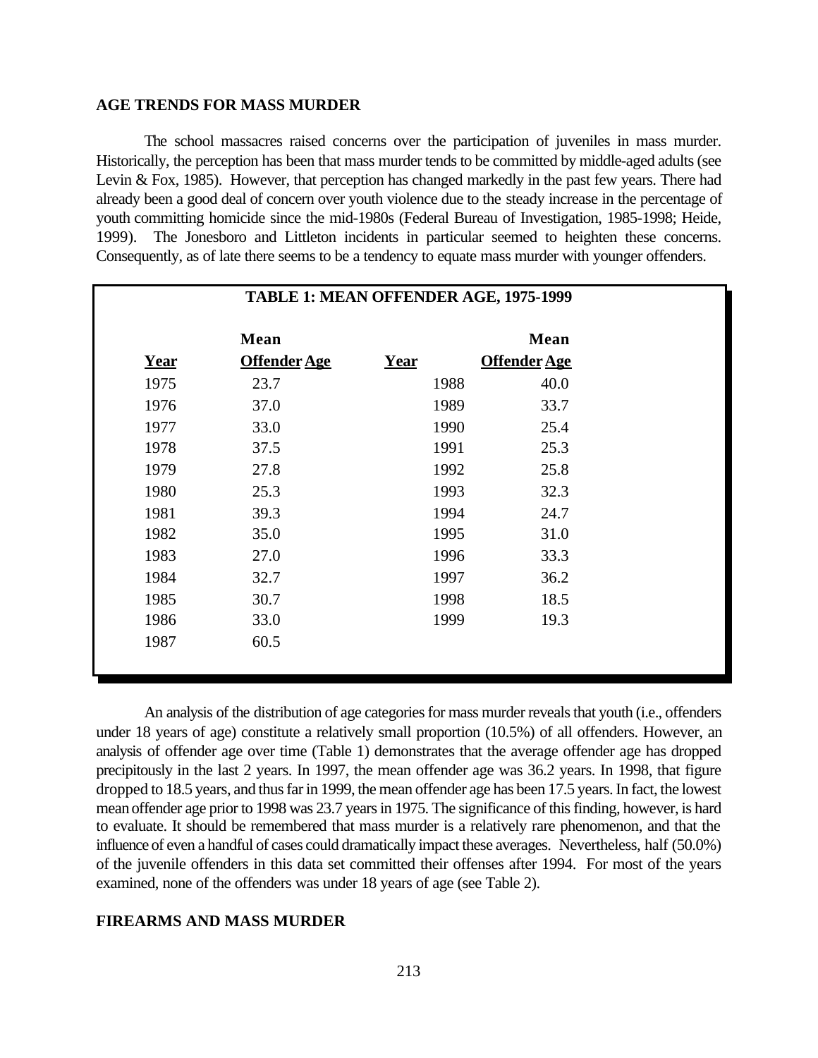## AGE TRENDS FOR MASS MURDER

The school massacres raised concerns over the participation of juveniles in mass murder. Historically, the perception has been that mass murder tends to be committed by middle-aged adults (see Levin & Fox, 1985). However, that perception has changed markedly in the past few years. There had already been a good deal of concern over youth violence due to the steady increase in the percentage of youth committing homicide since the mid-1980s (Federal Bureau of Investigation, 1985-1998; Heide, 1999). The Jonesboro and Littleton incidents in particular seemed to heighten these concerns. Consequently, as of late there seems to be a tendency to equate mass murder with younger offenders.

**TABLE 1: MEAN OFFENDER AGE, 1975-1999**

| Year | Mean Offender Age | Year | Mean Offender Age |
|---|---|---|---|
| 1975 | 23.7 | 1988 | 40.0 |
| 1976 | 37.0 | 1989 | 33.7 |
| 1977 | 33.0 | 1990 | 25.4 |
| 1978 | 37.5 | 1991 | 25.3 |
| 1979 | 27.8 | 1992 | 25.8 |
| 1980 | 25.3 | 1993 | 32.3 |
| 1981 | 39.3 | 1994 | 24.7 |
| 1982 | 35.0 | 1995 | 31.0 |
| 1983 | 27.0 | 1996 | 33.3 |
| 1984 | 32.7 | 1997 | 36.2 |
| 1985 | 30.7 | 1998 | 18.5 |
| 1986 | 33.0 | 1999 | 19.3 |
| 1987 | 60.5 | | |

An analysis of the distribution of age categories for mass murder reveals that youth (i.e., offenders under 18 years of age) constitute a relatively small proportion (10.5%) of all offenders. However, an analysis of offender age over time (Table 1) demonstrates that the average offender age has dropped precipitously in the last 2 years. In 1997, the mean offender age was 36.2 years. In 1998, that figure dropped to 18.5 years, and thus far in 1999, the mean offender age has been 17.5 years. In fact, the lowest mean offender age prior to 1998 was 23.7 years in 1975. The significance of this finding, however, is hard to evaluate. It should be remembered that mass murder is a relatively rare phenomenon, and that the influence of even a handful of cases could dramatically impact these averages. Nevertheless, half (50.0%) of the juvenile offenders in this data set committed their offenses after 1994. For most of the years examined, none of the offenders was under 18 years of age (see Table 2).

## FIREARMS AND MASS MURDER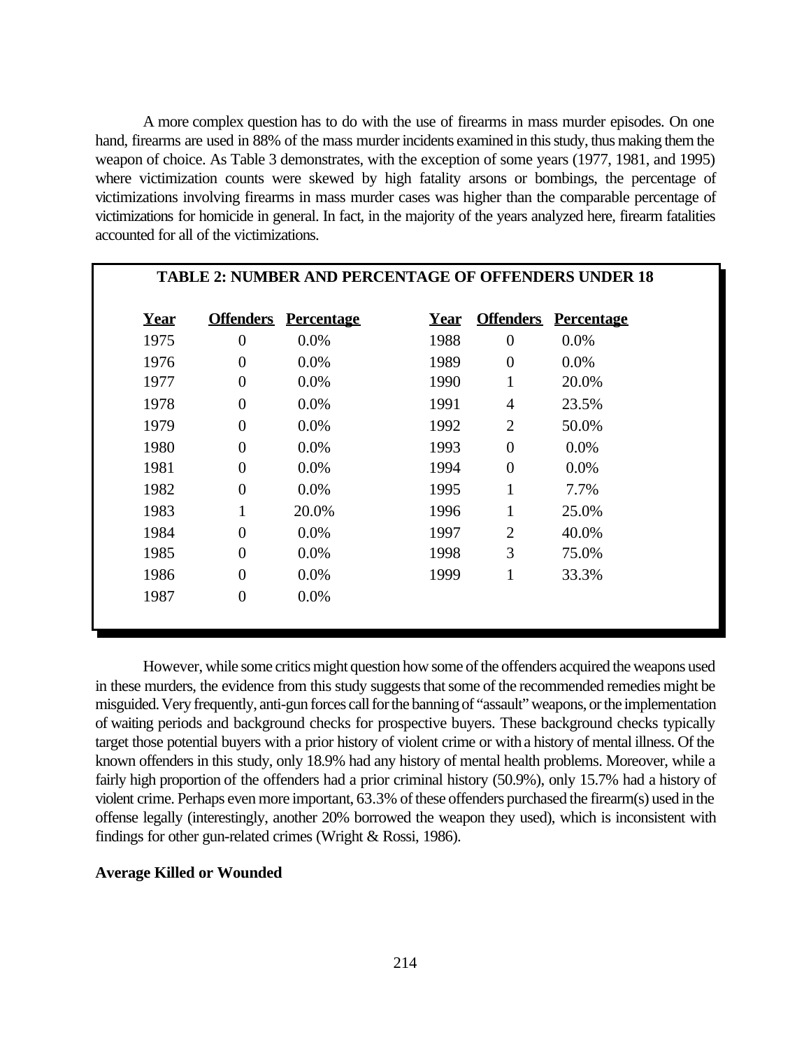A more complex question has to do with the use of firearms in mass murder episodes. On one hand, firearms are used in 88% of the mass murder incidents examined in this study, thus making them the weapon of choice. As Table 3 demonstrates, with the exception of some years (1977, 1981, and 1995) where victimization counts were skewed by high fatality arsons or bombings, the percentage of victimizations involving firearms in mass murder cases was higher than the comparable percentage of victimizations for homicide in general. In fact, in the majority of the years analyzed here, firearm fatalities accounted for all of the victimizations.

**TABLE 2: NUMBER AND PERCENTAGE OF OFFENDERS UNDER 18**

| Year | Offenders | Percentage | Year | Offenders | Percentage |
|---|---|---|---|---|---|
| 1975 | 0 | 0.0% | 1988 | 0 | 0.0% |
| 1976 | 0 | 0.0% | 1989 | 0 | 0.0% |
| 1977 | 0 | 0.0% | 1990 | 1 | 20.0% |
| 1978 | 0 | 0.0% | 1991 | 4 | 23.5% |
| 1979 | 0 | 0.0% | 1992 | 2 | 50.0% |
| 1980 | 0 | 0.0% | 1993 | 0 | 0.0% |
| 1981 | 0 | 0.0% | 1994 | 0 | 0.0% |
| 1982 | 0 | 0.0% | 1995 | 1 | 7.7% |
| 1983 | 1 | 20.0% | 1996 | 1 | 25.0% |
| 1984 | 0 | 0.0% | 1997 | 2 | 40.0% |
| 1985 | 0 | 0.0% | 1998 | 3 | 75.0% |
| 1986 | 0 | 0.0% | 1999 | 1 | 33.3% |
| 1987 | 0 | 0.0% | | | |

However, while some critics might question how some of the offenders acquired the weapons used in these murders, the evidence from this study suggests that some of the recommended remedies might be misguided. Very frequently, anti-gun forces call for the banning of "assault" weapons, or the implementation of waiting periods and background checks for prospective buyers. These background checks typically target those potential buyers with a prior history of violent crime or with a history of mental illness. Of the known offenders in this study, only 18.9% had any history of mental health problems. Moreover, while a fairly high proportion of the offenders had a prior criminal history (50.9%), only 15.7% had a history of violent crime. Perhaps even more important, 63.3% of these offenders purchased the firearm(s) used in the offense legally (interestingly, another 20% borrowed the weapon they used), which is inconsistent with findings for other gun-related crimes (Wright & Rossi, 1986).

**Average Killed or Wounded**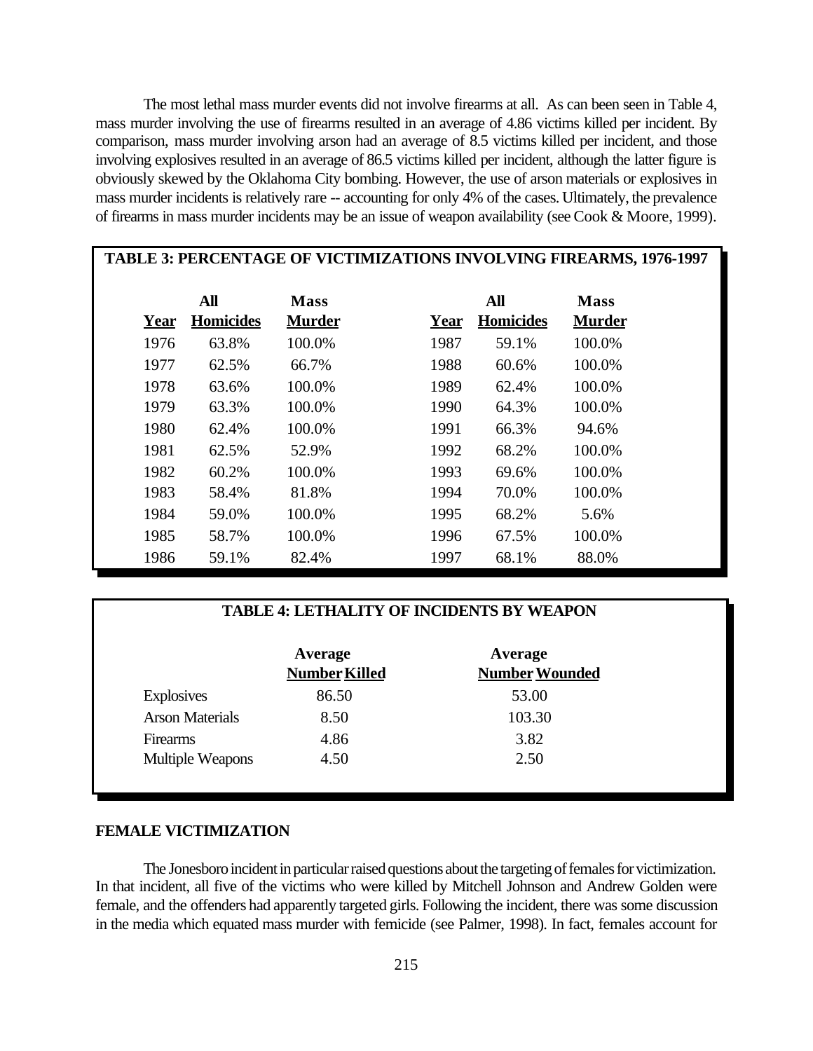The most lethal mass murder events did not involve firearms at all. As can been seen in Table 4, mass murder involving the use of firearms resulted in an average of 4.86 victims killed per incident. By comparison, mass murder involving arson had an average of 8.5 victims killed per incident, and those involving explosives resulted in an average of 86.5 victims killed per incident, although the latter figure is obviously skewed by the Oklahoma City bombing. However, the use of arson materials or explosives in mass murder incidents is relatively rare -- accounting for only 4% of the cases. Ultimately, the prevalence of firearms in mass murder incidents may be an issue of weapon availability (see Cook & Moore, 1999).

**TABLE 3: PERCENTAGE OF VICTIMIZATIONS INVOLVING FIREARMS, 1976-1997**

| Year | All Homicides | Mass Murder | Year | All Homicides | Mass Murder |
|---|---|---|---|---|---|
| 1976 | 63.8% | 100.0% | 1987 | 59.1% | 100.0% |
| 1977 | 62.5% | 66.7% | 1988 | 60.6% | 100.0% |
| 1978 | 63.6% | 100.0% | 1989 | 62.4% | 100.0% |
| 1979 | 63.3% | 100.0% | 1990 | 64.3% | 100.0% |
| 1980 | 62.4% | 100.0% | 1991 | 66.3% | 94.6% |
| 1981 | 62.5% | 52.9% | 1992 | 68.2% | 100.0% |
| 1982 | 60.2% | 100.0% | 1993 | 69.6% | 100.0% |
| 1983 | 58.4% | 81.8% | 1994 | 70.0% | 100.0% |
| 1984 | 59.0% | 100.0% | 1995 | 68.2% | 5.6% |
| 1985 | 58.7% | 100.0% | 1996 | 67.5% | 100.0% |
| 1986 | 59.1% | 82.4% | 1997 | 68.1% | 88.0% |

**TABLE 4: LETHALITY OF INCIDENTS BY WEAPON**

| | Average Number Killed | Average Number Wounded |
|---|---|---|
| Explosives | 86.50 | 53.00 |
| Arson Materials | 8.50 | 103.30 |
| Firearms | 4.86 | 3.82 |
| Multiple Weapons | 4.50 | 2.50 |

## FEMALE VICTIMIZATION

The Jonesboro incident in particular raised questions about the targeting of females for victimization. In that incident, all five of the victims who were killed by Mitchell Johnson and Andrew Golden were female, and the offenders had apparently targeted girls. Following the incident, there was some discussion in the media which equated mass murder with femicide (see Palmer, 1998). In fact, females account for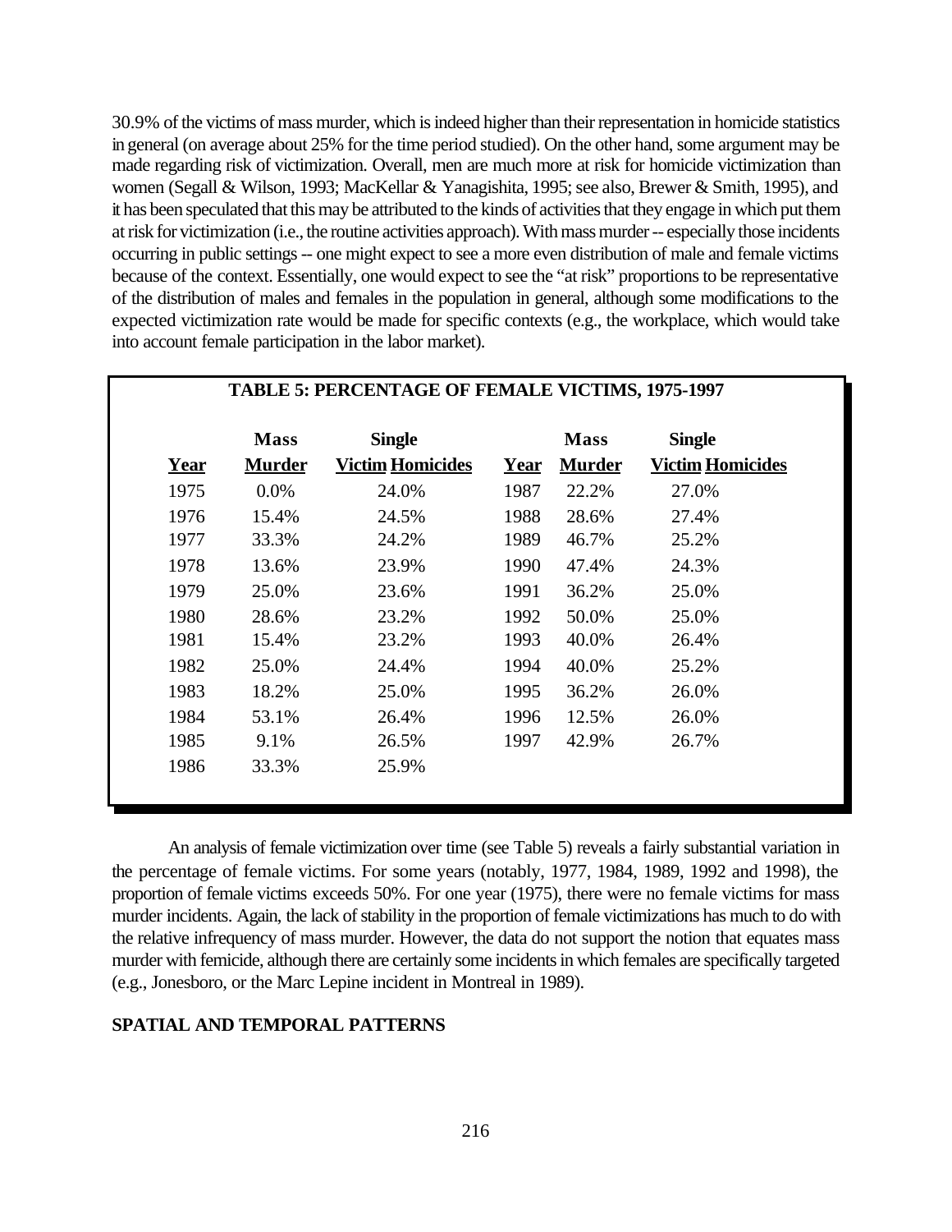30.9% of the victims of mass murder, which is indeed higher than their representation in homicide statistics in general (on average about 25% for the time period studied). On the other hand, some argument may be made regarding risk of victimization. Overall, men are much more at risk for homicide victimization than women (Segall & Wilson, 1993; MacKellar & Yanagishita, 1995; see also, Brewer & Smith, 1995), and it has been speculated that this may be attributed to the kinds of activities that they engage in which put them at risk for victimization (i.e., the routine activities approach). With mass murder -- especially those incidents occurring in public settings -- one might expect to see a more even distribution of male and female victims because of the context. Essentially, one would expect to see the "at risk" proportions to be representative of the distribution of males and females in the population in general, although some modifications to the expected victimization rate would be made for specific contexts (e.g., the workplace, which would take into account female participation in the labor market).

**TABLE 5: PERCENTAGE OF FEMALE VICTIMS, 1975-1997**

| Year | Mass Murder | Single Victim Homicides | Year | Mass Murder | Single Victim Homicides |
|---|---|---|---|---|---|
| 1975 | 0.0% | 24.0% | 1987 | 22.2% | 27.0% |
| 1976 | 15.4% | 24.5% | 1988 | 28.6% | 27.4% |
| 1977 | 33.3% | 24.2% | 1989 | 46.7% | 25.2% |
| 1978 | 13.6% | 23.9% | 1990 | 47.4% | 24.3% |
| 1979 | 25.0% | 23.6% | 1991 | 36.2% | 25.0% |
| 1980 | 28.6% | 23.2% | 1992 | 50.0% | 25.0% |
| 1981 | 15.4% | 23.2% | 1993 | 40.0% | 26.4% |
| 1982 | 25.0% | 24.4% | 1994 | 40.0% | 25.2% |
| 1983 | 18.2% | 25.0% | 1995 | 36.2% | 26.0% |
| 1984 | 53.1% | 26.4% | 1996 | 12.5% | 26.0% |
| 1985 | 9.1% | 26.5% | 1997 | 42.9% | 26.7% |
| 1986 | 33.3% | 25.9% | | | |

An analysis of female victimization over time (see Table 5) reveals a fairly substantial variation in the percentage of female victims. For some years (notably, 1977, 1984, 1989, 1992 and 1998), the proportion of female victims exceeds 50%. For one year (1975), there were no female victims for mass murder incidents. Again, the lack of stability in the proportion of female victimizations has much to do with the relative infrequency of mass murder. However, the data do not support the notion that equates mass murder with femicide, although there are certainly some incidents in which females are specifically targeted (e.g., Jonesboro, or the Marc Lepine incident in Montreal in 1989).

## SPATIAL AND TEMPORAL PATTERNS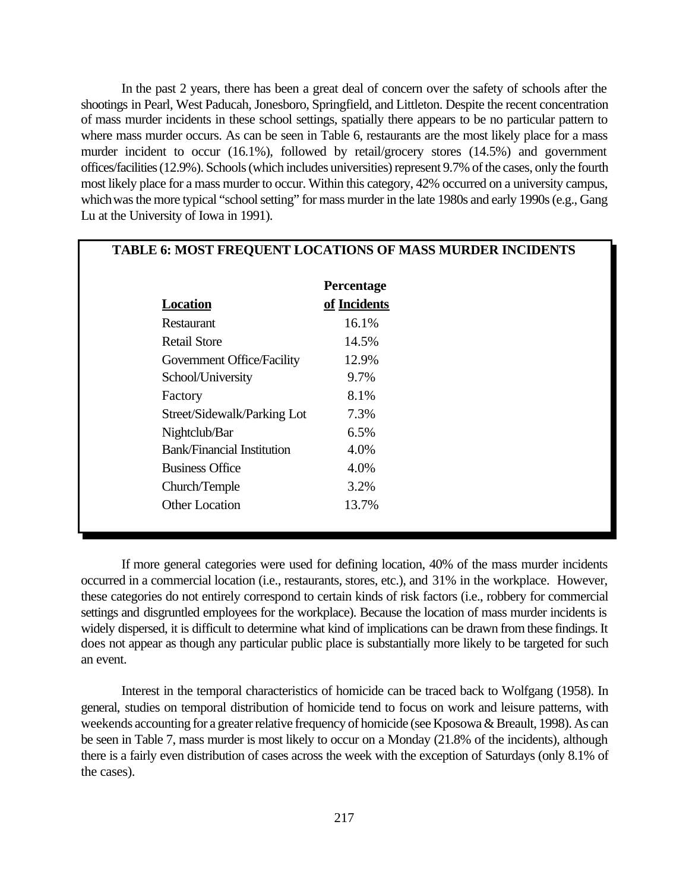In the past 2 years, there has been a great deal of concern over the safety of schools after the shootings in Pearl, West Paducah, Jonesboro, Springfield, and Littleton. Despite the recent concentration of mass murder incidents in these school settings, spatially there appears to be no particular pattern to where mass murder occurs. As can be seen in Table 6, restaurants are the most likely place for a mass murder incident to occur (16.1%), followed by retail/grocery stores (14.5%) and government offices/facilities (12.9%). Schools (which includes universities) represent 9.7% of the cases, only the fourth most likely place for a mass murder to occur. Within this category, 42% occurred on a university campus, which was the more typical "school setting" for mass murder in the late 1980s and early 1990s (e.g., Gang Lu at the University of Iowa in 1991).

**TABLE 6: MOST FREQUENT LOCATIONS OF MASS MURDER INCIDENTS**

| Location | Percentage of Incidents |
|---|---|
| Restaurant | 16.1% |
| Retail Store | 14.5% |
| Government Office/Facility | 12.9% |
| School/University | 9.7% |
| Factory | 8.1% |
| Street/Sidewalk/Parking Lot | 7.3% |
| Nightclub/Bar | 6.5% |
| Bank/Financial Institution | 4.0% |
| Business Office | 4.0% |
| Church/Temple | 3.2% |
| Other Location | 13.7% |

If more general categories were used for defining location, 40% of the mass murder incidents occurred in a commercial location (i.e., restaurants, stores, etc.), and 31% in the workplace. However, these categories do not entirely correspond to certain kinds of risk factors (i.e., robbery for commercial settings and disgruntled employees for the workplace). Because the location of mass murder incidents is widely dispersed, it is difficult to determine what kind of implications can be drawn from these findings. It does not appear as though any particular public place is substantially more likely to be targeted for such an event.

Interest in the temporal characteristics of homicide can be traced back to Wolfgang (1958). In general, studies on temporal distribution of homicide tend to focus on work and leisure patterns, with weekends accounting for a greater relative frequency of homicide (see Kposowa & Breault, 1998). As can be seen in Table 7, mass murder is most likely to occur on a Monday (21.8% of the incidents), although there is a fairly even distribution of cases across the week with the exception of Saturdays (only 8.1% of the cases).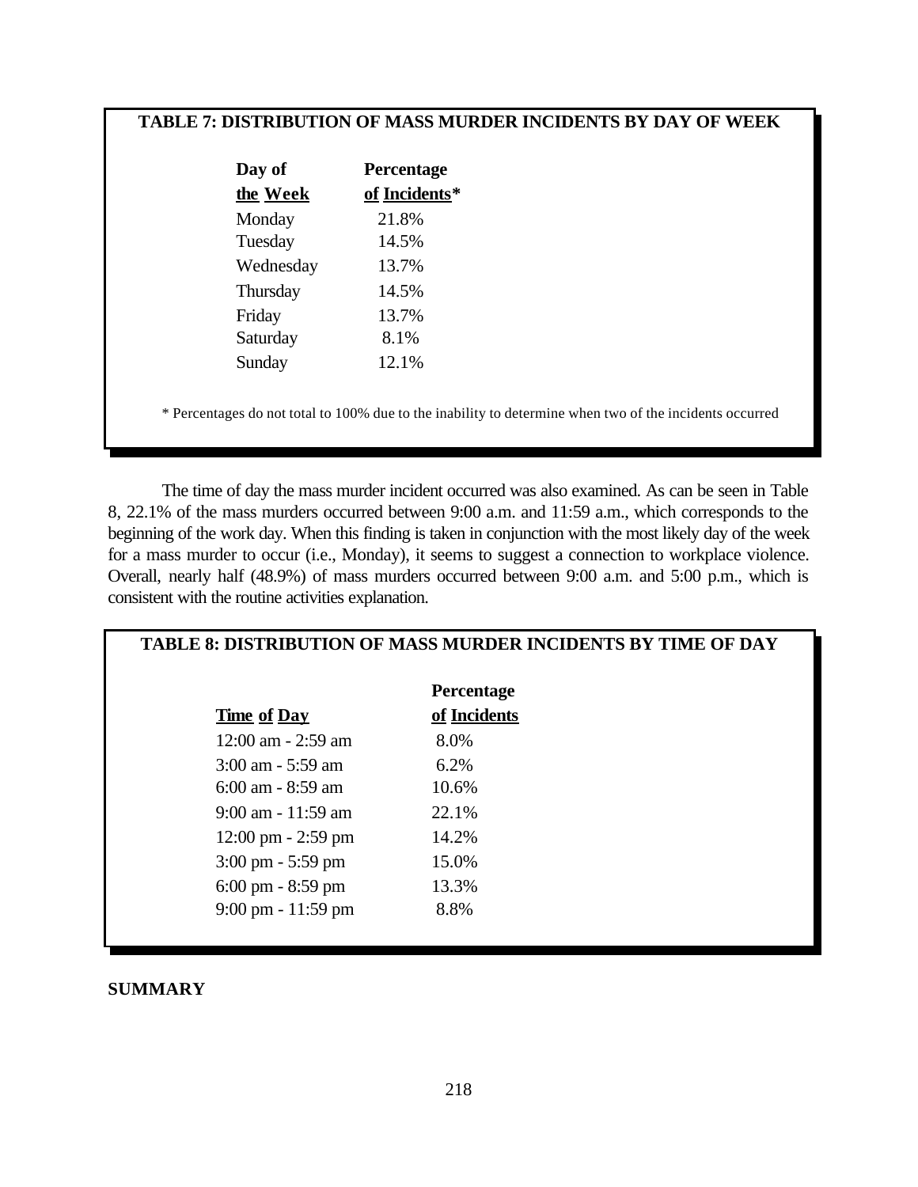**TABLE 7: DISTRIBUTION OF MASS MURDER INCIDENTS BY DAY OF WEEK**

| Day of the Week | Percentage of Incidents* |
|---|---|
| Monday | 21.8% |
| Tuesday | 14.5% |
| Wednesday | 13.7% |
| Thursday | 14.5% |
| Friday | 13.7% |
| Saturday | 8.1% |
| Sunday | 12.1% |

* Percentages do not total to 100% due to the inability to determine when two of the incidents occurred

The time of day the mass murder incident occurred was also examined. As can be seen in Table 8, 22.1% of the mass murders occurred between 9:00 a.m. and 11:59 a.m., which corresponds to the beginning of the work day. When this finding is taken in conjunction with the most likely day of the week for a mass murder to occur (i.e., Monday), it seems to suggest a connection to workplace violence. Overall, nearly half (48.9%) of mass murders occurred between 9:00 a.m. and 5:00 p.m., which is consistent with the routine activities explanation.

**TABLE 8: DISTRIBUTION OF MASS MURDER INCIDENTS BY TIME OF DAY**

| Time of Day | Percentage of Incidents |
|---|---|
| 12:00 am - 2:59 am | 8.0% |
| 3:00 am - 5:59 am | 6.2% |
| 6:00 am - 8:59 am | 10.6% |
| 9:00 am - 11:59 am | 22.1% |
| 12:00 pm - 2:59 pm | 14.2% |
| 3:00 pm - 5:59 pm | 15.0% |
| 6:00 pm - 8:59 pm | 13.3% |
| 9:00 pm - 11:59 pm | 8.8% |

**SUMMARY**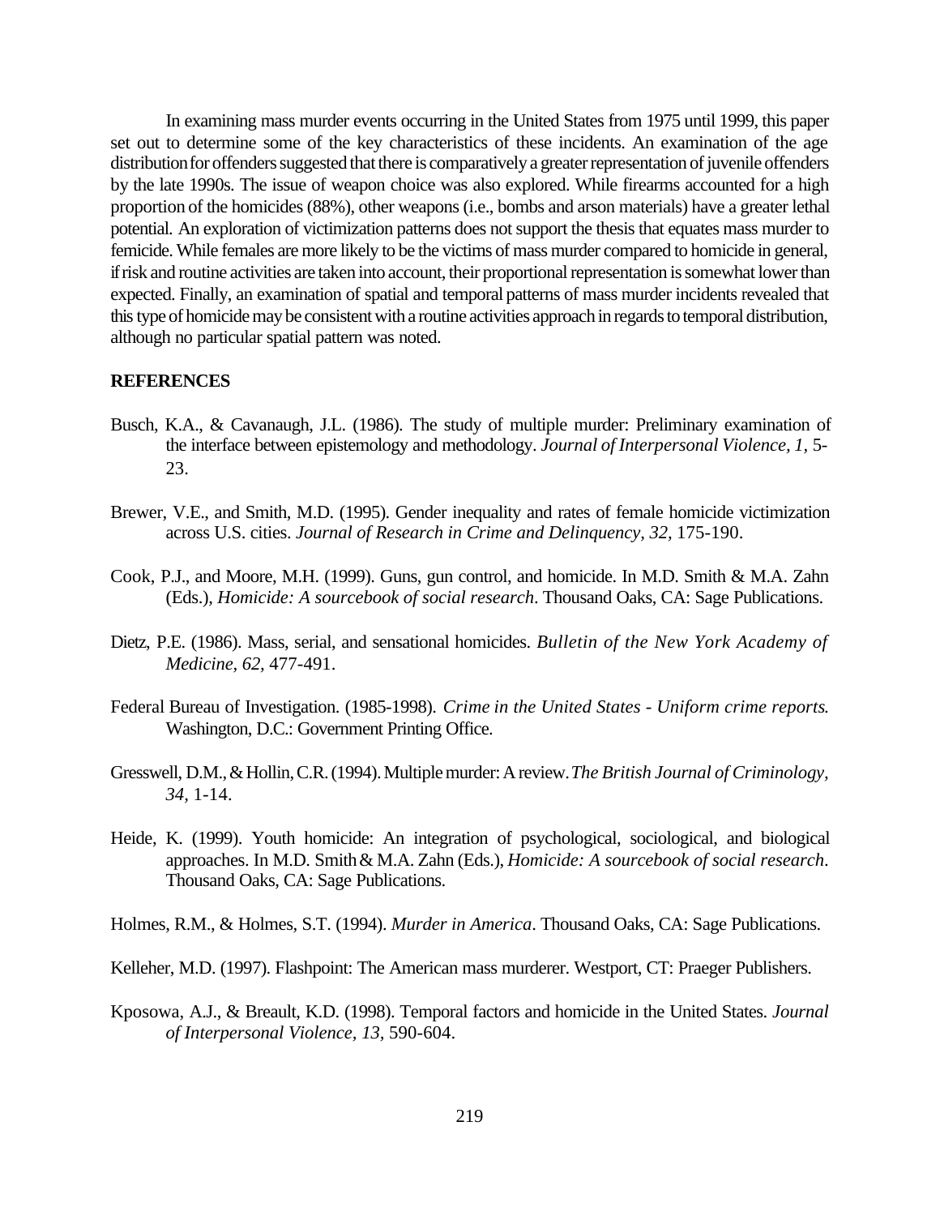In examining mass murder events occurring in the United States from 1975 until 1999, this paper set out to determine some of the key characteristics of these incidents. An examination of the age distribution for offenders suggested that there is comparatively a greater representation of juvenile offenders by the late 1990s. The issue of weapon choice was also explored. While firearms accounted for a high proportion of the homicides (88%), other weapons (i.e., bombs and arson materials) have a greater lethal potential. An exploration of victimization patterns does not support the thesis that equates mass murder to femicide. While females are more likely to be the victims of mass murder compared to homicide in general, if risk and routine activities are taken into account, their proportional representation is somewhat lower than expected. Finally, an examination of spatial and temporal patterns of mass murder incidents revealed that this type of homicide may be consistent with a routine activities approach in regards to temporal distribution, although no particular spatial pattern was noted.

**REFERENCES**

Busch, K.A., & Cavanaugh, J.L. (1986). The study of multiple murder: Preliminary examination of the interface between epistemology and methodology. *Journal of Interpersonal Violence, 1,* 5-23.

Brewer, V.E., and Smith, M.D. (1995). Gender inequality and rates of female homicide victimization across U.S. cities. *Journal of Research in Crime and Delinquency, 32,* 175-190.

Cook, P.J., and Moore, M.H. (1999). Guns, gun control, and homicide. In M.D. Smith & M.A. Zahn (Eds.), *Homicide: A sourcebook of social research*. Thousand Oaks, CA: Sage Publications.

Dietz, P.E. (1986). Mass, serial, and sensational homicides. *Bulletin of the New York Academy of Medicine, 62,* 477-491.

Federal Bureau of Investigation. (1985-1998). *Crime in the United States - Uniform crime reports.* Washington, D.C.: Government Printing Office.

Gresswell, D.M., & Hollin, C.R. (1994). Multiple murder: A review. *The British Journal of Criminology, 34,* 1-14.

Heide, K. (1999). Youth homicide: An integration of psychological, sociological, and biological approaches. In M.D. Smith & M.A. Zahn (Eds.), *Homicide: A sourcebook of social research*. Thousand Oaks, CA: Sage Publications.

Holmes, R.M., & Holmes, S.T. (1994). *Murder in America*. Thousand Oaks, CA: Sage Publications.

Kelleher, M.D. (1997). Flashpoint: The American mass murderer. Westport, CT: Praeger Publishers.

Kposowa, A.J., & Breault, K.D. (1998). Temporal factors and homicide in the United States. *Journal of Interpersonal Violence, 13,* 590-604.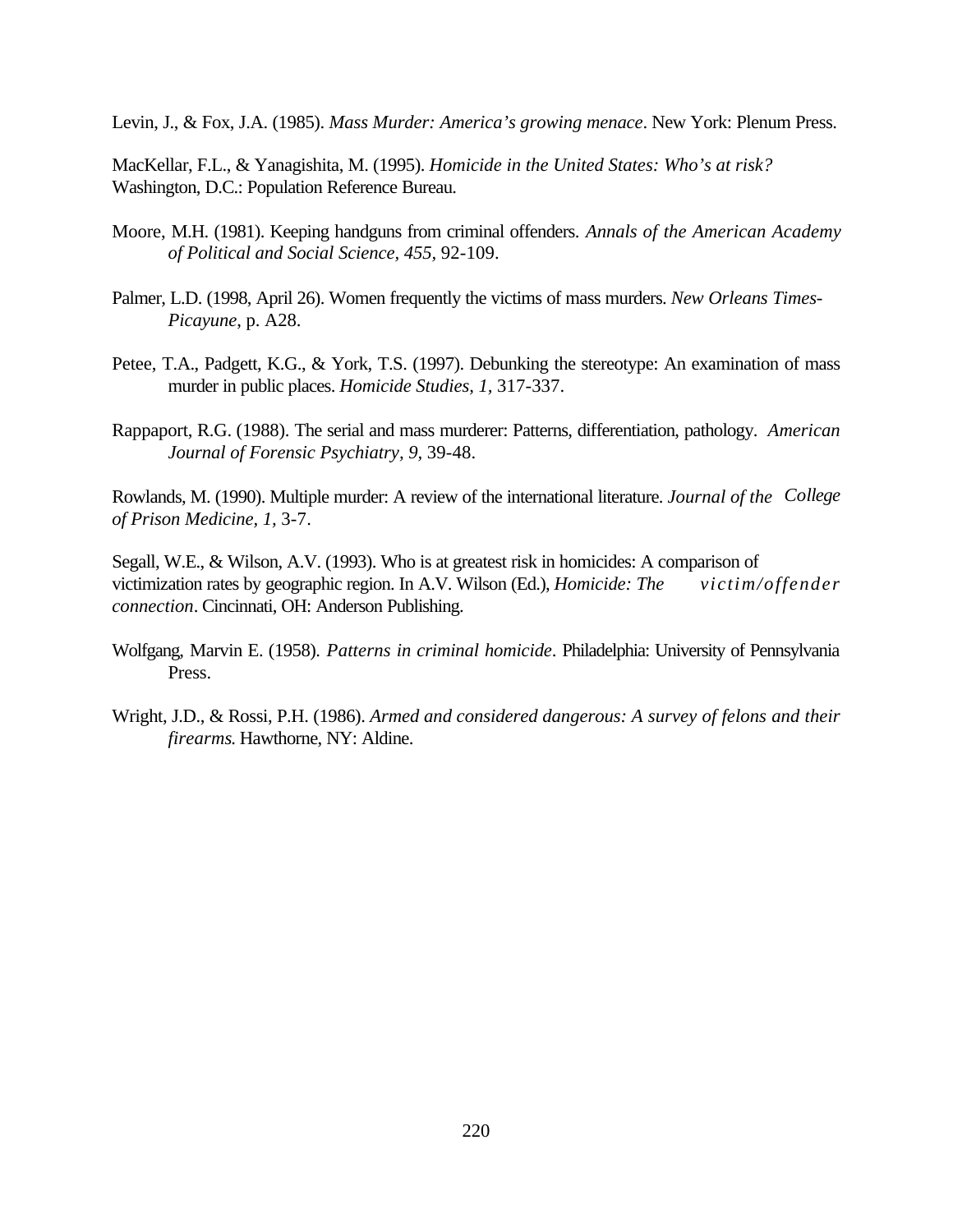Levin, J., & Fox, J.A. (1985). *Mass Murder: America's growing menace*. New York: Plenum Press.

MacKellar, F.L., & Yanagishita, M. (1995). *Homicide in the United States: Who's at risk?* Washington, D.C.: Population Reference Bureau.

Moore, M.H. (1981). Keeping handguns from criminal offenders. *Annals of the American Academy of Political and Social Science, 455,* 92-109.

Palmer, L.D. (1998, April 26). Women frequently the victims of mass murders. *New Orleans Times-Picayune,* p. A28.

Petee, T.A., Padgett, K.G., & York, T.S. (1997). Debunking the stereotype: An examination of mass murder in public places. *Homicide Studies, 1,* 317-337.

Rappaport, R.G. (1988). The serial and mass murderer: Patterns, differentiation, pathology. *American Journal of Forensic Psychiatry, 9,* 39-48.

Rowlands, M. (1990). Multiple murder: A review of the international literature. *Journal of the College of Prison Medicine, 1,* 3-7.

Segall, W.E., & Wilson, A.V. (1993). Who is at greatest risk in homicides: A comparison of victimization rates by geographic region. In A.V. Wilson (Ed.), *Homicide: The victim/offender connection*. Cincinnati, OH: Anderson Publishing.

Wolfgang, Marvin E. (1958). *Patterns in criminal homicide*. Philadelphia: University of Pennsylvania Press.

Wright, J.D., & Rossi, P.H. (1986). *Armed and considered dangerous: A survey of felons and their firearms.* Hawthorne, NY: Aldine.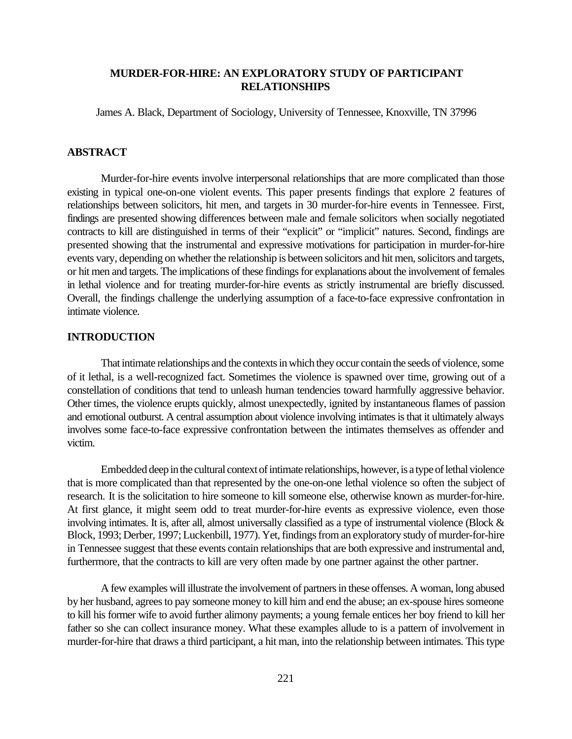# MURDER-FOR-HIRE: AN EXPLORATORY STUDY OF PARTICIPANT RELATIONSHIPS

James A. Black, Department of Sociology, University of Tennessee, Knoxville, TN 37996

## ABSTRACT

Murder-for-hire events involve interpersonal relationships that are more complicated than those existing in typical one-on-one violent events. This paper presents findings that explore 2 features of relationships between solicitors, hit men, and targets in 30 murder-for-hire events in Tennessee. First, findings are presented showing differences between male and female solicitors when socially negotiated contracts to kill are distinguished in terms of their "explicit" or "implicit" natures. Second, findings are presented showing that the instrumental and expressive motivations for participation in murder-for-hire events vary, depending on whether the relationship is between solicitors and hit men, solicitors and targets, or hit men and targets. The implications of these findings for explanations about the involvement of females in lethal violence and for treating murder-for-hire events as strictly instrumental are briefly discussed. Overall, the findings challenge the underlying assumption of a face-to-face expressive confrontation in intimate violence.

## INTRODUCTION

That intimate relationships and the contexts in which they occur contain the seeds of violence, some of it lethal, is a well-recognized fact. Sometimes the violence is spawned over time, growing out of a constellation of conditions that tend to unleash human tendencies toward harmfully aggressive behavior. Other times, the violence erupts quickly, almost unexpectedly, ignited by instantaneous flames of passion and emotional outburst. A central assumption about violence involving intimates is that it ultimately always involves some face-to-face expressive confrontation between the intimates themselves as offender and victim.

Embedded deep in the cultural context of intimate relationships, however, is a type of lethal violence that is more complicated than that represented by the one-on-one lethal violence so often the subject of research. It is the solicitation to hire someone to kill someone else, otherwise known as murder-for-hire. At first glance, it might seem odd to treat murder-for-hire events as expressive violence, even those involving intimates. It is, after all, almost universally classified as a type of instrumental violence (Block & Block, 1993; Derber, 1997; Luckenbill, 1977). Yet, findings from an exploratory study of murder-for-hire in Tennessee suggest that these events contain relationships that are both expressive and instrumental and, furthermore, that the contracts to kill are very often made by one partner against the other partner.

A few examples will illustrate the involvement of partners in these offenses. A woman, long abused by her husband, agrees to pay someone money to kill him and end the abuse; an ex-spouse hires someone to kill his former wife to avoid further alimony payments; a young female entices her boy friend to kill her father so she can collect insurance money. What these examples allude to is a pattern of involvement in murder-for-hire that draws a third participant, a hit man, into the relationship between intimates. This type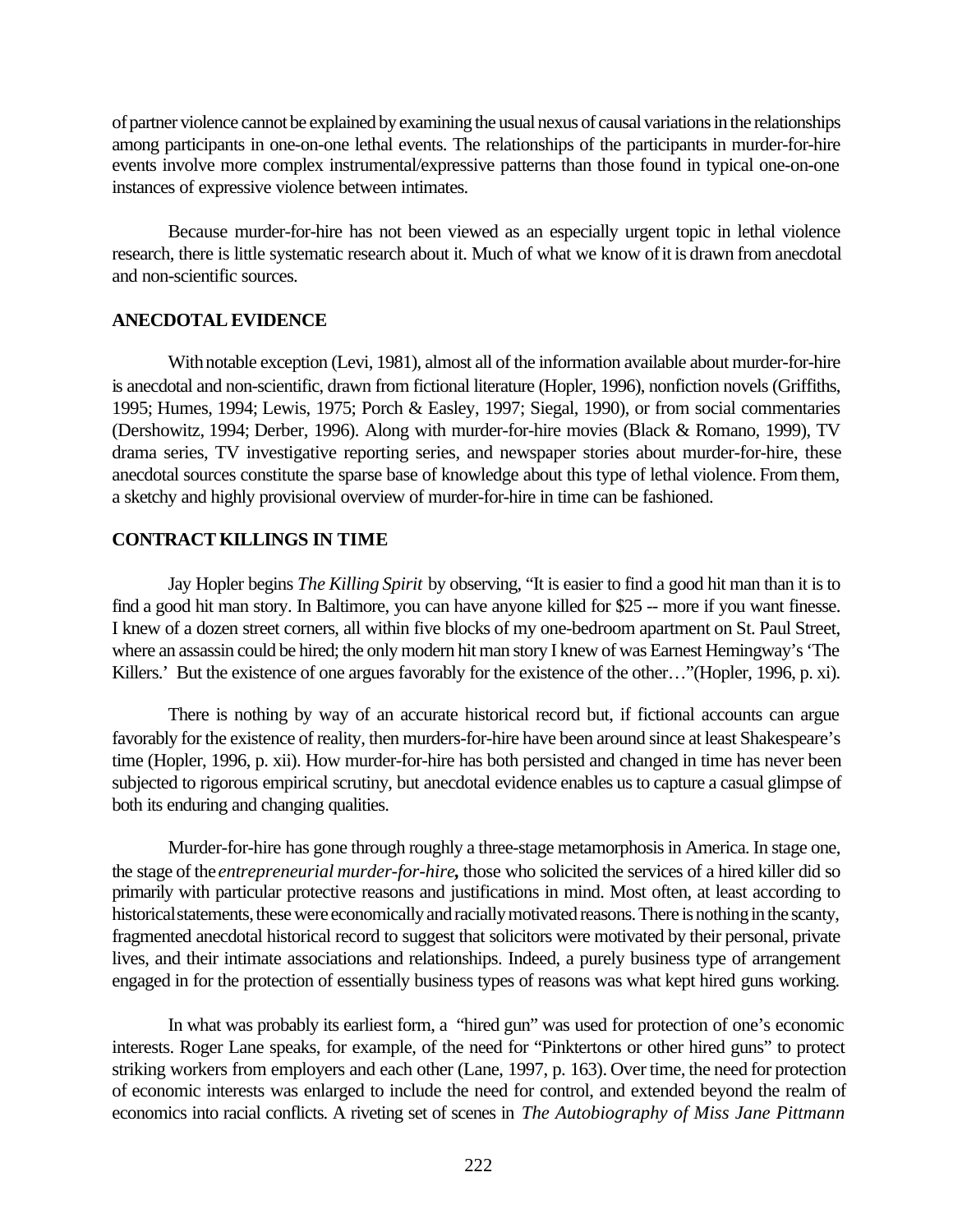of partner violence cannot be explained by examining the usual nexus of causal variations in the relationships among participants in one-on-one lethal events. The relationships of the participants in murder-for-hire events involve more complex instrumental/expressive patterns than those found in typical one-on-one instances of expressive violence between intimates.

Because murder-for-hire has not been viewed as an especially urgent topic in lethal violence research, there is little systematic research about it. Much of what we know of it is drawn from anecdotal and non-scientific sources.

**ANECDOTAL EVIDENCE**

With notable exception (Levi, 1981), almost all of the information available about murder-for-hire is anecdotal and non-scientific, drawn from fictional literature (Hopler, 1996), nonfiction novels (Griffiths, 1995; Humes, 1994; Lewis, 1975; Porch & Easley, 1997; Siegal, 1990), or from social commentaries (Dershowitz, 1994; Derber, 1996). Along with murder-for-hire movies (Black & Romano, 1999), TV drama series, TV investigative reporting series, and newspaper stories about murder-for-hire, these anecdotal sources constitute the sparse base of knowledge about this type of lethal violence. From them, a sketchy and highly provisional overview of murder-for-hire in time can be fashioned.

**CONTRACT KILLINGS IN TIME**

Jay Hopler begins *The Killing Spirit* by observing, "It is easier to find a good hit man than it is to find a good hit man story. In Baltimore, you can have anyone killed for $25 -- more if you want finesse. I knew of a dozen street corners, all within five blocks of my one-bedroom apartment on St. Paul Street, where an assassin could be hired; the only modern hit man story I knew of was Earnest Hemingway's 'The Killers.' But the existence of one argues favorably for the existence of the other…"(Hopler, 1996, p. xi).

There is nothing by way of an accurate historical record but, if fictional accounts can argue favorably for the existence of reality, then murders-for-hire have been around since at least Shakespeare's time (Hopler, 1996, p. xii). How murder-for-hire has both persisted and changed in time has never been subjected to rigorous empirical scrutiny, but anecdotal evidence enables us to capture a casual glimpse of both its enduring and changing qualities.

Murder-for-hire has gone through roughly a three-stage metamorphosis in America. In stage one, the stage of the *entrepreneurial murder-for-hire***,** those who solicited the services of a hired killer did so primarily with particular protective reasons and justifications in mind. Most often, at least according to historical statements, these were economically and racially motivated reasons. There is nothing in the scanty, fragmented anecdotal historical record to suggest that solicitors were motivated by their personal, private lives, and their intimate associations and relationships. Indeed, a purely business type of arrangement engaged in for the protection of essentially business types of reasons was what kept hired guns working.

In what was probably its earliest form, a "hired gun" was used for protection of one's economic interests. Roger Lane speaks, for example, of the need for "Pinktertons or other hired guns" to protect striking workers from employers and each other (Lane, 1997, p. 163). Over time, the need for protection of economic interests was enlarged to include the need for control, and extended beyond the realm of economics into racial conflicts. A riveting set of scenes in *The Autobiography of Miss Jane Pittmann*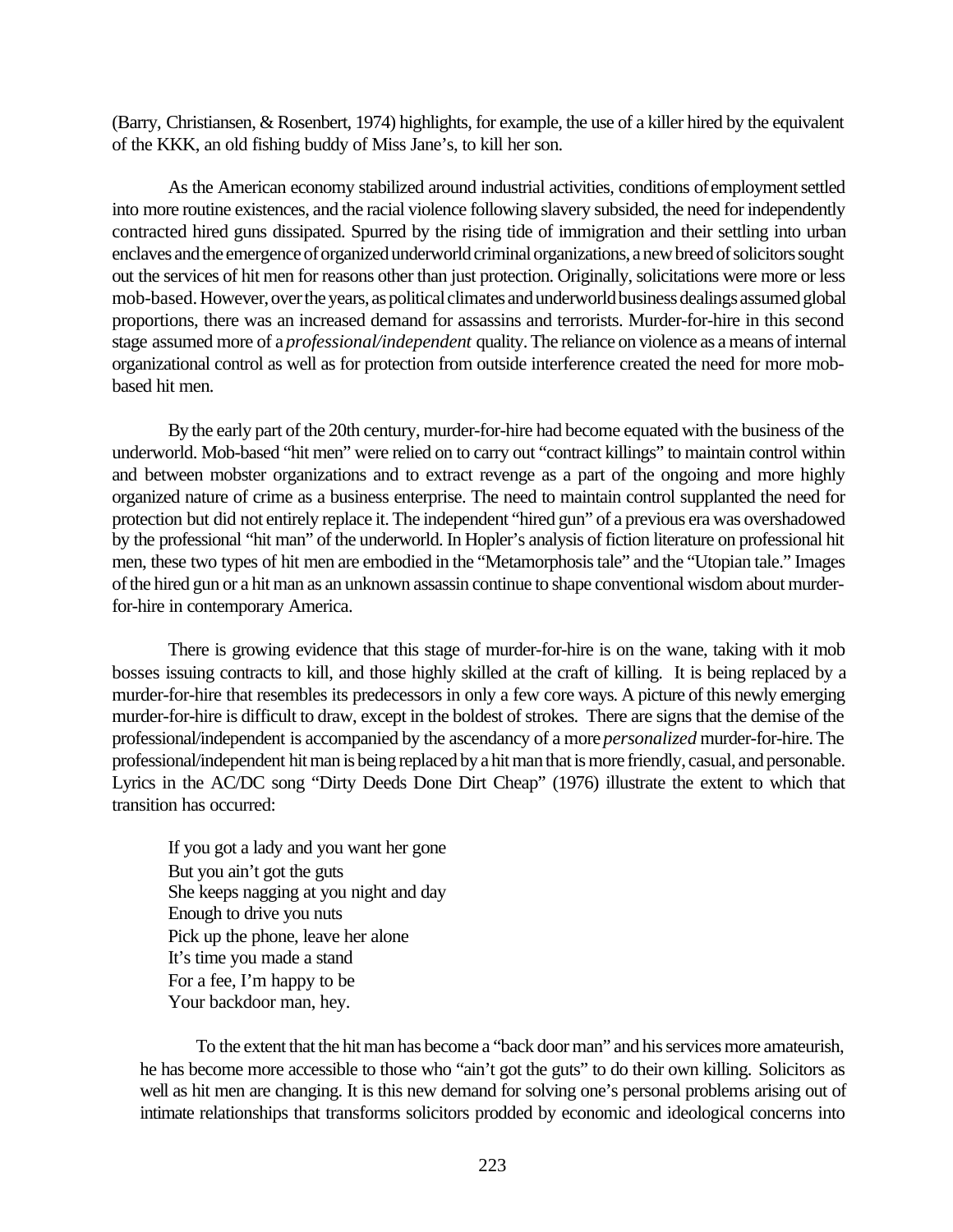(Barry, Christiansen, & Rosenbert, 1974) highlights, for example, the use of a killer hired by the equivalent of the KKK, an old fishing buddy of Miss Jane's, to kill her son.

As the American economy stabilized around industrial activities, conditions of employment settled into more routine existences, and the racial violence following slavery subsided, the need for independently contracted hired guns dissipated. Spurred by the rising tide of immigration and their settling into urban enclaves and the emergence of organized underworld criminal organizations, a new breed of solicitors sought out the services of hit men for reasons other than just protection. Originally, solicitations were more or less mob-based. However, over the years, as political climates and underworld business dealings assumed global proportions, there was an increased demand for assassins and terrorists. Murder-for-hire in this second stage assumed more of a *professional/independent* quality. The reliance on violence as a means of internal organizational control as well as for protection from outside interference created the need for more mob-based hit men.

By the early part of the 20th century, murder-for-hire had become equated with the business of the underworld. Mob-based "hit men" were relied on to carry out "contract killings" to maintain control within and between mobster organizations and to extract revenge as a part of the ongoing and more highly organized nature of crime as a business enterprise. The need to maintain control supplanted the need for protection but did not entirely replace it. The independent "hired gun" of a previous era was overshadowed by the professional "hit man" of the underworld. In Hopler's analysis of fiction literature on professional hit men, these two types of hit men are embodied in the "Metamorphosis tale" and the "Utopian tale." Images of the hired gun or a hit man as an unknown assassin continue to shape conventional wisdom about murder-for-hire in contemporary America.

There is growing evidence that this stage of murder-for-hire is on the wane, taking with it mob bosses issuing contracts to kill, and those highly skilled at the craft of killing. It is being replaced by a murder-for-hire that resembles its predecessors in only a few core ways. A picture of this newly emerging murder-for-hire is difficult to draw, except in the boldest of strokes. There are signs that the demise of the professional/independent is accompanied by the ascendancy of a more *personalized* murder-for-hire. The professional/independent hit man is being replaced by a hit man that is more friendly, casual, and personable. Lyrics in the AC/DC song "Dirty Deeds Done Dirt Cheap" (1976) illustrate the extent to which that transition has occurred:

> If you got a lady and you want her gone
> But you ain't got the guts
> She keeps nagging at you night and day
> Enough to drive you nuts
> Pick up the phone, leave her alone
> It's time you made a stand
> For a fee, I'm happy to be
> Your backdoor man, hey.

To the extent that the hit man has become a "back door man" and his services more amateurish, he has become more accessible to those who "ain't got the guts" to do their own killing. Solicitors as well as hit men are changing. It is this new demand for solving one's personal problems arising out of intimate relationships that transforms solicitors prodded by economic and ideological concerns into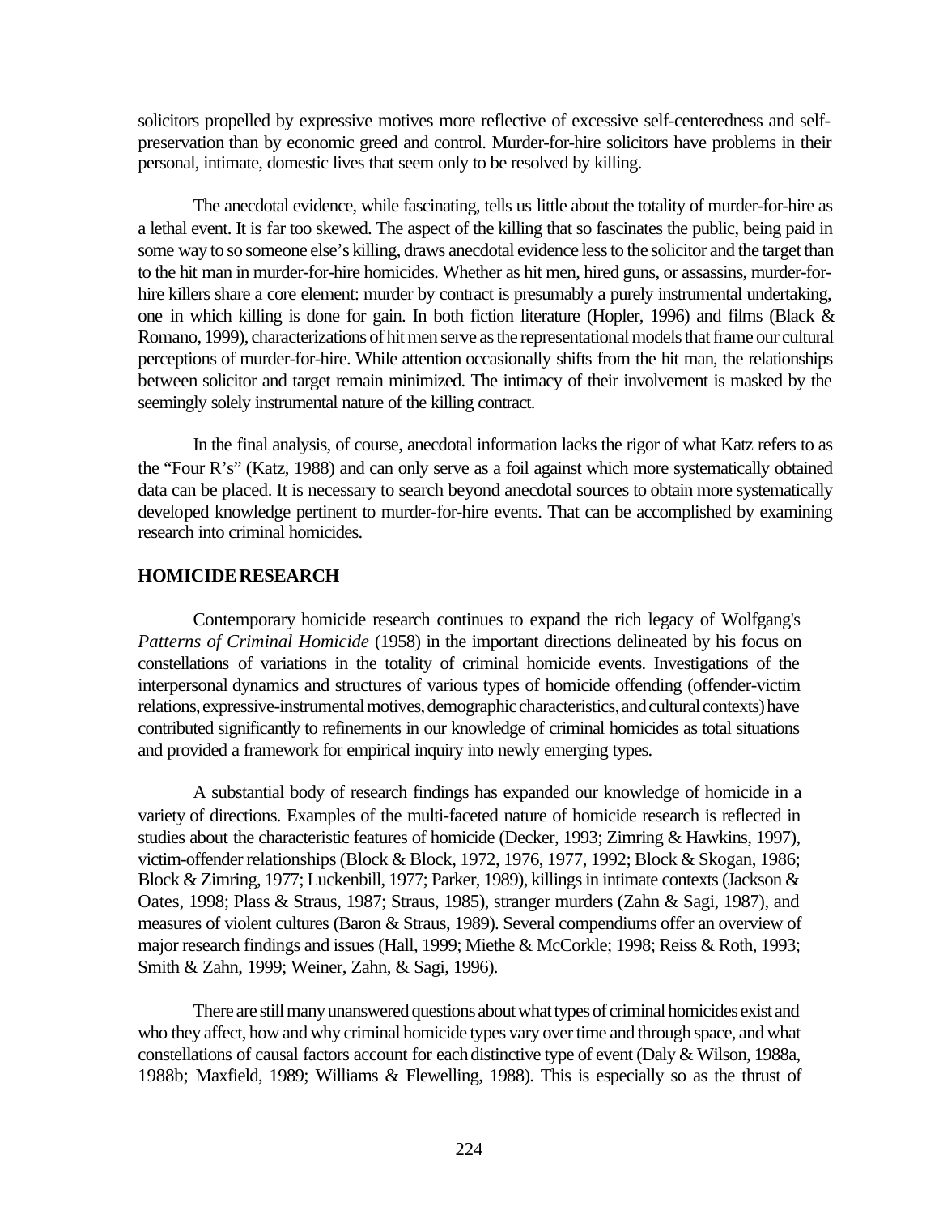solicitors propelled by expressive motives more reflective of excessive self-centeredness and self-preservation than by economic greed and control. Murder-for-hire solicitors have problems in their personal, intimate, domestic lives that seem only to be resolved by killing.

The anecdotal evidence, while fascinating, tells us little about the totality of murder-for-hire as a lethal event. It is far too skewed. The aspect of the killing that so fascinates the public, being paid in some way to so someone else's killing, draws anecdotal evidence less to the solicitor and the target than to the hit man in murder-for-hire homicides. Whether as hit men, hired guns, or assassins, murder-for-hire killers share a core element: murder by contract is presumably a purely instrumental undertaking, one in which killing is done for gain. In both fiction literature (Hopler, 1996) and films (Black & Romano, 1999), characterizations of hit men serve as the representational models that frame our cultural perceptions of murder-for-hire. While attention occasionally shifts from the hit man, the relationships between solicitor and target remain minimized. The intimacy of their involvement is masked by the seemingly solely instrumental nature of the killing contract.

In the final analysis, of course, anecdotal information lacks the rigor of what Katz refers to as the "Four R's" (Katz, 1988) and can only serve as a foil against which more systematically obtained data can be placed. It is necessary to search beyond anecdotal sources to obtain more systematically developed knowledge pertinent to murder-for-hire events. That can be accomplished by examining research into criminal homicides.

## HOMICIDE RESEARCH

Contemporary homicide research continues to expand the rich legacy of Wolfgang's *Patterns of Criminal Homicide* (1958) in the important directions delineated by his focus on constellations of variations in the totality of criminal homicide events. Investigations of the interpersonal dynamics and structures of various types of homicide offending (offender-victim relations, expressive-instrumental motives, demographic characteristics, and cultural contexts) have contributed significantly to refinements in our knowledge of criminal homicides as total situations and provided a framework for empirical inquiry into newly emerging types.

A substantial body of research findings has expanded our knowledge of homicide in a variety of directions. Examples of the multi-faceted nature of homicide research is reflected in studies about the characteristic features of homicide (Decker, 1993; Zimring & Hawkins, 1997), victim-offender relationships (Block & Block, 1972, 1976, 1977, 1992; Block & Skogan, 1986; Block & Zimring, 1977; Luckenbill, 1977; Parker, 1989), killings in intimate contexts (Jackson & Oates, 1998; Plass & Straus, 1987; Straus, 1985), stranger murders (Zahn & Sagi, 1987), and measures of violent cultures (Baron & Straus, 1989). Several compendiums offer an overview of major research findings and issues (Hall, 1999; Miethe & McCorkle; 1998; Reiss & Roth, 1993; Smith & Zahn, 1999; Weiner, Zahn, & Sagi, 1996).

There are still many unanswered questions about what types of criminal homicides exist and who they affect, how and why criminal homicide types vary over time and through space, and what constellations of causal factors account for each distinctive type of event (Daly & Wilson, 1988a, 1988b; Maxfield, 1989; Williams & Flewelling, 1988). This is especially so as the thrust of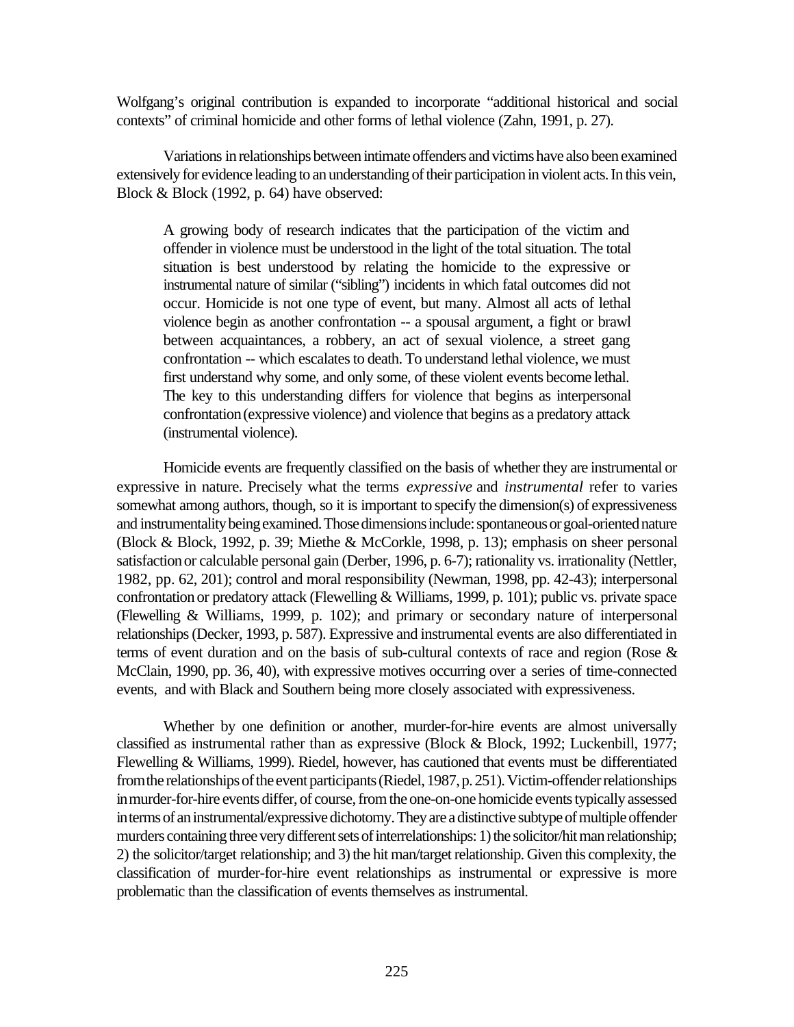Wolfgang's original contribution is expanded to incorporate "additional historical and social contexts" of criminal homicide and other forms of lethal violence (Zahn, 1991, p. 27).

Variations in relationships between intimate offenders and victims have also been examined extensively for evidence leading to an understanding of their participation in violent acts. In this vein, Block & Block (1992, p. 64) have observed:

> A growing body of research indicates that the participation of the victim and offender in violence must be understood in the light of the total situation. The total situation is best understood by relating the homicide to the expressive or instrumental nature of similar ("sibling") incidents in which fatal outcomes did not occur. Homicide is not one type of event, but many. Almost all acts of lethal violence begin as another confrontation -- a spousal argument, a fight or brawl between acquaintances, a robbery, an act of sexual violence, a street gang confrontation -- which escalates to death. To understand lethal violence, we must first understand why some, and only some, of these violent events become lethal. The key to this understanding differs for violence that begins as interpersonal confrontation (expressive violence) and violence that begins as a predatory attack (instrumental violence).

Homicide events are frequently classified on the basis of whether they are instrumental or expressive in nature. Precisely what the terms *expressive* and *instrumental* refer to varies somewhat among authors, though, so it is important to specify the dimension(s) of expressiveness and instrumentality being examined. Those dimensions include: spontaneous or goal-oriented nature (Block & Block, 1992, p. 39; Miethe & McCorkle, 1998, p. 13); emphasis on sheer personal satisfaction or calculable personal gain (Derber, 1996, p. 6-7); rationality vs. irrationality (Nettler, 1982, pp. 62, 201); control and moral responsibility (Newman, 1998, pp. 42-43); interpersonal confrontation or predatory attack (Flewelling & Williams, 1999, p. 101); public vs. private space (Flewelling & Williams, 1999, p. 102); and primary or secondary nature of interpersonal relationships (Decker, 1993, p. 587). Expressive and instrumental events are also differentiated in terms of event duration and on the basis of sub-cultural contexts of race and region (Rose & McClain, 1990, pp. 36, 40), with expressive motives occurring over a series of time-connected events, and with Black and Southern being more closely associated with expressiveness.

Whether by one definition or another, murder-for-hire events are almost universally classified as instrumental rather than as expressive (Block & Block, 1992; Luckenbill, 1977; Flewelling & Williams, 1999). Riedel, however, has cautioned that events must be differentiated from the relationships of the event participants (Riedel, 1987, p. 251). Victim-offender relationships in murder-for-hire events differ, of course, from the one-on-one homicide events typically assessed in terms of an instrumental/expressive dichotomy. They are a distinctive subtype of multiple offender murders containing three very different sets of interrelationships: 1) the solicitor/hit man relationship; 2) the solicitor/target relationship; and 3) the hit man/target relationship. Given this complexity, the classification of murder-for-hire event relationships as instrumental or expressive is more problematic than the classification of events themselves as instrumental.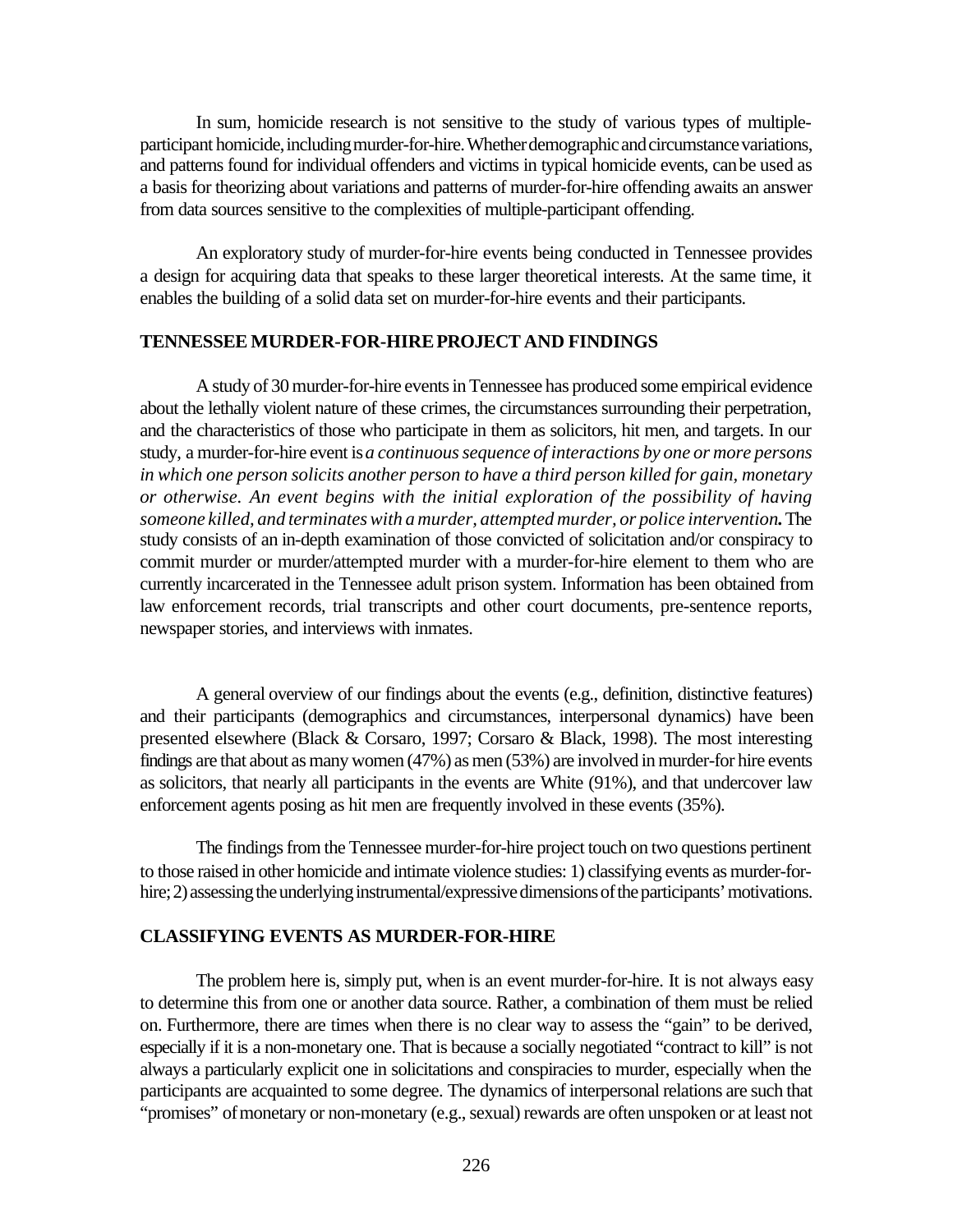In sum, homicide research is not sensitive to the study of various types of multiple-participant homicide, including murder-for-hire. Whether demographic and circumstance variations, and patterns found for individual offenders and victims in typical homicide events, can be used as a basis for theorizing about variations and patterns of murder-for-hire offending awaits an answer from data sources sensitive to the complexities of multiple-participant offending.

An exploratory study of murder-for-hire events being conducted in Tennessee provides a design for acquiring data that speaks to these larger theoretical interests. At the same time, it enables the building of a solid data set on murder-for-hire events and their participants.

## TENNESSEE MURDER-FOR-HIRE PROJECT AND FINDINGS

A study of 30 murder-for-hire events in Tennessee has produced some empirical evidence about the lethally violent nature of these crimes, the circumstances surrounding their perpetration, and the characteristics of those who participate in them as solicitors, hit men, and targets. In our study, a murder-for-hire event is *a continuous sequence of interactions by one or more persons in which one person solicits another person to have a third person killed for gain, monetary or otherwise. An event begins with the initial exploration of the possibility of having someone killed, and terminates with a murder, attempted murder, or police intervention.* The study consists of an in-depth examination of those convicted of solicitation and/or conspiracy to commit murder or murder/attempted murder with a murder-for-hire element to them who are currently incarcerated in the Tennessee adult prison system. Information has been obtained from law enforcement records, trial transcripts and other court documents, pre-sentence reports, newspaper stories, and interviews with inmates.

A general overview of our findings about the events (e.g., definition, distinctive features) and their participants (demographics and circumstances, interpersonal dynamics) have been presented elsewhere (Black & Corsaro, 1997; Corsaro & Black, 1998). The most interesting findings are that about as many women (47%) as men (53%) are involved in murder-for hire events as solicitors, that nearly all participants in the events are White (91%), and that undercover law enforcement agents posing as hit men are frequently involved in these events (35%).

The findings from the Tennessee murder-for-hire project touch on two questions pertinent to those raised in other homicide and intimate violence studies: 1) classifying events as murder-for-hire; 2) assessing the underlying instrumental/expressive dimensions of the participants' motivations.

## CLASSIFYING EVENTS AS MURDER-FOR-HIRE

The problem here is, simply put, when is an event murder-for-hire. It is not always easy to determine this from one or another data source. Rather, a combination of them must be relied on. Furthermore, there are times when there is no clear way to assess the "gain" to be derived, especially if it is a non-monetary one. That is because a socially negotiated "contract to kill" is not always a particularly explicit one in solicitations and conspiracies to murder, especially when the participants are acquainted to some degree. The dynamics of interpersonal relations are such that "promises" of monetary or non-monetary (e.g., sexual) rewards are often unspoken or at least not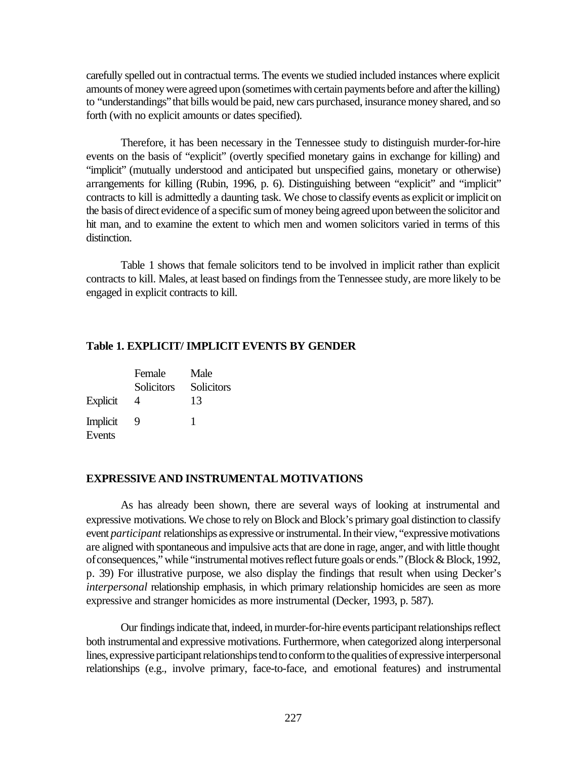carefully spelled out in contractual terms. The events we studied included instances where explicit amounts of money were agreed upon (sometimes with certain payments before and after the killing) to "understandings" that bills would be paid, new cars purchased, insurance money shared, and so forth (with no explicit amounts or dates specified).

Therefore, it has been necessary in the Tennessee study to distinguish murder-for-hire events on the basis of "explicit" (overtly specified monetary gains in exchange for killing) and "implicit" (mutually understood and anticipated but unspecified gains, monetary or otherwise) arrangements for killing (Rubin, 1996, p. 6). Distinguishing between "explicit" and "implicit" contracts to kill is admittedly a daunting task. We chose to classify events as explicit or implicit on the basis of direct evidence of a specific sum of money being agreed upon between the solicitor and hit man, and to examine the extent to which men and women solicitors varied in terms of this distinction.

Table 1 shows that female solicitors tend to be involved in implicit rather than explicit contracts to kill. Males, at least based on findings from the Tennessee study, are more likely to be engaged in explicit contracts to kill.

**Table 1. EXPLICIT/ IMPLICIT EVENTS BY GENDER**

| | Female Solicitors | Male Solicitors |
|---|---|---|
| Explicit | 4 | 13 |
| Implicit Events | 9 | 1 |

## EXPRESSIVE AND INSTRUMENTAL MOTIVATIONS

As has already been shown, there are several ways of looking at instrumental and expressive motivations. We chose to rely on Block and Block's primary goal distinction to classify event *participant* relationships as expressive or instrumental. In their view, "expressive motivations are aligned with spontaneous and impulsive acts that are done in rage, anger, and with little thought of consequences," while "instrumental motives reflect future goals or ends." (Block & Block, 1992, p. 39) For illustrative purpose, we also display the findings that result when using Decker's *interpersonal* relationship emphasis, in which primary relationship homicides are seen as more expressive and stranger homicides as more instrumental (Decker, 1993, p. 587).

Our findings indicate that, indeed, in murder-for-hire events participant relationships reflect both instrumental and expressive motivations. Furthermore, when categorized along interpersonal lines, expressive participant relationships tend to conform to the qualities of expressive interpersonal relationships (e.g., involve primary, face-to-face, and emotional features) and instrumental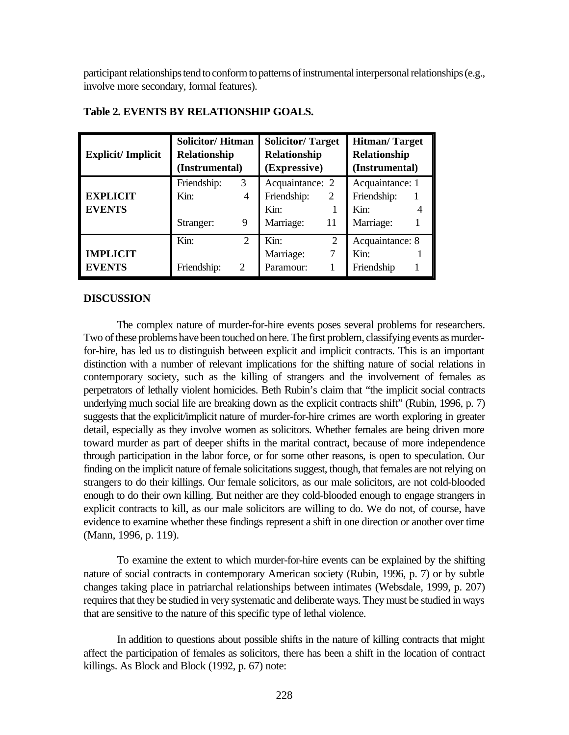participant relationships tend to conform to patterns of instrumental interpersonal relationships (e.g., involve more secondary, formal features).

**Table 2. EVENTS BY RELATIONSHIP GOALS.**

| Explicit/ Implicit | Solicitor/ Hitman Relationship (Instrumental) | Solicitor/ Target Relationship (Expressive) | Hitman/ Target Relationship (Instrumental) |
|---|---|---|---|
| **EXPLICIT EVENTS** | Friendship: 3<br>Kin: 4<br><br>Stranger: 9 | Acquaintance: 2<br>Friendship: 2<br>Kin: 1<br>Marriage: 11 | Acquaintance: 1<br>Friendship: 1<br>Kin: 4<br>Marriage: 1 |
| **IMPLICIT EVENTS** | Kin: 2<br><br>Friendship: 2 | Kin: 2<br>Marriage: 7<br>Paramour: 1 | Acquaintance: 8<br>Kin: 1<br>Friendship 1 |

## DISCUSSION

The complex nature of murder-for-hire events poses several problems for researchers. Two of these problems have been touched on here. The first problem, classifying events as murder-for-hire, has led us to distinguish between explicit and implicit contracts. This is an important distinction with a number of relevant implications for the shifting nature of social relations in contemporary society, such as the killing of strangers and the involvement of females as perpetrators of lethally violent homicides. Beth Rubin's claim that "the implicit social contracts underlying much social life are breaking down as the explicit contracts shift" (Rubin, 1996, p. 7) suggests that the explicit/implicit nature of murder-for-hire crimes are worth exploring in greater detail, especially as they involve women as solicitors. Whether females are being driven more toward murder as part of deeper shifts in the marital contract, because of more independence through participation in the labor force, or for some other reasons, is open to speculation. Our finding on the implicit nature of female solicitations suggest, though, that females are not relying on strangers to do their killings. Our female solicitors, as our male solicitors, are not cold-blooded enough to do their own killing. But neither are they cold-blooded enough to engage strangers in explicit contracts to kill, as our male solicitors are willing to do. We do not, of course, have evidence to examine whether these findings represent a shift in one direction or another over time (Mann, 1996, p. 119).

To examine the extent to which murder-for-hire events can be explained by the shifting nature of social contracts in contemporary American society (Rubin, 1996, p. 7) or by subtle changes taking place in patriarchal relationships between intimates (Websdale, 1999, p. 207) requires that they be studied in very systematic and deliberate ways. They must be studied in ways that are sensitive to the nature of this specific type of lethal violence.

In addition to questions about possible shifts in the nature of killing contracts that might affect the participation of females as solicitors, there has been a shift in the location of contract killings. As Block and Block (1992, p. 67) note: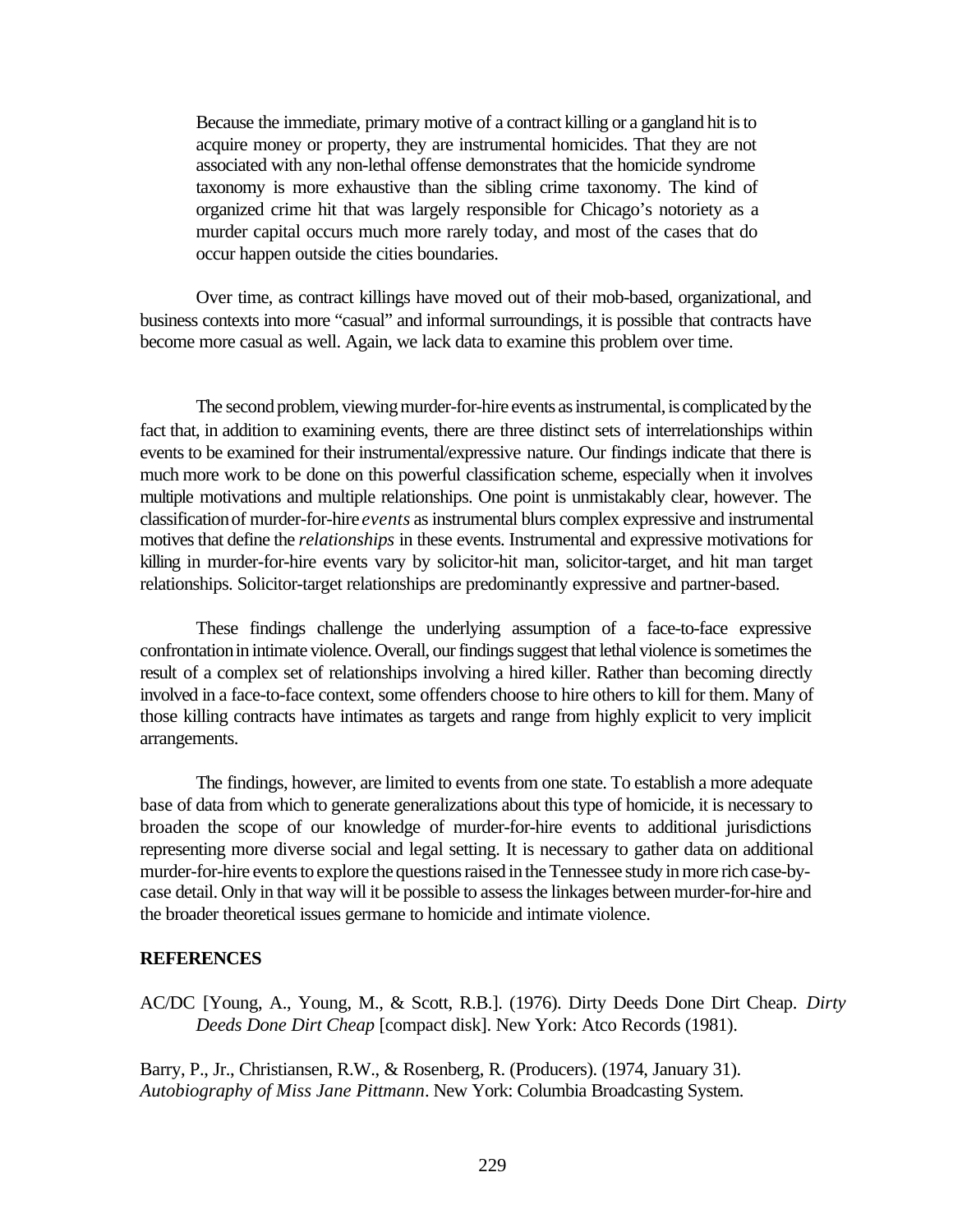> Because the immediate, primary motive of a contract killing or a gangland hit is to acquire money or property, they are instrumental homicides. That they are not associated with any non-lethal offense demonstrates that the homicide syndrome taxonomy is more exhaustive than the sibling crime taxonomy. The kind of organized crime hit that was largely responsible for Chicago's notoriety as a murder capital occurs much more rarely today, and most of the cases that do occur happen outside the cities boundaries.

Over time, as contract killings have moved out of their mob-based, organizational, and business contexts into more "casual" and informal surroundings, it is possible that contracts have become more casual as well. Again, we lack data to examine this problem over time.

The second problem, viewing murder-for-hire events as instrumental, is complicated by the fact that, in addition to examining events, there are three distinct sets of interrelationships within events to be examined for their instrumental/expressive nature. Our findings indicate that there is much more work to be done on this powerful classification scheme, especially when it involves multiple motivations and multiple relationships. One point is unmistakably clear, however. The classification of murder-for-hire *events* as instrumental blurs complex expressive and instrumental motives that define the *relationships* in these events. Instrumental and expressive motivations for killing in murder-for-hire events vary by solicitor-hit man, solicitor-target, and hit man target relationships. Solicitor-target relationships are predominantly expressive and partner-based.

These findings challenge the underlying assumption of a face-to-face expressive confrontation in intimate violence. Overall, our findings suggest that lethal violence is sometimes the result of a complex set of relationships involving a hired killer. Rather than becoming directly involved in a face-to-face context, some offenders choose to hire others to kill for them. Many of those killing contracts have intimates as targets and range from highly explicit to very implicit arrangements.

The findings, however, are limited to events from one state. To establish a more adequate base of data from which to generate generalizations about this type of homicide, it is necessary to broaden the scope of our knowledge of murder-for-hire events to additional jurisdictions representing more diverse social and legal setting. It is necessary to gather data on additional murder-for-hire events to explore the questions raised in the Tennessee study in more rich case-by-case detail. Only in that way will it be possible to assess the linkages between murder-for-hire and the broader theoretical issues germane to homicide and intimate violence.

**REFERENCES**

AC/DC [Young, A., Young, M., & Scott, R.B.]. (1976). Dirty Deeds Done Dirt Cheap. *Dirty Deeds Done Dirt Cheap* [compact disk]. New York: Atco Records (1981).

Barry, P., Jr., Christiansen, R.W., & Rosenberg, R. (Producers). (1974, January 31). *Autobiography of Miss Jane Pittmann*. New York: Columbia Broadcasting System.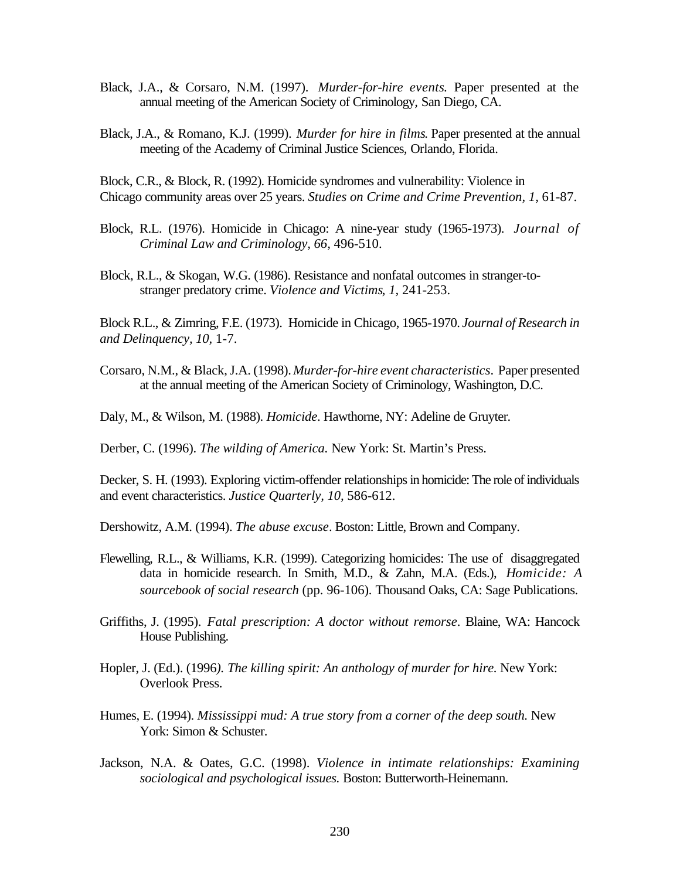Black, J.A., & Corsaro, N.M. (1997). *Murder-for-hire events.* Paper presented at the annual meeting of the American Society of Criminology, San Diego, CA.

Black, J.A., & Romano, K.J. (1999). *Murder for hire in films.* Paper presented at the annual meeting of the Academy of Criminal Justice Sciences, Orlando, Florida.

Block, C.R., & Block, R. (1992). Homicide syndromes and vulnerability: Violence in Chicago community areas over 25 years. *Studies on Crime and Crime Prevention, 1,* 61-87.

Block, R.L. (1976). Homicide in Chicago: A nine-year study (1965-1973). *Journal of Criminal Law and Criminology, 66,* 496-510.

Block, R.L., & Skogan, W.G. (1986). Resistance and nonfatal outcomes in stranger-to-stranger predatory crime. *Violence and Victims, 1,* 241-253.

Block R.L., & Zimring, F.E. (1973). Homicide in Chicago, 1965-1970. *Journal of Research in and Delinquency, 10,* 1-7.

Corsaro, N.M., & Black, J.A. (1998). *Murder-for-hire event characteristics*. Paper presented at the annual meeting of the American Society of Criminology, Washington, D.C.

Daly, M., & Wilson, M. (1988). *Homicide*. Hawthorne, NY: Adeline de Gruyter.

Derber, C. (1996). *The wilding of America.* New York: St. Martin's Press.

Decker, S. H. (1993). Exploring victim-offender relationships in homicide: The role of individuals and event characteristics. *Justice Quarterly, 10,* 586-612.

Dershowitz, A.M. (1994). *The abuse excuse*. Boston: Little, Brown and Company.

Flewelling, R.L., & Williams, K.R. (1999). Categorizing homicides: The use of disaggregated data in homicide research. In Smith, M.D., & Zahn, M.A. (Eds.), *Homicide: A sourcebook of social research* (pp. 96-106). Thousand Oaks, CA: Sage Publications.

Griffiths, J. (1995). *Fatal prescription: A doctor without remorse*. Blaine, WA: Hancock House Publishing.

Hopler, J. (Ed.). (1996). *The killing spirit: An anthology of murder for hire.* New York: Overlook Press.

Humes, E. (1994). *Mississippi mud: A true story from a corner of the deep south.* New York: Simon & Schuster.

Jackson, N.A. & Oates, G.C. (1998). *Violence in intimate relationships: Examining sociological and psychological issues.* Boston: Butterworth-Heinemann.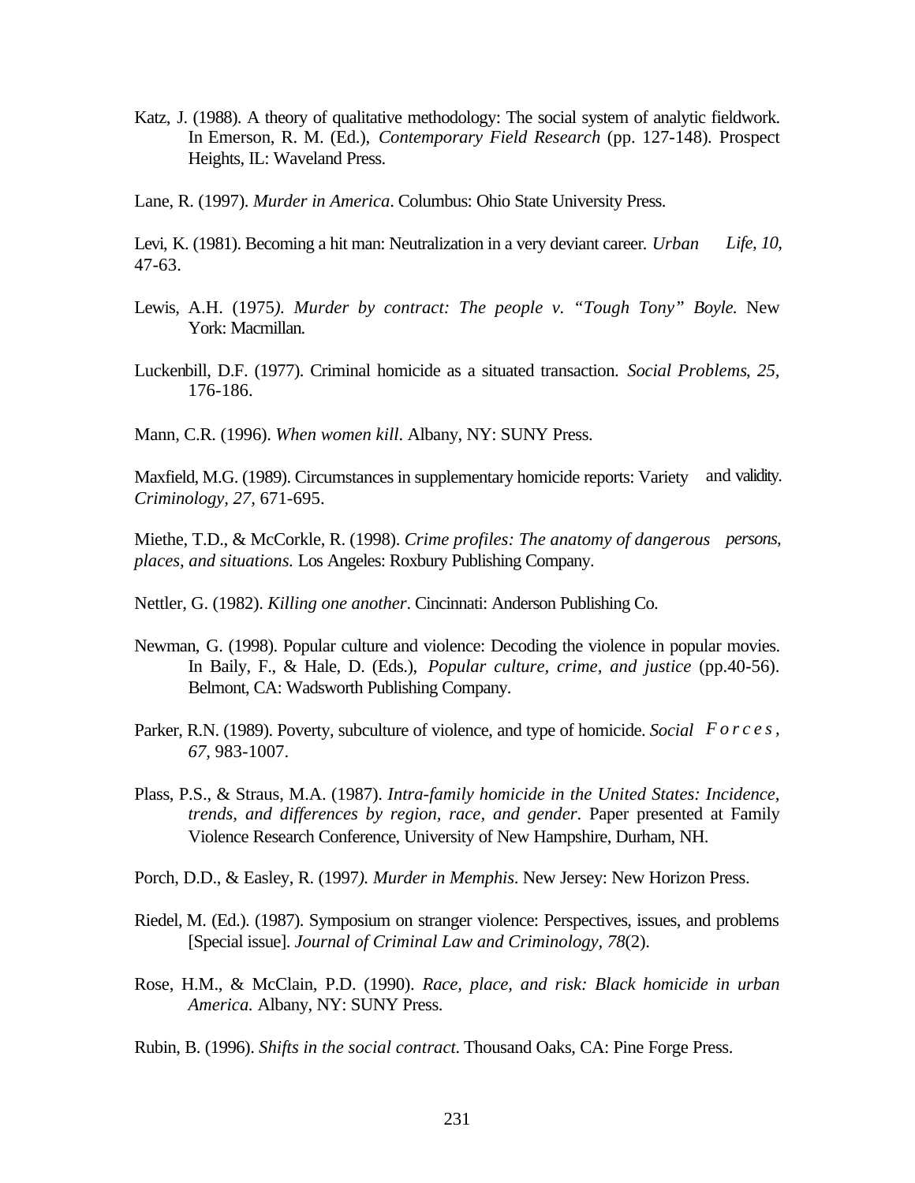Katz, J. (1988). A theory of qualitative methodology: The social system of analytic fieldwork. In Emerson, R. M. (Ed.), *Contemporary Field Research* (pp. 127-148). Prospect Heights, IL: Waveland Press.

Lane, R. (1997). *Murder in America*. Columbus: Ohio State University Press.

Levi, K. (1981). Becoming a hit man: Neutralization in a very deviant career. *Urban Life, 10*, 47-63.

Lewis, A.H. (1975). *Murder by contract: The people v. "Tough Tony" Boyle.* New York: Macmillan.

Luckenbill, D.F. (1977). Criminal homicide as a situated transaction. *Social Problems*, *25,* 176-186.

Mann, C.R. (1996). *When women kill*. Albany, NY: SUNY Press.

Maxfield, M.G. (1989). Circumstances in supplementary homicide reports: Variety and validity. *Criminology*, *27*, 671-695.

Miethe, T.D., & McCorkle, R. (1998). *Crime profiles: The anatomy of dangerous persons, places, and situations.* Los Angeles: Roxbury Publishing Company.

Nettler, G. (1982). *Killing one another*. Cincinnati: Anderson Publishing Co.

Newman, G. (1998). Popular culture and violence: Decoding the violence in popular movies. In Baily, F., & Hale, D. (Eds.), *Popular culture, crime, and justice* (pp.40-56). Belmont, CA: Wadsworth Publishing Company.

Parker, R.N. (1989). Poverty, subculture of violence, and type of homicide. *Social Forces*, *67,* 983-1007.

Plass, P.S., & Straus, M.A. (1987). *Intra-family homicide in the United States: Incidence, trends, and differences by region, race, and gender.* Paper presented at Family Violence Research Conference, University of New Hampshire, Durham, NH.

Porch, D.D., & Easley, R. (1997). *Murder in Memphis*. New Jersey: New Horizon Press.

Riedel, M. (Ed.). (1987). Symposium on stranger violence: Perspectives, issues, and problems [Special issue]. *Journal of Criminal Law and Criminology*, *78*(2).

Rose, H.M., & McClain, P.D. (1990). *Race, place, and risk: Black homicide in urban America.* Albany, NY: SUNY Press.

Rubin, B. (1996). *Shifts in the social contract.* Thousand Oaks, CA: Pine Forge Press.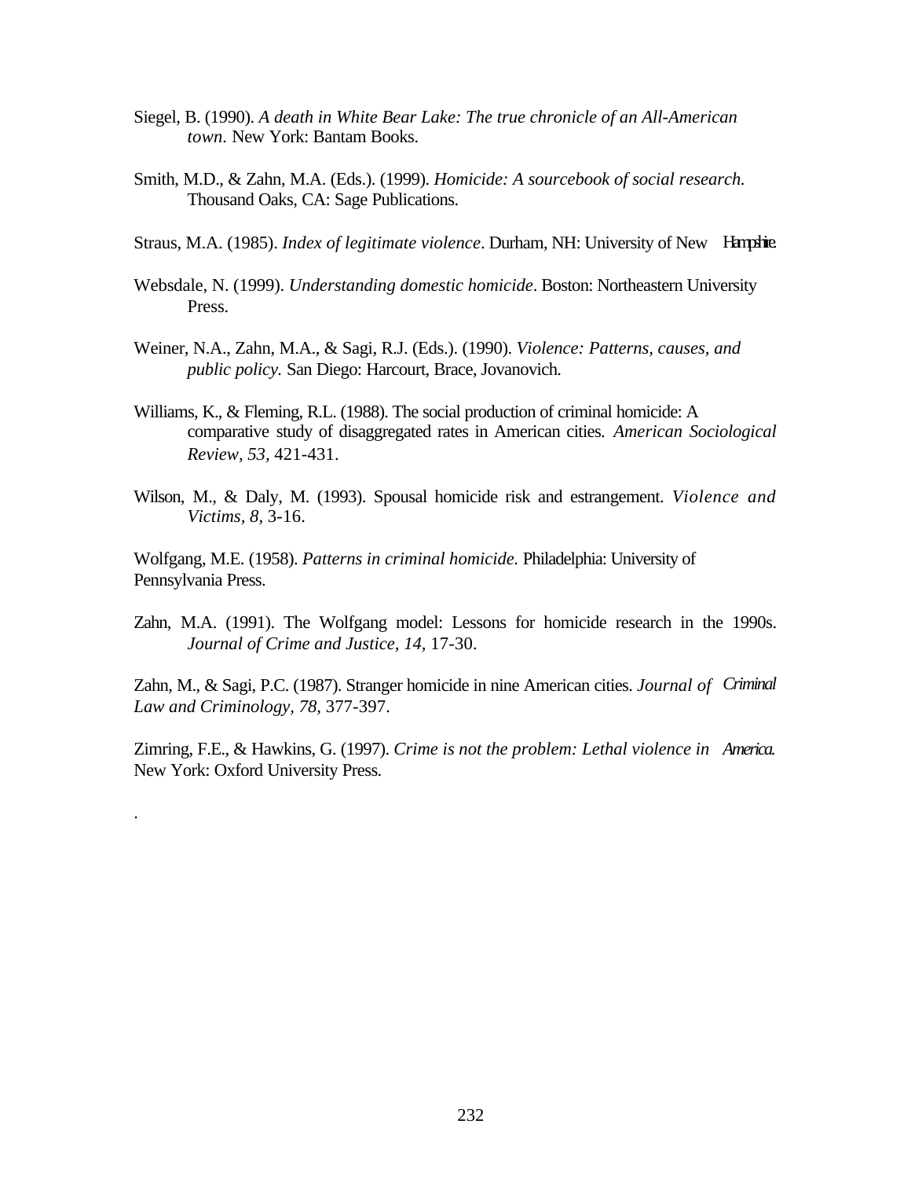Siegel, B. (1990). *A death in White Bear Lake: The true chronicle of an All-American town.* New York: Bantam Books.

Smith, M.D., & Zahn, M.A. (Eds.). (1999). *Homicide: A sourcebook of social research.* Thousand Oaks, CA: Sage Publications.

Straus, M.A. (1985). *Index of legitimate violence*. Durham, NH: University of New Hampshire.

Websdale, N. (1999). *Understanding domestic homicide*. Boston: Northeastern University Press.

Weiner, N.A., Zahn, M.A., & Sagi, R.J. (Eds.). (1990). *Violence: Patterns, causes, and public policy.* San Diego: Harcourt, Brace, Jovanovich.

Williams, K., & Fleming, R.L. (1988). The social production of criminal homicide: A comparative study of disaggregated rates in American cities. *American Sociological Review, 53,* 421-431.

Wilson, M., & Daly, M. (1993). Spousal homicide risk and estrangement. *Violence and Victims, 8,* 3-16.

Wolfgang, M.E. (1958). *Patterns in criminal homicide.* Philadelphia: University of Pennsylvania Press.

Zahn, M.A. (1991). The Wolfgang model: Lessons for homicide research in the 1990s. *Journal of Crime and Justice, 14,* 17-30.

Zahn, M., & Sagi, P.C. (1987). Stranger homicide in nine American cities. *Journal of Criminal Law and Criminology, 78,* 377-397.

Zimring, F.E., & Hawkins, G. (1997). *Crime is not the problem: Lethal violence in America.* New York: Oxford University Press.

.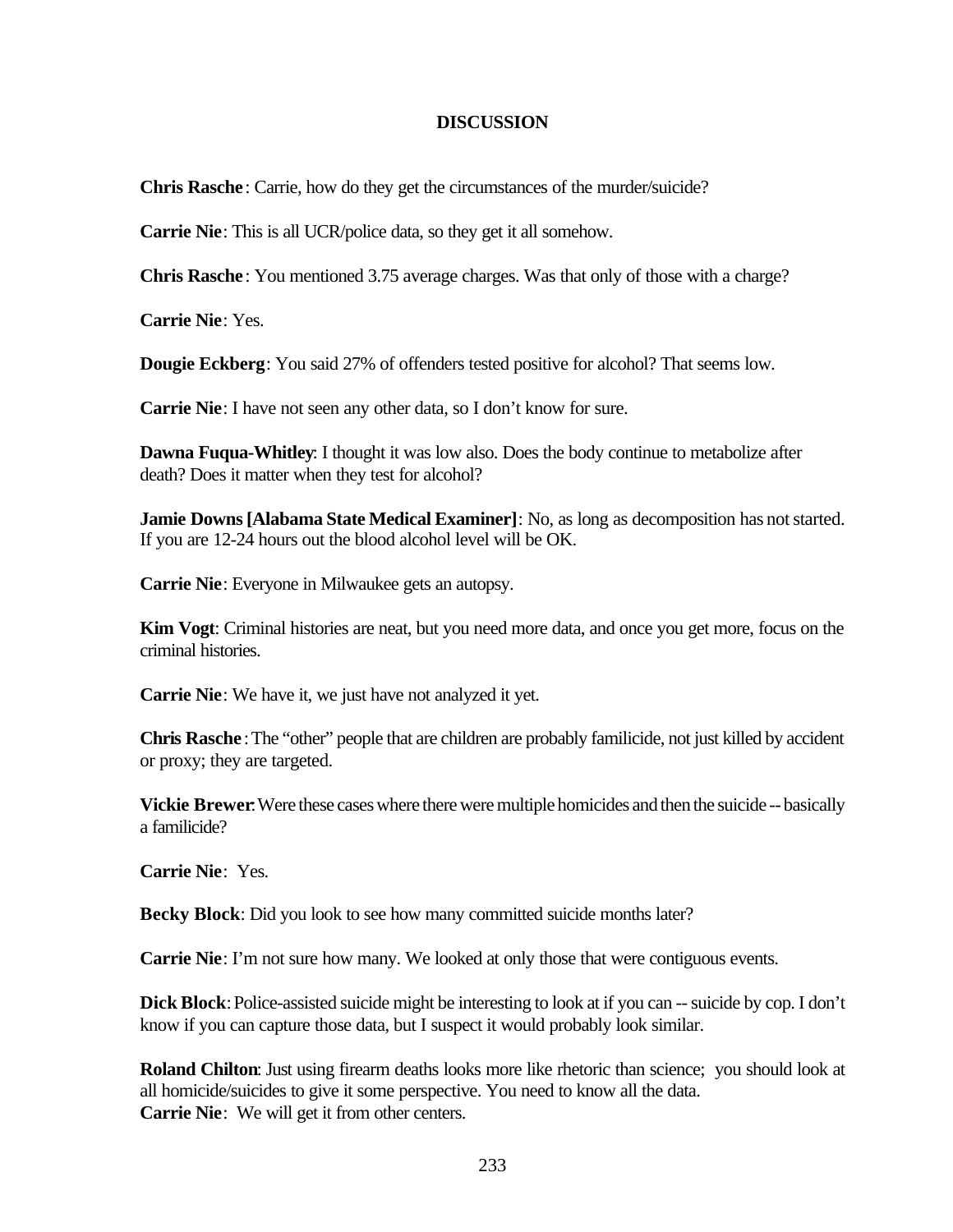## DISCUSSION

**Chris Rasche**: Carrie, how do they get the circumstances of the murder/suicide?

**Carrie Nie**: This is all UCR/police data, so they get it all somehow.

**Chris Rasche**: You mentioned 3.75 average charges. Was that only of those with a charge?

**Carrie Nie**: Yes.

**Dougie Eckberg**: You said 27% of offenders tested positive for alcohol? That seems low.

**Carrie Nie**: I have not seen any other data, so I don't know for sure.

**Dawna Fuqua-Whitley**: I thought it was low also. Does the body continue to metabolize after death? Does it matter when they test for alcohol?

**Jamie Downs [Alabama State Medical Examiner]**: No, as long as decomposition has not started. If you are 12-24 hours out the blood alcohol level will be OK.

**Carrie Nie**: Everyone in Milwaukee gets an autopsy.

**Kim Vogt**: Criminal histories are neat, but you need more data, and once you get more, focus on the criminal histories.

**Carrie Nie**: We have it, we just have not analyzed it yet.

**Chris Rasche**: The "other" people that are children are probably familicide, not just killed by accident or proxy; they are targeted.

**Vickie Brewer**: Were these cases where there were multiple homicides and then the suicide -- basically a familicide?

**Carrie Nie**: Yes.

**Becky Block**: Did you look to see how many committed suicide months later?

**Carrie Nie**: I'm not sure how many. We looked at only those that were contiguous events.

**Dick Block**: Police-assisted suicide might be interesting to look at if you can -- suicide by cop. I don't know if you can capture those data, but I suspect it would probably look similar.

**Roland Chilton**: Just using firearm deaths looks more like rhetoric than science; you should look at all homicide/suicides to give it some perspective. You need to know all the data.

**Carrie Nie**: We will get it from other centers.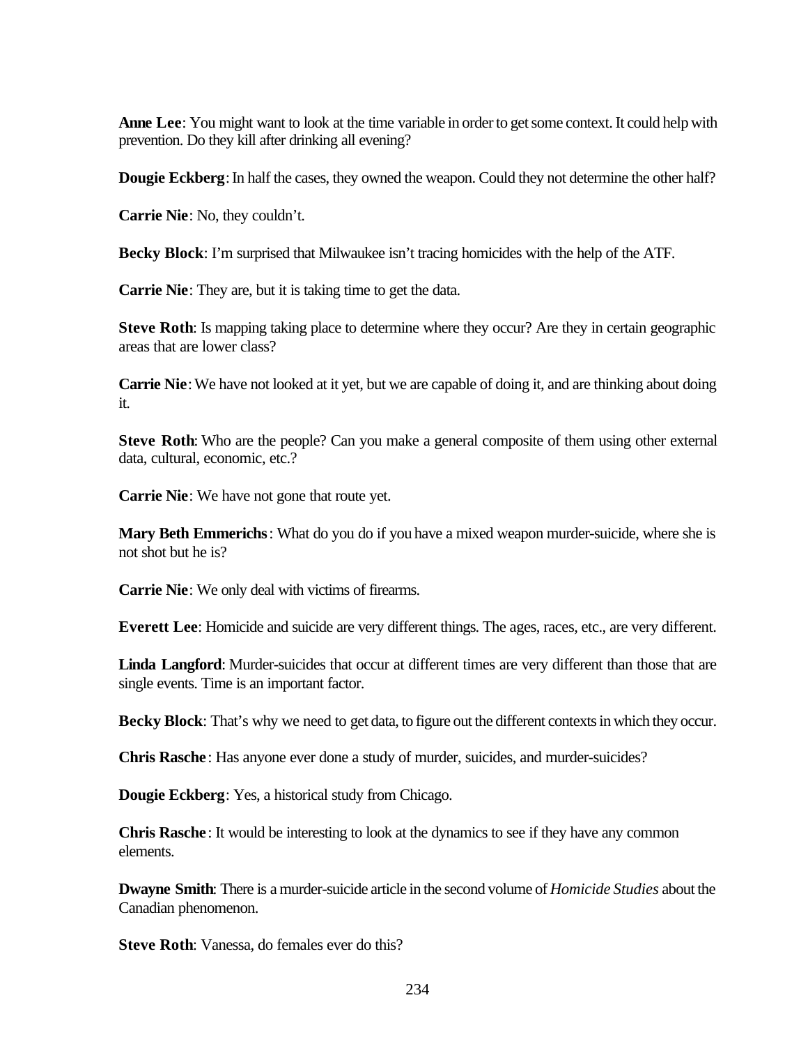**Anne Lee**: You might want to look at the time variable in order to get some context. It could help with prevention. Do they kill after drinking all evening?

**Dougie Eckberg**: In half the cases, they owned the weapon. Could they not determine the other half?

**Carrie Nie**: No, they couldn't.

**Becky Block**: I'm surprised that Milwaukee isn't tracing homicides with the help of the ATF.

**Carrie Nie**: They are, but it is taking time to get the data.

**Steve Roth**: Is mapping taking place to determine where they occur? Are they in certain geographic areas that are lower class?

**Carrie Nie**: We have not looked at it yet, but we are capable of doing it, and are thinking about doing it.

**Steve Roth**: Who are the people? Can you make a general composite of them using other external data, cultural, economic, etc.?

**Carrie Nie**: We have not gone that route yet.

**Mary Beth Emmerichs**: What do you do if you have a mixed weapon murder-suicide, where she is not shot but he is?

**Carrie Nie**: We only deal with victims of firearms.

**Everett Lee**: Homicide and suicide are very different things. The ages, races, etc., are very different.

**Linda Langford**: Murder-suicides that occur at different times are very different than those that are single events. Time is an important factor.

**Becky Block**: That's why we need to get data, to figure out the different contexts in which they occur.

**Chris Rasche**: Has anyone ever done a study of murder, suicides, and murder-suicides?

**Dougie Eckberg**: Yes, a historical study from Chicago.

**Chris Rasche**: It would be interesting to look at the dynamics to see if they have any common elements.

**Dwayne Smith**: There is a murder-suicide article in the second volume of *Homicide Studies* about the Canadian phenomenon.

**Steve Roth**: Vanessa, do females ever do this?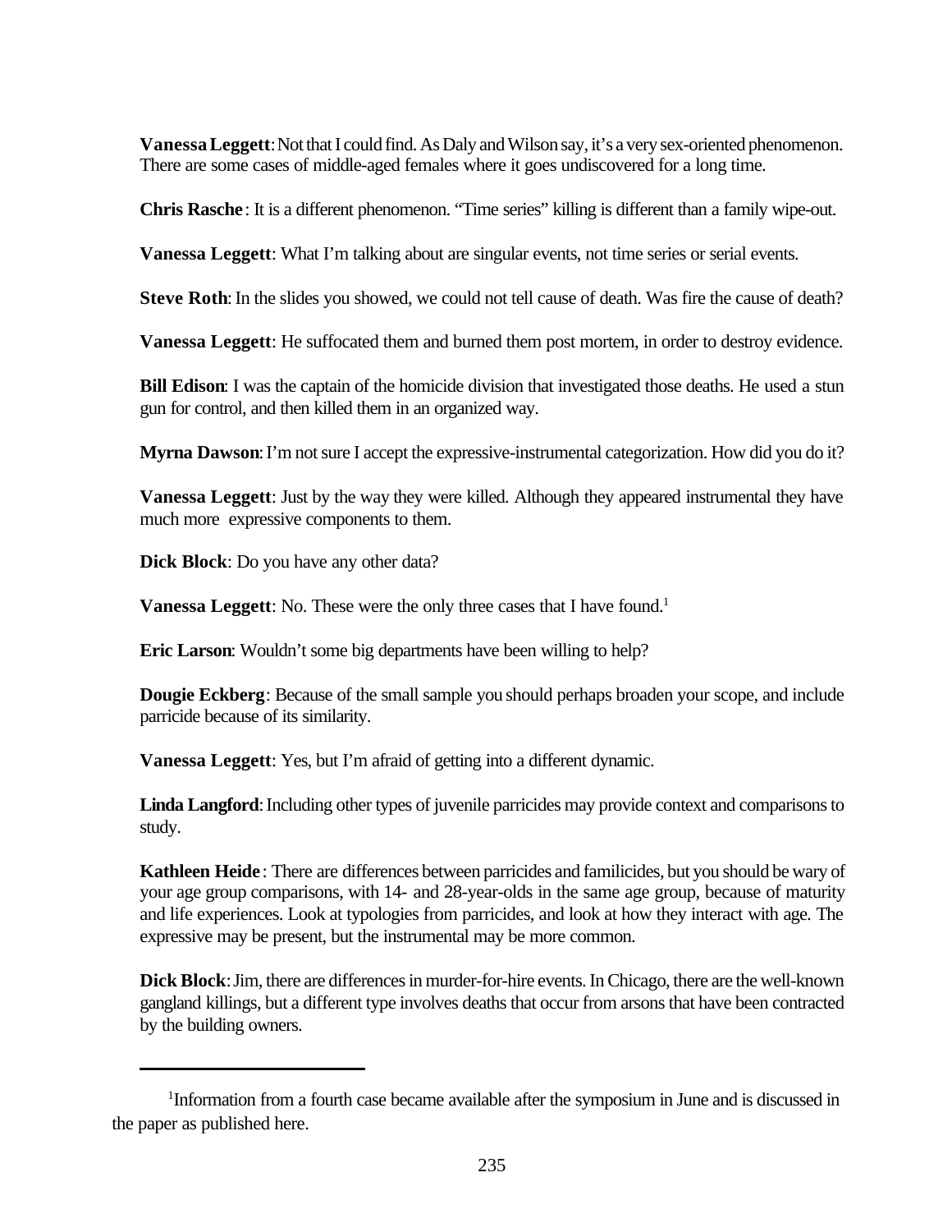**Vanessa Leggett**: Not that I could find. As Daly and Wilson say, it's a very sex-oriented phenomenon. There are some cases of middle-aged females where it goes undiscovered for a long time.

**Chris Rasche**: It is a different phenomenon. "Time series" killing is different than a family wipe-out.

**Vanessa Leggett**: What I'm talking about are singular events, not time series or serial events.

**Steve Roth**: In the slides you showed, we could not tell cause of death. Was fire the cause of death?

**Vanessa Leggett**: He suffocated them and burned them post mortem, in order to destroy evidence.

**Bill Edison**: I was the captain of the homicide division that investigated those deaths. He used a stun gun for control, and then killed them in an organized way.

**Myrna Dawson**: I'm not sure I accept the expressive-instrumental categorization. How did you do it?

**Vanessa Leggett**: Just by the way they were killed. Although they appeared instrumental they have much more expressive components to them.

**Dick Block**: Do you have any other data?

**Vanessa Leggett**: No. These were the only three cases that I have found.[1]

**Eric Larson**: Wouldn't some big departments have been willing to help?

**Dougie Eckberg**: Because of the small sample you should perhaps broaden your scope, and include parricide because of its similarity.

**Vanessa Leggett**: Yes, but I'm afraid of getting into a different dynamic.

**Linda Langford**: Including other types of juvenile parricides may provide context and comparisons to study.

**Kathleen Heide**: There are differences between parricides and familicides, but you should be wary of your age group comparisons, with 14- and 28-year-olds in the same age group, because of maturity and life experiences. Look at typologies from parricides, and look at how they interact with age. The expressive may be present, but the instrumental may be more common.

**Dick Block**: Jim, there are differences in murder-for-hire events. In Chicago, there are the well-known gangland killings, but a different type involves deaths that occur from arsons that have been contracted by the building owners.

---

[1] Information from a fourth case became available after the symposium in June and is discussed in the paper as published here.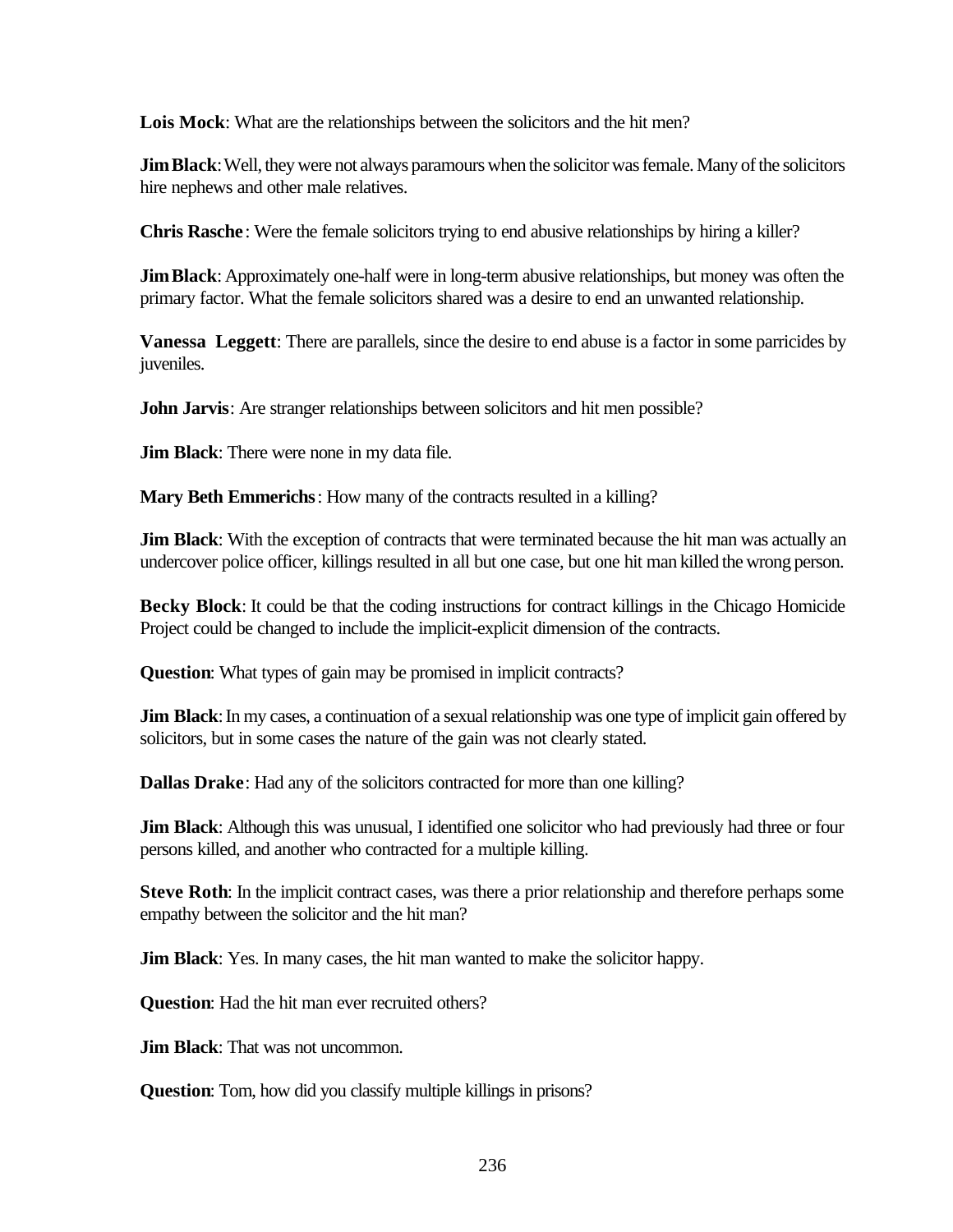**Lois Mock**: What are the relationships between the solicitors and the hit men?

**Jim Black**: Well, they were not always paramours when the solicitor was female. Many of the solicitors hire nephews and other male relatives.

**Chris Rasche**: Were the female solicitors trying to end abusive relationships by hiring a killer?

**Jim Black**: Approximately one-half were in long-term abusive relationships, but money was often the primary factor. What the female solicitors shared was a desire to end an unwanted relationship.

**Vanessa Leggett**: There are parallels, since the desire to end abuse is a factor in some parricides by juveniles.

**John Jarvis**: Are stranger relationships between solicitors and hit men possible?

**Jim Black**: There were none in my data file.

**Mary Beth Emmerichs**: How many of the contracts resulted in a killing?

**Jim Black**: With the exception of contracts that were terminated because the hit man was actually an undercover police officer, killings resulted in all but one case, but one hit man killed the wrong person.

**Becky Block**: It could be that the coding instructions for contract killings in the Chicago Homicide Project could be changed to include the implicit-explicit dimension of the contracts.

**Question**: What types of gain may be promised in implicit contracts?

**Jim Black**: In my cases, a continuation of a sexual relationship was one type of implicit gain offered by solicitors, but in some cases the nature of the gain was not clearly stated.

**Dallas Drake**: Had any of the solicitors contracted for more than one killing?

**Jim Black**: Although this was unusual, I identified one solicitor who had previously had three or four persons killed, and another who contracted for a multiple killing.

**Steve Roth**: In the implicit contract cases, was there a prior relationship and therefore perhaps some empathy between the solicitor and the hit man?

**Jim Black**: Yes. In many cases, the hit man wanted to make the solicitor happy.

**Question**: Had the hit man ever recruited others?

**Jim Black**: That was not uncommon.

**Question**: Tom, how did you classify multiple killings in prisons?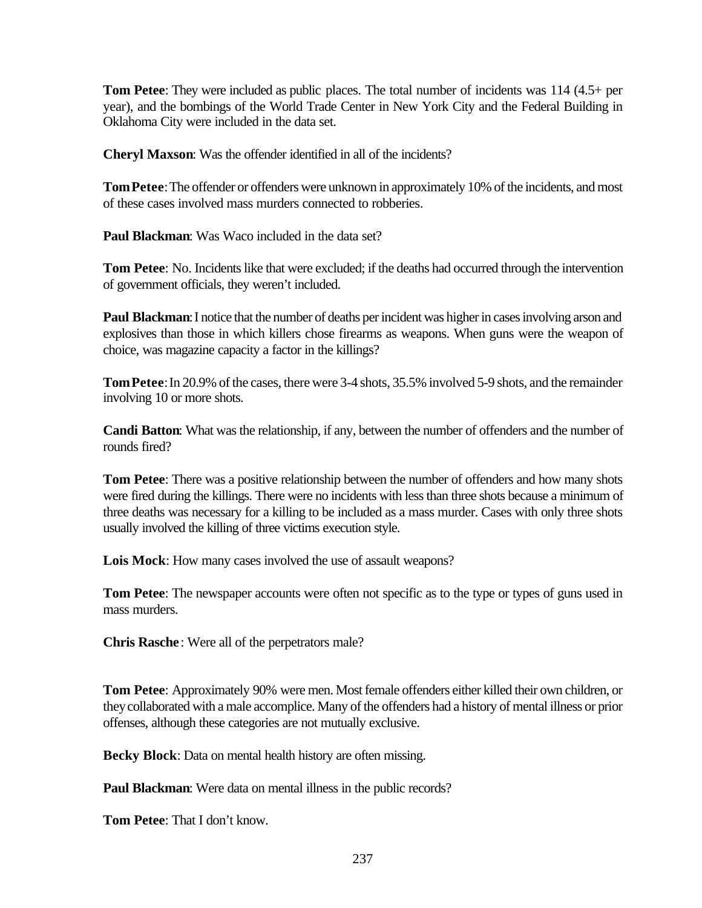**Tom Petee**: They were included as public places. The total number of incidents was 114 (4.5+ per year), and the bombings of the World Trade Center in New York City and the Federal Building in Oklahoma City were included in the data set.

**Cheryl Maxson**: Was the offender identified in all of the incidents?

**Tom Petee**: The offender or offenders were unknown in approximately 10% of the incidents, and most of these cases involved mass murders connected to robberies.

**Paul Blackman**: Was Waco included in the data set?

**Tom Petee**: No. Incidents like that were excluded; if the deaths had occurred through the intervention of government officials, they weren't included.

**Paul Blackman**: I notice that the number of deaths per incident was higher in cases involving arson and explosives than those in which killers chose firearms as weapons. When guns were the weapon of choice, was magazine capacity a factor in the killings?

**Tom Petee**: In 20.9% of the cases, there were 3-4 shots, 35.5% involved 5-9 shots, and the remainder involving 10 or more shots.

**Candi Batton**: What was the relationship, if any, between the number of offenders and the number of rounds fired?

**Tom Petee**: There was a positive relationship between the number of offenders and how many shots were fired during the killings. There were no incidents with less than three shots because a minimum of three deaths was necessary for a killing to be included as a mass murder. Cases with only three shots usually involved the killing of three victims execution style.

**Lois Mock**: How many cases involved the use of assault weapons?

**Tom Petee**: The newspaper accounts were often not specific as to the type or types of guns used in mass murders.

**Chris Rasche**: Were all of the perpetrators male?

**Tom Petee**: Approximately 90% were men. Most female offenders either killed their own children, or they collaborated with a male accomplice. Many of the offenders had a history of mental illness or prior offenses, although these categories are not mutually exclusive.

**Becky Block**: Data on mental health history are often missing.

**Paul Blackman**: Were data on mental illness in the public records?

**Tom Petee**: That I don't know.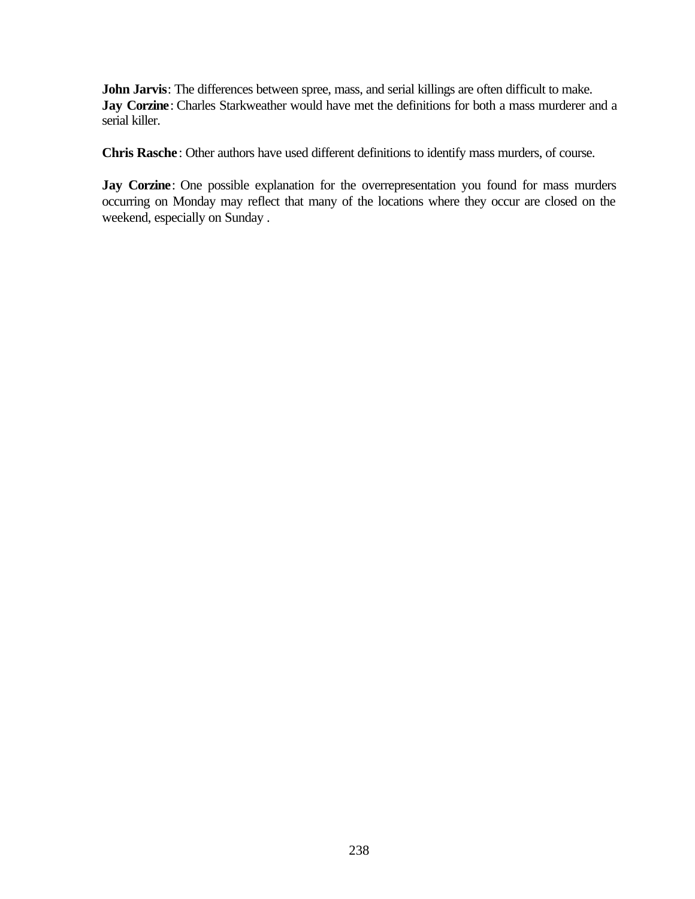**John Jarvis**: The differences between spree, mass, and serial killings are often difficult to make.
**Jay Corzine**: Charles Starkweather would have met the definitions for both a mass murderer and a serial killer.

**Chris Rasche**: Other authors have used different definitions to identify mass murders, of course.

**Jay Corzine**: One possible explanation for the overrepresentation you found for mass murders occurring on Monday may reflect that many of the locations where they occur are closed on the weekend, especially on Sunday .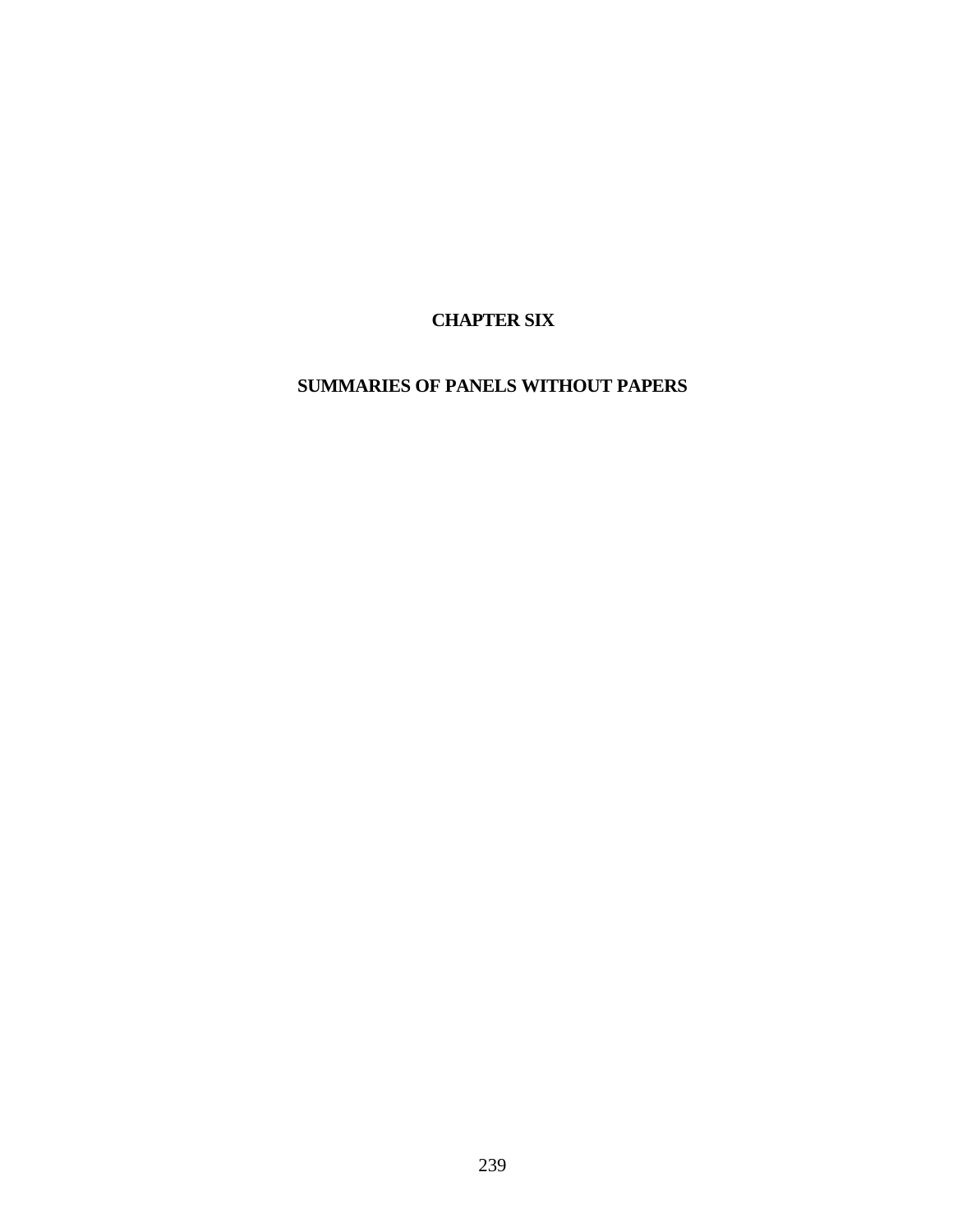# CHAPTER SIX

## SUMMARIES OF PANELS WITHOUT PAPERS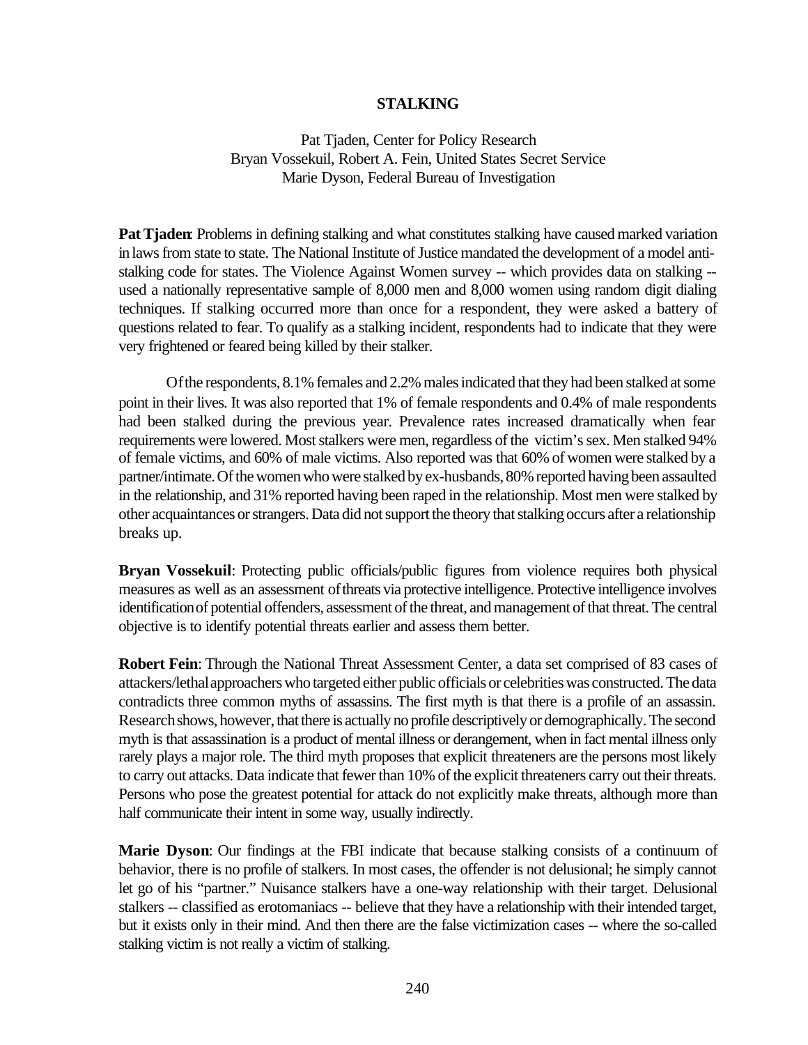# STALKING

Pat Tjaden, Center for Policy Research
Bryan Vossekuil, Robert A. Fein, United States Secret Service
Marie Dyson, Federal Bureau of Investigation

**Pat Tjaden**: Problems in defining stalking and what constitutes stalking have caused marked variation in laws from state to state. The National Institute of Justice mandated the development of a model anti-stalking code for states. The Violence Against Women survey -- which provides data on stalking -- used a nationally representative sample of 8,000 men and 8,000 women using random digit dialing techniques. If stalking occurred more than once for a respondent, they were asked a battery of questions related to fear. To qualify as a stalking incident, respondents had to indicate that they were very frightened or feared being killed by their stalker.

Of the respondents, 8.1% females and 2.2% males indicated that they had been stalked at some point in their lives. It was also reported that 1% of female respondents and 0.4% of male respondents had been stalked during the previous year. Prevalence rates increased dramatically when fear requirements were lowered. Most stalkers were men, regardless of the victim's sex. Men stalked 94% of female victims, and 60% of male victims. Also reported was that 60% of women were stalked by a partner/intimate. Of the women who were stalked by ex-husbands, 80% reported having been assaulted in the relationship, and 31% reported having been raped in the relationship. Most men were stalked by other acquaintances or strangers. Data did not support the theory that stalking occurs after a relationship breaks up.

**Bryan Vossekuil**: Protecting public officials/public figures from violence requires both physical measures as well as an assessment of threats via protective intelligence. Protective intelligence involves identification of potential offenders, assessment of the threat, and management of that threat. The central objective is to identify potential threats earlier and assess them better.

**Robert Fein**: Through the National Threat Assessment Center, a data set comprised of 83 cases of attackers/lethal approachers who targeted either public officials or celebrities was constructed. The data contradicts three common myths of assassins. The first myth is that there is a profile of an assassin. Research shows, however, that there is actually no profile descriptively or demographically. The second myth is that assassination is a product of mental illness or derangement, when in fact mental illness only rarely plays a major role. The third myth proposes that explicit threateners are the persons most likely to carry out attacks. Data indicate that fewer than 10% of the explicit threateners carry out their threats. Persons who pose the greatest potential for attack do not explicitly make threats, although more than half communicate their intent in some way, usually indirectly.

**Marie Dyson**: Our findings at the FBI indicate that because stalking consists of a continuum of behavior, there is no profile of stalkers. In most cases, the offender is not delusional; he simply cannot let go of his "partner." Nuisance stalkers have a one-way relationship with their target. Delusional stalkers -- classified as erotomaniacs -- believe that they have a relationship with their intended target, but it exists only in their mind. And then there are the false victimization cases -- where the so-called stalking victim is not really a victim of stalking.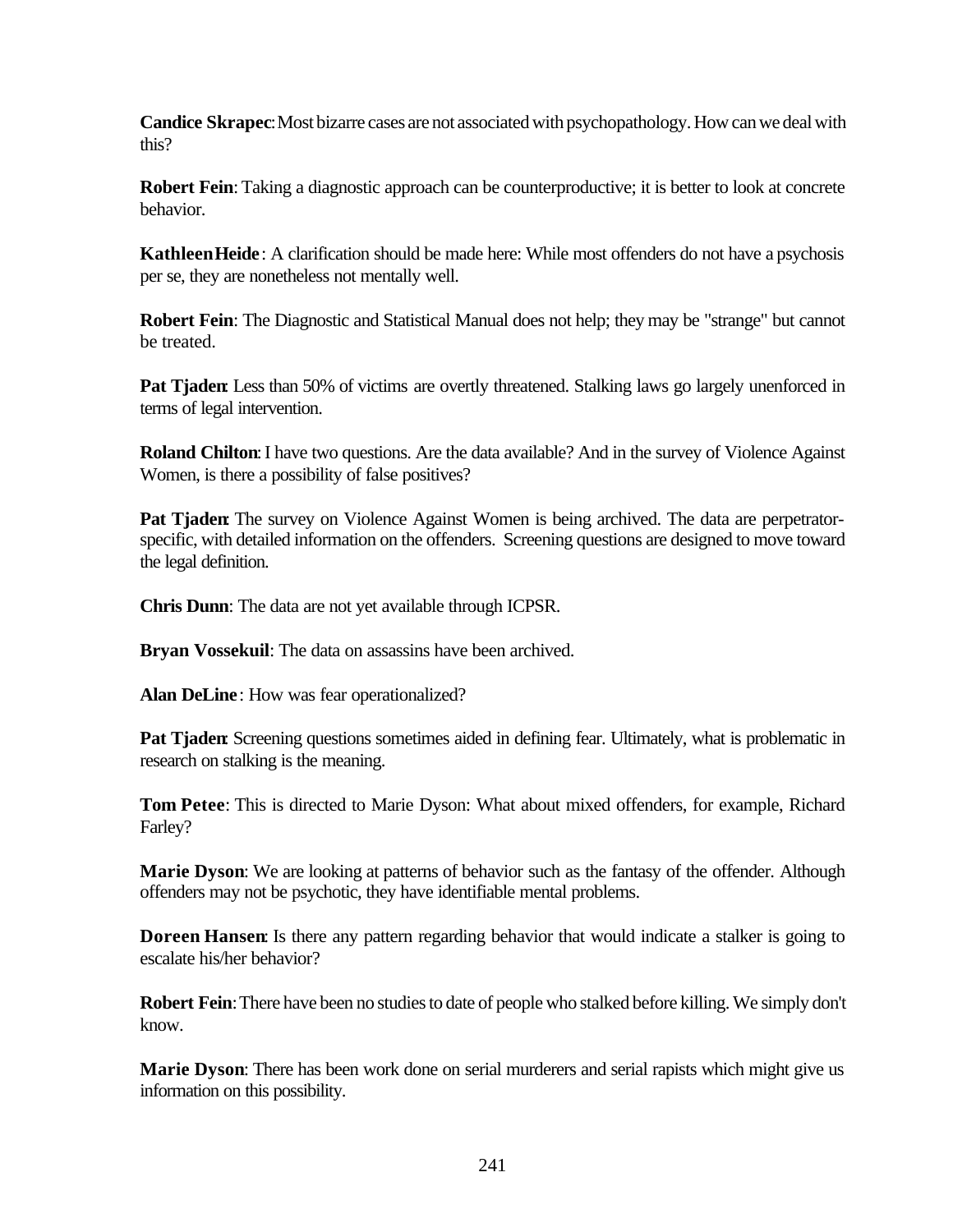**Candice Skrapec**: Most bizarre cases are not associated with psychopathology. How can we deal with this?

**Robert Fein**: Taking a diagnostic approach can be counterproductive; it is better to look at concrete behavior.

**Kathleen Heide**: A clarification should be made here: While most offenders do not have a psychosis per se, they are nonetheless not mentally well.

**Robert Fein**: The Diagnostic and Statistical Manual does not help; they may be "strange" but cannot be treated.

**Pat Tjaden**: Less than 50% of victims are overtly threatened. Stalking laws go largely unenforced in terms of legal intervention.

**Roland Chilton**: I have two questions. Are the data available? And in the survey of Violence Against Women, is there a possibility of false positives?

**Pat Tjaden**: The survey on Violence Against Women is being archived. The data are perpetrator-specific, with detailed information on the offenders. Screening questions are designed to move toward the legal definition.

**Chris Dunn**: The data are not yet available through ICPSR.

**Bryan Vossekuil**: The data on assassins have been archived.

**Alan DeLine**: How was fear operationalized?

**Pat Tjaden**: Screening questions sometimes aided in defining fear. Ultimately, what is problematic in research on stalking is the meaning.

**Tom Petee**: This is directed to Marie Dyson: What about mixed offenders, for example, Richard Farley?

**Marie Dyson**: We are looking at patterns of behavior such as the fantasy of the offender. Although offenders may not be psychotic, they have identifiable mental problems.

**Doreen Hansen**: Is there any pattern regarding behavior that would indicate a stalker is going to escalate his/her behavior?

**Robert Fein**: There have been no studies to date of people who stalked before killing. We simply don't know.

**Marie Dyson**: There has been work done on serial murderers and serial rapists which might give us information on this possibility.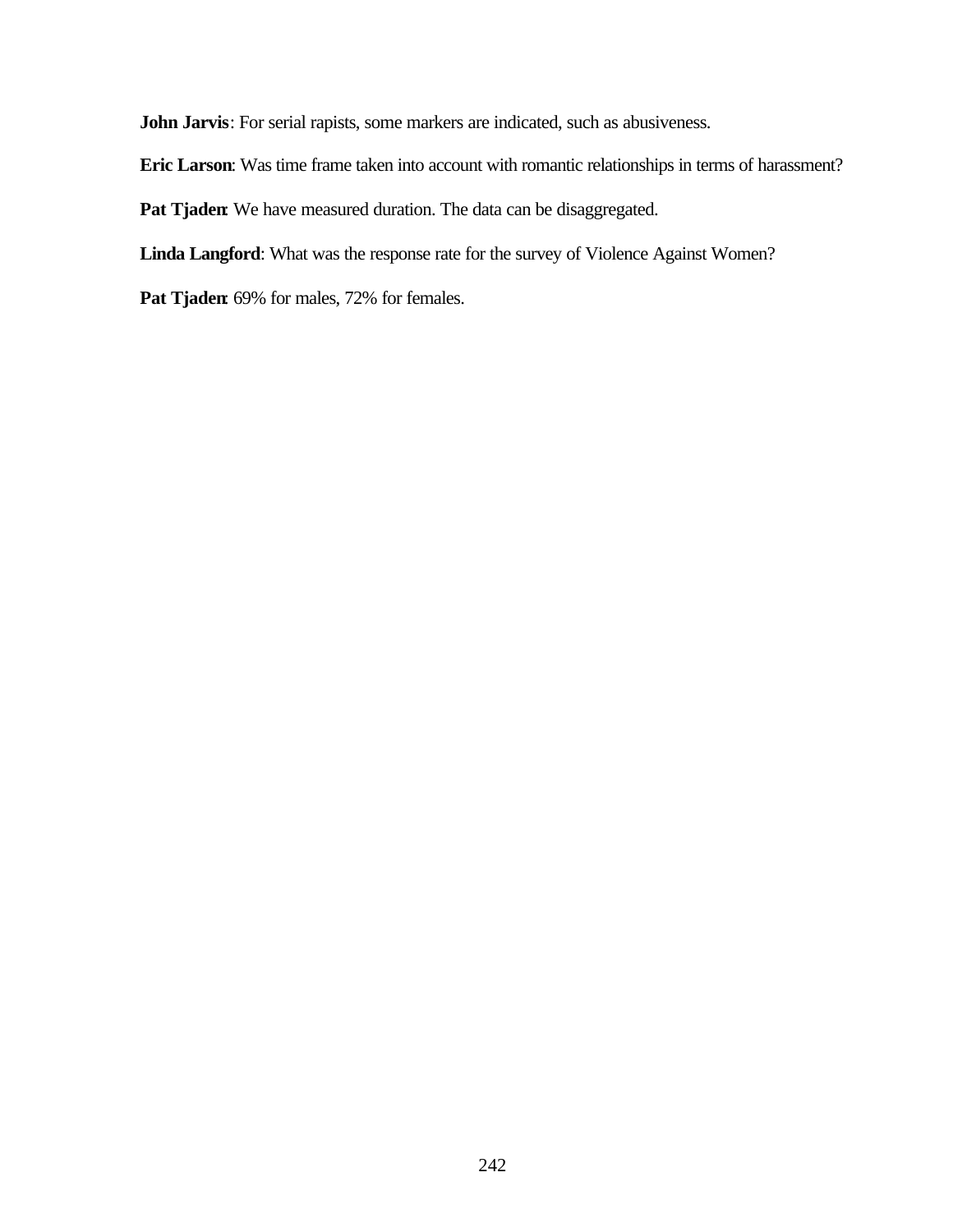**John Jarvis**: For serial rapists, some markers are indicated, such as abusiveness.

**Eric Larson**: Was time frame taken into account with romantic relationships in terms of harassment?

**Pat Tjaden**: We have measured duration. The data can be disaggregated.

**Linda Langford**: What was the response rate for the survey of Violence Against Women?

**Pat Tjaden**: 69% for males, 72% for females.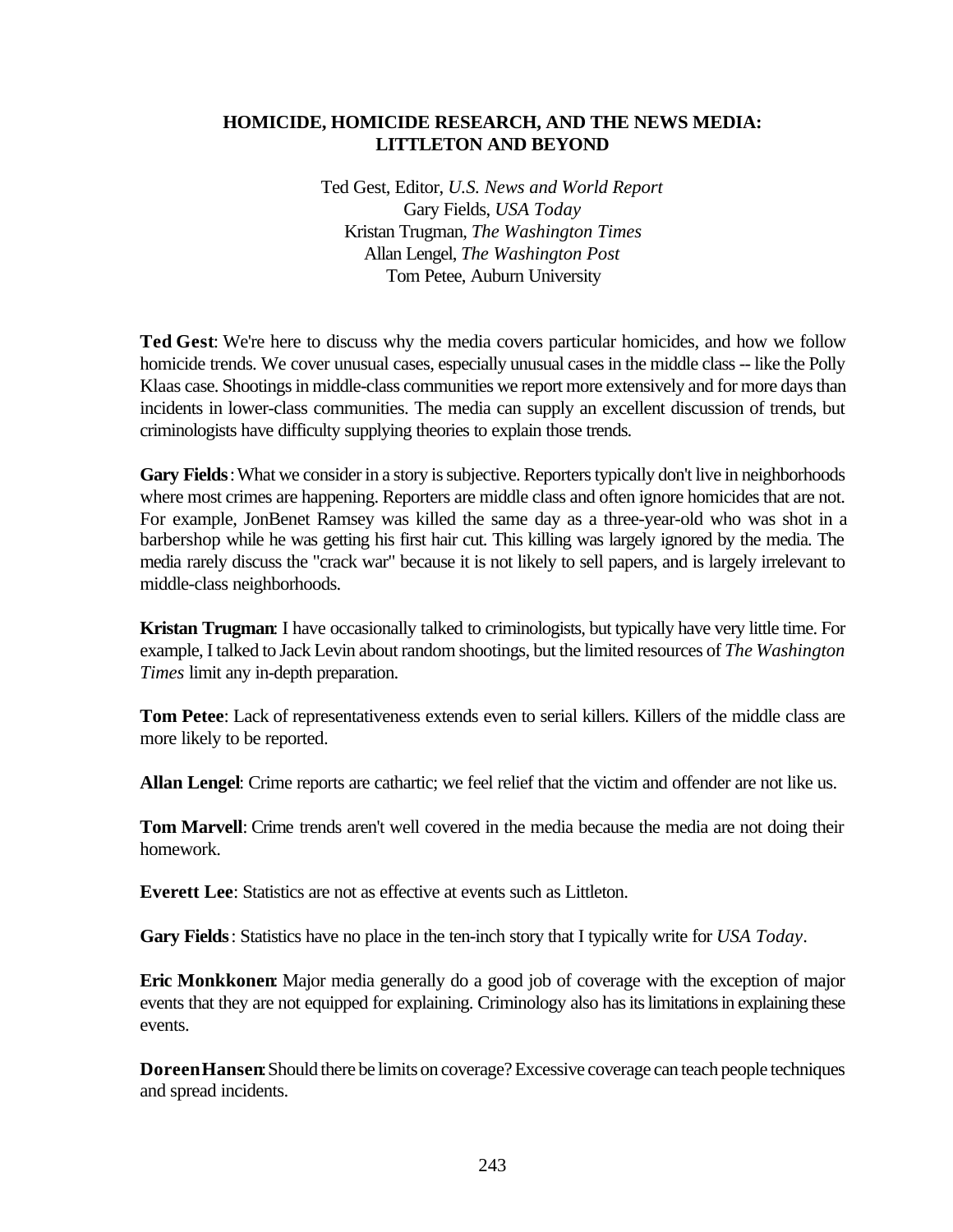## HOMICIDE, HOMICIDE RESEARCH, AND THE NEWS MEDIA: LITTLETON AND BEYOND

Ted Gest, Editor, *U.S. News and World Report*
Gary Fields, *USA Today*
Kristan Trugman, *The Washington Times*
Allan Lengel, *The Washington Post*
Tom Petee, Auburn University

**Ted Gest**: We're here to discuss why the media covers particular homicides, and how we follow homicide trends. We cover unusual cases, especially unusual cases in the middle class -- like the Polly Klaas case. Shootings in middle-class communities we report more extensively and for more days than incidents in lower-class communities. The media can supply an excellent discussion of trends, but criminologists have difficulty supplying theories to explain those trends.

**Gary Fields**: What we consider in a story is subjective. Reporters typically don't live in neighborhoods where most crimes are happening. Reporters are middle class and often ignore homicides that are not. For example, JonBenet Ramsey was killed the same day as a three-year-old who was shot in a barbershop while he was getting his first hair cut. This killing was largely ignored by the media. The media rarely discuss the "crack war" because it is not likely to sell papers, and is largely irrelevant to middle-class neighborhoods.

**Kristan Trugman**: I have occasionally talked to criminologists, but typically have very little time. For example, I talked to Jack Levin about random shootings, but the limited resources of *The Washington Times* limit any in-depth preparation.

**Tom Petee**: Lack of representativeness extends even to serial killers. Killers of the middle class are more likely to be reported.

**Allan Lengel**: Crime reports are cathartic; we feel relief that the victim and offender are not like us.

**Tom Marvell**: Crime trends aren't well covered in the media because the media are not doing their homework.

**Everett Lee**: Statistics are not as effective at events such as Littleton.

**Gary Fields**: Statistics have no place in the ten-inch story that I typically write for *USA Today*.

**Eric Monkkonen**: Major media generally do a good job of coverage with the exception of major events that they are not equipped for explaining. Criminology also has its limitations in explaining these events.

**Doreen Hansen**: Should there be limits on coverage? Excessive coverage can teach people techniques and spread incidents.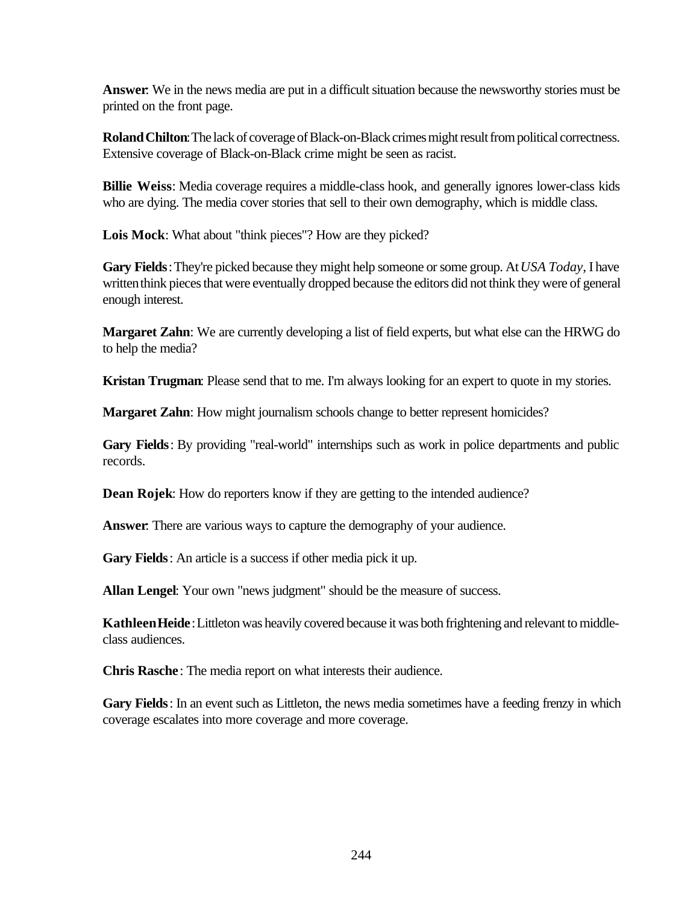**Answer**: We in the news media are put in a difficult situation because the newsworthy stories must be printed on the front page.

**Roland Chilton**: The lack of coverage of Black-on-Black crimes might result from political correctness. Extensive coverage of Black-on-Black crime might be seen as racist.

**Billie Weiss**: Media coverage requires a middle-class hook, and generally ignores lower-class kids who are dying. The media cover stories that sell to their own demography, which is middle class.

**Lois Mock**: What about "think pieces"? How are they picked?

**Gary Fields**: They're picked because they might help someone or some group. At *USA Today*, I have written think pieces that were eventually dropped because the editors did not think they were of general enough interest.

**Margaret Zahn**: We are currently developing a list of field experts, but what else can the HRWG do to help the media?

**Kristan Trugman**: Please send that to me. I'm always looking for an expert to quote in my stories.

**Margaret Zahn**: How might journalism schools change to better represent homicides?

**Gary Fields**: By providing "real-world" internships such as work in police departments and public records.

**Dean Rojek**: How do reporters know if they are getting to the intended audience?

**Answer**: There are various ways to capture the demography of your audience.

**Gary Fields**: An article is a success if other media pick it up.

**Allan Lengel**: Your own "news judgment" should be the measure of success.

**Kathleen Heide**: Littleton was heavily covered because it was both frightening and relevant to middle-class audiences.

**Chris Rasche**: The media report on what interests their audience.

**Gary Fields**: In an event such as Littleton, the news media sometimes have a feeding frenzy in which coverage escalates into more coverage and more coverage.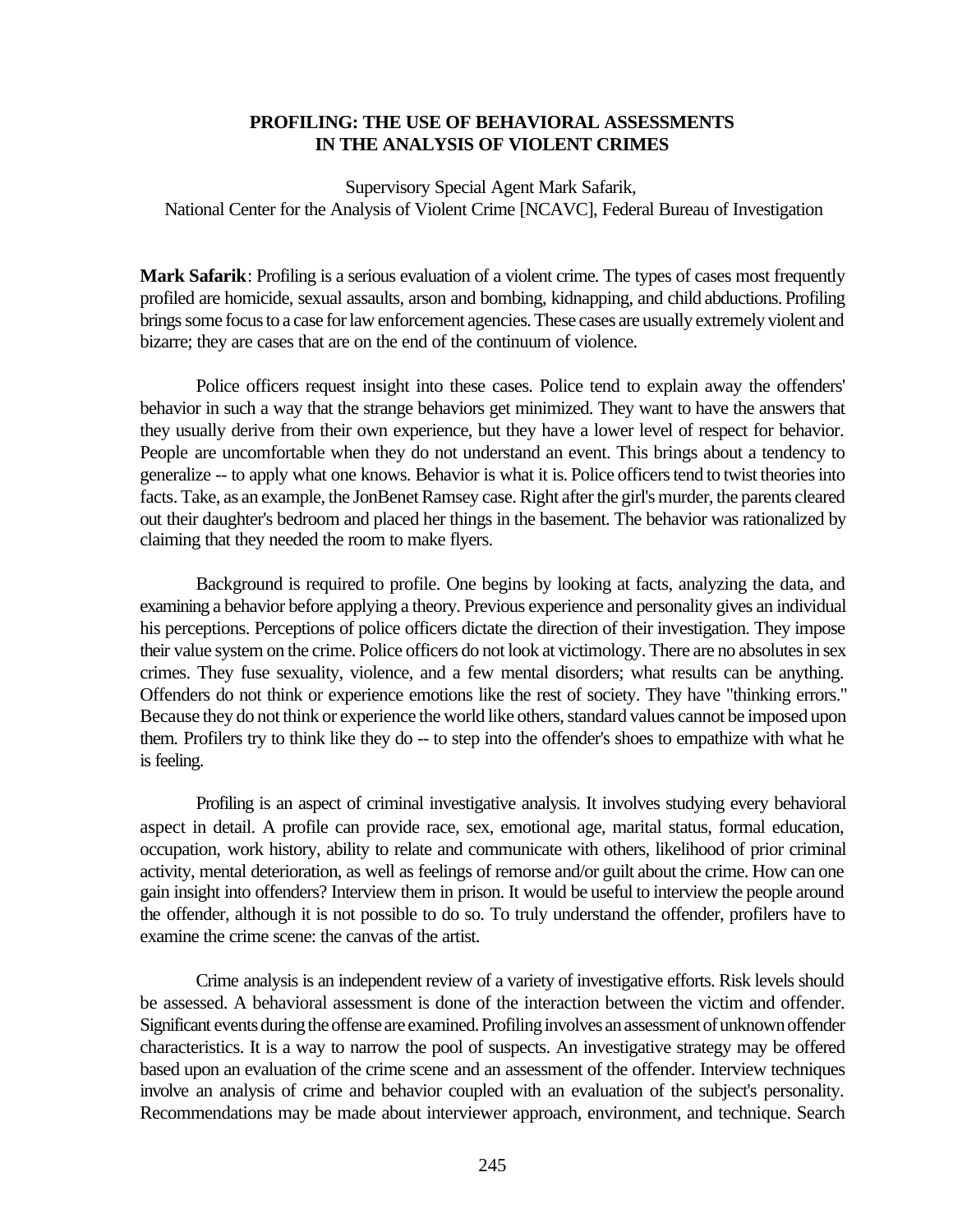## PROFILING: THE USE OF BEHAVIORAL ASSESSMENTS IN THE ANALYSIS OF VIOLENT CRIMES

Supervisory Special Agent Mark Safarik,
National Center for the Analysis of Violent Crime [NCAVC], Federal Bureau of Investigation

**Mark Safarik**: Profiling is a serious evaluation of a violent crime. The types of cases most frequently profiled are homicide, sexual assaults, arson and bombing, kidnapping, and child abductions. Profiling brings some focus to a case for law enforcement agencies. These cases are usually extremely violent and bizarre; they are cases that are on the end of the continuum of violence.

Police officers request insight into these cases. Police tend to explain away the offenders' behavior in such a way that the strange behaviors get minimized. They want to have the answers that they usually derive from their own experience, but they have a lower level of respect for behavior. People are uncomfortable when they do not understand an event. This brings about a tendency to generalize -- to apply what one knows. Behavior is what it is. Police officers tend to twist theories into facts. Take, as an example, the JonBenet Ramsey case. Right after the girl's murder, the parents cleared out their daughter's bedroom and placed her things in the basement. The behavior was rationalized by claiming that they needed the room to make flyers.

Background is required to profile. One begins by looking at facts, analyzing the data, and examining a behavior before applying a theory. Previous experience and personality gives an individual his perceptions. Perceptions of police officers dictate the direction of their investigation. They impose their value system on the crime. Police officers do not look at victimology. There are no absolutes in sex crimes. They fuse sexuality, violence, and a few mental disorders; what results can be anything. Offenders do not think or experience emotions like the rest of society. They have "thinking errors." Because they do not think or experience the world like others, standard values cannot be imposed upon them. Profilers try to think like they do -- to step into the offender's shoes to empathize with what he is feeling.

Profiling is an aspect of criminal investigative analysis. It involves studying every behavioral aspect in detail. A profile can provide race, sex, emotional age, marital status, formal education, occupation, work history, ability to relate and communicate with others, likelihood of prior criminal activity, mental deterioration, as well as feelings of remorse and/or guilt about the crime. How can one gain insight into offenders? Interview them in prison. It would be useful to interview the people around the offender, although it is not possible to do so. To truly understand the offender, profilers have to examine the crime scene: the canvas of the artist.

Crime analysis is an independent review of a variety of investigative efforts. Risk levels should be assessed. A behavioral assessment is done of the interaction between the victim and offender. Significant events during the offense are examined. Profiling involves an assessment of unknown offender characteristics. It is a way to narrow the pool of suspects. An investigative strategy may be offered based upon an evaluation of the crime scene and an assessment of the offender. Interview techniques involve an analysis of crime and behavior coupled with an evaluation of the subject's personality. Recommendations may be made about interviewer approach, environment, and technique. Search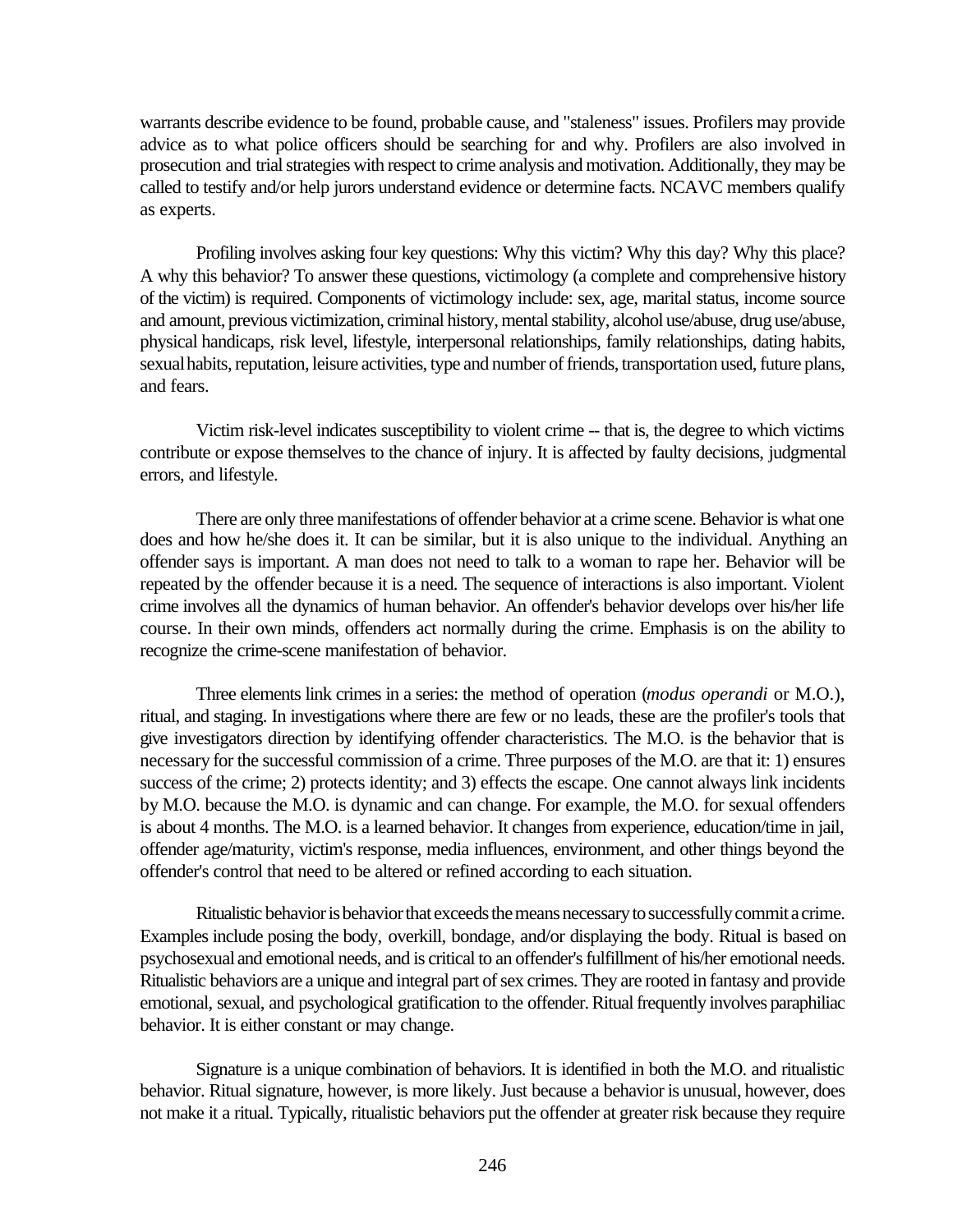warrants describe evidence to be found, probable cause, and "staleness" issues. Profilers may provide advice as to what police officers should be searching for and why. Profilers are also involved in prosecution and trial strategies with respect to crime analysis and motivation. Additionally, they may be called to testify and/or help jurors understand evidence or determine facts. NCAVC members qualify as experts.

Profiling involves asking four key questions: Why this victim? Why this day? Why this place? A why this behavior? To answer these questions, victimology (a complete and comprehensive history of the victim) is required. Components of victimology include: sex, age, marital status, income source and amount, previous victimization, criminal history, mental stability, alcohol use/abuse, drug use/abuse, physical handicaps, risk level, lifestyle, interpersonal relationships, family relationships, dating habits, sexual habits, reputation, leisure activities, type and number of friends, transportation used, future plans, and fears.

Victim risk-level indicates susceptibility to violent crime -- that is, the degree to which victims contribute or expose themselves to the chance of injury. It is affected by faulty decisions, judgmental errors, and lifestyle.

There are only three manifestations of offender behavior at a crime scene. Behavior is what one does and how he/she does it. It can be similar, but it is also unique to the individual. Anything an offender says is important. A man does not need to talk to a woman to rape her. Behavior will be repeated by the offender because it is a need. The sequence of interactions is also important. Violent crime involves all the dynamics of human behavior. An offender's behavior develops over his/her life course. In their own minds, offenders act normally during the crime. Emphasis is on the ability to recognize the crime-scene manifestation of behavior.

Three elements link crimes in a series: the method of operation (*modus operandi* or M.O.), ritual, and staging. In investigations where there are few or no leads, these are the profiler's tools that give investigators direction by identifying offender characteristics. The M.O. is the behavior that is necessary for the successful commission of a crime. Three purposes of the M.O. are that it: 1) ensures success of the crime; 2) protects identity; and 3) effects the escape. One cannot always link incidents by M.O. because the M.O. is dynamic and can change. For example, the M.O. for sexual offenders is about 4 months. The M.O. is a learned behavior. It changes from experience, education/time in jail, offender age/maturity, victim's response, media influences, environment, and other things beyond the offender's control that need to be altered or refined according to each situation.

Ritualistic behavior is behavior that exceeds the means necessary to successfully commit a crime. Examples include posing the body, overkill, bondage, and/or displaying the body. Ritual is based on psychosexual and emotional needs, and is critical to an offender's fulfillment of his/her emotional needs. Ritualistic behaviors are a unique and integral part of sex crimes. They are rooted in fantasy and provide emotional, sexual, and psychological gratification to the offender. Ritual frequently involves paraphiliac behavior. It is either constant or may change.

Signature is a unique combination of behaviors. It is identified in both the M.O. and ritualistic behavior. Ritual signature, however, is more likely. Just because a behavior is unusual, however, does not make it a ritual. Typically, ritualistic behaviors put the offender at greater risk because they require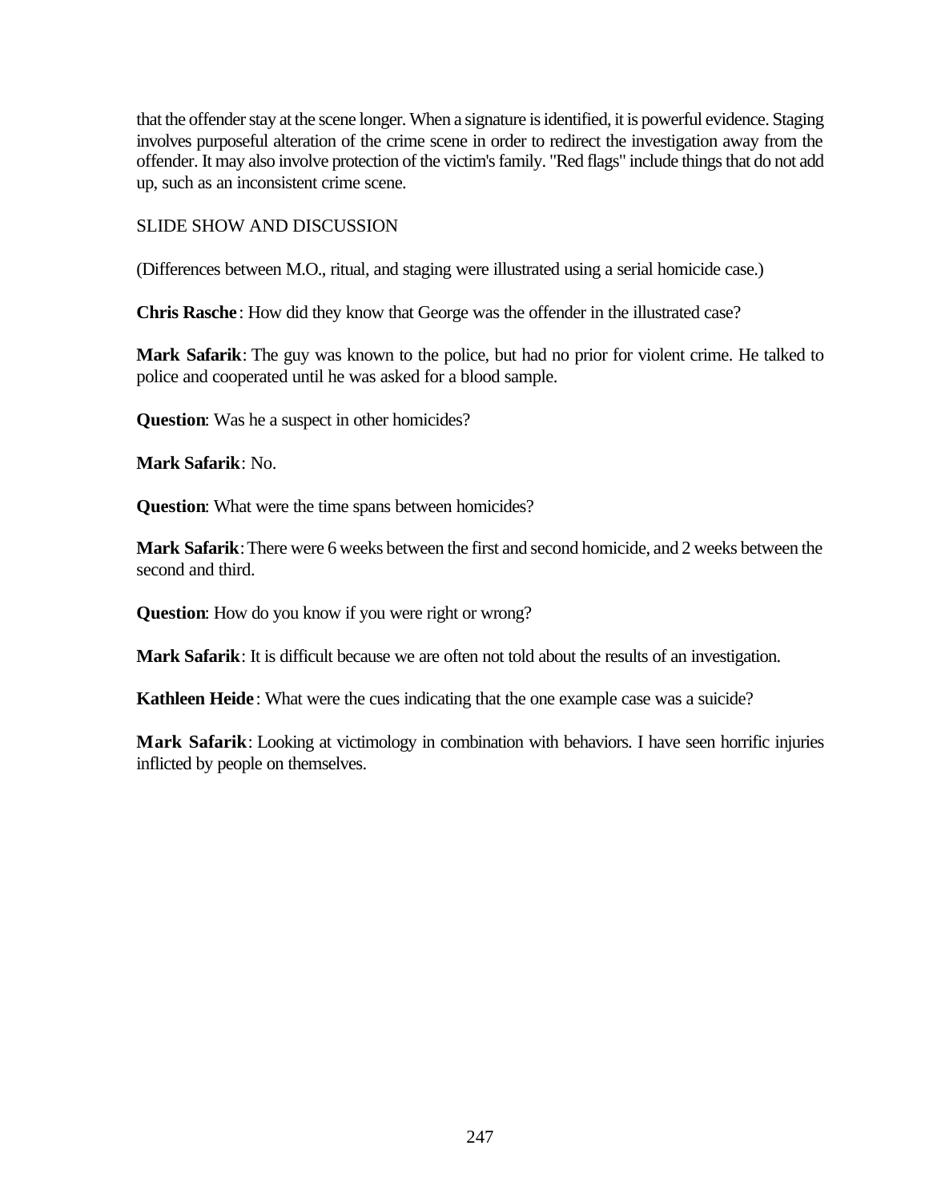that the offender stay at the scene longer. When a signature is identified, it is powerful evidence. Staging involves purposeful alteration of the crime scene in order to redirect the investigation away from the offender. It may also involve protection of the victim's family. "Red flags" include things that do not add up, such as an inconsistent crime scene.

SLIDE SHOW AND DISCUSSION

(Differences between M.O., ritual, and staging were illustrated using a serial homicide case.)

**Chris Rasche**: How did they know that George was the offender in the illustrated case?

**Mark Safarik**: The guy was known to the police, but had no prior for violent crime. He talked to police and cooperated until he was asked for a blood sample.

**Question**: Was he a suspect in other homicides?

**Mark Safarik**: No.

**Question**: What were the time spans between homicides?

**Mark Safarik**: There were 6 weeks between the first and second homicide, and 2 weeks between the second and third.

**Question**: How do you know if you were right or wrong?

**Mark Safarik**: It is difficult because we are often not told about the results of an investigation.

**Kathleen Heide**: What were the cues indicating that the one example case was a suicide?

**Mark Safarik**: Looking at victimology in combination with behaviors. I have seen horrific injuries inflicted by people on themselves.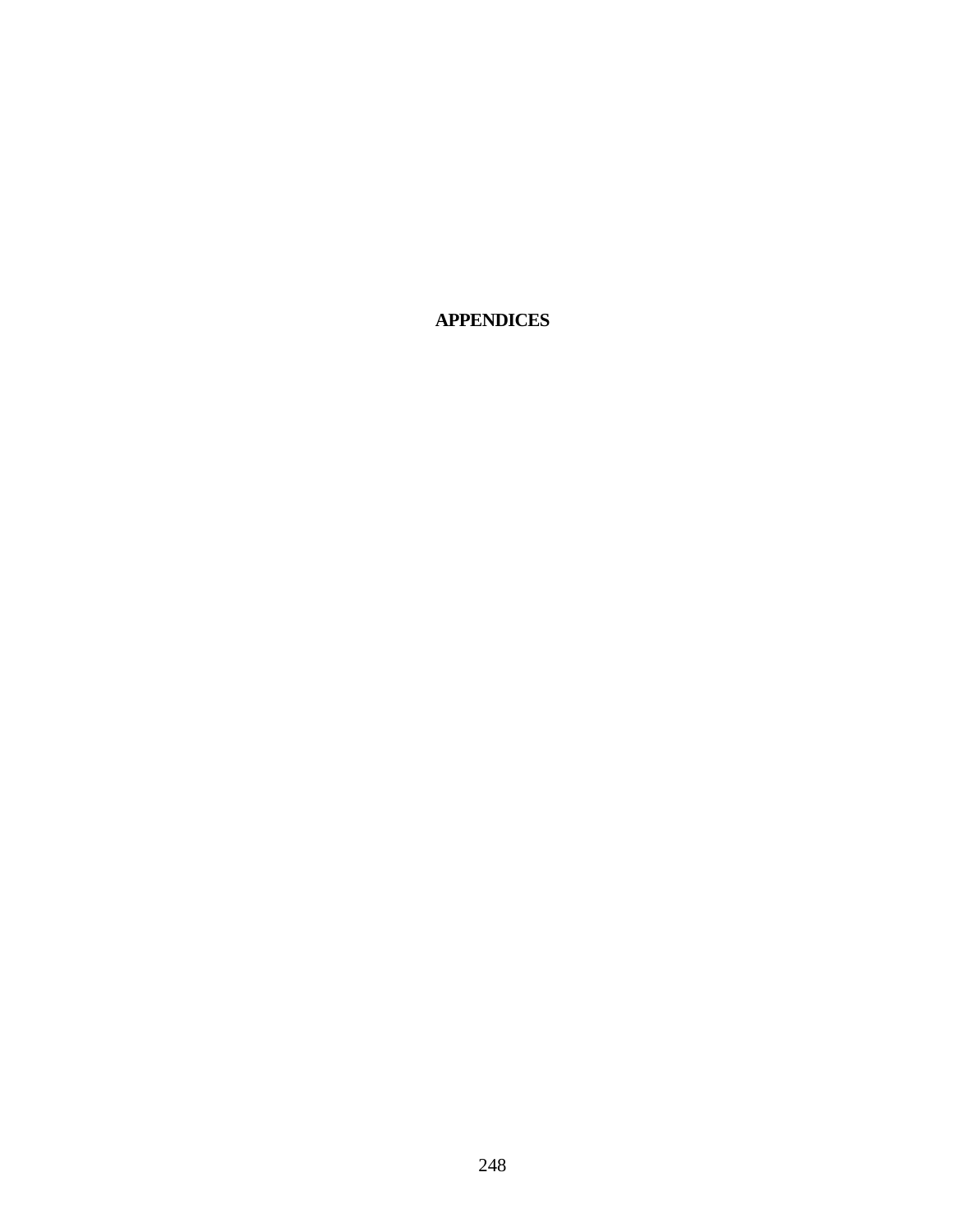# APPENDICES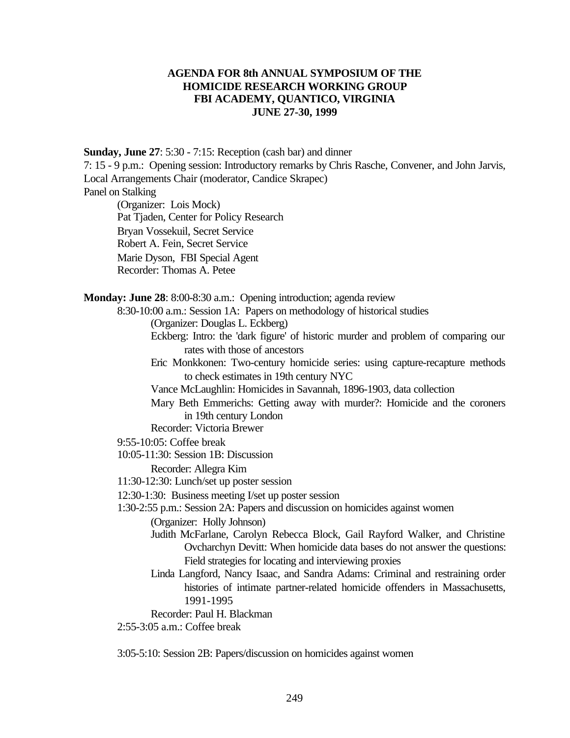**AGENDA FOR 8th ANNUAL SYMPOSIUM OF THE HOMICIDE RESEARCH WORKING GROUP FBI ACADEMY, QUANTICO, VIRGINIA JUNE 27-30, 1999**

**Sunday, June 27**: 5:30 - 7:15: Reception (cash bar) and dinner

7: 15 - 9 p.m.: Opening session: Introductory remarks by Chris Rasche, Convener, and John Jarvis, Local Arrangements Chair (moderator, Candice Skrapec)

Panel on Stalking

- (Organizer: Lois Mock)
- Pat Tjaden, Center for Policy Research
- Bryan Vossekuil, Secret Service
- Robert A. Fein, Secret Service
- Marie Dyson, FBI Special Agent
- Recorder: Thomas A. Petee

**Monday: June 28**: 8:00-8:30 a.m.: Opening introduction; agenda review

- 8:30-10:00 a.m.: Session 1A: Papers on methodology of historical studies
  - (Organizer: Douglas L. Eckberg)
  - Eckberg: Intro: the 'dark figure' of historic murder and problem of comparing our rates with those of ancestors
  - Eric Monkkonen: Two-century homicide series: using capture-recapture methods to check estimates in 19th century NYC
  - Vance McLaughlin: Homicides in Savannah, 1896-1903, data collection
  - Mary Beth Emmerichs: Getting away with murder?: Homicide and the coroners in 19th century London
  - Recorder: Victoria Brewer
- 9:55-10:05: Coffee break
- 10:05-11:30: Session 1B: Discussion
  - Recorder: Allegra Kim
- 11:30-12:30: Lunch/set up poster session
- 12:30-1:30: Business meeting I/set up poster session
- 1:30-2:55 p.m.: Session 2A: Papers and discussion on homicides against women
  - (Organizer: Holly Johnson)
  - Judith McFarlane, Carolyn Rebecca Block, Gail Rayford Walker, and Christine Ovcharchyn Devitt: When homicide data bases do not answer the questions: Field strategies for locating and interviewing proxies
  - Linda Langford, Nancy Isaac, and Sandra Adams: Criminal and restraining order histories of intimate partner-related homicide offenders in Massachusetts, 1991-1995
  - Recorder: Paul H. Blackman
- 2:55-3:05 a.m.: Coffee break
- 3:05-5:10: Session 2B: Papers/discussion on homicides against women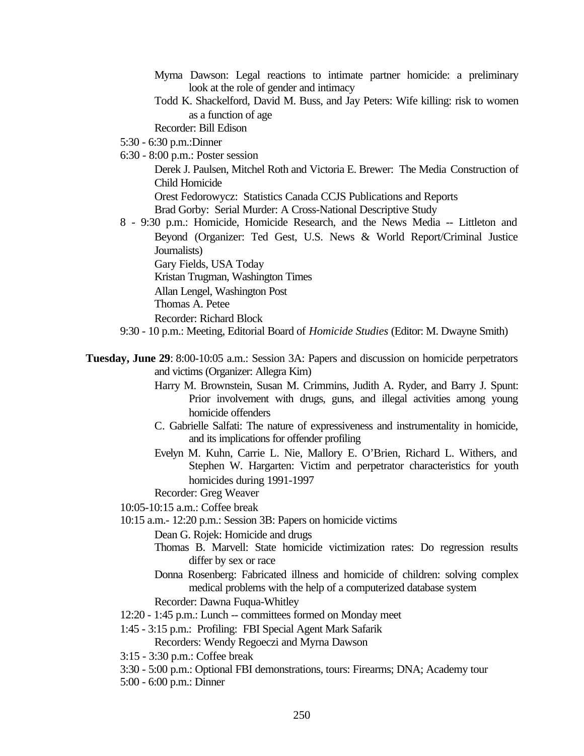Myrna Dawson: Legal reactions to intimate partner homicide: a preliminary look at the role of gender and intimacy

Todd K. Shackelford, David M. Buss, and Jay Peters: Wife killing: risk to women as a function of age

Recorder: Bill Edison

5:30 - 6:30 p.m.:Dinner

6:30 - 8:00 p.m.: Poster session

Derek J. Paulsen, Mitchel Roth and Victoria E. Brewer: The Media Construction of Child Homicide

Orest Fedorowycz: Statistics Canada CCJS Publications and Reports

Brad Gorby: Serial Murder: A Cross-National Descriptive Study

8 - 9:30 p.m.: Homicide, Homicide Research, and the News Media -- Littleton and Beyond (Organizer: Ted Gest, U.S. News & World Report/Criminal Justice Journalists)

Gary Fields, USA Today

Kristan Trugman, Washington Times

Allan Lengel, Washington Post

Thomas A. Petee

Recorder: Richard Block

9:30 - 10 p.m.: Meeting, Editorial Board of *Homicide Studies* (Editor: M. Dwayne Smith)

**Tuesday, June 29**: 8:00-10:05 a.m.: Session 3A: Papers and discussion on homicide perpetrators and victims (Organizer: Allegra Kim)

Harry M. Brownstein, Susan M. Crimmins, Judith A. Ryder, and Barry J. Spunt: Prior involvement with drugs, guns, and illegal activities among young homicide offenders

C. Gabrielle Salfati: The nature of expressiveness and instrumentality in homicide, and its implications for offender profiling

Evelyn M. Kuhn, Carrie L. Nie, Mallory E. O'Brien, Richard L. Withers, and Stephen W. Hargarten: Victim and perpetrator characteristics for youth homicides during 1991-1997

Recorder: Greg Weaver

10:05-10:15 a.m.: Coffee break

10:15 a.m.- 12:20 p.m.: Session 3B: Papers on homicide victims

Dean G. Rojek: Homicide and drugs

Thomas B. Marvell: State homicide victimization rates: Do regression results differ by sex or race

Donna Rosenberg: Fabricated illness and homicide of children: solving complex medical problems with the help of a computerized database system

Recorder: Dawna Fuqua-Whitley

12:20 - 1:45 p.m.: Lunch -- committees formed on Monday meet

1:45 - 3:15 p.m.: Profiling: FBI Special Agent Mark Safarik

Recorders: Wendy Regoeczi and Myrna Dawson

3:15 - 3:30 p.m.: Coffee break

3:30 - 5:00 p.m.: Optional FBI demonstrations, tours: Firearms; DNA; Academy tour

5:00 - 6:00 p.m.: Dinner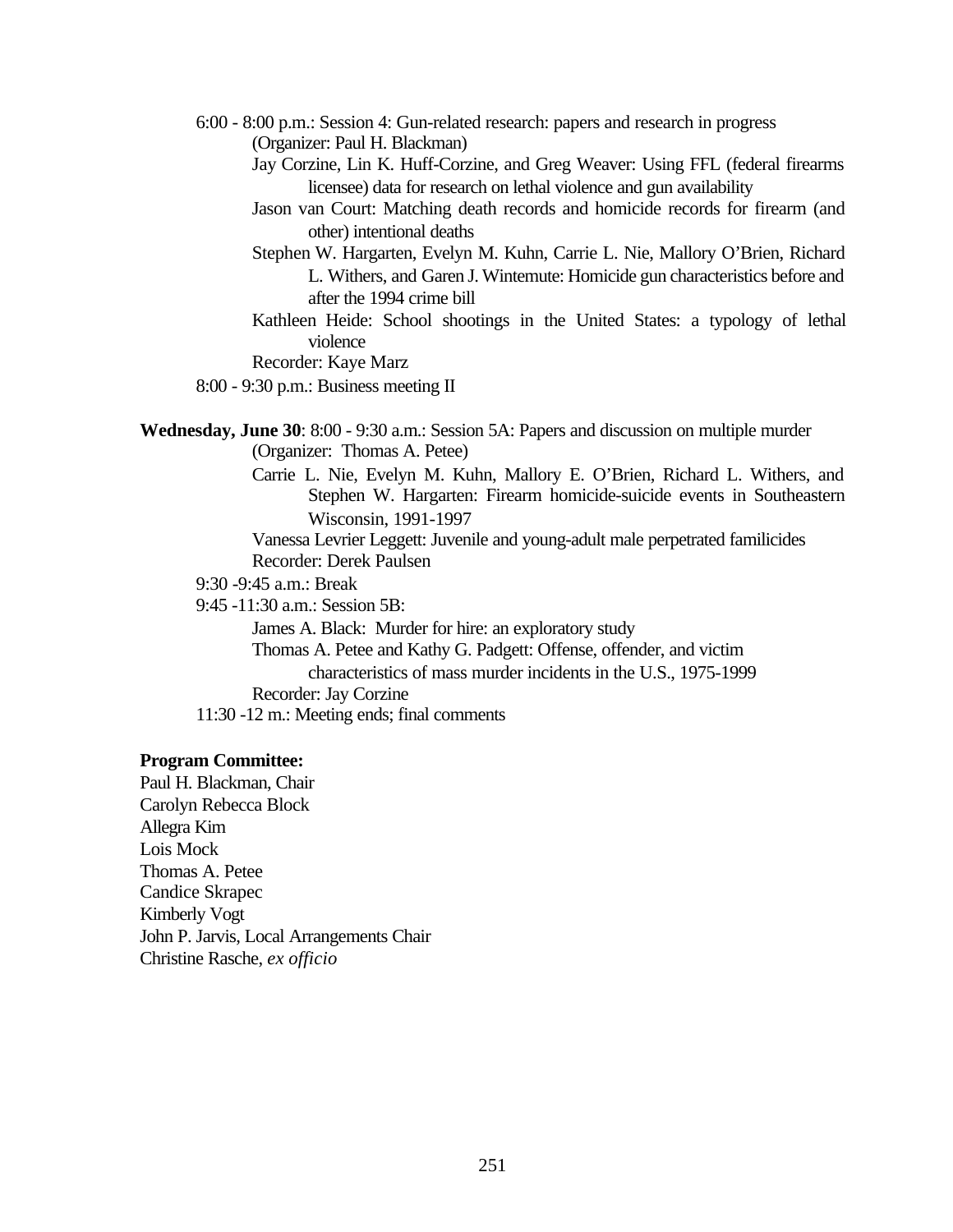6:00 - 8:00 p.m.: Session 4: Gun-related research: papers and research in progress (Organizer: Paul H. Blackman)

Jay Corzine, Lin K. Huff-Corzine, and Greg Weaver: Using FFL (federal firearms licensee) data for research on lethal violence and gun availability

Jason van Court: Matching death records and homicide records for firearm (and other) intentional deaths

Stephen W. Hargarten, Evelyn M. Kuhn, Carrie L. Nie, Mallory O'Brien, Richard L. Withers, and Garen J. Wintemute: Homicide gun characteristics before and after the 1994 crime bill

Kathleen Heide: School shootings in the United States: a typology of lethal violence

Recorder: Kaye Marz

8:00 - 9:30 p.m.: Business meeting II

**Wednesday, June 30**: 8:00 - 9:30 a.m.: Session 5A: Papers and discussion on multiple murder (Organizer: Thomas A. Petee)

Carrie L. Nie, Evelyn M. Kuhn, Mallory E. O'Brien, Richard L. Withers, and Stephen W. Hargarten: Firearm homicide-suicide events in Southeastern Wisconsin, 1991-1997

Vanessa Levrier Leggett: Juvenile and young-adult male perpetrated familicides

Recorder: Derek Paulsen

9:30 -9:45 a.m.: Break

9:45 -11:30 a.m.: Session 5B:

James A. Black: Murder for hire: an exploratory study

Thomas A. Petee and Kathy G. Padgett: Offense, offender, and victim characteristics of mass murder incidents in the U.S., 1975-1999

Recorder: Jay Corzine

11:30 -12 m.: Meeting ends; final comments

**Program Committee:**

Paul H. Blackman, Chair
Carolyn Rebecca Block
Allegra Kim
Lois Mock
Thomas A. Petee
Candice Skrapec
Kimberly Vogt
John P. Jarvis, Local Arrangements Chair
Christine Rasche, *ex officio*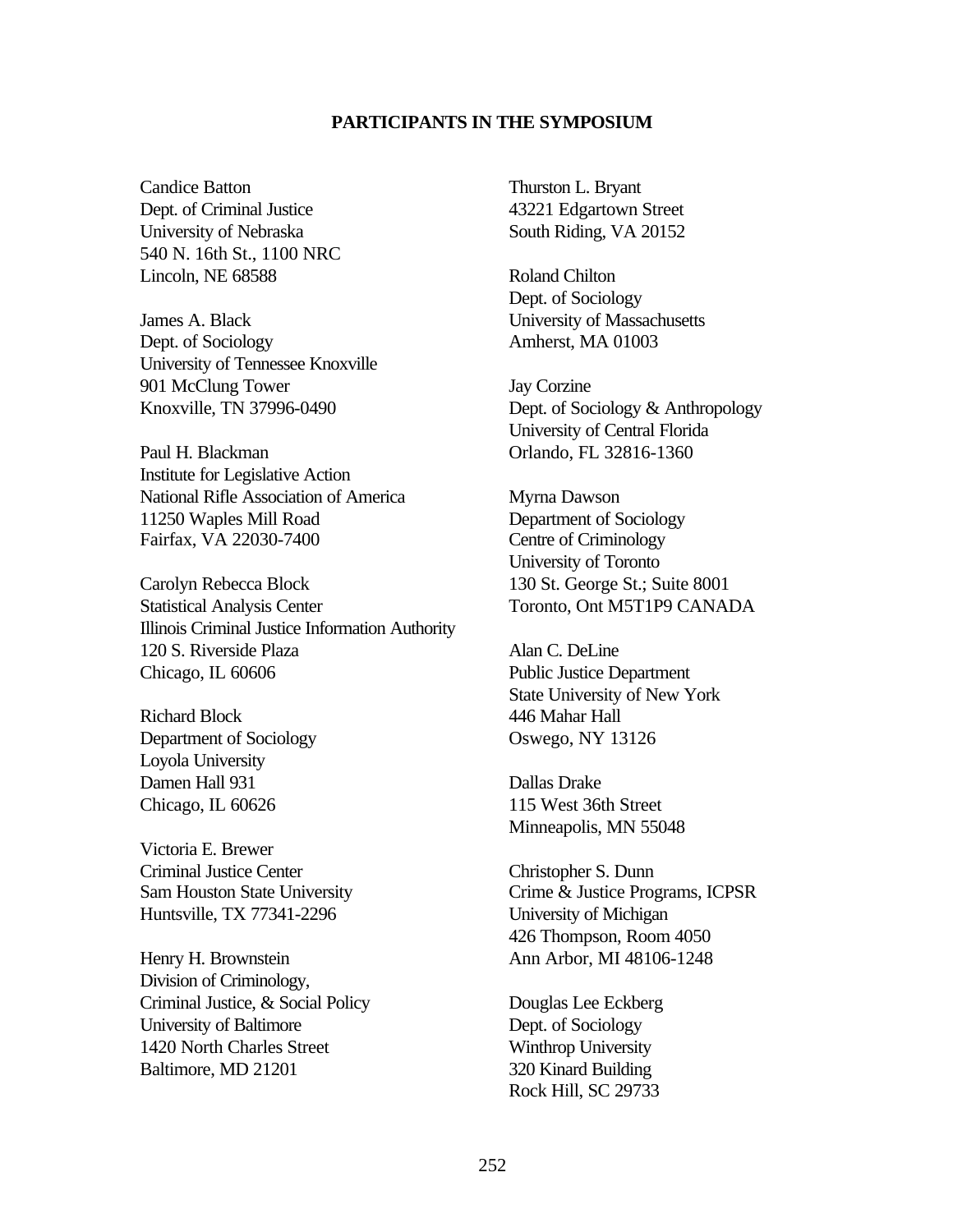**PARTICIPANTS IN THE SYMPOSIUM**

Candice Batton
Dept. of Criminal Justice
University of Nebraska
540 N. 16th St., 1100 NRC
Lincoln, NE 68588

James A. Black
Dept. of Sociology
University of Tennessee Knoxville
901 McClung Tower
Knoxville, TN 37996-0490

Paul H. Blackman
Institute for Legislative Action
National Rifle Association of America
11250 Waples Mill Road
Fairfax, VA 22030-7400

Carolyn Rebecca Block
Statistical Analysis Center
Illinois Criminal Justice Information Authority
120 S. Riverside Plaza
Chicago, IL 60606

Richard Block
Department of Sociology
Loyola University
Damen Hall 931
Chicago, IL 60626

Victoria E. Brewer
Criminal Justice Center
Sam Houston State University
Huntsville, TX 77341-2296

Henry H. Brownstein
Division of Criminology,
Criminal Justice, & Social Policy
University of Baltimore
1420 North Charles Street
Baltimore, MD 21201

Thurston L. Bryant
43221 Edgartown Street
South Riding, VA 20152

Roland Chilton
Dept. of Sociology
University of Massachusetts
Amherst, MA 01003

Jay Corzine
Dept. of Sociology & Anthropology
University of Central Florida
Orlando, FL 32816-1360

Myrna Dawson
Department of Sociology
Centre of Criminology
University of Toronto
130 St. George St.; Suite 8001
Toronto, Ont M5T1P9 CANADA

Alan C. DeLine
Public Justice Department
State University of New York
446 Mahar Hall
Oswego, NY 13126

Dallas Drake
115 West 36th Street
Minneapolis, MN 55048

Christopher S. Dunn
Crime & Justice Programs, ICPSR
University of Michigan
426 Thompson, Room 4050
Ann Arbor, MI 48106-1248

Douglas Lee Eckberg
Dept. of Sociology
Winthrop University
320 Kinard Building
Rock Hill, SC 29733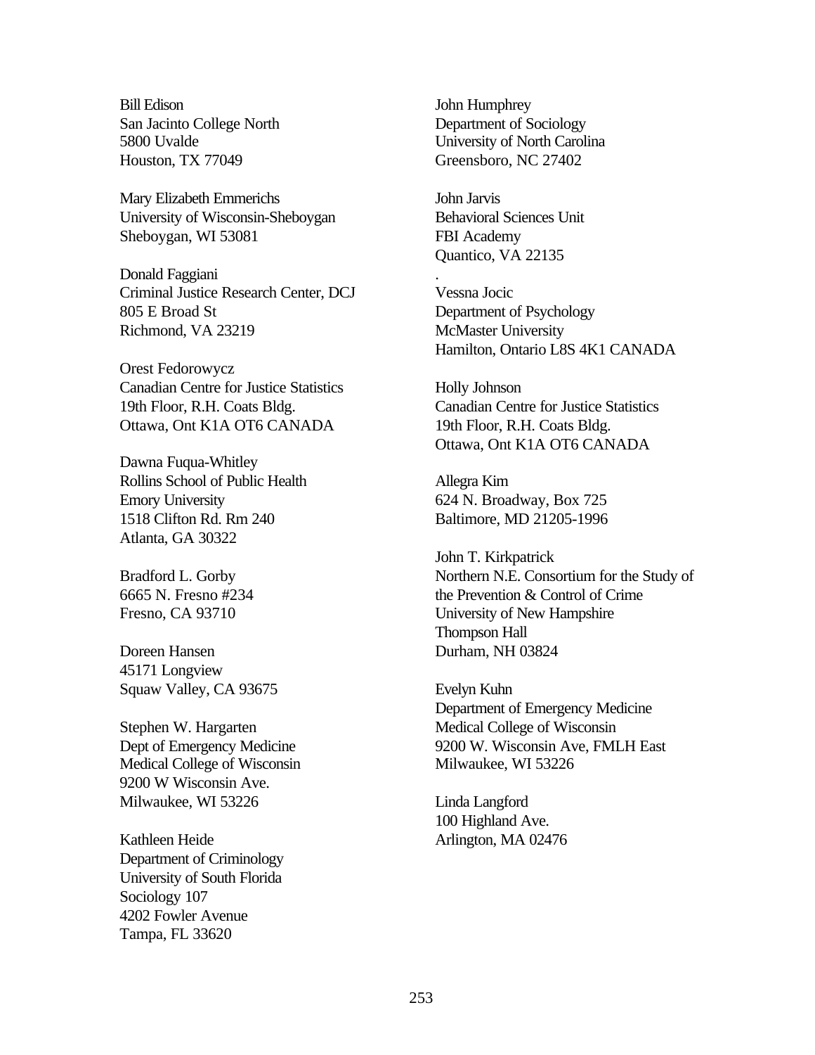Bill Edison
San Jacinto College North
5800 Uvalde
Houston, TX 77049

Mary Elizabeth Emmerichs
University of Wisconsin-Sheboygan
Sheboygan, WI 53081

Donald Faggiani
Criminal Justice Research Center, DCJ
805 E Broad St
Richmond, VA 23219

Orest Fedorowycz
Canadian Centre for Justice Statistics
19th Floor, R.H. Coats Bldg.
Ottawa, Ont K1A OT6 CANADA

Dawna Fuqua-Whitley
Rollins School of Public Health
Emory University
1518 Clifton Rd. Rm 240
Atlanta, GA 30322

Bradford L. Gorby
6665 N. Fresno #234
Fresno, CA 93710

Doreen Hansen
45171 Longview
Squaw Valley, CA 93675

Stephen W. Hargarten
Dept of Emergency Medicine
Medical College of Wisconsin
9200 W Wisconsin Ave.
Milwaukee, WI 53226

Kathleen Heide
Department of Criminology
University of South Florida
Sociology 107
4202 Fowler Avenue
Tampa, FL 33620

John Humphrey
Department of Sociology
University of North Carolina
Greensboro, NC 27402

John Jarvis
Behavioral Sciences Unit
FBI Academy
Quantico, VA 22135

Vessna Jocic
Department of Psychology
McMaster University
Hamilton, Ontario L8S 4K1 CANADA

Holly Johnson
Canadian Centre for Justice Statistics
19th Floor, R.H. Coats Bldg.
Ottawa, Ont K1A OT6 CANADA

Allegra Kim
624 N. Broadway, Box 725
Baltimore, MD 21205-1996

John T. Kirkpatrick
Northern N.E. Consortium for the Study of the Prevention & Control of Crime
University of New Hampshire
Thompson Hall
Durham, NH 03824

Evelyn Kuhn
Department of Emergency Medicine
Medical College of Wisconsin
9200 W. Wisconsin Ave, FMLH East
Milwaukee, WI 53226

Linda Langford
100 Highland Ave.
Arlington, MA 02476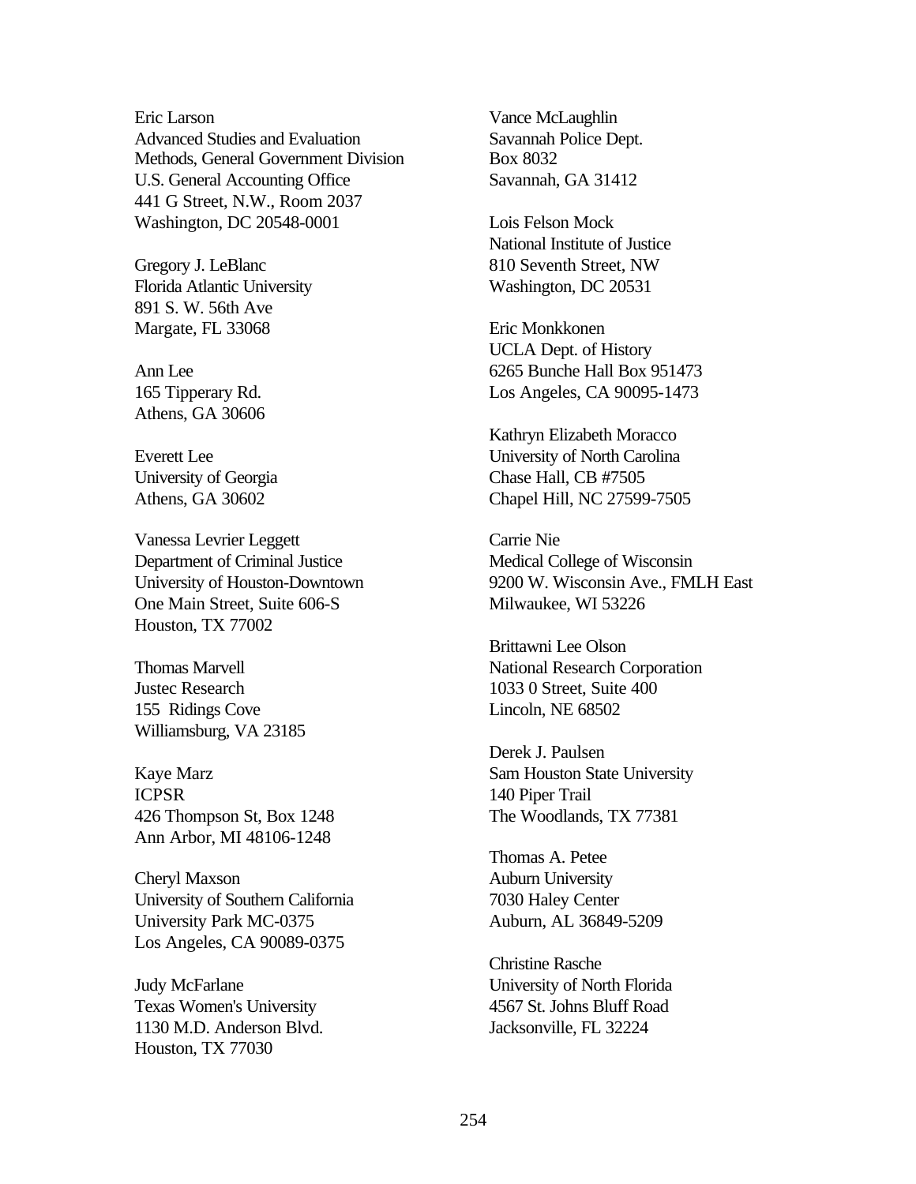Eric Larson
Advanced Studies and Evaluation
Methods, General Government Division
U.S. General Accounting Office
441 G Street, N.W., Room 2037
Washington, DC 20548-0001

Gregory J. LeBlanc
Florida Atlantic University
891 S. W. 56th Ave
Margate, FL 33068

Ann Lee
165 Tipperary Rd.
Athens, GA 30606

Everett Lee
University of Georgia
Athens, GA 30602

Vanessa Levrier Leggett
Department of Criminal Justice
University of Houston-Downtown
One Main Street, Suite 606-S
Houston, TX 77002

Thomas Marvell
Justec Research
155 Ridings Cove
Williamsburg, VA 23185

Kaye Marz
ICPSR
426 Thompson St, Box 1248
Ann Arbor, MI 48106-1248

Cheryl Maxson
University of Southern California
University Park MC-0375
Los Angeles, CA 90089-0375

Judy McFarlane
Texas Women's University
1130 M.D. Anderson Blvd.
Houston, TX 77030

Vance McLaughlin
Savannah Police Dept.
Box 8032
Savannah, GA 31412

Lois Felson Mock
National Institute of Justice
810 Seventh Street, NW
Washington, DC 20531

Eric Monkkonen
UCLA Dept. of History
6265 Bunche Hall Box 951473
Los Angeles, CA 90095-1473

Kathryn Elizabeth Moracco
University of North Carolina
Chase Hall, CB #7505
Chapel Hill, NC 27599-7505

Carrie Nie
Medical College of Wisconsin
9200 W. Wisconsin Ave., FMLH East
Milwaukee, WI 53226

Brittawni Lee Olson
National Research Corporation
1033 0 Street, Suite 400
Lincoln, NE 68502

Derek J. Paulsen
Sam Houston State University
140 Piper Trail
The Woodlands, TX 77381

Thomas A. Petee
Auburn University
7030 Haley Center
Auburn, AL 36849-5209

Christine Rasche
University of North Florida
4567 St. Johns Bluff Road
Jacksonville, FL 32224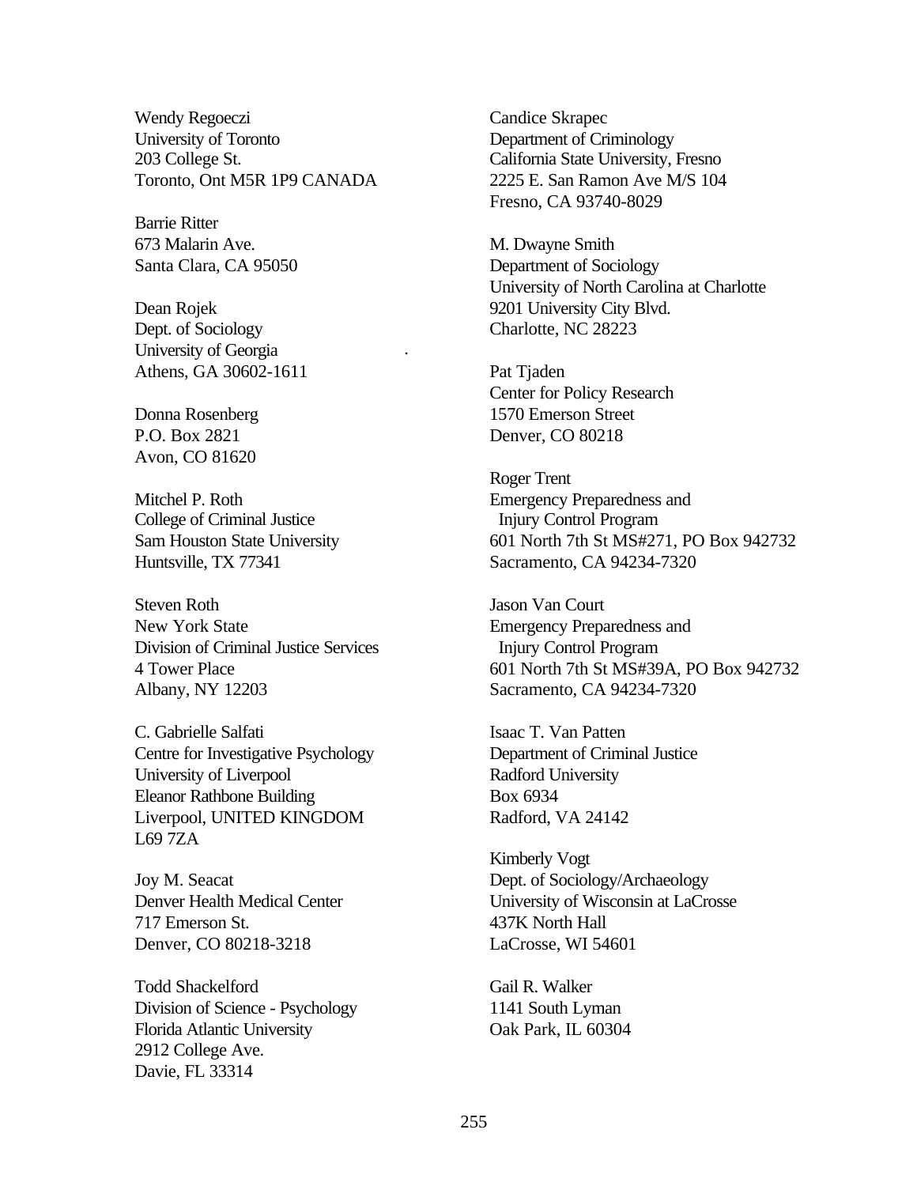Wendy Regoeczi
University of Toronto
203 College St.
Toronto, Ont M5R 1P9 CANADA

Barrie Ritter
673 Malarin Ave.
Santa Clara, CA 95050

Dean Rojek
Dept. of Sociology
University of Georgia
Athens, GA 30602-1611

Donna Rosenberg
P.O. Box 2821
Avon, CO 81620

Mitchel P. Roth
College of Criminal Justice
Sam Houston State University
Huntsville, TX 77341

Steven Roth
New York State
Division of Criminal Justice Services
4 Tower Place
Albany, NY 12203

C. Gabrielle Salfati
Centre for Investigative Psychology
University of Liverpool
Eleanor Rathbone Building
Liverpool, UNITED KINGDOM
L69 7ZA

Joy M. Seacat
Denver Health Medical Center
717 Emerson St.
Denver, CO 80218-3218

Todd Shackelford
Division of Science - Psychology
Florida Atlantic University
2912 College Ave.
Davie, FL 33314

Candice Skrapec
Department of Criminology
California State University, Fresno
2225 E. San Ramon Ave M/S 104
Fresno, CA 93740-8029

M. Dwayne Smith
Department of Sociology
University of North Carolina at Charlotte
9201 University City Blvd.
Charlotte, NC 28223

Pat Tjaden
Center for Policy Research
1570 Emerson Street
Denver, CO 80218

Roger Trent
Emergency Preparedness and
Injury Control Program
601 North 7th St MS#271, PO Box 942732
Sacramento, CA 94234-7320

Jason Van Court
Emergency Preparedness and
Injury Control Program
601 North 7th St MS#39A, PO Box 942732
Sacramento, CA 94234-7320

Isaac T. Van Patten
Department of Criminal Justice
Radford University
Box 6934
Radford, VA 24142

Kimberly Vogt
Dept. of Sociology/Archaeology
University of Wisconsin at LaCrosse
437K North Hall
LaCrosse, WI 54601

Gail R. Walker
1141 South Lyman
Oak Park, IL 60304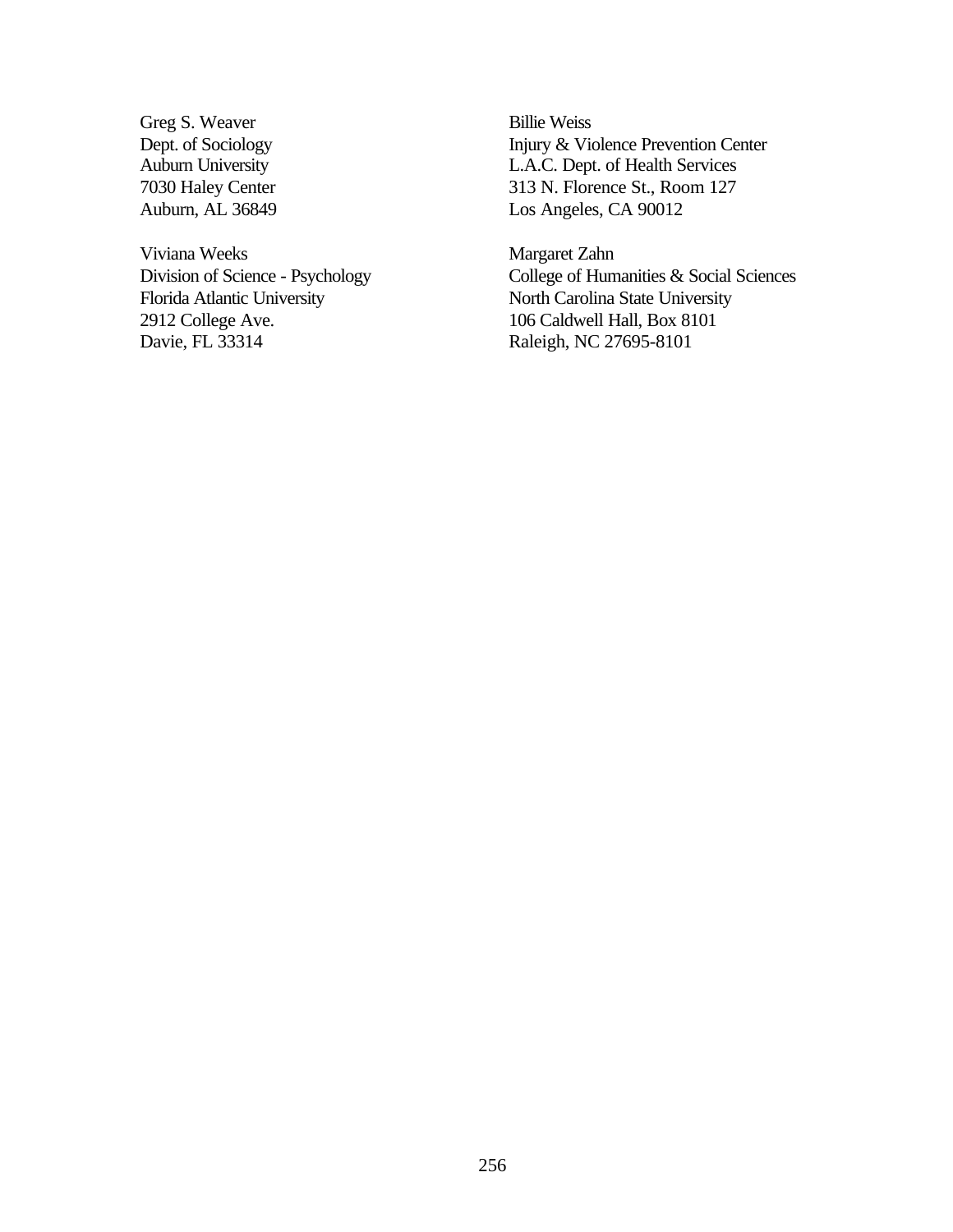Greg S. Weaver
Dept. of Sociology
Auburn University
7030 Haley Center
Auburn, AL 36849

Billie Weiss
Injury & Violence Prevention Center
L.A.C. Dept. of Health Services
313 N. Florence St., Room 127
Los Angeles, CA 90012

Viviana Weeks
Division of Science - Psychology
Florida Atlantic University
2912 College Ave.
Davie, FL 33314

Margaret Zahn
College of Humanities & Social Sciences
North Carolina State University
106 Caldwell Hall, Box 8101
Raleigh, NC 27695-8101